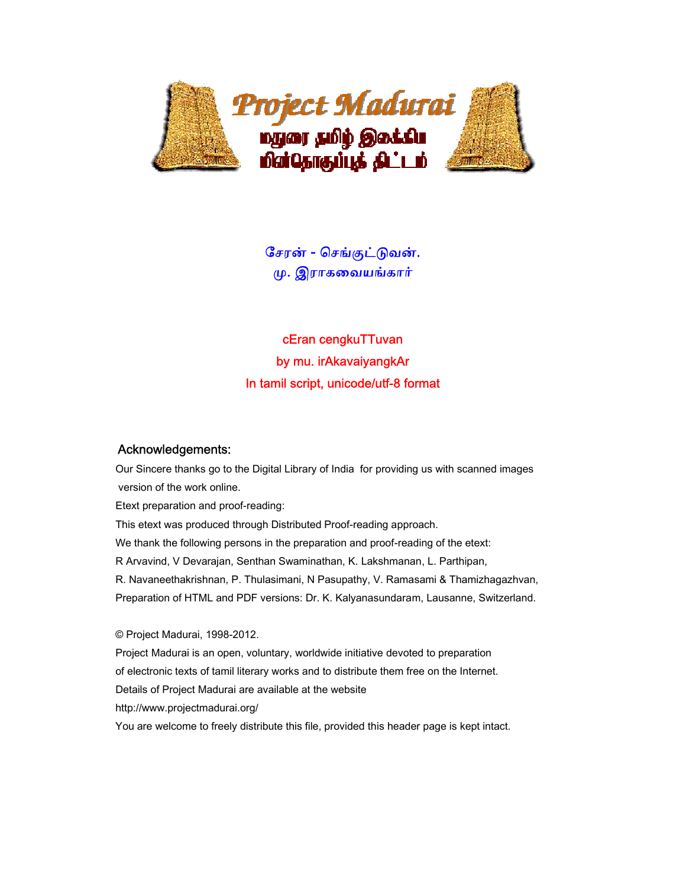# Project Madurai

மதுரை தமிழ் இலக்கிய மின்தொகுப்புத் திட்டம்

சேரன் - செங்குட்டுவன்.
மு. இராகவையங்கார்

cEran cengkuTTuvan
by mu. irAkavaiyangkAr
In tamil script, unicode/utf-8 format

## Acknowledgements:

Our Sincere thanks go to the Digital Library of India for providing us with scanned images version of the work online.

Etext preparation and proof-reading:

This etext was produced through Distributed Proof-reading approach.

We thank the following persons in the preparation and proof-reading of the etext:

R Arvavind, V Devarajan, Senthan Swaminathan, K. Lakshmanan, L. Parthipan, R. Navaneethakrishnan, P. Thulasimani, N Pasupathy, V. Ramasami & Thamizhagazhvan,

Preparation of HTML and PDF versions: Dr. K. Kalyanasundaram, Lausanne, Switzerland.

© Project Madurai, 1998-2012.

Project Madurai is an open, voluntary, worldwide initiative devoted to preparation of electronic texts of tamil literary works and to distribute them free on the Internet.

Details of Project Madurai are available at the website

http://www.projectmadurai.org/

You are welcome to freely distribute this file, provided this header page is kept intact.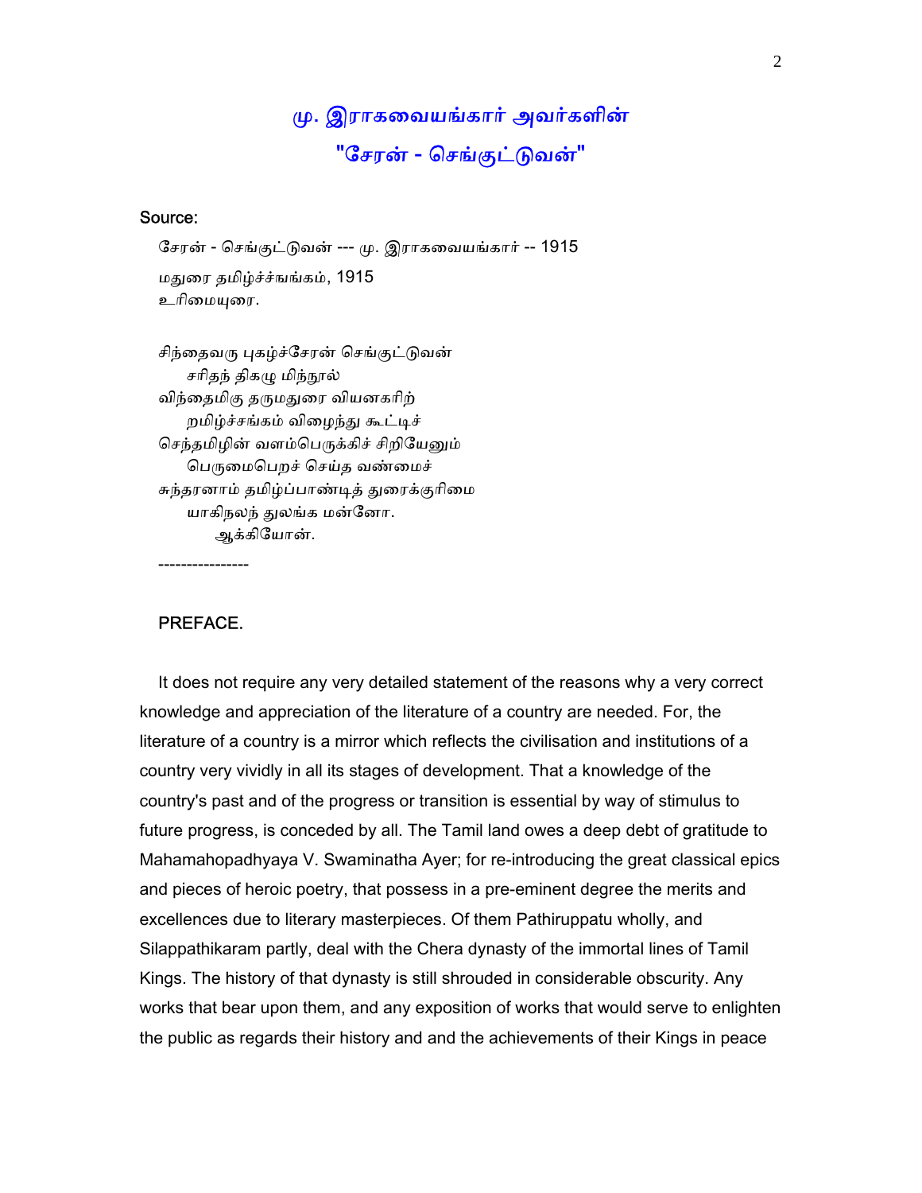# மு. இராகவையங்கார் அவர்களின்
# "சேரன் - செங்குட்டுவன்"

**Source:**

சேரன் - செங்குட்டுவன் --- மு. இராகவையங்கார் -- 1915
மதுரை தமிழ்ச்ச்ஙங்கம், 1915
உரிமையுரை.

சிந்தைவரு புகழ்ச்சேரன் செங்குட்டுவன்
  சரிதந் திகழு மிந்நூல்
விந்தைமிகு தருமதுரை வியனகரிற்
  றமிழ்ச்சங்கம் விழைந்து கூட்டிச்
செந்தமிழின் வளம்பெருக்கிச் சிறியேனும்
  பெருமைபெறச் செய்த வண்மைச்
சுந்தரனாம் தமிழ்ப்பாண்டித் துரைக்குரிமை
  யாகிநலந் துலங்க மன்னோ.
    ஆக்கியோன்.

----------------

## PREFACE.

It does not require any very detailed statement of the reasons why a very correct knowledge and appreciation of the literature of a country are needed. For, the literature of a country is a mirror which reflects the civilisation and institutions of a country very vividly in all its stages of development. That a knowledge of the country's past and of the progress or transition is essential by way of stimulus to future progress, is conceded by all. The Tamil land owes a deep debt of gratitude to Mahamahopadhyaya V. Swaminatha Ayer; for re-introducing the great classical epics and pieces of heroic poetry, that possess in a pre-eminent degree the merits and excellences due to literary masterpieces. Of them Pathiruppatu wholly, and Silappathikaram partly, deal with the Chera dynasty of the immortal lines of Tamil Kings. The history of that dynasty is still shrouded in considerable obscurity. Any works that bear upon them, and any exposition of works that would serve to enlighten the public as regards their history and and the achievements of their Kings in peace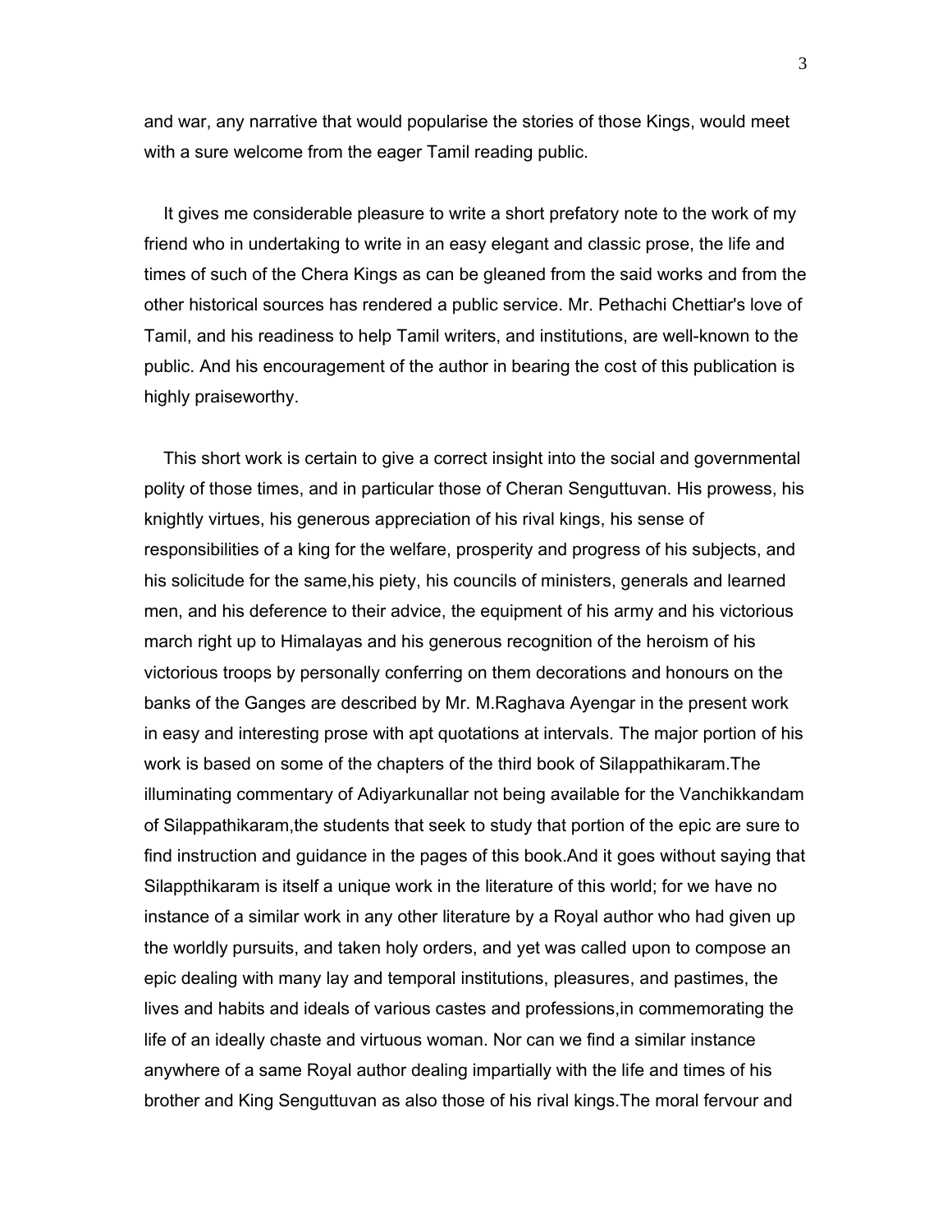and war, any narrative that would popularise the stories of those Kings, would meet with a sure welcome from the eager Tamil reading public.

It gives me considerable pleasure to write a short prefatory note to the work of my friend who in undertaking to write in an easy elegant and classic prose, the life and times of such of the Chera Kings as can be gleaned from the said works and from the other historical sources has rendered a public service. Mr. Pethachi Chettiar's love of Tamil, and his readiness to help Tamil writers, and institutions, are well-known to the public. And his encouragement of the author in bearing the cost of this publication is highly praiseworthy.

This short work is certain to give a correct insight into the social and governmental polity of those times, and in particular those of Cheran Senguttuvan. His prowess, his knightly virtues, his generous appreciation of his rival kings, his sense of responsibilities of a king for the welfare, prosperity and progress of his subjects, and his solicitude for the same,his piety, his councils of ministers, generals and learned men, and his deference to their advice, the equipment of his army and his victorious march right up to Himalayas and his generous recognition of the heroism of his victorious troops by personally conferring on them decorations and honours on the banks of the Ganges are described by Mr. M.Raghava Ayengar in the present work in easy and interesting prose with apt quotations at intervals. The major portion of his work is based on some of the chapters of the third book of Silappathikaram.The illuminating commentary of Adiyarkunallar not being available for the Vanchikkandam of Silappathikaram,the students that seek to study that portion of the epic are sure to find instruction and guidance in the pages of this book.And it goes without saying that Silappthikaram is itself a unique work in the literature of this world; for we have no instance of a similar work in any other literature by a Royal author who had given up the worldly pursuits, and taken holy orders, and yet was called upon to compose an epic dealing with many lay and temporal institutions, pleasures, and pastimes, the lives and habits and ideals of various castes and professions,in commemorating the life of an ideally chaste and virtuous woman. Nor can we find a similar instance anywhere of a same Royal author dealing impartially with the life and times of his brother and King Senguttuvan as also those of his rival kings.The moral fervour and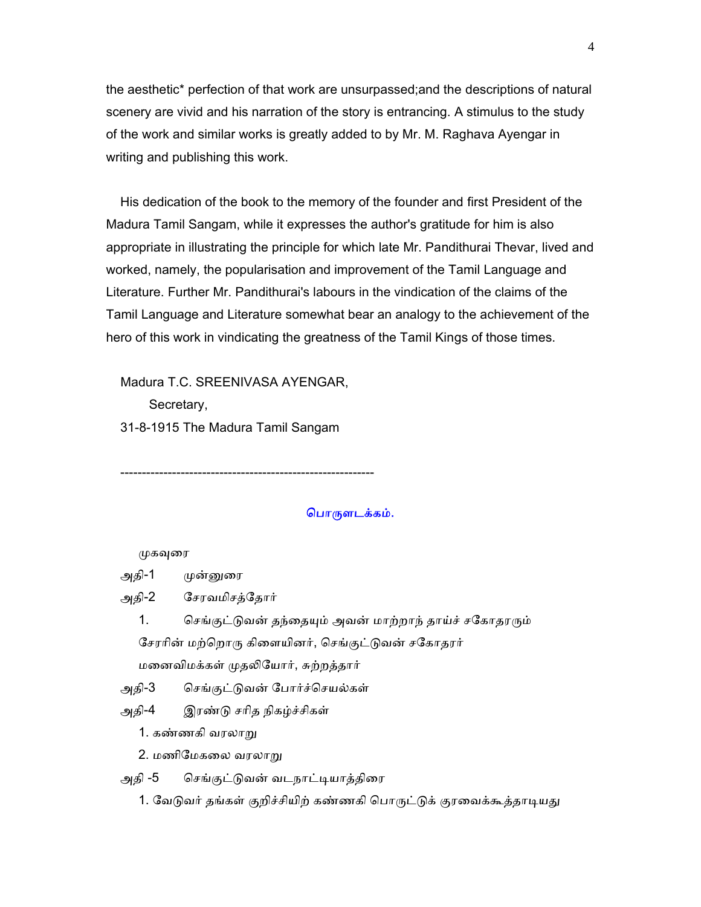the aesthetic* perfection of that work are unsurpassed;and the descriptions of natural scenery are vivid and his narration of the story is entrancing. A stimulus to the study of the work and similar works is greatly added to by Mr. M. Raghava Ayengar in writing and publishing this work.

His dedication of the book to the memory of the founder and first President of the Madura Tamil Sangam, while it expresses the author's gratitude for him is also appropriate in illustrating the principle for which late Mr. Pandithurai Thevar, lived and worked, namely, the popularisation and improvement of the Tamil Language and Literature. Further Mr. Pandithurai's labours in the vindication of the claims of the Tamil Language and Literature somewhat bear an analogy to the achievement of the hero of this work in vindicating the greatness of the Tamil Kings of those times.

Madura T.C. SREENIVASA AYENGAR,
Secretary,
31-8-1915 The Madura Tamil Sangam

---

## பொருளடக்கம்.

முகவுரை

அதி-1 முன்னுரை

அதி-2 சேரவமிசத்தோர்

1. செங்குட்டுவன் தந்தையும் அவன் மாற்றாந் தாய்ச் சகோதரரும் சேரரின் மற்றொரு கிளையினர், செங்குட்டுவன் சகோதரர் மனைவிமக்கள் முதலியோர், சுற்றத்தார்

அதி-3 செங்குட்டுவன் போர்ச்செயல்கள்

அதி-4 இரண்டு சரித நிகழ்ச்சிகள்

1. கண்ணகி வரலாறு
2. மணிமேகலை வரலாறு

அதி -5 செங்குட்டுவன் வடநாட்டியாத்திரை

1. வேடுவர் தங்கள் குறிச்சியிற் கண்ணகி பொருட்டுக் குரவைக்கூத்தாடியது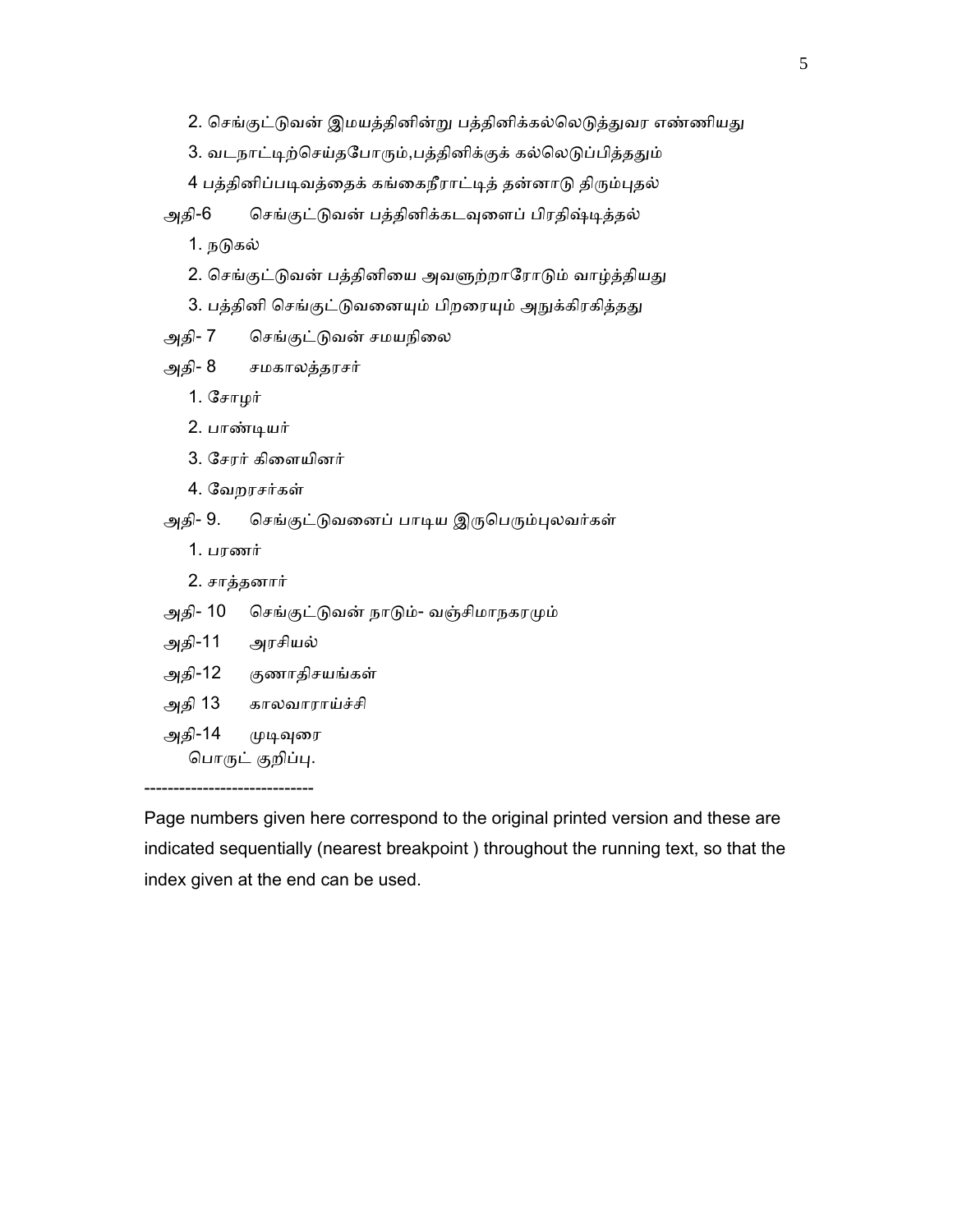2. செங்குட்டுவன் இமயத்தினின்று பத்தினிக்கல்லெடுத்துவர எண்ணியது

3. வடநாட்டிற்செய்தபோரும்,பத்தினிக்குக் கல்லெடுப்பித்ததும்

4 பத்தினிப்படிவத்தைக் கங்கைநீராட்டித் தன்னாடு திரும்புதல்

அதி-6 செங்குட்டுவன் பத்தினிக்கடவுளைப் பிரதிஷ்டித்தல்

1. நடுகல்

2. செங்குட்டுவன் பத்தினியை அவளூற்றாரோடும் வாழ்த்தியது

3. பத்தினி செங்குட்டுவனையும் பிறரையும் அநுக்கிரகித்தது

அதி- 7 செங்குட்டுவன் சமயநிலை

அதி- 8 சமகாலத்தரசர்

1. சோழர்

2. பாண்டியர்

3. சேரர் கிளையினர்

4. வேறரசர்கள்

அதி- 9. செங்குட்டுவனைப் பாடிய இருபெரும்புலவர்கள்

1. பரணர்

2. சாத்தனார்

அதி- 10 செங்குட்டுவன் நாடும்- வஞ்சிமாநகரமும்

அதி-11 அரசியல்

அதி-12 குணாதிசயங்கள்

அதி 13 காலவாராய்ச்சி

அதி-14 முடிவுரை
பொருட் குறிப்பு.

----------------------------

Page numbers given here correspond to the original printed version and these are indicated sequentially (nearest breakpoint ) throughout the running text, so that the index given at the end can be used.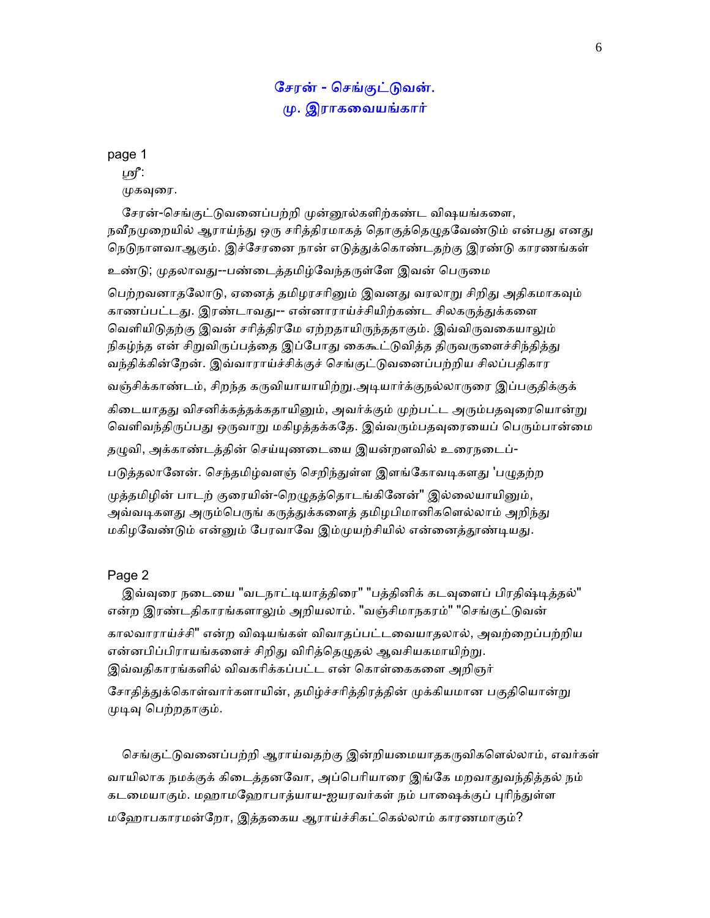# சேரன் - செங்குட்டுவன்.
## மு. இராகவையங்கார்

page 1

ஸ்ரீ:

முகவுரை.

சேரன்-செங்குட்டுவனைப்பற்றி முன்னூல்களிற்கண்ட விஷயங்களை, நவீநமுறையில் ஆராய்ந்து ஒரு சரித்திரமாகத் தொகுத்தெழுதவேண்டும் என்பது எனது நெடுநாளவாஆகும். இச்சேரனை நான் எடுத்துக்கொண்டதற்கு இரண்டு காரணங்கள் உண்டு; முதலாவது--பண்டைத்தமிழ்வேந்தருள்ளே இவன் பெருமை பெற்றவனாதலோடு, ஏனைத் தமிழரசரினும் இவனது வரலாறு சிறிது அதிகமாகவும் காணப்பட்டது. இரண்டாவது-- என்னாராய்ச்சியிற்கண்ட சிலகருத்துக்களை வெளியிடுதற்கு இவன் சரித்திரமே ஏற்றதாயிருந்ததாகும். இவ்விருவகையாலும் நிகழ்ந்த என் சிறுவிருப்பத்தை இப்போது கைகூட்டுவித்த திருவருளைச்சிந்தித்து வந்திக்கின்றேன். இவ்வாராய்ச்சிக்குச் செங்குட்டுவனைப்பற்றிய சிலப்பதிகார வஞ்சிக்காண்டம், சிறந்த கருவியாயாயிற்று.அடியார்க்குநல்லாருரை இப்பகுதிக்குக் கிடையாதது விசனிக்கத்தக்கதாயினும், அவர்க்கும் முற்பட்ட அரும்பதவுரையொன்று வெளிவந்திருப்பது ஒருவாறு மகிழத்தக்கதே. இவ்வரும்பதவுரையைப் பெரும்பான்மை தழுவி, அக்காண்டத்தின் செய்யுணடையை இயன்றளவில் உரைநடைப்-படுத்தலானேன். செந்தமிழ்வளஞ் செறிந்துள்ள இளங்கோவடிகளது 'பழுதற்ற முத்தமிழின் பாடற் குரையின்-றெழுதத்தொடங்கினேன்" இல்லையாயினும், அவ்வடிகளது அரும்பெருங் கருத்துக்களைத் தமிழபிமானிகளெல்லாம் அறிந்து மகிழவேண்டும் என்னும் பேரவாவே இம்முயற்சியில் என்னைத்தூண்டியது.

Page 2

இவ்வுரை நடையை "வடநாட்டியாத்திரை" "பத்தினிக் கடவுளைப் பிரதிஷ்டித்தல்" என்ற இரண்டதிகாரங்களாலும் அறியலாம். "வஞ்சிமாநகரம்" "செங்குட்டுவன் காலவாராய்ச்சி" என்ற விஷயங்கள் விவாதப்பட்டவையாதலால், அவற்றைப்பற்றிய என்னபிப்பிராயங்களைச் சிறிது விரித்தெழுதல் ஆவசியகமாயிற்று. இவ்வதிகாரங்களில் விவகரிக்கப்பட்ட என் கொள்கைகளை அறிஞர் சோதித்துக்கொள்வார்களாயின், தமிழ்ச்சரித்திரத்தின் முக்கியமான பகுதியொன்று முடிவு பெற்றதாகும்.

செங்குட்டுவனைப்பற்றி ஆராய்வதற்கு இன்றியமையாதகருவிகளெல்லாம், எவர்கள் வாயிலாக நமக்குக் கிடைத்தனவோ, அப்பெரியாரை இங்கே மறவாதுவந்தித்தல் நம் கடமையாகும். மஹாமஹோபாத்யாய-ஐயரவர்கள் நம் பாஷைக்குப் புரிந்துள்ள மஹோபகாரமன்றோ, இத்தகைய ஆராய்ச்சிகட்கெல்லாம் காரணமாகும்?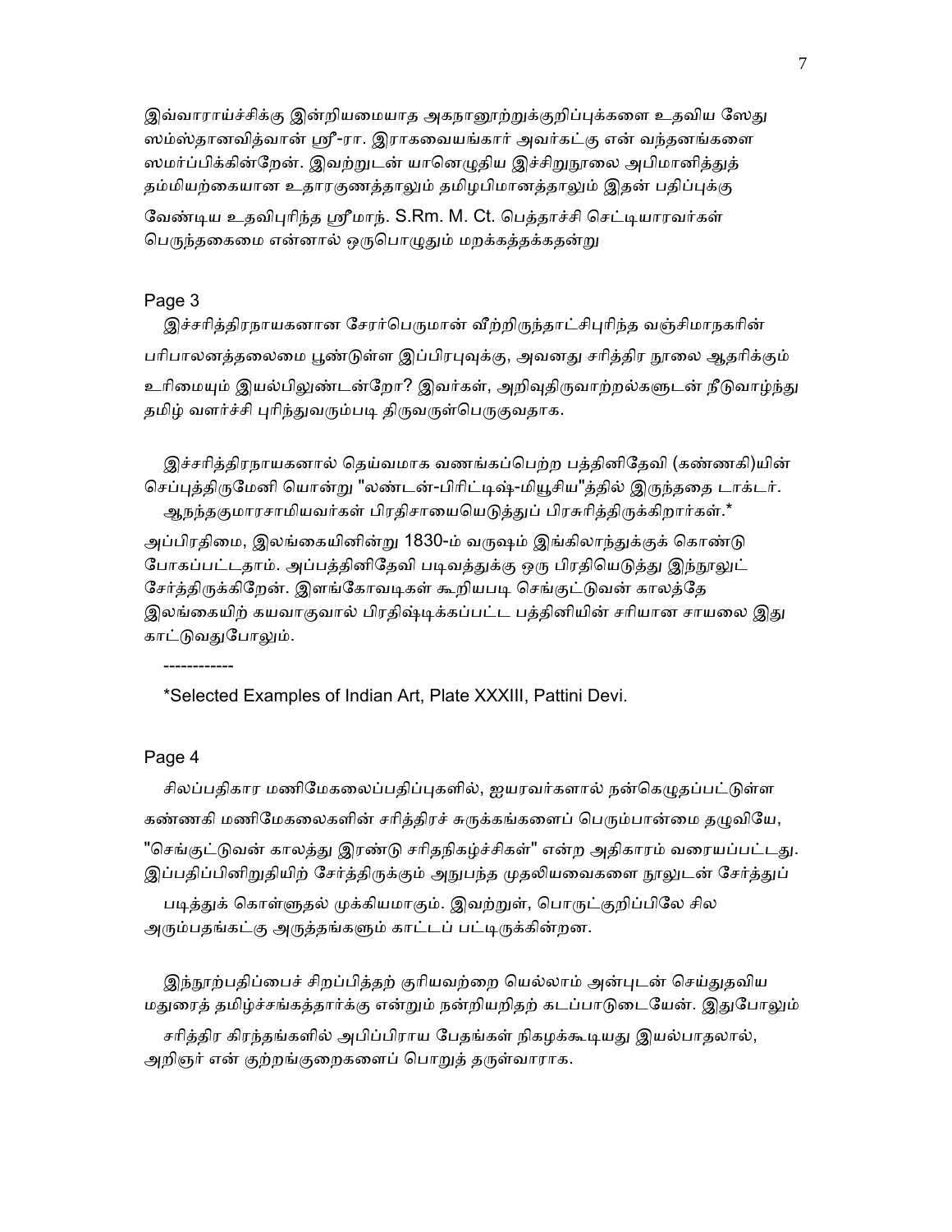இவ்வாராய்ச்சிக்கு இன்றியமையாத அகநானூற்றுக்குறிப்புக்களை உதவிய ஸேது ஸம்ஸ்தானவித்வான் ஸ்ரீ-ரா. இராகவையங்கார் அவர்கட்கு என் வந்தனங்களை ஸமர்ப்பிக்கின்றேன். இவற்றுடன் யானெழுதிய இச்சிறுநூலை அபிமானித்துத் தம்மியற்கையான உதாரகுணத்தாலும் தமிழபிமானத்தாலும் இதன் பதிப்புக்கு வேண்டிய உதவிபுரிந்த ஸ்ரீமாந். S.Rm. M. Ct. பெத்தாச்சி செட்டியாரவர்கள் பெருந்தகைமை என்னால் ஒருபொழுதும் மறக்கத்தக்கதன்று

Page 3

இச்சரித்திரநாயகனான சேரர்பெருமான் வீற்றிருந்தாட்சிபுரிந்த வஞ்சிமாநகரின் பரிபாலனத்தலைமை பூண்டுள்ள இப்பிரபுவுக்கு, அவனது சரித்திர நூலை ஆதரிக்கும் உரிமையும் இயல்பிலுண்டன்றோ? இவர்கள், அறிவுதிருவாற்றல்களுடன் நீடுவாழ்ந்து தமிழ் வளர்ச்சி புரிந்துவரும்படி திருவருள்பெருகுவதாக.

இச்சரித்திரநாயகனால் தெய்வமாக வணங்கப்பெற்ற பத்தினிதேவி (கண்ணகி)யின் செப்புத்திருமேனி யொன்று "லண்டன்-பிரிட்டிஷ்-மியூசிய"த்தில் இருந்ததை டாக்டர். ஆநந்தகுமாரசாமியவர்கள் பிரதிசாயையெடுத்துப் பிரசுரித்திருக்கிறார்கள்.* அப்பிரதிமை, இலங்கையினின்று 1830-ம் வருஷம் இங்கிலாந்துக்குக் கொண்டு போகப்பட்டதாம். அப்பத்தினிதேவி படிவத்துக்கு ஒரு பிரதியெடுத்து இந்நூலுட் சேர்த்திருக்கிறேன். இளங்கோவடிகள் கூறியபடி செங்குட்டுவன் காலத்தே இலங்கையிற் கயவாகுவால் பிரதிஷ்டிக்கப்பட்ட பத்தினியின் சரியான சாயலை இது காட்டுவதுபோலும்.

------------

*Selected Examples of Indian Art, Plate XXXIII, Pattini Devi.

Page 4

சிலப்பதிகார மணிமேகலைப்பதிப்புகளில், ஐயரவர்களால் நன்கெழுதப்பட்டுள்ள கண்ணகி மணிமேகலைகளின் சரித்திரச் சுருக்கங்களைப் பெரும்பான்மை தழுவியே, "செங்குட்டுவன் காலத்து இரண்டு சரிதநிகழ்ச்சிகள்" என்ற அதிகாரம் வரையப்பட்டது. இப்பதிப்பினிறுதியிற் சேர்த்திருக்கும் அநுபந்த முதலியவைகளை நூலுடன் சேர்த்துப் படித்துக் கொள்ளுதல் முக்கியமாகும். இவற்றுள், பொருட்குறிப்பிலே சில அரும்பதங்கட்கு அருத்தங்களும் காட்டப் பட்டிருக்கின்றன.

இந்நூற்பதிப்பைச் சிறப்பித்தற் குரியவற்றை யெல்லாம் அன்புடன் செய்துதவிய மதுரைத் தமிழ்ச்சங்கத்தார்க்கு என்றும் நன்றியறிதற் கடப்பாடுடையேன். இதுபோலும் சரித்திர கிரந்தங்களில் அபிப்பிராய பேதங்கள் நிகழக்கூடியது இயல்பாதலால், அறிஞர் என் குற்றங்குறைகளைப் பொறுத் தருள்வாராக.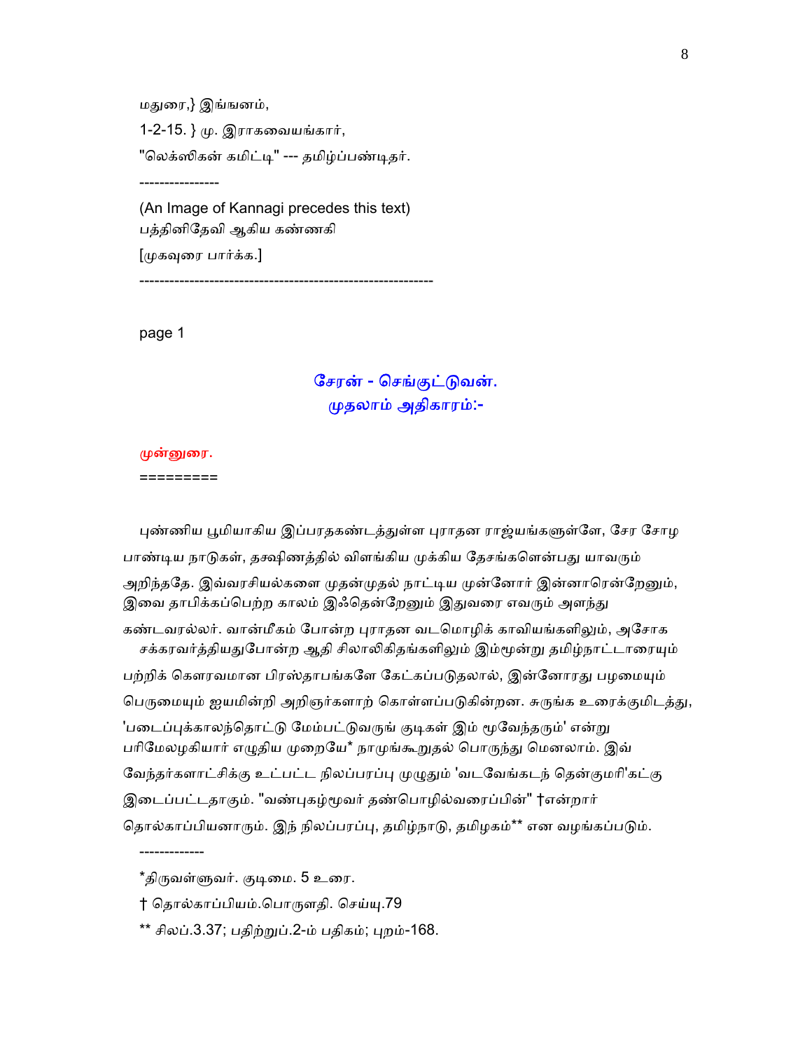மதுரை,} இங்ஙனம்,

1-2-15. } மு. இராகவையங்கார்,

"லெக்ஸிகன் கமிட்டி" --- தமிழ்ப்பண்டிதர்.

----------------

(An Image of Kannagi precedes this text)

பத்தினிதேவி ஆகிய கண்ணகி

[முகவுரை பார்க்க.]

-----------------------------------------------------------

page 1

## சேரன் - செங்குட்டுவன்.
## முதலாம் அதிகாரம்:-

**முன்னுரை.**

=========

புண்ணிய பூமியாகிய இப்பரதகண்டத்துள்ள புராதன ராஜ்யங்களுள்ளே, சேர சோழ பாண்டிய நாடுகள், தக்ஷிணத்தில் விளங்கிய முக்கிய தேசங்களென்பது யாவரும் அறிந்ததே. இவ்வரசியல்களை முதன்முதல் நாட்டிய முன்னோர் இன்னாரென்றேனும், இவை தாபிக்கப்பெற்ற காலம் இஃதென்றேனும் இதுவரை எவரும் அளந்து கண்டவரல்லர். வான்மீகம் போன்ற புராதன வடமொழிக் காவியங்களிலும், அசோக சக்கரவர்த்தியதுபோன்ற ஆதி சிலாலிகிதங்களிலும் இம்மூன்று தமிழ்நாட்டாரையும் பற்றிக் கௌரவமான பிரஸ்தாபங்களே கேட்கப்படுதலால், இன்னோரது பழமையும் பெருமையும் ஐயமின்றி அறிஞர்களாற் கொள்ளப்படுகின்றன. சுருங்க உரைக்குமிடத்து, 'படைப்புக்காலந்தொட்டு மேம்பட்டுவருங் குடிகள் இம் மூவேந்தரும்' என்று பரிமேலழகியார் எழுதிய முறையே* நாமுங்கூறுதல் பொருந்து மெனலாம். இவ் வேந்தர்களாட்சிக்கு உட்பட்ட நிலப்பரப்பு முழுதும் 'வடவேங்கடந் தென்குமரி'கட்கு இடைப்பட்டதாகும். "வண்புகழ்மூவர் தண்பொழில்வரைப்பின்" †என்றார் தொல்காப்பியனாரும். இந் நிலப்பரப்பு, தமிழ்நாடு, தமிழகம்** என வழங்கப்படும்.

-------------

*திருவள்ளுவர். குடிமை. 5 உரை.

† தொல்காப்பியம்.பொருளதி. செய்யு.79

** சிலப்.3.37; பதிற்றுப்.2-ம் பதிகம்; புறம்-168.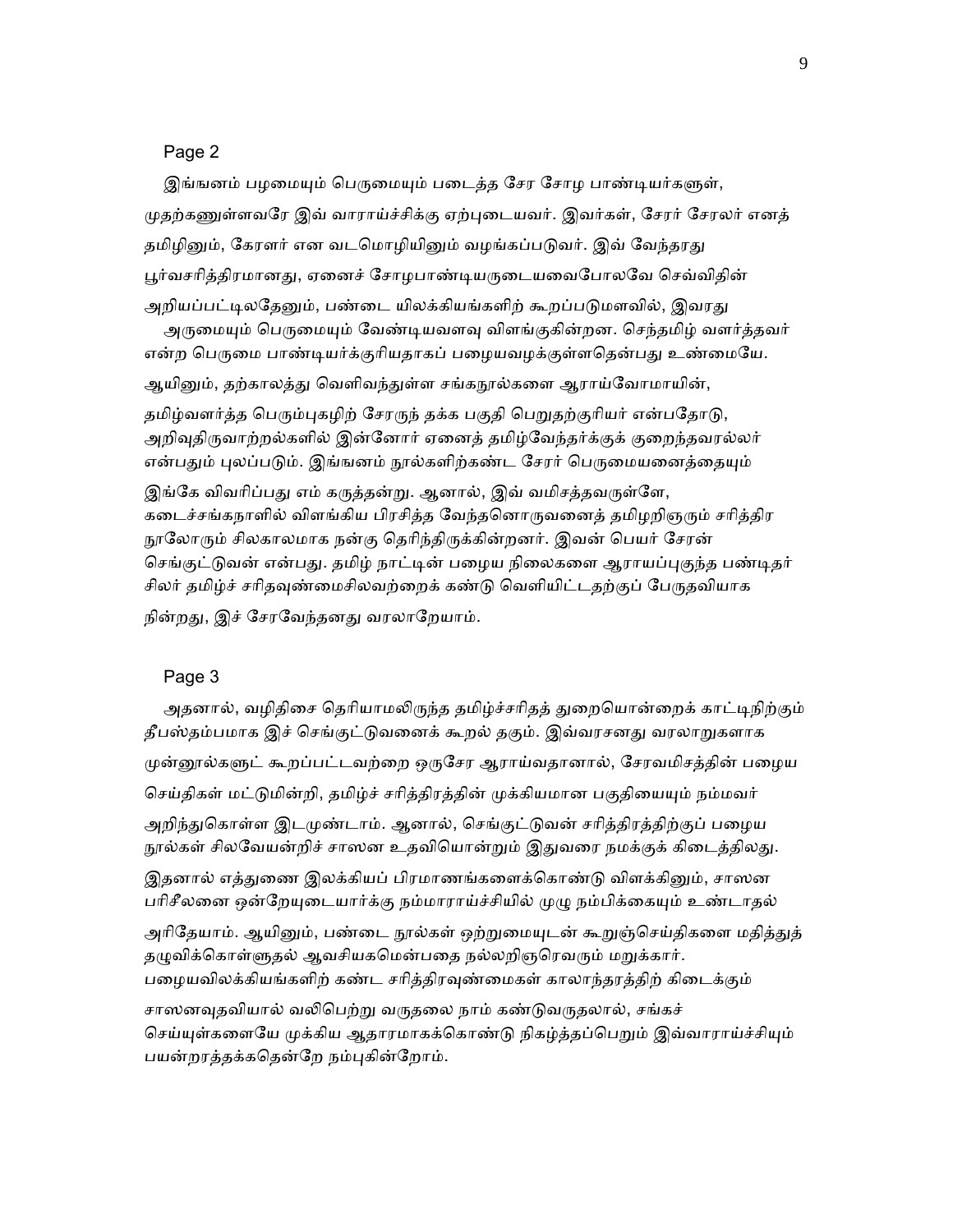Page 2

இங்ஙனம் பழமையும் பெருமையும் படைத்த சேர சோழ பாண்டியர்களுள், முதற்கணுள்ளவரே இவ் வாராய்ச்சிக்கு ஏற்புடையவர். இவர்கள், சேரர் சேரலர் எனத் தமிழினும், கேரளர் என வடமொழியினும் வழங்கப்படுவர். இவ் வேந்தரது பூர்வசரித்திரமானது, ஏனைச் சோழபாண்டியருடையவைபோலவே செவ்விதின் அறியப்பட்டிலதேனும், பண்டை யிலக்கியங்களிற் கூறப்படுமளவில், இவரது அருமையும் பெருமையும் வேண்டியவளவு விளங்குகின்றன. செந்தமிழ் வளர்த்தவர் என்ற பெருமை பாண்டியர்க்குரியதாகப் பழையவழக்குள்ளதென்பது உண்மையே. ஆயினும், தற்காலத்து வெளிவந்துள்ள சங்கநூல்களை ஆராய்வோமாயின், தமிழ்வளர்த்த பெரும்புகழிற் சேரருந் தக்க பகுதி பெறுதற்குரியர் என்பதோடு, அறிவுதிருவாற்றல்களில் இன்னோர் ஏனைத் தமிழ்வேந்தர்க்குக் குறைந்தவரல்லர் என்பதும் புலப்படும். இங்ஙனம் நூல்களிற்கண்ட சேரர் பெருமையனைத்தையும் இங்கே விவரிப்பது எம் கருத்தன்று. ஆனால், இவ் வமிசத்தவருள்ளே, கடைச்சங்கநாளில் விளங்கிய பிரசித்த வேந்தனொருவனைத் தமிழறிஞரும் சரித்திர நூலோரும் சிலகாலமாக நன்கு தெரிந்திருக்கின்றனர். இவன் பெயர் சேரன் செங்குட்டுவன் என்பது. தமிழ் நாட்டின் பழைய நிலைகளை ஆராயப்புகுந்த பண்டிதர் சிலர் தமிழ்ச் சரிதவுண்மைசிலவற்றைக் கண்டு வெளியிட்டதற்குப் பேருதவியாக நின்றது, இச் சேரவேந்தனது வரலாறேயாம்.

Page 3

அதனால், வழிதிசை தெரியாமலிருந்த தமிழ்ச்சரிதத் துறையொன்றைக் காட்டிநிற்கும் தீபஸ்தம்பமாக இச் செங்குட்டுவனைக் கூறல் தகும். இவ்வரசனது வரலாறுகளாக முன்னூல்களுட் கூறப்பட்டவற்றை ஒருசேர ஆராய்வதனால், சேரவமிசத்தின் பழைய செய்திகள் மட்டுமின்றி, தமிழ்ச் சரித்திரத்தின் முக்கியமான பகுதியையும் நம்மவர் அறிந்துகொள்ள இடமுண்டாம். ஆனால், செங்குட்டுவன் சரித்திரத்திற்குப் பழைய நூல்கள் சிலவேயன்றிச் சாஸன உதவியொன்றும் இதுவரை நமக்குக் கிடைத்திலது. இதனால் எத்துணை இலக்கியப் பிரமாணங்களைக்கொண்டு விளக்கினும், சாஸன பரிசீலனை ஒன்றேயுடையார்க்கு நம்மாராய்ச்சியில் முழு நம்பிக்கையும் உண்டாதல் அரிதேயாம். ஆயினும், பண்டை நூல்கள் ஒற்றுமையுடன் கூறுஞ்செய்திகளை மதித்துத் தழுவிக்கொள்ளுதல் ஆவசியகமென்பதை நல்லறிஞரெவரும் மறுக்கார். பழையவிலக்கியங்களிற் கண்ட சரித்திரவுண்மைகள் காலாந்தரத்திற் கிடைக்கும் சாஸனவுதவியால் வலிபெற்று வருதலை நாம் கண்டுவருதலால், சங்கச் செய்யுள்களையே முக்கிய ஆதாரமாகக்கொண்டு நிகழ்த்தப்பெறும் இவ்வாராய்ச்சியும் பயன்றரத்தக்கதென்றே நம்புகின்றோம்.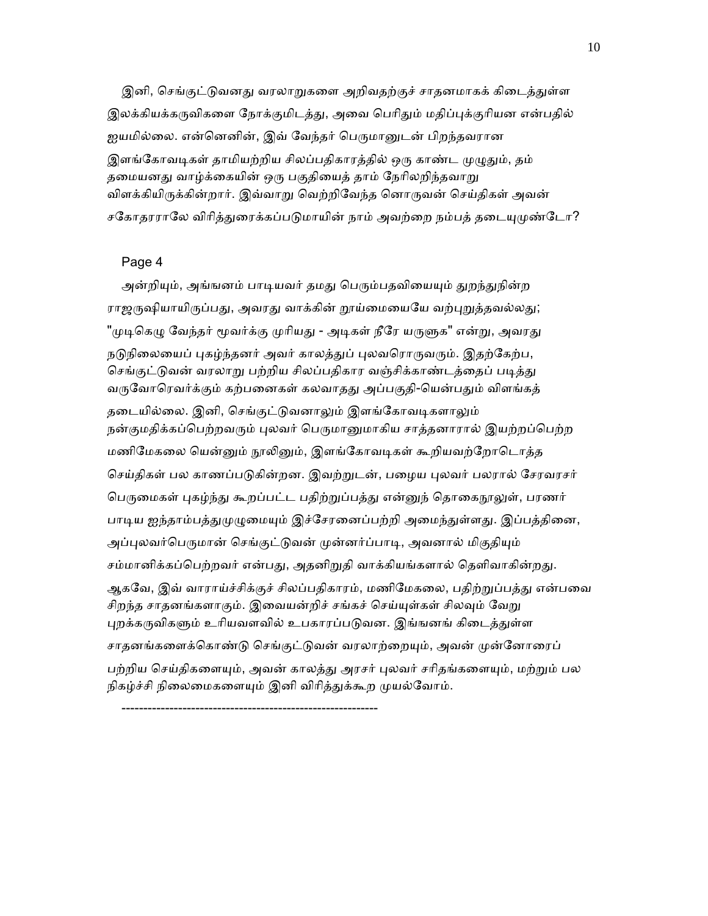இனி, செங்குட்டுவனது வரலாறுகளை அறிவதற்குச் சாதனமாகக் கிடைத்துள்ள இலக்கியக்கருவிகளை நோக்குமிடத்து, அவை பெரிதும் மதிப்புக்குரியன என்பதில் ஐயமில்லை. என்னெனின், இவ் வேந்தர் பெருமானுடன் பிறந்தவரான இளங்கோவடிகள் தாமியற்றிய சிலப்பதிகாரத்தில் ஒரு காண்ட முழுதும், தம் தமையனது வாழ்க்கையின் ஒரு பகுதியைத் தாம் நேரிலறிந்தவாறு விளக்கியிருக்கின்றார். இவ்வாறு வெற்றிவேந்த னொருவன் செய்திகள் அவன் சகோதரராலே விரித்துரைக்கப்படுமாயின் நாம் அவற்றை நம்பத் தடையுமுண்டோ?

Page 4

அன்றியும், அங்ஙனம் பாடியவர் தமது பெரும்பதவியையும் துறந்துநின்ற ராஜருஷியாயிருப்பது, அவரது வாக்கின் றூய்மையையே வற்புறுத்தவல்லது; "முடிகெழு வேந்தர் மூவர்க்கு முரியது - அடிகள் நீரே யருளுக" என்று, அவரது நடுநிலையைப் புகழ்ந்தனர் அவர் காலத்துப் புலவரொருவரும். இதற்கேற்ப, செங்குட்டுவன் வரலாறு பற்றிய சிலப்பதிகார வஞ்சிக்காண்டத்தைப் படித்து வருவோரெவர்க்கும் கற்பனைகள் கலவாதது அப்பகுதி-யென்பதும் விளங்கத் தடையில்லை. இனி, செங்குட்டுவனாலும் இளங்கோவடிகளாலும் நன்குமதிக்கப்பெற்றவரும் புலவர் பெருமானுமாகிய சாத்தனாரால் இயற்றப்பெற்ற மணிமேகலை யென்னும் நூலினும், இளங்கோவடிகள் கூறியவற்றோடொத்த செய்திகள் பல காணப்படுகின்றன. இவற்றுடன், பழைய புலவர் பலரால் சேரவரசர் பெருமைகள் புகழ்ந்து கூறப்பட்ட பதிற்றுப்பத்து என்னுந் தொகைநூலுள், பரணர் பாடிய ஐந்தாம்பத்துமுழுமையும் இச்சேரனைப்பற்றி அமைந்துள்ளது. இப்பத்தினை, அப்புலவர்பெருமான் செங்குட்டுவன் முன்னர்ப்பாடி, அவனால் மிகுதியும் சம்மானிக்கப்பெற்றவர் என்பது, அதனிறுதி வாக்கியங்களால் தெளிவாகின்றது. ஆகவே, இவ் வாராய்ச்சிக்குச் சிலப்பதிகாரம், மணிமேகலை, பதிற்றுப்பத்து என்பவை சிறந்த சாதனங்களாகும். இவையன்றிச் சங்கச் செய்யுள்கள் சிலவும் வேறு புறக்கருவிகளும் உரியவளவில் உபகாரப்படுவன. இங்ஙனங் கிடைத்துள்ள சாதனங்களைக்கொண்டு செங்குட்டுவன் வரலாற்றையும், அவன் முன்னோரைப் பற்றிய செய்திகளையும், அவன் காலத்து அரசர் புலவர் சரிதங்களையும், மற்றும் பல நிகழ்ச்சி நிலைமைகளையும் இனி விரித்துக்கூற முயல்வோம்.

---------------------------------------------------------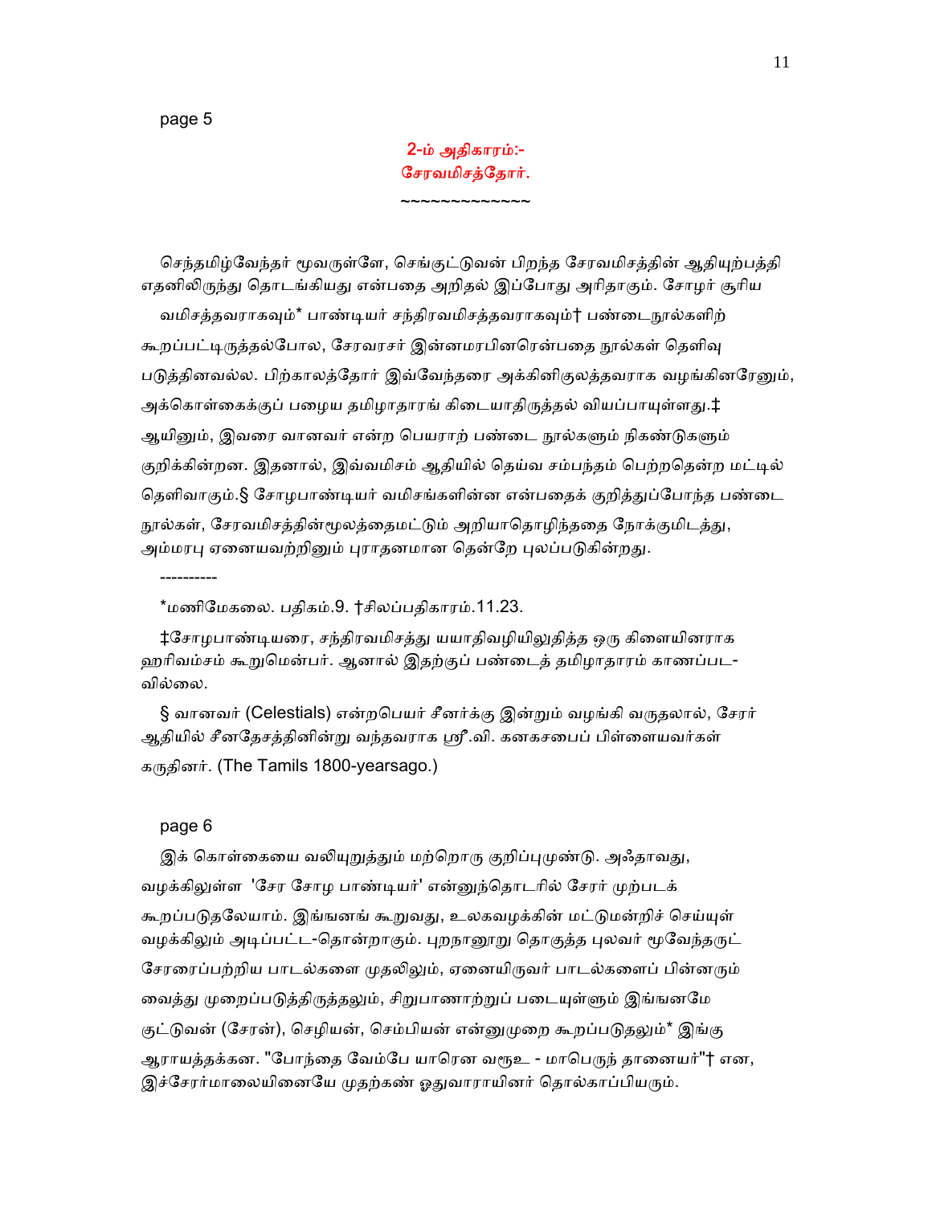page 5

## 2-ம் அதிகாரம்:-
## சேரவமிசத்தோர்.

~~~~~~~~~~~~~

செந்தமிழ்வேந்தர் மூவருள்ளே, செங்குட்டுவன் பிறந்த சேரவமிசத்தின் ஆதியுற்பத்தி எதனிலிருந்து தொடங்கியது என்பதை அறிதல் இப்போது அரிதாகும். சோழர் சூரிய வமிசத்தவராகவும்* பாண்டியர் சந்திரவமிசத்தவராகவும்† பண்டைநூல்களிற் கூறப்பட்டிருத்தல்போல, சேரவரசர் இன்னமரபினரென்பதை நூல்கள் தெளிவு படுத்தினவல்ல. பிற்காலத்தோர் இவ்வேந்தரை அக்கினிகுலத்தவராக வழங்கினரேனும், அக்கொள்கைக்குப் பழைய தமிழாதாரங் கிடையாதிருத்தல் வியப்பாயுள்ளது.‡ ஆயினும், இவரை வானவர் என்ற பெயராற் பண்டை நூல்களும் நிகண்டுகளும் குறிக்கின்றன. இதனால், இவ்வமிசம் ஆதியில் தெய்வ சம்பந்தம் பெற்றதென்ற மட்டில் தெளிவாகும்.§ சோழபாண்டியர் வமிசங்களின்ன என்பதைக் குறித்துப்போந்த பண்டை நூல்கள், சேரவமிசத்தின்மூலத்தைமட்டும் அறியாதொழிந்ததை நோக்குமிடத்து, அம்மரபு ஏனையவற்றினும் புராதனமான தென்றே புலப்படுகின்றது.

----------

*மணிமேகலை. பதிகம்.9. †சிலப்பதிகாரம்.11.23.

‡சோழபாண்டியரை, சந்திரவமிசத்து யயாதிவழியிலுதித்த ஒரு கிளையினராக ஹரிவம்சம் கூறுமென்பர். ஆனால் இதற்குப் பண்டைத் தமிழாதாரம் காணப்பட-வில்லை.

§ வானவர் (Celestials) என்றபெயர் சீனர்க்கு இன்றும் வழங்கி வருதலால், சேரர் ஆதியில் சீனதேசத்தினின்று வந்தவராக ஸ்ரீ.வி. கனகசபைப் பிள்ளையவர்கள் கருதினர். (The Tamils 1800-yearsago.)

page 6

இக் கொள்கையை வலியுறுத்தும் மற்றொரு குறிப்புமுண்டு. அஃதாவது, வழக்கிலுள்ள 'சேர சோழ பாண்டியர்' என்னுந்தொடரில் சேரர் முற்படக் கூறப்படுதலேயாம். இங்ஙனங் கூறுவது, உலகவழக்கின் மட்டுமன்றிச் செய்யுள் வழக்கிலும் அடிப்பட்ட-தொன்றாகும். புறநானூறு தொகுத்த புலவர் மூவேந்தருட் சேரரைப்பற்றிய பாடல்களை முதலிலும், ஏனையிருவர் பாடல்களைப் பின்னரும் வைத்து முறைப்படுத்திருத்தலும், சிறுபாணாற்றுப் படையுள்ளும் இங்ஙனமே குட்டுவன் (சேரன்), செழியன், செம்பியன் என்னுமுறை கூறப்படுதலும்* இங்கு ஆராயத்தக்கன. "போந்தை வேம்பே யாரென வரூஉ - மாபெருந் தானையர்"† என, இச்சேரர்மாலையினையே முதற்கண் ஓதுவாராயினர் தொல்காப்பியரும்.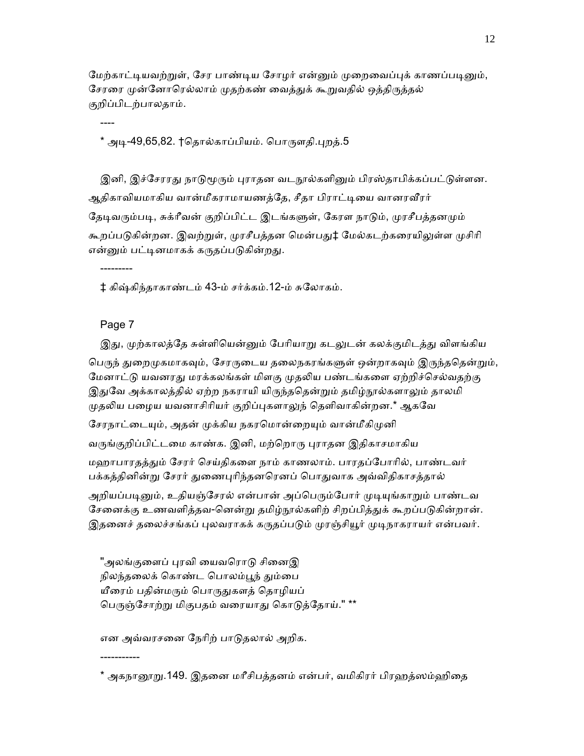மேற்காட்டியவற்றுள், சேர பாண்டிய சோழர் என்னும் முறைவைப்புக் காணப்படினும், சேரரை முன்னோரெல்லாம் முதற்கண் வைத்துக் கூறுவதில் ஒத்திருத்தல் குறிப்பிடற்பாலதாம்.

----

* அடி-49,65,82. †தொல்காப்பியம். பொருளதி.புறத்.5

இனி, இச்சேரரது நாடுமூரும் புராதன வடநூல்களினும் பிரஸ்தாபிக்கப்பட்டுள்ளன. ஆதிகாவியமாகிய வான்மீகராமாயணத்தே, சீதா பிராட்டியை வானரவீரர் தேடிவரும்படி, சுக்ரீவன் குறிப்பிட்ட இடங்களுள், கேரள நாடும், முரசீபத்தனமும் கூறப்படுகின்றன. இவற்றுள், முரசீபத்தன மென்பது‡ மேல்கடற்கரையிலுள்ள முசிரி என்னும் பட்டினமாகக் கருதப்படுகின்றது.

---------

‡ கிஷ்கிந்தாகாண்டம் 43-ம் சர்க்கம்.12-ம் சுலோகம்.

Page 7

இது, முற்காலத்தே சுள்ளியென்னும் பேரியாறு கடலுடன் கலக்குமிடத்து விளங்கிய பெருந் துறைமுகமாகவும், சேரருடைய தலைநகரங்களுள் ஒன்றாகவும் இருந்ததென்றும், மேனாட்டு யவனரது மரக்கலங்கள் மிளகு முதலிய பண்டங்களை ஏற்றிச்செல்வதற்கு இதுவே அக்காலத்தில் ஏற்ற நகராயி யிருந்ததென்றும் தமிழ்நூல்களாலும் தாலமி முதலிய பழைய யவனாசிரியர் குறிப்புகளாலுந் தெளிவாகின்றன.* ஆகவே சேரநாட்டையும், அதன் முக்கிய நகரமொன்றையும் வான்மீகிமுனி வருங்குறிப்பிட்டமை காண்க. இனி, மற்றொரு புராதன இதிகாசமாகிய மஹாபாரதத்தும் சேரர் செய்திகளை நாம் காணலாம். பாரதப்போரில், பாண்டவர் பக்கத்தினின்று சேரர் துணைபுரிந்தனரெனப் பொதுவாக அவ்விதிகாசத்தால் அறியப்படினும், உதியஞ்சேரல் என்பான் அப்பெரும்போர் முடியுங்காறும் பாண்டவ சேனைக்கு உணவளித்தவ-னென்று தமிழ்நூல்களிற் சிறப்பித்துக் கூறப்படுகின்றான். இதனைத் தலைச்சங்கப் புலவராகக் கருதப்படும் முரஞ்சியூர் முடிநாகராயர் என்பவர்.

"அலங்குளைப் புரவி யைவரொடு சினைஇ
நிலந்தலைக் கொண்ட பொலம்பூந் தும்பை
யீரைம் பதின்மரும் பொருதுகளத் தொழியப்
பெருஞ்சோற்று மிகுபதம் வரையாது கொடுத்தோய்." **

என அவ்வரசனை நேரிற் பாடுதலால் அறிக.

-----------

* அகநானூறு.149. இதனை மரீசிபத்தனம் என்பர், வமிகிரர் பிரஹத்ஸம்ஹிதை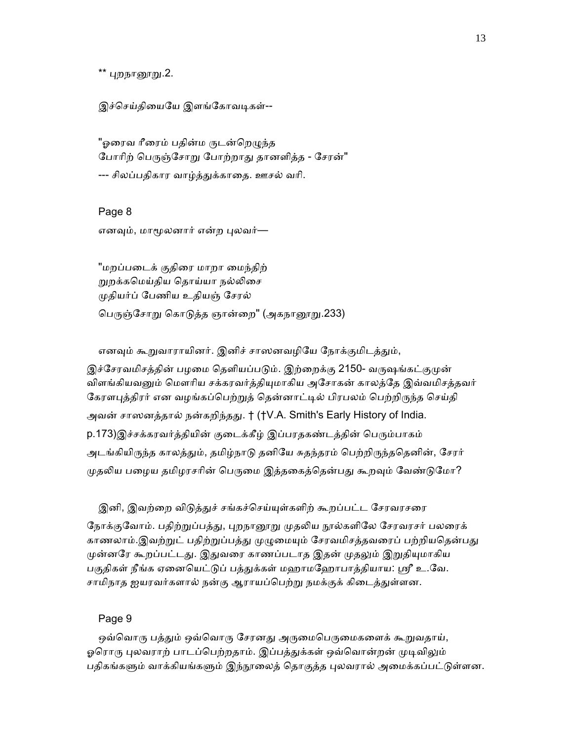** புறநானூறு.2.

இச்செய்தியையே இளங்கோவடிகள்--

"ஓரைவ ரீரைம் பதின்ம ருடன்றெழுந்த
போரிற் பெருஞ்சோறு போற்றாது தானளித்த - சேரன்"
--- சிலப்பதிகார வாழ்த்துக்காதை. ஊசல் வரி.

Page 8

எனவும், மாமூலனார் என்ற புலவர்—

"மறப்படைக் குதிரை மாறா மைந்திற்
றுறக்கமெய்திய தொய்யா நல்லிசை
முதியர்ப் பேணிய உதியஞ் சேரல்
பெருஞ்சோறு கொடுத்த ஞான்றை" (அகநானூறு.233)

எனவும் கூறுவாராயினர். இனிச் சாஸனவழியே நோக்குமிடத்தும், இச்சேரவமிசத்தின் பழமை தெளியப்படும். இற்றைக்கு 2150- வருஷங்கட்குமுன் விளங்கியவனும் மௌரிய சக்கரவர்த்தியுமாகிய அசோகன் காலத்தே இவ்வமிசத்தவர் கேரளபுத்திரர் என வழங்கப்பெற்றுத் தென்னாட்டில் பிரபலம் பெற்றிருந்த செய்தி அவன் சாஸனத்தால் நன்கறிந்தது. † (†V.A. Smith's Early History of India. p.173)இச்சக்கரவர்த்தியின் குடைக்கீழ் இப்பரதகண்டத்தின் பெரும்பாகம் அடங்கியிருந்த காலத்தும், தமிழ்நாடு தனியே சுதந்தரம் பெற்றிருந்ததெனின், சேரர் முதலிய பழைய தமிழரசரின் பெருமை இத்தகைத்தென்பது கூறவும் வேண்டுமோ?

இனி, இவற்றை விடுத்துச் சங்கச்செய்யுள்களிற் கூறப்பட்ட சேரவரசரை நோக்குவோம். பதிற்றுப்பத்து, புறநானூறு முதலிய நூல்களிலே சேரவரசர் பலரைக் காணலாம்.இவற்றுட் பதிற்றுப்பத்து முழுமையும் சேரவமிசத்தவரைப் பற்றியதென்பது முன்னரே கூறப்பட்டது. இதுவரை காணப்படாத இதன் முதலும் இறுதியுமாகிய பகுதிகள் நீங்க ஏனையெட்டுப் பத்துக்கள் மஹாமஹோபாத்தியாய: ஸ்ரீ உ.வே. சாமிநாத ஐயரவர்களால் நன்கு ஆராயப்பெற்று நமக்குக் கிடைத்துள்ளன.

Page 9

ஒவ்வொரு பத்தும் ஒவ்வொரு சேரனது அருமைபெருமைகளைக் கூறுவதாய், ஓரொரு புலவராற் பாடப்பெற்றதாம். இப்பத்துக்கள் ஒவ்வொன்றன் முடிவிலும் பதிகங்களும் வாக்கியங்களும் இந்நூலைத் தொகுத்த புலவரால் அமைக்கப்பட்டுள்ளன.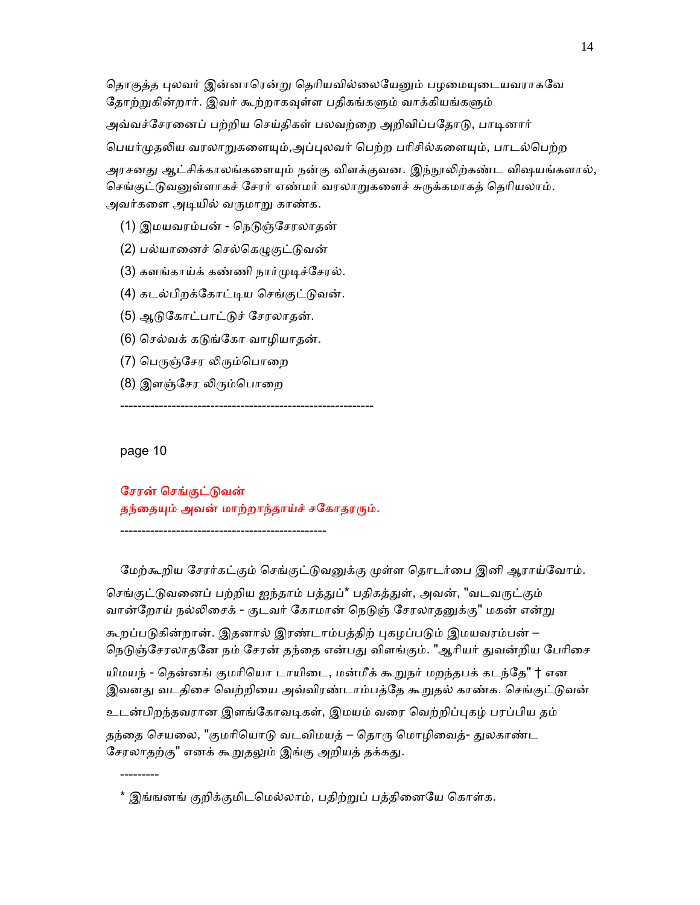தொகுத்த புலவர் இன்னாரென்று தெரியவில்லையேனும் பழமையுடையவராகவே தோற்றுகின்றார். இவர் கூற்றாகவுள்ள பதிகங்களும் வாக்கியங்களும் அவ்வச்சேரனைப் பற்றிய செய்திகள் பலவற்றை அறிவிப்பதோடு, பாடினார் பெயர்முதலிய வரலாறுகளையும்,அப்புலவர் பெற்ற பரிசில்களையும், பாடல்பெற்ற அரசனது ஆட்சிக்காலங்களையும் நன்கு விளக்குவன. இந்நூலிற்கண்ட விஷயங்களால், செங்குட்டுவனுள்ளாகச் சேரர் எண்மர் வரலாறுகளைச் சுருக்கமாகத் தெரியலாம். அவர்களை அடியில் வருமாறு காண்க.

(1) இமயவரம்பன் - நெடுஞ்சேரலாதன்

(2) பல்யானைச் செல்கெழுகுட்டுவன்

(3) களங்காய்க் கண்ணி நார்முடிச்சேரல்.

(4) கடல்பிறக்கோட்டிய செங்குட்டுவன்.

(5) ஆடுகோட்பாட்டுச் சேரலாதன்.

(6) செல்வக் கடுங்கோ வாழியாதன்.

(7) பெருஞ்சேர லிரும்பொறை

(8) இளஞ்சேர லிரும்பொறை

---

page 10

## சேரன் செங்குட்டுவன்
## தந்தையும் அவன் மாற்றாந்தாய்ச் சகோதரரும்.

---

மேற்கூறிய சேரர்கட்கும் செங்குட்டுவனுக்கு முள்ள தொடர்பை இனி ஆராய்வோம். செங்குட்டுவனைப் பற்றிய ஐந்தாம் பத்துப்* பதிகத்துள், அவன், "வடவருட்கும் வான்றோய் நல்லிசை - குடவர் கோமான் நெடுஞ் சேரலாதனுக்கு" மகன் என்று கூறப்படுகின்றான். இதனால் இரண்டாம்பத்திற் புகழப்படும் இமயவரம்பன் – நெடுஞ்சேரலாதனே நம் சேரன் தந்தை என்பது விளங்கும். "ஆரியர் துவன்றிய பேரிசை யிமயந் - தென்னங் குமரியொ டாயிடை, மன்மீக் கூறுநர் மறந்தபக் கடந்தே" † என இவனது வடதிசை வெற்றியை அவ்விரண்டாம்பத்தே கூறுதல் காண்க. செங்குட்டுவன் உடன்பிறந்தவரான இளங்கோவடிகள், இமயம் வரை வெற்றிப்புகழ் பரப்பிய தம் தந்தை செயலை, "குமரியொடு வடவிமயத் – தொரு மொழிவைத்- துலகாண்ட சேரலாதற்கு" எனக் கூறுதலும் இங்கு அறியத் தக்கது.

---------

* இங்ஙனங் குறிக்குமிடமெல்லாம், பதிற்றுப் பத்தினையே கொள்க.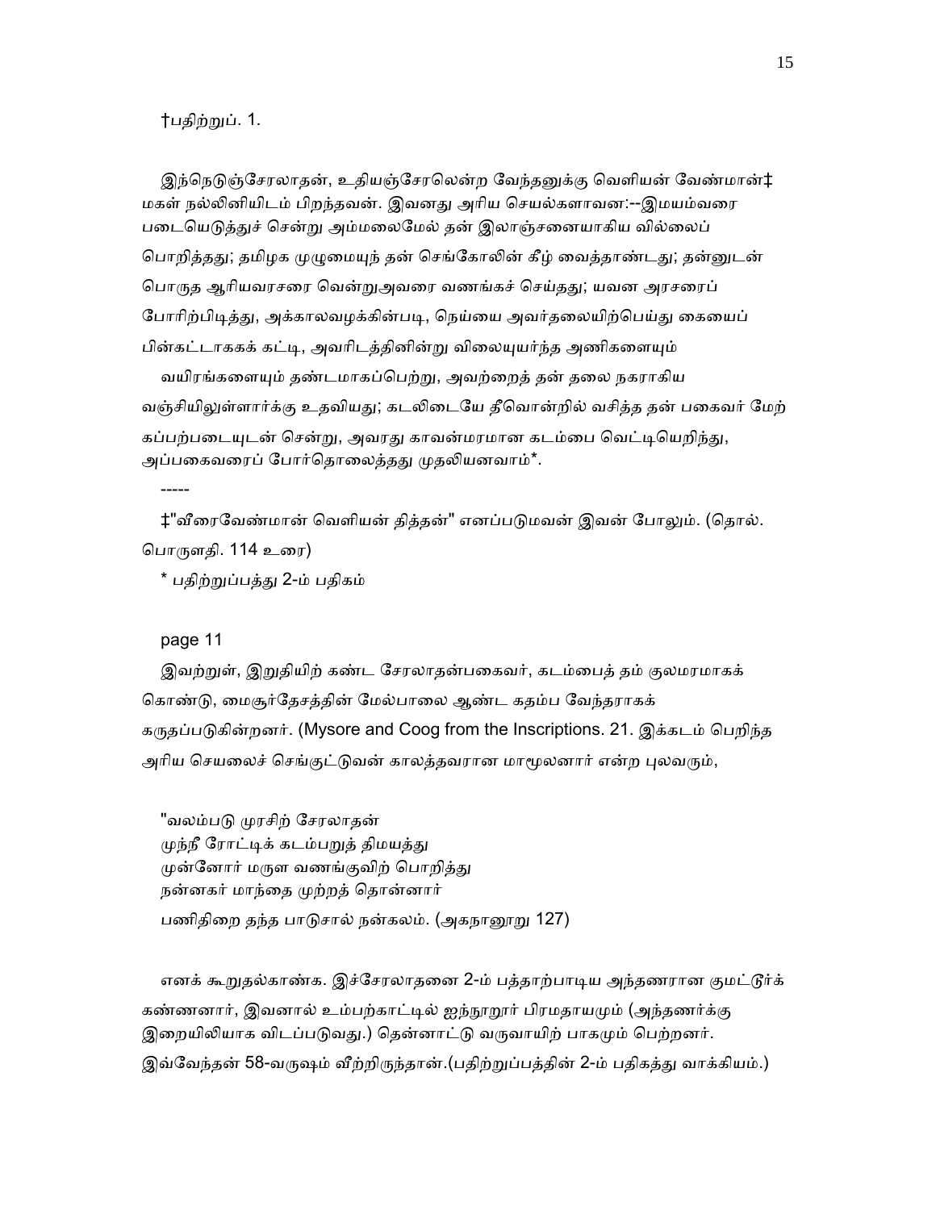†பதிற்றுப். 1.

இந்நெடுஞ்சேரலாதன், உதியஞ்சேரலென்ற வேந்தனுக்கு வெளியன் வேண்மான்‡ மகள் நல்லினியிடம் பிறந்தவன். இவனது அரிய செயல்களாவன:--இமயம்வரை படையெடுத்துச் சென்று அம்மலைமேல் தன் இலாஞ்சனையாகிய வில்லைப் பொறித்தது; தமிழக முழுமையுந் தன் செங்கோலின் கீழ் வைத்தாண்டது; தன்னுடன் பொருத ஆரியவரசரை வென்றுஅவரை வணங்கச் செய்தது; யவன அரசரைப் போரிற்பிடித்து, அக்காலவழக்கின்படி, நெய்யை அவர்தலையிற்பெய்து கையைப் பின்கட்டாககக் கட்டி, அவரிடத்தினின்று விலையுயர்ந்த அணிகளையும் வயிரங்களையும் தண்டமாகப்பெற்று, அவற்றைத் தன் தலை நகராகிய வஞ்சியிலுள்ளார்க்கு உதவியது; கடலிடையே தீவொன்றில் வசித்த தன் பகைவர் மேற் கப்பற்படையுடன் சென்று, அவரது காவன்மரமான கடம்பை வெட்டியெறிந்து, அப்பகைவரைப் போர்தொலைத்தது முதலியனவாம்*.

-----

‡"வீரைவேண்மான் வெளியன் தித்தன்" எனப்படுமவன் இவன் போலும். (தொல். பொருளதி. 114 உரை)

* பதிற்றுப்பத்து 2-ம் பதிகம்

page 11

இவற்றுள், இறுதியிற் கண்ட சேரலாதன்பகைவர், கடம்பைத் தம் குலமரமாகக் கொண்டு, மைசூர்தேசத்தின் மேல்பாலை ஆண்ட கதம்ப வேந்தராகக் கருதப்படுகின்றனர். (Mysore and Coog from the Inscriptions. 21. இக்கடம் பெறிந்த அரிய செயலைச் செங்குட்டுவன் காலத்தவரான மாமூலனார் என்ற புலவரும்,

"வலம்படு முரசிற் சேரலாதன்
முந்நீ ரோட்டிக் கடம்பறுத் திமயத்து
முன்னோர் மருள வணங்குவிற் பொறித்து
நன்னகர் மாந்தை முற்றத் தொன்னார்
பணிதிறை தந்த பாடுசால் நன்கலம். (அகநானூறு 127)

எனக் கூறுதல்காண்க. இச்சேரலாதனை 2-ம் பத்தாற்பாடிய அந்தணரான குமட்டூர்க் கண்ணனார், இவனால் உம்பற்காட்டில் ஐந்நூறூர் பிரமதாயமும் (அந்தணர்க்கு இறையிலியாக விடப்படுவது.) தென்னாட்டு வருவாயிற் பாகமும் பெற்றனர். இவ்வேந்தன் 58-வருஷம் வீற்றிருந்தான்.(பதிற்றுப்பத்தின் 2-ம் பதிகத்து வாக்கியம்.)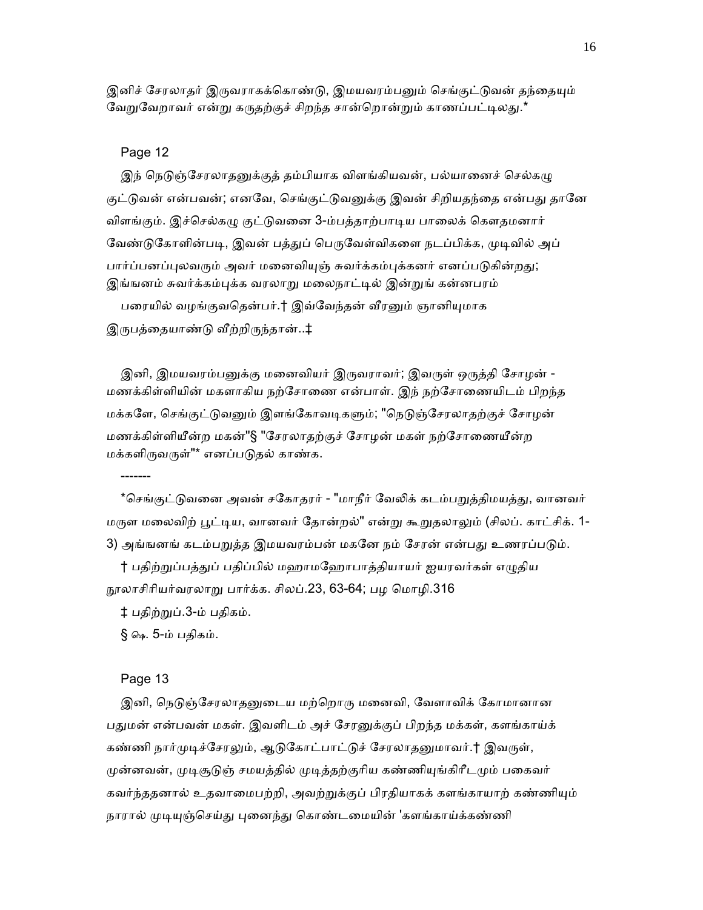இனிச் சேரலாதர் இருவராகக்கொண்டு, இமயவரம்பனும் செங்குட்டுவன் தந்தையும் வேறுவேறாவர் என்று கருதற்குச் சிறந்த சான்றொன்றும் காணப்பட்டிலது.*

Page 12

இந் நெடுஞ்சேரலாதனுக்குத் தம்பியாக விளங்கியவன், பல்யானைச் செல்கழு குட்டுவன் என்பவன்; எனவே, செங்குட்டுவனுக்கு இவன் சிறியதந்தை என்பது தானே விளங்கும். இச்செல்கழு குட்டுவனை 3-ம்பத்தாற்பாடிய பாலைக் கௌதமனார் வேண்டுகோளின்படி, இவன் பத்துப் பெருவேள்விகளை நடப்பிக்க, முடிவில் அப் பார்ப்பனப்புலவரும் அவர் மனைவியுஞ் சுவர்க்கம்புக்கனர் எனப்படுகின்றது; இங்ஙனம் சுவர்க்கம்புக்க வரலாறு மலைநாட்டில் இன்றுங் கன்னபரம் பரையில் வழங்குவதென்பர்.† இவ்வேந்தன் வீரனும் ஞானியுமாக இருபத்தையாண்டு வீற்றிருந்தான்..‡

இனி, இமயவரம்பனுக்கு மனைவியர் இருவராவர்; இவருள் ஒருத்தி சோழன் - மணக்கிள்ளியின் மகளாகிய நற்சோணை என்பாள். இந் நற்சோணையிடம் பிறந்த மக்களே, செங்குட்டுவனும் இளங்கோவடிகளும்; "நெடுஞ்சேரலாதற்குச் சோழன் மணக்கிள்ளியீன்ற மகன்"§ "சேரலாதற்குச் சோழன் மகள் நற்சோணையீன்ற மக்களிருவருள்"* எனப்படுதல் காண்க.

-------

*செங்குட்டுவனை அவன் சகோதரர் - "மாநீர் வேலிக் கடம்பறுத்திமயத்து, வானவர் மருள மலைவிற் பூட்டிய, வானவர் தோன்றல்" என்று கூறுதலாலும் (சிலப். காட்சிக். 1-3) அங்ஙனங் கடம்பறுத்த இமயவரம்பன் மகனே நம் சேரன் என்பது உணரப்படும்.

† பதிற்றுப்பத்துப் பதிப்பில் மஹாமஹோபாத்தியாயர் ஐயரவர்கள் எழுதிய நூலாசிரியர்வரலாறு பார்க்க. சிலப்.23, 63-64; பழ மொழி.316

‡ பதிற்றுப்.3-ம் பதிகம்.

§ ஷ. 5-ம் பதிகம்.

Page 13

இனி, நெடுஞ்சேரலாதனுடைய மற்றொரு மனைவி, வேளாவிக் கோமானான பதுமன் என்பவன் மகள். இவளிடம் அச் சேரனுக்குப் பிறந்த மக்கள், களங்காய்க் கண்ணி நார்முடிச்சேரலும், ஆடுகோட்பாட்டுச் சேரலாதனுமாவர்.† இவருள், முன்னவன், முடிசூடுஞ் சமயத்தில் முடித்தற்குரிய கண்ணியுங்கிரீடமும் பகைவர் கவர்ந்ததனால் உதவாமைபற்றி, அவற்றுக்குப் பிரதியாகக் களங்காயாற் கண்ணியும் நாரால் முடியுஞ்செய்து புனைந்து கொண்டமையின் 'களங்காய்க்கண்ணி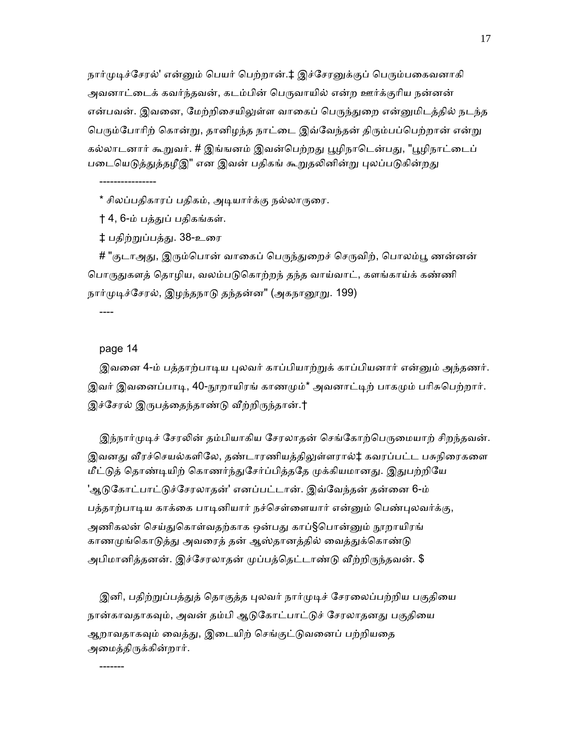நார்முடிச்சேரல்' என்னும் பெயர் பெற்றான்.‡ இச்சேரனுக்குப் பெரும்பகைவனாகி அவனாட்டைக் கவர்ந்தவன், கடம்பின் பெருவாயில் என்ற ஊர்க்குரிய நன்னன் என்பவன். இவனை, மேற்றிசையிலுள்ள வாகைப் பெருந்துறை என்னுமிடத்தில் நடந்த பெரும்போரிற் கொன்று, தானிழந்த நாட்டை இவ்வேந்தன் திரும்பப்பெற்றான் என்று கல்லாடனார் கூறுவர். # இங்ஙனம் இவன்பெற்றது பூழிநாடென்பது, "பூழிநாட்டைப் படையெடுத்துத்தழீஇ" என இவன் பதிகங் கூறுதலினின்று புலப்படுகின்றது

----------------

* சிலப்பதிகாரப் பதிகம், அடியார்க்கு நல்லாருரை.

† 4, 6-ம் பத்துப் பதிகங்கள்.

‡ பதிற்றுப்பத்து. 38-உரை

# "குடாஅது, இரும்பொன் வாகைப் பெருந்துறைச் செருவிற், பொலம்பூ ணன்னன் பொருதுகளத் தொழிய, வலம்படுகொற்றந் தந்த வாய்வாட், களங்காய்க் கண்ணி நார்முடிச்சேரல், இழந்தநாடு தந்தன்ன" (அகநானூறு. 199)

----

page 14

இவனை 4-ம் பத்தாற்பாடிய புலவர் காப்பியாற்றுக் காப்பியனார் என்னும் அந்தணர். இவர் இவனைப்பாடி, 40-நூறாயிரங் காணமும்* அவனாட்டிற் பாகமும் பரிசுபெற்றார். இச்சேரல் இருபத்தைந்தாண்டு வீற்றிருந்தான்.†

இந்நார்முடிச் சேரலின் தம்பியாகிய சேரலாதன் செங்கோற்பெருமையாற் சிறந்தவன். இவனது வீரச்செயல்களிலே, தண்டாரணியத்திலுள்ளரால்‡ கவரப்பட்ட பசுநிரைகளை மீட்டுத் தொண்டியிற் கொணர்ந்துசேர்ப்பித்ததே முக்கியமானது. இதுபற்றியே 'ஆடுகோட்பாட்டுச்சேரலாதன்' எனப்பட்டான். இவ்வேந்தன் தன்னை 6-ம் பத்தாற்பாடிய காக்கை பாடினியார் நச்செள்ளையார் என்னும் பெண்புலவர்க்கு, அணிகலன் செய்துகொள்வதற்காக ஒன்பது காப்§பொன்னும் நூறாயிரங் காணமுங்கொடுத்து அவரைத் தன் ஆஸ்தானத்தில் வைத்துக்கொண்டு அபிமானித்தனன். இச்சேரலாதன் முப்பத்தெட்டாண்டு வீற்றிருந்தவன். $

இனி, பதிற்றுப்பத்துத் தொகுத்த புலவர் நார்முடிச் சேரலைப்பற்றிய பகுதியை நான்காவதாகவும், அவன் தம்பி ஆடுகோட்பாட்டுச் சேரலாதனது பகுதியை ஆறாவதாகவும் வைத்து, இடையிற் செங்குட்டுவனைப் பற்றியதை அமைத்திருக்கின்றார்.

-------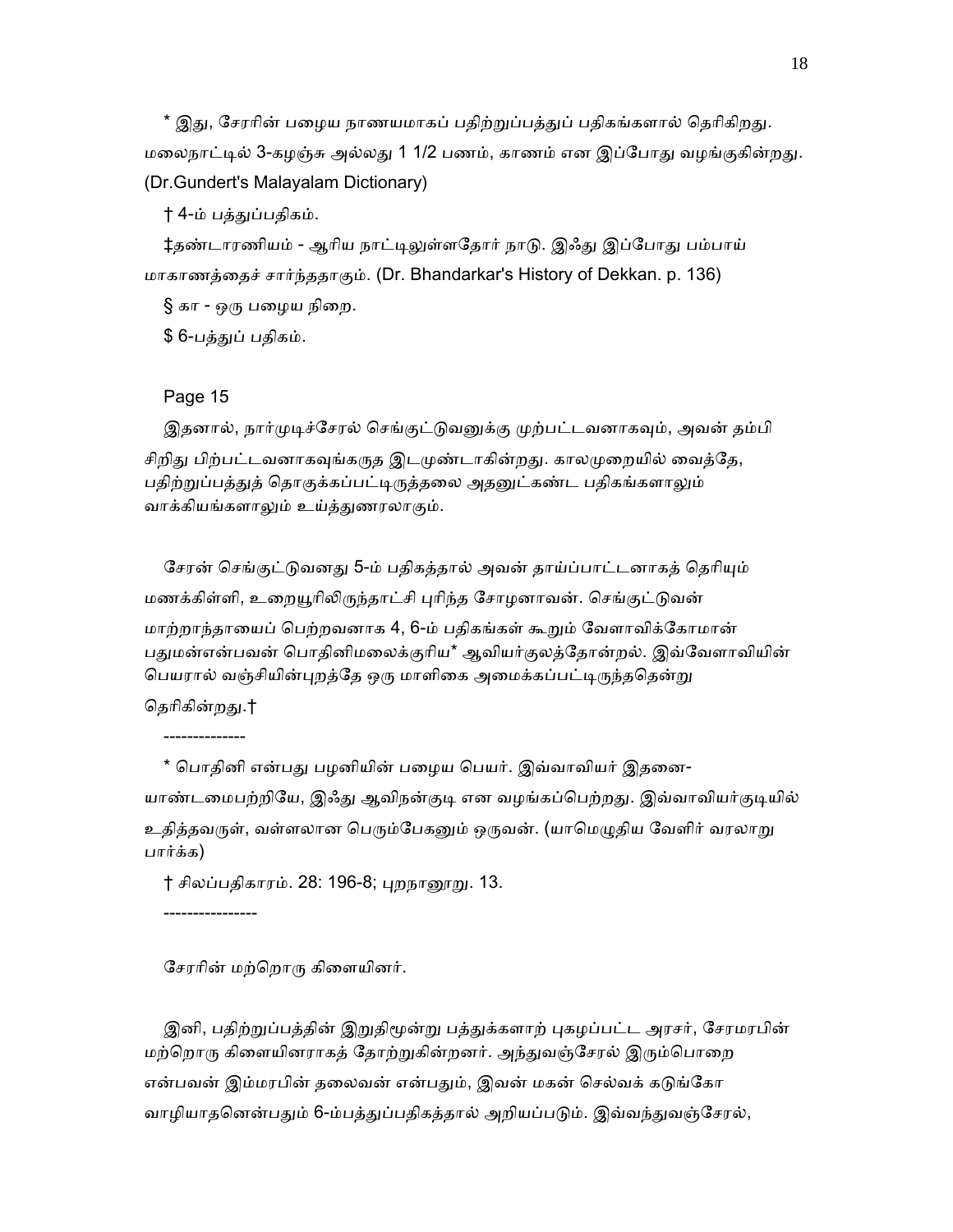\* இது, சேரரின் பழைய நாணயமாகப் பதிற்றுப்பத்துப் பதிகங்களால் தெரிகிறது. மலைநாட்டில் 3-கழஞ்சு அல்லது 1 1/2 பணம், காணம் என இப்போது வழங்குகின்றது. (Dr.Gundert's Malayalam Dictionary)

† 4-ம் பத்துப்பதிகம்.

‡தண்டாரணியம் - ஆரிய நாட்டிலுள்ளதோர் நாடு. இஃது இப்போது பம்பாய் மாகாணத்தைச் சார்ந்ததாகும். (Dr. Bhandarkar's History of Dekkan. p. 136)

§ கா - ஒரு பழைய நிறை.

$ 6-பத்துப் பதிகம்.

Page 15

இதனால், நார்முடிச்சேரல் செங்குட்டுவனுக்கு முற்பட்டவனாகவும், அவன் தம்பி சிறிது பிற்பட்டவனாகவுங்கருத இடமுண்டாகின்றது. காலமுறையில் வைத்தே, பதிற்றுப்பத்துத் தொகுக்கப்பட்டிருத்தலை அதனுட்கண்ட பதிகங்களாலும் வாக்கியங்களாலும் உய்த்துணரலாகும்.

சேரன் செங்குட்டுவனது 5-ம் பதிகத்தால் அவன் தாய்ப்பாட்டனாகத் தெரியும் மணக்கிள்ளி, உறையூரிலிருந்தாட்சி புரிந்த சோழனாவன். செங்குட்டுவன் மாற்றாந்தாயைப் பெற்றவனாக 4, 6-ம் பதிகங்கள் கூறும் வேளாவிக்கோமான் பதுமன்என்பவன் பொதினிமலைக்குரிய\* ஆவியர்குலத்தோன்றல். இவ்வேளாவியின் பெயரால் வஞ்சியின்புறத்தே ஒரு மாளிகை அமைக்கப்பட்டிருந்ததென்று தெரிகின்றது.†

--------------

\* பொதினி என்பது பழனியின் பழைய பெயர். இவ்வாவியர் இதனை-யாண்டமைபற்றியே, இஃது ஆவிநன்குடி என வழங்கப்பெற்றது. இவ்வாவியர்குடியில் உதித்தவருள், வள்ளலான பெரும்பேகனும் ஒருவன். (யாமெழுதிய வேளிர் வரலாறு பார்க்க)

† சிலப்பதிகாரம். 28: 196-8; புறநானூறு. 13.

----------------

சேரரின் மற்றொரு கிளையினர்.

இனி, பதிற்றுப்பத்தின் இறுதிமூன்று பத்துக்களாற் புகழப்பட்ட அரசர், சேரமரபின் மற்றொரு கிளையினராகத் தோற்றுகின்றனர். அந்துவஞ்சேரல் இரும்பொறை என்பவன் இம்மரபின் தலைவன் என்பதும், இவன் மகன் செல்வக் கடுங்கோ வாழியாதனென்பதும் 6-ம்பத்துப்பதிகத்தால் அறியப்படும். இவ்வந்துவஞ்சேரல்,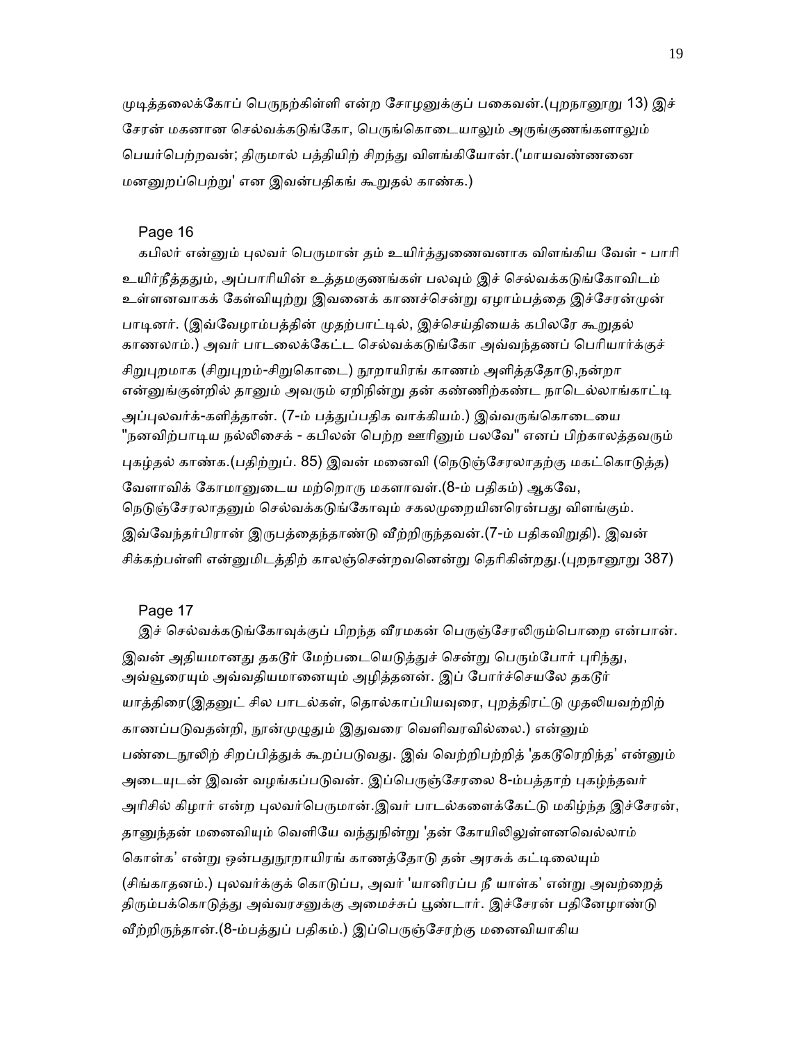முடித்தலைக்கோப் பெருநற்கிள்ளி என்ற சோழனுக்குப் பகைவன்.(புறநானூறு 13) இச் சேரன் மகனான செல்வக்கடுங்கோ, பெருங்கொடையாலும் அருங்குணங்களாலும் பெயர்பெற்றவன்; திருமால் பத்தியிற் சிறந்து விளங்கியோன்.('மாயவண்ணனை மனனுறப்பெற்று' என இவன்பதிகங் கூறுதல் காண்க.)

Page 16

கபிலர் என்னும் புலவர் பெருமான் தம் உயிர்த்துணைவனாக விளங்கிய வேள் - பாரி உயிர்நீத்ததும், அப்பாரியின் உத்தமகுணங்கள் பலவும் இச் செல்வக்கடுங்கோவிடம் உள்ளனவாகக் கேள்வியுற்று இவனைக் காணச்சென்று ஏழாம்பத்தை இச்சேரன்முன் பாடினர். (இவ்வேழாம்பத்தின் முதற்பாட்டில், இச்செய்தியைக் கபிலரே கூறுதல் காணலாம்.) அவர் பாடலைக்கேட்ட செல்வக்கடுங்கோ அவ்வந்தணப் பெரியார்க்குச் சிறுபுறமாக (சிறுபுறம்-சிறுகொடை) நூறாயிரங் காணம் அளித்ததோடு,நன்றா என்னுங்குன்றில் தானும் அவரும் ஏறிநின்று தன் கண்ணிற்கண்ட நாடெல்லாங்காட்டி அப்புலவர்க்-களித்தான். (7-ம் பத்துப்பதிக வாக்கியம்.) இவ்வருங்கொடையை "நனவிற்பாடிய நல்லிசைக் - கபிலன் பெற்ற ஊரினும் பலவே" எனப் பிற்காலத்தவரும் புகழ்தல் காண்க.(பதிற்றுப். 85) இவன் மனைவி (நெடுஞ்சேரலாதற்கு மகட்கொடுத்த) வேளாவிக் கோமானுடைய மற்றொரு மகளாவள்.(8-ம் பதிகம்) ஆகவே, நெடுஞ்சேரலாதனும் செல்வக்கடுங்கோவும் சகலமுறையினரென்பது விளங்கும். இவ்வேந்தர்பிரான் இருபத்தைந்தாண்டு வீற்றிருந்தவன்.(7-ம் பதிகவிறுதி). இவன் சிக்கற்பள்ளி என்னுமிடத்திற் காலஞ்சென்றவனென்று தெரிகின்றது.(புறநானூறு 387)

Page 17

இச் செல்வக்கடுங்கோவுக்குப் பிறந்த வீரமகன் பெருஞ்சேரலிரும்பொறை என்பான். இவன் அதியமானது தகடூர் மேற்படையெடுத்துச் சென்று பெரும்போர் புரிந்து, அவ்வூரையும் அவ்வதியமானையும் அழித்தனன். இப் போர்ச்செயலே தகடூர் யாத்திரை(இதனுட் சில பாடல்கள், தொல்காப்பியவுரை, புறத்திரட்டு முதலியவற்றிற் காணப்படுவதன்றி, நூன்முழுதும் இதுவரை வெளிவரவில்லை.) என்னும் பண்டைநூலிற் சிறப்பித்துக் கூறப்படுவது. இவ் வெற்றிபற்றித் 'தகடூரெறிந்த' என்னும் அடையுடன் இவன் வழங்கப்படுவன். இப்பெருஞ்சேரலை 8-ம்பத்தாற் புகழ்ந்தவர் அரிசில் கிழார் என்ற புலவர்பெருமான்.இவர் பாடல்களைக்கேட்டு மகிழ்ந்த இச்சேரன், தானுந்தன் மனைவியும் வெளியே வந்துநின்று 'தன் கோயிலிலுள்ளனவெல்லாம் கொள்க' என்று ஒன்பதுநூறாயிரங் காணத்தோடு தன் அரசுக் கட்டிலையும் (சிங்காதனம்.) புலவர்க்குக் கொடுப்ப, அவர் 'யானிரப்ப நீ யாள்க' என்று அவற்றைத் திரும்பக்கொடுத்து அவ்வரசனுக்கு அமைச்சுப் பூண்டார். இச்சேரன் பதினேழாண்டு வீற்றிருந்தான்.(8-ம்பத்துப் பதிகம்.) இப்பெருஞ்சேரற்கு மனைவியாகிய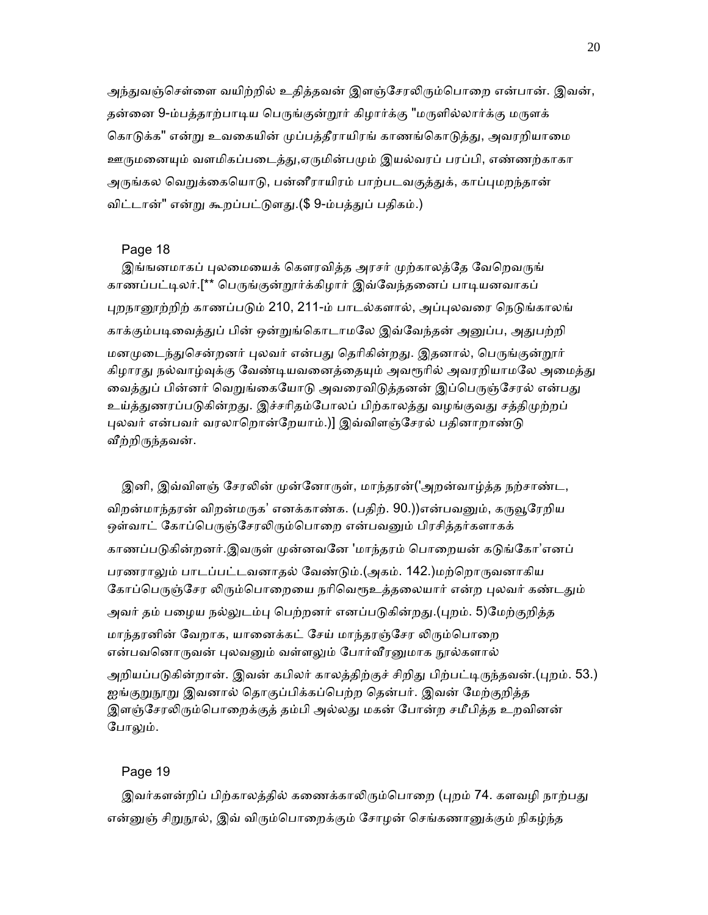அந்துவஞ்செள்ளை வயிற்றில் உதித்தவன் இளஞ்சேரலிரும்பொறை என்பான். இவன், தன்னை 9-ம்பத்தாற்பாடிய பெருங்குன்றூர் கிழார்க்கு "மருளில்லார்க்கு மருளக் கொடுக்க" என்று உவகையின் முப்பத்தீராயிரங் காணங்கொடுத்து, அவரறியாமை ஊருமனையும் வளமிகப்படைத்து,ஏருமின்பமும் இயல்வரப் பரப்பி, எண்ணற்காகா அருங்கல வெறுக்கையொடு, பன்னீராயிரம் பாற்படவகுத்துக், காப்புமறந்தான் விட்டான்" என்று கூறப்பட்டுளது.($ 9-ம்பத்துப் பதிகம்.)

Page 18

இங்ஙனமாகப் புலமையைக் கௌரவித்த அரசர் முற்காலத்தே வேறெவருங் காணப்பட்டிலர்.[** பெருங்குன்றூர்க்கிழார் இவ்வேந்தனைப் பாடியனவாகப் புறநானூற்றிற் காணப்படும் 210, 211-ம் பாடல்களால், அப்புலவரை நெடுங்காலங் காக்கும்படிவைத்துப் பின் ஒன்றுங்கொடாமலே இவ்வேந்தன் அனுப்ப, அதுபற்றி மனமுடைந்துசென்றனர் புலவர் என்பது தெரிகின்றது. இதனால், பெருங்குன்றூர் கிழாரது நல்வாழ்வுக்கு வேண்டியவனைத்தையும் அவரூரில் அவரறியாமலே அமைத்து வைத்துப் பின்னர் வெறுங்கையோடு அவரைவிடுத்தனன் இப்பெருஞ்சேரல் என்பது உய்த்துணரப்படுகின்றது. இச்சரிதம்போலப் பிற்காலத்து வழங்குவது சத்திமுற்றப் புலவர் என்பவர் வரலாறொன்றேயாம்.)] இவ்விளஞ்சேரல் பதினாறாண்டு வீற்றிருந்தவன்.

இனி, இவ்விளஞ் சேரலின் முன்னோருள், மாந்தரன்('அறன்வாழ்த்த நற்சாண்ட, விறன்மாந்தரன் விறன்மருக' எனக்காண்க. (பதிற். 90.))என்பவனும், கருவூரேறிய ஒள்வாட் கோப்பெருஞ்சேரலிரும்பொறை என்பவனும் பிரசித்தர்களாகக் காணப்படுகின்றனர்.இவருள் முன்னவனே 'மாந்தரம் பொறையன் கடுங்கோ'எனப் பரணராலும் பாடப்பட்டவனாதல் வேண்டும்.(அகம். 142.)மற்றொருவனாகிய கோப்பெருஞ்சேர லிரும்பொறையை நரிவெரூஉத்தலையார் என்ற புலவர் கண்டதும் அவர் தம் பழைய நல்லுடம்பு பெற்றனர் எனப்படுகின்றது.(புறம். 5)மேற்குறித்த மாந்தரனின் வேறாக, யானைக்கட் சேய் மாந்தரஞ்சேர லிரும்பொறை என்பவனொருவன் புலவனும் வள்ளலும் போர்வீரனுமாக நூல்களால் அறியப்படுகின்றான். இவன் கபிலர் காலத்திற்குச் சிறிது பிற்பட்டிருந்தவன்.(புறம். 53.) ஐங்குறுநூறு இவனால் தொகுப்பிக்கப்பெற்ற தென்பர். இவன் மேற்குறித்த இளஞ்சேரலிரும்பொறைக்குத் தம்பி அல்லது மகன் போன்ற சமீபித்த உறவினன் போலும்.

Page 19

இவர்களன்றிப் பிற்காலத்தில் கணைக்காலிரும்பொறை (புறம் 74. களவழி நாற்பது என்னுஞ் சிறுநூல், இவ் விரும்பொறைக்கும் சோழன் செங்கணானுக்கும் நிகழ்ந்த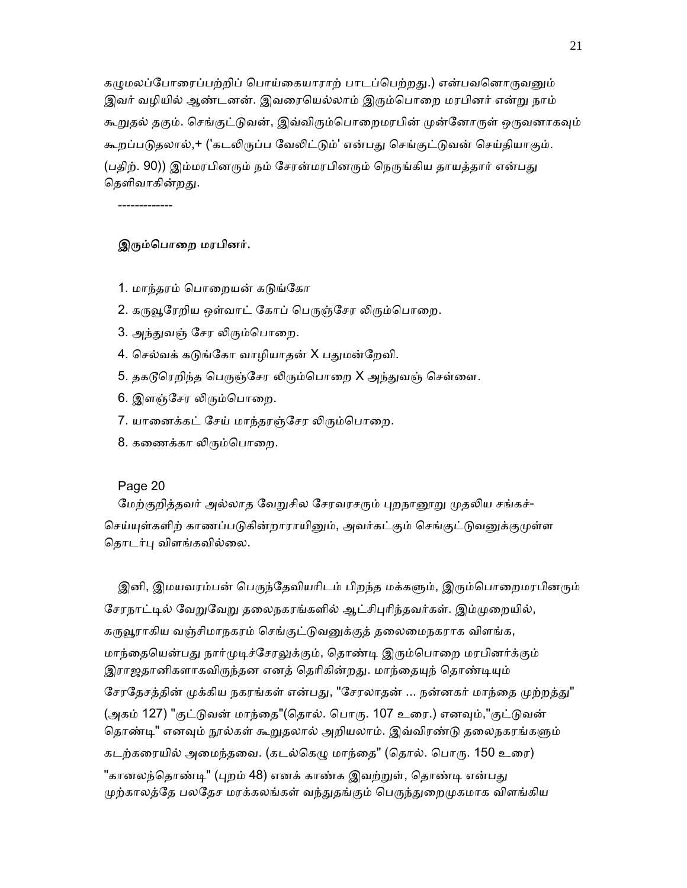கழுமலப்போரைப்பற்றிப் பொய்கையாராற் பாடப்பெற்றது.) என்பவனொருவனும் இவர் வழியில் ஆண்டனன். இவரையெல்லாம் இரும்பொறை மரபினர் என்று நாம் கூறுதல் தகும். செங்குட்டுவன், இவ்விரும்பொறைமரபின் முன்னோருள் ஒருவனாகவும் கூறப்படுதலால்,+ ('கடலிருப்ப வேலிட்டும்' என்பது செங்குட்டுவன் செய்தியாகும். (பதிற். 90)) இம்மரபினரும் நம் சேரன்மரபினரும் நெருங்கிய தாயத்தார் என்பது தெளிவாகின்றது.

-------------

**இரும்பொறை மரபினர்.**

1. மாந்தரம் பொறையன் கடுங்கோ
2. கருவூரேறிய ஒள்வாட் கோப் பெருஞ்சேர லிரும்பொறை.
3. அந்துவஞ் சேர லிரும்பொறை.
4. செல்வக் கடுங்கோ வாழியாதன் X பதுமன்றேவி.
5. தகடூரெறிந்த பெருஞ்சேர லிரும்பொறை X அந்துவஞ் செள்ளை.
6. இளஞ்சேர லிரும்பொறை.
7. யானைக்கட் சேய் மாந்தரஞ்சேர லிரும்பொறை.
8. கணைக்கா லிரும்பொறை.

Page 20

மேற்குறித்தவர் அல்லாத வேறுசில சேரவரசரும் புறநானூறு முதலிய சங்கச்-செய்யுள்களிற் காணப்படுகின்றாராயினும், அவர்கட்கும் செங்குட்டுவனுக்குமுள்ள தொடர்பு விளங்கவில்லை.

இனி, இமயவரம்பன் பெருந்தேவியரிடம் பிறந்த மக்களும், இரும்பொறைமரபினரும் சேரநாட்டில் வேறுவேறு தலைநகரங்களில் ஆட்சிபுரிந்தவர்கள். இம்முறையில், கருவூராகிய வஞ்சிமாநகரம் செங்குட்டுவனுக்குத் தலைமைநகராக விளங்க, மாந்தையென்பது நார்முடிச்சேரலுக்கும், தொண்டி இரும்பொறை மரபினர்க்கும் இராஜதானிகளாகவிருந்தன எனத் தெரிகின்றது. மாந்தையுந் தொண்டியும் சேரதேசத்தின் முக்கிய நகரங்கள் என்பது, "சேரலாதன் ... நன்னகர் மாந்தை முற்றத்து" (அகம் 127) "குட்டுவன் மாந்தை"(தொல். பொரு. 107 உரை.) எனவும்,"குட்டுவன் தொண்டி" எனவும் நூல்கள் கூறுதலால் அறியலாம். இவ்விரண்டு தலைநகரங்களும் கடற்கரையில் அமைந்தவை. (கடல்கெழு மாந்தை" (தொல். பொரு. 150 உரை) "கானலந்தொண்டி" (புறம் 48) எனக் காண்க இவற்றுள், தொண்டி என்பது முற்காலத்தே பலதேச மரக்கலங்கள் வந்துதங்கும் பெருந்துறைமுகமாக விளங்கிய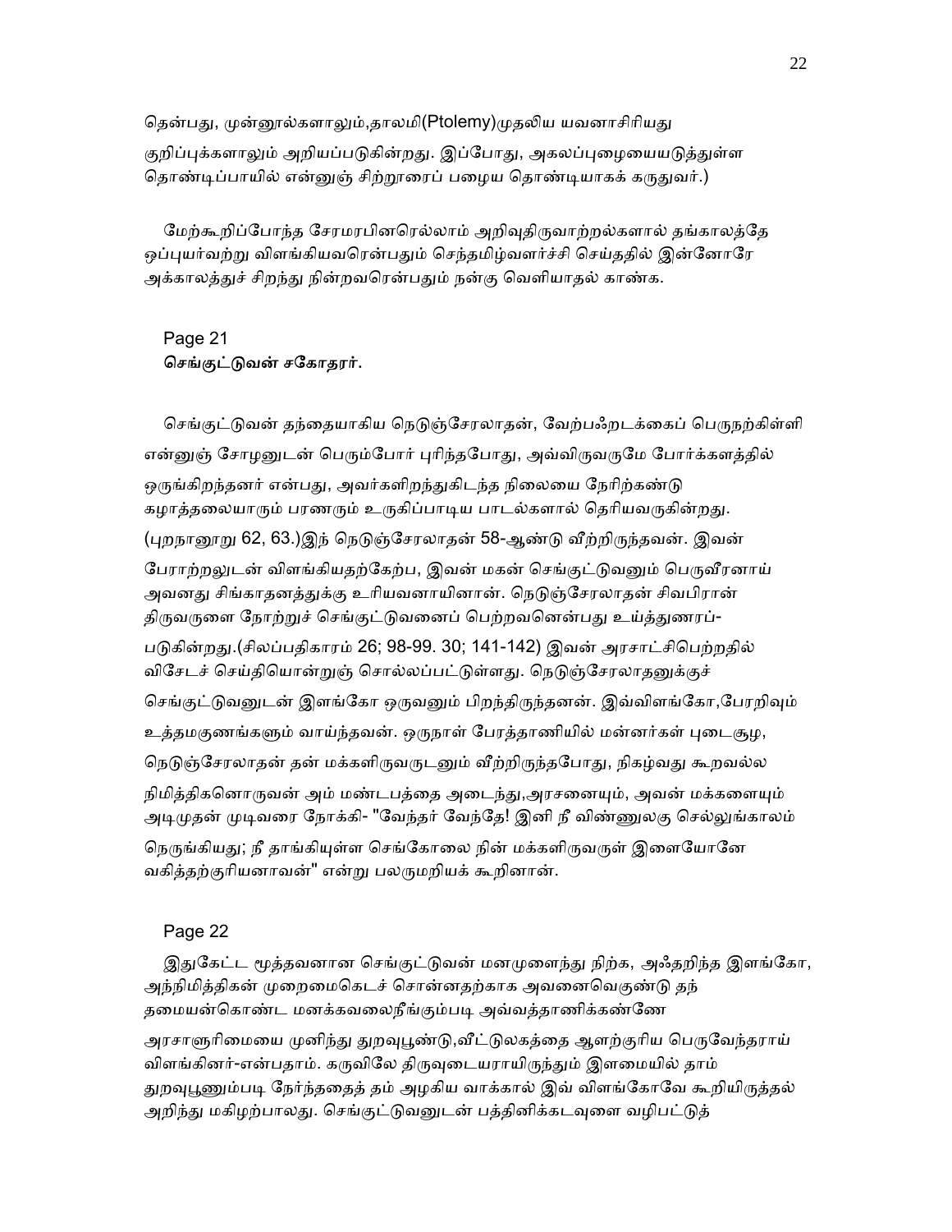தென்பது, முன்னூல்களாலும்,தாலமி(Ptolemy)முதலிய யவனாசிரியது குறிப்புக்களாலும் அறியப்படுகின்றது. இப்போது, அகலப்புழையையடுத்துள்ள தொண்டிப்பாயில் என்னுஞ் சிற்றூரைப் பழைய தொண்டியாகக் கருதுவர்.)

மேற்கூறிப்போந்த சேரமரபினரெல்லாம் அறிவுதிருவாற்றல்களால் தங்காலத்தே ஒப்புயர்வற்று விளங்கியவரென்பதும் செந்தமிழ்வளர்ச்சி செய்ததில் இன்னோரே அக்காலத்துச் சிறந்து நின்றவரென்பதும் நன்கு வெளியாதல் காண்க.

Page 21

**செங்குட்டுவன் சகோதரர்.**

செங்குட்டுவன் தந்தையாகிய நெடுஞ்சேரலாதன், வேற்பஃறடக்கைப் பெருநற்கிள்ளி என்னுஞ் சோழனுடன் பெரும்போர் புரிந்தபோது, அவ்விருவருமே போர்க்களத்தில் ஒருங்கிறந்தனர் என்பது, அவர்களிறந்துகிடந்த நிலையை நேரிற்கண்டு கழாத்தலையாரும் பரணரும் உருகிப்பாடிய பாடல்களால் தெரியவருகின்றது. (புறநானூறு 62, 63.)இந் நெடுஞ்சேரலாதன் 58-ஆண்டு வீற்றிருந்தவன். இவன் பேராற்றலுடன் விளங்கியதற்கேற்ப, இவன் மகன் செங்குட்டுவனும் பெருவீரனாய் அவனது சிங்காதனத்துக்கு உரியவனாயினான். நெடுஞ்சேரலாதன் சிவபிரான் திருவருளை நோற்றுச் செங்குட்டுவனைப் பெற்றவனென்பது உய்த்துணரப்-படுகின்றது.(சிலப்பதிகாரம் 26; 98-99. 30; 141-142) இவன் அரசாட்சிபெற்றதில் விசேடச் செய்தியொன்றுஞ் சொல்லப்பட்டுள்ளது. நெடுஞ்சேரலாதனுக்குச் செங்குட்டுவனுடன் இளங்கோ ஒருவனும் பிறந்திருந்தனன். இவ்விளங்கோ,பேரறிவும் உத்தமகுணங்களும் வாய்ந்தவன். ஒருநாள் பேரத்தாணியில் மன்னர்கள் புடைசூழ, நெடுஞ்சேரலாதன் தன் மக்களிருவருடனும் வீற்றிருந்தபோது, நிகழ்வது கூறவல்ல நிமித்திகனொருவன் அம் மண்டபத்தை அடைந்து,அரசனையும், அவன் மக்களையும் அடிமுதன் முடிவரை நோக்கி- "வேந்தர் வேந்தே! இனி நீ விண்ணுலகு செல்லுங்காலம் நெருங்கியது; நீ தாங்கியுள்ள செங்கோலை நின் மக்களிருவருள் இளையோனே வகித்தற்குரியனாவன்" என்று பலருமறியக் கூறினான்.

Page 22

இதுகேட்ட மூத்தவனான செங்குட்டுவன் மனமுளைந்து நிற்க, அஃதறிந்த இளங்கோ, அந்நிமித்திகன் முறைமைகெடச் சொன்னதற்காக அவனைவெகுண்டு தந் தமையன்கொண்ட மனக்கவலைநீங்கும்படி அவ்வத்தாணிக்கண்ணே அரசாளுரிமையை முனிந்து துறவுபூண்டு,வீட்டுலகத்தை ஆளற்குரிய பெருவேந்தராய் விளங்கினர்-என்பதாம். கருவிலே திருவுடையராயிருந்தும் இளமையில் தாம் துறவுபூணும்படி நேர்ந்ததைத் தம் அழகிய வாக்கால் இவ் விளங்கோவே கூறியிருத்தல் அறிந்து மகிழற்பாலது. செங்குட்டுவனுடன் பத்தினிக்கடவுளை வழிபட்டுத்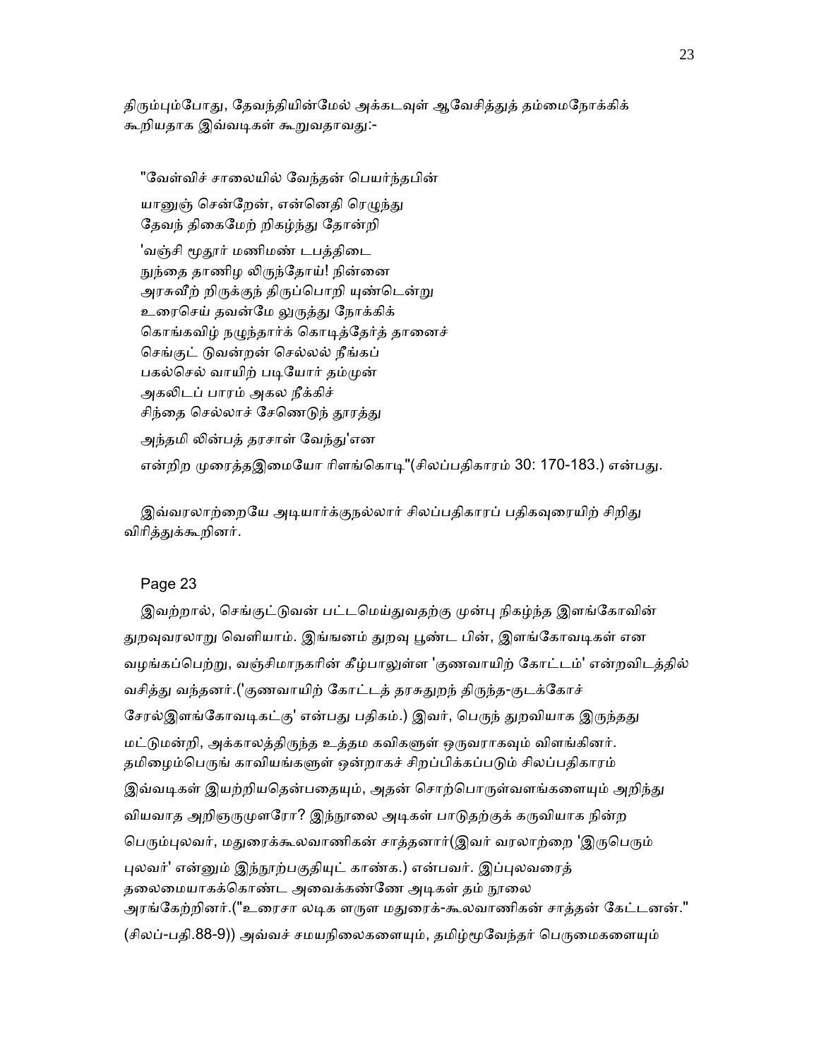திரும்பும்போது, தேவந்தியின்மேல் அக்கடவுள் ஆவேசித்துத் தம்மைநோக்கிக் கூறியதாக இவ்வடிகள் கூறுவதாவது:-

"வேள்விச் சாலையில் வேந்தன் பெயர்ந்தபின்

யானுஞ் சென்றேன், என்னெதி ரெழுந்து
தேவந் திகைமேற் றிகழ்ந்து தோன்றி

'வஞ்சி மூதூர் மணிமண் டபத்திடை
நுந்தை தாணிழ லிருந்தோய்! நின்னை
அரசுவீற் றிருக்குந் திருப்பொறி யுண்டென்று
உரைசெய் தவன்மே லுருத்து நோக்கிக்
கொங்கவிழ் நழுந்தார்க் கொடித்தேர்த் தானைச்
செங்குட் டுவன்றன் செல்லல் நீங்கப்
பகல்செல் வாயிற் படியோர் தம்முன்
அகலிடப் பாரம் அகல நீக்கிச்
சிந்தை செல்லாச் சேணெடுந் தூரத்து

அந்தமி லின்பத் தரசாள் வேந்து'என

என்றிற முரைத்தஇமையோ ரிளங்கொடி"(சிலப்பதிகாரம் 30: 170-183.) என்பது.

இவ்வரலாற்றையே அடியார்க்குநல்லார் சிலப்பதிகாரப் பதிகவுரையிற் சிறிது விரித்துக்கூறினர்.

Page 23

இவற்றால், செங்குட்டுவன் பட்டமெய்துவதற்கு முன்பு நிகழ்ந்த இளங்கோவின் துறவுவரலாறு வெளியாம். இங்ஙனம் துறவு பூண்ட பின், இளங்கோவடிகள் என வழங்கப்பெற்று, வஞ்சிமாநகரின் கீழ்பாலுள்ள 'குணவாயிற் கோட்டம்' என்றவிடத்தில் வசித்து வந்தனர்.('குணவாயிற் கோட்டத் தரசுதுறந் திருந்த-குடக்கோச் சேரல்இளங்கோவடிகட்கு' என்பது பதிகம்.) இவர், பெருந் துறவியாக இருந்தது மட்டுமன்றி, அக்காலத்திருந்த உத்தம கவிகளுள் ஒருவராகவும் விளங்கினர். தமிழைம்பெருங் காவியங்களுள் ஒன்றாகச் சிறப்பிக்கப்படும் சிலப்பதிகாரம் இவ்வடிகள் இயற்றியதென்பதையும், அதன் சொற்பொருள்வளங்களையும் அறிந்து வியவாத அறிஞருமுளரோ? இந்நூலை அடிகள் பாடுதற்குக் கருவியாக நின்ற பெரும்புலவர், மதுரைக்கூலவாணிகன் சாத்தனார்(இவர் வரலாற்றை 'இருபெரும் புலவர்' என்னும் இந்நூற்பகுதியுட் காண்க.) என்பவர். இப்புலவரைத் தலைமையாகக்கொண்ட அவைக்கண்ணே அடிகள் தம் நூலை அரங்கேற்றினர்.("உரைசா லடிக ளருள மதுரைக்-கூலவாணிகன் சாத்தன் கேட்டனன்." (சிலப்-பதி.88-9)) அவ்வச் சமயநிலைகளையும், தமிழ்மூவேந்தர் பெருமைகளையும்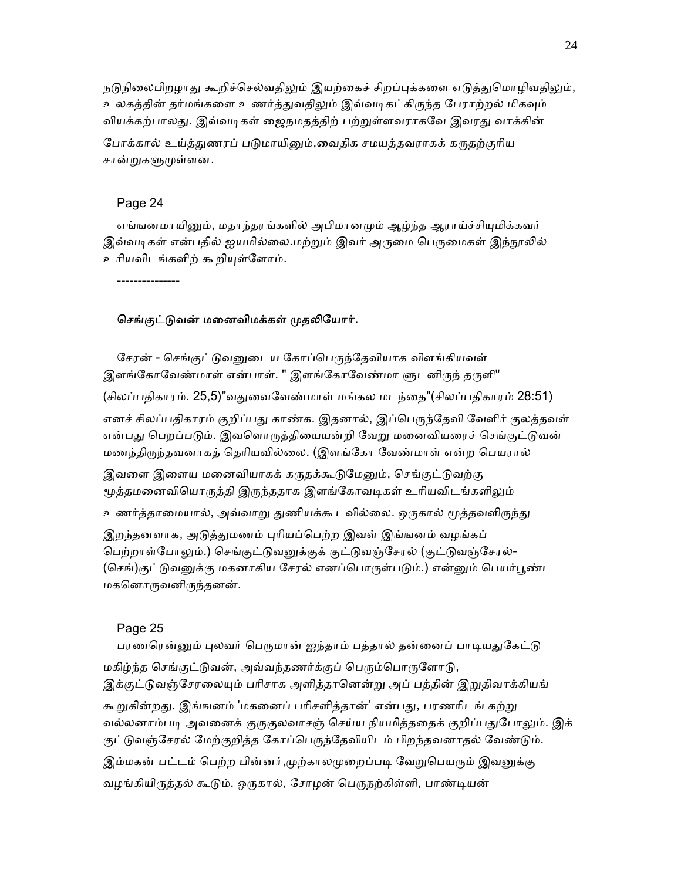நடுநிலைபிறழாது கூறிச்செல்வதிலும் இயற்கைச் சிறப்புக்களை எடுத்துமொழிவதிலும், உலகத்தின் தர்மங்களை உணர்த்துவதிலும் இவ்வடிகட்கிருந்த பேராற்றல் மிகவும் வியக்கற்பாலது. இவ்வடிகள் ஜைநமதத்திற் பற்றுள்ளவராகவே இவரது வாக்கின் போக்கால் உய்த்துணரப் படுமாயினும்,வைதிக சமயத்தவராகக் கருதற்குரிய சான்றுகளுமுள்ளன.

Page 24

எங்ஙனமாயினும், மதாந்தரங்களில் அபிமானமும் ஆழ்ந்த ஆராய்ச்சியுமிக்கவர் இவ்வடிகள் என்பதில் ஐயமில்லை.மற்றும் இவர் அருமை பெருமைகள் இந்நூலில் உரியவிடங்களிற் கூறியுள்ளோம்.

---------------

**செங்குட்டுவன் மனைவிமக்கள் முதலியோர்.**

சேரன் - செங்குட்டுவனுடைய கோப்பெருந்தேவியாக விளங்கியவள் இளங்கோவேண்மாள் என்பாள். " இளங்கோவேண்மா ளுடனிருந் தருளி" (சிலப்பதிகாரம். 25,5)"வதுவைவேண்மாள் மங்கல மடந்தை"(சிலப்பதிகாரம் 28:51) எனச் சிலப்பதிகாரம் குறிப்பது காண்க. இதனால், இப்பெருந்தேவி வேளிர் குலத்தவள் என்பது பெறப்படும். இவளொருத்தியையன்றி வேறு மனைவியரைச் செங்குட்டுவன் மணந்திருந்தவனாகத் தெரியவில்லை. (இளங்கோ வேண்மாள் என்ற பெயரால் இவளை இளைய மனைவியாகக் கருதக்கூடுமேனும், செங்குட்டுவற்கு மூத்தமனைவியொருத்தி இருந்ததாக இளங்கோவடிகள் உரியவிடங்களிலும் உணர்த்தாமையால், அவ்வாறு துணியக்கூடவில்லை. ஒருகால் மூத்தவளிருந்து இறந்தனளாக, அடுத்துமணம் புரியப்பெற்ற இவள் இங்ஙனம் வழங்கப் பெற்றாள்போலும்.) செங்குட்டுவனுக்குக் குட்டுவஞ்சேரல் (குட்டுவஞ்சேரல்- (செங்)குட்டுவனுக்கு மகனாகிய சேரல் எனப்பொருள்படும்.) என்னும் பெயர்பூண்ட மகனொருவனிருந்தனன்.

Page 25

பரணரென்னும் புலவர் பெருமான் ஐந்தாம் பத்தால் தன்னைப் பாடியதுகேட்டு மகிழ்ந்த செங்குட்டுவன், அவ்வந்தணர்க்குப் பெரும்பொருளோடு, இக்குட்டுவஞ்சேரலையும் பரிசாக அளித்தானென்று அப் பத்தின் இறுதிவாக்கியங் கூறுகின்றது. இங்ஙனம் 'மகனைப் பரிசளித்தான்' என்பது, பரணரிடங் கற்று வல்லனாம்படி அவனைக் குருகுலவாசஞ் செய்ய நியமித்ததைக் குறிப்பதுபோலும். இக் குட்டுவஞ்சேரல் மேற்குறித்த கோப்பெருந்தேவியிடம் பிறந்தவனாதல் வேண்டும். இம்மகன் பட்டம் பெற்ற பின்னர்,முற்காலமுறைப்படி வேறுபெயரும் இவனுக்கு வழங்கியிருத்தல் கூடும். ஒருகால், சோழன் பெருநற்கிள்ளி, பாண்டியன்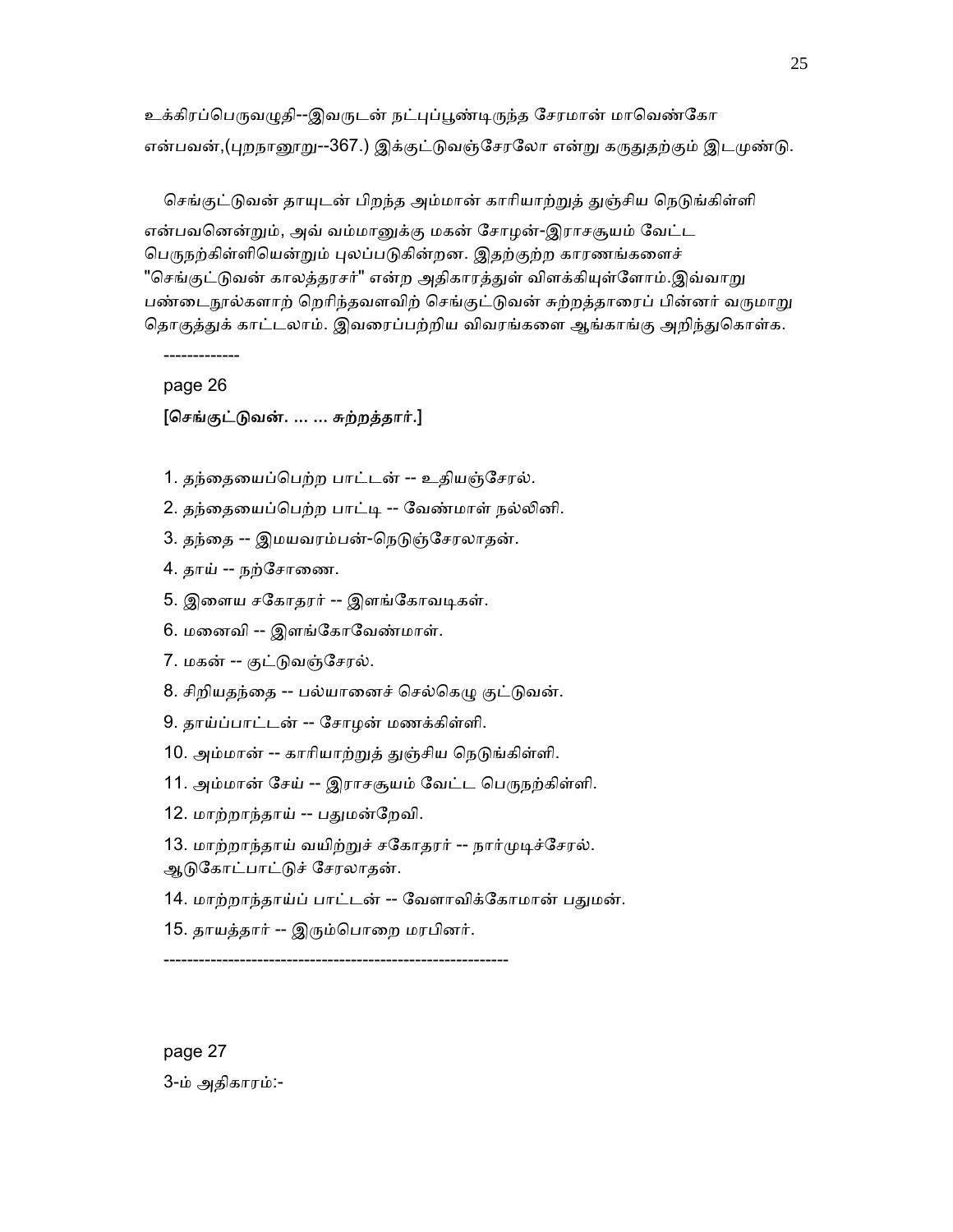உக்கிரப்பெருவழுதி--இவருடன் நட்புப்பூண்டிருந்த சேரமான் மாவெண்கோ என்பவன்,(புறநானூறு--367.) இக்குட்டுவஞ்சேரலோ என்று கருதுதற்கும் இடமுண்டு.

செங்குட்டுவன் தாயுடன் பிறந்த அம்மான் காரியாற்றுத் துஞ்சிய நெடுங்கிள்ளி என்பவனென்றும், அவ் வம்மானுக்கு மகன் சோழன்-இராசசூயம் வேட்ட பெருநற்கிள்ளியென்றும் புலப்படுகின்றன. இதற்குற்ற காரணங்களைச் "செங்குட்டுவன் காலத்தரசர்" என்ற அதிகாரத்துள் விளக்கியுள்ளோம்.இவ்வாறு பண்டைநூல்களாற் றெரிந்தவளவிற் செங்குட்டுவன் சுற்றத்தாரைப் பின்னர் வருமாறு தொகுத்துக் காட்டலாம். இவரைப்பற்றிய விவரங்களை ஆங்காங்கு அறிந்துகொள்க.

-------------

page 26

**[செங்குட்டுவன். ... ... சுற்றத்தார்.]**

1. தந்தையைப்பெற்ற பாட்டன் -- உதியஞ்சேரல்.
2. தந்தையைப்பெற்ற பாட்டி -- வேண்மாள் நல்லினி.
3. தந்தை -- இமயவரம்பன்-நெடுஞ்சேரலாதன்.
4. தாய் -- நற்சோணை.
5. இளைய சகோதரர் -- இளங்கோவடிகள்.
6. மனைவி -- இளங்கோவேண்மாள்.
7. மகன் -- குட்டுவஞ்சேரல்.
8. சிறியதந்தை -- பல்யானைச் செல்கெழு குட்டுவன்.
9. தாய்ப்பாட்டன் -- சோழன் மணக்கிள்ளி.
10. அம்மான் -- காரியாற்றுத் துஞ்சிய நெடுங்கிள்ளி.
11. அம்மான் சேய் -- இராசசூயம் வேட்ட பெருநற்கிள்ளி.
12. மாற்றாந்தாய் -- பதுமன்றேவி.
13. மாற்றாந்தாய் வயிற்றுச் சகோதரர் -- நார்முடிச்சேரல்.
    ஆடுகோட்பாட்டுச் சேரலாதன்.
14. மாற்றாந்தாய்ப் பாட்டன் -- வேளாவிக்கோமான் பதுமன்.
15. தாயத்தார் -- இரும்பொறை மரபினர்.

----------------------------------------------------------

page 27

3-ம் அதிகாரம்:-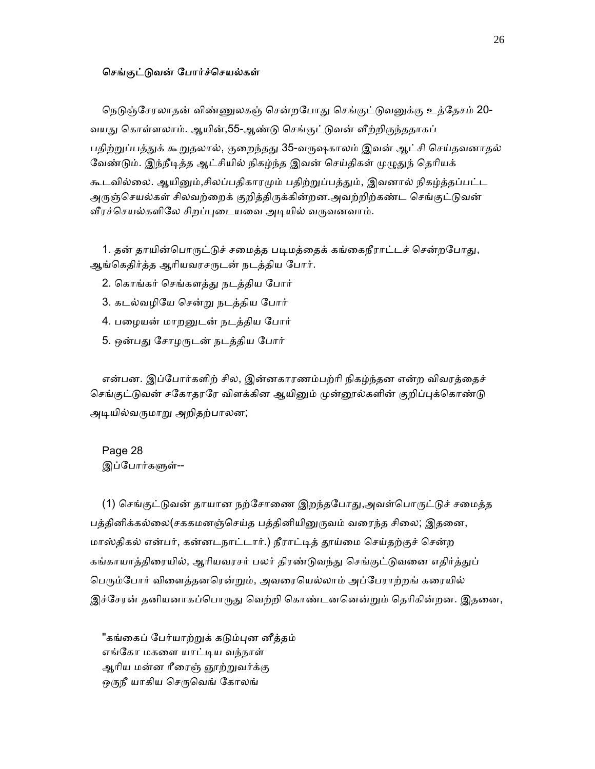**செங்குட்டுவன் போர்ச்செயல்கள்**

நெடுஞ்சேரலாதன் விண்ணுலகஞ் சென்றபோது செங்குட்டுவனுக்கு உத்தேசம் 20-வயது கொள்ளலாம். ஆயின்,55-ஆண்டு செங்குட்டுவன் வீற்றிருந்ததாகப் பதிற்றுப்பத்துக் கூறுதலால், குறைந்தது 35-வருஷகாலம் இவன் ஆட்சி செய்தவனாதல் வேண்டும். இந்நீடித்த ஆட்சியில் நிகழ்ந்த இவன் செய்திகள் முழுதுந் தெரியக் கூடவில்லை. ஆயினும்,சிலப்பதிகாரமும் பதிற்றுப்பத்தும், இவனால் நிகழ்த்தப்பட்ட அருஞ்செயல்கள் சிலவற்றைக் குறித்திருக்கின்றன.அவற்றிற்கண்ட செங்குட்டுவன் வீரச்செயல்களிலே சிறப்புடையவை அடியில் வருவனவாம்.

1. தன் தாயின்பொருட்டுச் சமைத்த படிமத்தைக் கங்கைநீராட்டச் சென்றபோது, ஆங்கெதிர்த்த ஆரியவரசருடன் நடத்திய போர்.
2. கொங்கர் செங்களத்து நடத்திய போர்
3. கடல்வழியே சென்று நடத்திய போர்
4. பழையன் மாறனுடன் நடத்திய போர்
5. ஒன்பது சோழருடன் நடத்திய போர்

என்பன. இப்போர்களிற் சில, இன்னகாரணம்பற்றி நிகழ்ந்தன என்ற விவரத்தைச் செங்குட்டுவன் சகோதரரே விளக்கின ஆயினும் முன்னூல்களின் குறிப்புக்கொண்டு அடியில்வருமாறு அறிதற்பாலன;

Page 28
இப்போர்களுள்--

(1) செங்குட்டுவன் தாயான நற்சோணை இறந்தபோது,அவள்பொருட்டுச் சமைத்த பத்தினிக்கல்லை(சககமனஞ்செய்த பத்தினியினுருவம் வரைந்த சிலை; இதனை, மாஸ்திகல் என்பர், கன்னடநாட்டார்.) நீராட்டித் தூய்மை செய்தற்குச் சென்ற கங்காயாத்திரையில், ஆரியவரசர் பலர் திரண்டுவந்து செங்குட்டுவனை எதிர்த்துப் பெரும்போர் விளைத்தனரென்றும், அவரையெல்லாம் அப்பேராற்றங் கரையில் இச்சேரன் தனியனாகப்பொருது வெற்றி கொண்டனனென்றும் தெரிகின்றன. இதனை,

"கங்கைப் பேர்யாற்றுக் கடும்புன னீத்தம்
எங்கோ மகளை யாட்டிய வந்நாள்
ஆரிய மன்ன ரீரைஞ் ஞூற்றுவர்க்கு
ஒருநீ யாகிய செருவெங் கோலங்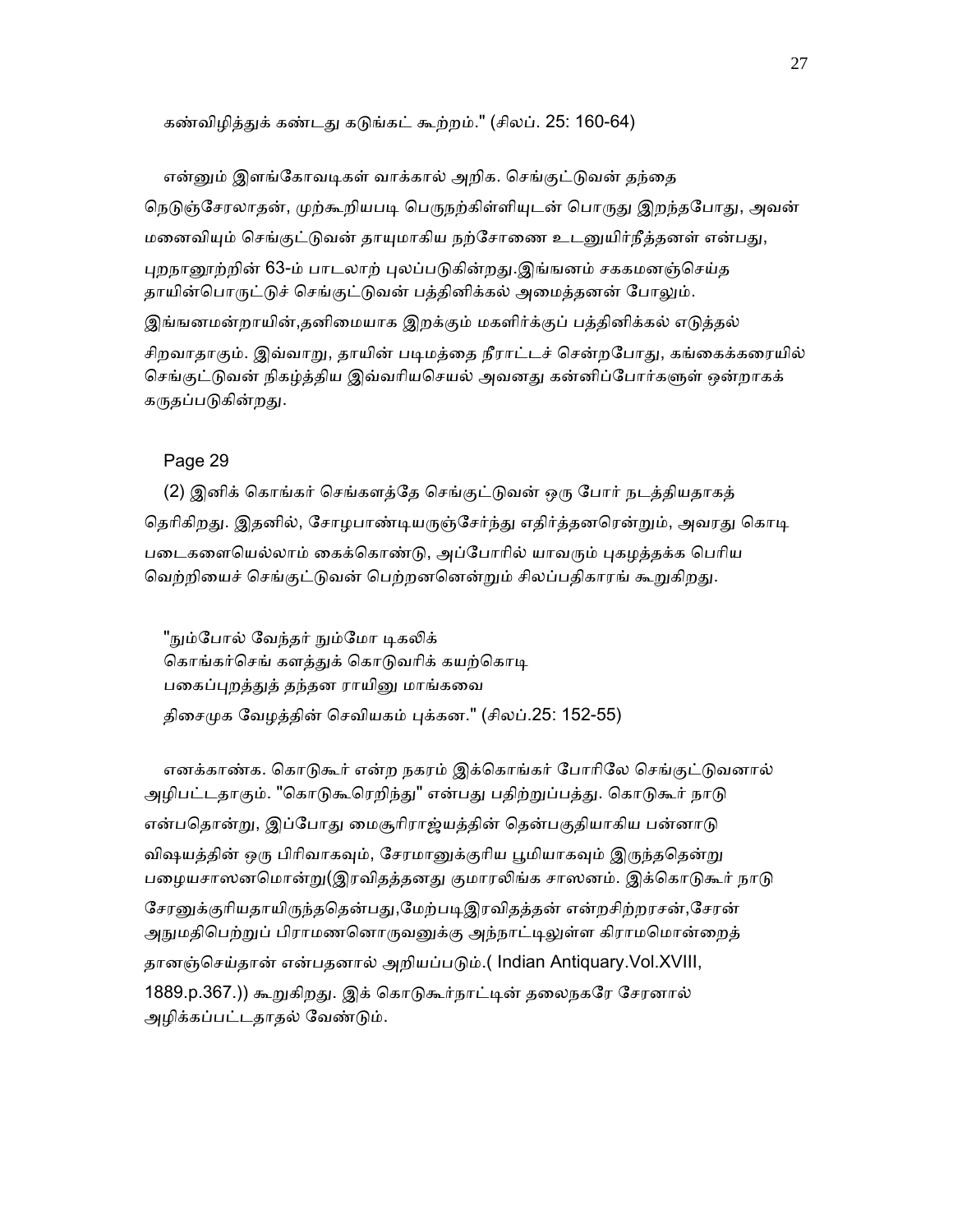கண்விழித்துக் கண்டது கடுங்கட் கூற்றம்." (சிலப். 25: 160-64)

என்னும் இளங்கோவடிகள் வாக்கால் அறிக. செங்குட்டுவன் தந்தை நெடுஞ்சேரலாதன், முற்கூறியபடி பெருநற்கிள்ளியுடன் பொருது இறந்தபோது, அவன் மனைவியும் செங்குட்டுவன் தாயுமாகிய நற்சோணை உடனுயிர்நீத்தனள் என்பது, புறநானூற்றின் 63-ம் பாடலாற் புலப்படுகின்றது.இங்ஙனம் சககமனஞ்செய்த தாயின்பொருட்டுச் செங்குட்டுவன் பத்தினிக்கல் அமைத்தனன் போலும். இங்ஙனமன்றாயின்,தனிமையாக இறக்கும் மகளிர்க்குப் பத்தினிக்கல் எடுத்தல் சிறவாதாகும். இவ்வாறு, தாயின் படிமத்தை நீராட்டச் சென்றபோது, கங்கைக்கரையில் செங்குட்டுவன் நிகழ்த்திய இவ்வரியசெயல் அவனது கன்னிப்போர்களுள் ஒன்றாகக் கருதப்படுகின்றது.

Page 29

(2) இனிக் கொங்கர் செங்களத்தே செங்குட்டுவன் ஒரு போர் நடத்தியதாகத் தெரிகிறது. இதனில், சோழபாண்டியருஞ்சேர்ந்து எதிர்த்தனரென்றும், அவரது கொடி படைகளையெல்லாம் கைக்கொண்டு, அப்போரில் யாவரும் புகழத்தக்க பெரிய வெற்றியைச் செங்குட்டுவன் பெற்றனனென்றும் சிலப்பதிகாரங் கூறுகிறது.

"நும்போல் வேந்தர் நும்மோ டிகலிக்
கொங்கர்செங் களத்துக் கொடுவரிக் கயற்கொடி
பகைப்புறத்துத் தந்தன ராயினு மாங்கவை
திசைமுக வேழத்தின் செவியகம் புக்கன." (சிலப்.25: 152-55)

எனக்காண்க. கொடுகூர் என்ற நகரம் இக்கொங்கர் போரிலே செங்குட்டுவனால் அழிபட்டதாகும். "கொடுகூரெறிந்து" என்பது பதிற்றுப்பத்து. கொடுகூர் நாடு என்பதொன்று, இப்போது மைசூரிராஜ்யத்தின் தென்பகுதியாகிய பன்னாடு விஷயத்தின் ஒரு பிரிவாகவும், சேரமானுக்குரிய பூமியாகவும் இருந்ததென்று பழையசாஸனமொன்று(இரவிதத்தனது குமாரலிங்க சாஸனம். இக்கொடுகூர் நாடு சேரனுக்குரியதாயிருந்ததென்பது,மேற்படிஇரவிதத்தன் என்றசிற்றரசன்,சேரன் அநுமதிபெற்றுப் பிராமணனொருவனுக்கு அந்நாட்டிலுள்ள கிராமமொன்றைத் தானஞ்செய்தான் என்பதனால் அறியப்படும்.( Indian Antiquary.Vol.XVIII, 1889.p.367.)) கூறுகிறது. இக் கொடுகூர்நாட்டின் தலைநகரே சேரனால் அழிக்கப்பட்டதாதல் வேண்டும்.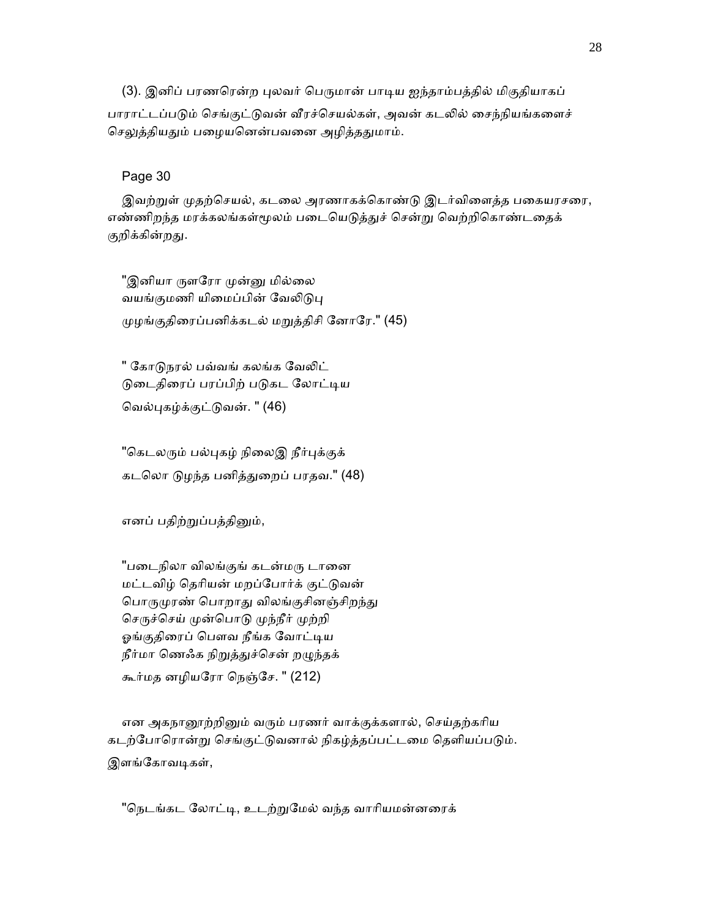(3). இனிப் பரணரென்ற புலவர் பெருமான் பாடிய ஐந்தாம்பத்தில் மிகுதியாகப் பாராட்டப்படும் செங்குட்டுவன் வீரச்செயல்கள், அவன் கடலில் சைந்நியங்களைச் செலுத்தியதும் பழையனென்பவனை அழித்ததுமாம்.

Page 30

இவற்றுள் முதற்செயல், கடலை அரணாகக்கொண்டு இடர்விளைத்த பகையரசரை, எண்ணிறந்த மரக்கலங்கள்மூலம் படையெடுத்துச் சென்று வெற்றிகொண்டதைக் குறிக்கின்றது.

"இனியா ருளரோ முன்னு மில்லை
வயங்குமணி யிமைப்பின் வேலிடுபு
முழங்குதிரைப்பனிக்கடல் மறுத்திசி னோரே." (45)

" கோடுநரல் பவ்வங் கலங்க வேலிட்
டுடைதிரைப் பரப்பிற் படுகட லோட்டிய
வெல்புகழ்க்குட்டுவன். " (46)

"கெடலரும் பல்புகழ் நிலைஇ நீர்புக்குக்
கடலொ டுழந்த பனித்துறைப் பரதவ." (48)

எனப் பதிற்றுப்பத்தினும்,

"படைநிலா விலங்குங் கடன்மரு டானை
மட்டவிழ் தெரியன் மறப்போர்க் குட்டுவன்
பொருமுரண் பொறாது விலங்குசினஞ்சிறந்து
செருச்செய் முன்பொடு முந்நீர் முற்றி
ஓங்குதிரைப் பௌவ நீங்க வோட்டிய
நீர்மா ணெஃக நிறுத்துச்சென் றழுந்தக்
கூர்மத னழியரோ நெஞ்சே. " (212)

என அகநானூற்றினும் வரும் பரணர் வாக்குக்களால், செய்தற்கரிய கடற்போரொன்று செங்குட்டுவனால் நிகழ்த்தப்பட்டமை தெளியப்படும். இளங்கோவடிகள்,

"நெடுங்கட லோட்டி, உடற்றுமேல் வந்த வாரியமன்னரைக்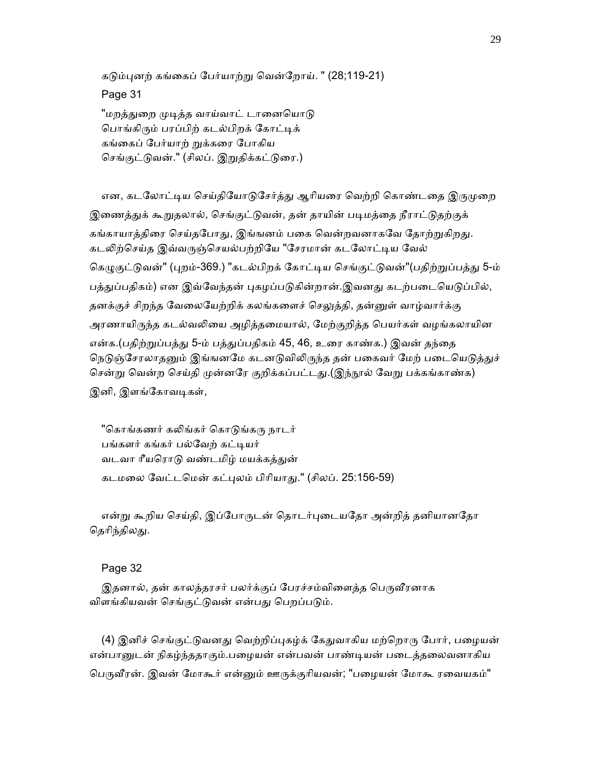கடும்புனற் கங்கைப் பேர்யாற்று வென்றோய். " (28;119-21)

Page 31

"மறத்துறை முடித்த வாய்வாட் டானையொடு
பொங்கிரும் பரப்பிற் கடல்பிறக் கோட்டிக்
கங்கைப் பேர்யாற் றுக்கரை போகிய
செங்குட்டுவன்." (சிலப். இறுதிக்கட்டுரை.)

என, கடலோட்டிய செய்தியோடுசேர்த்து ஆரியரை வெற்றி கொண்டதை இருமுறை இணைத்துக் கூறுதலால், செங்குட்டுவன், தன் தாயின் படிமத்தை நீராட்டுதற்குக் கங்காயாத்திரை செய்தபோது, இங்ஙனம் பகை வென்றவனாகவே தோற்றுகிறது. கடலிற்செய்த இவ்வருஞ்செயல்பற்றியே "சேரமான் கடலோட்டிய வேல் கெழுகுட்டுவன்" (புறம்-369.) "கடல்பிறக் கோட்டிய செங்குட்டுவன்"(பதிற்றுப்பத்து 5-ம் பத்துப்பதிகம்) என இவ்வேந்தன் புகழப்படுகின்றான்.இவனது கடற்படையெடுப்பில், தனக்குச் சிறந்த வேலையேற்றிக் கலங்களைச் செலுத்தி, தன்னுள் வாழ்வார்க்கு அரணாயிருந்த கடல்வலியை அழித்தமையால், மேற்குறித்த பெயர்கள் வழங்கலாயின என்க.(பதிற்றுப்பத்து 5-ம் பத்துப்பதிகம் 45, 46, உரை காண்க.) இவன் தந்தை நெடுஞ்சேரலாதனும் இங்ஙனமே கடனடுவிலிருந்த தன் பகைவர் மேற் படையெடுத்துச் சென்று வென்ற செய்தி முன்னரே குறிக்கப்பட்டது.(இந்நூல் வேறு பக்கங்காண்க) இனி, இளங்கோவடிகள்,

"கொங்கணர் கலிங்கர் கொடுங்கரு நாடர்
பங்களர் கங்கர் பல்வேற் கட்டியர்
வடவா ரீயரொடு வண்டமிழ் மயக்கத்துன்
கடமலை வேட்டமென் கட்புலம் பிரியாது." (சிலப். 25:156-59)

என்று கூறிய செய்தி, இப்போருடன் தொடர்புடையதோ அன்றித் தனியானதோ தெரிந்திலது.

Page 32

இதனால், தன் காலத்தரசர் பலர்க்குப் பேரச்சம்விளைத்த பெருவீரனாக விளங்கியவன் செங்குட்டுவன் என்பது பெறப்படும்.

(4) இனிச் செங்குட்டுவனது வெற்றிப்புகழ்க் கேதுவாகிய மற்றொரு போர், பழையன் என்பானுடன் நிகழ்ந்ததாகும்.பழையன் என்பவன் பாண்டியன் படைத்தலைவனாகிய பெருவீரன். இவன் மோகூர் என்னும் ஊருக்குரியவன்; "பழையன் மோகூ ரவையகம்"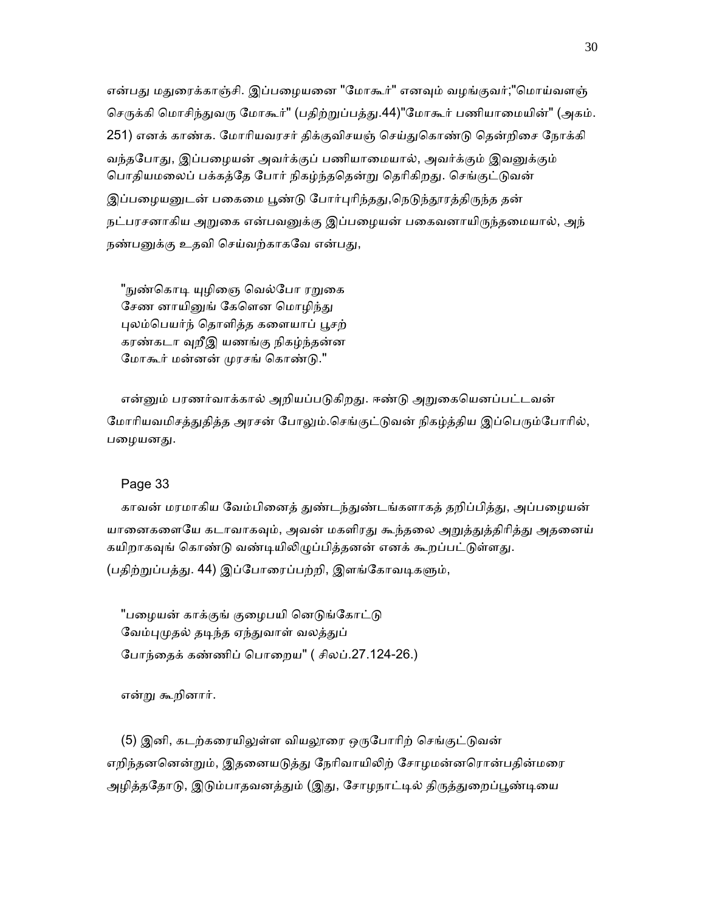என்பது மதுரைக்காஞ்சி. இப்பழையனை "மோகூர்" எனவும் வழங்குவர்;"மொய்வளஞ் செருக்கி மொசிந்துவரு மோகூர்" (பதிற்றுப்பத்து.44)"மோகூர் பணியாமையின்" (அகம். 251) எனக் காண்க. மோரியவரசர் திக்குவிசயஞ் செய்துகொண்டு தென்றிசை நோக்கி வந்தபோது, இப்பழையன் அவர்க்குப் பணியாமையால், அவர்க்கும் இவனுக்கும் பொதியமலைப் பக்கத்தே போர் நிகழ்ந்ததென்று தெரிகிறது. செங்குட்டுவன் இப்பழையனுடன் பகைமை பூண்டு போர்புரிந்தது,நெடுந்தூரத்திருந்த தன் நட்பரசனாகிய அறுகை என்பவனுக்கு இப்பழையன் பகைவனாயிருந்தமையால், அந் நண்பனுக்கு உதவி செய்வற்காகவே என்பது,

"நுண்கொடி யுழிஞை வெல்போ ரறுகை
சேண னாயினுங் கேளென மொழிந்து
புலம்பெயர்ந் தொளித்த களையாப் பூசற்
கரண்கடா வுறீஇ யணங்கு நிகழ்ந்தன்ன
மோகூர் மன்னன் முரசங் கொண்டு."

என்னும் பரணர்வாக்கால் அறியப்படுகிறது. ஈண்டு அறுகையெனப்பட்டவன் மோரியவமிசத்துதித்த அரசன் போலும்.செங்குட்டுவன் நிகழ்த்திய இப்பெரும்போரில், பழையனது.

Page 33

காவன் மரமாகிய வேம்பினைத் துண்டந்துண்டங்களாகத் தறிப்பித்து, அப்பழையன் யானைகளையே கடாவாகவும், அவன் மகளிரது கூந்தலை அறுத்துத்திரித்து அதனைக் கயிறாகவுங் கொண்டு வண்டியிலிழுப்பித்தனன் எனக் கூறப்பட்டுள்ளது. (பதிற்றுப்பத்து. 44) இப்போரைப்பற்றி, இளங்கோவடிகளும்,

"பழையன் காக்குங் குழைபயி னெடுங்கோட்டு
வேம்புமுதல் தடிந்த ஏந்துவாள் வலத்துப்
போந்தைக் கண்ணிப் பொறைய" ( சிலப்.27.124-26.)

என்று கூறினார்.

(5) இனி, கடற்கரையிலுள்ள வியலூரை ஒருபோரிற் செங்குட்டுவன் எறிந்தனனென்றும், இதனையடுத்து நேரிவாயிலிற் சோழமன்னரொன்பதின்மரை அழித்ததோடு, இடும்பாதவனத்தும் (இது, சோழநாட்டில் திருத்துறைப்பூண்டியை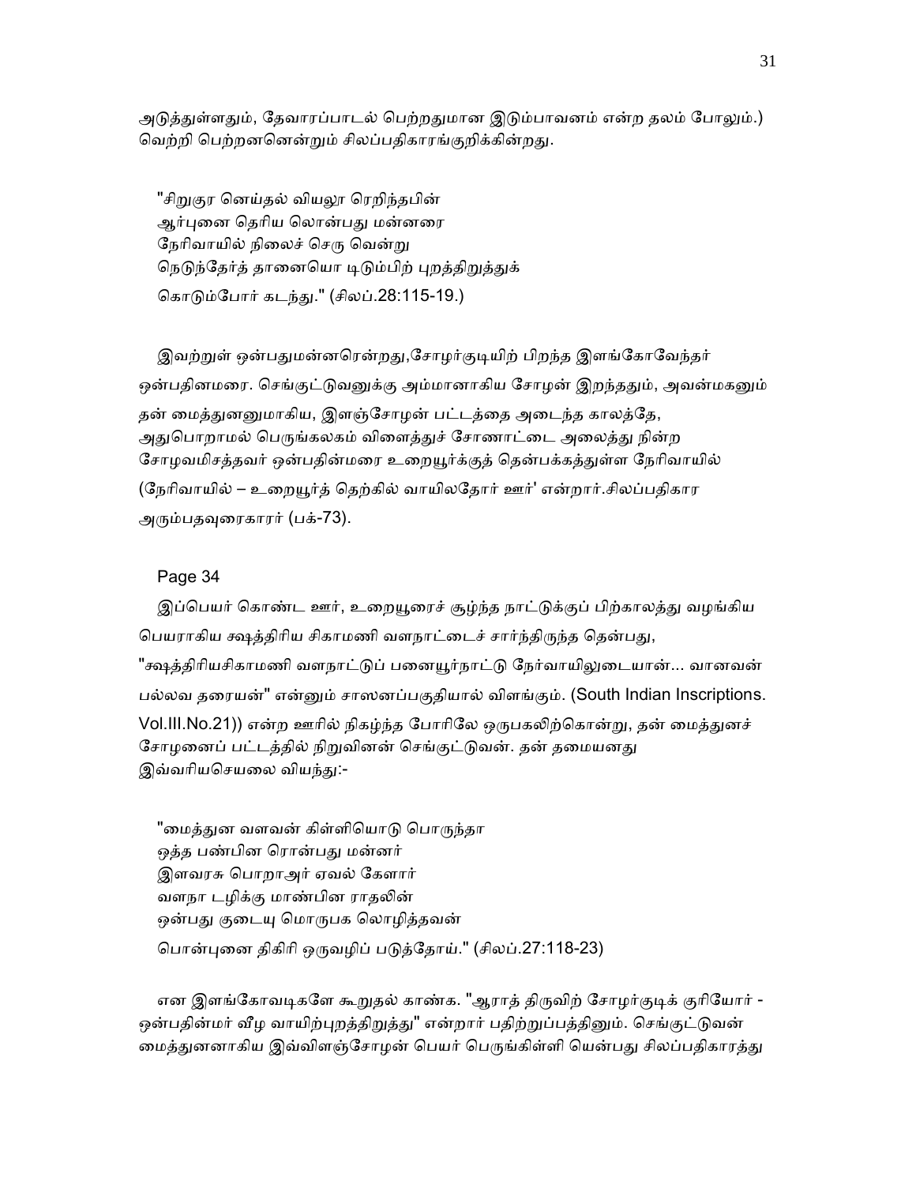அடுத்துள்ளதும், தேவாரப்பாடல் பெற்றதுமான இடும்பாவனம் என்ற தலம் போலும்.) வெற்றி பெற்றனனென்றும் சிலப்பதிகாரங்குறிக்கின்றது.

"சிறுகுர னெய்தல் வியலூ ரெறிந்தபின்
ஆர்புனை தெரிய லொன்பது மன்னரை
நேரிவாயில் நிலைச் செரு வென்று
நெடுந்தேர்த் தானையொ டிடும்பிற் புறத்திறுத்துக்
கொடும்போர் கடந்து." (சிலப்.28:115-19.)

இவற்றுள் ஒன்பதுமன்னரென்றது,சோழர்குடியிற் பிறந்த இளங்கோவேந்தர் ஒன்பதினமரை. செங்குட்டுவனுக்கு அம்மானாகிய சோழன் இறந்ததும், அவன்மகனும் தன் மைத்துனனுமாகிய, இளஞ்சோழன் பட்டத்தை அடைந்த காலத்தே, அதுபொறாமல் பெருங்கலகம் விளைத்துச் சோணாட்டை அலைத்து நின்ற சோழவமிசத்தவர் ஒன்பதின்மரை உறையூர்க்குத் தென்பக்கத்துள்ள நேரிவாயில் (நேரிவாயில் – உறையூர்த் தெற்கில் வாயிலதோர் ஊர்' என்றார்.சிலப்பதிகார அரும்பதவுரைகாரர் (பக்-73).

Page 34

இப்பெயர் கொண்ட ஊர், உறையூரைச் சூழ்ந்த நாட்டுக்குப் பிற்காலத்து வழங்கிய பெயராகிய க்ஷத்திரிய சிகாமணி வளநாட்டைச் சார்ந்திருந்த தென்பது, "க்ஷத்திரியசிகாமணி வளநாட்டுப் பனையூர்நாட்டு நேர்வாயிலுடையான்... வானவன் பல்லவ தரையன்" என்னும் சாஸனப்பகுதியால் விளங்கும். (South Indian Inscriptions. Vol.III.No.21)) என்ற ஊரில் நிகழ்ந்த போரிலே ஒருபகலிற்கொன்று, தன் மைத்துனச் சோழனைப் பட்டத்தில் நிறுவினன் செங்குட்டுவன். தன் தமையனது இவ்வரியசெயலை வியந்து:-

"மைத்துன வளவன் கிள்ளியொடு பொருந்தா
ஒத்த பண்பின ரொன்பது மன்னர்
இளவரசு பொறாஅர் ஏவல் கேளார்
வளநா டழிக்கு மாண்பின ராதலின்
ஒன்பது குடையு மொருபக லொழித்தவன்
பொன்புனை திகிரி ஒருவழிப் படுத்தோய்." (சிலப்.27:118-23)

என இளங்கோவடிகளே கூறுதல் காண்க. "ஆராத் திருவிற் சோழர்குடிக் குரியோர் - ஒன்பதின்மர் வீழ வாயிற்புறத்திறுத்து" என்றார் பதிற்றுப்பத்தினும். செங்குட்டுவன் மைத்துனனாகிய இவ்விளஞ்சோழன் பெயர் பெருங்கிள்ளி யென்பது சிலப்பதிகாரத்து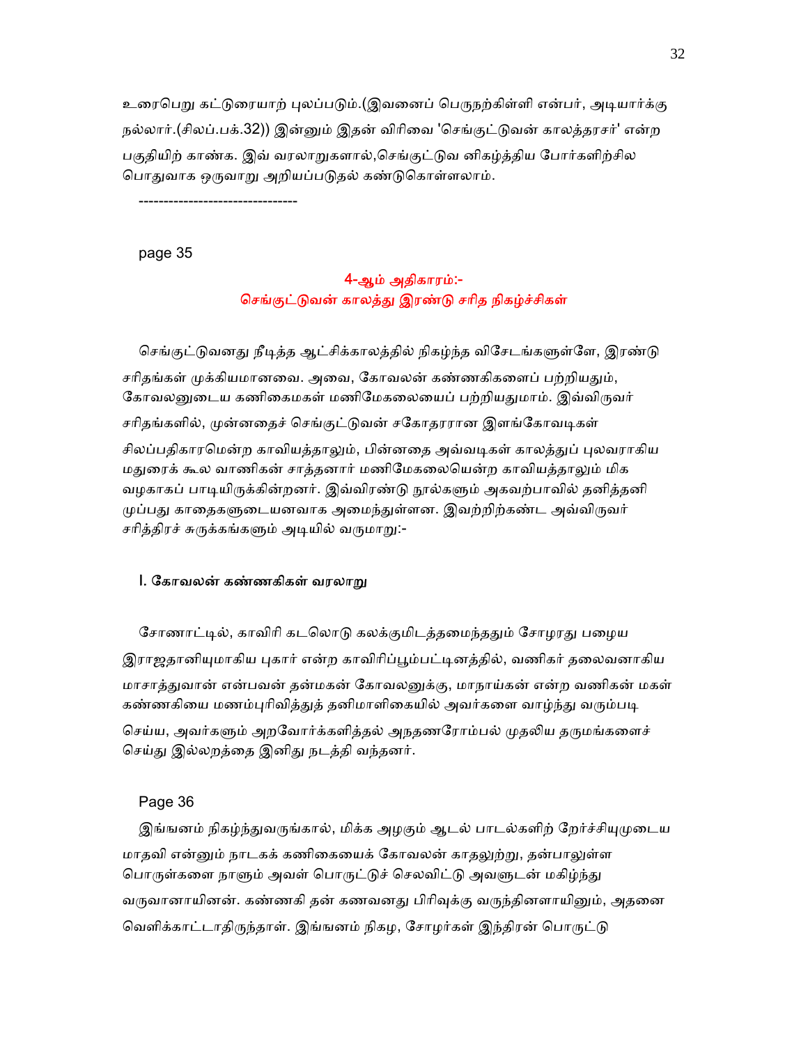உரைபெறு கட்டுரையாற் புலப்படும்.(இவனைப் பெருநற்கிள்ளி என்பர், அடியார்க்கு நல்லார்.(சிலப்.பக்.32)) இன்னும் இதன் விரிவை 'செங்குட்டுவன் காலத்தரசர்' என்ற பகுதியிற் காண்க. இவ் வரலாறுகளால்,செங்குட்டுவ னிகழ்த்திய போர்களிற்சில பொதுவாக ஒருவாறு அறியப்படுதல் கண்டுகொள்ளலாம்.

--------------------------------

page 35

## 4-ஆம் அதிகாரம்:- செங்குட்டுவன் காலத்து இரண்டு சரித நிகழ்ச்சிகள்

செங்குட்டுவனது நீடித்த ஆட்சிக்காலத்தில் நிகழ்ந்த விசேடங்களுள்ளே, இரண்டு சரிதங்கள் முக்கியமானவை. அவை, கோவலன் கண்ணகிகளைப் பற்றியதும், கோவலனுடைய கணிகைமகள் மணிமேகலையைப் பற்றியதுமாம். இவ்விருவர் சரிதங்களில், முன்னதைச் செங்குட்டுவன் சகோதரரான இளங்கோவடிகள் சிலப்பதிகாரமென்ற காவியத்தாலும், பின்னதை அவ்வடிகள் காலத்துப் புலவராகிய மதுரைக் கூல வாணிகன் சாத்தனார் மணிமேகலையென்ற காவியத்தாலும் மிக வழகாகப் பாடியிருக்கின்றனர். இவ்விரண்டு நூல்களும் அகவற்பாவில் தனித்தனி முப்பது காதைகளுடையனவாக அமைந்துள்ளன. இவற்றிற்கண்ட அவ்விருவர் சரித்திரச் சுருக்கங்களும் அடியில் வருமாறு:-

### I. கோவலன் கண்ணகிகள் வரலாறு

சோணாட்டில், காவிரி கடலொடு கலக்குமிடத்தமைந்ததும் சோழரது பழைய இராஜதானியுமாகிய புகார் என்ற காவிரிப்பூம்பட்டினத்தில், வணிகர் தலைவனாகிய மாசாத்துவான் என்பவன் தன்மகன் கோவலனுக்கு, மாநாய்கன் என்ற வணிகன் மகள் கண்ணகியை மணம்புரிவித்துத் தனிமாளிகையில் அவர்களை வாழ்ந்து வரும்படி செய்ய, அவர்களும் அறவோர்க்களித்தல் அநதணரோம்பல் முதலிய தருமங்களைச் செய்து இல்லறத்தை இனிது நடத்தி வந்தனர்.

Page 36

இங்ஙனம் நிகழ்ந்துவருங்கால், மிக்க அழகும் ஆடல் பாடல்களிற் றேர்ச்சியுமுடைய மாதவி என்னும் நாடகக் கணிகையைக் கோவலன் காதலுற்று, தன்பாலுள்ள பொருள்களை நாளும் அவள் பொருட்டுச் செலவிட்டு அவளுடன் மகிழ்ந்து வருவானாயினன். கண்ணகி தன் கணவனது பிரிவுக்கு வருந்தினளாயினும், அதனை வெளிக்காட்டாதிருந்தாள். இங்ஙனம் நிகழ, சோழர்கள் இந்திரன் பொருட்டு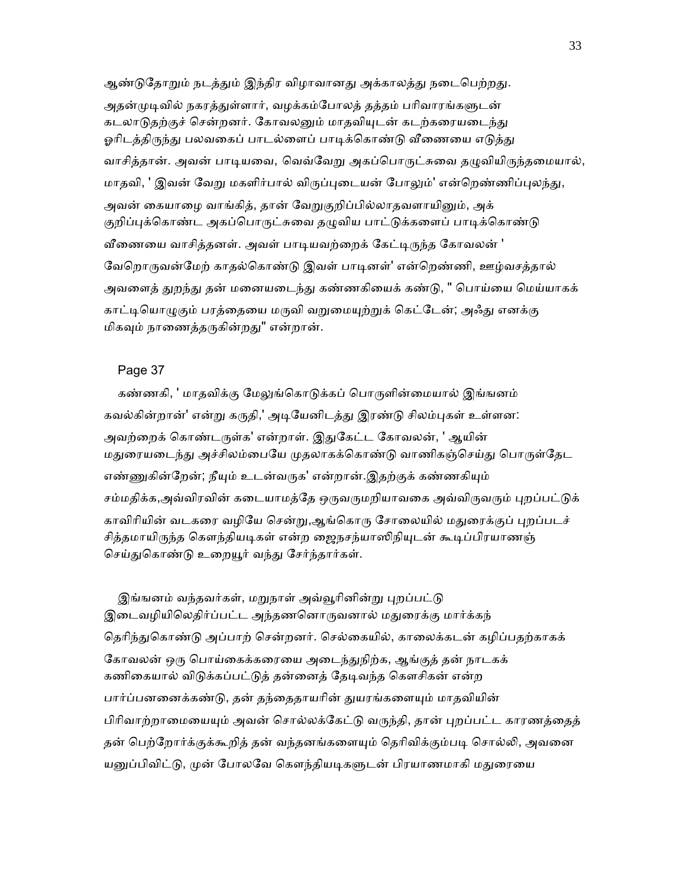ஆண்டுதோறும் நடத்தும் இந்திர விழாவானது அக்காலத்து நடைபெற்றது. அதன்முடிவில் நகரத்துள்ளார், வழக்கம்போலத் தத்தம் பரிவாரங்களுடன் கடலாடுதற்குச் சென்றனர். கோவலனும் மாதவியுடன் கடற்கரையடைந்து ஓரிடத்திருந்து பலவகைப் பாடல்ளைப் பாடிக்கொண்டு வீணையை எடுத்து வாசித்தான். அவன் பாடியவை, வெவ்வேறு அகப்பொருட்சுவை தழுவியிருந்தமையால், மாதவி, ' இவன் வேறு மகளிர்பால் விருப்புடையன் போலும்' என்றெண்ணிப்புலந்து, அவன் கையாழை வாங்கித், தான் வேறுகுறிப்பில்லாதவளாயினும், அக் குறிப்புக்கொண்ட அகப்பொருட்சுவை தழுவிய பாட்டுக்களைப் பாடிக்கொண்டு வீணையை வாசித்தனள். அவள் பாடியவற்றைக் கேட்டிருந்த கோவலன் ' வேறொருவன்மேற் காதல்கொண்டு இவள் பாடினள்' என்றெண்ணி, ஊழ்வசத்தால் அவளைத் துறந்து தன் மனையடைந்து கண்ணகியைக் கண்டு, " பொய்யை மெய்யாகக் காட்டியொழுகும் பரத்தையை மருவி வறுமையுற்றுக் கெட்டேன்; அஃது எனக்கு மிகவும் நாணைத்தருகின்றது" என்றான்.

Page 37

கண்ணகி, ' மாதவிக்கு மேலுங்கொடுக்கப் பொருளின்மையால் இங்ஙனம் கவல்கின்றான்' என்று கருதி,' அடியேனிடத்து இரண்டு சிலம்புகள் உள்ளன: அவற்றைக் கொண்டருள்க' என்றாள். இதுகேட்ட கோவலன், ' ஆயின் மதுரையடைந்து அச்சிலம்பையே முதலாகக்கொண்டு வாணிகஞ்செய்து பொருள்தேட எண்ணுகின்றேன்; நீயும் உடன்வருக' என்றான்.இதற்குக் கண்ணகியும் சம்மதிக்க,அவ்விரவின் கடையாமத்தே ஒருவருமறியாவகை அவ்விருவரும் புறப்பட்டுக் காவிரியின் வடகரை வழியே சென்று,ஆங்கொரு சோலையில் மதுரைக்குப் புறப்படச் சித்தமாயிருந்த கௌந்தியடிகள் என்ற ஜைநசந்யாஸிநியுடன் கூடிப்பிரயாணஞ் செய்துகொண்டு உறையூர் வந்து சேர்ந்தார்கள்.

இங்ஙனம் வந்தவர்கள், மறுநாள் அவ்வூரினின்று புறப்பட்டு இடைவழியிலெதிர்ப்பட்ட அந்தணனொருவனால் மதுரைக்கு மார்க்கந் தெரிந்துகொண்டு அப்பாற் சென்றனர். செல்கையில், காலைக்கடன் கழிப்பதற்காகக் கோவலன் ஒரு பொய்கைக்கரையை அடைந்துநிற்க, ஆங்குத் தன் நாடகக் கணிகையால் விடுக்கப்பட்டுத் தன்னைத் தேடிவந்த கௌசிகன் என்ற பார்ப்பனனைக்கண்டு, தன் தந்தைதாயரின் துயரங்களையும் மாதவியின் பிரிவாற்றாமையையும் அவன் சொல்லக்கேட்டு வருந்தி, தான் புறப்பட்ட காரணத்தைத் தன் பெற்றோர்க்குக்கூறித் தன் வந்தனங்களையும் தெரிவிக்கும்படி சொல்லி, அவனை யனுப்பிவிட்டு, முன் போலவே கௌந்தியடிகளுடன் பிரயாணமாகி மதுரையை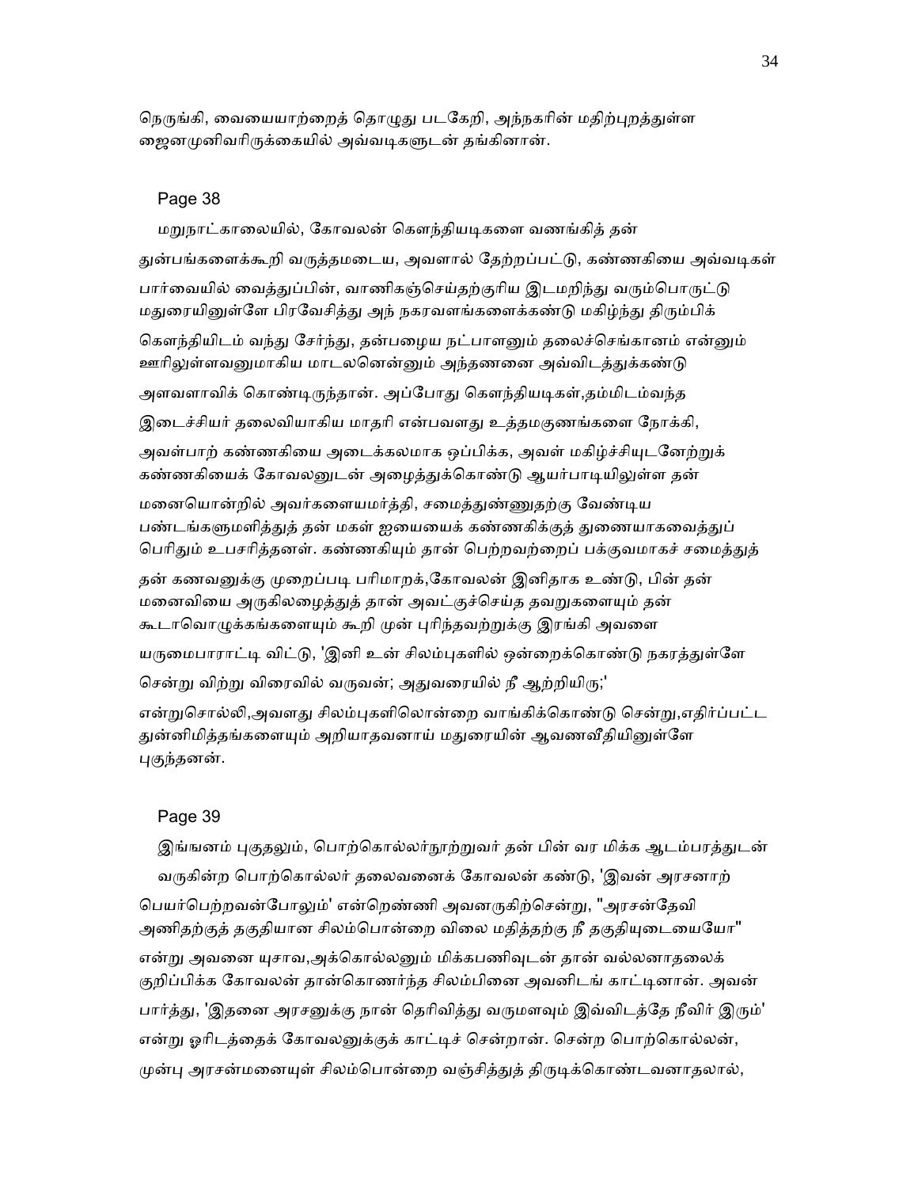நெருங்கி, வையையாற்றைத் தொழுது படகேறி, அந்நகரின் மதிற்புறத்துள்ள ஜைனமுனிவரிருக்கையில் அவ்வடிகளுடன் தங்கினான்.

Page 38

மறுநாட்காலையில், கோவலன் கௌந்தியடிகளை வணங்கித் தன் துன்பங்களைக்கூறி வருத்தமடைய, அவளால் தேற்றப்பட்டு, கண்ணகியை அவ்வடிகள் பார்வையில் வைத்துப்பின், வாணிகஞ்செய்தற்குரிய இடமறிந்து வரும்பொருட்டு மதுரையினுள்ளே பிரவேசித்து அந் நகரவளங்களைக்கண்டு மகிழ்ந்து திரும்பிக் கௌந்தியிடம் வந்து சேர்ந்து, தன்பழைய நட்பாளனும் தலைச்செங்கானம் என்னும் ஊரிலுள்ளவனுமாகிய மாடலனென்னும் அந்தணனை அவ்விடத்துக்கண்டு அளவளாவிக் கொண்டிருந்தான். அப்போது கௌந்தியடிகள்,தம்மிடம்வந்த இடைச்சியர் தலைவியாகிய மாதரி என்பவளது உத்தமகுணங்களை நோக்கி, அவள்பாற் கண்ணகியை அடைக்கலமாக ஒப்பிக்க, அவள் மகிழ்ச்சியுடனேற்றுக் கண்ணகியைக் கோவலனுடன் அழைத்துக்கொண்டு ஆயர்பாடியிலுள்ள தன் மனையொன்றில் அவர்களையமர்த்தி, சமைத்துண்ணுதற்கு வேண்டிய பண்டங்களுமளித்துத் தன் மகள் ஐயையைக் கண்ணகிக்குத் துணையாகவைத்துப் பெரிதும் உபசரித்தனள். கண்ணகியும் தான் பெற்றவற்றைப் பக்குவமாகச் சமைத்துத் தன் கணவனுக்கு முறைப்படி பரிமாறக்,கோவலன் இனிதாக உண்டு, பின் தன் மனைவியை அருகிலழைத்துத் தான் அவட்குச்செய்த தவறுகளையும் தன் கூடாவொழுக்கங்களையும் கூறி முன் புரிந்தவற்றுக்கு இரங்கி அவளை யருமைபாராட்டி விட்டு, 'இனி உன் சிலம்புகளில் ஒன்றைக்கொண்டு நகரத்துள்ளே சென்று விற்று விரைவில் வருவன்; அதுவரையில் நீ ஆற்றியிரு;' என்றுசொல்லி,அவளது சிலம்புகளிலொன்றை வாங்கிக்கொண்டு சென்று,எதிர்ப்பட்ட துன்னிமித்தங்களையும் அறியாதவனாய் மதுரையின் ஆவணவீதியினுள்ளே புகுந்தனன்.

Page 39

இங்ஙனம் புகுதலும், பொற்கொல்லர்நூற்றுவர் தன் பின் வர மிக்க ஆடம்பரத்துடன் வருகின்ற பொற்கொல்லர் தலைவனைக் கோவலன் கண்டு, 'இவன் அரசனாற் பெயர்பெற்றவன்போலும்' என்றெண்ணி அவனருகிற்சென்று, "அரசன்தேவி அணிதற்குத் தகுதியான சிலம்பொன்றை விலை மதித்தற்கு நீ தகுதியுடையையோ" என்று அவனை யுசாவ,அக்கொல்லனும் மிக்கபணிவுடன் தான் வல்லனாதலைக் குறிப்பிக்க கோவலன் தான்கொணர்ந்த சிலம்பினை அவனிடங் காட்டினான். அவன் பார்த்து, 'இதனை அரசனுக்கு நான் தெரிவித்து வருமளவும் இவ்விடத்தே நீவிர் இரும்' என்று ஓரிடத்தைக் கோவலனுக்குக் காட்டிச் சென்றான். சென்ற பொற்கொல்லன், முன்பு அரசன்மனையுள் சிலம்பொன்றை வஞ்சித்துத் திருடிக்கொண்டவனாதலால்,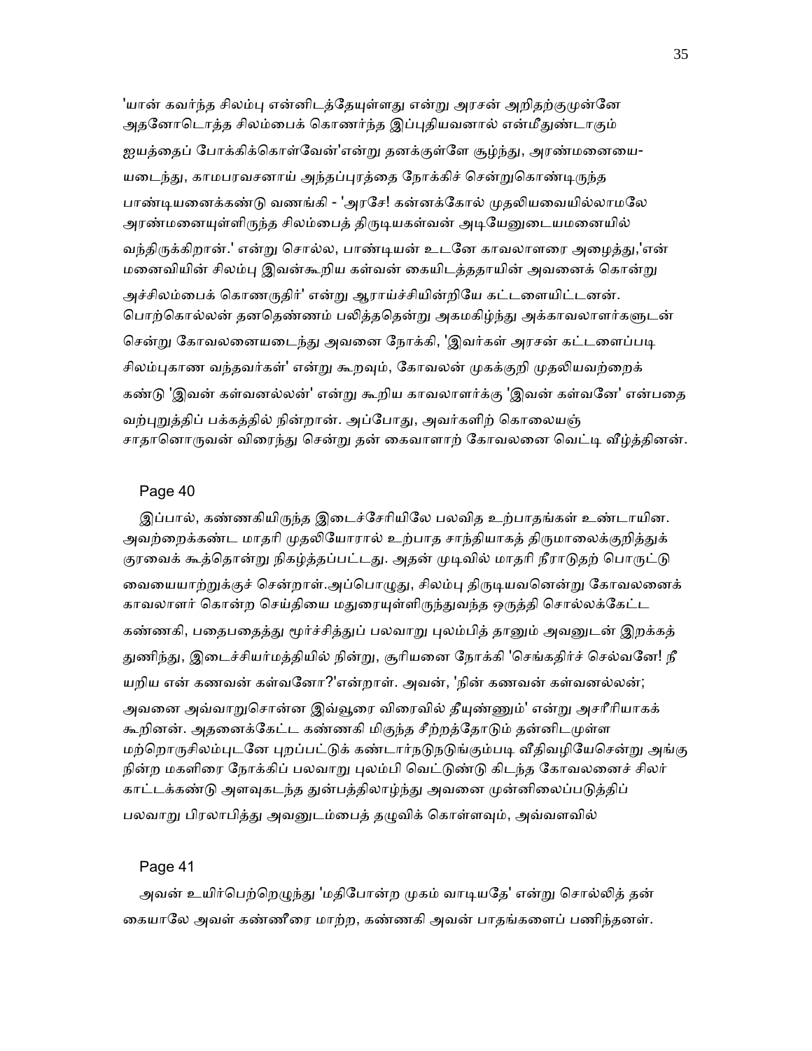'யான் கவர்ந்த சிலம்பு என்னிடத்தேயுள்ளது என்று அரசன் அறிதற்குமுன்னே அதனோடொத்த சிலம்பைக் கொணர்ந்த இப்புதியவனால் என்மீதுண்டாகும் ஐயத்தைப் போக்கிக்கொள்வேன்'என்று தனக்குள்ளே சூழ்ந்து, அரண்மனையை-யடைந்து, காமபரவசனாய் அந்தப்புரத்தை நோக்கிச் சென்றுகொண்டிருந்த பாண்டியனைக்கண்டு வணங்கி - 'அரசே! கன்னக்கோல் முதலியவையில்லாமலே அரண்மனையுள்ளிருந்த சிலம்பைத் திருடியகள்வன் அடியேனுடையமனையில் வந்திருக்கிறான்.' என்று சொல்ல, பாண்டியன் உடனே காவலாளரை அழைத்து,'என் மனைவியின் சிலம்பு இவன்கூறிய கள்வன் கையிடத்ததாயின் அவனைக் கொன்று அச்சிலம்பைக் கொணருதிர்' என்று ஆராய்ச்சியின்றியே கட்டளையிட்டனன். பொற்கொல்லன் தனதெண்ணம் பலித்ததென்று அகமகிழ்ந்து அக்காவலாளர்களுடன் சென்று கோவலனையடைந்து அவனை நோக்கி, 'இவர்கள் அரசன் கட்டளைப்படி சிலம்புகாண வந்தவர்கள்' என்று கூறவும், கோவலன் முகக்குறி முதலியவற்றைக் கண்டு 'இவன் கள்வனல்லன்' என்று கூறிய காவலாளர்க்கு 'இவன் கள்வனே' என்பதை வற்புறுத்திப் பக்கத்தில் நின்றான். அப்போது, அவர்களிற் கொலையஞ் சாதானொருவன் விரைந்து சென்று தன் கைவாளாற் கோவலனை வெட்டி வீழ்த்தினன்.

Page 40

இப்பால், கண்ணகியிருந்த இடைச்சேரியிலே பலவித உற்பாதங்கள் உண்டாயின. அவற்றைக்கண்ட மாதரி முதலியோரால் உற்பாத சாந்தியாகத் திருமாலைக்குறித்துக் குரவைக் கூத்தொன்று நிகழ்த்தப்பட்டது. அதன் முடிவில் மாதரி நீராடுதற் பொருட்டு வையையாற்றுக்குச் சென்றாள்.அப்பொழுது, சிலம்பு திருடியவனென்று கோவலனைக் காவலாளர் கொன்ற செய்தியை மதுரையுள்ளிருந்துவந்த ஒருத்தி சொல்லக்கேட்ட கண்ணகி, பதைபதைத்து மூர்ச்சித்துப் பலவாறு புலம்பித் தானும் அவனுடன் இறக்கத் துணிந்து, இடைச்சியர்மத்தியில் நின்று, சூரியனை நோக்கி 'செங்கதிர்ச் செல்வனே! நீ யறிய என் கணவன் கள்வனோ?'என்றாள். அவன், 'நின் கணவன் கள்வனல்லன்; அவனை அவ்வாறுசொன்ன இவ்வூரை விரைவில் தீயுண்ணும்' என்று அசரீரியாகக் கூறினன். அதனைக்கேட்ட கண்ணகி மிகுந்த சீற்றத்தோடும் தன்னிடமுள்ள மற்றொருசிலம்புடனே புறப்பட்டுக் கண்டார்நடுநடுங்கும்படி வீதிவழியேசென்று அங்கு நின்ற மகளிரை நோக்கிப் பலவாறு புலம்பி வெட்டுண்டு கிடந்த கோவலனைச் சிலர் காட்டக்கண்டு அளவுகடந்த துன்பத்திலாழ்ந்து அவனை முன்னிலைப்படுத்திப் பலவாறு பிரலாபித்து அவனுடம்பைத் தழுவிக் கொள்ளவும், அவ்வளவில்

Page 41

அவன் உயிர்பெற்றெழுந்து 'மதிபோன்ற முகம் வாடியதே' என்று சொல்லித் தன் கையாலே அவள் கண்ணீரை மாற்ற, கண்ணகி அவன் பாதங்களைப் பணிந்தனள்.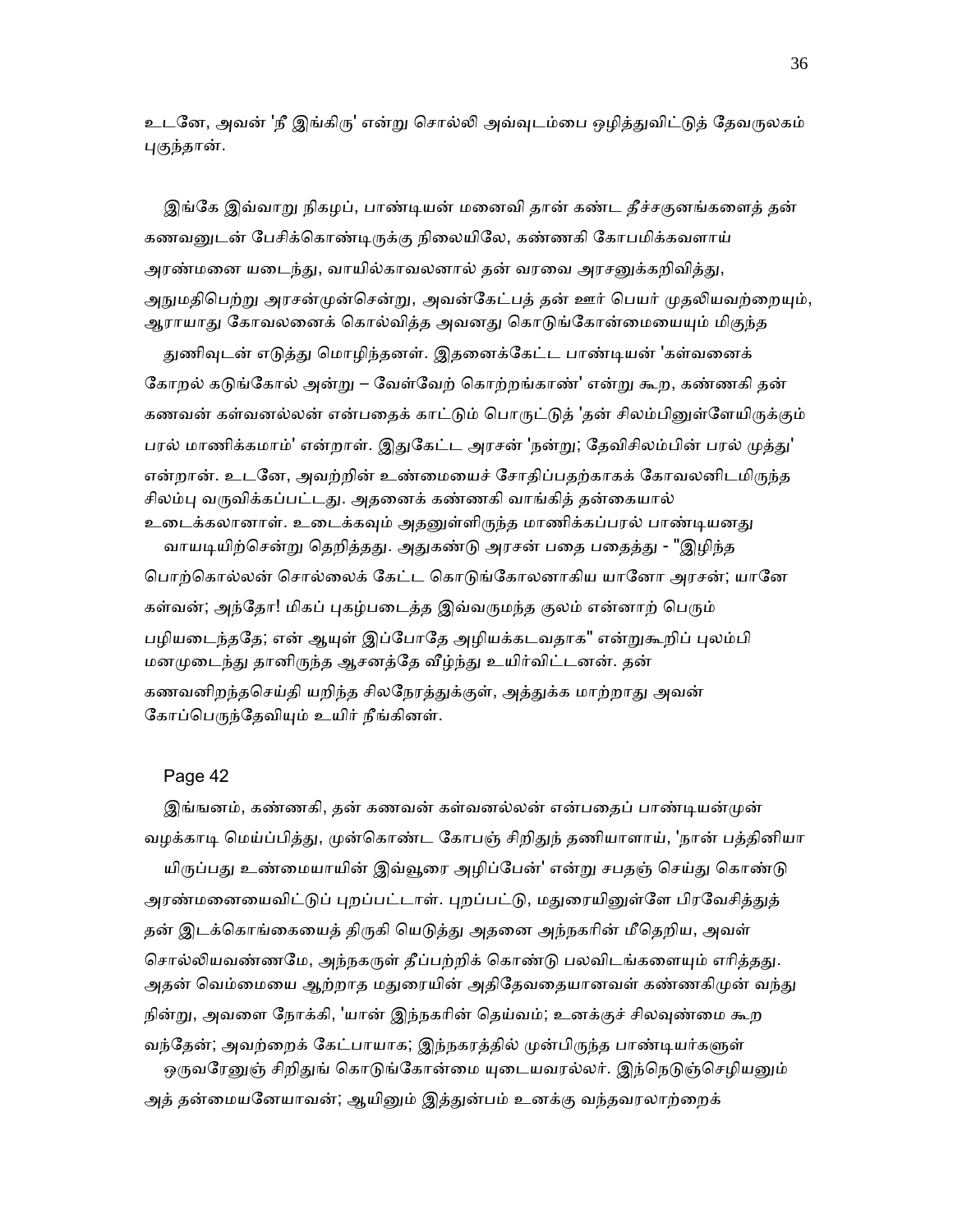உடனே, அவன் 'நீ இங்கிரு' என்று சொல்லி அவ்வுடம்பை ஒழித்துவிட்டுத் தேவருலகம் புகுந்தான்.

இங்கே இவ்வாறு நிகழப், பாண்டியன் மனைவி தான் கண்ட தீச்சகுனங்களைத் தன் கணவனுடன் பேசிக்கொண்டிருக்கு நிலையிலே, கண்ணகி கோபமிக்கவளாய் அரண்மனை யடைந்து, வாயில்காவலனால் தன் வரவை அரசனுக்கறிவித்து, அநுமதிபெற்று அரசன்முன்சென்று, அவன்கேட்பத் தன் ஊர் பெயர் முதலியவற்றையும், ஆராயாது கோவலனைக் கொல்வித்த அவனது கொடுங்கோன்மையையும் மிகுந்த துணிவுடன் எடுத்து மொழிந்தனள். இதனைக்கேட்ட பாண்டியன் 'கள்வனைக் கோறல் கடுங்கோல் அன்று – வேள்வேற் கொற்றங்காண்' என்று கூற, கண்ணகி தன் கணவன் கள்வனல்லன் என்பதைக் காட்டும் பொருட்டுத் 'தன் சிலம்பினுள்ளேயிருக்கும் பரல் மாணிக்கமாம்' என்றாள். இதுகேட்ட அரசன் 'நன்று; தேவிசிலம்பின் பரல் முத்து' என்றான். உடனே, அவற்றின் உண்மையைச் சோதிப்பதற்காகக் கோவலனிடமிருந்த சிலம்பு வருவிக்கப்பட்டது. அதனைக் கண்ணகி வாங்கித் தன்கையால் உடைக்கலானாள். உடைக்கவும் அதனுள்ளிருந்த மாணிக்கப்பரல் பாண்டியனது வாயடியிற்சென்று தெறித்தது. அதுகண்டு அரசன் பதை பதைத்து - "இழிந்த பொற்கொல்லன் சொல்லைக் கேட்ட கொடுங்கோலனாகிய யானோ அரசன்; யானே கள்வன்; அந்தோ! மிகப் புகழ்படைத்த இவ்வருமந்த குலம் என்னாற் பெரும் பழியடைந்ததே; என் ஆயுள் இப்போதே அழியக்கடவதாக" என்றுகூறிப் புலம்பி மனமுடைந்து தானிருந்த ஆசனத்தே வீழ்ந்து உயிர்விட்டனன். தன் கணவனிறந்தசெய்தி யறிந்த சிலநேரத்துக்குள், அத்துக்க மாற்றாது அவன் கோப்பெருந்தேவியும் உயிர் நீங்கினள்.

Page 42

இங்ஙனம், கண்ணகி, தன் கணவன் கள்வனல்லன் என்பதைப் பாண்டியன்முன் வழக்காடி மெய்ப்பித்து, முன்கொண்ட கோபஞ் சிறிதுந் தணியாளாய், 'நான் பத்தினியா யிருப்பது உண்மையாயின் இவ்வூரை அழிப்பேன்' என்று சபதஞ் செய்து கொண்டு அரண்மனையைவிட்டுப் புறப்பட்டாள். புறப்பட்டு, மதுரையினுள்ளே பிரவேசித்துத் தன் இடக்கொங்கையைத் திருகி யெடுத்து அதனை அந்நகரின் மீதெறிய, அவள் சொல்லியவண்ணமே, அந்நகருள் தீப்பற்றிக் கொண்டு பலவிடங்களையும் எரித்தது. அதன் வெம்மையை ஆற்றாத மதுரையின் அதிதேவதையானவள் கண்ணகிமுன் வந்து நின்று, அவளை நோக்கி, 'யான் இந்நகரின் தெய்வம்; உனக்குச் சிலவுண்மை கூற வந்தேன்; அவற்றைக் கேட்பாயாக; இந்நகரத்தில் முன்பிருந்த பாண்டியர்களுள் ஒருவரேனுஞ் சிறிதுங் கொடுங்கோன்மை யுடையவரல்லர். இந்நெடுஞ்செழியனும் அத் தன்மையனேயாவன்; ஆயினும் இத்துன்பம் உனக்கு வந்தவரலாற்றைக்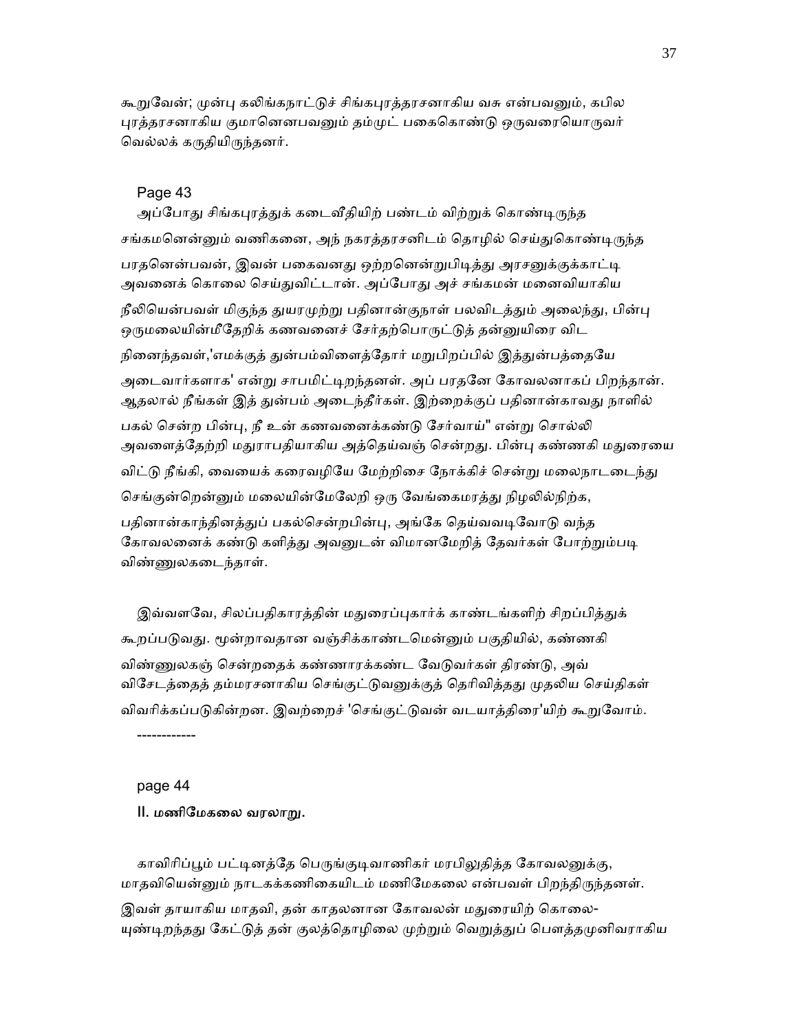கூறுவேன்; முன்பு கலிங்கநாட்டுச் சிங்கபுரத்தரசனாகிய வசு என்பவனும், கபில புரத்தரசனாகிய குமானெனபவனும் தம்முட் பகைகொண்டு ஒருவரையொருவர் வெல்லக் கருதியிருந்தனர்.

Page 43

அப்போது சிங்கபுரத்துக் கடைவீதியிற் பண்டம் விற்றுக் கொண்டிருந்த சங்கமனென்னும் வணிகனை, அந் நகரத்தரசனிடம் தொழில் செய்துகொண்டிருந்த பரதனென்பவன், இவன் பகைவனது ஒற்றனென்றுபிடித்து அரசனுக்குக்காட்டி அவனைக் கொலை செய்துவிட்டான். அப்போது அச் சங்கமன் மனைவியாகிய நீலியென்பவள் மிகுந்த துயரமுற்று பதினான்குநாள் பலவிடத்தும் அலைந்து, பின்பு ஒருமலையின்மீதேறிக் கணவனைச் சேர்தற்பொருட்டுத் தன்னுயிரை விட நினைந்தவள்,'எமக்குத் துன்பம்விளைத்தோர் மறுபிறப்பில் இத்துன்பத்தையே அடைவார்களாக' என்று சாபமிட்டிறந்தனள். அப் பரதனே கோவலனாகப் பிறந்தான். ஆதலால் நீங்கள் இத் துன்பம் அடைந்தீர்கள். இற்றைக்குப் பதினான்காவது நாளில் பகல் சென்ற பின்பு, நீ உன் கணவனைக்கண்டு சேர்வாய்" என்று சொல்லி அவளைத்தேற்றி மதுராபதியாகிய அத்தெய்வஞ் சென்றது. பின்பு கண்ணகி மதுரையை விட்டு நீங்கி, வையைக் கரைவழியே மேற்றிசை நோக்கிச் சென்று மலைநாடடைந்து செங்குன்றென்னும் மலையின்மேலேறி ஒரு வேங்கைமரத்து நிழலில்நிற்க, பதினான்காந்தினத்துப் பகல்சென்றபின்பு, அங்கே தெய்வவடிவோடு வந்த கோவலனைக் கண்டு களித்து அவனுடன் விமானமேறித் தேவர்கள் போற்றும்படி விண்ணுலகடைந்தாள்.

இவ்வளவே, சிலப்பதிகாரத்தின் மதுரைப்புகார்க் காண்டங்களிற் சிறப்பித்துக் கூறப்படுவது. மூன்றாவதான வஞ்சிக்காண்டமென்னும் பகுதியில், கண்ணகி விண்ணுலகஞ் சென்றதைக் கண்ணாரக்கண்ட வேடுவர்கள் திரண்டு, அவ் விசேடத்தைத் தம்மரசனாகிய செங்குட்டுவனுக்குத் தெரிவித்தது முதலிய செய்திகள் விவரிக்கப்படுகின்றன. இவற்றைச் 'செங்குட்டுவன் வடயாத்திரை'யிற் கூறுவோம்.

------------

page 44

**II. மணிமேகலை வரலாறு.**

காவிரிப்பூம் பட்டினத்தே பெருங்குடிவாணிகர் மரபிலுதித்த கோவலனுக்கு, மாதவியென்னும் நாடகக்கணிகையிடம் மணிமேகலை என்பவள் பிறந்திருந்தனள். இவள் தாயாகிய மாதவி, தன் காதலனான கோவலன் மதுரையிற் கொலை-யுண்டிறந்தது கேட்டுத் தன் குலத்தொழிலை முற்றும் வெறுத்துப் பௌத்தமுனிவராகிய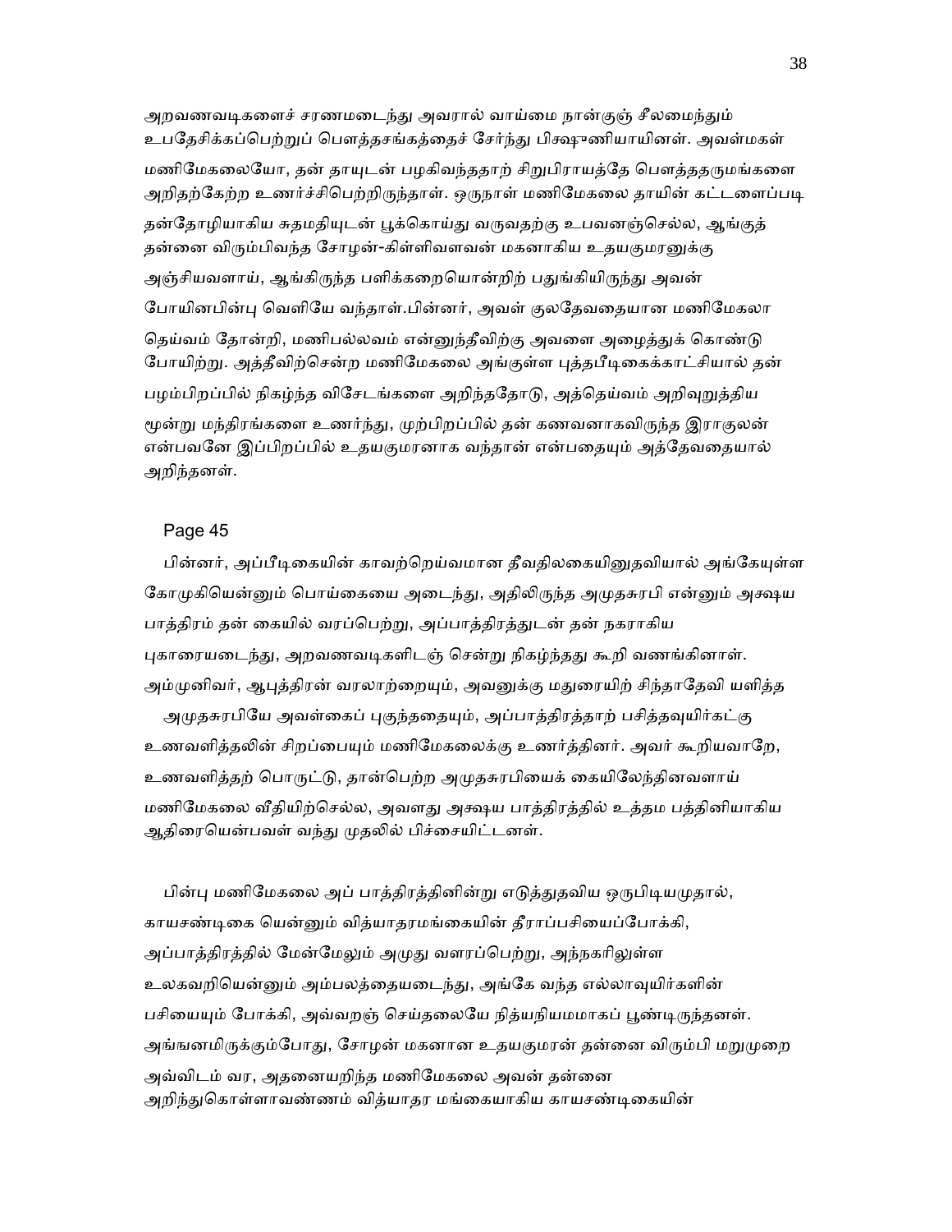அறவணவடிகளைச் சரணமடைந்து அவரால் வாய்மை நான்குஞ் சீலமைந்தும் உபதேசிக்கப்பெற்றுப் பௌத்தசங்கத்தைச் சேர்ந்து பிக்ஷுணியாயினள். அவள்மகள் மணிமேகலையோ, தன் தாயுடன் பழகிவந்ததாற் சிறுபிராயத்தே பௌத்ததருமங்களை அறிதற்கேற்ற உணர்ச்சிபெற்றிருந்தாள். ஒருநாள் மணிமேகலை தாயின் கட்டளைப்படி தன்தோழியாகிய சுதமதியுடன் பூக்கொய்து வருவதற்கு உபவனஞ்செல்ல, ஆங்குத் தன்னை விரும்பிவந்த சோழன்-கிள்ளிவளவன் மகனாகிய உதயகுமரனுக்கு அஞ்சியவளாய், ஆங்கிருந்த பளிக்கறையொன்றிற் பதுங்கியிருந்து அவன் போயினபின்பு வெளியே வந்தாள்.பின்னர், அவள் குலதேவதையான மணிமேகலா தெய்வம் தோன்றி, மணிபல்லவம் என்னுந்தீவிற்கு அவளை அழைத்துக் கொண்டு போயிற்று. அத்தீவிற்சென்ற மணிமேகலை அங்குள்ள புத்தபீடிகைக்காட்சியால் தன் பழம்பிறப்பில் நிகழ்ந்த விசேடங்களை அறிந்ததோடு, அத்தெய்வம் அறிவுறுத்திய மூன்று மந்திரங்களை உணர்ந்து, முற்பிறப்பில் தன் கணவனாகவிருந்த இராகுலன் என்பவனே இப்பிறப்பில் உதயகுமரனாக வந்தான் என்பதையும் அத்தேவதையால் அறிந்தனள்.

Page 45

பின்னர், அப்பீடிகையின் காவற்றெய்வமான தீவதிலகையினுதவியால் அங்கேயுள்ள கோமுகியென்னும் பொய்கையை அடைந்து, அதிலிருந்த அமுதசுரபி என்னும் அக்ஷய பாத்திரம் தன் கையில் வரப்பெற்று, அப்பாத்திரத்துடன் தன் நகராகிய புகாரையடைந்து, அறவணவடிகளிடஞ் சென்று நிகழ்ந்தது கூறி வணங்கினாள். அம்முனிவர், ஆபுத்திரன் வரலாற்றையும், அவனுக்கு மதுரையிற் சிந்தாதேவி யளித்த அமுதசுரபியே அவள்கைப் புகுந்ததையும், அப்பாத்திரத்தாற் பசித்தவுயிர்கட்கு உணவளித்தலின் சிறப்பையும் மணிமேகலைக்கு உணர்த்தினர். அவர் கூறியவாறே, உணவளித்தற் பொருட்டு, தான்பெற்ற அமுதசுரபியைக் கையிலேந்தினவளாய் மணிமேகலை வீதியிற்செல்ல, அவளது அக்ஷய பாத்திரத்தில் உத்தம பத்தினியாகிய ஆதிரையென்பவள் வந்து முதலில் பிச்சையிட்டனள்.

பின்பு மணிமேகலை அப் பாத்திரத்தினின்று எடுத்துதவிய ஒருபிடியமுதால், காயசண்டிகை யென்னும் வித்யாதரமங்கையின் தீராப்பசியைப்போக்கி, அப்பாத்திரத்தில் மேன்மேலும் அமுது வளரப்பெற்று, அந்நகரிலுள்ள உலகவறியென்னும் அம்பலத்தையடைந்து, அங்கே வந்த எல்லாவுயிர்களின் பசியையும் போக்கி, அவ்வறஞ் செய்தலையே நித்யநியமமாகப் பூண்டிருந்தனள். அங்ஙனமிருக்கும்போது, சோழன் மகனான உதயகுமரன் தன்னை விரும்பி மறுமுறை அவ்விடம் வர, அதனையறிந்த மணிமேகலை அவன் தன்னை அறிந்துகொள்ளாவண்ணம் வித்யாதர மங்கையாகிய காயசண்டிகையின்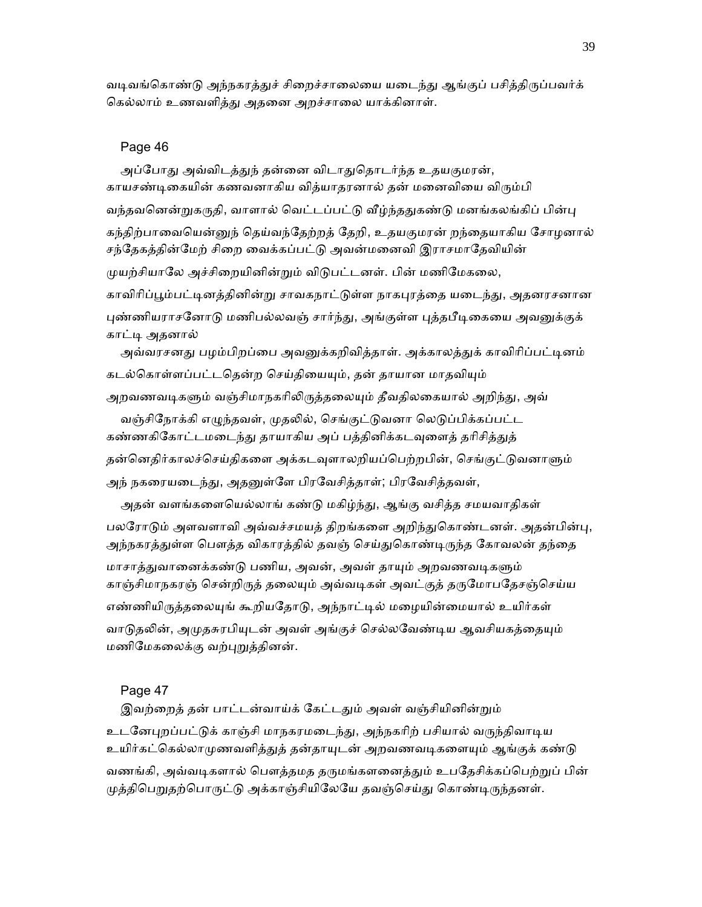வடிவங்கொண்டு அந்நகரத்துச் சிறைச்சாலையை யடைந்து ஆங்குப் பசித்திருப்பவர்க் கெல்லாம் உணவளித்து அதனை அறச்சாலை யாக்கினாள்.

Page 46

அப்போது அவ்விடத்துந் தன்னை விடாதுதொடர்ந்த உதயகுமரன், காயசண்டிகையின் கணவனாகிய வித்யாதரனால் தன் மனைவியை விரும்பி வந்தவனென்றுகருதி, வாளால் வெட்டப்பட்டு வீழ்ந்ததுகண்டு மனங்கலங்கிப் பின்பு கந்திற்பாவையென்னுந் தெய்வந்தேற்றத் தேறி, உதயகுமரன் றந்தையாகிய சோழனால் சந்தேகத்தின்மேற் சிறை வைக்கப்பட்டு அவன்மனைவி இராசமாதேவியின் முயற்சியாலே அச்சிறையினின்றும் விடுபட்டனள். பின் மணிமேகலை, காவிரிப்பூம்பட்டினத்தினின்று சாவகநாட்டுள்ள நாகபுரத்தை யடைந்து, அதனரசனான புண்ணியராசனோடு மணிபல்லவஞ் சார்ந்து, அங்குள்ள புத்தபீடிகையை அவனுக்குக் காட்டி அதனால்

அவ்வரசனது பழம்பிறப்பை அவனுக்கறிவித்தாள். அக்காலத்துக் காவிரிப்பட்டினம் கடல்கொள்ளப்பட்டதென்ற செய்தியையும், தன் தாயான மாதவியும் அறவணவடிகளும் வஞ்சிமாநகரிலிருத்தலையும் தீவதிலகையால் அறிந்து, அவ்

வஞ்சிநோக்கி எழுந்தவள், முதலில், செங்குட்டுவனா லெடுப்பிக்கப்பட்ட கண்ணகிகோட்டமடைந்து தாயாகிய அப் பத்தினிக்கடவுளைத் தரிசித்துத் தன்னெதிர்காலச்செய்திகளை அக்கடவுளாலறியப்பெற்றபின், செங்குட்டுவனாளும் அந் நகரையடைந்து, அதனுள்ளே பிரவேசித்தாள்; பிரவேசித்தவள்,

அதன் வளங்களையெல்லாங் கண்டு மகிழ்ந்து, ஆங்கு வசித்த சமயவாதிகள் பலரோடும் அளவளாவி அவ்வச்சமயத் திறங்களை அறிந்துகொண்டனள். அதன்பின்பு, அந்நகரத்துள்ள பௌத்த விகாரத்தில் தவஞ் செய்துகொண்டிருந்த கோவலன் தந்தை மாசாத்துவானைக்கண்டு பணிய, அவன், அவள் தாயும் அறவணவடிகளும் காஞ்சிமாநகரஞ் சென்றிருத் தலையும் அவ்வடிகள் அவட்குத் தருமோபதேசஞ்செய்ய எண்ணியிருத்தலையுங் கூறியதோடு, அந்நாட்டில் மழையின்மையால் உயிர்கள் வாடுதலின், அமுதசுரபியுடன் அவள் அங்குச் செல்லவேண்டிய ஆவசியகத்தையும் மணிமேகலைக்கு வற்புறுத்தினன்.

Page 47

இவற்றைத் தன் பாட்டன்வாய்க் கேட்டதும் அவள் வஞ்சியினின்றும் உடனேபுறப்பட்டுக் காஞ்சி மாநகரமடைந்து, அந்நகரிற் பசியால் வருந்திவாடிய உயிர்கட்கெல்லாமுணவளித்துத் தன்தாயுடன் அறவணவடிகளையும் ஆங்குக் கண்டு வணங்கி, அவ்வடிகளால் பௌத்தமத தருமங்களனைத்தும் உபதேசிக்கப்பெற்றுப் பின் முத்திபெறுதற்பொருட்டு அக்காஞ்சியிலேயே தவஞ்செய்து கொண்டிருந்தனள்.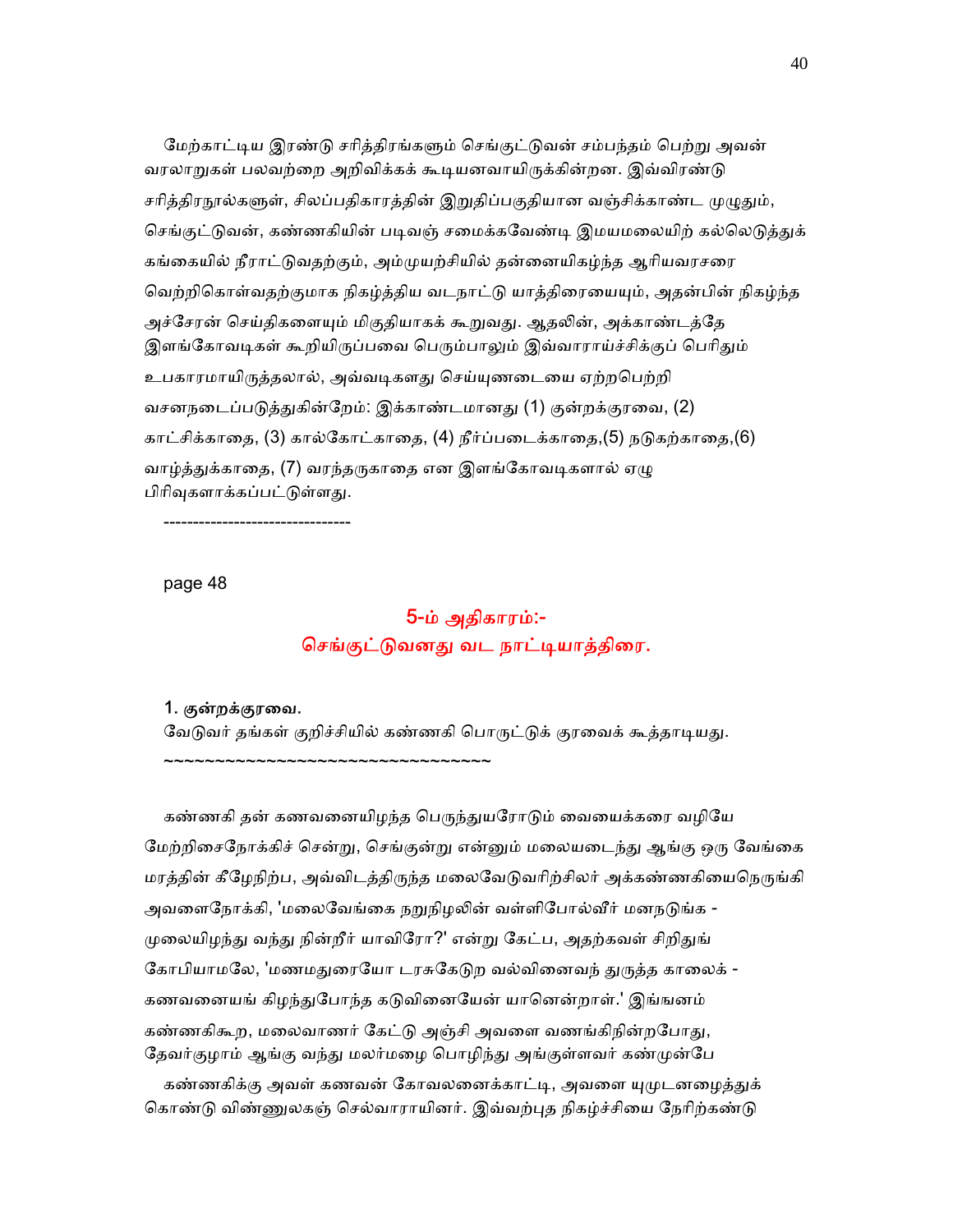மேற்காட்டிய இரண்டு சரித்திரங்களும் செங்குட்டுவன் சம்பந்தம் பெற்று அவன் வரலாறுகள் பலவற்றை அறிவிக்கக் கூடியனவாயிருக்கின்றன. இவ்விரண்டு சரித்திரநூல்களுள், சிலப்பதிகாரத்தின் இறுதிப்பகுதியான வஞ்சிக்காண்ட முழுதும், செங்குட்டுவன், கண்ணகியின் படிவஞ் சமைக்கவேண்டி இமயமலையிற் கல்லெடுத்துக் கங்கையில் நீராட்டுவதற்கும், அம்முயற்சியில் தன்னையிகழ்ந்த ஆரியவரசரை வெற்றிகொள்வதற்குமாக நிகழ்த்திய வடநாட்டு யாத்திரையையும், அதன்பின் நிகழ்ந்த அச்சேரன் செய்திகளையும் மிகுதியாகக் கூறுவது. ஆதலின், அக்காண்டத்தே இளங்கோவடிகள் கூறியிருப்பவை பெரும்பாலும் இவ்வாராய்ச்சிக்குப் பெரிதும் உபகாரமாயிருத்தலால், அவ்வடிகளது செய்யுணடையை ஏற்றபெற்றி வசனநடைப்படுத்துகின்றேம்: இக்காண்டமானது (1) குன்றக்குரவை, (2) காட்சிக்காதை, (3) கால்கோட்காதை, (4) நீர்ப்படைக்காதை,(5) நடுகற்காதை,(6) வாழ்த்துக்காதை, (7) வரந்தருகாதை என இளங்கோவடிகளால் ஏழு பிரிவுகளாக்கப்பட்டுள்ளது.

--------------------------------

page 48

## 5-ம் அதிகாரம்:-
## செங்குட்டுவனது வட நாட்டியாத்திரை.

**1. குன்றக்குரவை.**

வேடுவர் தங்கள் குறிச்சியில் கண்ணகி பொருட்டுக் குரவைக் கூத்தாடியது.

~~~~~~~~~~~~~~~~~~~~~~~~~~~~~~~~~~

கண்ணகி தன் கணவனையிழந்த பெருந்துயரோடும் வையைக்கரை வழியே மேற்றிசைநோக்கிச் சென்று, செங்குன்று என்னும் மலையடைந்து ஆங்கு ஒரு வேங்கை மரத்தின் கீழேநிற்ப, அவ்விடத்திருந்த மலைவேடுவரிற்சிலர் அக்கண்ணகியைநெருங்கி அவளைநோக்கி, 'மலைவேங்கை நறுநிழலின் வள்ளிபோல்வீர் மனநடுங்க - முலையிழந்து வந்து நின்றீர் யாவிரோ?' என்று கேட்ப, அதற்கவள் சிறிதுங் கோபியாமலே, 'மணமதுரையோ டரசுகேடுற வல்வினைவந் துருத்த காலைக் - கணவனையங் கிழந்துபோந்த கடுவினையேன் யானென்றாள்.' இங்ஙனம் கண்ணகிகூற, மலைவாணர் கேட்டு அஞ்சி அவளை வணங்கிநின்றபோது, தேவர்குழாம் ஆங்கு வந்து மலர்மழை பொழிந்து அங்குள்ளவர் கண்முன்பே கண்ணகிக்கு அவள் கணவன் கோவலனைக்காட்டி, அவளை யுமுடனழைத்துக் கொண்டு விண்ணுலகஞ் செல்வாராயினர். இவ்வற்புத நிகழ்ச்சியை நேரிற்கண்டு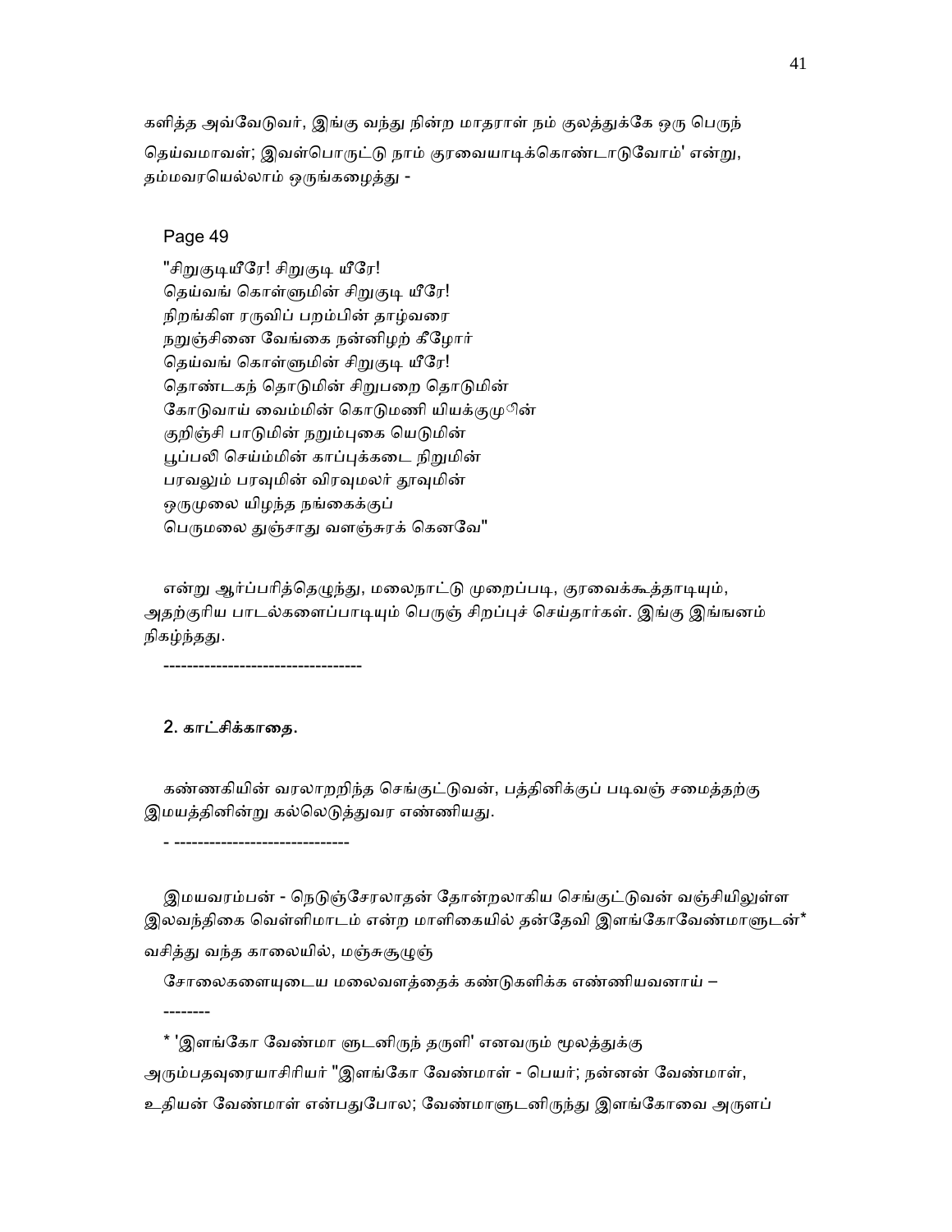களித்த அவ்வேடுவர், இங்கு வந்து நின்ற மாதராள் நம் குலத்துக்கே ஒரு பெருந் தெய்வமாவள்; இவள்பொருட்டு நாம் குரவையாடிக்கொண்டாடுவோம்' என்று, தம்மவரையெல்லாம் ஒருங்கழைத்து -

Page 49

"சிறுகுடியீரே! சிறுகுடி யீரே!
தெய்வங் கொள்ளுமின் சிறுகுடி யீரே!
நிறங்கிள ரருவிப் பறம்பின் தாழ்வரை
நறுஞ்சினை வேங்கை நன்னிழற் கீழோர்
தெய்வங் கொள்ளுமின் சிறுகுடி யீரே!
தொண்டகந் தொடுமின் சிறுபறை தொடுமின்
கோடுவாய் வைம்மின் கொடுமணி யியக்குமின்
குறிஞ்சி பாடுமின் நறும்புகை யெடுமின்
பூப்பலி செய்ம்மின் காப்புக்கடை நிறுமின்
பரவலும் பரவுமின் விரவுமலர் தூவுமின்
ஒருமுலை யிழந்த நங்கைக்குப்
பெருமலை துஞ்சாது வளஞ்சுரக் கெனவே"

என்று ஆர்ப்பரித்தெழுந்து, மலைநாட்டு முறைப்படி, குரவைக்கூத்தாடியும், அதற்குரிய பாடல்களைப்பாடியும் பெருஞ் சிறப்புச் செய்தார்கள். இங்கு இங்ஙனம் நிகழ்ந்தது.

---

## 2. காட்சிக்காதை.

கண்ணகியின் வரலாறறிந்த செங்குட்டுவன், பத்தினிக்குப் படிவஞ் சமைத்தற்கு இமயத்தினின்று கல்லெடுத்துவர எண்ணியது.

---

இமயவரம்பன் - நெடுஞ்சேரலாதன் தோன்றலாகிய செங்குட்டுவன் வஞ்சியிலுள்ள இலவந்திகை வெள்ளிமாடம் என்ற மாளிகையில் தன்தேவி இளங்கோவேண்மாளுடன்* வசித்து வந்த காலையில், மஞ்சுசூழுஞ்

சோலைகளையுடைய மலைவளத்தைக் கண்டுகளிக்க எண்ணியவனாய் –

--------

* 'இளங்கோ வேண்மா ளுடனிருந் தருளி' எனவரும் மூலத்துக்கு அரும்பதவுரையாசிரியர் "இளங்கோ வேண்மாள் - பெயர்; நன்னன் வேண்மாள், உதியன் வேண்மாள் என்பதுபோல; வேண்மாளுடனிருந்து இளங்கோவை அருளப்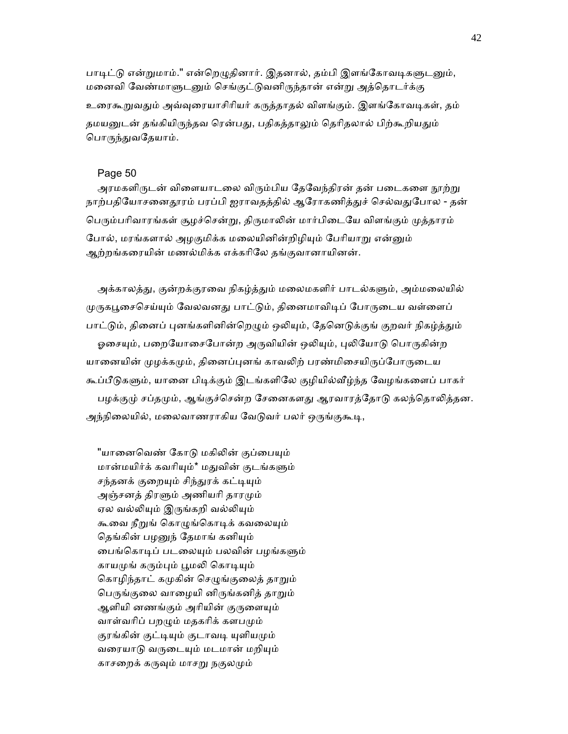பாடிட்டு என்றுமாம்." என்றெழுதினார். இதனால், தம்பி இளங்கோவடிகளுடனும், மனைவி வேண்மாளுடனும் செங்குட்டுவனிருந்தான் என்று அத்தொடர்க்கு உரைகூறுவதும் அவ்வுரையாசிரியர் கருத்தாதல் விளங்கும். இளங்கோவடிகள், தம் தமயனுடன் தங்கியிருந்தவ ரென்பது, பதிகத்தாலும் தெரிதலால் பிற்கூறியதும் பொருந்துவதேயாம்.

Page 50

அரமகளிருடன் விளையாடலை விரும்பிய தேவேந்திரன் தன் படைகளை நூற்று நாற்பதியோசனைதூரம் பரப்பி ஐராவதத்தில் ஆரோகணித்துச் செல்வதுபோல - தன் பெரும்பரிவாரங்கள் சூழச்சென்று, திருமாலின் மார்பிடையே விளங்கும் முத்தாரம் போல், மரங்களால் அழகுமிக்க மலையினின்றிழியும் பேரியாறு என்னும் ஆற்றங்கரையின் மணல்மிக்க எக்கரிலே தங்குவானாயினன்.

அக்காலத்து, குன்றக்குரவை நிகழ்த்தும் மலைமகளிர் பாடல்களும், அம்மலையில் முருகபூசைசெய்யும் வேலவனது பாட்டும், தினைமாவிடிப் போருடைய வள்ளைப் பாட்டும், தினைப் புனங்களினின்றெழும் ஒலியும், தேனெடுக்குங் குறவர் நிகழ்த்தும் ஓசையும், பறையோசைபோன்ற அருவியின் ஒலியும், புலியோடு பொருகின்ற யானையின் முழக்கமும், தினைப்புனங் காவலிற் பரண்மிசையிருப்போருடைய கூப்பீடுகளும், யானை பிடிக்கும் இடங்களிலே குழியில்வீழ்ந்த வேழங்களைப் பாகர் பழக்கும் சப்தமும், ஆங்குச்சென்ற சேனைகளது ஆரவாரத்தோடு கலந்தொலித்தன. அந்நிலையில், மலைவாணராகிய வேடுவர் பலர் ஒருங்குகூடி,

"யானைவெண் கோடு மகிலின் குப்பையும்  
மான்மயிர்க் கவரியும்* மதுவின் குடங்களும்  
சந்தனக் குறையும் சிந்துரக் கட்டியும்  
அஞ்சனத் திரளும் அணியரி தாரமும்  
ஏல வல்லியும் இருங்கறி வல்லியும்  
கூவை நீறுங் கொழுங்கொடிக் கவலையும்  
தெங்கின் பழனுந் தேமாங் கனியும்  
பைங்கொடிப் படலையும் பலவின் பழங்களும்  
காயமுங் கரும்பும் பூமலி கொடியும்  
கொழிந்தாட் கமுகின் செழுங்குலைத் தாறும்  
பெருங்குலை வாழையி னிருங்கனித் தாறும்  
ஆளியி னணங்கும் அரியின் குருளையும்  
வாள்வரிப் பறழும் மதகரிக் களபமும்  
குரங்கின் குட்டியும் குடாவடி யுளியமும்  
வரையாடு வருடையும் மடமான் மறியும்  
காசறைக் கருவும் மாசறு நகுலமும்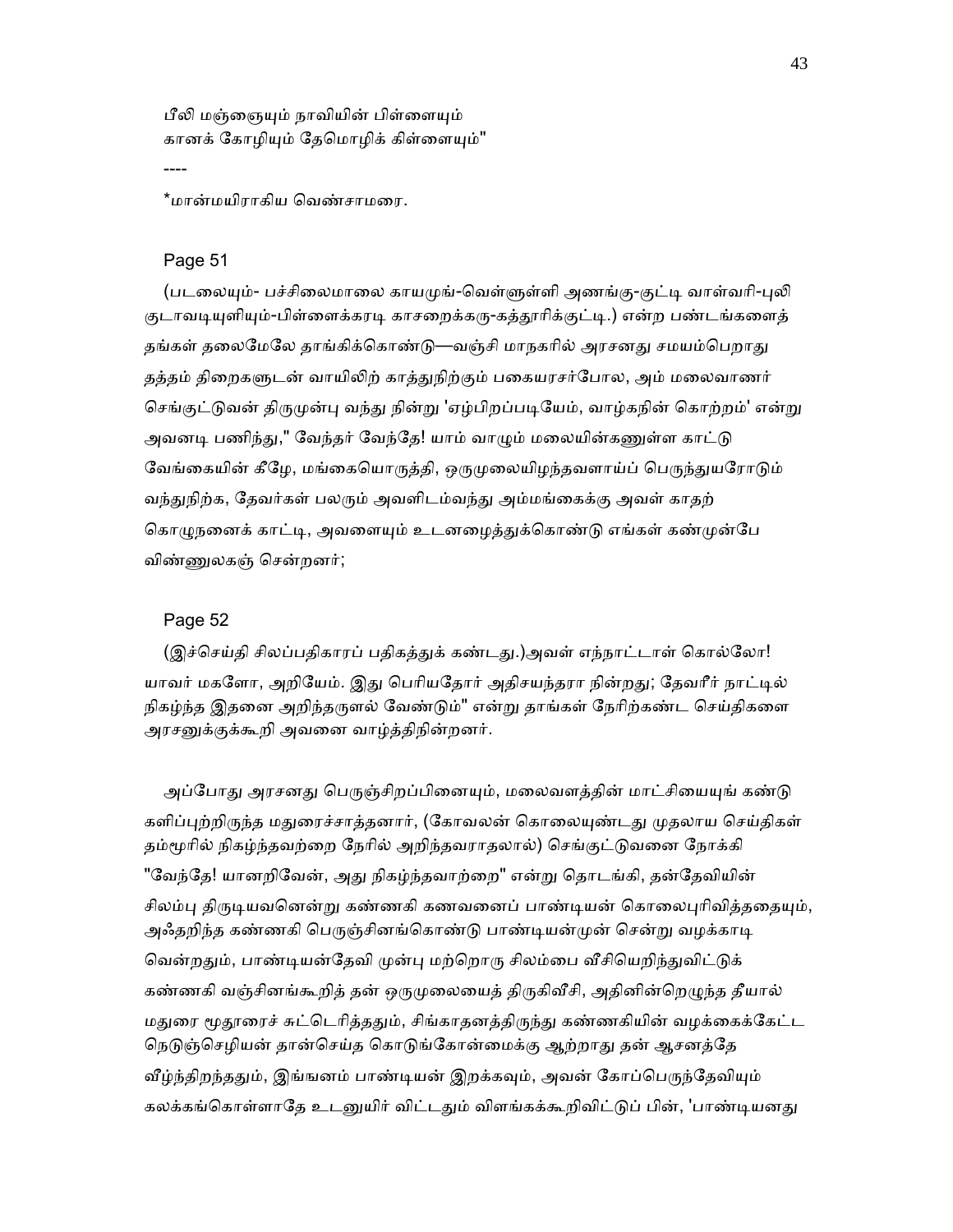பீலி மஞ்ஞையும் நாவியின் பிள்ளையும்
கானக் கோழியும் தேமொழிக் கிள்ளையும்"

----

*மான்மயிராகிய வெண்சாமரை.

Page 51

(படலையும்- பச்சிலைமாலை காயமுங்-வெள்ளுள்ளி அணங்கு-குட்டி வாள்வரி-புலி குடாவடியுளியும்-பிள்ளைக்கரடி காசறைக்கரு-கத்தூரிக்குட்டி.) என்ற பண்டங்களைத் தங்கள் தலைமேலே தாங்கிக்கொண்டு—வஞ்சி மாநகரில் அரசனது சமயம்பெறாது தத்தம் திறைகளுடன் வாயிலிற் காத்துநிற்கும் பகையரசர்போல, அம் மலைவாணர் செங்குட்டுவன் திருமுன்பு வந்து நின்று 'ஏழ்பிறப்படியேம், வாழ்கநின் கொற்றம்' என்று அவனடி பணிந்து," வேந்தர் வேந்தே! யாம் வாழும் மலையின்கணுள்ள காட்டு வேங்கையின் கீழே, மங்கையொருத்தி, ஒருமுலையிழந்தவளாய்ப் பெருந்துயரோடும் வந்துநிற்க, தேவர்கள் பலரும் அவளிடம்வந்து அம்மங்கைக்கு அவள் காதற் கொழுநனைக் காட்டி, அவளையும் உடனழைத்துக்கொண்டு எங்கள் கண்முன்பே விண்ணுலகஞ் சென்றனர்;

Page 52

(இச்செய்தி சிலப்பதிகாரப் பதிகத்துக் கண்டது.)அவள் எந்நாட்டாள் கொல்லோ! யாவர் மகளோ, அறியேம். இது பெரியதோர் அதிசயந்தரா நின்றது; தேவரீர் நாட்டில் நிகழ்ந்த இதனை அறிந்தருளல் வேண்டும்" என்று தாங்கள் நேரிற்கண்ட செய்திகளை அரசனுக்குக்கூறி அவனை வாழ்த்திநின்றனர்.

அப்போது அரசனது பெருஞ்சிறப்பினையும், மலைவளத்தின் மாட்சியையுங் கண்டு களிப்புற்றிருந்த மதுரைச்சாத்தனார், (கோவலன் கொலையுண்டது முதலாய செய்திகள் தம்மூரில் நிகழ்ந்தவற்றை நேரில் அறிந்தவராதலால்) செங்குட்டுவனை நோக்கி "வேந்தே! யானறிவேன், அது நிகழ்ந்தவாற்றை" என்று தொடங்கி, தன்தேவியின் சிலம்பு திருடியவனென்று கண்ணகி கணவனைப் பாண்டியன் கொலைபுரிவித்ததையும், அஃதறிந்த கண்ணகி பெருஞ்சினங்கொண்டு பாண்டியன்முன் சென்று வழக்காடி வென்றதும், பாண்டியன்தேவி முன்பு மற்றொரு சிலம்பை வீசியெறிந்துவிட்டுக் கண்ணகி வஞ்சினங்கூறித் தன் ஒருமுலையைத் திருகிவீசி, அதினின்றெழுந்த தீயால் மதுரை மூதூரைச் சுட்டெரித்ததும், சிங்காதனத்திருந்து கண்ணகியின் வழக்கைக்கேட்ட நெடுஞ்செழியன் தான்செய்த கொடுங்கோன்மைக்கு ஆற்றாது தன் ஆசனத்தே வீழ்ந்திறந்ததும், இங்ஙனம் பாண்டியன் இறக்கவும், அவன் கோப்பெருந்தேவியும் கலக்கங்கொள்ளாதே உடனுயிர் விட்டதும் விளங்கக்கூறிவிட்டுப் பின், 'பாண்டியனது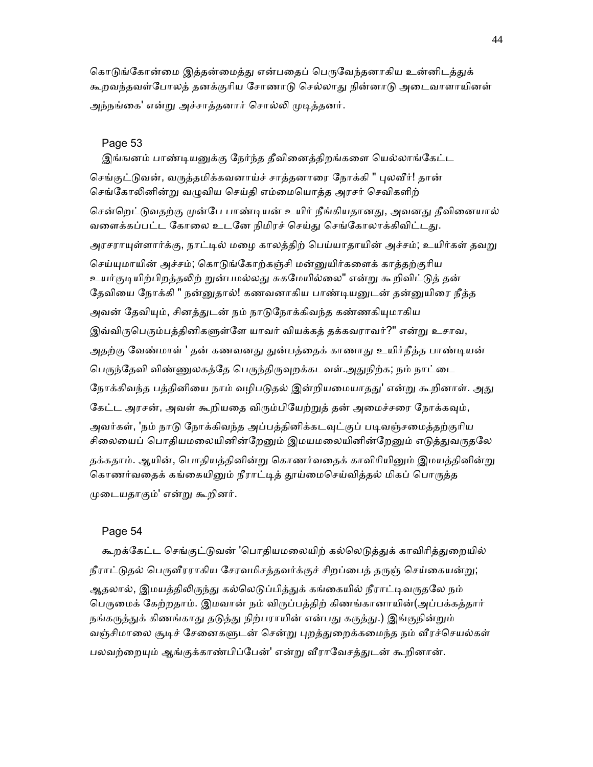கொடுங்கோன்மை இத்தன்மைத்து என்பதைப் பெருவேந்தனாகிய உன்னிடத்துக் கூறவந்தவள்போலத் தனக்குரிய சோணாடு செல்லாது நின்னாடு அடைவாளாயினள் அந்நங்கை' என்று அச்சாத்தனார் சொல்லி முடித்தனர்.

Page 53

இங்ஙனம் பாண்டியனுக்கு நேர்ந்த தீவினைத்திறங்களை யெல்லாங்கேட்ட செங்குட்டுவன், வருத்தமிக்கவனாய்ச் சாத்தனாரை நோக்கி " புலவீர்! தான் செங்கோலினின்று வழுவிய செய்தி எம்மையொத்த அரசர் செவிகளிற் சென்றெட்டுவதற்கு முன்பே பாண்டியன் உயிர் நீங்கியதானது, அவனது தீவினையால் வளைக்கப்பட்ட கோலை உடனே நிமிரச் செய்து செங்கோலாக்கிவிட்டது. அரசராயுள்ளார்க்கு, நாட்டில் மழை காலத்திற் பெய்யாதாயின் அச்சம்; உயிர்கள் தவறு செய்யுமாயின் அச்சம்; கொடுங்கோற்கஞ்சி மன்னுயிர்களைக் காத்தற்குரிய உயர்குடியிற்பிறத்தலிற் றுன்பமல்லது சுகமேயில்லை" என்று கூறிவிட்டுத் தன் தேவியை நோக்கி " நன்னுதால்! கணவனாகிய பாண்டியனுடன் தன்னுயிரை நீத்த அவன் தேவியும், சினத்துடன் நம் நாடுநோக்கிவந்த கண்ணகியுமாகிய இவ்விருபெரும்பத்தினிகளுள்ளே யாவர் வியக்கத் தக்கவராவர்?" என்று உசாவ, அதற்கு வேண்மாள் ' தன் கணவனது துன்பத்தைக் காணாது உயிர்நீத்த பாண்டியன் பெருந்தேவி விண்ணுலகத்தே பெருந்திருவுறக்கடவள்.அதுநிற்க; நம் நாட்டை நோக்கிவந்த பத்தினியை நாம் வழிபடுதல் இன்றியமையாதது' என்று கூறினாள். அது கேட்ட அரசன், அவள் கூறியதை விரும்பியேற்றுத் தன் அமைச்சரை நோக்கவும், அவர்கள், 'நம் நாடு நோக்கிவந்த அப்பத்தினிக்கடவுட்குப் படிவஞ்சமைத்தற்குரிய சிலையைப் பொதியமலையினின்றேனும் இமயமலையினின்றேனும் எடுத்துவருதலே தக்கதாம். ஆயின், பொதியத்தினின்று கொணர்வதைக் காவிரியினும் இமயத்தினின்று கொணர்வதைக் கங்கையினும் நீராட்டித் தூய்மைசெய்வித்தல் மிகப் பொருத்த முடையதாகும்' என்று கூறினர்.

Page 54

கூறக்கேட்ட செங்குட்டுவன் 'பொதியமலையிற் கல்லெடுத்துக் காவிரித்துறையில் நீராட்டுதல் பெருவீரராகிய சேரவமிசத்தவர்க்குச் சிறப்பைத் தருஞ் செய்கையன்று; ஆதலால், இமயத்திலிருந்து கல்லெடுப்பித்துக் கங்கையில் நீராட்டிவருதலே நம் பெருமைக் கேற்றதாம். இமவான் நம் விருப்பத்திற் கிணங்கானாயின்(அப்பக்கத்தார் நங்கருத்துக் கிணங்காது தடுத்து நிற்பராயின் என்பது கருத்து.) இங்குநின்றும் வஞ்சிமாலை சூடிச் சேனைகளுடன் சென்று புறத்துறைக்கமைந்த நம் வீரச்செயல்கள் பலவற்றையும் ஆங்குக்காண்பிப்பேன்' என்று வீராவேசத்துடன் கூறினான்.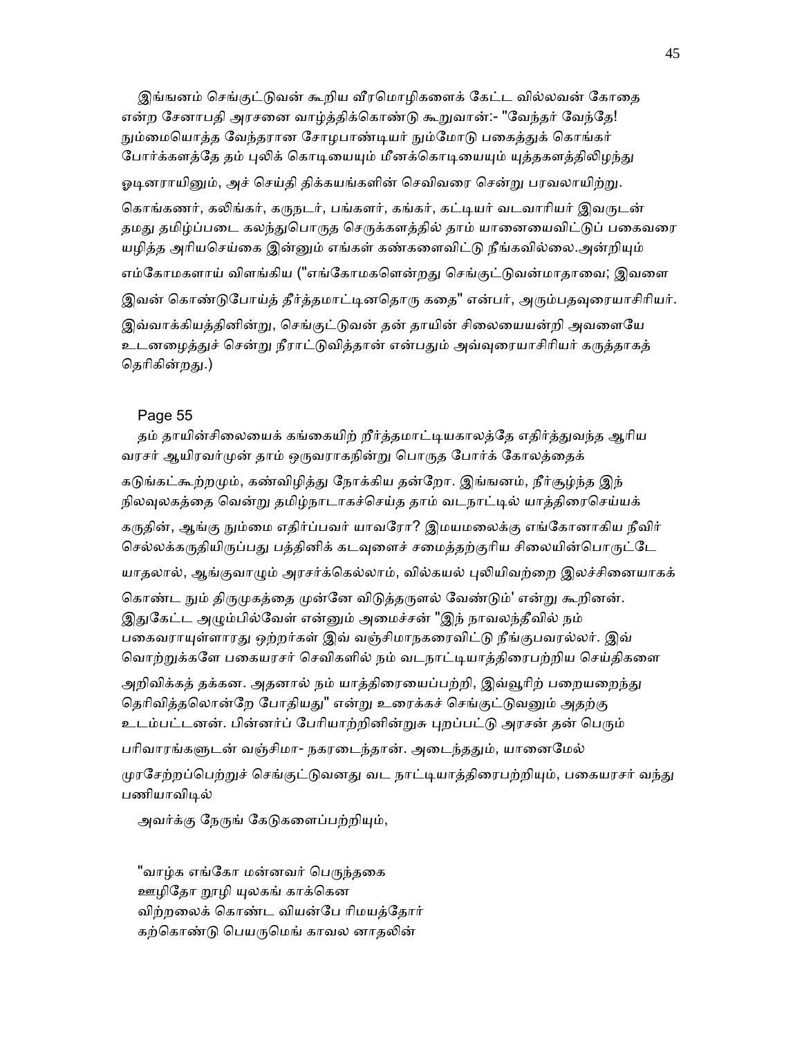இங்ஙனம் செங்குட்டுவன் கூறிய வீரமொழிகளைக் கேட்ட வில்லவன் கோதை என்ற சேனாபதி அரசனை வாழ்த்திக்கொண்டு கூறுவான்:- "வேந்தர் வேந்தே! நும்மையொத்த வேந்தரான சோழபாண்டியர் நும்மோடு பகைத்துக் கொங்கர் போர்க்களத்தே தம் புலிக் கொடியையும் மீனக்கொடியையும் யுத்தகளத்திலிழந்து ஓடினராயினும், அச் செய்தி திக்கயங்களின் செவிவரை சென்று பரவலாயிற்று. கொங்கணர், கலிங்கர், கருநடர், பங்களர், கங்கர், கட்டியர் வடவாரியர் இவருடன் தமது தமிழ்ப்படை கலந்துபொருத செருக்களத்தில் தாம் யானையைவிட்டுப் பகைவரை யழித்த அரியசெய்கை இன்னும் எங்கள் கண்களைவிட்டு நீங்கவில்லை.அன்றியும் எம்கோமகளாய் விளங்கிய ("எங்கோமகளென்றது செங்குட்டுவன்மாதாவை; இவளை இவன் கொண்டுபோய்த் தீர்த்தமாட்டினதொரு கதை" என்பர், அரும்பதவுரையாசிரியர். இவ்வாக்கியத்தினின்று, செங்குட்டுவன் தன் தாயின் சிலையையன்றி அவளையே உடனழைத்துச் சென்று நீராட்டுவித்தான் என்பதும் அவ்வுரையாசிரியர் கருத்தாகத் தெரிகின்றது.)

Page 55

தம் தாயின்சிலையைக் கங்கையிற் றீர்த்தமாட்டியகாலத்தே எதிர்த்துவந்த ஆரிய வரசர் ஆயிரவர்முன் தாம் ஒருவராகநின்று பொருத போர்க் கோலத்தைக் கடுங்கட்கூற்றமும், கண்விழித்து நோக்கிய தன்றோ. இங்ஙனம், நீர்சூழ்ந்த இந் நிலவுலகத்தை வென்று தமிழ்நாடாகச்செய்த தாம் வடநாட்டில் யாத்திரைசெய்யக் கருதின், ஆங்கு நும்மை எதிர்ப்பவர் யாவரோ? இமயமலைக்கு எங்கோனாகிய நீவிர் செல்லக்கருதியிருப்பது பத்தினிக் கடவுளைச் சமைத்தற்குரிய சிலையின்பொருட்டே யாதலால், ஆங்குவாழும் அரசர்க்கெல்லாம், வில்கயல் புலியிவற்றை இலச்சினையாகக் கொண்ட நும் திருமுகத்தை முன்னே விடுத்தருளல் வேண்டும்' என்று கூறினன். இதுகேட்ட அழும்பில்வேள் என்னும் அமைச்சன் "இந் நாவலந்தீவில் நம் பகைவராயுள்ளாரது ஒற்றர்கள் இவ் வஞ்சிமாநகரைவிட்டு நீங்குபவரல்லர். இவ் வொற்றுக்களே பகையரசர் செவிகளில் நம் வடநாட்டியாத்திரைபற்றிய செய்திகளை அறிவிக்கத் தக்கன. அதனால் நம் யாத்திரையைப்பற்றி, இவ்வூரிற் பறையறைந்து தெரிவித்தலொன்றே போதியது" என்று உரைக்கச் செங்குட்டுவனும் அதற்கு உடம்பட்டனன். பின்னர்ப் பேரியாற்றினின்றுசு புறப்பட்டு அரசன் தன் பெரும் பரிவாரங்களுடன் வஞ்சிமா- நகரடைந்தான். அடைந்ததும், யானைமேல் முரசேற்றப்பெற்றுச் செங்குட்டுவனது வட நாட்டியாத்திரைபற்றியும், பகையரசர் வந்து பணியாவிடில்

அவர்க்கு நேருங் கேடுகளைப்பற்றியும்,

"வாழ்க எங்கோ மன்னவர் பெருந்தகை  
ஊழிதோ றூழி யுலகங் காக்கென  
விற்றலைக் கொண்ட வியன்பே ரிமயத்தோர்  
கற்கொண்டு பெயருமெங் காவல னாதலின்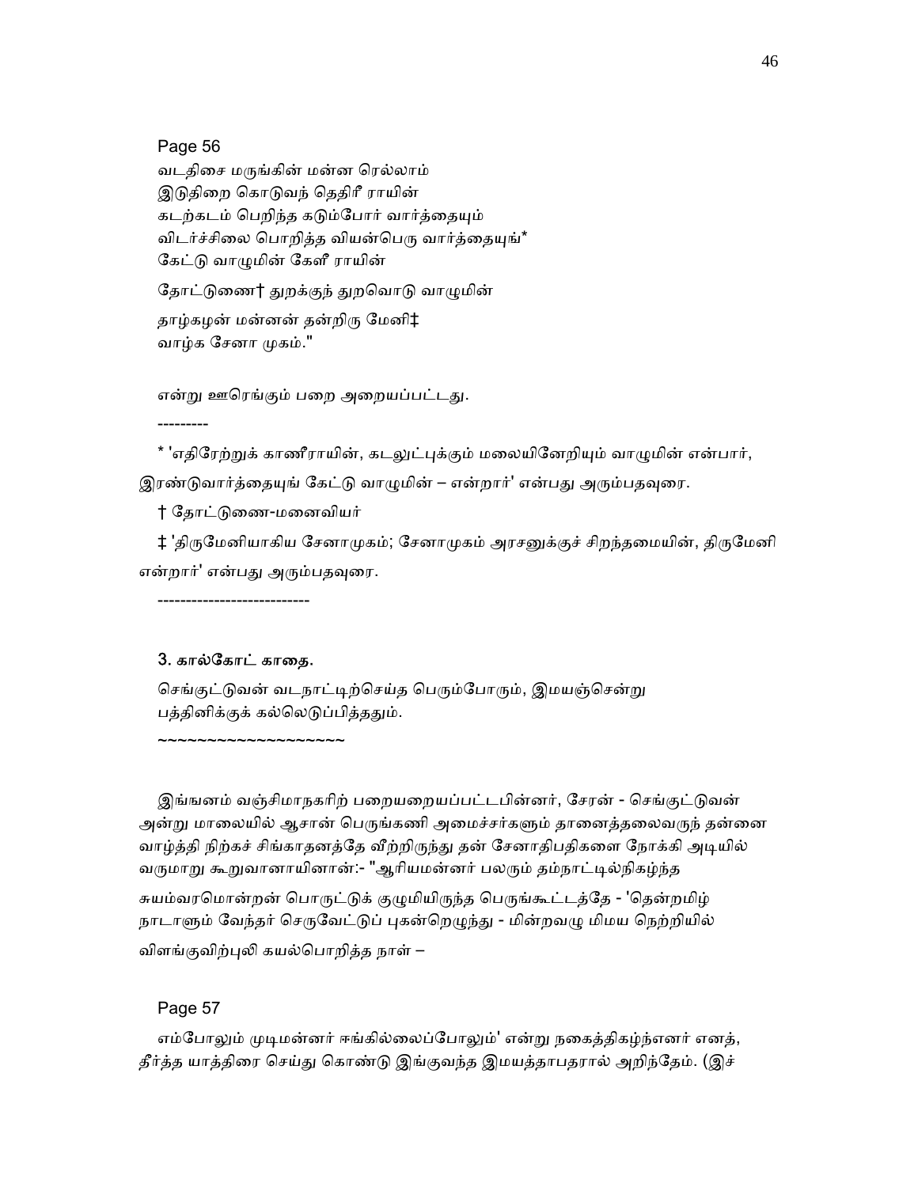Page 56

வடதிசை மருங்கின் மன்ன ரெல்லாம்
இடுதிறை கொடுவந் தெதிரீ ராயின்
கடற்கடம் பெறிந்த கடும்போர் வார்த்தையும்
விடர்ச்சிலை பொறித்த வியன்பெரு வார்த்தையுங்*
கேட்டு வாழுமின் கேளீ ராயின்
தோட்டுணை† துறக்குந் துறவொடு வாழுமின்
தாழ்கழன் மன்னன் தன்றிரு மேனி‡
வாழ்க சேனா முகம்."

என்று ஊரெங்கும் பறை அறையப்பட்டது.

---------

* 'எதிரேற்றுக் காணீராயின், கடலுட்புக்கும் மலையினேறியும் வாழுமின் என்பார், இரண்டுவார்த்தையுங் கேட்டு வாழுமின் – என்றார்' என்பது அரும்பதவுரை.

† தோட்டுணை-மனைவியர்

‡ 'திருமேனியாகிய சேனாமுகம்; சேனாமுகம் அரசனுக்குச் சிறந்தமையின், திருமேனி என்றார்' என்பது அரும்பதவுரை.

---------------------------

**3. கால்கோட் காதை.**

செங்குட்டுவன் வடநாட்டிற்செய்த பெரும்போரும், இமயஞ்சென்று பத்தினிக்குக் கல்லெடுப்பித்ததும்.

~~~~~~~~~~~~~~~~~~~

இங்ஙனம் வஞ்சிமாநகரிற் பறையறையப்பட்டபின்னர், சேரன் - செங்குட்டுவன் அன்று மாலையில் ஆசான் பெருங்கணி அமைச்சர்களும் தானைத்தலைவருந் தன்னை வாழ்த்தி நிற்கச் சிங்காதனத்தே வீற்றிருந்து தன் சேனாதிபதிகளை நோக்கி அடியில் வருமாறு கூறுவானாயினான்:- "ஆரியமன்னர் பலரும் தம்நாட்டில்நிகழ்ந்த சுயம்வரமொன்றன் பொருட்டுக் குழுமியிருந்த பெருங்கூட்டத்தே - 'தென்றமிழ் நாடாளும் வேந்தர் செருவேட்டுப் புகன்றெழுந்து - மின்றவழு மிமய நெற்றியில் விளங்குவிற்புலி கயல்பொறித்த நாள் –

Page 57

எம்போலும் முடிமன்னர் ஈங்கில்லைப்போலும்' என்று நகைத்திகழ்ந்னர் எனத், தீர்த்த யாத்திரை செய்து கொண்டு இங்குவந்த இமயத்தாபதரால் அறிந்தேம். (இச்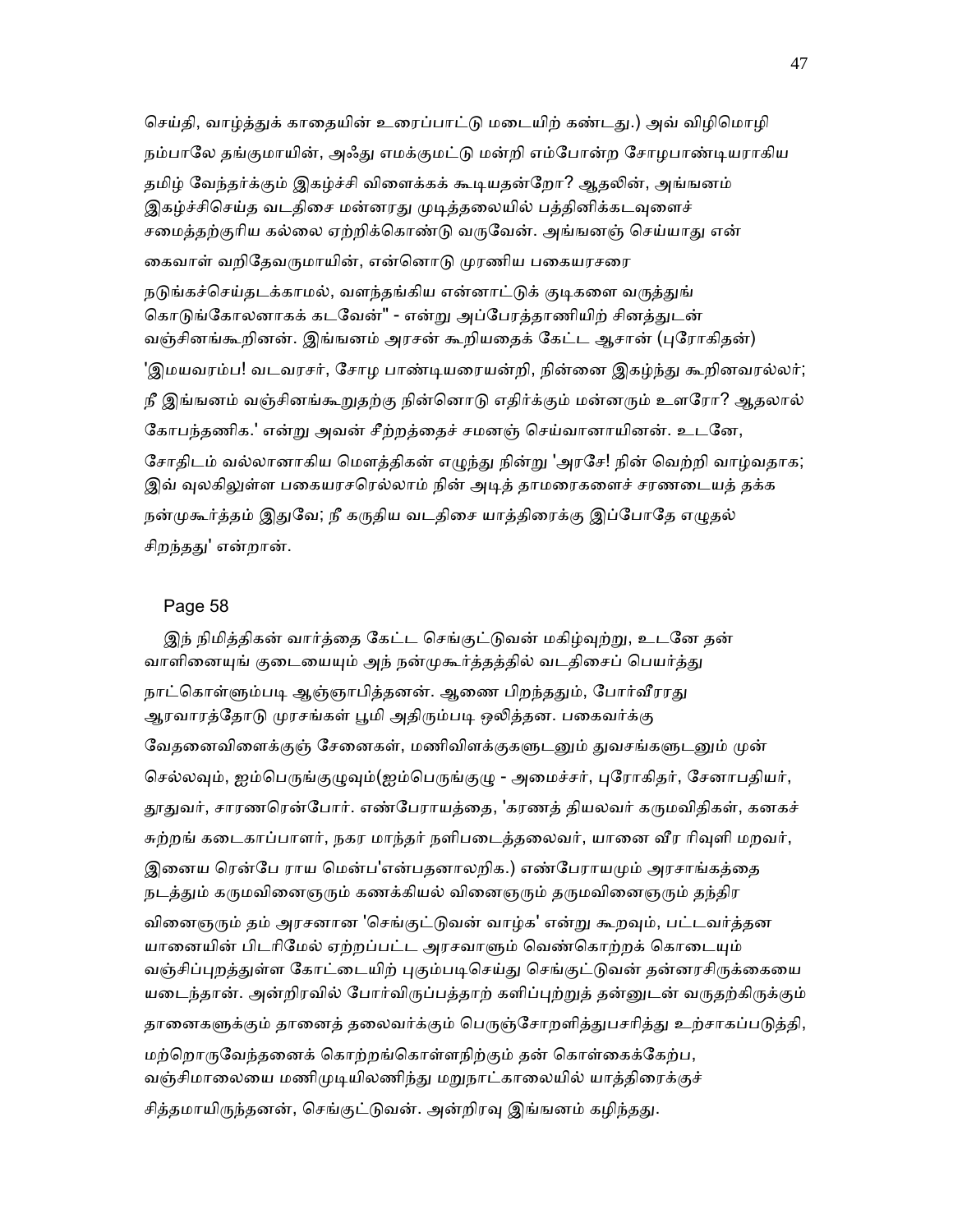செய்தி, வாழ்த்துக் காதையின் உரைப்பாட்டு மடையிற் கண்டது.) அவ் விழிமொழி நம்பாலே தங்குமாயின், அஃது எமக்குமட்டு மன்றி எம்போன்ற சோழபாண்டியராகிய தமிழ் வேந்தர்க்கும் இகழ்ச்சி விளைக்கக் கூடியதன்றோ? ஆதலின், அங்ஙனம் இகழ்ச்சிசெய்த வடதிசை மன்னரது முடித்தலையில் பத்தினிக்கடவுளைச் சமைத்தற்குரிய கல்லை ஏற்றிக்கொண்டு வருவேன். அங்ஙனஞ் செய்யாது என் கைவாள் வறிதேவருமாயின், என்னொடு முரணிய பகையரசரை நடுங்கச்செய்தடக்காமல், வளந்தங்கிய என்னாட்டுக் குடிகளை வருத்துங் கொடுங்கோலனாகக் கடவேன்" - என்று அப்பேரத்தாணியிற் சினத்துடன் வஞ்சினங்கூறினன். இங்ஙனம் அரசன் கூறியதைக் கேட்ட ஆசான் (புரோகிதன்) 'இமயவரம்ப! வடவரசர், சோழ பாண்டியரையன்றி, நின்னை இகழ்ந்து கூறினவரல்லர்; நீ இங்ஙனம் வஞ்சினங்கூறுதற்கு நின்னொடு எதிர்க்கும் மன்னரும் உளரோ? ஆதலால் கோபந்தணிக.' என்று அவன் சீற்றத்தைச் சமனஞ் செய்வானாயினன். உடனே, சோதிடம் வல்லானாகிய மௌத்திகன் எழுந்து நின்று 'அரசே! நின் வெற்றி வாழ்வதாக; இவ் வுலகிலுள்ள பகையரசரெல்லாம் நின் அடித் தாமரைகளைச் சரணடையத் தக்க நன்முகூர்த்தம் இதுவே; நீ கருதிய வடதிசை யாத்திரைக்கு இப்போதே எழுதல் சிறந்தது' என்றான்.

Page 58

இந் நிமித்திகன் வார்த்தை கேட்ட செங்குட்டுவன் மகிழ்வுற்று, உடனே தன் வாளினையுங் குடையையும் அந் நன்முகூர்த்தத்தில் வடதிசைப் பெயர்த்து நாட்கொள்ளும்படி ஆஞ்ஞாபித்தனன். ஆணை பிறந்ததும், போர்வீரரது ஆரவாரத்தோடு முரசங்கள் பூமி அதிரும்படி ஒலித்தன. பகைவர்க்கு வேதனைவிளைக்குஞ் சேனைகள், மணிவிளக்குகளுடனும் துவசங்களுடனும் முன் செல்லவும், ஐம்பெருங்குழுவும்(ஐம்பெருங்குழு - அமைச்சர், புரோகிதர், சேனாபதியர், தூதுவர், சாரணரென்போர். எண்பேராயத்தை, 'கரணத் தியலவர் கருமவிதிகள், கனகச் சுற்றங் கடைகாப்பாளர், நகர மாந்தர் நளிபடைத்தலைவர், யானை வீர ரிவுளி மறவர், இனைய ரென்பே ராய மென்ப'என்பதனாலறிக.) எண்பேராயமும் அரசாங்கத்தை நடத்தும் கருமவினைஞரும் கணக்கியல் வினைஞரும் தருமவினைஞரும் தந்திர வினைஞரும் தம் அரசனான 'செங்குட்டுவன் வாழ்க' என்று கூறவும், பட்டவர்த்தன யானையின் பிடரிமேல் ஏற்றப்பட்ட அரசவாளும் வெண்கொற்றக் கொடையும் வஞ்சிப்புறத்துள்ள கோட்டையிற் புகும்படிசெய்து செங்குட்டுவன் தன்னரசிருக்கையை யடைந்தான். அன்றிரவில் போர்விருப்பத்தாற் களிப்புற்றுத் தன்னுடன் வருதற்கிருக்கும் தானைகளுக்கும் தானைத் தலைவர்க்கும் பெருஞ்சோறளித்துபசரித்து உற்சாகப்படுத்தி, மற்றொருவேந்தனைக் கொற்றங்கொள்ளநிற்கும் தன் கொள்கைக்கேற்ப, வஞ்சிமாலையை மணிமுடியிலணிந்து மறுநாட்காலையில் யாத்திரைக்குச் சித்தமாயிருந்தனன், செங்குட்டுவன். அன்றிரவு இங்ஙனம் கழிந்தது.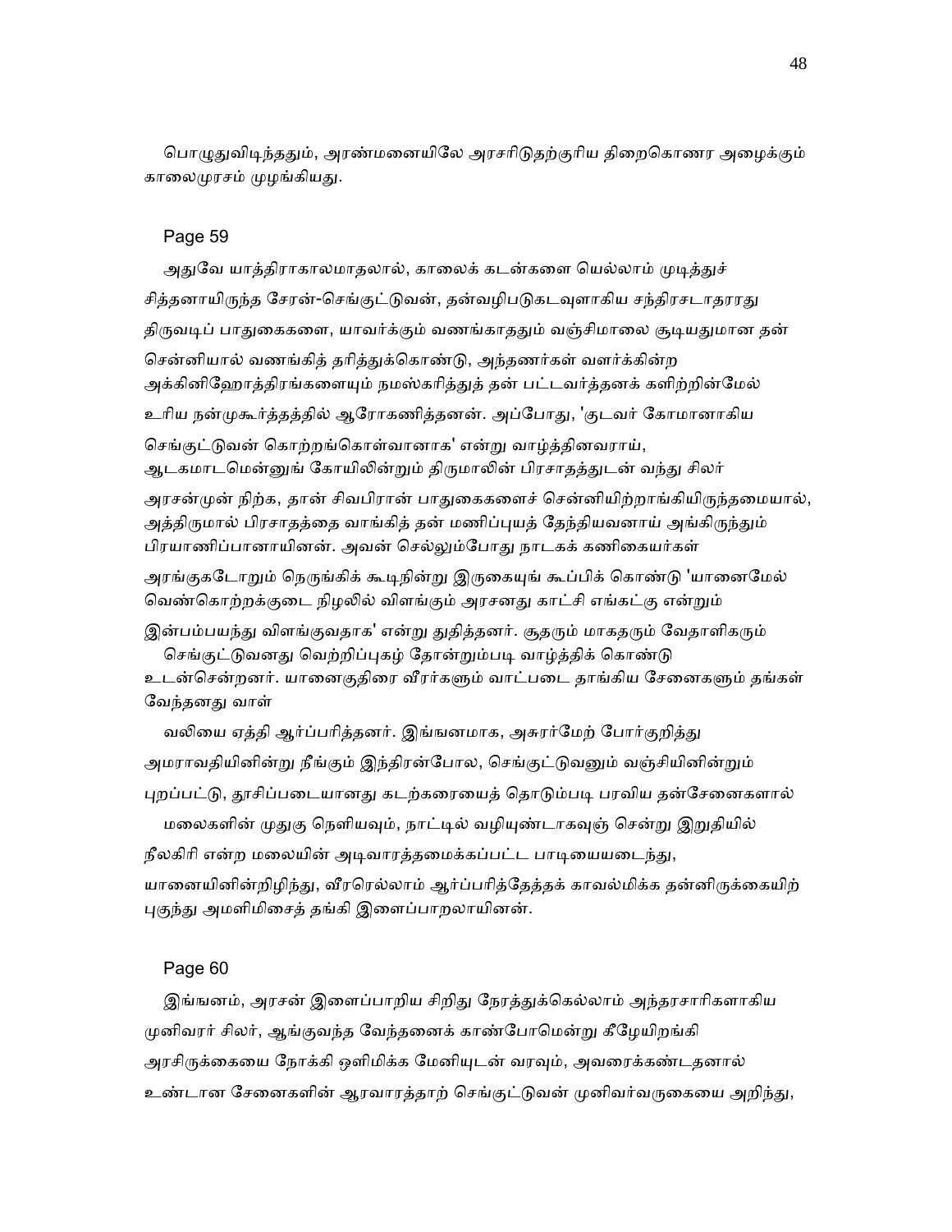பொழுதுவிடிந்ததும், அரண்மனையிலே அரசரிடுதற்குரிய திறைகொணர அழைக்கும் காலைமுரசம் முழங்கியது.

Page 59

அதுவே யாத்திராகாலமாதலால், காலைக் கடன்களை யெல்லாம் முடித்துச் சித்தனாயிருந்த சேரன்-செங்குட்டுவன், தன்வழிபடுகடவுளாகிய சந்திரசடாதரரது திருவடிப் பாதுகைகளை, யாவர்க்கும் வணங்காததும் வஞ்சிமாலை சூடியதுமான தன் சென்னியால் வணங்கித் தரித்துக்கொண்டு, அந்தணர்கள் வளர்க்கின்ற அக்கினிஹோத்திரங்களையும் நமஸ்கரித்துத் தன் பட்டவர்த்தனக் களிற்றின்மேல் உரிய நன்முகூர்த்தத்தில் ஆரோகணித்தனன். அப்போது, 'குடவர் கோமானாகிய செங்குட்டுவன் கொற்றங்கொள்வானாக' என்று வாழ்த்தினவராய், ஆடகமாடமென்னுங் கோயிலின்றும் திருமாலின் பிரசாதத்துடன் வந்து சிலர் அரசன்முன் நிற்க, தான் சிவபிரான் பாதுகைகளைச் சென்னியிற்றாங்கியிருந்தமையால், அத்திருமால் பிரசாதத்தை வாங்கித் தன் மணிப்புயத் தேந்தியவனாய் அங்கிருந்தும் பிரயாணிப்பானாயினன். அவன் செல்லும்போது நாடகக் கணிகையர்கள் அரங்குகடோறும் நெருங்கிக் கூடிநின்று இருகையுங் கூப்பிக் கொண்டு 'யானைமேல் வெண்கொற்றக்குடை நிழலில் விளங்கும் அரசனது காட்சி எங்கட்கு என்றும் இன்பம்பயந்து விளங்குவதாக' என்று துதித்தனர். சூதரும் மாகதரும் வேதாளிகரும் செங்குட்டுவனது வெற்றிப்புகழ் தோன்றும்படி வாழ்த்திக் கொண்டு உடன்சென்றனர். யானைகுதிரை வீரர்களும் வாட்படை தாங்கிய சேனைகளும் தங்கள் வேந்தனது வாள் வலியை ஏத்தி ஆர்ப்பரித்தனர். இங்ஙனமாக, அசுரர்மேற் போர்குறித்து அமராவதியினின்று நீங்கும் இந்திரன்போல, செங்குட்டுவனும் வஞ்சியினின்றும் புறப்பட்டு, தூசிப்படையானது கடற்கரையைத் தொடும்படி பரவிய தன்சேனைகளால் மலைகளின் முதுகு நெளியவும், நாட்டில் வழியுண்டாகவுஞ் சென்று இறுதியில் நீலகிரி என்ற மலையின் அடிவாரத்தமைக்கப்பட்ட பாடியையடைந்து, யானையினின்றிழிந்து, வீரரெல்லாம் ஆர்ப்பரித்தேத்தக் காவல்மிக்க தன்னிருக்கையிற் புகுந்து அமளிமிசைத் தங்கி இளைப்பாறலாயினன்.

Page 60

இங்ஙனம், அரசன் இளைப்பாறிய சிறிது நேரத்துக்கெல்லாம் அந்தரசாரிகளாகிய முனிவரர் சிலர், ஆங்குவந்த வேந்தனைக் காண்போமென்று கீழேயிறங்கி அரசிருக்கையை நோக்கி ஒளிமிக்க மேனியுடன் வரவும், அவரைக்கண்டதனால் உண்டான சேனைகளின் ஆரவாரத்தாற் செங்குட்டுவன் முனிவர்வருகையை அறிந்து,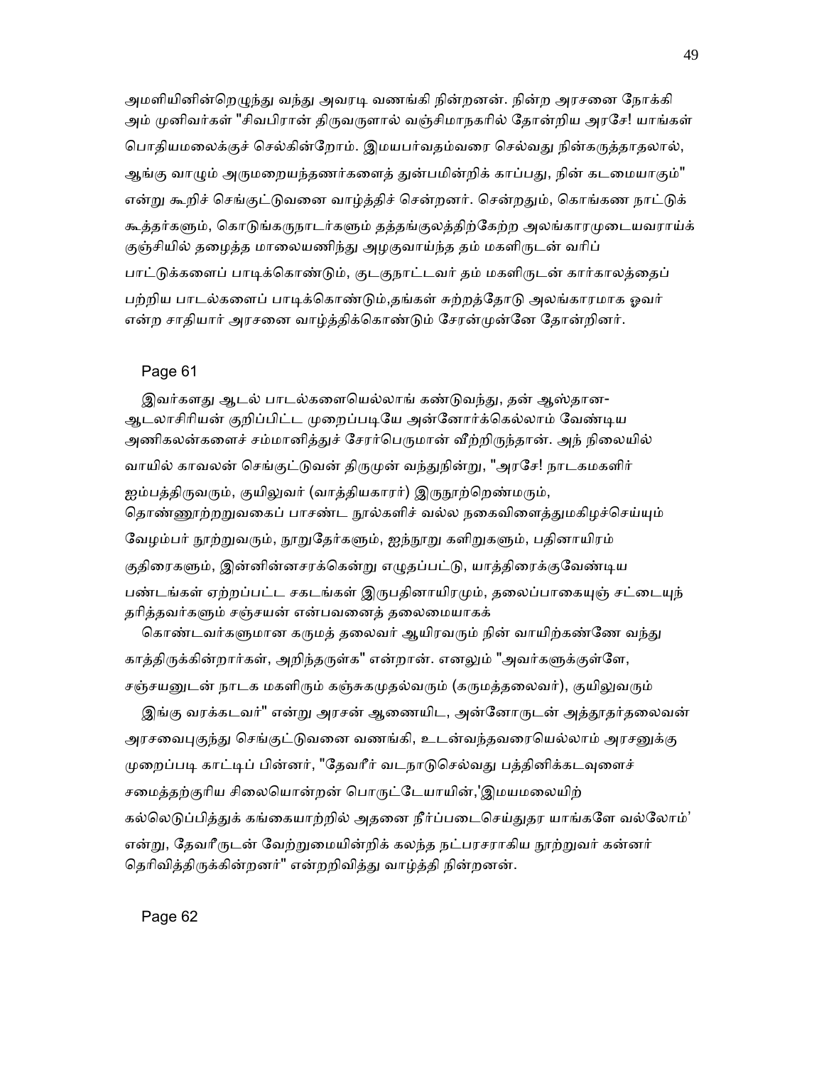அமளியினின்றெழுந்து வந்து அவரடி வணங்கி நின்றனன். நின்ற அரசனை நோக்கி அம் முனிவர்கள் "சிவபிரான் திருவருளால் வஞ்சிமாநகரில் தோன்றிய அரசே! யாங்கள் பொதியமலைக்குச் செல்கின்றோம். இமயபர்வதம்வரை செல்வது நின்கருத்தாதலால், ஆங்கு வாழும் அருமறையந்தணர்களைத் துன்பமின்றிக் காப்பது, நின் கடமையாகும்" என்று கூறிச் செங்குட்டுவனை வாழ்த்திச் சென்றனர். சென்றதும், கொங்கண நாட்டுக் கூத்தர்களும், கொடுங்கருநாடர்களும் தத்தங்குலத்திற்கேற்ற அலங்காரமுடையவராய்க் குஞ்சியில் தழைத்த மாலையணிந்து அழகுவாய்ந்த தம் மகளிருடன் வரிப் பாட்டுக்களைப் பாடிக்கொண்டும், குடகுநாட்டவர் தம் மகளிருடன் கார்காலத்தைப் பற்றிய பாடல்களைப் பாடிக்கொண்டும்,தங்கள் சுற்றத்தோடு அலங்காரமாக ஓவர் என்ற சாதியார் அரசனை வாழ்த்திக்கொண்டும் சேரன்முன்னே தோன்றினர்.

Page 61

இவர்களது ஆடல் பாடல்களையெல்லாங் கண்டுவந்து, தன் ஆஸ்தான-ஆடலாசிரியன் குறிப்பிட்ட முறைப்படியே அன்னோர்க்கெல்லாம் வேண்டிய அணிகலன்களைச் சம்மானித்துச் சேரர்பெருமான் வீற்றிருந்தான். அந் நிலையில் வாயில் காவலன் செங்குட்டுவன் திருமுன் வந்துநின்று, "அரசே! நாடகமகளிர் ஐம்பத்திருவரும், குயிலுவர் (வாத்தியகாரர்) இருநூற்றெண்மரும், தொண்ணூற்றறுவகைப் பாசண்ட நூல்களிச் வல்ல நகைவிளைத்துமகிழச்செய்யும் வேழம்பர் நூற்றுவரும், நூறுதேர்களும், ஐந்நூறு களிறுகளும், பதினாயிரம் குதிரைகளும், இன்னின்னசரக்கென்று எழுதப்பட்டு, யாத்திரைக்குவேண்டிய பண்டங்கள் ஏற்றப்பட்ட சகடங்கள் இருபதினாயிரமும், தலைப்பாகையுஞ் சட்டையுந் தரித்தவர்களும் சஞ்சயன் என்பவனைத் தலைமையாகக் கொண்டவர்களுமான கருமத் தலைவர் ஆயிரவரும் நின் வாயிற்கண்ணே வந்து காத்திருக்கின்றார்கள், அறிந்தருள்க" என்றான். எனலும் "அவர்களுக்குள்ளே, சஞ்சயனுடன் நாடக மகளிரும் கஞ்சுகமுதல்வரும் (கருமத்தலைவர்), குயிலுவரும் இங்கு வரக்கடவர்" என்று அரசன் ஆணையிட, அன்னோருடன் அத்தூதர்தலைவன் அரசவைபுகுந்து செங்குட்டுவனை வணங்கி, உடன்வந்தவரையெல்லாம் அரசனுக்கு முறைப்படி காட்டிப் பின்னர், "தேவரீர் வடநாடுசெல்வது பத்தினிக்கடவுளைச் சமைத்தற்குரிய சிலையொன்றன் பொருட்டேயாயின்,'இமயமலையிற் கல்லெடுப்பித்துக் கங்கையாற்றில் அதனை நீர்ப்படைசெய்துதர யாங்களே வல்லோம்' என்று, தேவரீருடன் வேற்றுமையின்றிக் கலந்த நட்பரசராகிய நூற்றுவர் கன்னர் தெரிவித்திருக்கின்றனர்" என்றறிவித்து வாழ்த்தி நின்றனன்.

Page 62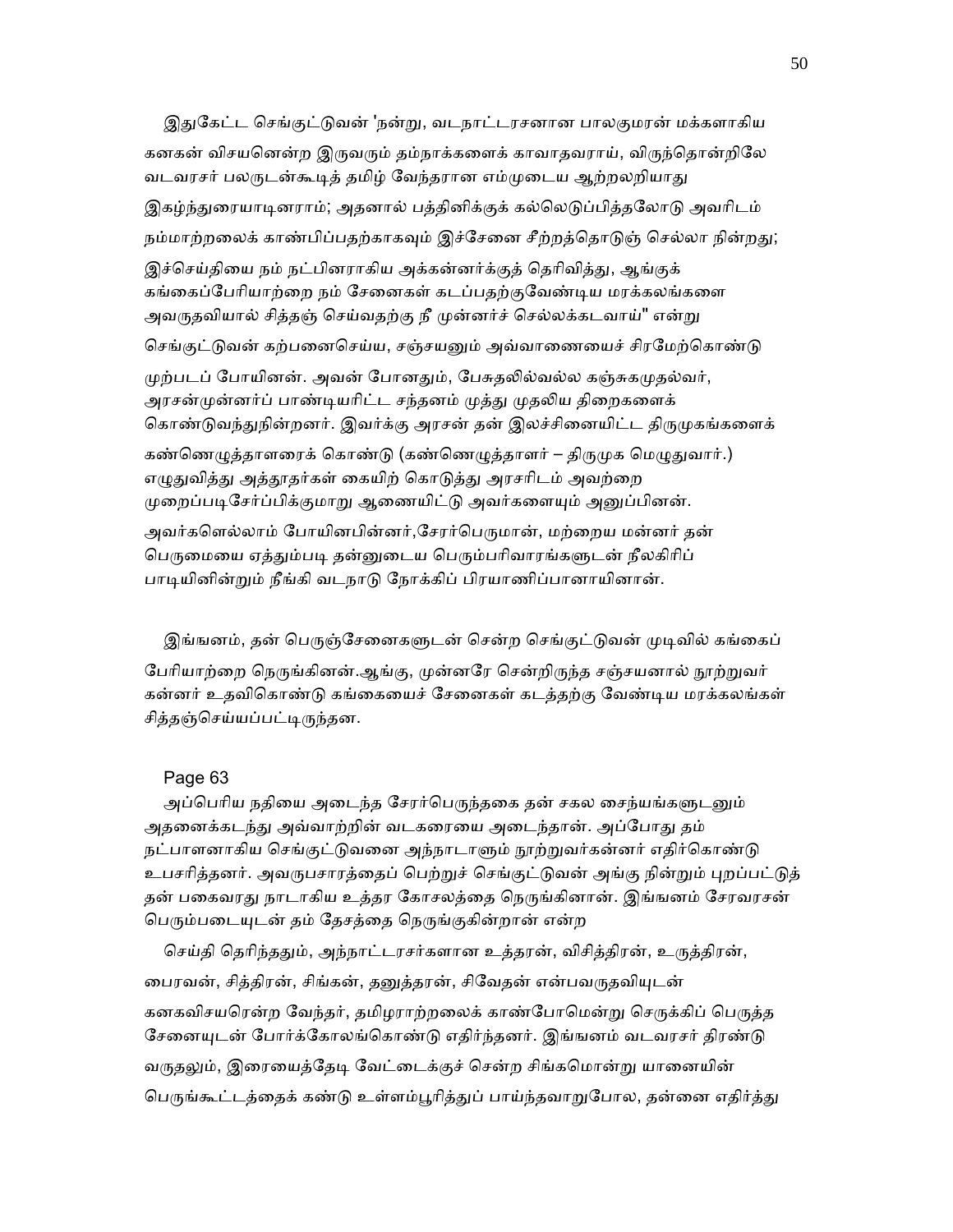இதுகேட்ட செங்குட்டுவன் 'நன்று, வடநாட்டரசனான பாலகுமரன் மக்களாகிய கனகன் விசயனென்ற இருவரும் தம்நாக்களைக் காவாதவராய், விருந்தொன்றிலே வடவரசர் பலருடன்கூடித் தமிழ் வேந்தரான எம்முடைய ஆற்றலறியாது இகழ்ந்துரையாடினராம்; அதனால் பத்தினிக்குக் கல்லெடுப்பித்தலோடு அவரிடம் நம்மாற்றலைக் காண்பிப்பதற்காகவும் இச்சேனை சீற்றத்தொடுஞ் செல்லா நின்றது; இச்செய்தியை நம் நட்பினராகிய அக்கன்னர்க்குத் தெரிவித்து, ஆங்குக் கங்கைப்பேரியாற்றை நம் சேனைகள் கடப்பதற்குவேண்டிய மரக்கலங்களை அவருதவியால் சித்தஞ் செய்வதற்கு நீ முன்னர்ச் செல்லக்கடவாய்" என்று செங்குட்டுவன் கற்பனைசெய்ய, சஞ்சயனும் அவ்வாணையைச் சிரமேற்கொண்டு முற்படப் போயினன். அவன் போனதும், பேசுதலில்வல்ல கஞ்சுகமுதல்வர், அரசன்முன்னர்ப் பாண்டியரிட்ட சந்தனம் முத்து முதலிய திறைகளைக் கொண்டுவந்துநின்றனர். இவர்க்கு அரசன் தன் இலச்சினையிட்ட திருமுகங்களைக் கண்ணெழுத்தாளரைக் கொண்டு (கண்ணெழுத்தாளர் – திருமுக மெழுதுவார்.) எழுதுவித்து அத்தூதர்கள் கையிற் கொடுத்து அரசரிடம் அவற்றை முறைப்படிசேர்ப்பிக்குமாறு ஆணையிட்டு அவர்களையும் அனுப்பினன். அவர்களெல்லாம் போயினபின்னர்,சேரர்பெருமான், மற்றைய மன்னர் தன் பெருமையை ஏத்தும்படி தன்னுடைய பெரும்பரிவாரங்களுடன் நீலகிரிப் பாடியினின்றும் நீங்கி வடநாடு நோக்கிப் பிரயாணிப்பானாயினான்.

இங்ஙனம், தன் பெருஞ்சேனைகளுடன் சென்ற செங்குட்டுவன் முடிவில் கங்கைப் பேரியாற்றை நெருங்கினன்.ஆங்கு, முன்னரே சென்றிருந்த சஞ்சயனால் நூற்றுவர் கன்னர் உதவிகொண்டு கங்கையைச் சேனைகள் கடத்தற்கு வேண்டிய மரக்கலங்கள் சித்தஞ்செய்யப்பட்டிருந்தன.

Page 63

அப்பெரிய நதியை அடைந்த சேரர்பெருந்தகை தன் சகல சைந்யங்களுடனும் அதனைக்கடந்து அவ்வாற்றின் வடகரையை அடைந்தான். அப்போது தம் நட்பாளனாகிய செங்குட்டுவனை அந்நாடாளும் நூற்றுவர்கன்னர் எதிர்கொண்டு உபசரித்தனர். அவருபசாரத்தைப் பெற்றுச் செங்குட்டுவன் அங்கு நின்றும் புறப்பட்டுத் தன் பகைவரது நாடாகிய உத்தர கோசலத்தை நெருங்கினான். இங்ஙனம் சேரவரசன் பெரும்படையுடன் தம் தேசத்தை நெருங்குகின்றான் என்ற செய்தி தெரிந்ததும், அந்நாட்டரசர்களான உத்தரன், விசித்திரன், உருத்திரன், பைரவன், சித்திரன், சிங்கன், தனுத்தரன், சிவேதன் என்பவருதவியுடன் கனகவிசயரென்ற வேந்தர், தமிழராற்றலைக் காண்போமென்று செருக்கிப் பெருத்த சேனையுடன் போர்க்கோலங்கொண்டு எதிர்ந்தனர். இங்ஙனம் வடவரசர் திரண்டு வருதலும், இரையைத்தேடி வேட்டைக்குச் சென்ற சிங்கமொன்று யானையின் பெருங்கூட்டத்தைக் கண்டு உள்ளம்பூரித்துப் பாய்ந்தவாறுபோல, தன்னை எதிர்த்து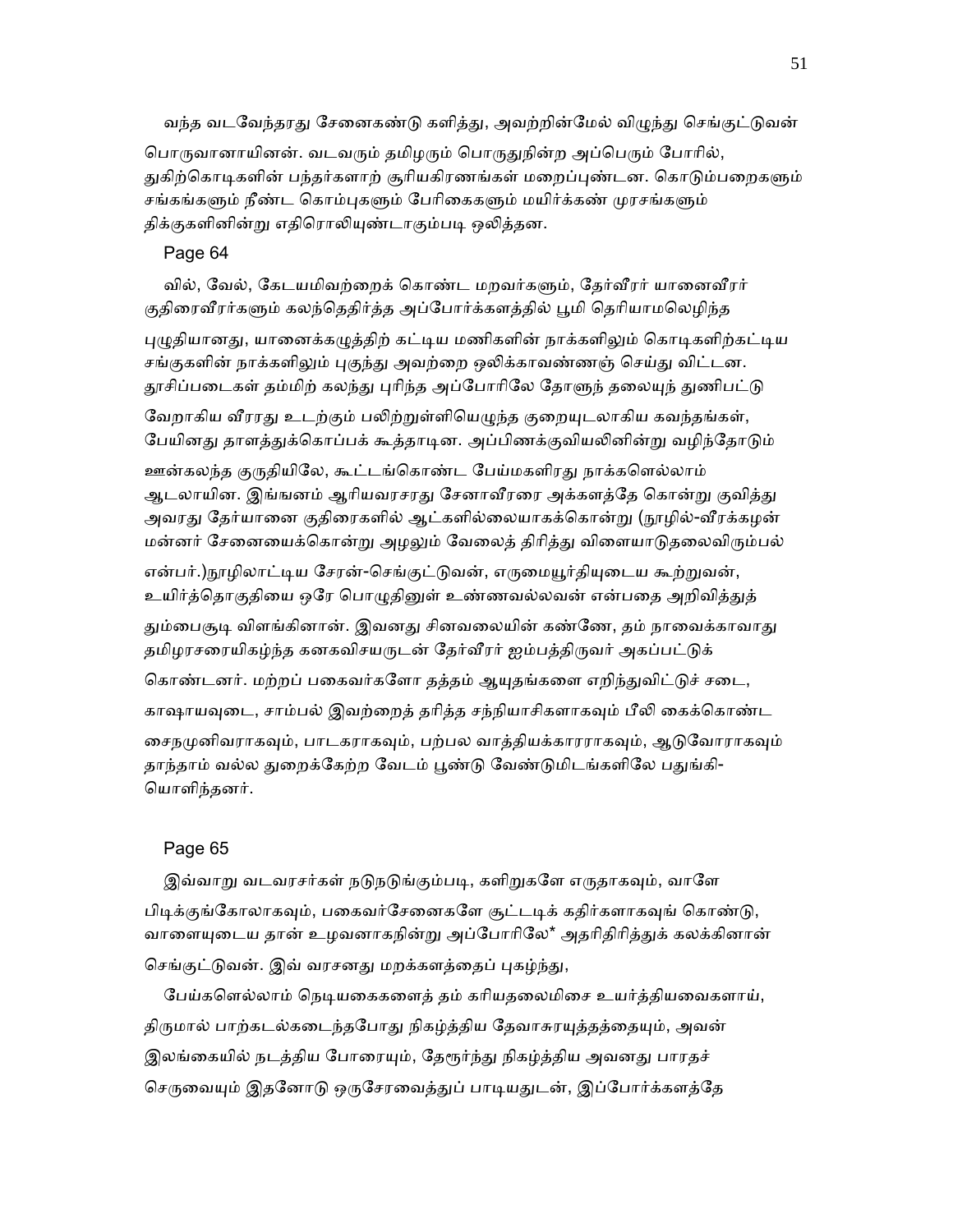வந்த வடவேந்தரது சேனைகண்டு களித்து, அவற்றின்மேல் விழுந்து செங்குட்டுவன் பொருவானாயினன். வடவரும் தமிழரும் பொருதுநின்ற அப்பெரும் போரில், துகிற்கொடிகளின் பந்தர்களாற் சூரியகிரணங்கள் மறைப்புண்டன. கொடும்பறைகளும் சங்கங்களும் நீண்ட கொம்புகளும் பேரிகைகளும் மயிர்க்கண் முரசங்களும் திக்குகளினின்று எதிரொலியுண்டாகும்படி ஒலித்தன.

Page 64

வில், வேல், கேடயமிவற்றைக் கொண்ட மறவர்களும், தேர்வீரர் யானைவீரர் குதிரைவீரர்களும் கலந்தெதிர்த்த அப்போர்க்களத்தில் பூமி தெரியாமலெழிந்த புழுதியானது, யானைக்கழுத்திற் கட்டிய மணிகளின் நாக்களிலும் கொடிகளிற்கட்டிய சங்குகளின் நாக்களிலும் புகுந்து அவற்றை ஒலிக்காவண்ணஞ் செய்து விட்டன. தூசிப்படைகள் தம்மிற் கலந்து புரிந்த அப்போரிலே தோளுந் தலையுந் துணிபட்டு வேறாகிய வீரரது உடற்கும் பலிற்றுள்ளியெழுந்த குறையுடலாகிய கவந்தங்கள், பேயினது தாளத்துக்கொப்பக் கூத்தாடின. அப்பிணக்குவியலினின்று வழிந்தோடும் ஊன்கலந்த குருதியிலே, கூட்டங்கொண்ட பேய்மகளிரது நாக்களெல்லாம் ஆடலாயின. இங்ஙனம் ஆரியவரசரது சேனாவீரரை அக்களத்தே கொன்று குவித்து அவரது தேர்யானை குதிரைகளில் ஆட்களில்லையாகக்கொன்று (நூழில்-வீரக்கழன் மன்னர் சேனையைக்கொன்று அழலும் வேலைத் திரித்து விளையாடுதலைவிரும்பல் என்பர்.)நூழிலாட்டிய சேரன்-செங்குட்டுவன், எருமையூர்தியுடைய கூற்றுவன், உயிர்த்தொகுதியை ஒரே பொழுதினுள் உண்ணவல்லவன் என்பதை அறிவித்துத் தும்பைசூடி விளங்கினான். இவனது சினவலையின் கண்ணே, தம் நாவைக்காவாது தமிழரசரையிகழ்ந்த கனகவிசயருடன் தேர்வீரர் ஐம்பத்திருவர் அகப்பட்டுக் கொண்டனர். மற்றப் பகைவர்களோ தத்தம் ஆயுதங்களை எறிந்துவிட்டுச் சடை, காஷாயவுடை, சாம்பல் இவற்றைத் தரித்த சந்நியாசிகளாகவும் பீலி கைக்கொண்ட சைநமுனிவராகவும், பாடகராகவும், பற்பல வாத்தியக்காரராகவும், ஆடுவோராகவும் தாந்தாம் வல்ல துறைக்கேற்ற வேடம் பூண்டு வேண்டுமிடங்களிலே பதுங்கி-யொளிந்தனர்.

Page 65

இவ்வாறு வடவரசர்கள் நடுநடுங்கும்படி, களிறுகளே எருதாகவும், வாளே பிடிக்குங்கோலாகவும், பகைவர்சேனைகளே சூட்டடிக் கதிர்களாகவுங் கொண்டு, வாளையுடைய தான் உழவனாகநின்று அப்போரிலே* அதரிதிரித்துக் கலக்கினான் செங்குட்டுவன். இவ் வரசனது மறக்களத்தைப் புகழ்ந்து,

பேய்களெல்லாம் நெடியகைகளைத் தம் கரியதலைமிசை உயர்த்தியவைகளாய், திருமால் பாற்கடல்கடைந்தபோது நிகழ்த்திய தேவாசுரயுத்தத்தையும், அவன் இலங்கையில் நடத்திய போரையும், தேரூர்ந்து நிகழ்த்திய அவனது பாரதச் செருவையும் இதனோடு ஒருசேரவைத்துப் பாடியதுடன், இப்போர்க்களத்தே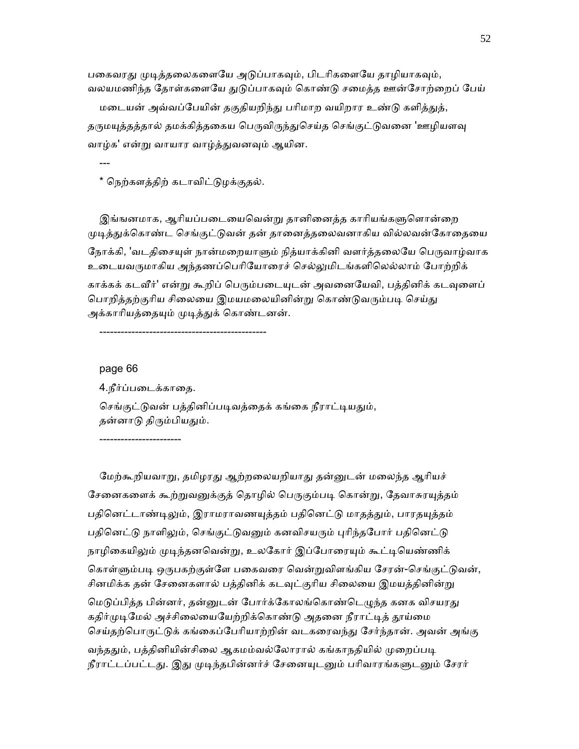பகைவரது முடித்தலைகளையே அடுப்பாகவும், பிடரிகளையே தாழியாகவும், வலயமணிந்த தோள்களையே துடுப்பாகவும் கொண்டு சமைத்த ஊன்சோற்றைப் பேய் மடையன் அவ்வப்பேயின் தகுதியறிந்து பரிமாற வயிறார உண்டு களித்துத், தருமயுத்தத்தால் தமக்கித்தகைய பெருவிருந்துசெய்த செங்குட்டுவனை 'ஊழியளவு வாழ்க' என்று வாயார வாழ்த்துவனவும் ஆயின.

---

* நெற்களத்திற் கடாவிட்டுழக்குதல்.

இங்ஙனமாக, ஆரியப்படையைவென்று தானினைத்த காரியங்களுளொன்றை முடித்துக்கொண்ட செங்குட்டுவன் தன் தானைத்தலைவனாகிய வில்லவன்கோதையை நோக்கி, 'வடதிசையுள் நான்மறையாளும் நித்யாக்கினி வளர்த்தலையே பெருவாழ்வாக உடையவருமாகிய அந்தணப்பெரியோரைச் செல்லுமிடங்களிலெல்லாம் போற்றிக் காக்கக் கடவீர்' என்று கூறிப் பெரும்படையுடன் அவனையேவி, பத்தினிக் கடவுளைப் பொறித்தற்குரிய சிலையை இமயமலையினின்று கொண்டுவரும்படி செய்து அக்காரியத்தையும் முடித்துக் கொண்டனன்.

----------------------------------------------

page 66

4.நீர்ப்படைக்காதை.

செங்குட்டுவன் பத்தினிப்படிவத்தைக் கங்கை நீராட்டியதும், தன்னாடு திரும்பியதும்.

-----------------------

மேற்கூறியவாறு, தமிழரது ஆற்றலையறியாது தன்னுடன் மலைந்த ஆரியச் சேனைகளைக் கூற்றுவனுக்குத் தொழில் பெருகும்படி கொன்று, தேவாசுரயுத்தம் பதினெட்டாண்டிலும், இராமராவணயுத்தம் பதினெட்டு மாதத்தும், பாரதயுத்தம் பதினெட்டு நாளிலும், செங்குட்டுவனும் கனவிசயரும் புரிந்தபோர் பதினெட்டு நாழிகையிலும் முடிந்தனவென்று, உலகோர் இப்போரையும் கூட்டியெண்ணிக் கொள்ளும்படி ஒருபகற்குள்ளே பகைவரை வென்றுவிளங்கிய சேரன்-செங்குட்டுவன், சினமிக்க தன் சேனைகளால் பத்தினிக் கடவுட்குரிய சிலையை இமயத்தினின்று மெடுப்பித்த பின்னர், தன்னுடன் போர்க்கோலங்கொண்டெழுந்த கனக விசயரது கதிர்முடிமேல் அச்சிலையையேற்றிக்கொண்டு அதனை நீராட்டித் தூய்மை செய்தற்பொருட்டுக் கங்கைப்பேரியாற்றின் வடகரைவந்து சேர்ந்தான். அவன் அங்கு வந்ததும், பத்தினியின்சிலை ஆகமம்வல்லோரால் கங்காநதியில் முறைப்படி நீராட்டப்பட்டது. இது முடிந்தபின்னர்ச் சேனையுடனும் பரிவாரங்களுடனும் சேரர்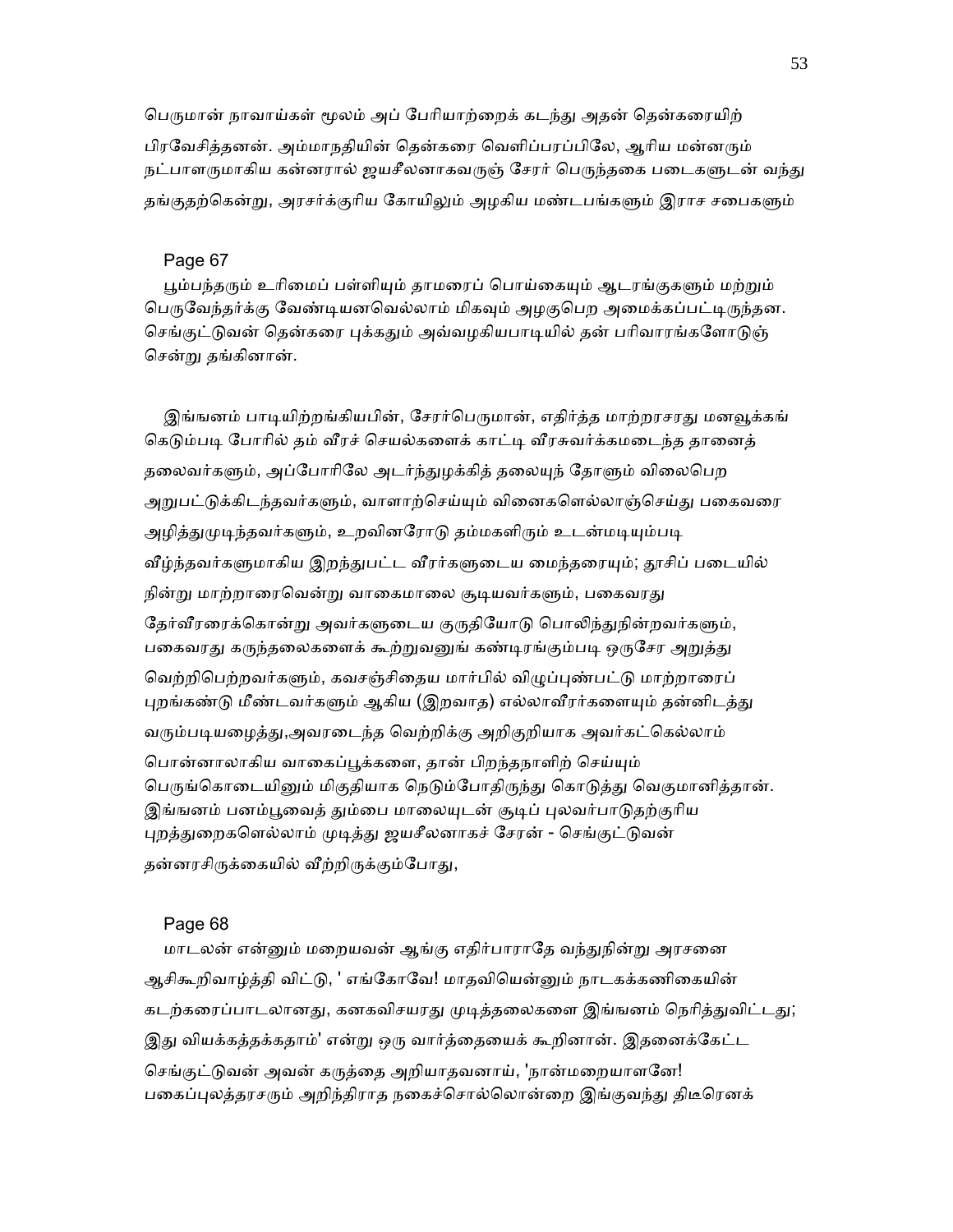பெருமான் நாவாய்கள் மூலம் அப் பேரியாற்றைக் கடந்து அதன் தென்கரையிற் பிரவேசித்தனன். அம்மாநதியின் தென்கரை வெளிப்பரப்பிலே, ஆரிய மன்னரும் நட்பாளருமாகிய கன்னரால் ஜயசீலனாகவருஞ் சேரர் பெருந்தகை படைகளுடன் வந்து தங்குதற்கென்று, அரசர்க்குரிய கோயிலும் அழகிய மண்டபங்களும் இராச சபைகளும்

Page 67

பூம்பந்தரும் உரிமைப் பள்ளியும் தாமரைப் பொய்கையும் ஆடரங்குகளும் மற்றும் பெருவேந்தர்க்கு வேண்டியனவெல்லாம் மிகவும் அழகுபெற அமைக்கப்பட்டிருந்தன. செங்குட்டுவன் தென்கரை புக்கதும் அவ்வழகியபாடியில் தன் பரிவாரங்களோடுஞ் சென்று தங்கினான்.

இங்ஙனம் பாடியிற்றங்கியபின், சேரர்பெருமான், எதிர்த்த மாற்றரசரது மனவூக்கங் கெடும்படி போரில் தம் வீரச் செயல்களைக் காட்டி வீரசுவர்க்கமடைந்த தானைத் தலைவர்களும், அப்போரிலே அடர்ந்துழக்கித் தலையுந் தோளும் விலைபெற அறுபட்டுக்கிடந்தவர்களும், வாளாற்செய்யும் வினைகளெல்லாஞ்செய்து பகைவரை அழித்துமுடிந்தவர்களும், உறவினரோடு தம்மகளிரும் உடன்மடியும்படி வீழ்ந்தவர்களுமாகிய இறந்துபட்ட வீரர்களுடைய மைந்தரையும்; தூசிப் படையில் நின்று மாற்றாரைவென்று வாகைமாலை சூடியவர்களும், பகைவரது தேர்வீரரைக்கொன்று அவர்களுடைய குருதியோடு பொலிந்துநின்றவர்களும், பகைவரது கருந்தலைகளைக் கூற்றுவனுங் கண்டிரங்கும்படி ஒருசேர அறுத்து வெற்றிபெற்றவர்களும், கவசஞ்சிதைய மார்பில் விழுப்புண்பட்டு மாற்றாரைப் புறங்கண்டு மீண்டவர்களும் ஆகிய (இறவாத) எல்லாவீரர்களையும் தன்னிடத்து வரும்படியழைத்து,அவரடைந்த வெற்றிக்கு அறிகுறியாக அவர்கட்கெல்லாம் பொன்னாலாகிய வாகைப்பூக்களை, தான் பிறந்தநாளிற் செய்யும் பெருங்கொடையினும் மிகுதியாக நெடும்போதிருந்து கொடுத்து வெகுமானித்தான். இங்ஙனம் பனம்பூவைத் தும்பை மாலையுடன் சூடிப் புலவர்பாடுதற்குரிய புறத்துறைகளெல்லாம் முடித்து ஜயசீலனாகச் சேரன் - செங்குட்டுவன் தன்னரசிருக்கையில் வீற்றிருக்கும்போது,

Page 68

மாடலன் என்னும் மறையவன் ஆங்கு எதிர்பாராதே வந்துநின்று அரசனை ஆசிகூறிவாழ்த்தி விட்டு, ' எங்கோவே! மாதவியென்னும் நாடகக்கணிகையின் கடற்கரைப்பாடலானது, கனகவிசயரது முடித்தலைகளை இங்ஙனம் நெரித்துவிட்டது; இது வியக்கத்தக்கதாம்' என்று ஒரு வார்த்தையைக் கூறினான். இதனைக்கேட்ட செங்குட்டுவன் அவன் கருத்தை அறியாதவனாய், 'நான்மறையாளனே! பகைப்புலத்தரசரும் அறிந்திராத நகைச்சொல்லொன்றை இங்குவந்து திடீரெனக்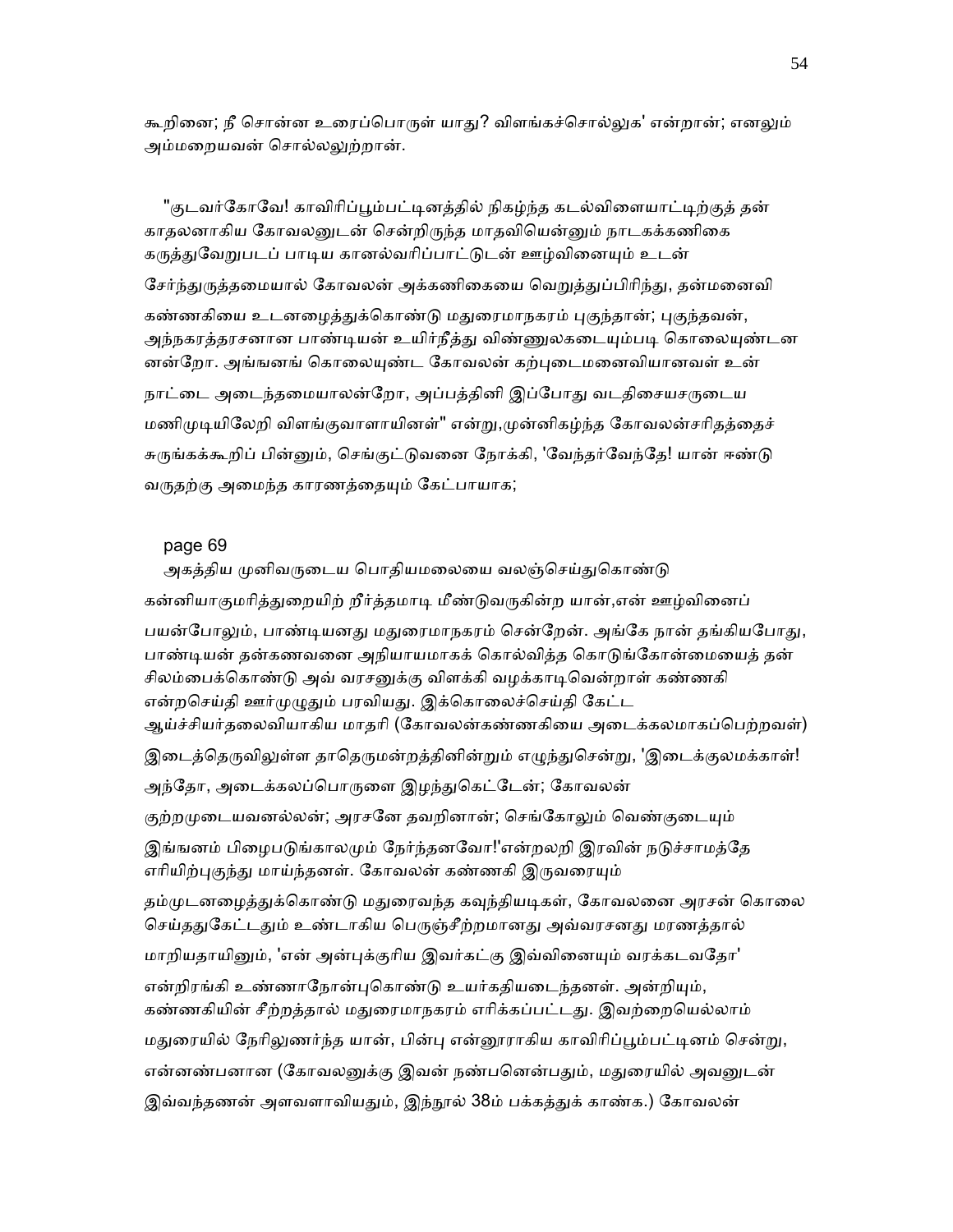கூறினை; நீ சொன்ன உரைப்பொருள் யாது? விளங்கச்சொல்லுக' என்றான்; எனலும் அம்மறையவன் சொல்லலுற்றான்.

"குடவர்கோவே! காவிரிப்பூம்பட்டினத்தில் நிகழ்ந்த கடல்விளையாட்டிற்குத் தன் காதலனாகிய கோவலனுடன் சென்றிருந்த மாதவியென்னும் நாடகக்கணிகை கருத்துவேறுபடப் பாடிய கானல்வரிப்பாட்டுடன் ஊழ்வினையும் உடன் சேர்ந்துருத்தமையால் கோவலன் அக்கணிகையை வெறுத்துப்பிரிந்து, தன்மனைவி கண்ணகியை உடனழைத்துக்கொண்டு மதுரைமாநகரம் புகுந்தான்; புகுந்தவன், அந்நகரத்தரசனான பாண்டியன் உயிர்நீத்து விண்ணுலகடையும்படி கொலையுண்டன னன்றோ. அங்ஙனங் கொலையுண்ட கோவலன் கற்புடைமனைவியானவள் உன் நாட்டை அடைந்தமையாலன்றோ, அப்பத்தினி இப்போது வடதிசையசருடைய மணிமுடியிலேறி விளங்குவாளாயினள்" என்று,முன்னிகழ்ந்த கோவலன்சரிதத்தைச் சுருங்கக்கூறிப் பின்னும், செங்குட்டுவனை நோக்கி, 'வேந்தர்வேந்தே! யான் ஈண்டு வருதற்கு அமைந்த காரணத்தையும் கேட்பாயாக;

page 69

அகத்திய முனிவருடைய பொதியமலையை வலஞ்செய்துகொண்டு கன்னியாகுமரித்துறையிற் றீர்த்தமாடி மீண்டுவருகின்ற யான்,என் ஊழ்வினைப் பயன்போலும், பாண்டியனது மதுரைமாநகரம் சென்றேன். அங்கே நான் தங்கியபோது, பாண்டியன் தன்கணவனை அநியாயமாகக் கொல்வித்த கொடுங்கோன்மையைத் தன் சிலம்பைக்கொண்டு அவ் வரசனுக்கு விளக்கி வழக்காடிவென்றாள் கண்ணகி என்றசெய்தி ஊர்முழுதும் பரவியது. இக்கொலைச்செய்தி கேட்ட ஆய்ச்சியர்தலைவியாகிய மாதரி (கோவலன்கண்ணகியை அடைக்கலமாகப்பெற்றவள்) இடைத்தெருவிலுள்ள தாதெருமன்றத்தினின்றும் எழுந்துசென்று, 'இடைக்குலமக்காள்! அந்தோ, அடைக்கலப்பொருளை இழந்துகெட்டேன்; கோவலன் குற்றமுடையவனல்லன்; அரசனே தவறினான்; செங்கோலும் வெண்குடையும் இங்ஙனம் பிழைபடுங்காலமும் நேர்ந்தனவோ!'என்றலறி இரவின் நடுச்சாமத்தே எரியிற்புகுந்து மாய்ந்தனள். கோவலன் கண்ணகி இருவரையும் தம்முடனழைத்துக்கொண்டு மதுரைவந்த கவுந்தியடிகள், கோவலனை அரசன் கொலை செய்ததுகேட்டதும் உண்டாகிய பெருஞ்சீற்றமானது அவ்வரசனது மரணத்தால் மாறியதாயினும், 'என் அன்புக்குரிய இவர்கட்கு இவ்வினையும் வரக்கடவதோ' என்றிரங்கி உண்ணாநோன்புகொண்டு உயர்கதியடைந்தனள். அன்றியும், கண்ணகியின் சீற்றத்தால் மதுரைமாநகரம் எரிக்கப்பட்டது. இவற்றையெல்லாம் மதுரையில் நேரிலுணர்ந்த யான், பின்பு என்னூராகிய காவிரிப்பூம்பட்டினம் சென்று, என்னண்பனான (கோவலனுக்கு இவன் நண்பனென்பதும், மதுரையில் அவனுடன் இவ்வந்தணன் அளவளாவியதும், இந்நூல் 38ம் பக்கத்துக் காண்க.) கோவலன்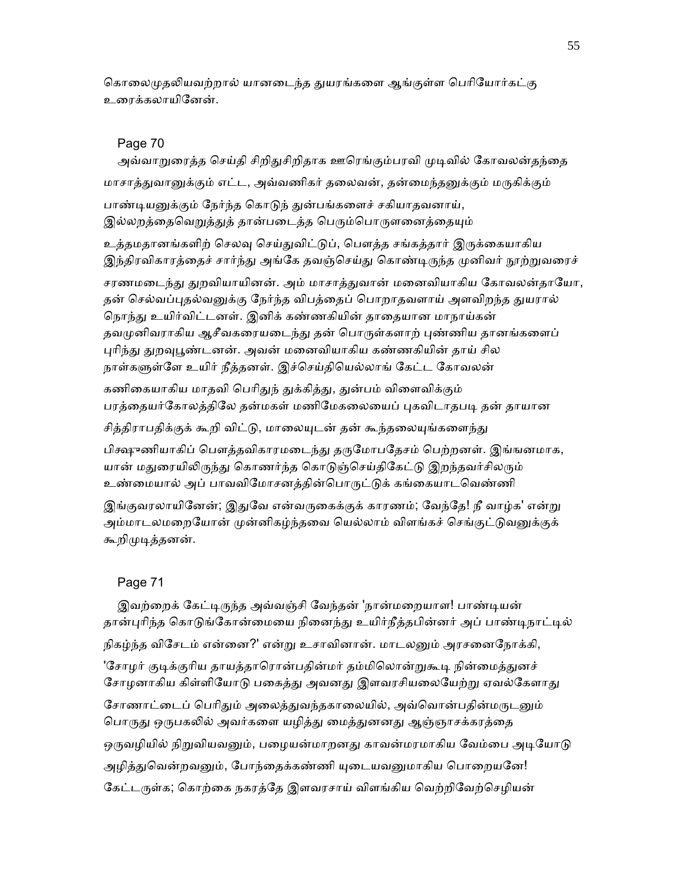கொலைமுதலியவற்றால் யானடைந்த துயரங்களை ஆங்குள்ள பெரியோர்கட்கு உரைக்கலாயினேன்.

Page 70

அவ்வாறுரைத்த செய்தி சிறிதுசிறிதாக ஊரெங்கும்பரவி முடிவில் கோவலன்தந்தை மாசாத்துவானுக்கும் எட்ட, அவ்வணிகர் தலைவன், தன்மைந்தனுக்கும் மருகிக்கும் பாண்டியனுக்கும் நேர்ந்த கொடுந் துன்பங்களைச் சகியாதவனாய், இல்லறத்தைவெறுத்துத் தான்படைத்த பெரும்பொருளனைத்தையும் உத்தமதானங்களிற் செலவு செய்துவிட்டுப், பௌத்த சங்கத்தார் இருக்கையாகிய இந்திரவிகாரத்தைச் சார்ந்து அங்கே தவஞ்செய்து கொண்டிருந்த முனிவர் நூற்றுவரைச் சரணமடைந்து துறவியாயினன். அம் மாசாத்துவான் மனைவியாகிய கோவலன்தாயோ, தன் செல்வப்புதல்வனுக்கு நேர்ந்த விபத்தைப் பொறாதவளாய் அளவிறந்த துயரால் நொந்து உயிர்விட்டனள். இனிக் கண்ணகியின் தாதையான மாநாய்கன் தவமுனிவராகிய ஆசீவகரையடைந்து தன் பொருள்களாற் புண்ணிய தானங்களைப் புரிந்து துறவுபூண்டனன். அவன் மனைவியாகிய கண்ணகியின் தாய் சில நாள்களுள்ளே உயிர் நீத்தனள். இச்செய்தியெல்லாங் கேட்ட கோவலன் கணிகையாகிய மாதவி பெரிதுந் துக்கித்து, துன்பம் விளைவிக்கும் பரத்தையர்கோலத்திலே தன்மகள் மணிமேகலையைப் புகவிடாதபடி தன் தாயான சித்திராபதிக்குக் கூறி விட்டு, மாலையுடன் தன் கூந்தலையுங்களைந்து பிக்ஷுணியாகிப் பௌத்தவிகாரமடைந்து தருமோபதேசம் பெற்றனள். இங்ஙனமாக, யான் மதுரையிலிருந்து கொணர்ந்த கொடுஞ்செய்திகேட்டு இறந்தவர்சிலரும் உண்மையால் அப் பாவவிமோசனத்தின்பொருட்டுக் கங்கையாடவெண்ணி இங்குவரலாயினேன்; இதுவே என்வருகைக்குக் காரணம்; வேந்தே! நீ வாழ்க' என்று அம்மாடலமறையோன் முன்னிகழ்ந்தவை யெல்லாம் விளங்கச் செங்குட்டுவனுக்குக் கூறிமுடித்தனன்.

Page 71

இவற்றைக் கேட்டிருந்த அவ்வஞ்சி வேந்தன் 'நான்மறையாள! பாண்டியன் தான்புரிந்த கொடுங்கோன்மையை நினைந்து உயிர்நீத்தபின்னர் அப் பாண்டிநாட்டில் நிகழ்ந்த விசேடம் என்னை?' என்று உசாவினான். மாடலனும் அரசனைநோக்கி, 'சோழர் குடிக்குரிய தாயத்தாரொன்பதின்மர் தம்மிலொன்றுகூடி நின்மைத்துனச் சோழனாகிய கிள்ளியோடு பகைத்து அவனது இளவரசியலையேற்று ஏவல்கேளாது சோணாட்டைப் பெரிதும் அலைத்துவந்தகாலையில், அவ்வொன்பதின்மருடனும் பொருது ஒருபகலில் அவர்களை யழித்து மைத்துனனது ஆஞ்ஞாசக்கரத்தை ஒருவழியில் நிறுவியவனும், பழையன்மாறனது காவன்மரமாகிய வேம்பை அடியோடு அழித்துவென்றவனும், போந்தைக்கண்ணி யுடையவனுமாகிய பொறையனே! கேட்டருள்க; கொற்கை நகரத்தே இளவரசாய் விளங்கிய வெற்றிவேற்செழியன்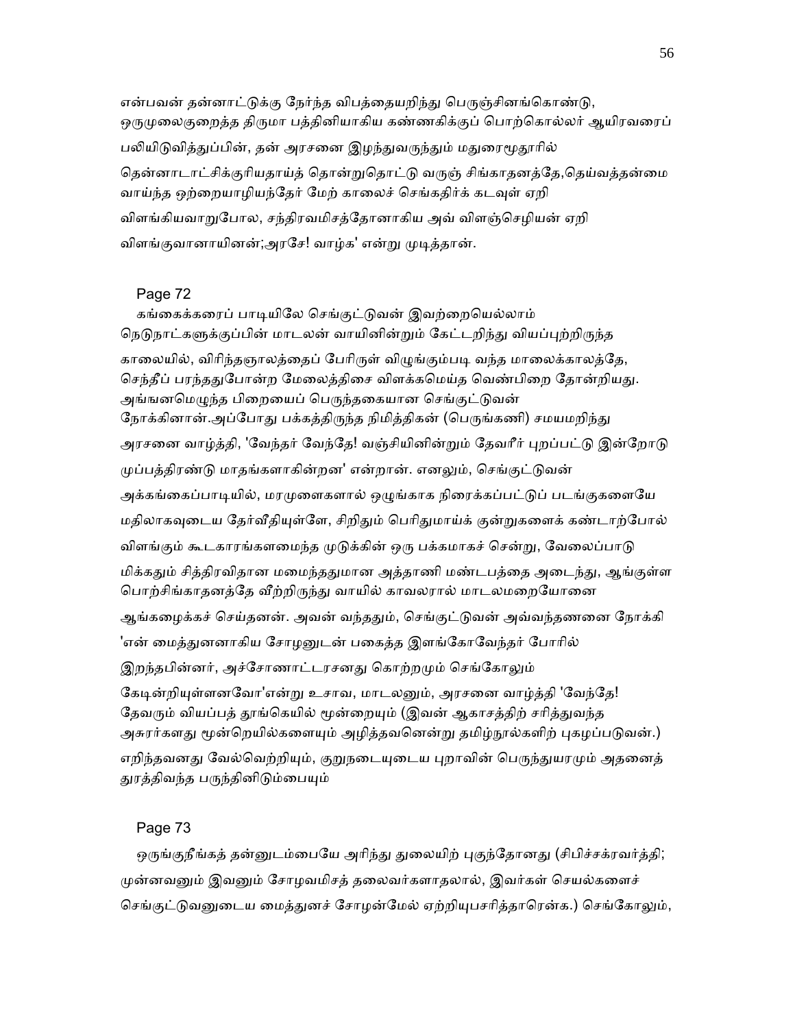என்பவன் தன்னாட்டுக்கு நேர்ந்த விபத்தையறிந்து பெருஞ்சினங்கொண்டு, ஒருமுலைகுறைத்த திருமா பத்தினியாகிய கண்ணகிக்குப் பொற்கொல்லர் ஆயிரவரைப் பலியிடுவித்துப்பின், தன் அரசனை இழந்துவருந்தும் மதுரைமூதூரில் தென்னாடாட்சிக்குரியதாய்த் தொன்றுதொட்டு வருஞ் சிங்காதனத்தே,தெய்வத்தன்மை வாய்ந்த ஒற்றையாழியந்தேர் மேற் காலைச் செங்கதிர்க் கடவுள் ஏறி விளங்கியவாறுபோல, சந்திரவமிசத்தோனாகிய அவ் விளஞ்செழியன் ஏறி விளங்குவானாயினன்;அரசே! வாழ்க' என்று முடித்தான்.

Page 72

கங்கைக்கரைப் பாடியிலே செங்குட்டுவன் இவற்றையெல்லாம் நெடுநாட்களுக்குப்பின் மாடலன் வாயினின்றும் கேட்டறிந்து வியப்புற்றிருந்த காலையில், விரிந்தஞாலத்தைப் பேரிருள் விழுங்கும்படி வந்த மாலைக்காலத்தே, செந்தீப் பரந்ததுபோன்ற மேலைத்திசை விளக்கமெய்த வெண்பிறை தோன்றியது. அங்ஙனமெழுந்த பிறையைப் பெருந்தகையான செங்குட்டுவன் நோக்கினான்.அப்போது பக்கத்திருந்த நிமித்திகன் (பெருங்கணி) சமயமறிந்து அரசனை வாழ்த்தி, 'வேந்தர் வேந்தே! வஞ்சியினின்றும் தேவரீர் புறப்பட்டு இன்றோடு முப்பத்திரண்டு மாதங்களாகின்றன' என்றான். எனலும், செங்குட்டுவன் அக்கங்கைப்பாடியில், மரமுளைகளால் ஒழுங்காக நிரைக்கப்பட்டுப் படங்குகளையே மதிலாகவுடைய தேர்வீதியுள்ளே, சிறிதும் பெரிதுமாய்க் குன்றுகளைக் கண்டாற்போல் விளங்கும் கூடகாரங்களமைந்த முடுக்கின் ஒரு பக்கமாகச் சென்று, வேலைப்பாடு மிக்கதும் சித்திரவிதான மமைந்ததுமான அத்தாணி மண்டபத்தை அடைந்து, ஆங்குள்ள பொற்சிங்காதனத்தே வீற்றிருந்து வாயில் காவலரால் மாடலமறையோனை ஆங்கழைக்கச் செய்தனன். அவன் வந்ததும், செங்குட்டுவன் அவ்வந்தணனை நோக்கி 'என் மைத்துனனாகிய சோழனுடன் பகைத்த இளங்கோவேந்தர் போரில் இறந்தபின்னர், அச்சோணாட்டரசனது கொற்றமும் செங்கோலும் கேடின்றியுள்ளனவோ'என்று உசாவ, மாடலனும், அரசனை வாழ்த்தி 'வேந்தே! தேவரும் வியப்பத் தூங்கெயில் மூன்றையும் (இவன் ஆகாசத்திற் சரித்துவந்த அசுரர்களது மூன்றெயில்களையும் அழித்தவனென்று தமிழ்நூல்களிற் புகழப்படுவன்.) எறிந்தவனது வேல்வெற்றியும், குறுநடையுடைய புறாவின் பெருந்துயரமும் அதனைத் துரத்திவந்த பருந்தினிடும்பையும்

Page 73

ஒருங்குநீங்கத் தன்னுடம்பையே அரிந்து துலையிற் புகுந்தோனது (சிபிச்சக்ரவர்த்தி; முன்னவனும் இவனும் சோழவமிசத் தலைவர்களாதலால், இவர்கள் செயல்களைச் செங்குட்டுவனுடைய மைத்துனச் சோழன்மேல் ஏற்றியுபசரித்தாரென்க.) செங்கோலும்,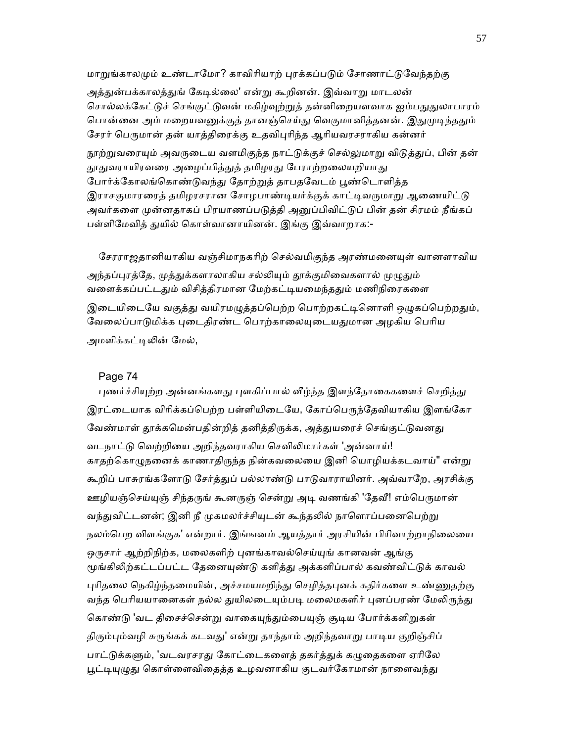மாறுங்காலமும் உண்டாமோ? காவிரியாற் புரக்கப்படும் சோணாட்டுவேந்தற்கு அத்துன்பக்காலத்துங் கேடில்லை' என்று கூறினன். இவ்வாறு மாடலன் சொல்லக்கேட்டுச் செங்குட்டுவன் மகிழ்வுற்றுத் தன்னிறையளவாக ஐம்பதுதுலாபாரம் பொன்னை அம் மறையவனுக்குத் தானஞ்செய்து வெகுமானித்தனன். இதுமுடிந்ததும் சேரர் பெருமான் தன் யாத்திரைக்கு உதவிபுரிந்த ஆரியவரசராகிய கன்னர் நூற்றுவரையும் அவருடைய வளமிகுந்த நாட்டுக்குச் செல்லுமாறு விடுத்துப், பின் தன் தூதுவராயிரவரை அழைப்பித்துத் தமிழரது பேராற்றலையறியாது போர்க்கோலங்கொண்டுவந்து தோற்றுத் தாபதவேடம் பூண்டொளித்த இராசகுமாரரைத் தமிழரசரான சோழபாண்டியர்க்குக் காட்டிவருமாறு ஆணையிட்டு அவர்களை முன்னதாகப் பிரயாணப்படுத்தி அனுப்பிவிட்டுப் பின் தன் சிரமம் நீங்கப் பள்ளிமேவித் துயில் கொள்வானாயினன். இங்கு இவ்வாறாக:-

சேரராஜதானியாகிய வஞ்சிமாநகரிற் செல்வமிகுந்த அரண்மனையுள் வானளாவிய அந்தப்புரத்தே, முத்துக்களாலாகிய சல்லியும் தூக்குமிவைகளால் முழுதும் வளைக்கப்பட்டதும் விசித்திரமான மேற்கட்டியமைந்ததும் மணிநிரைகளை இடையிடையே வகுத்து வயிரமழுத்தப்பெற்ற பொற்றகட்டினொளி ஒழுகப்பெற்றதும், வேலைப்பாடுமிக்க புடைதிரண்ட பொற்காலையுடையதுமான அழகிய பெரிய அமளிக்கட்டிலின் மேல்,

Page 74

புணர்ச்சியுற்ற அன்னங்களது புளகிப்பால் வீழ்ந்த இளந்தோகைகளைச் செறித்து இரட்டையாக விரிக்கப்பெற்ற பள்ளியிடையே, கோப்பெருந்தேவியாகிய இளங்கோ வேண்மாள் தூக்கமென்பதின்றித் தனித்திருக்க, அத்துயரைச் செங்குட்டுவனது வடநாட்டு வெற்றியை அறிந்தவராகிய செவிலிமார்கள் 'அன்னாய்! காதற்கொழுநனைக் காணாதிருந்த நின்கவலையை இனி யொழியக்கடவாய்" என்று கூறிப் பாசுரங்களோடு சேர்த்துப் பல்லாண்டு பாடுவாராயினர். அவ்வாறே, அரசிக்கு ஊழியஞ்செய்யுஞ் சிந்தருங் கூனருஞ் சென்று அடி வணங்கி 'தேவீ! எம்பெருமான் வந்துவிட்டனன்; இனி நீ முகமலர்ச்சியுடன் கூந்தலில் நாளொப்பனைபெற்று நலம்பெற விளங்குக' என்றார். இங்ஙனம் ஆயத்தார் அரசியின் பிரிவாற்றாநிலையை ஒருசார் ஆற்றிநிற்க, மலைகளிற் புனங்காவல்செய்யுங் கானவன் ஆங்கு மூங்கிலிற்கட்டப்பட்ட தேனையுண்டு களித்து அக்களிப்பால் கவண்விட்டுக் காவல் புரிதலை நெகிழ்ந்தமையின், அச்சமயமறிந்து செழித்தபுனக் கதிர்களை உண்ணுதற்கு வந்த பெரியயானைகள் நல்ல துயிலடையும்படி மலைமகளிர் புனப்பரண் மேலிருந்து கொண்டு 'வட திசைச்சென்று வாகையுந்தும்பையுஞ் சூடிய போர்க்களிறுகள் திரும்பும்வழி சுருங்கக் கடவது' என்று தாந்தாம் அறிந்தவாறு பாடிய குறிஞ்சிப் பாட்டுக்களும், 'வடவரசரது கோட்டைகளைத் தகர்த்துக் கழுதைகளை ஏரிலே பூட்டியுழுது கொள்ளைவிதைத்த உழவனாகிய குடவர்கோமான் நாளைவந்து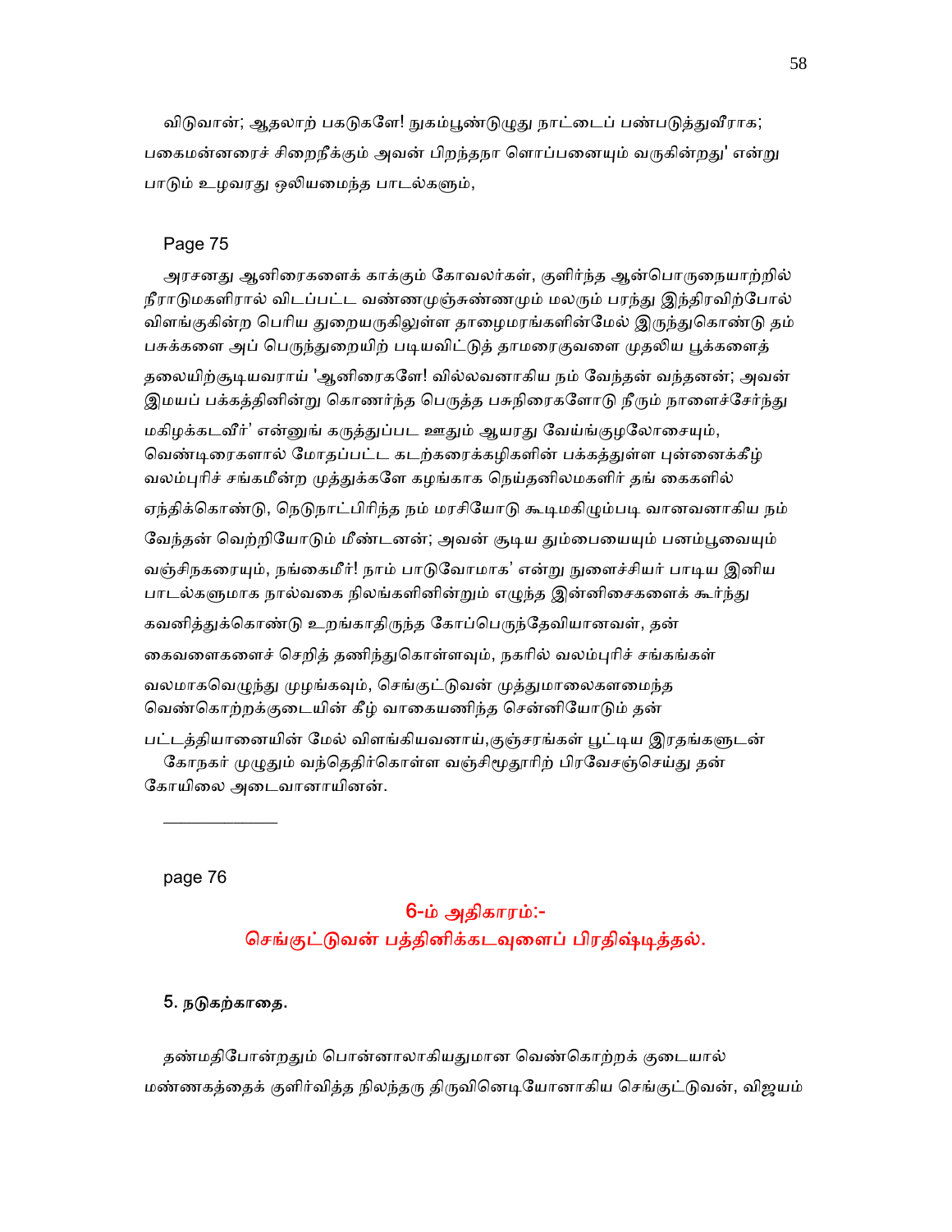விடுவான்; ஆதலாற் பகடுகளே! நுகம்பூண்டுழுது நாட்டைப் பண்படுத்துவீராக; பகைமன்னரைச் சிறைநீக்கும் அவன் பிறந்தநா ளொப்பனையும் வருகின்றது' என்று பாடும் உழவரது ஒலியமைந்த பாடல்களும்,

Page 75

அரசனது ஆனிரைகளைக் காக்கும் கோவலர்கள், குளிர்ந்த ஆன்பொருநையாற்றில் நீராடுமகளிரால் விடப்பட்ட வண்ணமுஞ்சுண்ணமும் மலரும் பரந்து இந்திரவிற்போல் விளங்குகின்ற பெரிய துறையருகிலுள்ள தாழைமரங்களின்மேல் இருந்துகொண்டு தம் பசுக்களை அப் பெருந்துறையிற் படியவிட்டுத் தாமரைகுவளை முதலிய பூக்களைத் தலையிற்சூடியவராய் 'ஆனிரைகளே! வில்லவனாகிய நம் வேந்தன் வந்தனன்; அவன் இமயப் பக்கத்தினின்று கொணர்ந்த பெருத்த பசுநிரைகளோடு நீரும் நாளைச்சேர்ந்து மகிழக்கடவீர்' என்னுங் கருத்துப்பட ஊதும் ஆயரது வேய்ங்குழலோசையும், வெண்டிரைகளால் மோதப்பட்ட கடற்கரைக்கழிகளின் பக்கத்துள்ள புன்னைக்கீழ் வலம்புரிச் சங்கமீன்ற முத்துக்களே கழங்காக நெய்தனிலமகளிர் தங் கைகளில் ஏந்திக்கொண்டு, நெடுநாட்பிரிந்த நம் மரசியோடு கூடிமகிழும்படி வானவனாகிய நம் வேந்தன் வெற்றியோடும் மீண்டனன்; அவன் சூடிய தும்பையையும் பனம்பூவையும் வஞ்சிநகரையும், நங்கைமீர்! நாம் பாடுவோமாக' என்று நுளைச்சியர் பாடிய இனிய பாடல்களுமாக நால்வகை நிலங்களினின்றும் எழுந்த இன்னிசைகளைக் கூர்ந்து கவனித்துக்கொண்டு உறங்காதிருந்த கோப்பெருந்தேவியானவள், தன் கைவளைகளைச் செறித் தணிந்துகொள்ளவும், நகரில் வலம்புரிச் சங்கங்கள் வலமாகவெழுந்து முழங்கவும், செங்குட்டுவன் முத்துமாலைகளமைந்த வெண்கொற்றக்குடையின் கீழ் வாகையணிந்த சென்னியோடும் தன் பட்டத்தியானையின் மேல் விளங்கியவனாய்,குஞ்சரங்கள் பூட்டிய இரதங்களுடன் கோநகர் முழுதும் வந்தெதிர்கொள்ள வஞ்சிமூதூரிற் பிரவேசஞ்செய்து தன் கோயிலை அடைவானாயினன்.

---

page 76

## 6-ம் அதிகாரம்:-
## செங்குட்டுவன் பத்தினிக்கடவுளைப் பிரதிஷ்டித்தல்.

### 5. நடுகற்காதை.

தண்மதிபோன்றதும் பொன்னாலாகியதுமான வெண்கொற்றக் குடையால் மண்ணகத்தைக் குளிர்வித்த நிலந்தரு திருவினெடியோனாகிய செங்குட்டுவன், விஜயம்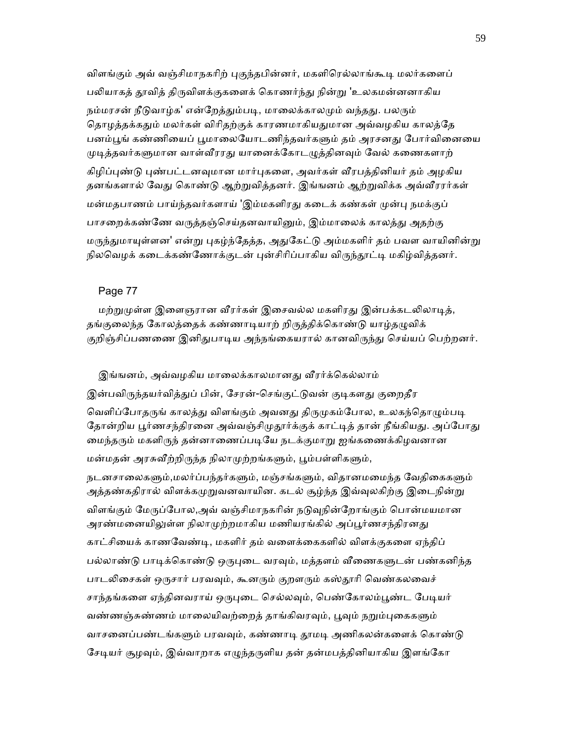விளங்கும் அவ் வஞ்சிமாநகரிற் புகுந்தபின்னர், மகளிரெல்லாங்கூடி மலர்களைப் பலியாகத் தூவித் திருவிளக்குகளைக் கொணர்ந்து நின்று 'உலகமன்னனாகிய நம்மரசன் நீடுவாழ்க' என்றேத்தும்படி, மாலைக்காலமும் வந்தது. பலரும் தொழத்தக்கதும் மலர்கள் விரிதற்குக் காரணமாகியதுமான அவ்வழகிய காலத்தே பனம்பூங் கண்ணியைப் பூமாலையோடணிந்தவர்களும் தம் அரசனது போர்வினையை முடித்தவர்களுமான வாள்வீரரது யானைக்கோடழுத்தினவும் வேல் கணைகளாற் கிழிப்புண்டு புண்பட்டனவுமான மார்புகளை, அவர்கள் வீரபத்தினியர் தம் அழகிய தனங்களால் வேது கொண்டு ஆற்றுவித்தனர். இங்ஙனம் ஆற்றுவிக்க அவ்வீரரர்கள் மன்மதபாணம் பாய்ந்தவர்களாய் 'இம்மகளிரது கடைக் கண்கள் முன்பு நமக்குப் பாசறைக்கண்ணே வருத்தஞ்செய்தனவாயினும், இம்மாலைக் காலத்து அதற்கு மருந்துமாயுள்ளன' என்று புகழ்ந்தேத்த, அதுகேட்டு அம்மகளிர் தம் பவள வாயினின்று நிலவெழக் கடைக்கண்ணோக்குடன் புன்சிரிப்பாகிய விருந்தூட்டி மகிழ்வித்தனர்.

Page 77

மற்றுமுள்ள இளைஞரான வீரர்கள் இசைவல்ல மகளிரது இன்பக்கடலிலாடித், தங்குலைந்த கோலத்தைக் கண்ணாடியாற் றிருத்திக்கொண்டு யாழ்தழுவிக் குறிஞ்சிப்பணணை இனிதுபாடிய அந்நங்கையரால் கானவிருந்து செய்யப் பெற்றனர்.

இங்ஙனம், அவ்வழகிய மாலைக்காலமானது வீரர்க்கெல்லாம் இன்பவிருந்தயர்வித்துப் பின், சேரன்-செங்குட்டுவன் குடிகளது குறைதீர வெளிப்போதருங் காலத்து விளங்கும் அவனது திருமுகம்போல, உலகந்தொழும்படி தோன்றிய பூர்ணசந்திரனை அவ்வஞ்சிமுதூர்க்குக் காட்டித் தான் நீங்கியது. அப்போது மைந்தரும் மகளிருந் தன்னாணைப்படியே நடக்குமாறு ஐங்கணைக்கிழவனான மன்மதன் அரசுவீற்றிருந்த நிலாமுற்றங்களும், பூம்பள்ளிகளும், நடனசாலைகளும்,மலர்ப்பந்தர்களும், மஞ்சங்களும், விதானமமைந்த வேதிகைகளும் அத்தண்கதிரால் விளக்கமுறுவனவாயின. கடல் சூழ்ந்த இவ்வுலகிற்கு இடைநின்று விளங்கும் மேருப்போல,அவ் வஞ்சிமாநகரின் நடுவுநின்றோங்கும் பொன்மயமான அரண்மனையிலுள்ள நிலாமுற்றமாகிய மணியரங்கில் அப்பூர்ணசந்திரனது காட்சியைக் காணவேண்டி, மகளிர் தம் வளைக்கைகளில் விளக்குகளை ஏந்திப் பல்லாண்டு பாடிக்கொண்டு ஒருபுடை வரவும், மத்தளம் வீணைகளுடன் பண்கனிந்த பாடலிசைகள் ஒருசார் பரவவும், கூனரும் குறளரும் கஸ்தூரி வெண்கலவைச் சாந்தங்களை ஏந்தினவராய் ஒருபுடை செல்லவும், பெண்கோலம்பூண்ட பேடியர் வண்ணஞ்சுண்ணம் மாலையிவற்றைத் தாங்கிவரவும், பூவும் நறும்புகைகளும் வாசனைப்பண்டங்களும் பரவவும், கண்ணாடி தூமடி அணிகலன்களைக் கொண்டு சேடியர் சூழவும், இவ்வாறாக எழுந்தருளிய தன் தன்மபத்தினியாகிய இளங்கோ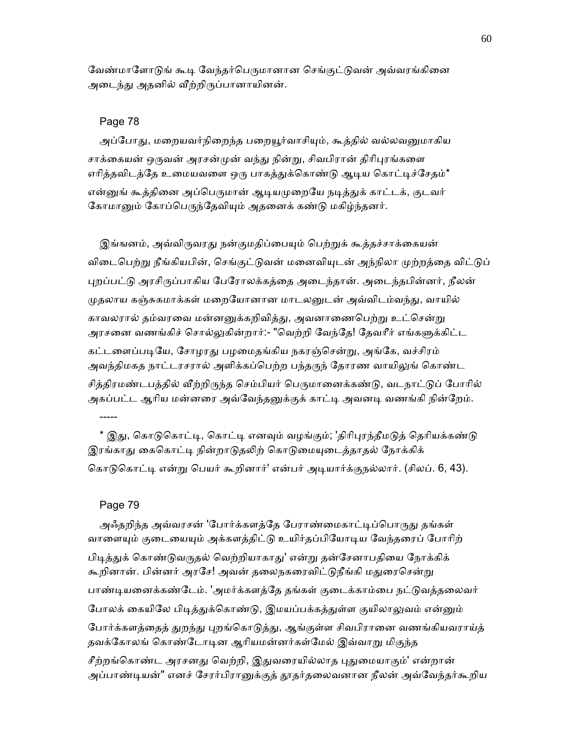வேண்மாளோடுங் கூடி வேந்தர்பெருமானான செங்குட்டுவன் அவ்வரங்கினை அடைந்து அதனில் வீற்றிருப்பானாயினன்.

Page 78

அப்போது, மறையவர்நிறைந்த பறையூர்வாசியும், கூத்தில் வல்லவனுமாகிய சாக்கையன் ஒருவன் அரசன்முன் வந்து நின்று, சிவபிரான் திரிபுரங்களை எரித்தவிடத்தே உமையவளை ஒரு பாகத்துக்கொண்டு ஆடிய கொட்டிச்சேதம்* என்னுங் கூத்தினை அப்பெருமான் ஆடியமுறையே நடித்துக் காட்டக், குடவர் கோமானும் கோப்பெருந்தேவியும் அதனைக் கண்டு மகிழ்ந்தனர்.

இங்ஙனம், அவ்விருவரது நன்குமதிப்பையும் பெற்றுக் கூத்தச்சாக்கையன் விடைபெற்று நீங்கியபின், செங்குட்டுவன் மனைவியுடன் அந்நிலா முற்றத்தை விட்டுப் புறப்பட்டு அரசிருப்பாகிய பேரோலக்கத்தை அடைந்தான். அடைந்தபின்னர், நீலன் முதலாய கஞ்சுகமாக்கள் மறையோனான மாடலனுடன் அவ்விடம்வந்து, வாயில் காவலரால் தம்வரவை மன்னனுக்கறிவித்து, அவனாணைபெற்று உட்சென்று அரசனை வணங்கிச் சொல்லுகின்றார்:- "வெற்றி வேந்தே! தேவரீர் எங்களுக்கிட்ட கட்டளைப்படியே, சோழரது பழமைதங்கிய நகரஞ்சென்று, அங்கே, வச்சிரம் அவந்திமகத நாட்டரசரால் அளிக்கப்பெற்ற பந்தருந் தோரண வாயிலுங் கொண்ட சித்திரமண்டபத்தில் வீற்றிருந்த செம்பியர் பெருமானைக்கண்டு, வடநாட்டுப் போரில் அகப்பட்ட ஆரிய மன்னரை அவ்வேந்தனுக்குக் காட்டி அவனடி வணங்கி நின்றேம்.

-----

* இது, கொடுகொட்டி, கொட்டி எனவும் வழங்கும்; 'திரிபுரந்தீமடுத் தெரியக்கண்டு இரங்காது கைகொட்டி நின்றாடுதலிற் கொடுமையுடைத்தாதல் நோக்கிக் கொடுகொட்டி என்று பெயர் கூறினார்' என்பர் அடியார்க்குநல்லார். (சிலப். 6, 43).

Page 79

அஃதறிந்த அவ்வரசன் 'போர்க்களத்தே பேராண்மைகாட்டிப்பொருது தங்கள் வாளையும் குடையையும் அக்களத்திட்டு உயிர்தப்பியோடிய வேந்தரைப் போரிற் பிடித்துக் கொண்டுவருதல் வெற்றியாகாது' என்று தன்சேனாபதியை நோக்கிக் கூறினான். பின்னர் அரசே! அவன் தலைநகரைவிட்டுநீங்கி மதுரைசென்று பாண்டியனைக்கண்டேம். 'அமர்க்களத்தே தங்கள் குடைக்காம்பை நட்டுவத்தலைவர் போலக் கையிலே பிடித்துக்கொண்டு, இமயப்பக்கத்துள்ள குயிலாலுவம் என்னும் போர்க்களத்தைத் துறந்து புறங்கொடுத்து, ஆங்குள்ள சிவபிரானை வணங்கியவராய்த் தவக்கோலங் கொண்டோடின ஆரியமன்னர்கள்மேல் இவ்வாறு மிகுந்த சீற்றங்கொண்ட அரசனது வெற்றி, இதுவரையில்லாத புதுமையாகும்' என்றான் அப்பாண்டியன்" எனச் சேரர்பிரானுக்குத் தூதர்தலைவனான நீலன் அவ்வேந்தர்கூறிய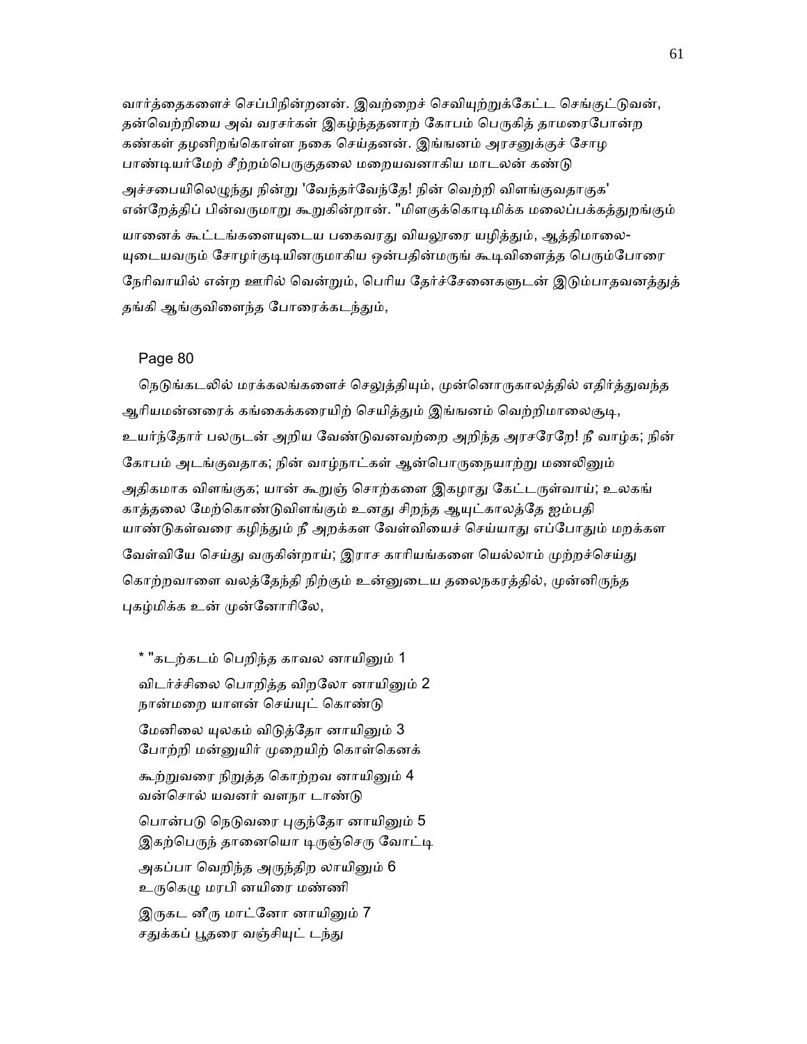வார்த்தைகளைச் செப்பிநின்றனன். இவற்றைச் செவியுற்றுக்கேட்ட செங்குட்டுவன், தன்வெற்றியை அவ் வரசர்கள் இகழ்ந்ததனாற் கோபம் பெருகித் தாமரைபோன்ற கண்கள் தழனிறங்கொள்ள நகை செய்தனன். இங்ஙனம் அரசனுக்குச் சோழ பாண்டியர்மேற் சீற்றம்பெருகுதலை மறையவனாகிய மாடலன் கண்டு அச்சபையிலெழுந்து நின்று 'வேந்தர்வேந்தே! நின் வெற்றி விளங்குவதாகுக' என்றேத்திப் பின்வருமாறு கூறுகின்றான். "மிளகுக்கொடிமிக்க மலைப்பக்கத்துறங்கும் யானைக் கூட்டங்களையுடைய பகைவரது வியலூரை யழித்தும், ஆத்திமாலை-யுடையவரும் சோழர்குடியினருமாகிய ஒன்பதின்மருங் கூடிவிளைத்த பெரும்போரை நேரிவாயில் என்ற ஊரில் வென்றும், பெரிய தேர்ச்சேனைகளுடன் இடும்பாதவனத்துத் தங்கி ஆங்குவிளைந்த போரைக்கடந்தும்,

Page 80

நெடுங்கடலில் மரக்கலங்களைச் செலுத்தியும், முன்னொருகாலத்தில் எதிர்த்துவந்த ஆரியமன்னரைக் கங்கைக்கரையிற் செயித்தும் இங்ஙனம் வெற்றிமாலைசூடி, உயர்ந்தோர் பலருடன் அறிய வேண்டுவனவற்றை அறிந்த அரசரேறே! நீ வாழ்க; நின் கோபம் அடங்குவதாக; நின் வாழ்நாட்கள் ஆன்பொருநையாற்று மணலினும் அதிகமாக விளங்குக; யான் கூறுஞ் சொற்களை இகழாது கேட்டருள்வாய்; உலகங் காத்தலை மேற்கொண்டுவிளங்கும் உனது சிறந்த ஆயுட்காலத்தே ஐம்பதி யாண்டுகள்வரை கழிந்தும் நீ அறக்கள வேள்வியைச் செய்யாது எப்போதும் மறக்கள வேள்வியே செய்து வருகின்றாய்; இராச காரியங்களை யெல்லாம் முற்றச்செய்து கொற்றவாளை வலத்தேந்தி நிற்கும் உன்னுடைய தலைநகரத்தில், முன்னிருந்த புகழ்மிக்க உன் முன்னோரிலே,

* "கடற்கடம் பெறிந்த காவல னாயினும் 1  
விடர்ச்சிலை பொறித்த விறலோ னாயினும் 2  
நான்மறை யாளன் செய்யுட் கொண்டு  
மேனிலை யுலகம் விடுத்தோ னாயினும் 3  
போற்றி மன்னுயிர் முறையிற் கொள்கெனக்  
கூற்றுவரை நிறுத்த கொற்றவ னாயினும் 4  
வன்சொல் யவனர் வளநா டாண்டு  
பொன்படு நெடுவரை புகுந்தோ னாயினும் 5  
இகற்பெருந் தானையொ டிருஞ்செரு வோட்டி  
அகப்பா வெறிந்த அருந்திற லாயினும் 6  
உருகெழு மரபி னயிரை மண்ணி  
இருகட னீரு மாட்னோ னாயினும் 7  
சதுக்கப் பூதரை வஞ்சியுட் டந்து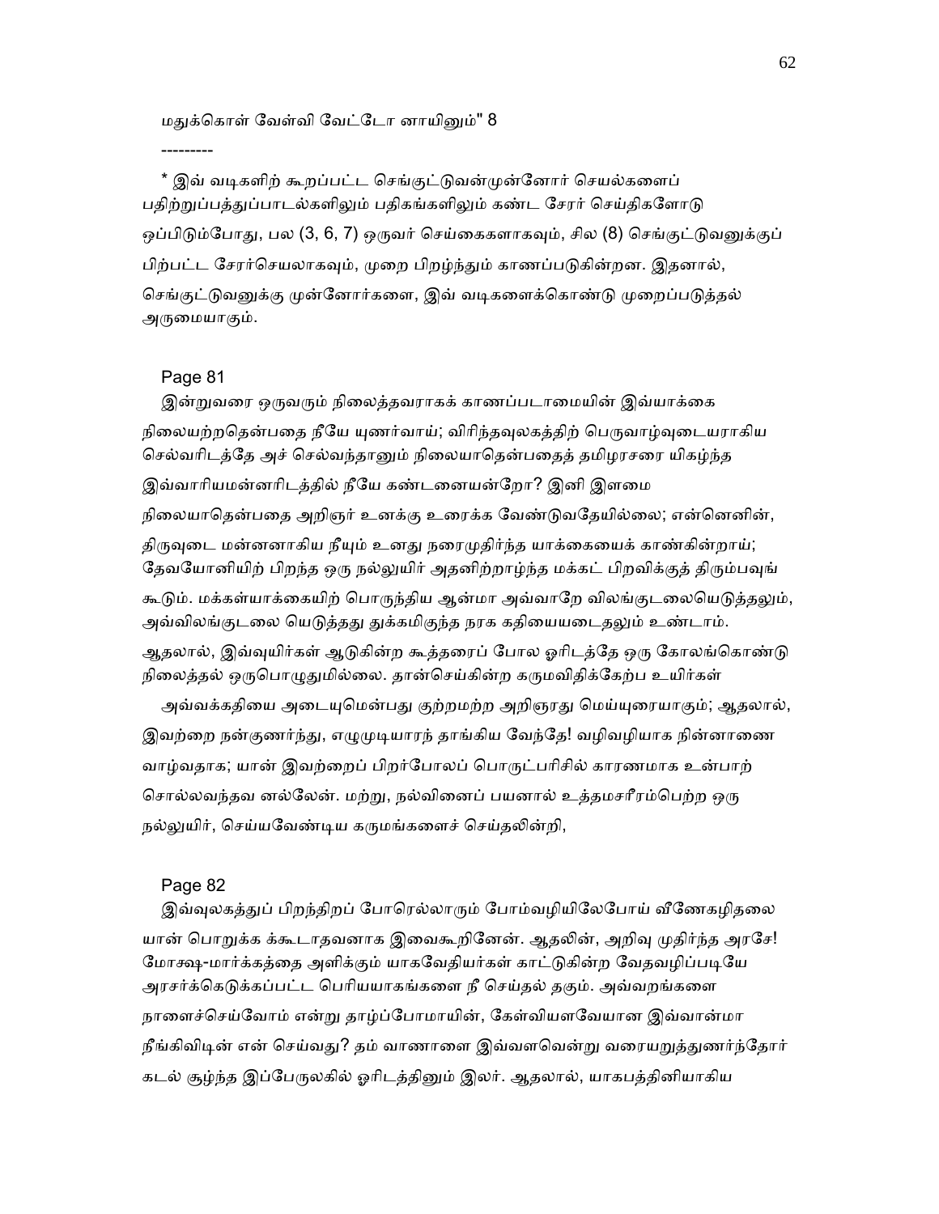மதுக்கொள் வேள்வி வேட்டோ னாயினும்" 8

---------

* இவ் வடிகளிற் கூறப்பட்ட செங்குட்டுவன்முன்னோர் செயல்களைப் பதிற்றுப்பத்துப்பாடல்களிலும் பதிகங்களிலும் கண்ட சேரர் செய்திகளோடு ஒப்பிடும்போது, பல (3, 6, 7) ஒருவர் செய்கைகளாகவும், சில (8) செங்குட்டுவனுக்குப் பிற்பட்ட சேரர்செயலாகவும், முறை பிறழ்ந்தும் காணப்படுகின்றன. இதனால், செங்குட்டுவனுக்கு முன்னோர்களை, இவ் வடிகளைக்கொண்டு முறைப்படுத்தல் அருமையாகும்.

Page 81

இன்றுவரை ஒருவரும் நிலைத்தவராகக் காணப்படாமையின் இவ்யாக்கை நிலையற்றதென்பதை நீயே யுணர்வாய்; விரிந்தவுலகத்திற் பெருவாழ்வுடையராகிய செல்வரிடத்தே அச் செல்வந்தானும் நிலையாதென்பதைத் தமிழரசரை யிகழ்ந்த இவ்வாரியமன்னரிடத்தில் நீயே கண்டனையன்றோ? இனி இளமை நிலையாதென்பதை அறிஞர் உனக்கு உரைக்க வேண்டுவதேயில்லை; என்னெனின், திருவுடை மன்னனாகிய நீயும் உனது நரைமுதிர்ந்த யாக்கையைக் காண்கின்றாய்; தேவயோனியிற் பிறந்த ஒரு நல்லுயிர் அதனிற்றாழ்ந்த மக்கட் பிறவிக்குத் திரும்பவுங் கூடும். மக்கள்யாக்கையிற் பொருந்திய ஆன்மா அவ்வாறே விலங்குடலையெடுத்தலும், அவ்விலங்குடலை யெடுத்தது துக்கமிகுந்த நரக கதியையடைதலும் உண்டாம். ஆதலால், இவ்வுயிர்கள் ஆடுகின்ற கூத்தரைப் போல ஓரிடத்தே ஒரு கோலங்கொண்டு நிலைத்தல் ஒருபொழுதுமில்லை. தான்செய்கின்ற கருமவிதிக்கேற்ப உயிர்கள்

அவ்வக்கதியை அடையுமென்பது குற்றமற்ற அறிஞரது மெய்யுரையாகும்; ஆதலால், இவற்றை நன்குணர்ந்து, எழுமுடியாரந் தாங்கிய வேந்தே! வழிவழியாக நின்னாணை வாழ்வதாக; யான் இவற்றைப் பிறர்போலப் பொருட்பரிசில் காரணமாக உன்பாற் சொல்லவந்தவ னல்லேன். மற்று, நல்வினைப் பயனால் உத்தமசரீரம்பெற்ற ஒரு நல்லுயிர், செய்யவேண்டிய கருமங்களைச் செய்தலின்றி,

Page 82

இவ்வுலகத்துப் பிறந்திறப் போரெல்லாரும் போம்வழியிலேபோய் வீணேகழிதலை யான் பொறுக்க க்கூடாதவனாக இவைகூறினேன். ஆதலின், அறிவு முதிர்ந்த அரசே! மோக்ஷ-மார்க்கத்தை அளிக்கும் யாகவேதியர்கள் காட்டுகின்ற வேதவழிப்படியே அரசர்க்கெடுக்கப்பட்ட பெரியயாகங்களை நீ செய்தல் தகும். அவ்வறங்களை நாளைச்செய்வோம் என்று தாழ்ப்போமாயின், கேள்வியளவேயான இவ்வான்மா நீங்கிவிடின் என் செய்வது? தம் வாணாளை இவ்வளவென்று வரையறுத்துணர்ந்தோர் கடல் சூழ்ந்த இப்பேருலகில் ஓரிடத்தினும் இலர். ஆதலால், யாகபத்தினியாகிய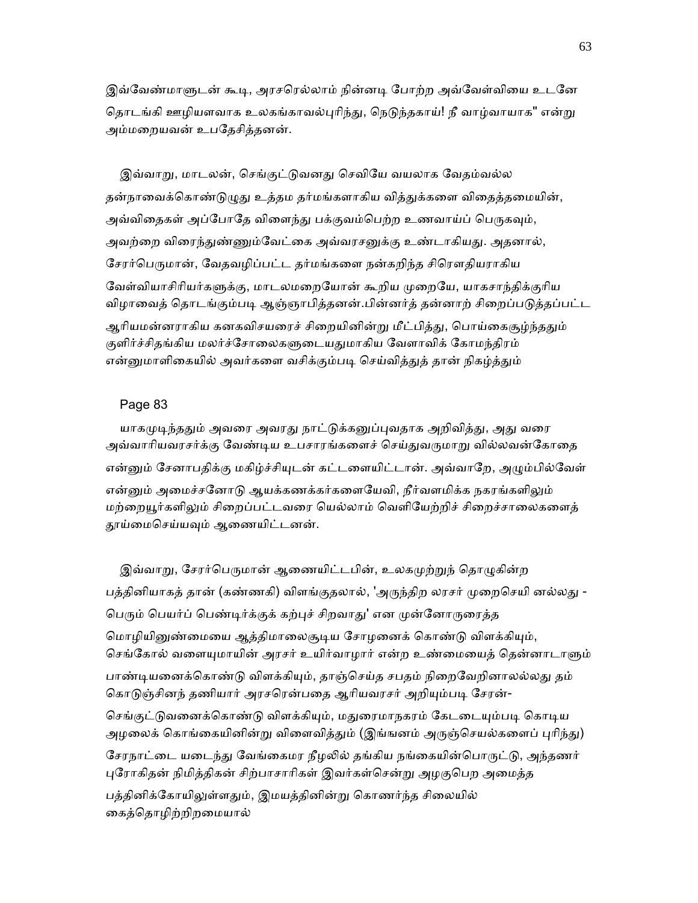இவ்வேண்மாளுடன் கூடி, அரசரெல்லாம் நின்னடி போற்ற அவ்வேள்வியை உடனே தொடங்கி ஊழியளவாக உலகங்காவல்புரிந்து, நெடுந்தகாய்! நீ வாழ்வாயாக" என்று அம்மறையவன் உபதேசித்தனன்.

இவ்வாறு, மாடலன், செங்குட்டுவனது செவியே வயலாக வேதம்வல்ல தன்நாவைக்கொண்டுழுது உத்தம தர்மங்களாகிய வித்துக்களை விதைத்தமையின், அவ்விதைகள் அப்போதே விளைந்து பக்குவம்பெற்ற உணவாய்ப் பெருகவும், அவற்றை விரைந்துண்ணும்வேட்கை அவ்வரசனுக்கு உண்டாகியது. அதனால், சேரர்பெருமான், வேதவழிப்பட்ட தர்மங்களை நன்கறிந்த சிரௌதியராகிய வேள்வியாசிரியர்களுக்கு, மாடலமறையோன் கூறிய முறையே, யாகசாந்திக்குரிய விழாவைத் தொடங்கும்படி ஆஞ்ஞாபித்தனன்.பின்னர்த் தன்னாற் சிறைப்படுத்தப்பட்ட ஆரியமன்னராகிய கனகவிசயரைச் சிறையினின்று மீட்பித்து, பொய்கைசூழ்ந்ததும் குளிர்ச்சிதங்கிய மலர்ச்சோலைகளுடையதுமாகிய வேளாவிக் கோமந்திரம் என்னுமாளிகையில் அவர்களை வசிக்கும்படி செய்வித்துத் தான் நிகழ்த்தும்

Page 83

யாகமுடிந்ததும் அவரை அவரது நாட்டுக்கனுப்புவதாக அறிவித்து, அது வரை அவ்வாரியவரசர்க்கு வேண்டிய உபசாரங்களைச் செய்துவருமாறு வில்லவன்கோதை என்னும் சேனாபதிக்கு மகிழ்ச்சியுடன் கட்டளையிட்டான். அவ்வாறே, அழும்பில்வேள் என்னும் அமைச்சனோடு ஆயக்கணக்கர்களையேவி, நீர்வளமிக்க நகரங்களிலும் மற்றையூர்களிலும் சிறைப்பட்டவரை யெல்லாம் வெளியேற்றிச் சிறைச்சாலைகளைத் தூய்மைசெய்யவும் ஆணையிட்டனன்.

இவ்வாறு, சேரர்பெருமான் ஆணையிட்டபின், உலகமுற்றுந் தொழுகின்ற பத்தினியாகத் தான் (கண்ணகி) விளங்குதலால், 'அருந்திற லரசர் முறைசெயி னல்லது - பெரும் பெயர்ப் பெண்டிர்க்குக் கற்புச் சிறவாது' என முன்னோருரைத்த மொழியினுண்மையை ஆத்திமாலைசூடிய சோழனைக் கொண்டு விளக்கியும், செங்கோல் வளையுமாயின் அரசர் உயிர்வாழார் என்ற உண்மையைத் தென்னாடாளும் பாண்டியனைக்கொண்டு விளக்கியும், தாஞ்செய்த சபதம் நிறைவேறினாலல்லது தம் கொடுஞ்சினந் தணியார் அரசரென்பதை ஆரியவரசர் அறியும்படி சேரன்-செங்குட்டுவனைக்கொண்டு விளக்கியும், மதுரைமாநகரம் கேடடையும்படி கொடிய அழலைக் கொங்கையினின்று விளைவித்தும் (இங்ஙனம் அருஞ்செயல்களைப் புரிந்து) சேரநாட்டை யடைந்து வேங்கைமர நீழலில் தங்கிய நங்கையின்பொருட்டு, அந்தணர் புரோகிதன் நிமித்திகன் சிற்பாசாரிகள் இவர்கள்சென்று அழகுபெற அமைத்த பத்தினிக்கோயிலுள்ளதும், இமயத்தினின்று கொணர்ந்த சிலையில் கைத்தொழிற்றிறமையால்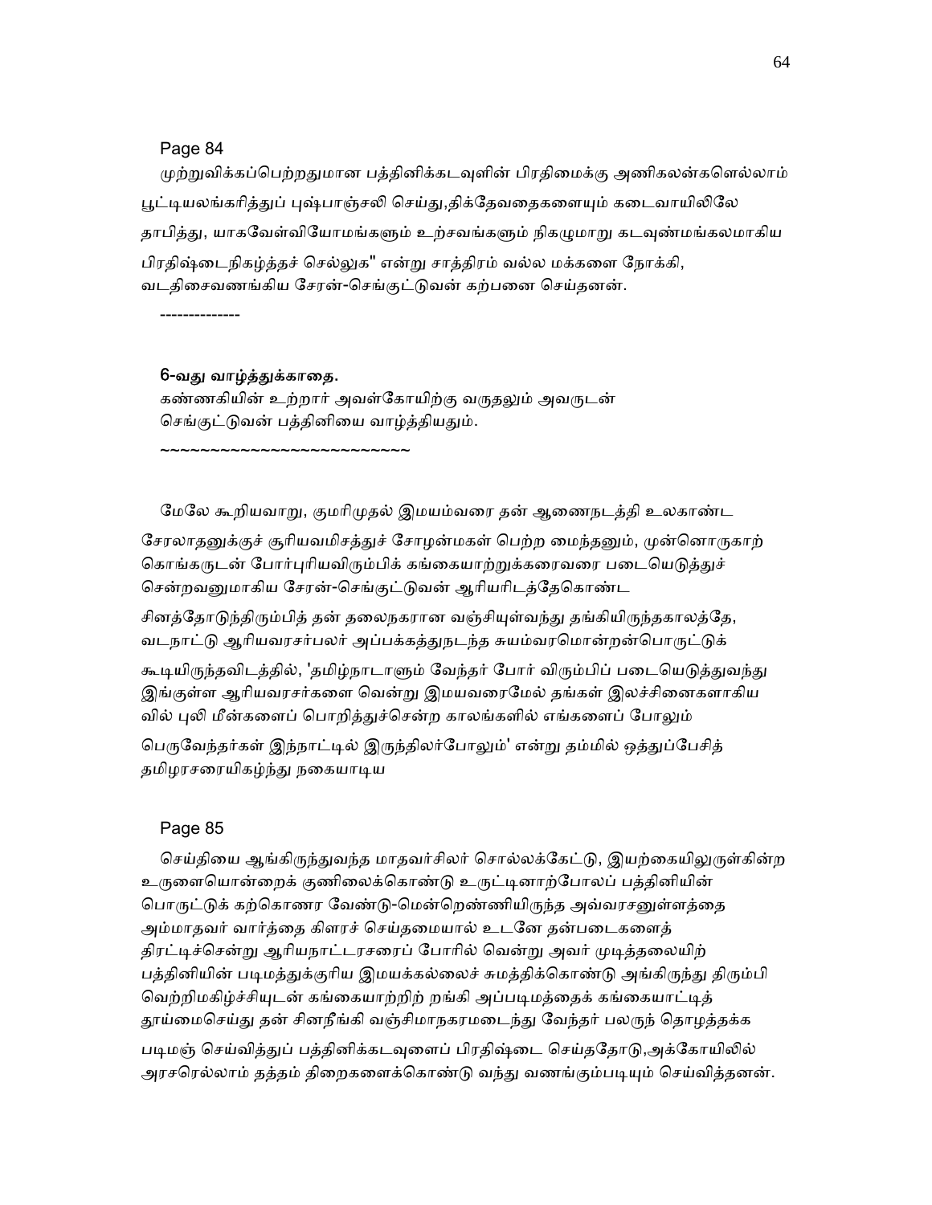Page 84

முற்றுவிக்கப்பெற்றதுமான பத்தினிக்கடவுளின் பிரதிமைக்கு அணிகலன்களெல்லாம் பூட்டியலங்கரித்துப் புஷ்பாஞ்சலி செய்து,திக்தேவதைகளையும் கடைவாயிலிலே தாபித்து, யாகவேள்வியோமங்களும் உற்சவங்களும் நிகழுமாறு கடவுண்மங்கலமாகிய பிரதிஷ்டைநிகழ்த்தச் செல்லுக" என்று சாத்திரம் வல்ல மக்களை நோக்கி, வடதிசைவணங்கிய சேரன்-செங்குட்டுவன் கற்பனை செய்தனன்.

--------------

**6-வது வாழ்த்துக்காதை.**

கண்ணகியின் உற்றார் அவள்கோயிற்கு வருதலும் அவருடன் செங்குட்டுவன் பத்தினியை வாழ்த்தியதும்.

~~~~~~~~~~~~~~~~~~~~~~~~~~

மேலே கூறியவாறு, குமரிமுதல் இமயம்வரை தன் ஆணைநடத்தி உலகாண்ட சேரலாதனுக்குச் சூரியவமிசத்துச் சோழன்மகள் பெற்ற மைந்தனும், முன்னொருகாற் கொங்கருடன் போர்புரியவிரும்பிக் கங்கையாற்றுக்கரைவரை படையெடுத்துச் சென்றவனுமாகிய சேரன்-செங்குட்டுவன் ஆரியரிடத்தேகொண்ட சினத்தோடுந்திரும்பித் தன் தலைநகரான வஞ்சியுள்வந்து தங்கியிருந்தகாலத்தே, வடநாட்டு ஆரியவரசர்பலர் அப்பக்கத்துநடந்த சுயம்வரமொன்றன்பொருட்டுக் கூடியிருந்தவிடத்தில், 'தமிழ்நாடாளும் வேந்தர் போர் விரும்பிப் படையெடுத்துவந்து இங்குள்ள ஆரியவரசர்களை வென்று இமயவரைமேல் தங்கள் இலச்சினைகளாகிய வில் புலி மீன்களைப் பொறித்துச்சென்ற காலங்களில் எங்களைப் போலும் பெருவேந்தர்கள் இந்நாட்டில் இருந்திலர்போலும்' என்று தம்மில் ஒத்துப்பேசித் தமிழரசரையிகழ்ந்து நகையாடிய

Page 85

செய்தியை ஆங்கிருந்துவந்த மாதவர்சிலர் சொல்லக்கேட்டு, இயற்கையிலுருள்கின்ற உருளையொன்றைக் குணிலைக்கொண்டு உருட்டினாற்போலப் பத்தினியின் பொருட்டுக் கற்கொணர வேண்டு-மென்றெண்ணியிருந்த அவ்வரசனுள்ளத்தை அம்மாதவர் வார்த்தை கிளரச் செய்ததமையால் உடனே தன்படைகளைத் திரட்டிச்சென்று ஆரியநாட்டரசரைப் போரில் வென்று அவர் முடித்தலையிற் பத்தினியின் படிமத்துக்குரிய இமயக்கல்லைச் சுமத்திக்கொண்டு அங்கிருந்து திரும்பி வெற்றிமகிழ்ச்சியுடன் கங்கையாற்றிற் றங்கி அப்படிமத்தைக் கங்கையாட்டித் தூய்மைசெய்து தன் சினநீங்கி வஞ்சிமாநகரமடைந்து வேந்தர் பலருந் தொழத்தக்க படிமஞ் செய்வித்துப் பத்தினிக்கடவுளைப் பிரதிஷ்டை செய்ததோடு,அக்கோயிலில் அரசரெல்லாம் தத்தம் திறைகளைக்கொண்டு வந்து வணங்கும்படியும் செய்வித்தனன்.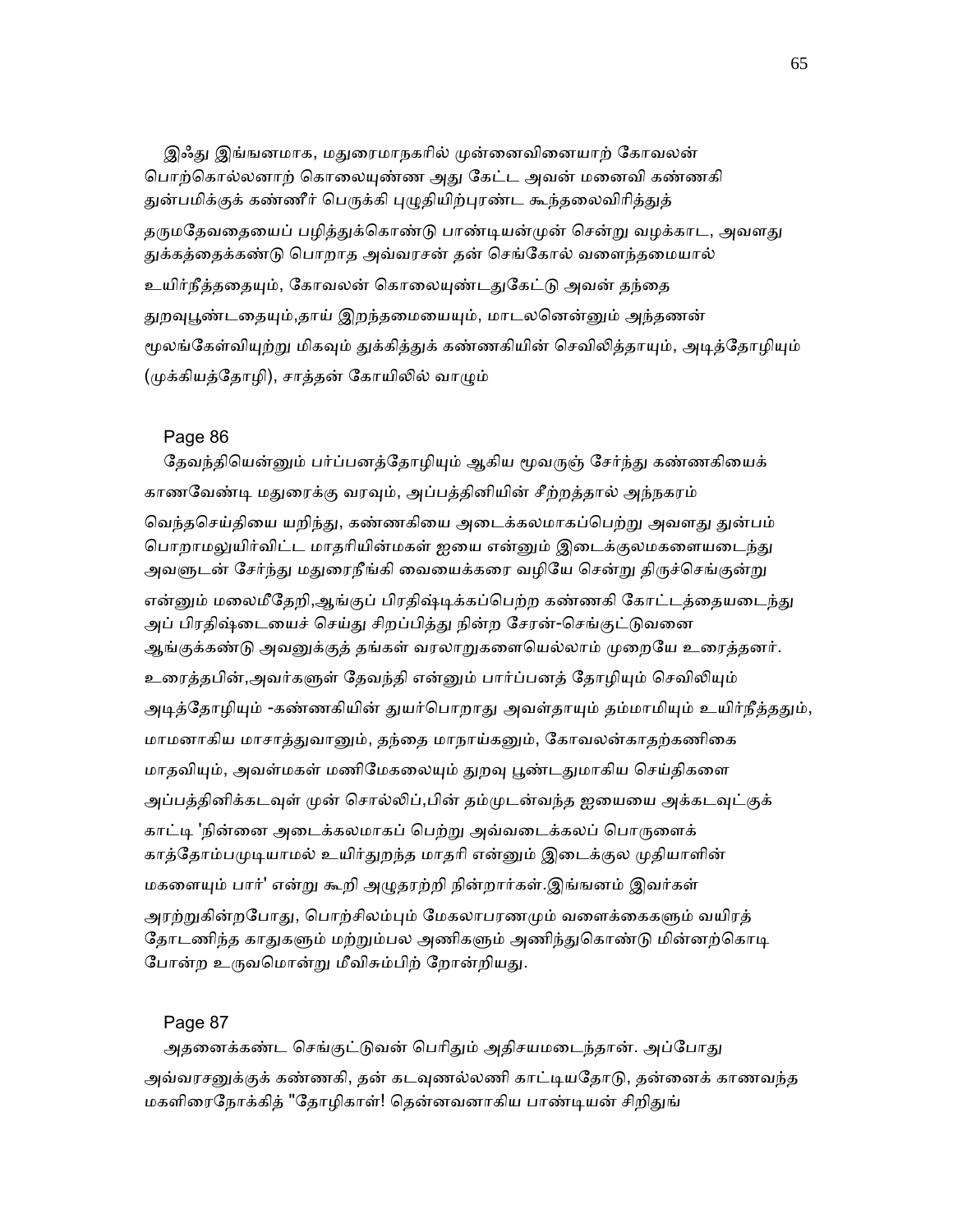இஃது இங்ஙனமாக, மதுரைமாநகரில் முன்னைவினையாற் கோவலன் பொற்கொல்லனாற் கொலையுண்ண அது கேட்ட அவன் மனைவி கண்ணகி துன்பமிக்குக் கண்ணீர் பெருக்கி புழுதியிற்புரண்ட கூந்தலைவிரித்துத் தருமதேவதையைப் பழித்துக்கொண்டு பாண்டியன்முன் சென்று வழக்காட, அவளது துக்கத்தைக்கண்டு பொறாத அவ்வரசன் தன் செங்கோல் வளைந்தமையால் உயிர்நீத்ததையும், கோவலன் கொலையுண்டதுகேட்டு அவன் தந்தை துறவுபூண்டதையும்,தாய் இறந்தமையையும், மாடலனென்னும் அந்தணன் மூலங்கேள்வியுற்று மிகவும் துக்கித்துக் கண்ணகியின் செவிலித்தாயும், அடித்தோழியும் (முக்கியத்தோழி), சாத்தன் கோயிலில் வாழும்

Page 86

தேவந்தியென்னும் பர்ப்பனத்தோழியும் ஆகிய மூவருஞ் சேர்ந்து கண்ணகியைக் காணவேண்டி மதுரைக்கு வரவும், அப்பத்தினியின் சீற்றத்தால் அந்நகரம் வெந்தசெய்தியை யறிந்து, கண்ணகியை அடைக்கலமாகப்பெற்று அவளது துன்பம் பொறாமலுயிர்விட்ட மாதரியின்மகள் ஐயை என்னும் இடைக்குலமகளையடைந்து அவளுடன் சேர்ந்து மதுரைநீங்கி வையைக்கரை வழியே சென்று திருச்செங்குன்று என்னும் மலைமீதேறி,ஆங்குப் பிரதிஷ்டிக்கப்பெற்ற கண்ணகி கோட்டத்தையடைந்து அப் பிரதிஷ்டையைச் செய்து சிறப்பித்து நின்ற சேரன்-செங்குட்டுவனை ஆங்குக்கண்டு அவனுக்குத் தங்கள் வரலாறுகளையெல்லாம் முறையே உரைத்தனர். உரைத்தபின்,அவர்களுள் தேவந்தி என்னும் பார்ப்பனத் தோழியும் செவிலியும் அடித்தோழியும் -கண்ணகியின் துயர்பொறாது அவள்தாயும் தம்மாமியும் உயிர்நீத்ததும், மாமனாகிய மாசாத்துவானும், தந்தை மாநாய்கனும், கோவலன்காதற்கணிகை மாதவியும், அவள்மகள் மணிமேகலையும் துறவு பூண்டதுமாகிய செய்திகளை அப்பத்தினிக்கடவுள் முன் சொல்லிப்,பின் தம்முடன்வந்த ஐயையை அக்கடவுட்குக் காட்டி 'நின்னை அடைக்கலமாகப் பெற்று அவ்வடைக்கலப் பொருளைக் காத்தோம்பமுடியாமல் உயிர்துறந்த மாதரி என்னும் இடைக்குல முதியாளின் மகளையும் பார்' என்று கூறி அழுதரற்றி நின்றார்கள்.இங்ஙனம் இவர்கள் அரற்றுகின்றபோது, பொற்சிலம்பும் மேகலாபரணமும் வளைக்கைகளும் வயிரத் தோடணிந்த காதுகளும் மற்றும்பல அணிகளும் அணிந்துகொண்டு மின்னற்கொடி போன்ற உருவமொன்று மீவிசும்பிற் றோன்றியது.

Page 87

அதனைக்கண்ட செங்குட்டுவன் பெரிதும் அதிசயமடைந்தான். அப்போது அவ்வரசனுக்குக் கண்ணகி, தன் கடவுணல்லணி காட்டியதோடு, தன்னைக் காணவந்த மகளிரைநோக்கித் "தோழிகாள்! தென்னவனாகிய பாண்டியன் சிறிதுங்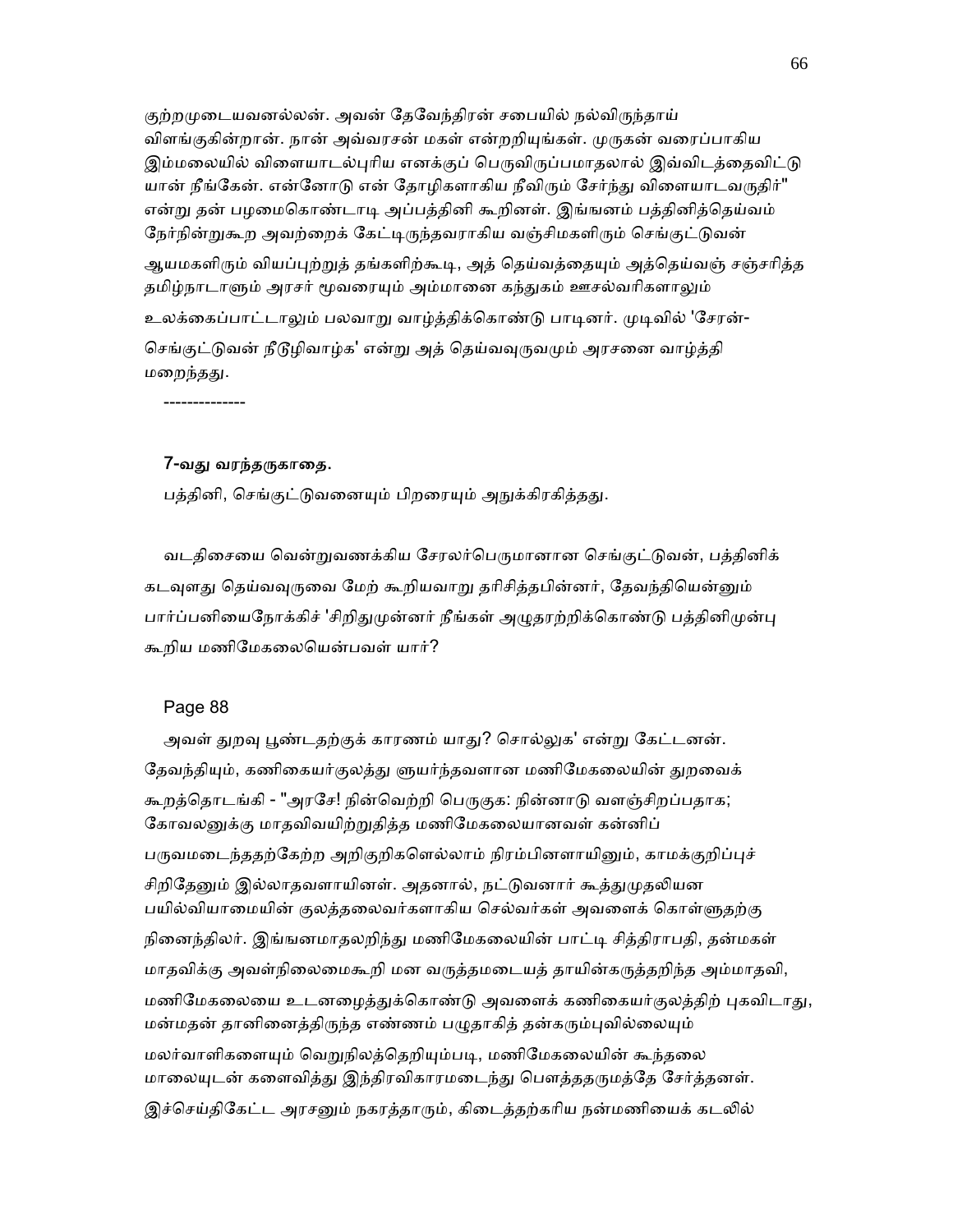குற்றமுடையவனல்லன். அவன் தேவேந்திரன் சபையில் நல்விருந்தாய் விளங்குகின்றான். நான் அவ்வரசன் மகள் என்றறியுங்கள். முருகன் வரைப்பாகிய இம்மலையில் விளையாடல்புரிய எனக்குப் பெருவிருப்பமாதலால் இவ்விடத்தைவிட்டு யான் நீங்கேன். என்னோடு என் தோழிகளாகிய நீவிரும் சேர்ந்து விளையாடவருதிர்" என்று தன் பழமைகொண்டாடி அப்பத்தினி கூறினள். இங்ஙனம் பத்தினித்தெய்வம் நேர்நின்றுகூற அவற்றைக் கேட்டிருந்தவராகிய வஞ்சிமகளிரும் செங்குட்டுவன் ஆயமகளிரும் வியப்புற்றுத் தங்களிற்கூடி, அத் தெய்வத்தையும் அத்தெய்வஞ் சஞ்சரித்த தமிழ்நாடாளும் அரசர் மூவரையும் அம்மானை கந்துகம் ஊசல்வரிகளாலும் உலக்கைப்பாட்டாலும் பலவாறு வாழ்த்திக்கொண்டு பாடினர். முடிவில் 'சேரன்-செங்குட்டுவன் நீடூழிவாழ்க' என்று அத் தெய்வவுருவமும் அரசனை வாழ்த்தி மறைந்தது.

--------------

### 7-வது வரந்தருகாதை.

பத்தினி, செங்குட்டுவனையும் பிறரையும் அநுக்கிரகித்தது.

வடதிசையை வென்றுவணக்கிய சேரலர்பெருமானான செங்குட்டுவன், பத்தினிக் கடவுளது தெய்வவுருவை மேற் கூறியவாறு தரிசித்தபின்னர், தேவந்தியென்னும் பார்ப்பனியைநோக்கிச் 'சிறிதுமுன்னர் நீங்கள் அழுதரற்றிக்கொண்டு பத்தினிமுன்பு கூறிய மணிமேகலையென்பவள் யார்?

Page 88

அவள் துறவு பூண்டதற்குக் காரணம் யாது? சொல்லுக' என்று கேட்டனன். தேவந்தியும், கணிகையர்குலத்து ளுயர்ந்தவளான மணிமேகலையின் துறவைக் கூறத்தொடங்கி - "அரசே! நின்வெற்றி பெருகுக: நின்னாடு வளஞ்சிறப்பதாக; கோவலனுக்கு மாதவிவயிற்றுதித்த மணிமேகலையானவள் கன்னிப் பருவமடைந்ததற்கேற்ற அறிகுறிகளெல்லாம் நிரம்பினளாயினும், காமக்குறிப்புச் சிறிதேனும் இல்லாதவளாயினள். அதனால், நட்டுவனார் கூத்துமுதலியன பயில்வியாமையின் குலத்தலைவர்களாகிய செல்வர்கள் அவளைக் கொள்ளுதற்கு நினைந்திலர். இங்ஙனமாதலறிந்து மணிமேகலையின் பாட்டி சித்திராபதி, தன்மகள் மாதவிக்கு அவள்நிலைமைகூறி மன வருத்தமடையத் தாயின்கருத்தறிந்த அம்மாதவி, மணிமேகலையை உடனழைத்துக்கொண்டு அவளைக் கணிகையர்குலத்திற் புகவிடாது, மன்மதன் தானினைத்திருந்த எண்ணம் பழுதாகித் தன்கரும்புவில்லையும் மலர்வாளிகளையும் வெறுநிலத்தெறியும்படி, மணிமேகலையின் கூந்தலை மாலையுடன் களைவித்து இந்திரவிகாரமடைந்து பௌத்ததருமத்தே சேர்த்தனள். இச்செய்திகேட்ட அரசனும் நகரத்தாரும், கிடைத்தற்கரிய நன்மணியைக் கடலில்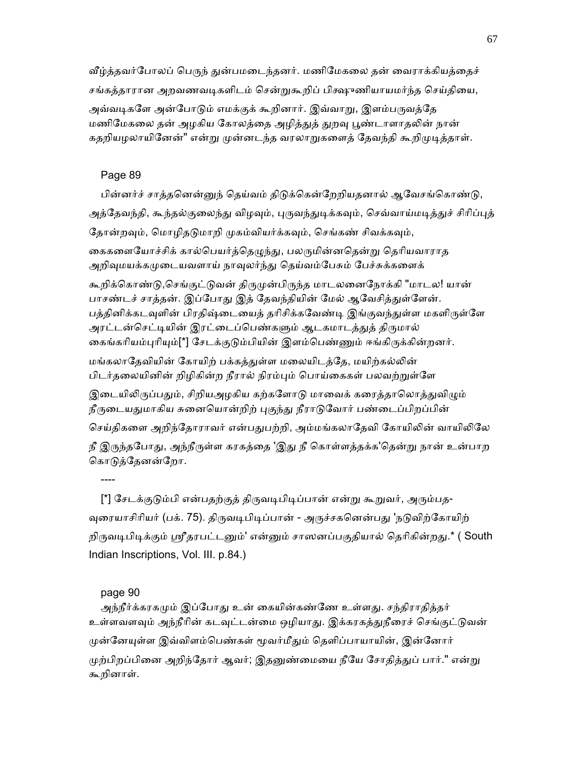வீழ்த்தவர்போலப் பெருந் துன்பமடைந்தனர். மணிமேகலை தன் வைராக்கியத்தைச் சங்கத்தாரான அறவணவடிகளிடம் சென்றுகூறிப் பிக்ஷுணியாயமர்ந்த செய்தியை, அவ்வடிகளே அன்போடும் எமக்குக் கூறினார். இவ்வாறு, இளம்பருவத்தே மணிமேகலை தன் அழகிய கோலத்தை அழித்துத் துறவு பூண்டாளாதலின் நான் கதறியழலாயினேன்" என்று முன்னடந்த வரலாறுகளைத் தேவந்தி கூறிமுடித்தாள்.

Page 89

பின்னர்ச் சாத்தனென்னுந் தெய்வம் திடுக்கென்றேறியதனால் ஆவேசங்கொண்டு, அத்தேவந்தி, கூந்தல்குலைந்து விழவும், புருவந்துடிக்கவும், செவ்வாய்மடித்துச் சிரிப்புத் தோன்றவும், மொழிதடுமாறி முகம்வியர்க்கவும், செங்கண் சிவக்கவும், கைகளையோச்சிக் கால்பெயர்த்தெழுந்து, பலருமின்னதென்று தெரியவாராத அறிவுமயக்கமுடையவளாய் நாவுலர்ந்து தெய்வம்பேசும் பேச்சுக்களைக் கூறிக்கொண்டு,செங்குட்டுவன் திருமுன்பிருந்த மாடலனைநோக்கி "மாடல! யான் பாசண்டச் சாத்தன். இப்போது இத் தேவந்தியின் மேல் ஆவேசித்துள்ளேன். பத்தினிக்கடவுளின் பிரதிஷ்டையைத் தரிசிக்கவேண்டி இங்குவந்துள்ள மகளிருள்ளே அரட்டன்செட்டியின் இரட்டைப்பெண்களும் ஆடகமாடத்துத் திருமால் கைங்கரியம்புரியும்[*] சேடக்குடும்பியின் இளம்பெண்ணும் ஈங்கிருக்கின்றனர். மங்கலாதேவியின் கோயிற் பக்கத்துள்ள மலையிடத்தே, மயிற்கல்லின் பிடர்தலையினின் றிழிகின்ற நீரால் நிரம்பும் பொய்கைகள் பலவற்றுள்ளே இடையிலிருப்பதும், சிறியஅழகிய கற்களோடு மாவைக் கரைத்தாலொத்துவிழும் நீருடையதுமாகிய சுனையொன்றிற் புகுந்து நீராடுவோர் பண்டைப்பிறப்பின் செய்திகளை அறிந்தோராவர் என்பதுபற்றி, அம்மங்கலாதேவி கோயிலின் வாயிலிலே நீ இருந்தபோது, அந்நீருள்ள கரகத்தை 'இது நீ கொள்ளத்தக்க'தென்று நான் உன்பாற கொடுத்தேனன்றோ.

----

[*] சேடக்குடும்பி என்பதற்குத் திருவடிபிடிப்பான் என்று கூறுவர், அரும்பத-வுரையாசிரியர் (பக். 75). திருவடிபிடிப்பான் - அருச்சகனென்பது 'நடுவிற்கோயிற் றிருவடிபிடிக்கும் ஸ்ரீதரபட்டனும்' என்னும் சாஸனப்பகுதியால் தெரிகின்றது.* ( South Indian Inscriptions, Vol. III. p.84.)

page 90

அந்நீர்க்கரகமும் இப்போது உன் கையின்கண்ணே உள்ளது. சந்திராதித்தர் உள்ளவளவும் அந்நீரின் கடவுட்டன்மை ஒழியாது. இக்கரகத்துநீரைச் செங்குட்டுவன் முன்னேயுள்ள இவ்விளம்பெண்கள் மூவர்மீதும் தெளிப்பாயாயின், இன்னோர் முற்பிறப்பினை அறிந்தோர் ஆவர்; இதனுண்மையை நீயே சோதித்துப் பார்." என்று கூறினாள்.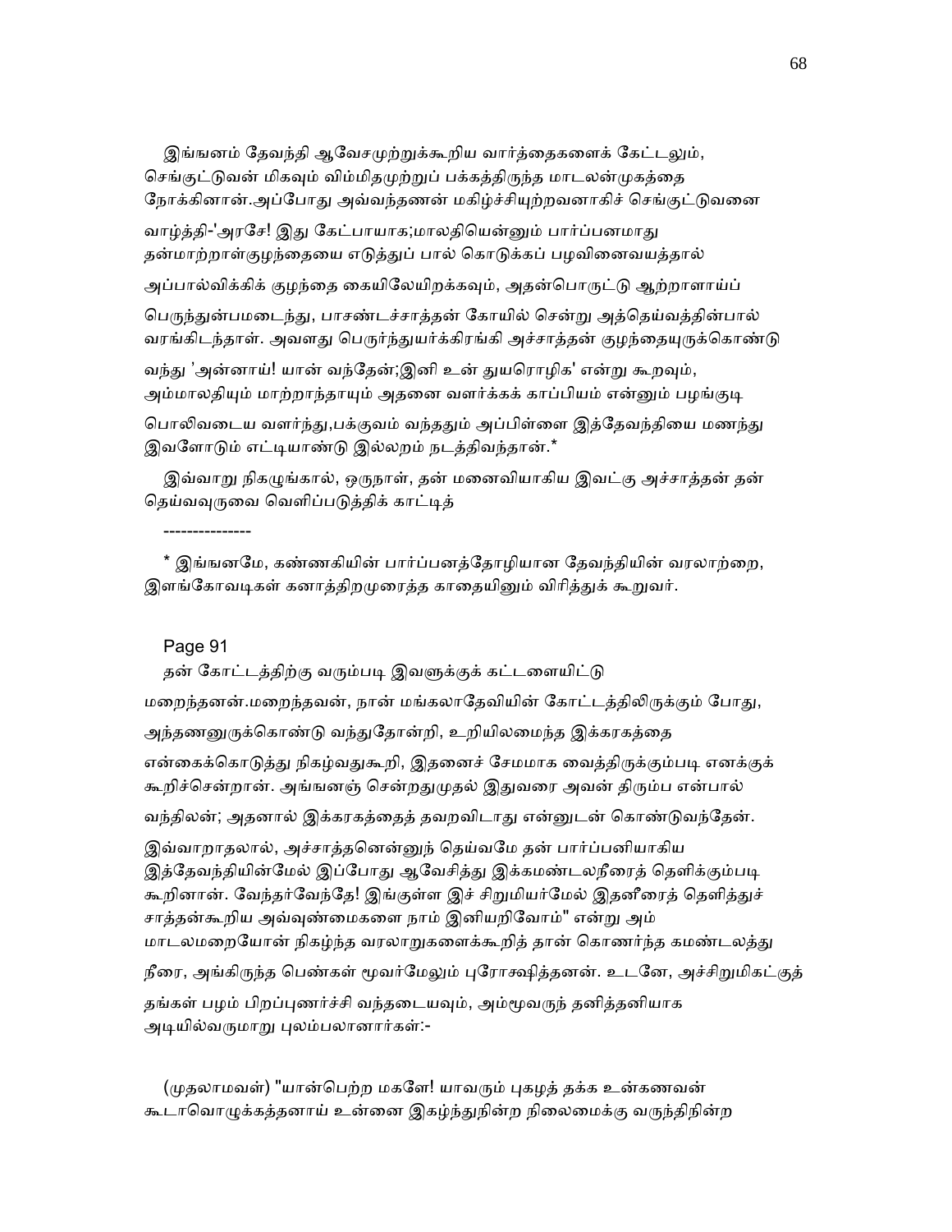இங்ஙனம் தேவந்தி ஆவேசமுற்றுக்கூறிய வார்த்தைகளைக் கேட்டலும், செங்குட்டுவன் மிகவும் விம்மிதமுற்றுப் பக்கத்திருந்த மாடலன்முகத்தை நோக்கினான்.அப்போது அவ்வந்தணன் மகிழ்ச்சியுற்றவனாகிச் செங்குட்டுவனை வாழ்த்தி-'அரசே! இது கேட்பாயாக;மாலதியென்னும் பார்ப்பனமாது தன்மாற்றாள்குழந்தையை எடுத்துப் பால் கொடுக்கப் பழவினைவயத்தால் அப்பால்விக்கிக் குழந்தை கையிலேயிறக்கவும், அதன்பொருட்டு ஆற்றாளாய்ப் பெருந்துன்பமடைந்து, பாசண்டச்சாத்தன் கோயில் சென்று அத்தெய்வத்தின்பால் வரங்கிடந்தாள். அவளது பெருந்துயர்க்கிரங்கி அச்சாத்தன் குழந்தையுருக்கொண்டு வந்து 'அன்னாய்! யான் வந்தேன்;இனி உன் துயரொழிக' என்று கூறவும், அம்மாலதியும் மாற்றாந்தாயும் அதனை வளர்க்கக் காப்பியம் என்னும் பழங்குடி பொலிவடைய வளர்ந்து,பக்குவம் வந்ததும் அப்பிள்ளை இத்தேவந்தியை மணந்து இவளோடும் எட்டியாண்டு இல்லறம் நடத்திவந்தான்.*

இவ்வாறு நிகழுங்கால், ஒருநாள், தன் மனைவியாகிய இவட்கு அச்சாத்தன் தன் தெய்வவுருவை வெளிப்படுத்திக் காட்டித்

---------------

* இங்ஙனமே, கண்ணகியின் பார்ப்பனத்தோழியான தேவந்தியின் வரலாற்றை, இளங்கோவடிகள் கனாத்திறமுரைத்த காதையினும் விரித்துக் கூறுவர்.

Page 91

தன் கோட்டத்திற்கு வரும்படி இவளுக்குக் கட்டளையிட்டு மறைந்தனன்.மறைந்தவன், நான் மங்கலாதேவியின் கோட்டத்திலிருக்கும் போது, அந்தணனுருக்கொண்டு வந்துதோன்றி, உறியிலமைந்த இக்கரகத்தை என்கைக்கொடுத்து நிகழ்வதுகூறி, இதனைச் சேமமாக வைத்திருக்கும்படி எனக்குக் கூறிச்சென்றான். அங்ஙனஞ் சென்றதுமுதல் இதுவரை அவன் திரும்ப என்பால் வந்திலன்; அதனால் இக்கரகத்தைத் தவறவிடாது என்னுடன் கொண்டுவந்தேன். இவ்வாறாதலால், அச்சாத்தனென்னுந் தெய்வமே தன் பார்ப்பனியாகிய இத்தேவந்தியின்மேல் இப்போது ஆவேசித்து இக்கமண்டலநீரைத் தெளிக்கும்படி கூறினான். வேந்தர்வேந்தே! இங்குள்ள இச் சிறுமியர்மேல் இதனீரைத் தெளித்துச் சாத்தன்கூறிய அவ்வுண்மைகளை நாம் இனியறிவோம்" என்று அம் மாடலமறையோன் நிகழ்ந்த வரலாறுகளைக்கூறித் தான் கொணர்ந்த கமண்டலத்து நீரை, அங்கிருந்த பெண்கள் மூவர்மேலும் புரோக்ஷித்தனன். உடனே, அச்சிறுமிகட்குத் தங்கள் பழம் பிறப்புணர்ச்சி வந்தடையவும், அம்மூவருந் தனித்தனியாக அடியில்வருமாறு புலம்பலானார்கள்:-

(முதலாமவள்) "யான்பெற்ற மகளே! யாவரும் புகழத் தக்க உன்கணவன் கூடாவொழுக்கத்தனாய் உன்னை இகழ்ந்துநின்ற நிலைமைக்கு வருந்திநின்ற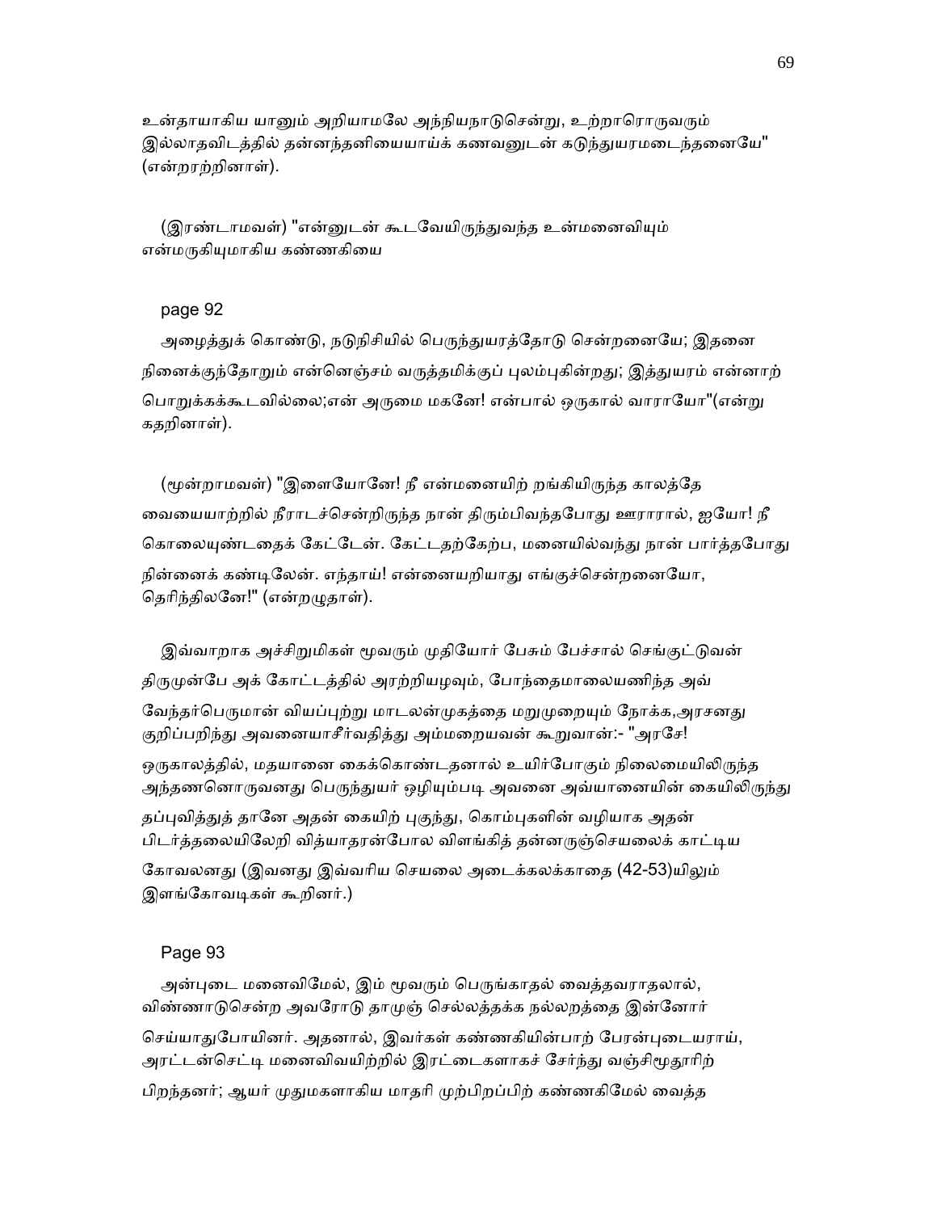உன்தாயாகிய யானும் அறியாமலே அந்நியநாடுசென்று, உற்றாரொருவரும் இல்லாதவிடத்தில் தன்னந்தனியையாய்க் கணவனுடன் கடுந்துயரமடைந்தனையே" (என்றரற்றினாள்).

(இரண்டாமவள்) "என்னுடன் கூடவேயிருந்துவந்த உன்மனைவியும் என்மருகியுமாகிய கண்ணகியை

page 92

அழைத்துக் கொண்டு, நடுநிசியில் பெருந்துயரத்தோடு சென்றனையே; இதனை நினைக்குந்தோறும் என்னெஞ்சம் வருத்தமிக்குப் புலம்புகின்றது; இத்துயரம் என்னாற் பொறுக்கக்கூடவில்லை;என் அருமை மகனே! என்பால் ஒருகால் வாராயோ"(என்று கதறினாள்).

(மூன்றாமவள்) "இளையோனே! நீ என்மனையிற் றங்கியிருந்த காலத்தே வையையாற்றில் நீராடச்சென்றிருந்த நான் திரும்பிவந்தபோது ஊராரால், ஐயோ! நீ கொலையுண்டதைக் கேட்டேன். கேட்டதற்கேற்ப, மனையில்வந்து நான் பார்த்தபோது நின்னைக் கண்டிலேன். எந்தாய்! என்னையறியாது எங்குச்சென்றனையோ, தெரிந்திலனே!" (என்றழுதாள்).

இவ்வாறாக அச்சிறுமிகள் மூவரும் முதியோர் பேசும் பேச்சால் செங்குட்டுவன் திருமுன்பே அக் கோட்டத்தில் அரற்றியழவும், போந்தைமாலையணிந்த அவ் வேந்தர்பெருமான் வியப்புற்று மாடலன்முகத்தை மறுமுறையும் நோக்க,அரசனது குறிப்பறிந்து அவனையாசீர்வதித்து அம்மறையவன் கூறுவான்:- "அரசே! ஒருகாலத்தில், மதயானை கைக்கொண்டதனால் உயிர்போகும் நிலைமையிலிருந்த அந்தணனொருவனது பெருந்துயர் ஒழியும்படி அவனை அவ்யானையின் கையிலிருந்து தப்புவித்துத் தானே அதன் கையிற் புகுந்து, கொம்புகளின் வழியாக அதன் பிடர்த்தலையிலேறி வித்யாதரன்போல விளங்கித் தன்னருஞ்செயலைக் காட்டிய கோவலனது (இவனது இவ்வரிய செயலை அடைக்கலக்காதை (42-53)யிலும் இளங்கோவடிகள் கூறினர்.)

Page 93

அன்புடை மனைவிமேல், இம் மூவரும் பெருங்காதல் வைத்தவராதலால், விண்ணாடுசென்ற அவரோடு தாமுஞ் செல்லத்தக்க நல்லறத்தை இன்னோர் செய்யாதுபோயினர். அதனால், இவர்கள் கண்ணகியின்பாற் பேரன்புடையராய், அரட்டன்செட்டி மனைவிவயிற்றில் இரட்டைகளாகச் சேர்ந்து வஞ்சிமூதூரிற் பிறந்தனர்; ஆயர் முதுமகளாகிய மாதரி முற்பிறப்பிற் கண்ணகிமேல் வைத்த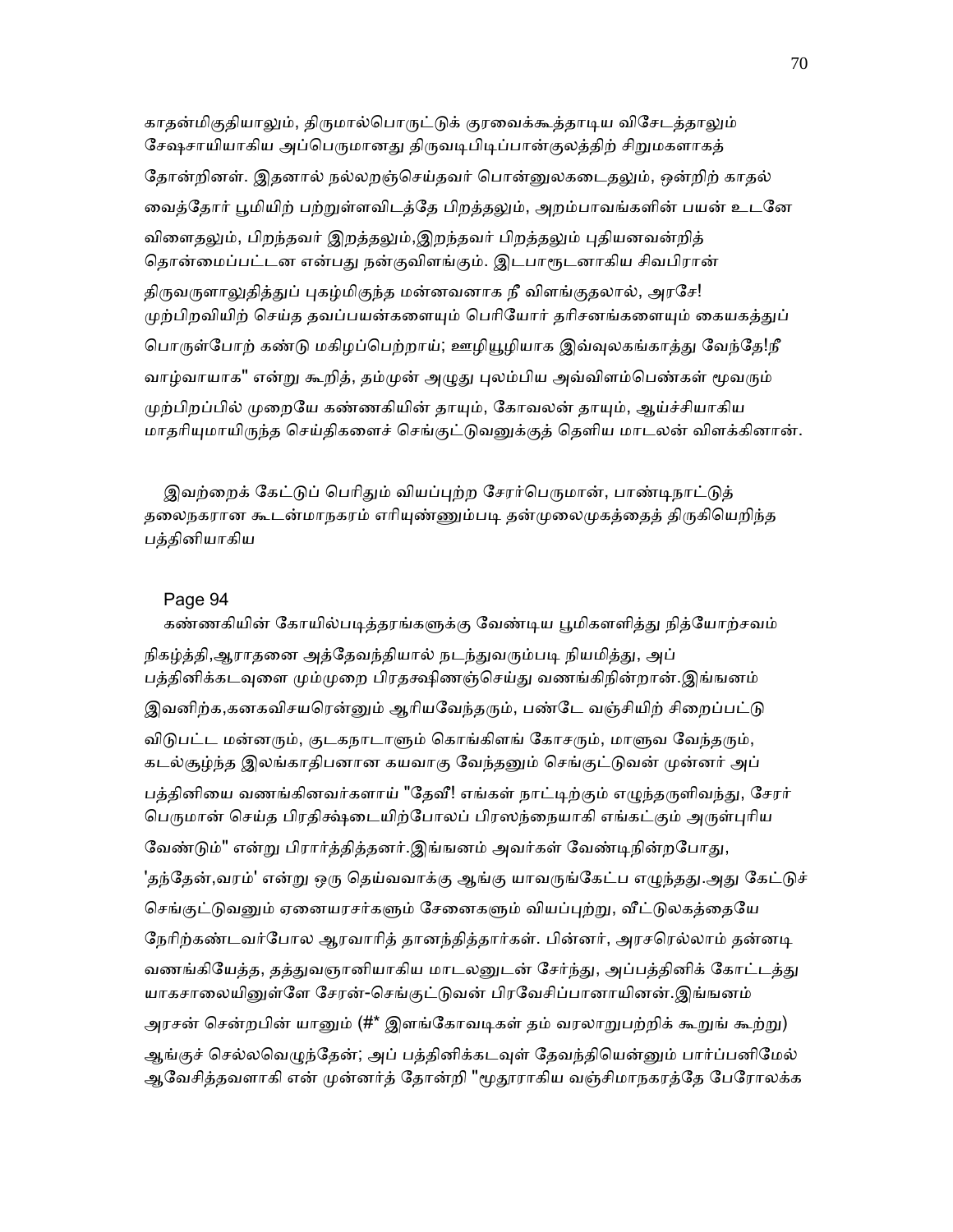காதன்மிகுதியாலும், திருமால்பொருட்டுக் குரவைக்கூத்தாடிய விசேடத்தாலும் சேஷசாயியாகிய அப்பெருமானது திருவடிபிடிப்பான்குலத்திற் சிறுமகளாகத் தோன்றினள். இதனால் நல்லறஞ்செய்தவர் பொன்னுலகடைதலும், ஒன்றிற் காதல் வைத்தோர் பூமியிற் பற்றுள்ளவிடத்தே பிறத்தலும், அறம்பாவங்களின் பயன் உடனே விளைதலும், பிறந்தவர் இறத்தலும்,இறந்தவர் பிறத்தலும் புதியனவன்றித் தொன்மைப்பட்டன என்பது நன்குவிளங்கும். இடபாரூடனாகிய சிவபிரான் திருவருளாலுதித்துப் புகழ்மிகுந்த மன்னவனாக நீ விளங்குதலால், அரசே! முற்பிறவியிற் செய்த தவப்பயன்களையும் பெரியோர் தரிசனங்களையும் கையகத்துப் பொருள்போற் கண்டு மகிழப்பெற்றாய்; ஊழியூழியாக இவ்வுலகங்காத்து வேந்தே!நீ வாழ்வாயாக" என்று கூறித், தம்முன் அழுது புலம்பிய அவ்விளம்பெண்கள் மூவரும் முற்பிறப்பில் முறையே கண்ணகியின் தாயும், கோவலன் தாயும், ஆய்ச்சியாகிய மாதரியுமாயிருந்த செய்திகளைச் செங்குட்டுவனுக்குத் தெளிய மாடலன் விளக்கினான்.

இவற்றைக் கேட்டுப் பெரிதும் வியப்புற்ற சேரர்பெருமான், பாண்டிநாட்டுத் தலைநகரான கூடன்மாநகரம் எரியுண்ணும்படி தன்முலைமுகத்தைத் திருகியெறிந்த பத்தினியாகிய

Page 94

கண்ணகியின் கோயில்படித்தரங்களுக்கு வேண்டிய பூமிகளளித்து நித்யோற்சவம் நிகழ்த்தி,ஆராதனை அத்தேவந்தியால் நடந்துவரும்படி நியமித்து, அப் பத்தினிக்கடவுளை மும்முறை பிரதக்ஷிணஞ்செய்து வணங்கிநின்றான்.இங்ஙனம் இவனிற்க,கனகவிசயரென்னும் ஆரியவேந்தரும், பண்டே வஞ்சியிற் சிறைப்பட்டு விடுபட்ட மன்னரும், குடகநாடாளும் கொங்கிளங் கோசரும், மாளுவ வேந்தரும், கடல்சூழ்ந்த இலங்காதிபனான கயவாகு வேந்தனும் செங்குட்டுவன் முன்னர் அப் பத்தினியை வணங்கினவர்களாய் "தேவீ! எங்கள் நாட்டிற்கும் எழுந்தருளிவந்து, சேரர் பெருமான் செய்த பிரதிக்ஷ்டையிற்போலப் பிரஸந்நையாகி எங்கட்கும் அருள்புரிய வேண்டும்" என்று பிரார்த்தித்தனர்.இங்ஙனம் அவர்கள் வேண்டிநின்றபோது, 'தந்தேன்,வரம்' என்று ஒரு தெய்வவாக்கு ஆங்கு யாவருங்கேட்ப எழுந்தது.அது கேட்டுச் செங்குட்டுவனும் ஏனையரசர்களும் சேனைகளும் வியப்புற்று, வீட்டுலகத்தையே நேரிற்கண்டவர்போல ஆரவாரித் தானந்தித்தார்கள். பின்னர், அரசரெல்லாம் தன்னடி வணங்கியேத்த, தத்துவஞானியாகிய மாடலனுடன் சேர்ந்து, அப்பத்தினிக் கோட்டத்து யாகசாலையினுள்ளே சேரன்-செங்குட்டுவன் பிரவேசிப்பானாயினன்.இங்ஙனம் அரசன் சென்றபின் யானும் (#* இளங்கோவடிகள் தம் வரலாறுபற்றிக் கூறுங் கூற்று) ஆங்குச் செல்லவெழுந்தேன்; அப் பத்தினிக்கடவுள் தேவந்தியென்னும் பார்ப்பனிமேல் ஆவேசித்தவளாகி என் முன்னர்த் தோன்றி "மூதூராகிய வஞ்சிமாநகரத்தே பேரோலக்க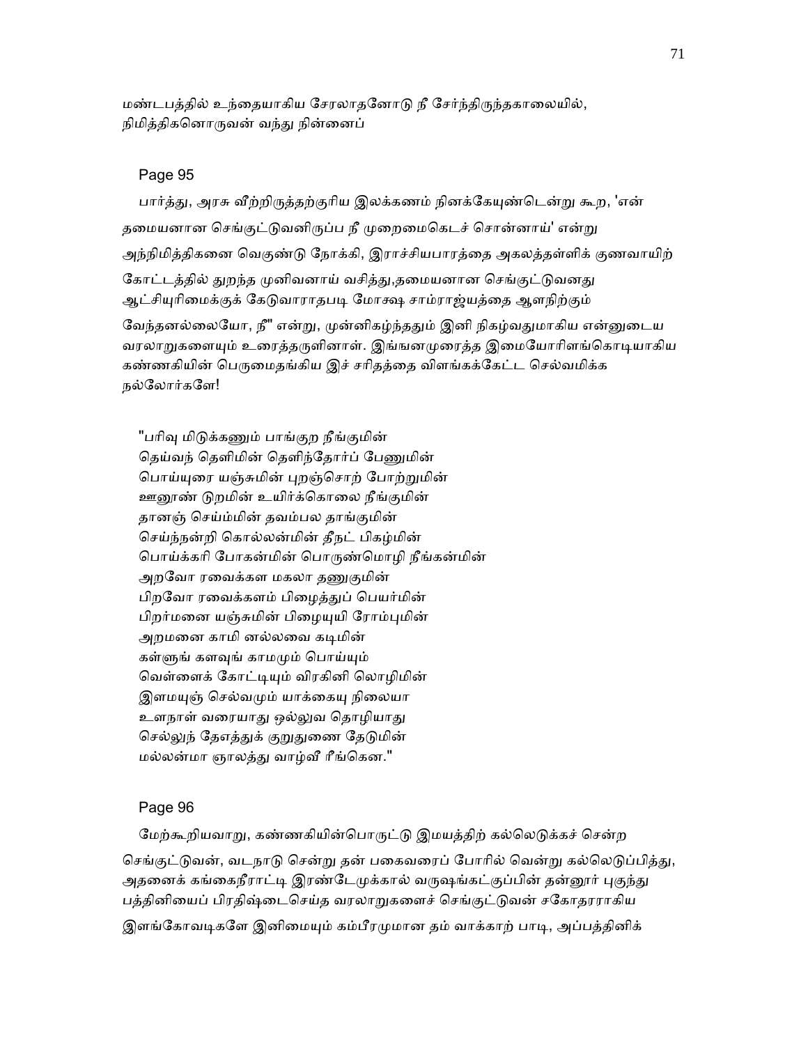மண்டபத்தில் உந்தையாகிய சேரலாதனோடு நீ சேர்ந்திருந்தகாலையில், நிமித்திகனொருவன் வந்து நின்னைப்

Page 95

பார்த்து, அரசு வீற்றிருத்தற்குரிய இலக்கணம் நினக்கேயுண்டென்று கூற, 'என் தமையனான செங்குட்டுவனிருப்ப நீ முறைமைகெடச் சொன்னாய்' என்று அந்நிமித்திகனை வெகுண்டு நோக்கி, இராச்சியபாரத்தை அகலத்தள்ளிக் குணவாயிற் கோட்டத்தில் துறந்த முனிவனாய் வசித்து,தமையனான செங்குட்டுவனது ஆட்சியுரிமைக்குக் கேடுவாராதபடி மோக்ஷ சாம்ராஜ்யத்தை ஆளநிற்கும் வேந்தனல்லையோ, நீ" என்று, முன்னிகழ்ந்ததும் இனி நிகழ்வதுமாகிய என்னுடைய வரலாறுகளையும் உரைத்தருளினாள். இங்ஙனமுரைத்த இமையோரிளங்கொடியாகிய கண்ணகியின் பெருமைதங்கிய இச் சரிதத்தை விளங்கக்கேட்ட செல்வமிக்க நல்லோர்களே!

"பரிவு மிடுக்கணும் பாங்குற நீங்குமின்
தெய்வந் தெளிமின் தெளிந்தோர்ப் பேணுமின்
பொய்யுரை யஞ்சுமின் புறஞ்சொற் போற்றுமின்
ஊனூண் டுறமின் உயிர்க்கொலை நீங்குமின்
தானஞ் செய்ம்மின் தவம்பல தாங்குமின்
செய்ந்நன்றி கொல்லன்மின் தீநட் பிகழ்மின்
பொய்க்கரி போகன்மின் பொருண்மொழி நீங்கன்மின்
அறவோ ரவைக்கள மகலா தணுகுமின்
பிறவோ ரவைக்களம் பிழைத்துப் பெயர்மின்
பிறர்மனை யஞ்சுமின் பிழையுயி ரோம்புமின்
அறமனை காமி னல்லவை கடிமின்
கள்ளுங் களவுங் காமமும் பொய்யும்
வெள்ளைக் கோட்டியும் விரகினி லொழிமின்
இளமயுஞ் செல்வமும் யாக்கையு நிலையா
உளநாள் வரையாது ஒல்லுவ தொழியாது
செல்லுந் தேஎத்துக் குறுதுணை தேடுமின்
மல்லன்மா ஞாலத்து வாழ்வீ ரீங்கென."

Page 96

மேற்கூறியவாறு, கண்ணகியின்பொருட்டு இமயத்திற் கல்லெடுக்கச் சென்ற செங்குட்டுவன், வடநாடு சென்று தன் பகைவரைப் போரில் வென்று கல்லெடுப்பித்து, அதனைக் கங்கைநீராட்டி இரண்டேமுக்கால் வருஷங்கட்குப்பின் தன்னூர் புகுந்து பத்தினியைப் பிரதிஷ்டைசெய்த வரலாறுகளைச் செங்குட்டுவன் சகோதரராகிய இளங்கோவடிகளே இனிமையும் கம்பீரமுமான தம் வாக்காற் பாடி, அப்பத்தினிக்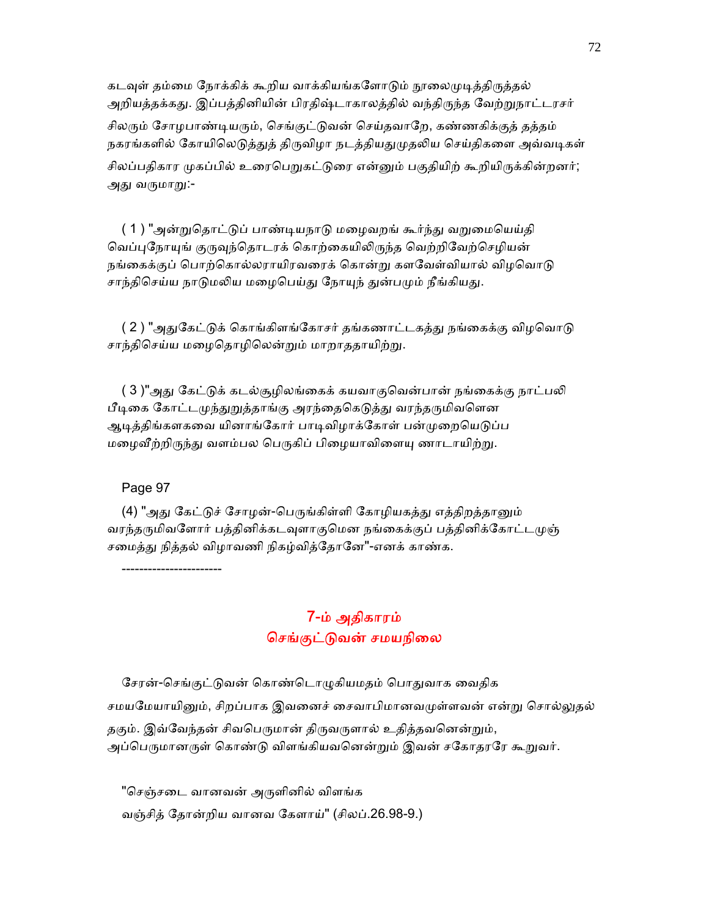கடவுள் தம்மை நோக்கிக் கூறிய வாக்கியங்களோடும் நூலைமுடித்திருத்தல் அறியத்தக்கது. இப்பத்தினியின் பிரதிஷ்டாகாலத்தில் வந்திருந்த வேற்றுநாட்டரசர் சிலரும் சோழபாண்டியரும், செங்குட்டுவன் செய்தவாறே, கண்ணகிக்குத் தத்தம் நகரங்களில் கோயிலெடுத்துத் திருவிழா நடத்தியதுமுதலிய செய்திகளை அவ்வடிகள் சிலப்பதிகார முகப்பில் உரைபெறுகட்டுரை என்னும் பகுதியிற் கூறியிருக்கின்றனர்; அது வருமாறு:-

( 1 ) "அன்றுதொட்டுப் பாண்டியநாடு மழைவறங் கூர்ந்து வறுமையெய்தி வெப்புநோயுங் குருவுந்தொடரக் கொற்கையிலிருந்த வெற்றிவேற்செழியன் நங்கைக்குப் பொற்கொல்லராயிரவரைக் கொன்று களவேள்வியால் விழவொடு சாந்திசெய்ய நாடுமலிய மழைபெய்து நோயுந் துன்பமும் நீங்கியது.

( 2 ) "அதுகேட்டுக் கொங்கிளங்கோசர் தங்கணாட்டகத்து நங்கைக்கு விழவொடு சாந்திசெய்ய மழைதொழிலென்றும் மாறாததாயிற்று.

( 3 )"அது கேட்டுக் கடல்சூழிலங்கைக் கயவாகுவென்பான் நங்கைக்கு நாட்பலி பீடிகை கோட்டமுந்துறுத்தாங்கு அரந்தைகெடுத்து வரந்தருமிவளென ஆடித்திங்களகவை யினாங்கோர் பாடிவிழாக்கோள் பன்முறையெடுப்ப மழைவீற்றிருந்து வளம்பல பெருகிப் பிழையாவிளையு ணாடாயிற்று.

Page 97

(4) "அது கேட்டுச் சோழன்-பெருங்கிள்ளி கோழியகத்து எத்திறத்தானும் வரந்தருமிவளோர் பத்தினிக்கடவுளாகுமென நங்கைக்குப் பத்தினிக்கோட்டமுஞ் சமைத்து நித்தல் விழாவணி நிகழ்வித்தோனே"-எனக் காண்க.

----------------------

## 7-ம் அதிகாரம்
## செங்குட்டுவன் சமயநிலை

சேரன்-செங்குட்டுவன் கொண்டொழுகியமதம் பொதுவாக வைதிக சமயமேயாயினும், சிறப்பாக இவனைச் சைவாபிமானவமுள்ளவன் என்று சொல்லுதல் தகும். இவ்வேந்தன் சிவபெருமான் திருவருளால் உதித்தவனென்றும், அப்பெருமானருள் கொண்டு விளங்கியவனென்றும் இவன் சகோதரரே கூறுவர்.

"செஞ்சடை வானவன் அருளினில் விளங்க
வஞ்சித் தோன்றிய வானவ கேளாய்" (சிலப்.26.98-9.)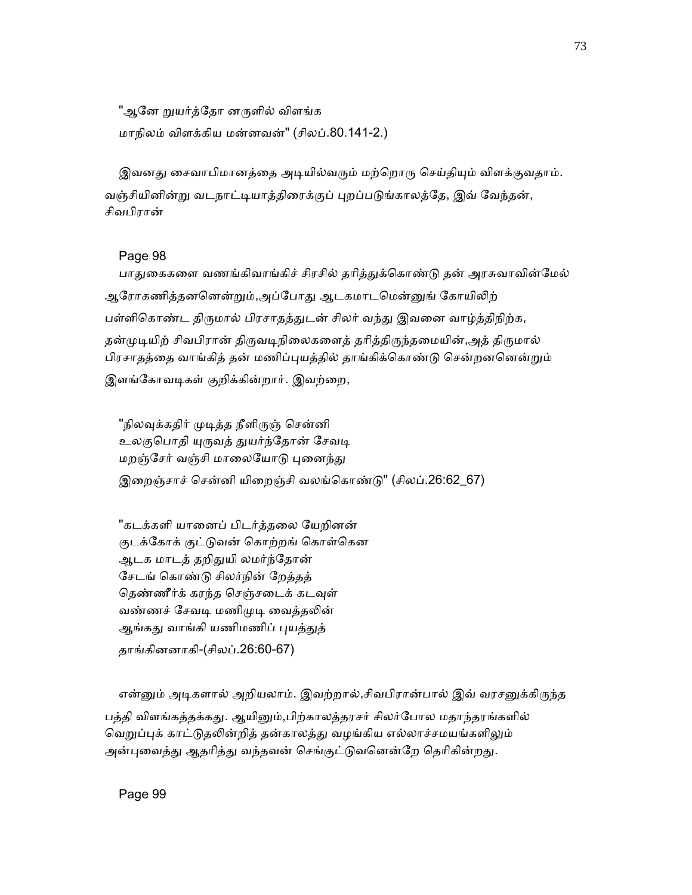"ஆனே றுயர்த்தோ னருளில் விளங்க
மாநிலம் விளக்கிய மன்னவன்" (சிலப்.80.141-2.)

இவனது சைவாபிமானத்தை அடியில்வரும் மற்றொரு செய்தியும் விளக்குவதாம். வஞ்சியினின்று வடநாட்டியாத்திரைக்குப் புறப்படுங்காலத்தே, இவ் வேந்தன், சிவபிரான்

Page 98

பாதுகைகளை வணங்கிவாங்கிச் சிரசில் தரித்துக்கொண்டு தன் அரசுவாவின்மேல் ஆரோகணித்தனனென்றும்,அப்போது ஆடகமாடமென்னுங் கோயிலிற் பள்ளிகொண்ட திருமால் பிரசாதத்துடன் சிலர் வந்து இவனை வாழ்த்திநிற்க, தன்முடியிற் சிவபிரான் திருவடிநிலைகளைத் தரித்திருந்தமையின்,அத் திருமால் பிரசாதத்தை வாங்கித் தன் மணிப்புயத்தில் தாங்கிக்கொண்டு சென்றனனென்றும் இளங்கோவடிகள் குறிக்கின்றார். இவற்றை,

"நிலவுக்கதிர் முடித்த நீளிருஞ் சென்னி
உலகுபொதி யுருவத் துயர்ந்தோன் சேவடி
மறஞ்சேர் வஞ்சி மாலையோடு புனைந்து
இறைஞ்சாச் சென்னி யிறைஞ்சி வலங்கொண்டு" (சிலப்.26:62_67)

"கடக்களி யானைப் பிடர்த்தலை யேறினன்
குடக்கோக் குட்டுவன் கொற்றங் கொள்கென
ஆடக மாடத் தறிதுயி லமர்ந்தோன்
சேடங் கொண்டு சிலர்நின் றேத்தத்
தெண்ணீர்க் கரந்த செஞ்சடைக் கடவுள்
வண்ணச் சேவடி மணிமுடி வைத்தலின்
ஆங்கது வாங்கி யணிமணிப் புயத்துத்
தாங்கினனாகி-(சிலப்.26:60-67)

என்னும் அடிகளால் அறியலாம். இவற்றால்,சிவபிரான்பால் இவ் வரசனுக்கிருந்த பத்தி விளங்கத்தக்கது. ஆயினும்,பிற்காலத்தரசர் சிலர்போல மதாந்தரங்களில் வெறுப்புக் காட்டுதலின்றித் தன்காலத்து வழங்கிய எல்லாச்சமயங்களிலும் அன்புவைத்து ஆதரித்து வந்தவன் செங்குட்டுவனென்றே தெரிகின்றது.

Page 99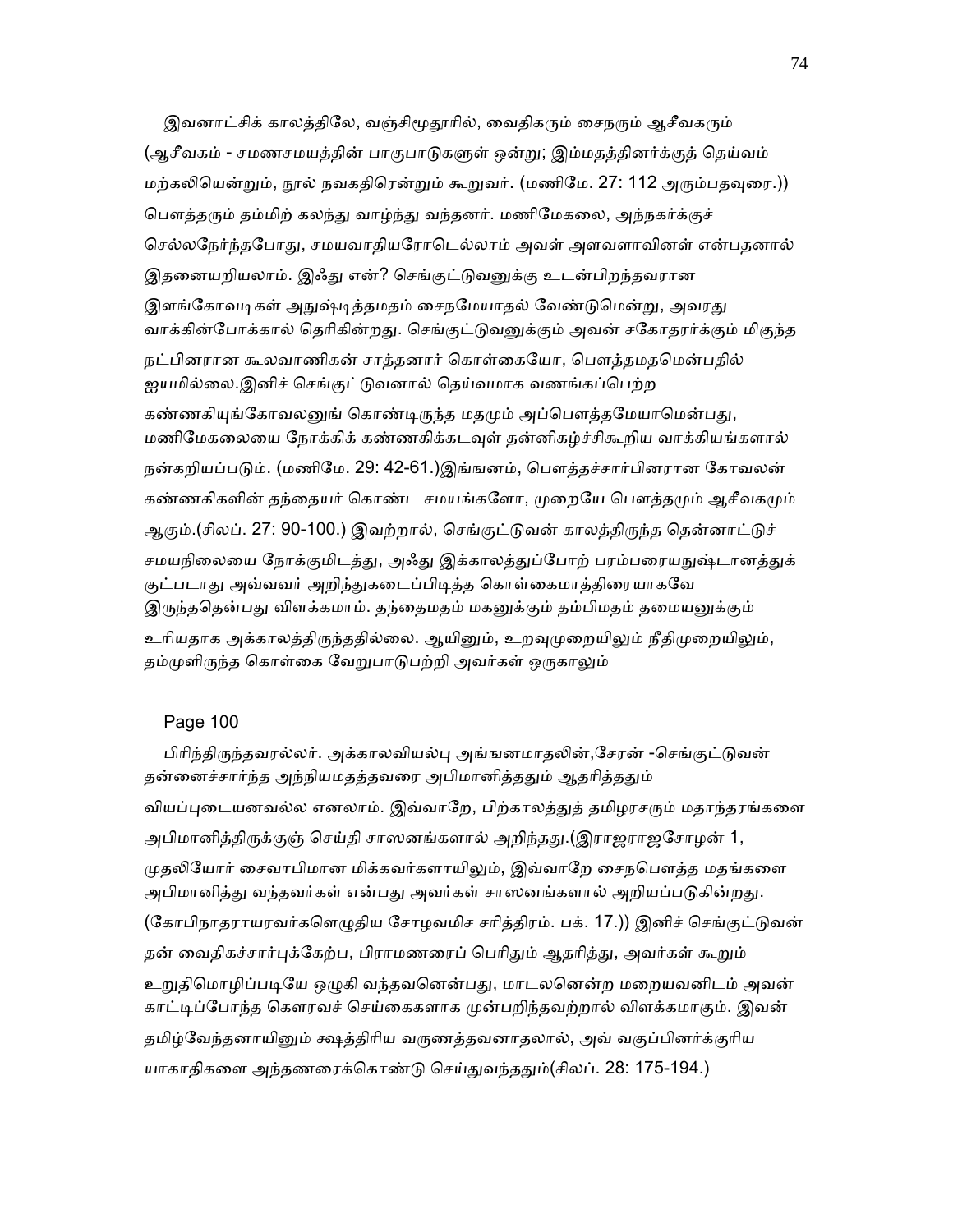இவனாட்சிக் காலத்திலே, வஞ்சிமூதூரில், வைதிகரும் சைநரும் ஆசீவகரும் (ஆசீவகம் - சமணசமயத்தின் பாகுபாடுகளுள் ஒன்று; இம்மதத்தினர்க்குத் தெய்வம் மற்கலியென்றும், நூல் நவகதிரென்றும் கூறுவர். (மணிமே. 27: 112 அரும்பதவுரை.)) பௌத்தரும் தம்மிற் கலந்து வாழ்ந்து வந்தனர். மணிமேகலை, அந்நகர்க்குச் செல்லநேர்ந்தபோது, சமயவாதியரோடெல்லாம் அவள் அளவளாவினள் என்பதனால் இதனையறியலாம். இஃது என்? செங்குட்டுவனுக்கு உடன்பிறந்தவரான இளங்கோவடிகள் அநுஷ்டித்தமதம் சைநமேயாதல் வேண்டுமென்று, அவரது வாக்கின்போக்கால் தெரிகின்றது. செங்குட்டுவனுக்கும் அவன் சகோதரர்க்கும் மிகுந்த நட்பினரான கூலவாணிகன் சாத்தனார் கொள்கையோ, பௌத்தமதமென்பதில் ஐயமில்லை.இனிச் செங்குட்டுவனால் தெய்வமாக வணங்கப்பெற்ற கண்ணகியுங்கோவலனுங் கொண்டிருந்த மதமும் அப்பௌத்தமேயாமென்பது, மணிமேகலையை நோக்கிக் கண்ணகிக்கடவுள் தன்னிகழ்ச்சிகூறிய வாக்கியங்களால் நன்கறியப்படும். (மணிமே. 29: 42-61.)இங்ஙனம், பௌத்தச்சார்பினரான கோவலன் கண்ணகிகளின் தந்தையர் கொண்ட சமயங்களோ, முறையே பௌத்தமும் ஆசீவகமும் ஆகும்.(சிலப். 27: 90-100.) இவற்றால், செங்குட்டுவன் காலத்திருந்த தென்னாட்டுச் சமயநிலையை நோக்குமிடத்து, அஃது இக்காலத்துப்போற் பரம்பரையநுஷ்டானத்துக் குட்படாது அவ்வவர் அறிந்துகடைப்பிடித்த கொள்கைமாத்திரையாகவே இருந்ததென்பது விளக்கமாம். தந்தைமதம் மகனுக்கும் தம்பிமதம் தமையனுக்கும் உரியதாக அக்காலத்திருந்ததில்லை. ஆயினும், உறவுமுறையிலும் நீதிமுறையிலும், தம்முளிருந்த கொள்கை வேறுபாடுபற்றி அவர்கள் ஒருகாலும்

Page 100

பிரிந்திருந்தவரல்லர். அக்காலவியல்பு அங்ஙனமாதலின்,சேரன் -செங்குட்டுவன் தன்னைச்சார்ந்த அந்நியமதத்தவரை அபிமானித்ததும் ஆதரித்ததும் வியப்புடையனவல்ல எனலாம். இவ்வாறே, பிற்காலத்துத் தமிழரசரும் மதாந்தரங்களை அபிமானித்திருக்குஞ் செய்தி சாஸனங்களால் அறிந்தது.(இராஜராஜசோழன் 1, முதலியோர் சைவாபிமான மிக்கவர்களாயிலும், இவ்வாறே சைநபௌத்த மதங்களை அபிமானித்து வந்தவர்கள் என்பது அவர்கள் சாஸனங்களால் அறியப்படுகின்றது. (கோபிநாதராயரவர்களெழுதிய சோழவமிச சரித்திரம். பக். 17.)) இனிச் செங்குட்டுவன் தன் வைதிகச்சார்புக்கேற்ப, பிராமணரைப் பெரிதும் ஆதரித்து, அவர்கள் கூறும் உறுதிமொழிப்படியே ஒழுகி வந்தவனென்பது, மாடலனென்ற மறையவனிடம் அவன் காட்டிப்போந்த கௌரவச் செய்கைகளாக முன்பறிந்தவற்றால் விளக்கமாகும். இவன் தமிழ்வேந்தனாயினும் க்ஷத்திரிய வருணத்தவனாதலால், அவ் வகுப்பினர்க்குரிய யாகாதிகளை அந்தணரைக்கொண்டு செய்துவந்ததும்(சிலப். 28: 175-194.)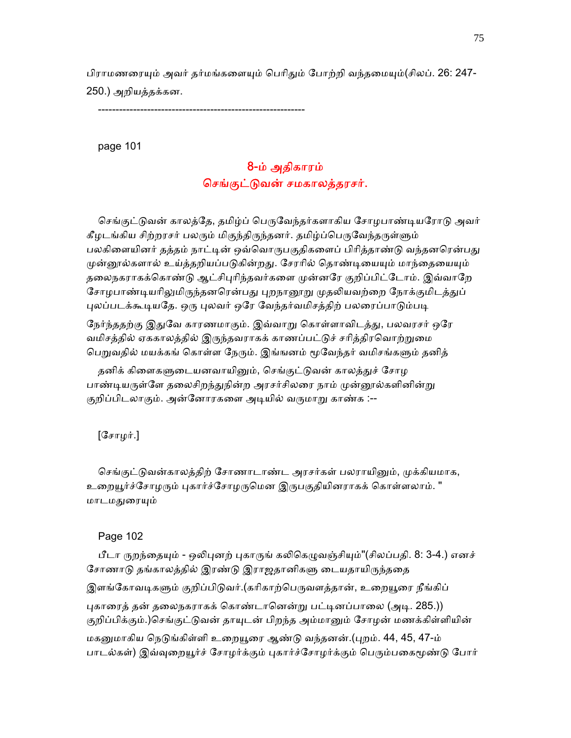பிராமணரையும் அவர் தர்மங்களையும் பெரிதும் போற்றி வந்தமையும்(சிலப். 26: 247-250.) அறியத்தக்கன.

---------------------------------------------------------

page 101

## 8-ம் அதிகாரம்
## செங்குட்டுவன் சமகாலத்தரசர்.

செங்குட்டுவன் காலத்தே, தமிழ்ப் பெருவேந்தர்களாகிய சோழபாண்டியரோடு அவர் கீழடங்கிய சிற்றரசர் பலரும் மிகுந்திருந்தனர். தமிழ்ப்பெருவேந்தருள்ளும் பலகிளையினர் தத்தம் நாட்டின் ஒவ்வொருபகுதிகளைப் பிரித்தாண்டு வந்தனரென்பது முன்னூல்களால் உய்த்தறியப்படுகின்றது. சேரரில் தொண்டியையும் மாந்தையையும் தலைநகராகக்கொண்டு ஆட்சிபுரிந்தவர்களை முன்னரே குறிப்பிட்டோம். இவ்வாறே சோழபாண்டியரிலுமிருந்தனரென்பது புறநானூறு முதலியவற்றை நோக்குமிடத்துப் புலப்படக்கூடியதே. ஒரு புலவர் ஒரே வேந்தர்வமிசத்திற் பலரைப்பாடும்படி

நேர்ந்ததற்கு இதுவே காரணமாகும். இவ்வாறு கொள்ளாவிடத்து, பலவரசர் ஒரே வமிசத்தில் ஏககாலத்தில் இருந்தவராகக் காணப்பட்டுச் சரித்திரவொற்றுமை பெறுவதில் மயக்கங் கொள்ள நேரும். இங்ஙனம் மூவேந்தர் வமிசங்களும் தனித்

தனிக் கிளைகளுடையனவாயினும், செங்குட்டுவன் காலத்துச் சோழ பாண்டியருள்ளே தலைசிறந்துநின்ற அரசர்சிலரை நாம் முன்னூல்களினின்று குறிப்பிடலாகும். அன்னோரகளை அடியில் வருமாறு காண்க :--

[சோழர்.]

செங்குட்டுவன்காலத்திற் சோணாடாண்ட அரசர்கள் பலராயினும், முக்கியமாக, உறையூர்ச்சோழரும் புகார்ச்சோழருமென இருபகுதியினராகக் கொள்ளலாம். " மாடமதுரையும்

Page 102

பீடா ருறந்தையும் - ஒலிபுனற் புகாருங் கலிகெழுவஞ்சியும்"(சிலப்பதி. 8: 3-4.) எனச் சோணாடு தங்காலத்தில் இரண்டு இராஜதானிகளு டையதாயிருந்ததை

இளங்கோவடிகளும் குறிப்பிடுவர்.(கரிகாற்பெருவளத்தான், உறையூரை நீங்கிப்

புகாரைத் தன் தலைநகராகக் கொண்டானென்று பட்டினப்பாலை (அடி. 285.)) குறிப்பிக்கும்.)செங்குட்டுவன் தாயுடன் பிறந்த அம்மானும் சோழன் மணக்கிள்ளியின்

மகனுமாகிய நெடுங்கிள்ளி உறையூரை ஆண்டு வந்தனன்.(புறம். 44, 45, 47-ம் பாடல்கள்) இவ்வுறையூர்ச் சோழர்க்கும் புகார்ச்சோழர்க்கும் பெரும்பகைமூண்டு போர்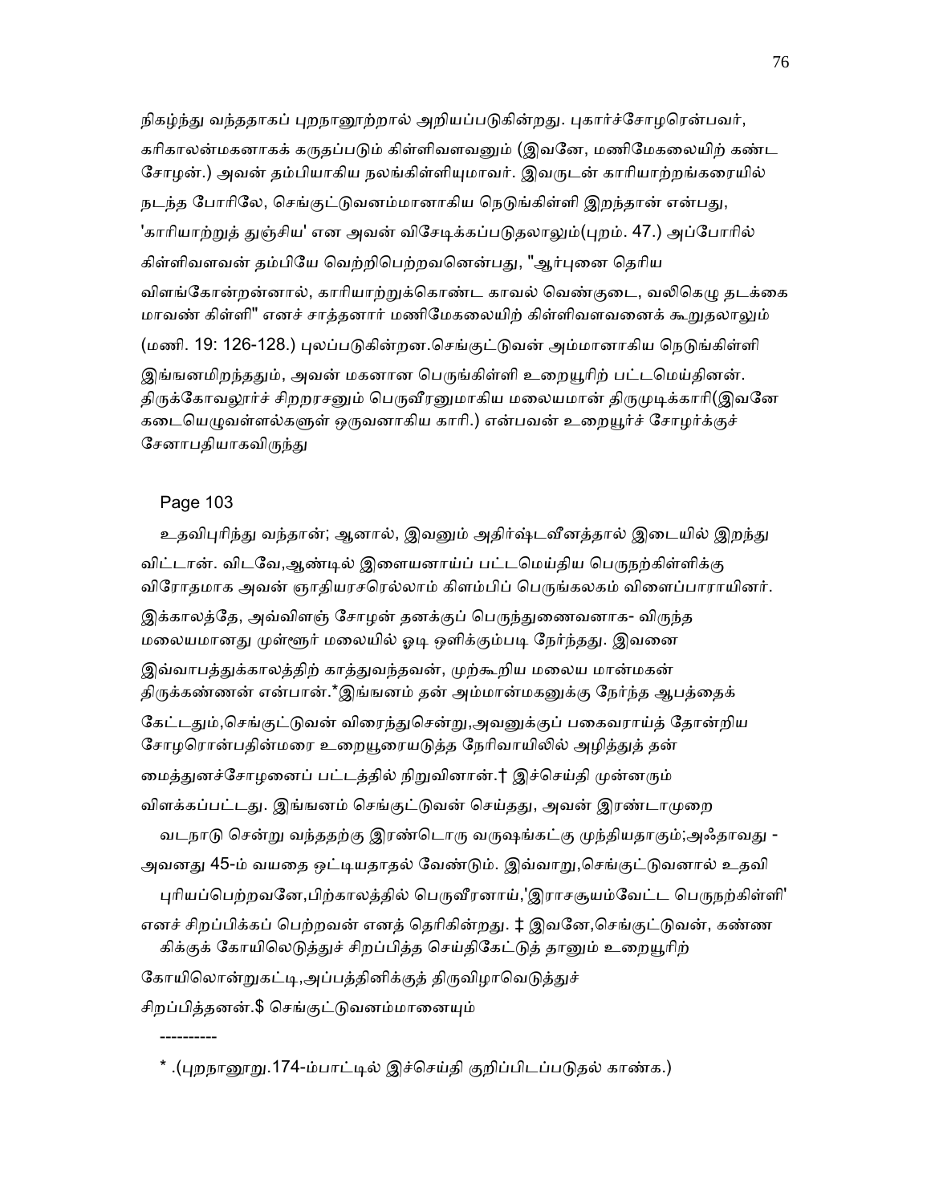நிகழ்ந்து வந்ததாகப் புறநானூற்றால் அறியப்படுகின்றது. புகார்ச்சோழரென்பவர், கரிகாலன்மகனாகக் கருதப்படும் கிள்ளிவளவனும் (இவனே, மணிமேகலையிற் கண்ட சோழன்.) அவன் தம்பியாகிய நலங்கிள்ளியுமாவர். இவருடன் காரியாற்றங்கரையில் நடந்த போரிலே, செங்குட்டுவனம்மானாகிய நெடுங்கிள்ளி இறந்தான் என்பது, 'காரியாற்றுத் துஞ்சிய' என அவன் விசேடிக்கப்படுதலாலும்(புறம். 47.) அப்போரில் கிள்ளிவளவன் தம்பியே வெற்றிபெற்றவனென்பது, "ஆர்புனை தெரிய விளங்கோன்றன்னால், காரியாற்றுக்கொண்ட காவல் வெண்குடை, வலிகெழு தடக்கை மாவண் கிள்ளி" எனச் சாத்தனார் மணிமேகலையிற் கிள்ளிவளவனைக் கூறுதலாலும் (மணி. 19: 126-128.) புலப்படுகின்றன.செங்குட்டுவன் அம்மானாகிய நெடுங்கிள்ளி இங்ஙனமிறந்ததும், அவன் மகனான பெருங்கிள்ளி உறையூரிற் பட்டமெய்தினன். திருக்கோவலூர்ச் சிற்றரசனும் பெருவீரனுமாகிய மலையமான் திருமுடிக்காரி(இவனே கடையெழுவள்ளல்களுள் ஒருவனாகிய காரி.) என்பவன் உறையூர்ச் சோழர்க்குச் சேனாபதியாகவிருந்து

Page 103

உதவிபுரிந்து வந்தான்; ஆனால், இவனும் அதிர்ஷ்டவீனத்தால் இடையில் இறந்து விட்டான். விடவே,ஆண்டில் இளையனாய்ப் பட்டமெய்திய பெருநற்கிள்ளிக்கு விரோதமாக அவன் ஞாதியரசரெல்லாம் கிளம்பிப் பெருங்கலகம் விளைப்பாராயினர். இக்காலத்தே, அவ்விளஞ் சோழன் தனக்குப் பெருந்துணைவனாக- விருந்த மலையமானது முள்ளூர் மலையில் ஓடி ஒளிக்கும்படி நேர்ந்தது. இவனை இவ்வாபத்துக்காலத்திற் காத்துவந்தவன், முற்கூறிய மலைய மான்மகன் திருக்கண்ணன் என்பான்.*இங்ஙனம் தன் அம்மான்மகனுக்கு நேர்ந்த ஆபத்தைக் கேட்டதும்,செங்குட்டுவன் விரைந்துசென்று,அவனுக்குப் பகைவராய்த் தோன்றிய சோழரொன்பதின்மரை உறையூரையடுத்த நேரிவாயிலில் அழித்துத் தன் மைத்துனச்சோழனைப் பட்டத்தில் நிறுவினான்.† இச்செய்தி முன்னரும் விளக்கப்பட்டது. இங்ஙனம் செங்குட்டுவன் செய்தது, அவன் இரண்டாமுறை வடநாடு சென்று வந்ததற்கு இரண்டொரு வருஷங்கட்கு முந்தியதாகும்;அஃதாவது - அவனது 45-ம் வயதை ஒட்டியதாதல் வேண்டும். இவ்வாறு,செங்குட்டுவனால் உதவி புரியப்பெற்றவனே,பிற்காலத்தில் பெருவீரனாய்,'இராசசூயம்வேட்ட பெருநற்கிள்ளி' எனச் சிறப்பிக்கப் பெற்றவன் எனத் தெரிகின்றது. ‡ இவனே,செங்குட்டுவன், கண்ணகிக்குக் கோயிலெடுத்துச் சிறப்பித்த செய்திகேட்டுத் தானும் உறையூரிற் கோயிலொன்றுகட்டி,அப்பத்தினிக்குத் திருவிழாவெடுத்துச் சிறப்பித்தனன்.$ செங்குட்டுவனம்மானையும்

----------

* .(புறநானூறு.174-ம்பாட்டில் இச்செய்தி குறிப்பிடப்படுதல் காண்க.)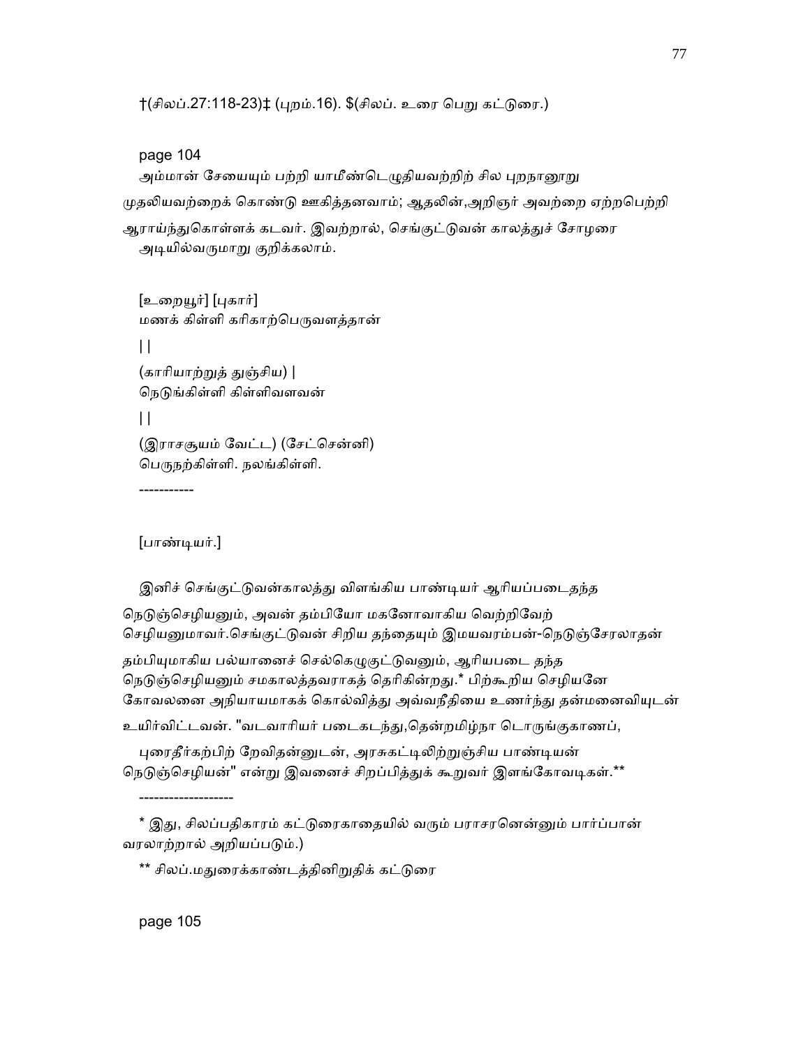†(சிலப்.27:118-23)‡ (புறம்.16). $(சிலப். உரை பெறு கட்டுரை.)

page 104

அம்மான் சேயையும் பற்றி யாமீண்டெழுதியவற்றிற் சில புறநானூறு முதலியவற்றைக் கொண்டு ஊகித்தனவாம்; ஆதலின்,அறிஞர் அவற்றை ஏற்றபெற்றி ஆராய்ந்துகொள்ளக் கடவர். இவற்றால், செங்குட்டுவன் காலத்துச் சோழரை அடியில்வருமாறு குறிக்கலாம்.

[உறையூர்] [புகார்]
மணக் கிள்ளி கரிகாற்பெருவளத்தான்

| |

(காரியாற்றுத் துஞ்சிய) |
நெடுங்கிள்ளி கிள்ளிவளவன்

| |

(இராசசூயம் வேட்ட) (சேட்சென்னி)
பெருநற்கிள்ளி. நலங்கிள்ளி.

-----------

[பாண்டியர்.]

இனிச் செங்குட்டுவன்காலத்து விளங்கிய பாண்டியர் ஆரியப்படைதந்த நெடுஞ்செழியனும், அவன் தம்பியோ மகனோவாகிய வெற்றிவேற் செழியனுமாவர்.செங்குட்டுவன் சிறிய தந்தையும் இமயவரம்பன்-நெடுஞ்சேரலாதன் தம்பியுமாகிய பல்யானைச் செல்கெழுகுட்டுவனும், ஆரியபடை தந்த நெடுஞ்செழியனும் சமகாலத்தவராகத் தெரிகின்றது.* பிற்கூறிய செழியனே கோவலனை அநியாயமாகக் கொல்வித்து அவ்வநீதியை உணர்ந்து தன்மனைவியுடன் உயிர்விட்டவன். "வடவாரியர் படைகடந்து,தென்றமிழ்நா டொருங்குகாணப், புரைதீர்கற்பிற் றேவிதன்னுடன், அரசுகட்டிலிற்றுஞ்சிய பாண்டியன் நெடுஞ்செழியன்" என்று இவனைச் சிறப்பித்துக் கூறுவர் இளங்கோவடிகள்.**

-------------------

* இது, சிலப்பதிகாரம் கட்டுரைகாதையில் வரும் பராசரனென்னும் பார்ப்பான் வரலாற்றால் அறியப்படும்.)

** சிலப்.மதுரைக்காண்டத்தினிறுதிக் கட்டுரை

page 105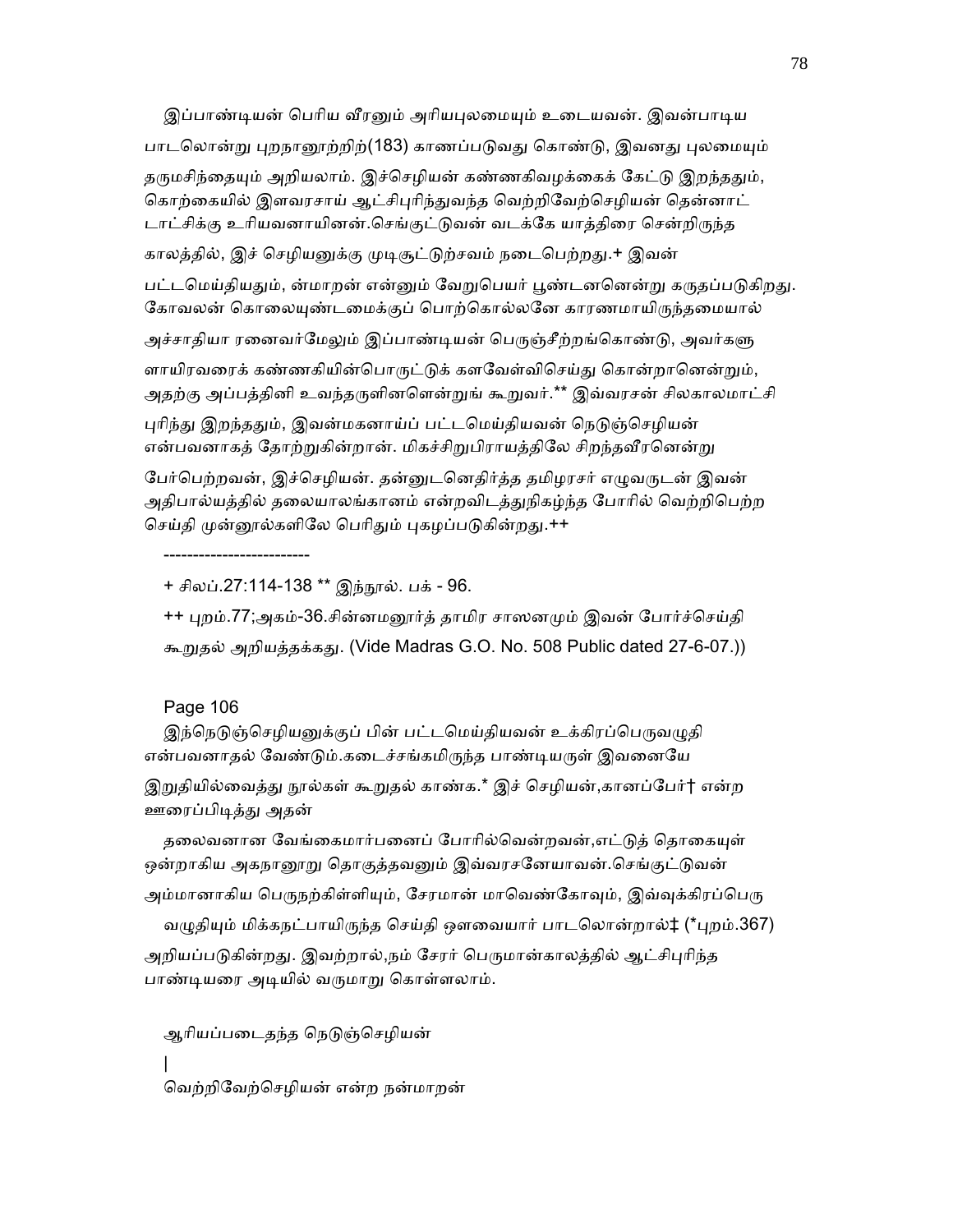இப்பாண்டியன் பெரிய வீரனும் அரியபுலமையும் உடையவன். இவன்பாடிய பாடலொன்று புறநானூற்றிற்(183) காணப்படுவது கொண்டு, இவனது புலமையும் தருமசிந்தையும் அறியலாம். இச்செழியன் கண்ணகிவழக்கைக் கேட்டு இறந்ததும், கொற்கையில் இளவரசாய் ஆட்சிபுரிந்துவந்த வெற்றிவேற்செழியன் தென்னாட் டாட்சிக்கு உரியவனாயினன்.செங்குட்டுவன் வடக்கே யாத்திரை சென்றிருந்த காலத்தில், இச் செழியனுக்கு முடிசூட்டுற்சவம் நடைபெற்றது.+ இவன் பட்டமெய்தியதும், ன்மாறன் என்னும் வேறுபெயர் பூண்டனனென்று கருதப்படுகிறது. கோவலன் கொலையுண்டமைக்குப் பொற்கொல்லனே காரணமாயிருந்தமையால் அச்சாதியா ரனைவர்மேலும் இப்பாண்டியன் பெருஞ்சீற்றங்கொண்டு, அவர்களு ளாயிரவரைக் கண்ணகியின்பொருட்டுக் களவேள்விசெய்து கொன்றானென்றும், அதற்கு அப்பத்தினி உவந்தருளினளென்றுங் கூறுவர்.** இவ்வரசன் சிலகாலமாட்சி புரிந்து இறந்ததும், இவன்மகனாய்ப் பட்டமெய்தியவன் நெடுஞ்செழியன் என்பவனாகத் தோற்றுகின்றான். மிகச்சிறுபிராயத்திலே சிறந்தவீரனென்று பேர்பெற்றவன், இச்செழியன். தன்னுடனெதிர்த்த தமிழரசர் எழுவருடன் இவன் அதிபால்யத்தில் தலையாலங்கானம் என்றவிடத்துநிகழ்ந்த போரில் வெற்றிபெற்ற செய்தி முன்னூல்களிலே பெரிதும் புகழப்படுகின்றது.++

-------------------------

+ சிலப்.27:114-138 ** இந்நூல். பக் - 96.

++ புறம்.77;அகம்-36.சின்னமனூர்த் தாமிர சாஸனமும் இவன் போர்ச்செய்தி கூறுதல் அறியத்தக்கது. (Vide Madras G.O. No. 508 Public dated 27-6-07.))

Page 106

இந்நெடுஞ்செழியனுக்குப் பின் பட்டமெய்தியவன் உக்கிரப்பெருவழுதி என்பவனாதல் வேண்டும்.கடைச்சங்கமிருந்த பாண்டியருள் இவனையே இறுதியில்வைத்து நூல்கள் கூறுதல் காண்க.* இச் செழியன்,கானப்பேர்† என்ற ஊரைப்பிடித்து அதன்

தலைவனான வேங்கைமார்பனைப் போரில்வென்றவன்,எட்டுத் தொகையுள் ஒன்றாகிய அகநானூறு தொகுத்தவனும் இவ்வரசனேயாவன்.செங்குட்டுவன் அம்மானாகிய பெருநற்கிள்ளியும், சேரமான் மாவெண்கோவும், இவ்வுக்கிரப்பெரு

வழுதியும் மிக்கநட்பாயிருந்த செய்தி ஔவையார் பாடலொன்றால்‡ (*புறம்.367) அறியப்படுகின்றது. இவற்றால்,நம் சேரர் பெருமான்காலத்தில் ஆட்சிபுரிந்த பாண்டியரை அடியில் வருமாறு கொள்ளலாம்.

ஆரியப்படைதந்த நெடுஞ்செழியன்

|

வெற்றிவேற்செழியன் என்ற நன்மாறன்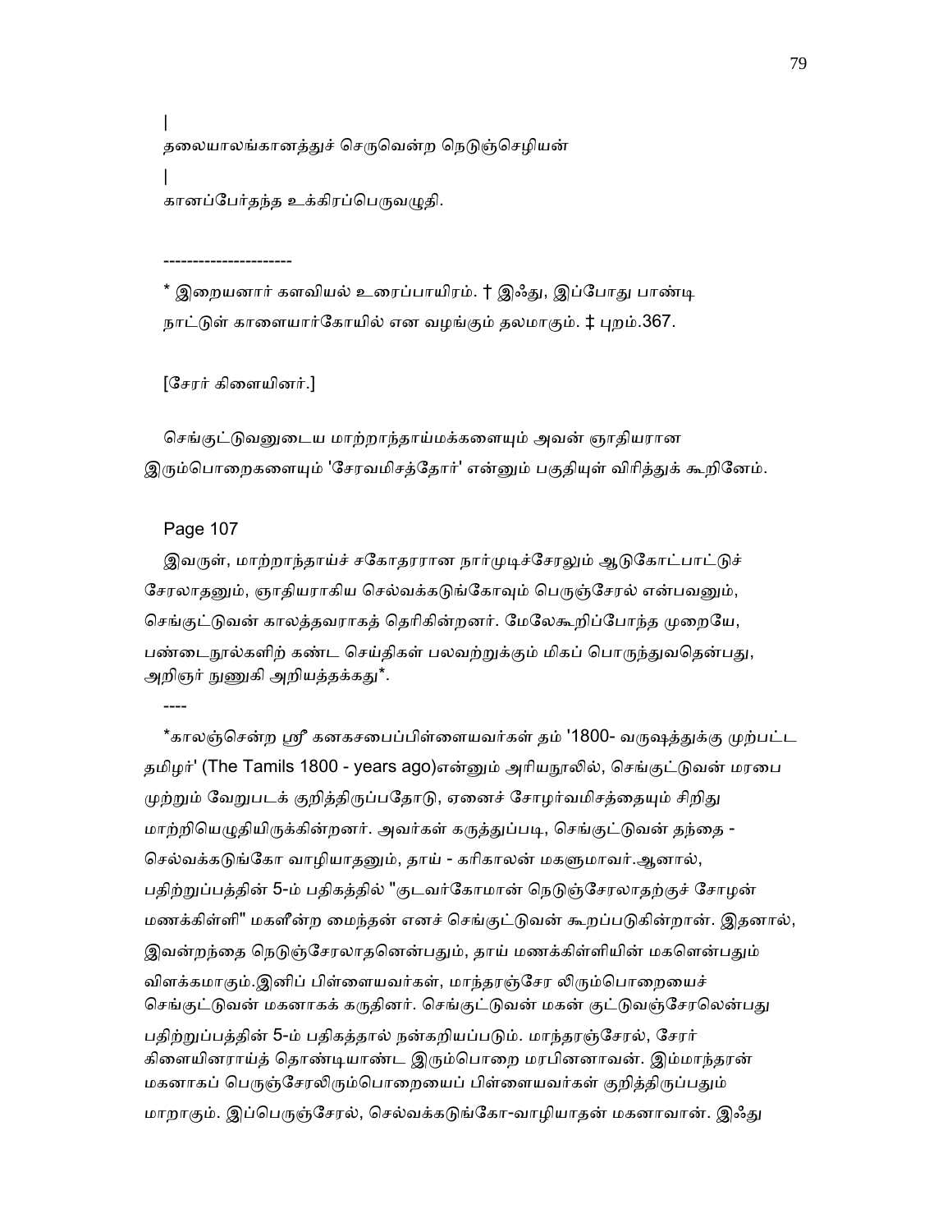|
தலையாலங்கானத்துச் செருவென்ற நெடுஞ்செழியன்
|
கானப்பேர்தந்த உக்கிரப்பெருவழுதி.

----------------------

* இறையனார் களவியல் உரைப்பாயிரம். † இஃது, இப்போது பாண்டி நாட்டுள் காளையார்கோயில் என வழங்கும் தலமாகும். ‡ புறம்.367.

[சேரர் கிளையினர்.]

செங்குட்டுவனுடைய மாற்றாந்தாய்மக்களையும் அவன் ஞாதியரான இரும்பொறைகளையும் 'சேரவமிசத்தோர்' என்னும் பகுதியுள் விரித்துக் கூறினேம்.

Page 107

இவருள், மாற்றாந்தாய்ச் சகோதரரான நார்முடிச்சேரலும் ஆடுகோட்பாட்டுச் சேரலாதனும், ஞாதியராகிய செல்வக்கடுங்கோவும் பெருஞ்சேரல் என்பவனும், செங்குட்டுவன் காலத்தவராகத் தெரிகின்றனர். மேலேகூறிப்போந்த முறையே, பண்டைநூல்களிற் கண்ட செய்திகள் பலவற்றுக்கும் மிகப் பொருந்துவதென்பது, அறிஞர் நுணுகி அறியத்தக்கது*.

----

*காலஞ்சென்ற ஸ்ரீ கனகசபைப்பிள்ளையவர்கள் தம் '1800- வருஷத்துக்கு முற்பட்ட தமிழர்' (The Tamils 1800 - years ago)என்னும் அரியநூலில், செங்குட்டுவன் மரபை முற்றும் வேறுபடக் குறித்திருப்பதோடு, ஏனைச் சோழர்வமிசத்தையும் சிறிது மாற்றியெழுதியிருக்கின்றனர். அவர்கள் கருத்துப்படி, செங்குட்டுவன் தந்தை - செல்வக்கடுங்கோ வாழியாதனும், தாய் - கரிகாலன் மகளுமாவர்.ஆனால், பதிற்றுப்பத்தின் 5-ம் பதிகத்தில் "குடவர்கோமான் நெடுஞ்சேரலாதற்குச் சோழன் மணக்கிள்ளி" மகளீன்ற மைந்தன் எனச் செங்குட்டுவன் கூறப்படுகின்றான். இதனால், இவன்றந்தை நெடுஞ்சேரலாதனென்பதும், தாய் மணக்கிள்ளியின் மகளென்பதும் விளக்கமாகும்.இனிப் பிள்ளையவர்கள், மாந்தரஞ்சேர லிரும்பொறையைச் செங்குட்டுவன் மகனாகக் கருதினர். செங்குட்டுவன் மகன் குட்டுவஞ்சேரலென்பது பதிற்றுப்பத்தின் 5-ம் பதிகத்தால் நன்கறியப்படும். மாந்தரஞ்சேரல், சேரர் கிளையினராய்த் தொண்டியாண்ட இரும்பொறை மரபினனாவன். இம்மாந்தரன் மகனாகப் பெருஞ்சேரலிரும்பொறையைப் பிள்ளையவர்கள் குறித்திருப்பதும் மாறாகும். இப்பெருஞ்சேரல், செல்வக்கடுங்கோ-வாழியாதன் மகனாவான். இஃது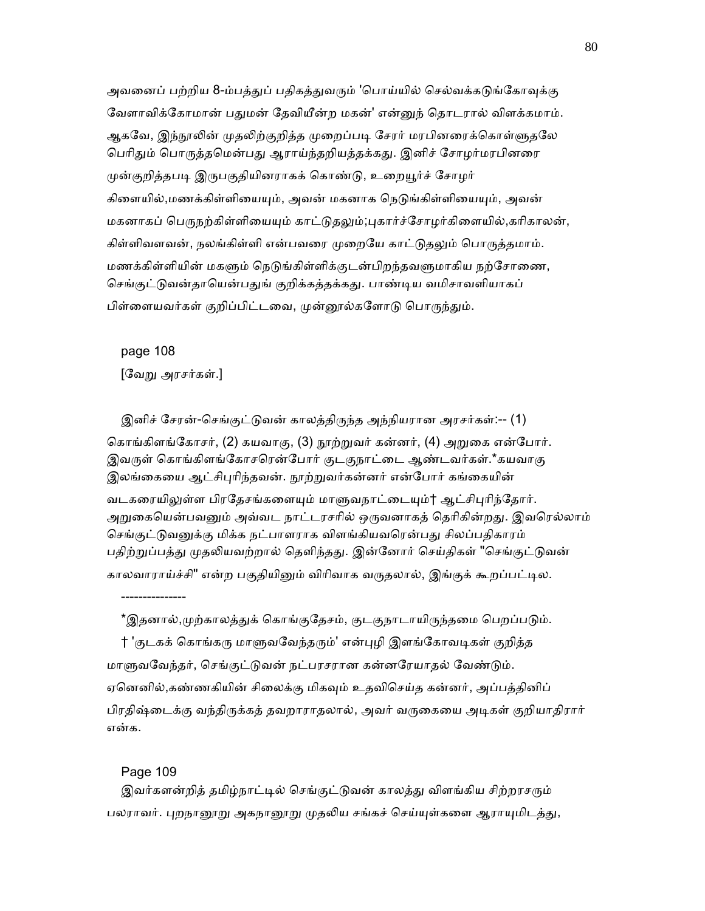அவனைப் பற்றிய 8-ம்பத்துப் பதிகத்துவரும் 'பொய்யில் செல்வக்கடுங்கோவுக்கு வேளாவிக்கோமான் பதுமன் தேவியீன்ற மகன்' என்னுந் தொடரால் விளக்கமாம். ஆகவே, இந்நூலின் முதலிற்குறித்த முறைப்படி சேரர் மரபினரைக்கொள்ளுதலே பெரிதும் பொருத்தமென்பது ஆராய்ந்தறியத்தக்கது. இனிச் சோழர்மரபினரை முன்குறித்தபடி இருபகுதியினராகக் கொண்டு, உறையூர்ச் சோழர் கிளையில்,மணக்கிள்ளியையும், அவன் மகனாக நெடுங்கிள்ளியையும், அவன் மகனாகப் பெருநற்கிள்ளியையும் காட்டுதலும்;புகார்ச்சோழர்கிளையில்,கரிகாலன், கிள்ளிவளவன், நலங்கிள்ளி என்பவரை முறையே காட்டுதலும் பொருத்தமாம். மணக்கிள்ளியின் மகளும் நெடுங்கிள்ளிக்குடன்பிறந்தவளுமாகிய நற்சோணை, செங்குட்டுவன்தாயென்பதுங் குறிக்கத்தக்கது. பாண்டிய வமிசாவளியாகப் பிள்ளையவர்கள் குறிப்பிட்டவை, முன்னூல்களோடு பொருந்தும்.

page 108

[வேறு அரசர்கள்.]

இனிச் சேரன்-செங்குட்டுவன் காலத்திருந்த அந்நியரான அரசர்கள்:-- (1) கொங்கிளங்கோசர், (2) கயவாகு, (3) நூற்றுவர் கன்னர், (4) அறுகை என்போர். இவருள் கொங்கிளங்கோசரென்போர் குடகுநாட்டை ஆண்டவர்கள்.*கயவாகு இலங்கையை ஆட்சிபுரிந்தவன். நூற்றுவர்கன்னர் என்போர் கங்கையின் வடகரையிலுள்ள பிரதேசங்களையும் மாளுவநாட்டையும்† ஆட்சிபுரிந்தோர். அறுகையென்பவனும் அவ்வட நாட்டரசரில் ஒருவனாகத் தெரிகின்றது. இவரெல்லாம் செங்குட்டுவனுக்கு மிக்க நட்பாளராக விளங்கியவரென்பது சிலப்பதிகாரம் பதிற்றுப்பத்து முதலியவற்றால் தெளிந்தது. இன்னோர் செய்திகள் "செங்குட்டுவன் காலவாராய்ச்சி" என்ற பகுதியினும் விரிவாக வருதலால், இங்குக் கூறப்பட்டில.

---------------

*இதனால்,முற்காலத்துக் கொங்குதேசம், குடகுநாடாயிருந்தமை பெறப்படும்.

† 'குடகக் கொங்கரு மாளுவவேந்தரும்' என்புழி இளங்கோவடிகள் குறித்த மாளுவவேந்தர், செங்குட்டுவன் நட்பரசரான கன்னரேயாதல் வேண்டும். ஏனெனில்,கண்ணகியின் சிலைக்கு மிகவும் உதவிசெய்த கன்னர், அப்பத்தினிப் பிரதிஷ்டைக்கு வந்திருக்கத் தவறாராதலால், அவர் வருகையை அடிகள் குறியாதிரார் என்க.

Page 109

இவர்களன்றித் தமிழ்நாட்டில் செங்குட்டுவன் காலத்து விளங்கிய சிற்றரசரும் பலராவர். புறநானூறு அகநானூறு முதலிய சங்கச் செய்யுள்களை ஆராயுமிடத்து,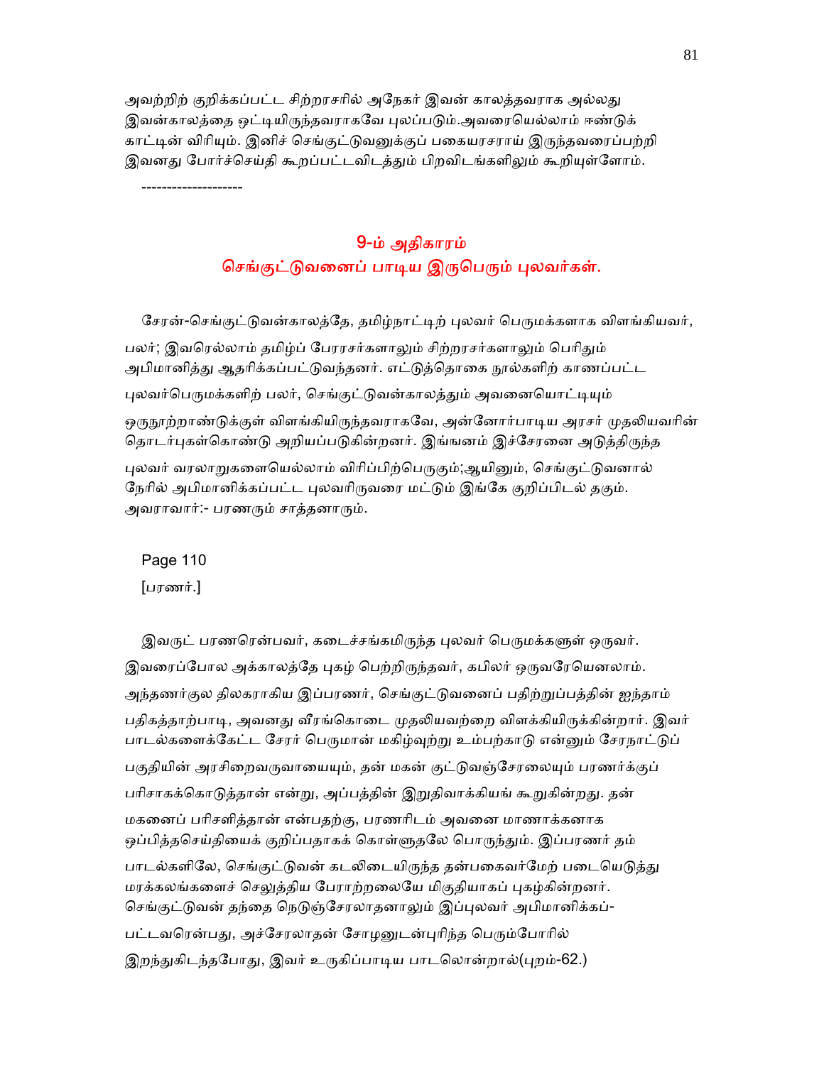அவற்றிற் குறிக்கப்பட்ட சிற்றரசரில் அநேகர் இவன் காலத்தவராக அல்லது இவன்காலத்தை ஒட்டியிருந்தவராகவே புலப்படும்.அவரையெல்லாம் ஈண்டுக் காட்டின் விரியும். இனிச் செங்குட்டுவனுக்குப் பகையரசராய் இருந்தவரைப்பற்றி இவனது போர்ச்செய்தி கூறப்பட்டவிடத்தும் பிறவிடங்களிலும் கூறியுள்ளோம்.

--------------------

## 9-ம் அதிகாரம்
## செங்குட்டுவனைப் பாடிய இருபெரும் புலவர்கள்.

சேரன்-செங்குட்டுவன்காலத்தே, தமிழ்நாட்டிற் புலவர் பெருமக்களாக விளங்கியவர், பலர்; இவரெல்லாம் தமிழ்ப் பேரரசர்களாலும் சிற்றரசர்களாலும் பெரிதும் அபிமானித்து ஆதரிக்கப்பட்டுவந்தனர். எட்டுத்தொகை நூல்களிற் காணப்பட்ட புலவர்பெருமக்களிற் பலர், செங்குட்டுவன்காலத்தும் அவனையொட்டியும் ஒருநூற்றாண்டுக்குள் விளங்கியிருந்தவராகவே, அன்னோர்பாடிய அரசர் முதலியவரின் தொடர்புகள்கொண்டு அறியப்படுகின்றனர். இங்ஙனம் இச்சேரனை அடுத்திருந்த புலவர் வரலாறுகளையெல்லாம் விரிப்பிற்பெருகும்;ஆயினும், செங்குட்டுவனால் நேரில் அபிமானிக்கப்பட்ட புலவரிருவரை மட்டும் இங்கே குறிப்பிடல் தகும். அவராவார்:- பரணரும் சாத்தனாரும்.

Page 110

[பரணர்.]

இவருட் பரணரென்பவர், கடைச்சங்கமிருந்த புலவர் பெருமக்களுள் ஒருவர். இவரைப்போல அக்காலத்தே புகழ் பெற்றிருந்தவர், கபிலர் ஒருவரேயெனலாம். அந்தணர்குல திலகராகிய இப்பரணர், செங்குட்டுவனைப் பதிற்றுப்பத்தின் ஐந்தாம் பதிகத்தாற்பாடி, அவனது வீரங்கொடை முதலியவற்றை விளக்கியிருக்கின்றார். இவர் பாடல்களைக்கேட்ட சேரர் பெருமான் மகிழ்வுற்று உம்பற்காடு என்னும் சேரநாட்டுப் பகுதியின் அரசிறைவருவாயையும், தன் மகன் குட்டுவஞ்சேரலையும் பரணர்க்குப் பரிசாகக்கொடுத்தான் என்று, அப்பத்தின் இறுதிவாக்கியங் கூறுகின்றது. தன் மகனைப் பரிசளித்தான் என்பதற்கு, பரணரிடம் அவனை மாணாக்கனாக ஒப்பித்தசெய்தியைக் குறிப்பதாகக் கொள்ளுதலே பொருந்தும். இப்பரணர் தம் பாடல்களிலே, செங்குட்டுவன் கடலிடையிருந்த தன்பகைவர்மேற் படையெடுத்து மரக்கலங்களைச் செலுத்திய பேராற்றலையே மிகுதியாகப் புகழ்கின்றனர். செங்குட்டுவன் தந்தை நெடுஞ்சேரலாதனாலும் இப்புலவர் அபிமானிக்கப்-பட்டவரென்பது, அச்சேரலாதன் சோழனுடன்புரிந்த பெரும்போரில் இறந்துகிடந்தபோது, இவர் உருகிப்பாடிய பாடலொன்றால்(புறம்-62.)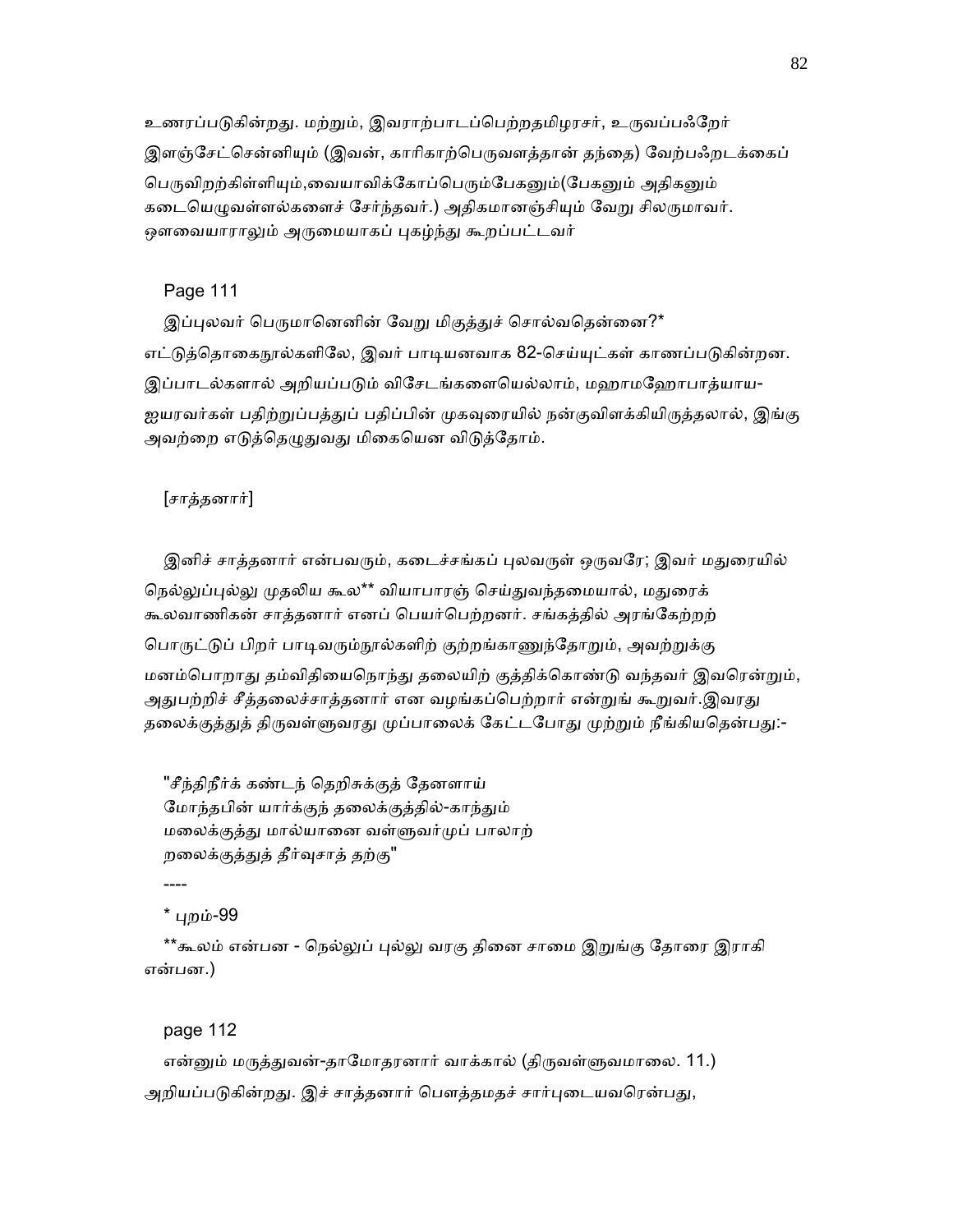உணரப்படுகின்றது. மற்றும், இவராற்பாடப்பெற்றதமிழரசர், உருவப்பஃறேர் இளஞ்சேட்சென்னியும் (இவன், காரிகாற்பெருவளத்தான் தந்தை) வேற்பஃறடக்கைப் பெருவிறற்கிள்ளியும்,வையாவிக்கோப்பெரும்பேகனும்(பேகனும் அதிகனும் கடையெழுவள்ளல்களைச் சேர்ந்தவர்.) அதிகமானஞ்சியும் வேறு சிலருமாவர். ஔவையாராலும் அருமையாகப் புகழ்ந்து கூறப்பட்டவர்

Page 111

இப்புலவர் பெருமானெனின் வேறு மிகுத்துச் சொல்வதென்னை?* எட்டுத்தொகைநூல்களிலே, இவர் பாடியனவாக 82-செய்யுட்கள் காணப்படுகின்றன. இப்பாடல்களால் அறியப்படும் விசேடங்களையெல்லாம், மஹாமஹோபாத்யாய-ஐயரவர்கள் பதிற்றுப்பத்துப் பதிப்பின் முகவுரையில் நன்குவிளக்கியிருத்தலால், இங்கு அவற்றை எடுத்தெழுதுவது மிகையென விடுத்தோம்.

[சாத்தனார்]

இனிச் சாத்தனார் என்பவரும், கடைச்சங்கப் புலவருள் ஒருவரே; இவர் மதுரையில் நெல்லுப்புல்லு முதலிய கூல** வியாபாரஞ் செய்துவந்தமையால், மதுரைக் கூலவாணிகன் சாத்தனார் எனப் பெயர்பெற்றனர். சங்கத்தில் அரங்கேற்றற் பொருட்டுப் பிறர் பாடிவரும்நூல்களிற் குற்றங்காணுந்தோறும், அவற்றுக்கு மனம்பொறாது தம்விதியைநொந்து தலையிற் குத்திக்கொண்டு வந்தவர் இவரென்றும், அதுபற்றிச் சீத்தலைச்சாத்தனார் என வழங்கப்பெற்றார் என்றுங் கூறுவர்.இவரது தலைக்குத்துத் திருவள்ளுவரது முப்பாலைக் கேட்டபோது முற்றும் நீங்கியதென்பது:-

"சீந்திநீர்க் கண்டந் தெறிசுக்குத் தேனளாய்
மோந்தபின் யார்க்குந் தலைக்குத்தில்-காந்தும்
மலைக்குத்து மால்யானை வள்ளுவர்முப் பாலாற்
றலைக்குத்துத் தீர்வுசாத் தற்கு"

----

* புறம்-99

**கூலம் என்பன - நெல்லுப் புல்லு வரகு தினை சாமை இறுங்கு தோரை இராகி என்பன.)

page 112

என்னும் மருத்துவன்-தாமோதரனார் வாக்கால் (திருவள்ளுவமாலை. 11.) அறியப்படுகின்றது. இச் சாத்தனார் பௌத்தமதச் சார்புடையவரென்பது,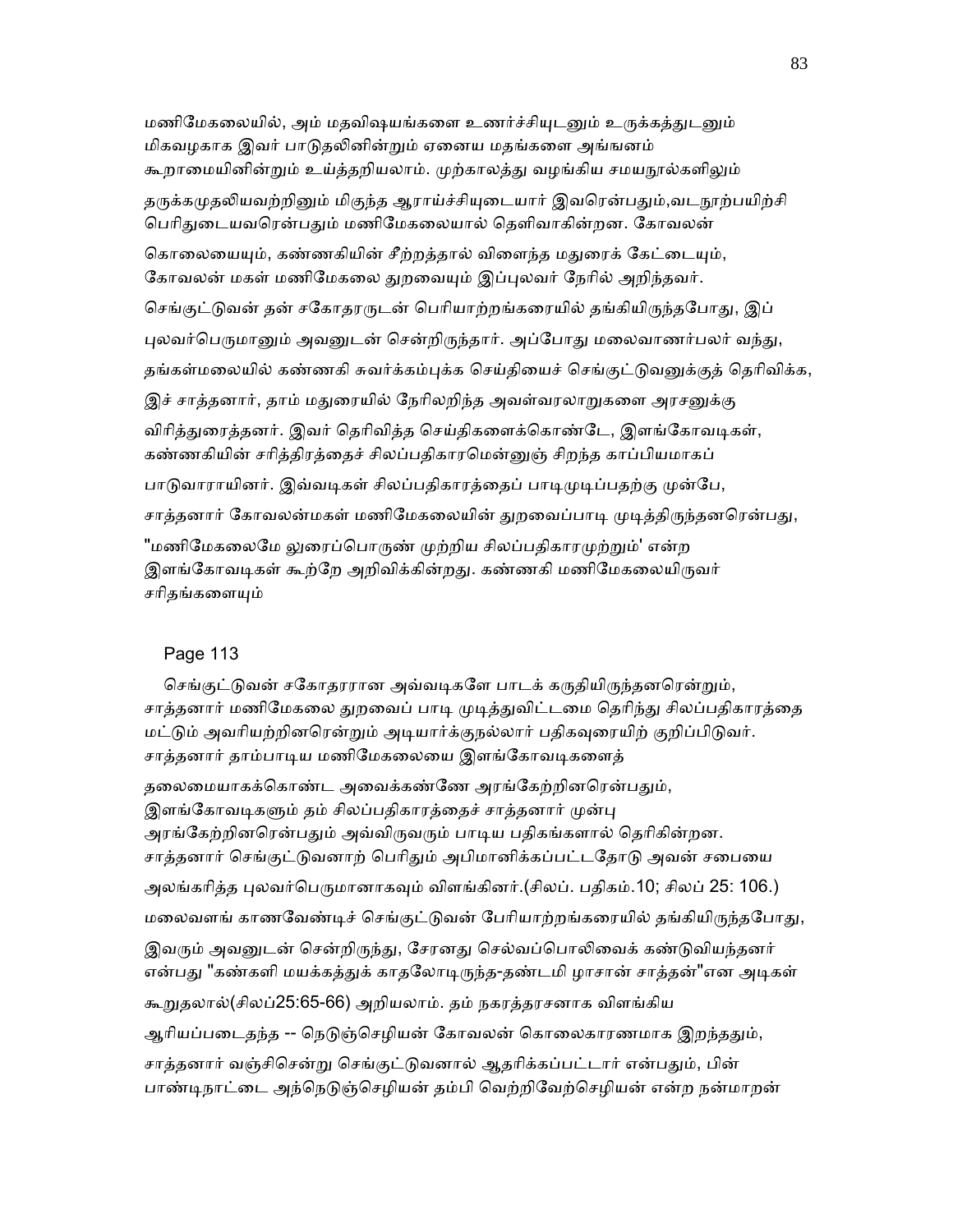மணிமேகலையில், அம் மதவிஷயங்களை உணர்ச்சியுடனும் உருக்கத்துடனும் மிகவழகாக இவர் பாடுதலினின்றும் ஏனைய மதங்களை அங்ஙனம் கூறாமையினின்றும் உய்த்தறியலாம். முற்காலத்து வழங்கிய சமயநூல்களிலும் தருக்கமுதலியவற்றினும் மிகுந்த ஆராய்ச்சியுடையார் இவரென்பதும்,வடநூற்பயிற்சி பெரிதுடையவரென்பதும் மணிமேகலையால் தெளிவாகின்றன. கோவலன் கொலையையும், கண்ணகியின் சீற்றத்தால் விளைந்த மதுரைக் கேட்டையும், கோவலன் மகள் மணிமேகலை துறவையும் இப்புலவர் நேரில் அறிந்தவர். செங்குட்டுவன் தன் சகோதரருடன் பெரியாற்றங்கரையில் தங்கியிருந்தபோது, இப் புலவர்பெருமானும் அவனுடன் சென்றிருந்தார். அப்போது மலைவாணர்பலர் வந்து, தங்கள்மலையில் கண்ணகி சுவர்க்கம்புக்க செய்தியைச் செங்குட்டுவனுக்குத் தெரிவிக்க, இச் சாத்தனார், தாம் மதுரையில் நேரிலறிந்த அவள்வரலாறுகளை அரசனுக்கு விரித்துரைத்தனர். இவர் தெரிவித்த செய்திகளைக்கொண்டே, இளங்கோவடிகள், கண்ணகியின் சரித்திரத்தைச் சிலப்பதிகாரமென்னுஞ் சிறந்த காப்பியமாகப் பாடுவாராயினர். இவ்வடிகள் சிலப்பதிகாரத்தைப் பாடிமுடிப்பதற்கு முன்பே, சாத்தனார் கோவலன்மகள் மணிமேகலையின் துறவைப்பாடி முடித்திருந்தனரென்பது, "மணிமேகலைமே லுரைப்பொருண் முற்றிய சிலப்பதிகாரமுற்றும்' என்ற இளங்கோவடிகள் கூற்றே அறிவிக்கின்றது. கண்ணகி மணிமேகலையிருவர் சரிதங்களையும்

Page 113

செங்குட்டுவன் சகோதரரான அவ்வடிகளே பாடக் கருதியிருந்தனரென்றும், சாத்தனார் மணிமேகலை துறவைப் பாடி முடித்துவிட்டமை தெரிந்து சிலப்பதிகாரத்தை மட்டும் அவரியற்றினரென்றும் அடியார்க்குநல்லார் பதிகவுரையிற் குறிப்பிடுவர். சாத்தனார் தாம்பாடிய மணிமேகலையை இளங்கோவடிகளைத் தலைமையாகக்கொண்ட அவைக்கண்ணே அரங்கேற்றினரென்பதும், இளங்கோவடிகளும் தம் சிலப்பதிகாரத்தைச் சாத்தனார் முன்பு அரங்கேற்றினரென்பதும் அவ்விருவரும் பாடிய பதிகங்களால் தெரிகின்றன. சாத்தனார் செங்குட்டுவனாற் பெரிதும் அபிமானிக்கப்பட்டதோடு அவன் சபையை அலங்கரித்த புலவர்பெருமானாகவும் விளங்கினர்.(சிலப். பதிகம்.10; சிலப் 25: 106.) மலைவளங் காணவேண்டிச் செங்குட்டுவன் பேரியாற்றங்கரையில் தங்கியிருந்தபோது, இவரும் அவனுடன் சென்றிருந்து, சேரனது செல்வப்பொலிவைக் கண்டுவியந்தனர் என்பது "கண்களி மயக்கத்துக் காதலோடிருந்த-தண்டமி ழாசான் சாத்தன்"என அடிகள் கூறுதலால்(சிலப்25:65-66) அறியலாம். தம் நகரத்தரசனாக விளங்கிய ஆரியப்படைதந்த -- நெடுஞ்செழியன் கோவலன் கொலைகாரணமாக இறந்ததும், சாத்தனார் வஞ்சிசென்று செங்குட்டுவனால் ஆதரிக்கப்பட்டார் என்பதும், பின் பாண்டிநாட்டை அந்நெடுஞ்செழியன் தம்பி வெற்றிவேற்செழியன் என்ற நன்மாறன்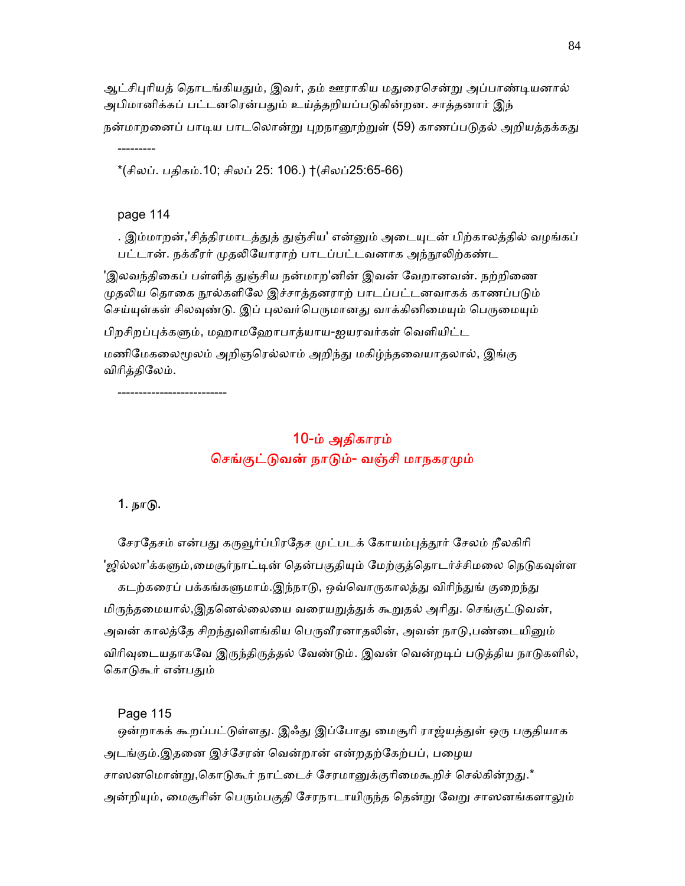ஆட்சிபுரியத் தொடங்கியதும், இவர், தம் ஊராகிய மதுரைசென்று அப்பாண்டியனால் அபிமானிக்கப் பட்டனரென்பதும் உய்த்தறியப்படுகின்றன. சாத்தனார் இந் நன்மாறனைப் பாடிய பாடலொன்று புறநானூற்றுள் (59) காணப்படுதல் அறியத்தக்கது

---------

*(சிலப். பதிகம்.10; சிலப் 25: 106.) †(சிலப்25:65-66)

page 114

. இம்மாறன்,'சித்திரமாடத்துத் துஞ்சிய' என்னும் அடையுடன் பிற்காலத்தில் வழங்கப் பட்டான். நக்கீரர் முதலியோராற் பாடப்பட்டவனாக அந்நூலிற்கண்ட 'இலவந்திகைப் பள்ளித் துஞ்சிய நன்மாற'னின் இவன் வேறானவன். நற்றிணை முதலிய தொகை நூல்களிலே இச்சாத்தனராற் பாடப்பட்டனவாகக் காணப்படும் செய்யுள்கள் சிலவுண்டு. இப் புலவர்பெருமானது வாக்கினிமையும் பெருமையும் பிறசிறப்புக்களும், மஹாமஹோபாத்யாய-ஐயரவர்கள் வெளியிட்ட மணிமேகலைமூலம் அறிஞரெல்லாம் அறிந்து மகிழ்ந்தவையாதலால், இங்கு விரித்திலேம்.

--------------------------

## 10-ம் அதிகாரம்
## செங்குட்டுவன் நாடும்- வஞ்சி மாநகரமும்

### 1. நாடு.

சேரதேசம் என்பது கருவூர்ப்பிரதேச முட்படக் கோயம்புத்தூர் சேலம் நீலகிரி 'ஜில்லா'க்களும்,மைசூர்நாட்டின் தென்பகுதியும் மேற்குத்தொடர்ச்சிமலை நெடுகவுள்ள கடற்கரைப் பக்கங்களுமாம்.இந்நாடு, ஒவ்வொருகாலத்து விரிந்துங் குறைந்து மிருந்தமையால்,இதனெல்லையை வரையறுத்துக் கூறுதல் அரிது. செங்குட்டுவன், அவன் காலத்தே சிறந்துவிளங்கிய பெருவீரனாதலின், அவன் நாடு,பண்டையினும் விரிவுடையதாகவே இருந்திருத்தல் வேண்டும். இவன் வென்றடிப் படுத்திய நாடுகளில், கொடுகூர் என்பதும்

Page 115

ஒன்றாகக் கூறப்பட்டுள்ளது. இஃது இப்போது மைசூரி ராஜ்யத்துள் ஒரு பகுதியாக அடங்கும்.இதனை இச்சேரன் வென்றான் என்றதற்கேற்பப், பழைய சாஸனமொன்று,கொடுகூர் நாட்டைச் சேரமானுக்குரிமைகூறிச் செல்கின்றது.* அன்றியும், மைசூரின் பெரும்பகுதி சேரநாடாயிருந்த தென்று வேறு சாஸனங்களாலும்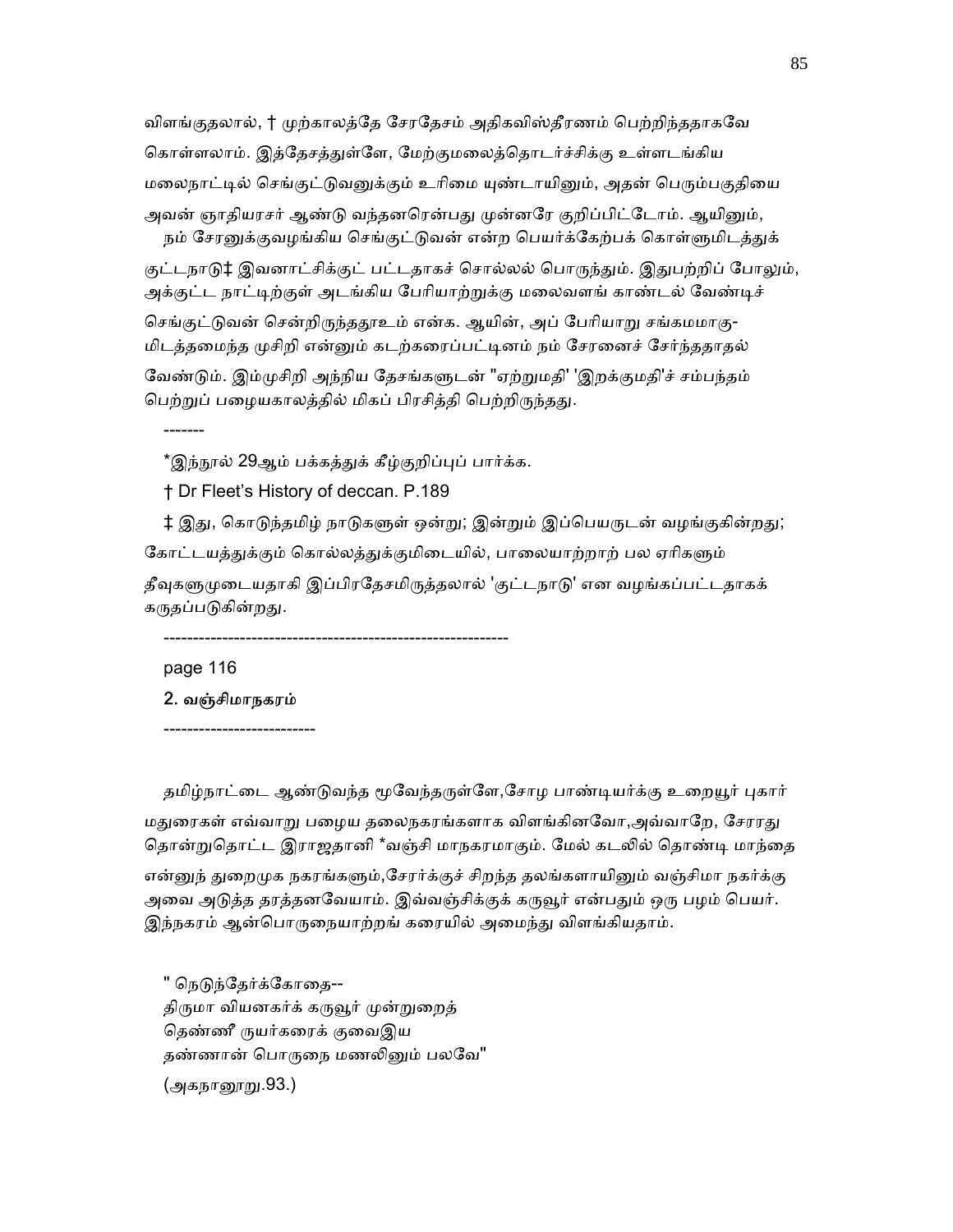விளங்குதலால், † முற்காலத்தே சேரதேசம் அதிகவிஸ்தீரணம் பெற்றிந்ததாகவே கொள்ளலாம். இத்தேசத்துள்ளே, மேற்குமலைத்தொடர்ச்சிக்கு உள்ளடங்கிய மலைநாட்டில் செங்குட்டுவனுக்கும் உரிமை யுண்டாயினும், அதன் பெரும்பகுதியை அவன் ஞாதியரசர் ஆண்டு வந்தனரென்பது முன்னரே குறிப்பிட்டோம். ஆயினும், நம் சேரனுக்குவழங்கிய செங்குட்டுவன் என்ற பெயர்க்கேற்பக் கொள்ளுமிடத்துக் குட்டநாடு‡ இவனாட்சிக்குட் பட்டதாகச் சொல்லல் பொருந்தும். இதுபற்றிப் போலும், அக்குட்ட நாட்டிற்குள் அடங்கிய பேரியாற்றுக்கு மலைவளங் காண்டல் வேண்டிச் செங்குட்டுவன் சென்றிருந்ததூஉம் என்க. ஆயின், அப் பேரியாறு சங்கமமாகு-மிடத்தமைந்த முசிறி என்னும் கடற்கரைப்பட்டினம் நம் சேரனைச் சேர்ந்ததாதல் வேண்டும். இம்முசிறி அந்நிய தேசங்களுடன் "ஏற்றுமதி' 'இறக்குமதி'ச் சம்பந்தம் பெற்றுப் பழையகாலத்தில் மிகப் பிரசித்தி பெற்றிருந்தது.

-------

*இந்நூல் 29ஆம் பக்கத்துக் கீழ்குறிப்புப் பார்க்க.

† Dr Fleet's History of deccan. P.189

‡ இது, கொடுந்தமிழ் நாடுகளுள் ஒன்று; இன்றும் இப்பெயருடன் வழங்குகின்றது; கோட்டயத்துக்கும் கொல்லத்துக்குமிடையில், பாலையாற்றாற் பல ஏரிகளும் தீவுகளுமுடையதாகி இப்பிரதேசமிருத்தலால் 'குட்டநாடு' என வழங்கப்பட்டதாகக் கருதப்படுகின்றது.

---------------------------------------------------------

page 116

**2. வஞ்சிமாநகரம்**

-------------------------

தமிழ்நாட்டை ஆண்டுவந்த மூவேந்தருள்ளே,சோழ பாண்டியர்க்கு உறையூர் புகார் மதுரைகள் எவ்வாறு பழைய தலைநகரங்களாக விளங்கினவோ,அவ்வாறே, சேரரது தொன்றுதொட்ட இராஜதானி *வஞ்சி மாநகரமாகும். மேல் கடலில் தொண்டி மாந்தை என்னுந் துறைமுக நகரங்களும்,சேரர்க்குச் சிறந்த தலங்களாயினும் வஞ்சிமா நகர்க்கு அவை அடுத்த தரத்தனவேயாம். இவ்வஞ்சிக்குக் கருவூர் என்பதும் ஒரு பழம் பெயர். இந்நகரம் ஆன்பொருநையாற்றங் கரையில் அமைந்து விளங்கியதாம்.

" நெடுந்தேர்க்கோதை--
திருமா வியனகர்க் கருவூர் முன்றுறைத்
தெண்ணீ ருயர்கரைக் குவைஇய
தண்ணான் பொருநை மணலினும் பலவே"

(அகநானூறு.93.)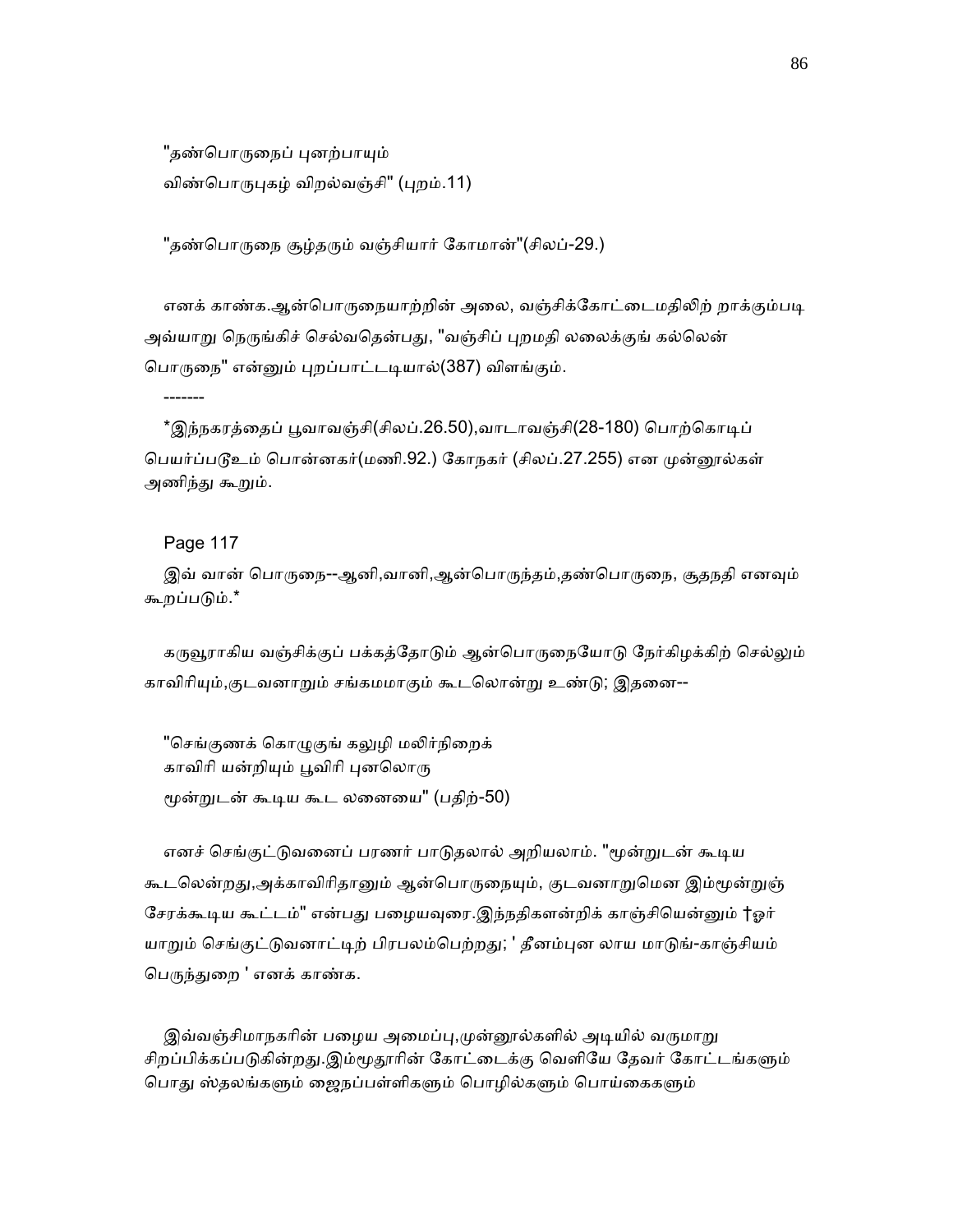"தண்பொருநைப் புனற்பாயும்
விண்பொருபுகழ் விறல்வஞ்சி" (புறம்.11)

"தண்பொருநை சூழ்தரும் வஞ்சியார் கோமான்"(சிலப்-29.)

எனக் காண்க.ஆன்பொருநையாற்றின் அலை, வஞ்சிக்கோட்டைமதிலிற் றாக்கும்படி அவ்வாறு நெருங்கிச் செல்வதென்பது, "வஞ்சிப் புறமதி லலைக்குங் கல்லென் பொருநை" என்னும் புறப்பாட்டடியால்(387) விளங்கும்.

-------

*இந்நகரத்தைப் பூவாவஞ்சி(சிலப்.26.50),வாடாவஞ்சி(28-180) பொற்கொடிப் பெயர்ப்படூஉம் பொன்னகர்(மணி.92.) கோநகர் (சிலப்.27.255) என முன்னூல்கள் அணிந்து கூறும்.

Page 117

இவ் வான் பொருநை--ஆனி,வானி,ஆன்பொருந்தம்,தண்பொருநை, சூதநதி எனவும் கூறப்படும்.*

கருவூராகிய வஞ்சிக்குப் பக்கத்தோடும் ஆன்பொருநையோடு நேர்கிழக்கிற் செல்லும் காவிரியும்,குடவனாறும் சங்கமமாகும் கூடலொன்று உண்டு; இதனை--

"செங்குணக் கொழுகுங் கலுழி மலிர்நிறைக்
காவிரி யன்றியும் பூவிரி புனலொரு
மூன்றுடன் கூடிய கூட லனையை" (பதிற்-50)

எனச் செங்குட்டுவனைப் பரணர் பாடுதலால் அறியலாம். "மூன்றுடன் கூடிய கூடலென்றது,அக்காவிரிதானும் ஆன்பொருநையும், குடவனாறுமென இம்மூன்றுஞ் சேரக்கூடிய கூட்டம்" என்பது பழையவுரை.இந்நதிகளன்றிக் காஞ்சியென்னும் †ஓர் யாறும் செங்குட்டுவனாட்டிற் பிரபலம்பெற்றது; ' தீனம்புன லாய மாடுங்-காஞ்சியம் பெருந்துறை ' எனக் காண்க.

இவ்வஞ்சிமாநகரின் பழைய அமைப்பு,முன்னூல்களில் அடியில் வருமாறு சிறப்பிக்கப்படுகின்றது.இம்மூதூரின் கோட்டைக்கு வெளியே தேவர் கோட்டங்களும் பொது ஸ்தலங்களும் ஜைநப்பள்ளிகளும் பொழில்களும் பொய்கைகளும்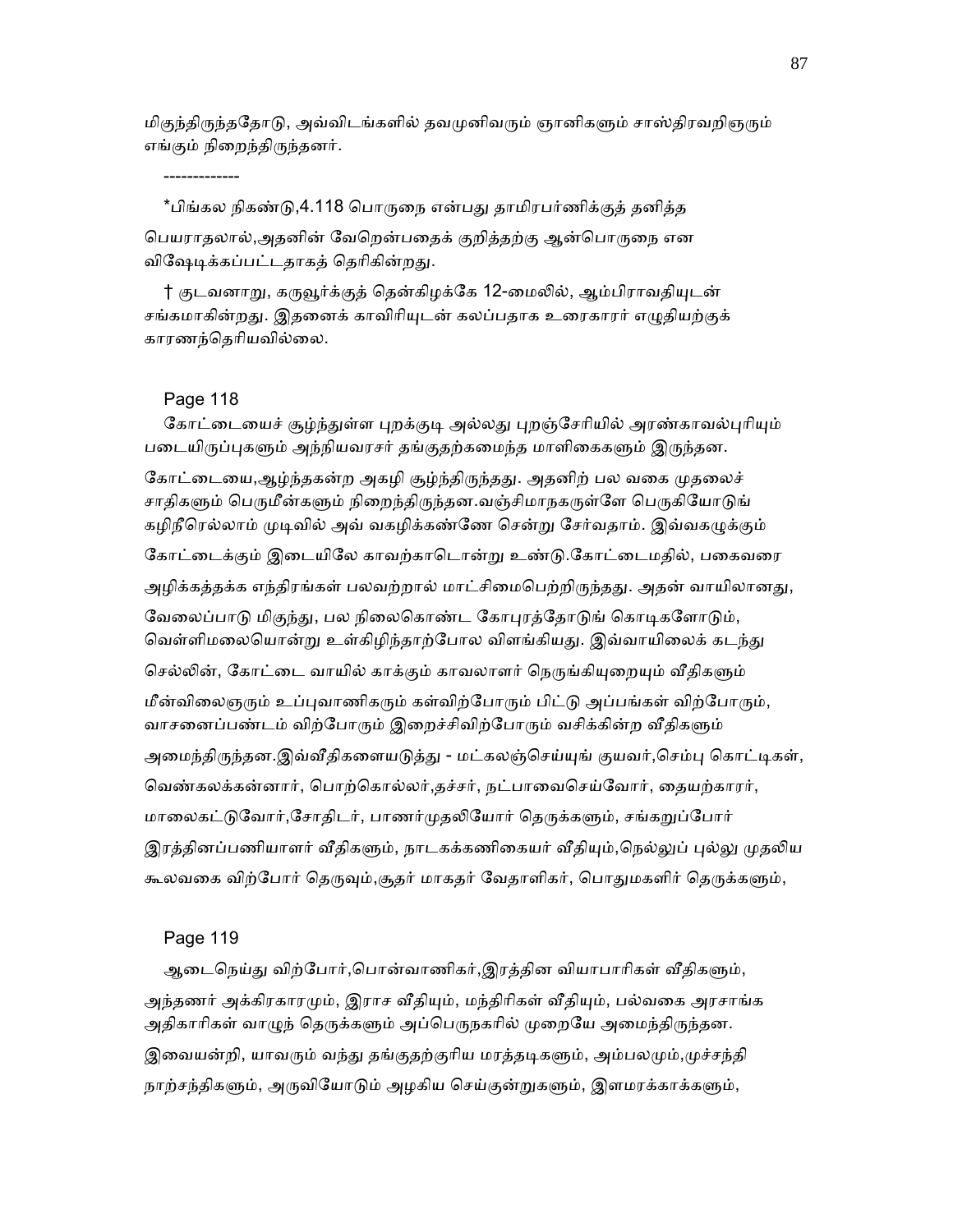மிகுந்திருந்ததோடு, அவ்விடங்களில் தவமுனிவரும் ஞானிகளும் சாஸ்திரவறிஞரும் எங்கும் நிறைந்திருந்தனர்.

-------------

*பிங்கல நிகண்டு,4.118 பொருநை என்பது தாமிரபர்ணிக்குத் தனித்த பெயராதலால்,அதனின் வேறென்பதைக் குறித்தற்கு ஆன்பொருநை என விஷேடிக்கப்பட்டதாகத் தெரிகின்றது.

† குடவனாறு, கருவூர்க்குத் தென்கிழக்கே 12-மைலில், ஆம்பிராவதியுடன் சங்கமாகின்றது. இதனைக் காவிரியுடன் கலப்பதாக உரைகாரர் எழுதியற்குக் காரணந்தெரியவில்லை.

Page 118

கோட்டையைச் சூழ்ந்துள்ள புறக்குடி அல்லது புறஞ்சேரியில் அரண்காவல்புரியும் படையிருப்புகளும் அந்நியவரசர் தங்குதற்கமைந்த மாளிகைகளும் இருந்தன.

கோட்டையை,ஆழ்ந்தகன்ற அகழி சூழ்ந்திருந்தது. அதனிற் பல வகை முதலைச் சாதிகளும் பெருமீன்களும் நிறைந்திருந்தன.வஞ்சிமாநகருள்ளே பெருகியோடுங் கழிநீரெல்லாம் முடிவில் அவ் வகழிக்கண்ணே சென்று சேர்வதாம். இவ்வகழுக்கும் கோட்டைக்கும் இடையிலே காவற்காடொன்று உண்டு.கோட்டைமதில், பகைவரை அழிக்கத்தக்க எந்திரங்கள் பலவற்றால் மாட்சிமைபெற்றிருந்தது. அதன் வாயிலானது, வேலைப்பாடு மிகுந்து, பல நிலைகொண்ட கோபுரத்தோடுங் கொடிகளோடும், வெள்ளிமலையொன்று உள்கிழிந்தாற்போல விளங்கியது. இவ்வாயிலைக் கடந்து செல்லின், கோட்டை வாயில் காக்கும் காவலாளர் நெருங்கியுறையும் வீதிகளும் மீன்விலைஞரும் உப்புவாணிகரும் கள்விற்போரும் பிட்டு அப்பங்கள் விற்போரும், வாசனைப்பண்டம் விற்போரும் இறைச்சிவிற்போரும் வசிக்கின்ற வீதிகளும் அமைந்திருந்தன.இவ்வீதிகளையடுத்து - மட்கலஞ்செய்யுங் குயவர்,செம்பு கொட்டிகள், வெண்கலக்கன்னார், பொற்கொல்லர்,தச்சர், நட்பாவைசெய்வோர், தையற்காரர், மாலைகட்டுவோர்,சோதிடர், பாணர்முதலியோர் தெருக்களும், சங்கறுப்போர் இரத்தினப்பணியாளர் வீதிகளும், நாடகக்கணிகையர் வீதியும்,நெல்லுப் புல்லு முதலிய கூலவகை விற்போர் தெருவும்,சூதர் மாகதர் வேதாளிகர், பொதுமகளிர் தெருக்களும்,

Page 119

ஆடைநெய்து விற்போர்,பொன்வாணிகர்,இரத்தின வியாபாரிகள் வீதிகளும், அந்தணர் அக்கிரகாரமும், இராச வீதியும், மந்திரிகள் வீதியும், பல்வகை அரசாங்க அதிகாரிகள் வாழுந் தெருக்களும் அப்பெருநகரில் முறையே அமைந்திருந்தன. இவையன்றி, யாவரும் வந்து தங்குதற்குரிய மரத்தடிகளும், அம்பலமும்,முச்சந்தி நாற்சந்திகளும், அருவியோடும் அழகிய செய்குன்றுகளும், இளமரக்காக்களும்,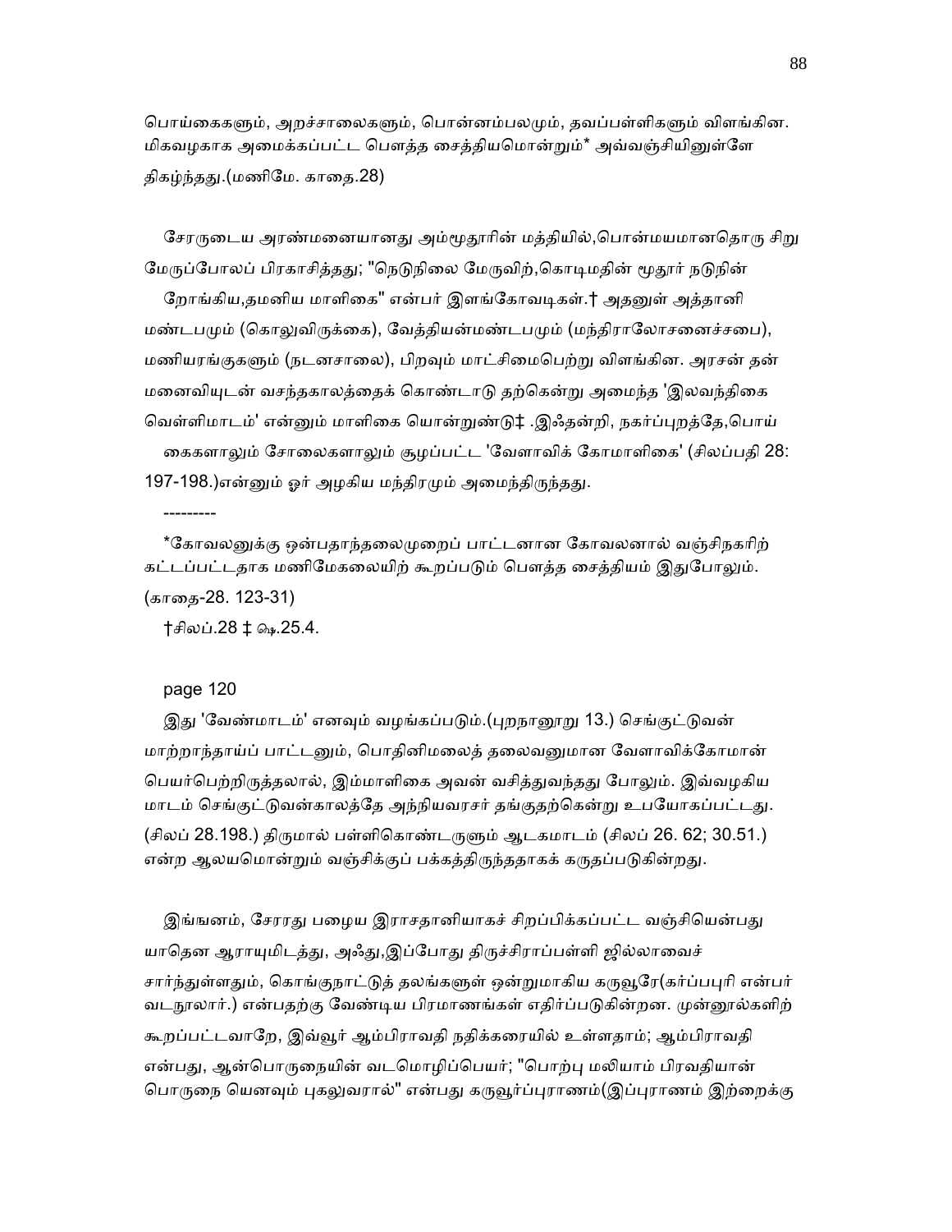பொய்கைகளும், அறச்சாலைகளும், பொன்னம்பலமும், தவப்பள்ளிகளும் விளங்கின. மிகவழகாக அமைக்கப்பட்ட பௌத்த சைத்தியமொன்றும்* அவ்வஞ்சியினுள்ளே திகழ்ந்தது.(மணிமே. காதை.28)

சேரருடைய அரண்மனையானது அம்மூதூரின் மத்தியில்,பொன்மயமானதொரு சிறு மேருப்போலப் பிரகாசித்தது; "நெடுநிலை மேருவிற்,கொடிமதின் மூதூர் நடுநின் றோங்கிய,தமனிய மாளிகை" என்பர் இளங்கோவடிகள்.† அதனுள் அத்தானி மண்டபமும் (கொலுவிருக்கை), வேத்தியன்மண்டபமும் (மந்திராலோசனைச்சபை), மணியரங்குகளும் (நடனசாலை), பிறவும் மாட்சிமைபெற்று விளங்கின. அரசன் தன் மனைவியுடன் வசந்தகாலத்தைக் கொண்டாடு தற்கென்று அமைந்த 'இலவந்திகை வெள்ளிமாடம்' என்னும் மாளிகை யொன்றுண்டு‡ .இஃதன்றி, நகர்ப்புறத்தே,பொய் கைகளாலும் சோலைகளாலும் சூழப்பட்ட 'வேளாவிக் கோமாளிகை' (சிலப்பதி 28: 197-198.)என்னும் ஓர் அழகிய மந்திரமும் அமைந்திருந்தது.

---------

*கோவலனுக்கு ஒன்பதாந்தலைமுறைப் பாட்டனான கோவலனால் வஞ்சிநகரிற் கட்டப்பட்டதாக மணிமேகலையிற் கூறப்படும் பௌத்த சைத்தியம் இதுபோலும். (காதை-28. 123-31)

†சிலப்.28 ‡ ஷை.25.4.

page 120

இது 'வேண்மாடம்' எனவும் வழங்கப்படும்.(புறநானூறு 13.) செங்குட்டுவன் மாற்றாந்தாய்ப் பாட்டனும், பொதினிமலைத் தலைவனுமான வேளாவிக்கோமான் பெயர்பெற்றிருத்தலால், இம்மாளிகை அவன் வசித்துவந்தது போலும். இவ்வழகிய மாடம் செங்குட்டுவன்காலத்தே அந்நியவரசர் தங்குதற்கென்று உபயோகப்பட்டது. (சிலப் 28.198.) திருமால் பள்ளிகொண்டருளும் ஆடகமாடம் (சிலப் 26. 62; 30.51.) என்ற ஆலயமொன்றும் வஞ்சிக்குப் பக்கத்திருந்ததாகக் கருதப்படுகின்றது.

இங்ஙனம், சேரரது பழைய இராசதானியாகச் சிறப்பிக்கப்பட்ட வஞ்சியென்பது யாதென ஆராயுமிடத்து, அஃது,இப்போது திருச்சிராப்பள்ளி ஜில்லாவைச் சார்ந்துள்ளதும், கொங்குநாட்டுத் தலங்களுள் ஒன்றுமாகிய கருவூரே(கர்ப்பபுரி என்பர் வடநூலார்.) என்பதற்கு வேண்டிய பிரமாணங்கள் எதிர்ப்படுகின்றன. முன்னூல்களிற் கூறப்பட்டவாறே, இவ்வூர் ஆம்பிராவதி நதிக்கரையில் உள்ளதாம்; ஆம்பிராவதி என்பது, ஆன்பொருநையின் வடமொழிப்பெயர்; "பொற்பு மலியாம் பிரவதியான் பொருநை யெனவும் புகலுவரால்" என்பது கருவூர்ப்புராணம்(இப்புராணம் இற்றைக்கு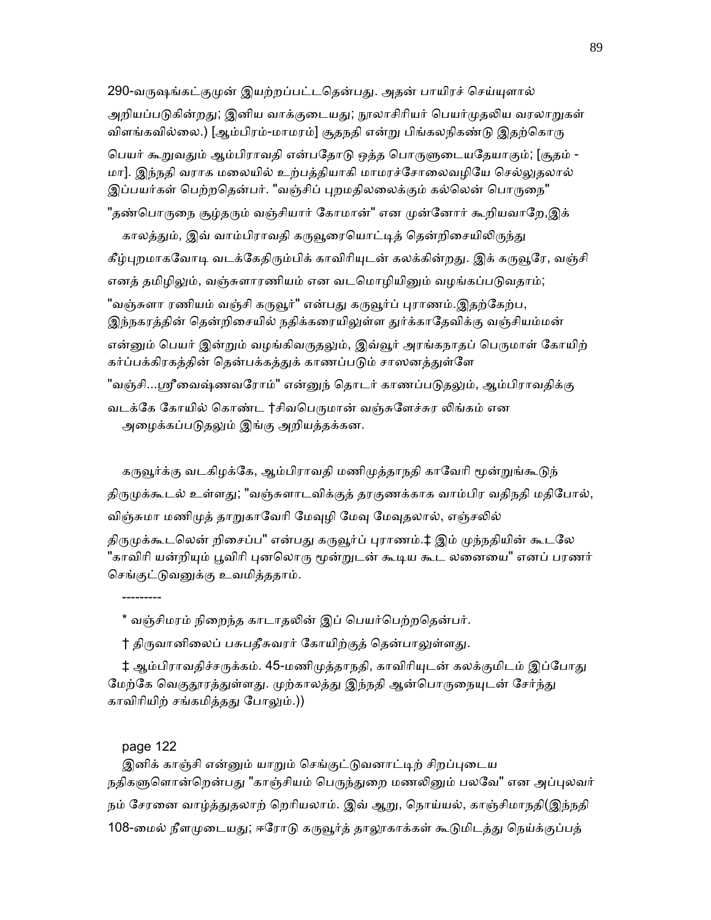290-வருஷங்கட்குமுன் இயற்றப்பட்டதென்பது. அதன் பாயிரச் செய்யுளால் அறியப்படுகின்றது; இனிய வாக்குடையது; நூலாசிரியர் பெயர்முதலிய வரலாறுகள் விளங்கவில்லை.) [ஆம்பிரம்-மாமரம்] சூதநதி என்று பிங்கலநிகண்டு இதற்கொரு பெயர் கூறுவதும் ஆம்பிராவதி என்பதோடு ஒத்த பொருளுடையதேயாகும்; [சூதம் - மா]. இந்நதி வராக மலையில் உற்பத்தியாகி மாமரச்சோலைவழியே செல்லுதலால் இப்பயர்கள் பெற்றதென்பர். "வஞ்சிப் புறமதிலலைக்கும் கல்லென் பொருநை" "தண்பொருநை சூழ்தரும் வஞ்சியார் கோமான்" என முன்னோர் கூறியவாறே,இக் காலத்தும், இவ் வாம்பிராவதி கருவூரையொட்டித் தென்றிசையிலிருந்து கீழ்புறமாகவோடி வடக்கேதிரும்பிக் காவிரியுடன் கலக்கின்றது. இக் கருவூரே, வஞ்சி எனத் தமிழிலும், வஞ்சுளாரணியம் என வடமொழியினும் வழங்கப்படுவதாம்; "வஞ்சுளா ரணியம் வஞ்சி கருவூர்" என்பது கருவூர்ப் புராணம்.இதற்கேற்ப, இந்நகரத்தின் தென்றிசையில் நதிக்கரையிலுள்ள துர்க்காதேவிக்கு வஞ்சியம்மன் என்னும் பெயர் இன்றும் வழங்கிவருதலும், இவ்வூர் அரங்கநாதப் பெருமாள் கோயிற் கர்ப்பக்கிரகத்தின் தென்பக்கத்துக் காணப்படும் சாஸனத்துள்ளே "வஞ்சி...ஸ்ரீவைஷ்ணவரோம்" என்னுந் தொடர் காணப்படுதலும், ஆம்பிராவதிக்கு வடக்கே கோயில் கொண்ட †சிவபெருமான் வஞ்சுளேச்சுர லிங்கம் என அழைக்கப்படுதலும் இங்கு அறியத்தக்கன.

கருவூர்க்கு வடகிழக்கே, ஆம்பிராவதி மணிமுத்தாநதி காவேரி மூன்றுங்கூடுந் திருமுக்கூடல் உள்ளது; "வஞ்சுளாடவிக்குத் தரகுணக்காக வாம்பிர வதிநதி மதிபோல், விஞ்சுமா மணிமுத் தாறுகாவேரி மேவுழி மேவு மேவுதலால், எஞ்சலில் திருமுக்கூடலென் றிசைப்ப" என்பது கருவூர்ப் புராணம்.‡ இம் முந்நதியின் கூடலே "காவிரி யன்றியும் பூவிரி புனலொரு மூன்றுடன் கூடிய கூட லனையை" எனப் பரணர் செங்குட்டுவனுக்கு உவமித்ததாம்.

---------

* வஞ்சிமரம் நிறைந்த காடாதலின் இப் பெயர்பெற்றதென்பர்.

† திருவானிலைப் பசுபதீசுவரர் கோயிற்குத் தென்பாலுள்ளது.

‡ ஆம்பிராவதிச்சருக்கம். 45-மணிமுத்தாநதி, காவிரியுடன் கலக்குமிடம் இப்போது மேற்கே வெகுதூரத்துள்ளது. முற்காலத்து இந்நதி ஆன்பொருநையுடன் சேர்ந்து காவிரியிற் சங்கமித்தது போலும்.))

page 122

இனிக் காஞ்சி என்னும் யாறும் செங்குட்டுவனாட்டிற் சிறப்புடைய நதிகளுளொன்றென்பது "காஞ்சியம் பெருந்துறை மணலினும் பலவே" என அப்புலவர் நம் சேரனை வாழ்த்துதலாற் றெரியலாம். இவ் ஆறு, நொய்யல், காஞ்சிமாநதி(இந்நதி 108-மைல் நீளமுடையது; ஈரோடு கருவூர்த் தாலூகாக்கள் கூடுமிடத்து நெய்க்குப்பத்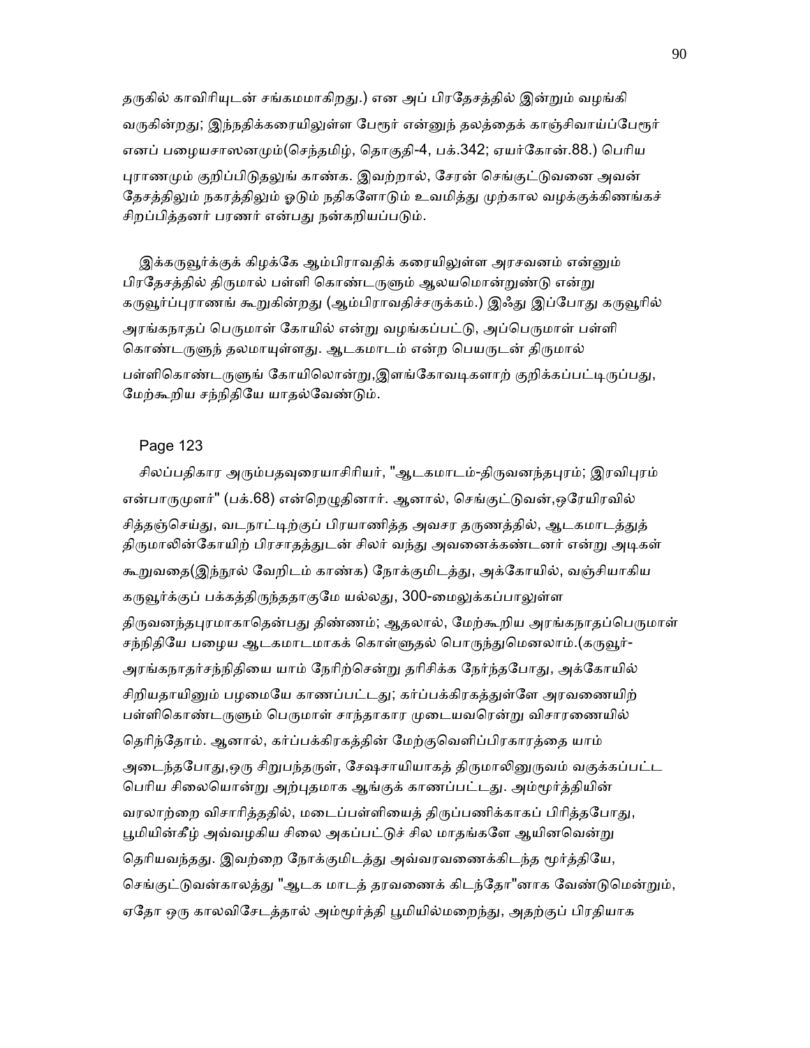தருகில் காவிரியுடன் சங்கமமாகிறது.) என அப் பிரதேசத்தில் இன்றும் வழங்கி வருகின்றது; இந்நதிக்கரையிலுள்ள பேரூர் என்னுந் தலத்தைக் காஞ்சிவாய்ப்பேரூர் எனப் பழையசாஸனமும்(செந்தமிழ், தொகுதி-4, பக்.342; ஏயர்கோன்.88.) பெரிய புராணமும் குறிப்பிடுதலுங் காண்க. இவற்றால், சேரன் செங்குட்டுவனை அவன் தேசத்திலும் நகரத்திலும் ஓடும் நதிகளோடும் உவமித்து முற்கால வழக்குக்கிணங்கச் சிறப்பித்தனர் பரணர் என்பது நன்கறியப்படும்.

இக்கருவூர்க்குக் கிழக்கே ஆம்பிராவதிக் கரையிலுள்ள அரசவனம் என்னும் பிரதேசத்தில் திருமால் பள்ளி கொண்டருளும் ஆலயமொன்றுண்டு என்று கருவூர்ப்புராணங் கூறுகின்றது (ஆம்பிராவதிச்சருக்கம்.) இஃது இப்போது கருவூரில் அரங்கநாதப் பெருமாள் கோயில் என்று வழங்கப்பட்டு, அப்பெருமாள் பள்ளி கொண்டருளுந் தலமாயுள்ளது. ஆடகமாடம் என்ற பெயருடன் திருமால் பள்ளிகொண்டருளுங் கோயிலொன்று,இளங்கோவடிகளாற் குறிக்கப்பட்டிருப்பது, மேற்கூறிய சந்நிதியே யாதல்வேண்டும்.

Page 123

சிலப்பதிகார அரும்பதவுரையாசிரியர், "ஆடகமாடம்-திருவனந்தபுரம்; இரவிபுரம் என்பாருமுளர்" (பக்.68) என்றெழுதினார். ஆனால், செங்குட்டுவன்,ஒரேயிரவில் சித்தஞ்செய்து, வடநாட்டிற்குப் பிரயாணித்த அவசர தருணத்தில், ஆடகமாடத்துத் திருமாலின்கோயிற் பிரசாதத்துடன் சிலர் வந்து அவனைக்கண்டனர் என்று அடிகள் கூறுவதை(இந்நூல் வேறிடம் காண்க) நோக்குமிடத்து, அக்கோயில், வஞ்சியாகிய கருவூர்க்குப் பக்கத்திருந்ததாகுமே யல்லது, 300-மைலுக்கப்பாலுள்ள திருவனந்தபுரமாகாதென்பது திண்ணம்; ஆதலால், மேற்கூறிய அரங்கநாதப்பெருமாள் சந்நிதியே பழைய ஆடகமாடமாகக் கொள்ளுதல் பொருந்துமெனலாம்.(கருவூர்-அரங்கநாதர்சந்நிதியை யாம் நேரிற்சென்று தரிசிக்க நேர்ந்தபோது, அக்கோயில் சிறியதாயினும் பழமையே காணப்பட்டது; கர்ப்பக்கிரகத்துள்ளே அரவணையிற் பள்ளிகொண்டருளும் பெருமாள் சாந்தாகார முடையவரென்று விசாரணையில் தெரிந்தோம். ஆனால், கர்ப்பக்கிரகத்தின் மேற்குவெளிப்பிரகாரத்தை யாம் அடைந்தபோது,ஒரு சிறுபந்தருள், சேஷசாயியாகத் திருமாலினுருவம் வகுக்கப்பட்ட பெரிய சிலையொன்று அற்புதமாக ஆங்குக் காணப்பட்டது. அம்மூர்த்தியின் வரலாற்றை விசாரித்ததில், மடைப்பள்ளியைத் திருப்பணிக்காகப் பிரித்தபோது, பூமியின்கீழ் அவ்வழகிய சிலை அகப்பட்டுச் சில மாதங்களே ஆயினவென்று தெரியவந்தது. இவற்றை நோக்குமிடத்து அவ்வரவணைக்கிடந்த மூர்த்தியே, செங்குட்டுவன்காலத்து "ஆடக மாடத் தரவணைக் கிடந்தோ"னாக வேண்டுமென்றும், ஏதோ ஒரு காலவிசேடத்தால் அம்மூர்த்தி பூமியில்மறைந்து, அதற்குப் பிரதியாக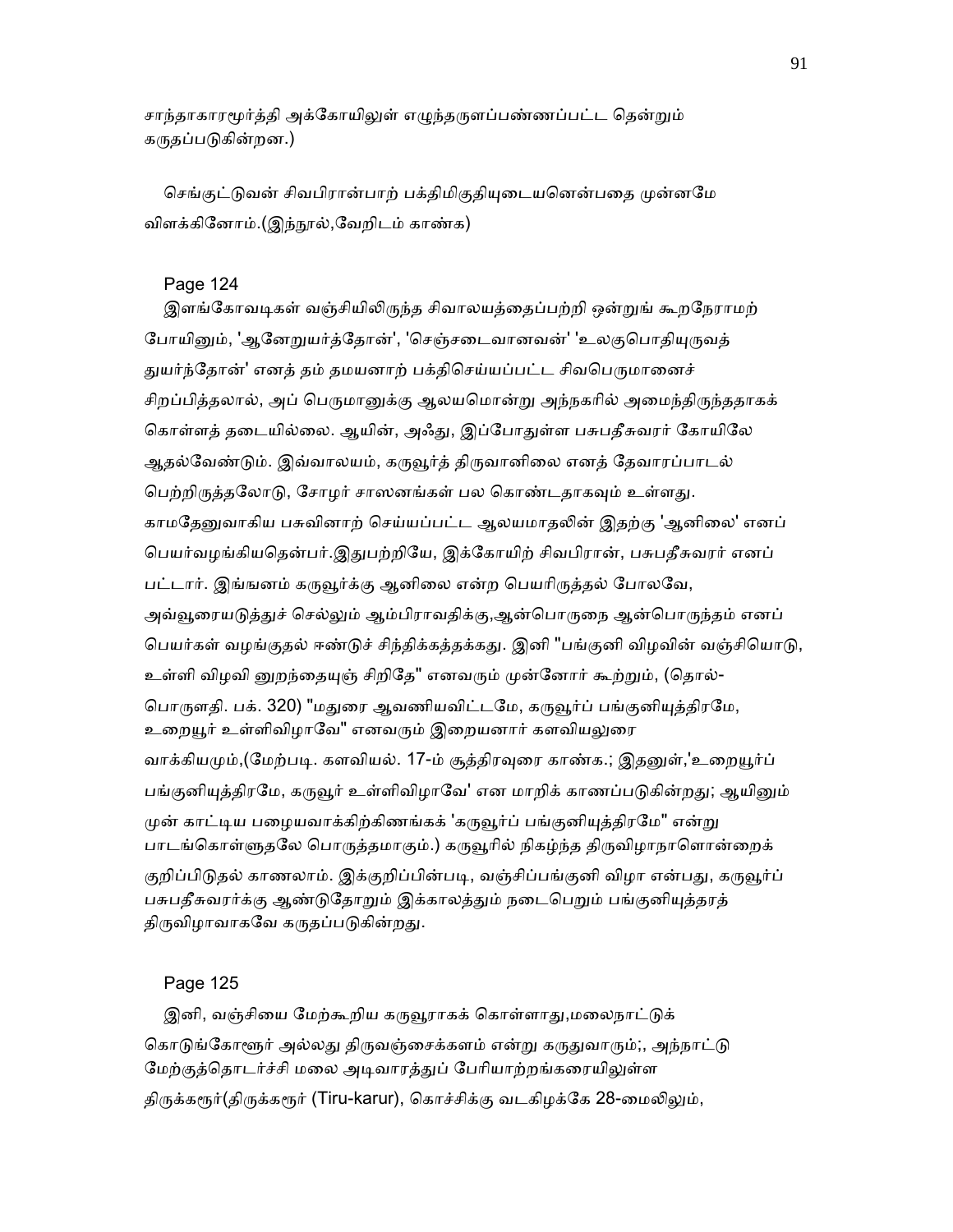சாந்தாகாரமூர்த்தி அக்கோயிலுள் எழுந்தருளப்பண்ணப்பட்ட தென்றும் கருதப்படுகின்றன.)

செங்குட்டுவன் சிவபிரான்பாற் பக்திமிகுதியுடையனென்பதை முன்னமே விளக்கினோம்.(இந்நூல்,வேறிடம் காண்க)

Page 124

இளங்கோவடிகள் வஞ்சியிலிருந்த சிவாலயத்தைப்பற்றி ஒன்றுங் கூறநேராமற் போயினும், 'ஆனேறுயர்த்தோன்', 'செஞ்சடைவானவன்' 'உலகுபொதியுருவத் துயர்ந்தோன்' எனத் தம் தமயனாற் பக்திசெய்யப்பட்ட சிவபெருமானைச் சிறப்பித்தலால், அப் பெருமானுக்கு ஆலயமொன்று அந்நகரில் அமைந்திருந்ததாகக் கொள்ளத் தடையில்லை. ஆயின், அஃது, இப்போதுள்ள பசுபதீசுவரர் கோயிலே ஆதல்வேண்டும். இவ்வாலயம், கருவூர்த் திருவானிலை எனத் தேவாரப்பாடல் பெற்றிருத்தலோடு, சோழர் சாஸனங்கள் பல கொண்டதாகவும் உள்ளது. காமதேனுவாகிய பசுவினாற் செய்யப்பட்ட ஆலயமாதலின் இதற்கு 'ஆனிலை' எனப் பெயர்வழங்கியதென்பர்.இதுபற்றியே, இக்கோயிற் சிவபிரான், பசுபதீசுவரர் எனப் பட்டார். இங்ஙனம் கருவூர்க்கு ஆனிலை என்ற பெயரிருத்தல் போலவே, அவ்வூரையடுத்துச் செல்லும் ஆம்பிராவதிக்கு,ஆன்பொருநை ஆன்பொருந்தம் எனப் பெயர்கள் வழங்குதல் ஈண்டுச் சிந்திக்கத்தக்கது. இனி "பங்குனி விழவின் வஞ்சியொடு, உள்ளி விழவி னுறந்தையுஞ் சிறிதே" எனவரும் முன்னோர் கூற்றும், (தொல்-பொருளதி. பக். 320) "மதுரை ஆவணியவிட்டமே, கருவூர்ப் பங்குனியுத்திரமே, உறையூர் உள்ளிவிழாவே" எனவரும் இறையனார் களவியலுரை வாக்கியமும்,(மேற்படி. களவியல். 17-ம் சூத்திரவுரை காண்க.; இதனுள்,'உறையூர்ப் பங்குனியுத்திரமே, கருவூர் உள்ளிவிழாவே' என மாறிக் காணப்படுகின்றது; ஆயினும் முன் காட்டிய பழையவாக்கிற்கிணங்கக் 'கருவூர்ப் பங்குனியுத்திரமே" என்று பாடங்கொள்ளுதலே பொருத்தமாகும்.) கருவூரில் நிகழ்ந்த திருவிழாநாளொன்றைக் குறிப்பிடுதல் காணலாம். இக்குறிப்பின்படி, வஞ்சிப்பங்குனி விழா என்பது, கருவூர்ப் பசுபதீசுவரர்க்கு ஆண்டுதோறும் இக்காலத்தும் நடைபெறும் பங்குனியுத்தரத் திருவிழாவாகவே கருதப்படுகின்றது.

Page 125

இனி, வஞ்சியை மேற்கூறிய கருவூராகக் கொள்ளாது,மலைநாட்டுக் கொடுங்கோளூர் அல்லது திருவஞ்சைக்களம் என்று கருதுவாரும்;, அந்நாட்டு மேற்குத்தொடர்ச்சி மலை அடிவாரத்துப் பேரியாற்றங்கரையிலுள்ள திருக்கரூர்(திருக்கரூர் (Tiru-karur), கொச்சிக்கு வடகிழக்கே 28-மைலிலும்,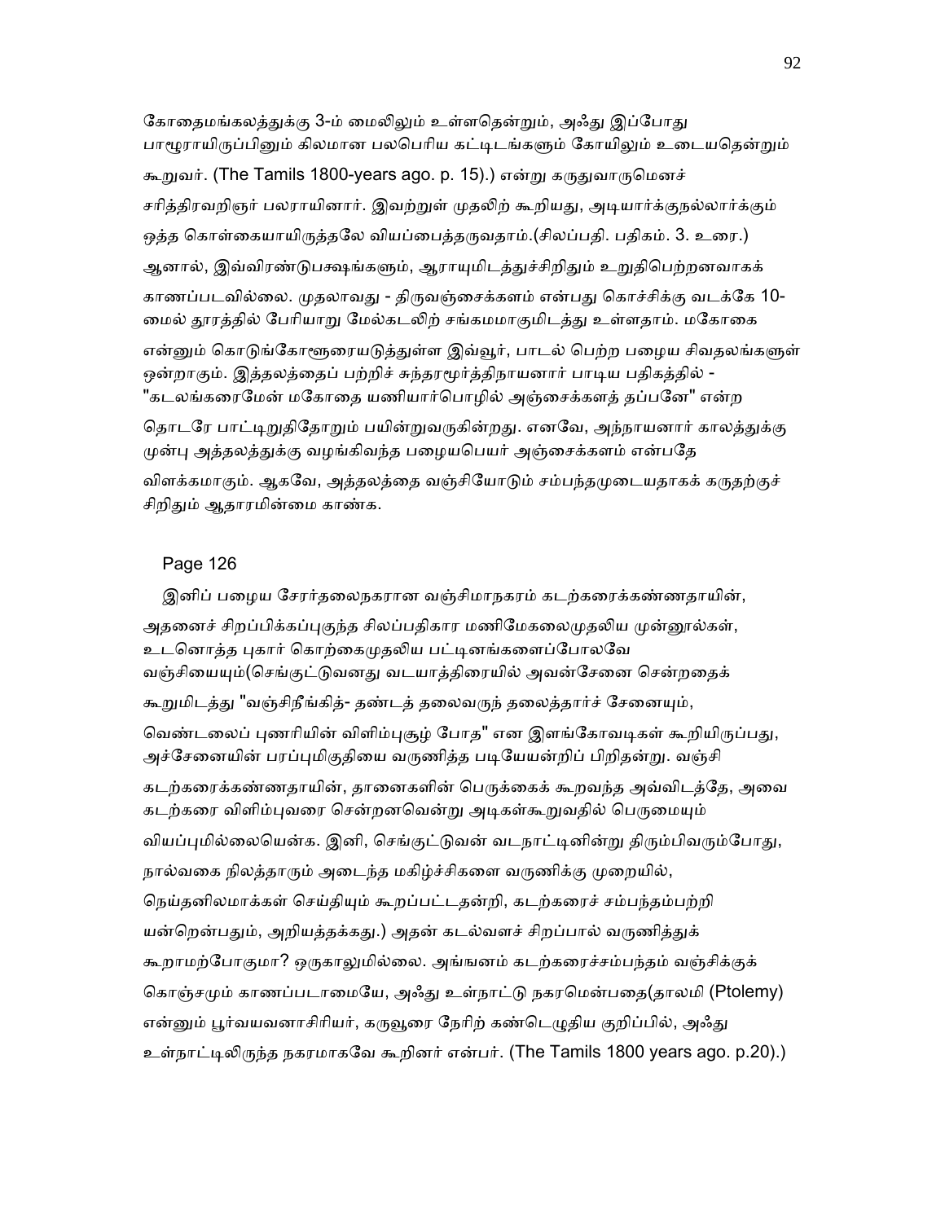கோதைமங்கலத்துக்கு 3-ம் மைலிலும் உள்ளதென்றும், அஃது இப்போது பாழூராயிருப்பினும் கிலமான பலபெரிய கட்டிடங்களும் கோயிலும் உடையதென்றும் கூறுவர். (The Tamils 1800-years ago. p. 15).) என்று கருதுவாருமெனச் சரித்திரவறிஞர் பலராயினார். இவற்றுள் முதலிற் கூறியது, அடியார்க்குநல்லார்க்கும் ஒத்த கொள்கையாயிருத்தலே வியப்பைத்தருவதாம்.(சிலப்பதி. பதிகம். 3. உரை.) ஆனால், இவ்விரண்டுபக்ஷங்களும், ஆராயுமிடத்துச்சிறிதும் உறுதிபெற்றனவாகக் காணப்படவில்லை. முதலாவது - திருவஞ்சைக்களம் என்பது கொச்சிக்கு வடக்கே 10-மைல் தூரத்தில் பேரியாறு மேல்கடலிற் சங்கமமாகுமிடத்து உள்ளதாம். மகோதை என்னும் கொடுங்கோளூரையடுத்துள்ள இவ்வூர், பாடல் பெற்ற பழைய சிவதலங்களுள் ஒன்றாகும். இத்தலத்தைப் பற்றிச் சுந்தரமூர்த்திநாயனார் பாடிய பதிகத்தில் - "கடலங்கரைமேன் மகோதை யணியார்பொழில் அஞ்சைக்களத் தப்பனே" என்ற தொடரே பாட்டிறுதிதோறும் பயின்றுவருகின்றது. எனவே, அந்நாயனார் காலத்துக்கு முன்பு அத்தலத்துக்கு வழங்கிவந்த பழையபெயர் அஞ்சைக்களம் என்பதே விளக்கமாகும். ஆகவே, அத்தலத்தை வஞ்சியோடும் சம்பந்தமுடையதாகக் கருதற்குச் சிறிதும் ஆதாரமின்மை காண்க.

Page 126

இனிப் பழைய சேரர்தலைநகரான வஞ்சிமாநகரம் கடற்கரைக்கண்ணதாயின், அதனைச் சிறப்பிக்கப்புகுந்த சிலப்பதிகார மணிமேகலைமுதலிய முன்னூல்கள், உடனொத்த புகார் கொற்கைமுதலிய பட்டினங்களைப்போலவே வஞ்சியையும்(செங்குட்டுவனது வடயாத்திரையில் அவன்சேனை சென்றதைக் கூறுமிடத்து "வஞ்சிநீங்கித்- தண்டத் தலைவருந் தலைத்தார்ச் சேனையும், வெண்டலைப் புணரியின் விளிம்புசூழ் போத" என இளங்கோவடிகள் கூறியிருப்பது, அச்சேனையின் பரப்புமிகுதியை வருணித்த படியேயன்றிப் பிறிதன்று. வஞ்சி கடற்கரைக்கண்ணதாயின், தானைகளின் பெருக்கைக் கூறவந்த அவ்விடத்தே, அவை கடற்கரை விளிம்புவரை சென்றனவென்று அடிகள்கூறுவதில் பெருமையும் வியப்புமில்லையென்க. இனி, செங்குட்டுவன் வடநாட்டினின்று திரும்பிவரும்போது, நால்வகை நிலத்தாரும் அடைந்த மகிழ்ச்சிகளை வருணிக்கு முறையில், நெய்தனிலமாக்கள் செய்தியும் கூறப்பட்டதன்றி, கடற்கரைச் சம்பந்தம்பற்றி யன்றென்பதும், அறியத்தக்கது.) அதன் கடல்வளச் சிறப்பால் வருணித்துக் கூறாமற்போகுமா? ஒருகாலுமில்லை. அங்ஙனம் கடற்கரைச்சம்பந்தம் வஞ்சிக்குக் கொஞ்சமும் காணப்படாமையே, அஃது உள்நாட்டு நகரமென்பதை(தாலமி (Ptolemy) என்னும் பூர்வயவனாசிரியர், கருவூரை நேரிற் கண்டெழுதிய குறிப்பில், அஃது உள்நாட்டிலிருந்த நகரமாகவே கூறினர் என்பர். (The Tamils 1800 years ago. p.20).)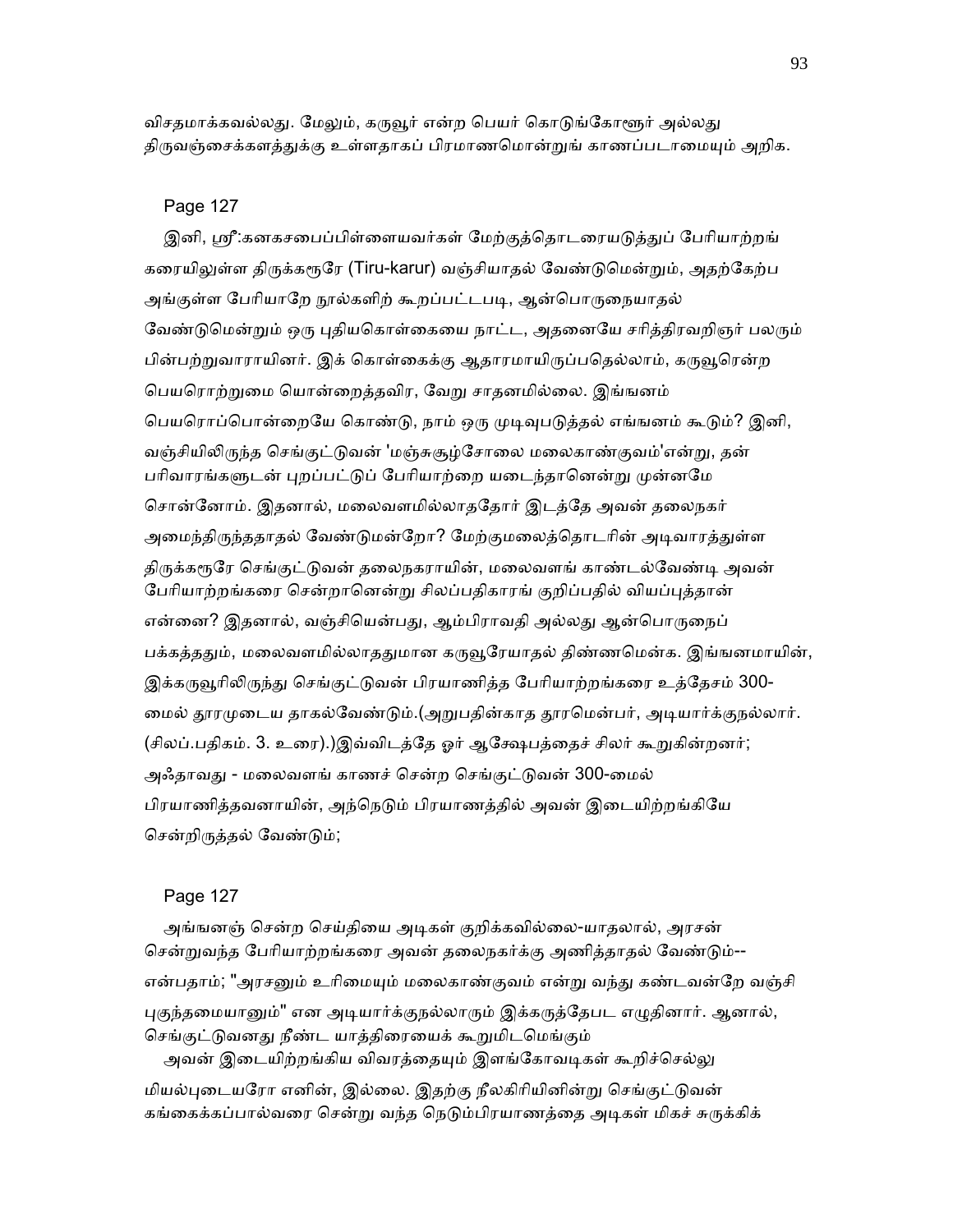விசதமாக்கவல்லது. மேலும், கருவூர் என்ற பெயர் கொடுங்கோளூர் அல்லது திருவஞ்சைக்களத்துக்கு உள்ளதாகப் பிரமாணமொன்றுங் காணப்படாமையும் அறிக.

Page 127

இனி, ஸ்ரீ:கனகசபைப்பிள்ளையவர்கள் மேற்குத்தொடரையடுத்துப் பேரியாற்றங் கரையிலுள்ள திருக்கரூரே (Tiru-karur) வஞ்சியாதல் வேண்டுமென்றும், அதற்கேற்ப அங்குள்ள பேரியாறே நூல்களிற் கூறப்பட்டபடி, ஆன்பொருநையாதல் வேண்டுமென்றும் ஒரு புதியகொள்கையை நாட்ட, அதனையே சரித்திரவறிஞர் பலரும் பின்பற்றுவாராயினர். இக் கொள்கைக்கு ஆதாரமாயிருப்பதெல்லாம், கருவூரென்ற பெயரொற்றுமை யொன்றைத்தவிர, வேறு சாதனமில்லை. இங்ஙனம் பெயரொப்பொன்றையே கொண்டு, நாம் ஒரு முடிவுபடுத்தல் எங்ஙனம் கூடும்? இனி, வஞ்சியிலிருந்த செங்குட்டுவன் 'மஞ்சுசூழ்சோலை மலைகாண்குவம்'என்று, தன் பரிவாரங்களுடன் புறப்பட்டுப் பேரியாற்றை யடைந்தானென்று முன்னமே சொன்னோம். இதனால், மலைவளமில்லாததோர் இடத்தே அவன் தலைநகர் அமைந்திருந்ததாதல் வேண்டுமன்றோ? மேற்குமலைத்தொடரின் அடிவாரத்துள்ள திருக்கரூரே செங்குட்டுவன் தலைநகராயின், மலைவளங் காண்டல்வேண்டி அவன் பேரியாற்றங்கரை சென்றானென்று சிலப்பதிகாரங் குறிப்பதில் வியப்புத்தான் என்னை? இதனால், வஞ்சியென்பது, ஆம்பிராவதி அல்லது ஆன்பொருநைப் பக்கத்ததும், மலைவளமில்லாததுமான கருவூரேயாதல் திண்ணமென்க. இங்ஙனமாயின், இக்கருவூரிலிருந்து செங்குட்டுவன் பிரயாணித்த பேரியாற்றங்கரை உத்தேசம் 300-மைல் தூரமுடைய தாகல்வேண்டும்.(அறுபதின்காத தூரமென்பர், அடியார்க்குநல்லார். (சிலப்.பதிகம். 3. உரை).)இவ்விடத்தே ஓர் ஆக்ஷேபத்தைச் சிலர் கூறுகின்றனர்; அஃதாவது - மலைவளங் காணச் சென்ற செங்குட்டுவன் 300-மைல் பிரயாணித்தவனாயின், அந்நெடும் பிரயாணத்தில் அவன் இடையிற்றங்கியே சென்றிருத்தல் வேண்டும்;

Page 127

அங்ஙனஞ் சென்ற செய்தியை அடிகள் குறிக்கவில்லை-யாதலால், அரசன் சென்றுவந்த பேரியாற்றங்கரை அவன் தலைநகர்க்கு அணித்தாதல் வேண்டும்--என்பதாம்; "அரசனும் உரிமையும் மலைகாண்குவம் என்று வந்து கண்டவன்றே வஞ்சி புகுந்தமையானும்" என அடியார்க்குநல்லாரும் இக்கருத்தேபட எழுதினார். ஆனால், செங்குட்டுவனது நீண்ட யாத்திரையைக் கூறுமிடமெங்கும்

அவன் இடையிற்றங்கிய விவரத்தையும் இளங்கோவடிகள் கூறிச்செல்லு மியல்புடையரோ எனின், இல்லை. இதற்கு நீலகிரியினின்று செங்குட்டுவன் கங்கைக்கப்பால்வரை சென்று வந்த நெடும்பிரயாணத்தை அடிகள் மிகச் சுருக்கிக்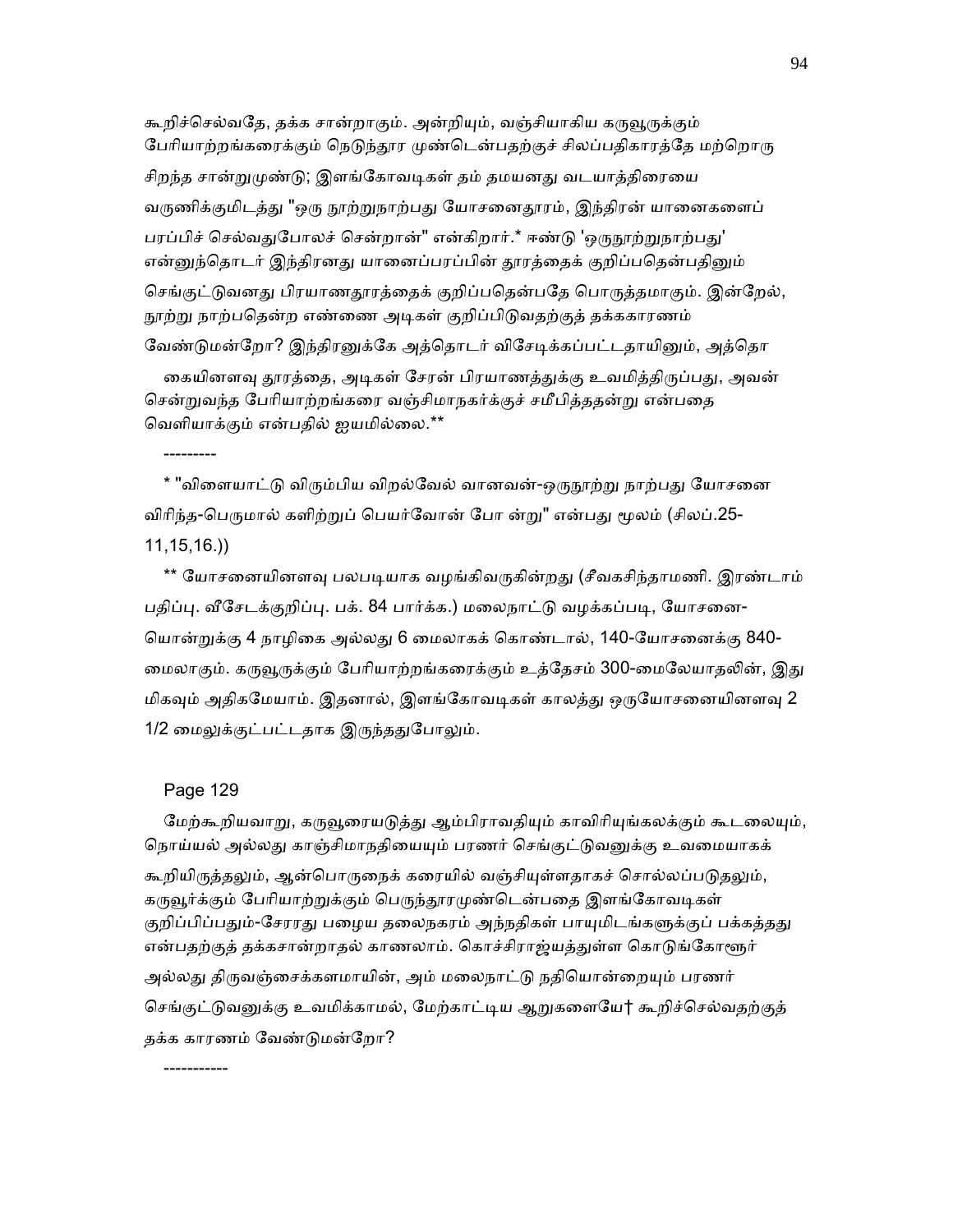கூறிச்செல்வதே, தக்க சான்றாகும். அன்றியும், வஞ்சியாகிய கருவூருக்கும் பேரியாற்றங்கரைக்கும் நெடுந்தூர முண்டென்பதற்குச் சிலப்பதிகாரத்தே மற்றொரு சிறந்த சான்றுமுண்டு; இளங்கோவடிகள் தம் தமயனது வடயாத்திரையை வருணிக்குமிடத்து "ஒரு நூற்றுநாற்பது யோசனைதூரம், இந்திரன் யானைகளைப் பரப்பிச் செல்வதுபோலச் சென்றான்" என்கிறார்.* ஈண்டு 'ஒருநூற்றுநாற்பது' என்னுந்தொடர் இந்திரனது யானைப்பரப்பின் தூரத்தைக் குறிப்பதென்பதினும் செங்குட்டுவனது பிரயாணதூரத்தைக் குறிப்பதென்பதே பொருத்தமாகும். இன்றேல், நூற்று நாற்பதென்ற எண்ணை அடிகள் குறிப்பிடுவதற்குத் தக்ககாரணம் வேண்டுமன்றோ? இந்திரனுக்கே அத்தொடர் விசேடிக்கப்பட்டதாயினும், அத்தொ

கையினளவு தூரத்தை, அடிகள் சேரன் பிரயாணத்துக்கு உவமித்திருப்பது, அவன் சென்றுவந்த பேரியாற்றங்கரை வஞ்சிமாநகர்க்குச் சமீபித்ததன்று என்பதை வெளியாக்கும் என்பதில் ஐயமில்லை.**

---------

* "விளையாட்டு விரும்பிய விறல்வேல் வானவன்-ஒருநூற்று நாற்பது யோசனை விரிந்த-பெருமால் களிற்றுப் பெயர்வோன் போ ன்று" என்பது மூலம் (சிலப்.25-11,15,16.))

** யோசனையினளவு பலபடியாக வழங்கிவருகின்றது (சீவகசிந்தாமணி. இரண்டாம் பதிப்பு. வீசேடக்குறிப்பு. பக். 84 பார்க்க.) மலைநாட்டு வழக்கப்படி, யோசனை-யொன்றுக்கு 4 நாழிகை அல்லது 6 மைலாகக் கொண்டால், 140-யோசனைக்கு 840-மைலாகும். கருவூருக்கும் பேரியாற்றங்கரைக்கும் உத்தேசம் 300-மைலேயாதலின், இது மிகவும் அதிகமேயாம். இதனால், இளங்கோவடிகள் காலத்து ஒருயோசனையினளவு 2 1/2 மைலுக்குட்பட்டதாக இருந்ததுபோலும்.

Page 129

மேற்கூறியவாறு, கருவூரையடுத்து ஆம்பிராவதியும் காவிரியுங்கலக்கும் கூடலையும், நொய்யல் அல்லது காஞ்சிமாநதியையும் பரணர் செங்குட்டுவனுக்கு உவமையாகக் கூறியிருத்தலும், ஆன்பொருநைக் கரையில் வஞ்சியுள்ளதாகச் சொல்லப்படுதலும், கருவூர்க்கும் பேரியாற்றுக்கும் பெருந்தூரமுண்டென்பதை இளங்கோவடிகள் குறிப்பிப்பதும்-சேரரது பழைய தலைநகரம் அந்நதிகள் பாயுமிடங்களுக்குப் பக்கத்தது என்பதற்குத் தக்கசான்றாதல் காணலாம். கொச்சிராஜ்யத்துள்ள கொடுங்கோளூர் அல்லது திருவஞ்சைக்களமாயின், அம் மலைநாட்டு நதியொன்றையும் பரணர் செங்குட்டுவனுக்கு உவமிக்காமல், மேற்காட்டிய ஆறுகளையே† கூறிச்செல்வதற்குத் தக்க காரணம் வேண்டுமன்றோ?

-----------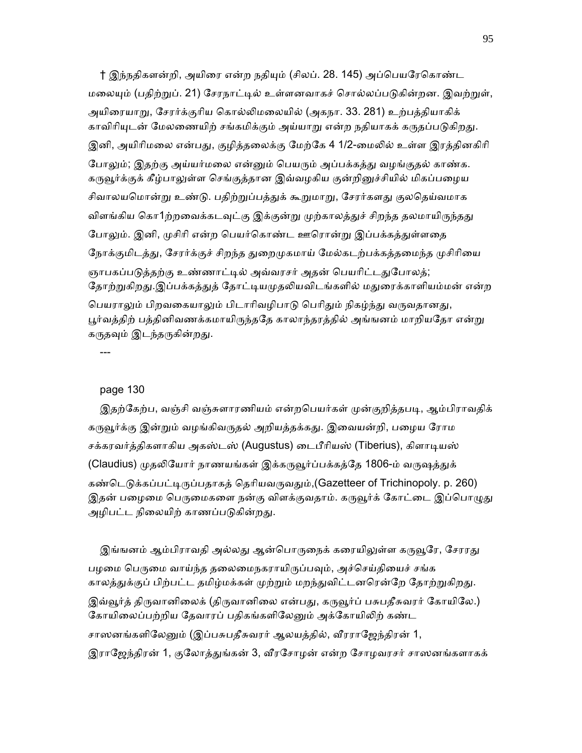† இந்நதிகளன்றி, அயிரை என்ற நதியும் (சிலப். 28. 145) அப்பெயரேகொண்ட மலையும் (பதிற்றுப். 21) சேரநாட்டில் உள்ளனவாகச் சொல்லப்படுகின்றன. இவற்றுள், அயிரையாறு, சேரர்க்குரிய கொல்லிமலையில் (அகநா. 33. 281) உற்பத்தியாகிக் காவிரியுடன் மேலணையிற் சங்கமிக்கும் அய்யாறு என்ற நதியாகக் கருதப்படுகிறது. இனி, அயிரிமலை என்பது, குழித்தலைக்கு மேற்கே 4 1/2-மைலில் உள்ள இரத்தினகிரி போலும்; இதற்கு அய்யர்மலை என்னும் பெயரும் அப்பக்கத்து வழங்குதல் காண்க. கருவூர்க்குக் கீழ்பாலுள்ள செங்குத்தான இவ்வழகிய குன்றினுச்சியில் மிகப்பழைய சிவாலயமொன்று உண்டு. பதிற்றுப்பத்துக் கூறுமாறு, சேரர்களது குலதெய்வமாக விளங்கிய கொ1ற்றவைக்கடவுட்கு இக்குன்று முற்காலத்துச் சிறந்த தலமாயிருந்தது போலும். இனி, முசிரி என்ற பெயர்கொண்ட ஊரொன்று இப்பக்கத்துள்ளதை நோக்குமிடத்து, சேரர்க்குச் சிறந்த துறைமுகமாய் மேல்கடற்பக்கத்தமைந்த முசிரியை ஞாபகப்படுத்தற்கு உண்ணாட்டில் அவ்வரசர் அதன் பெயரிட்டதுபோலத்; தோற்றுகிறது.இப்பக்கத்துத் தோட்டியமுதலியவிடங்களில் மதுரைக்காளியம்மன் என்ற பெயராலும் பிறவகையாலும் பிடாரிவழிபாடு பெரிதும் நிகழ்ந்து வருவதானது, பூர்வத்திற் பத்தினிவணக்கமாயிருந்ததே காலாந்தரத்தில் அங்ஙனம் மாறியதோ என்று கருதவும் இடந்தருகின்றது.

---

page 130

இதற்கேற்ப, வஞ்சி வஞ்சுளாரணியம் என்றபெயர்கள் முன்குறித்தபடி, ஆம்பிராவதிக் கருவூர்க்கு இன்றும் வழங்கிவருதல் அறியத்தக்கது. இவையன்றி, பழைய ரோம சக்கரவர்த்திகளாகிய அகஸ்டஸ் (Augustus) டைபீரியஸ் (Tiberius), கிளாடியஸ் (Claudius) முதலியோர் நாணயங்கள் இக்கருவூர்ப்பக்கத்தே 1806-ம் வருஷத்துக் கண்டெடுக்கப்பட்டிருப்பதாகத் தெரியவருவதும்,(Gazetteer of Trichinopoly. p. 260) இதன் பழைமை பெருமைகளை நன்கு விளக்குவதாம். கருவூர்க் கோட்டை இப்பொழுது அழிபட்ட நிலையிற் காணப்படுகின்றது.

இங்ஙனம் ஆம்பிராவதி அல்லது ஆன்பொருநைக் கரையிலுள்ள கருவூரே, சேரரது பழமை பெருமை வாய்ந்த தலைமைநகராயிருப்பவும், அச்செய்தியைச் சங்க காலத்துக்குப் பிற்பட்ட தமிழ்மக்கள் முற்றும் மறந்துவிட்டனரென்றே தோற்றுகிறது. இவ்வூர்த் திருவானிலைக் (திருவானிலை என்பது, கருவூர்ப் பசுபதீசுவரர் கோயிலே.) கோயிலைப்பற்றிய தேவாரப் பதிகங்களிலேனும் அக்கோயிலிற் கண்ட சாஸனங்களிலேனும் (இப்பசுபதீசுவரர் ஆலயத்தில், வீரராஜேந்திரன் 1, இராஜேந்திரன் 1, குலோத்துங்கன் 3, வீரசோழன் என்ற சோழவரசர் சாஸனங்களாகக்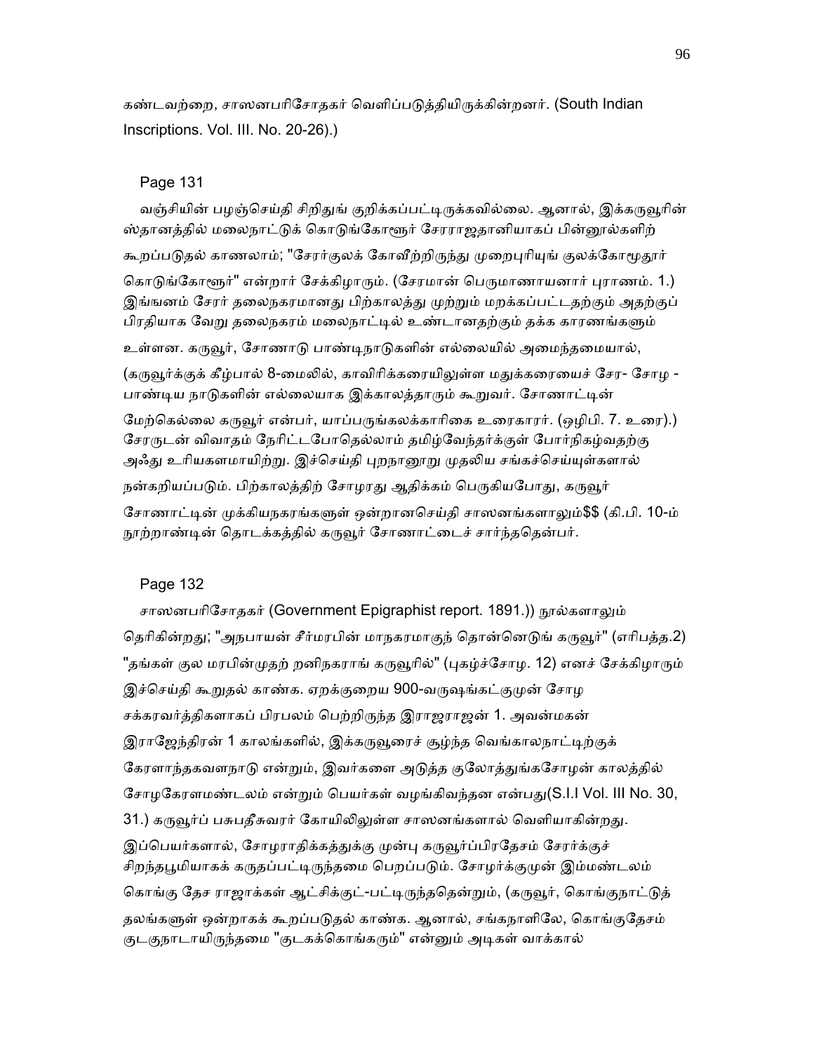கண்டவற்றை, சாஸனபரிசோதகர் வெளிப்படுத்தியிருக்கின்றனர். (South Indian Inscriptions. Vol. III. No. 20-26).)

Page 131

வஞ்சியின் பழஞ்செய்தி சிறிதுங் குறிக்கப்பட்டிருக்கவில்லை. ஆனால், இக்கருவூரின் ஸ்தானத்தில் மலைநாட்டுக் கொடுங்கோளூர் சேரராஜதானியாகப் பின்னூல்களிற் கூறப்படுதல் காணலாம்; "சேரர்குலக் கோவீற்றிருந்து முறைபுரியுங் குலக்கோமூதூர் கொடுங்கோளூர்" என்றார் சேக்கிழாரும். (சேரமான் பெருமாணாயனார் புராணம். 1.) இங்ஙனம் சேரர் தலைநகரமானது பிற்காலத்து முற்றும் மறக்கப்பட்டதற்கும் அதற்குப் பிரதியாக வேறு தலைநகரம் மலைநாட்டில் உண்டானதற்கும் தக்க காரணங்களும் உள்ளன. கருவூர், சோணாடு பாண்டிநாடுகளின் எல்லையில் அமைந்தமையால், (கருவூர்க்குக் கீழ்பால் 8-மைலில், காவிரிக்கரையிலுள்ள மதுக்கரையைச் சேர- சோழ - பாண்டிய நாடுகளின் எல்லையாக இக்காலத்தாரும் கூறுவர். சோணாட்டின் மேற்கெல்லை கருவூர் என்பர், யாப்பருங்கலக்காரிகை உரைகாரர். (ஒழிபி. 7. உரை).) சேரருடன் விவாதம் நேரிட்டபோதெல்லாம் தமிழ்வேந்தர்க்குள் போர்நிகழ்வதற்கு அஃது உரியகளமாயிற்று. இச்செய்தி புறநானூறு முதலிய சங்கச்செய்யுள்களால் நன்கறியப்படும். பிற்காலத்திற் சோழரது ஆதிக்கம் பெருகியபோது, கருவூர் சோணாட்டின் முக்கியநகரங்களுள் ஒன்றானசெய்தி சாஸனங்களாலும்$$ (கி.பி. 10-ம் நூற்றாண்டின் தொடக்கத்தில் கருவூர் சோணாட்டைச் சார்ந்ததென்பர்.

Page 132

சாஸனபரிசோதகர் (Government Epigraphist report. 1891.)) நூல்களாலும் தெரிகின்றது; "அநபாயன் சீர்மரபின் மாநகரமாகுந் தொன்னெடுங் கருவூர்" (எரிபத்த.2) "தங்கள் குல மரபின்முதற் றனிநகராங் கருவூரில்" (புகழ்ச்சோழ. 12) எனச் சேக்கிழாரும் இச்செய்தி கூறுதல் காண்க. ஏறக்குறைய 900-வருஷங்கட்குமுன் சோழ சக்கரவர்த்திகளாகப் பிரபலம் பெற்றிருந்த இராஜராஜன் 1. அவன்மகன் இராஜேந்திரன் 1 காலங்களில், இக்கருவூரைச் சூழ்ந்த வெங்காலநாட்டிற்குக் கேரளாந்தகவளநாடு என்றும், இவர்களை அடுத்த குலோத்துங்கசோழன் காலத்தில் சோழகேரளமண்டலம் என்றும் பெயர்கள் வழங்கிவந்தன என்பது(S.I.I Vol. III No. 30, 31.) கருவூர்ப் பசுபதீசுவரர் கோயிலிலுள்ள சாஸனங்களால் வெளியாகின்றது. இப்பெயர்களால், சோழராதிக்கத்துக்கு முன்பு கருவூர்ப்பிரதேசம் சேரர்க்குச் சிறந்தபூமியாகக் கருதப்பட்டிருந்தமை பெறப்படும். சோழர்க்குமுன் இம்மண்டலம் கொங்கு தேச ராஜாக்கள் ஆட்சிக்குட்-பட்டிருந்ததென்றும், (கருவூர், கொங்குநாட்டுத் தலங்களுள் ஒன்றாகக் கூறப்படுதல் காண்க. ஆனால், சங்கநாளிலே, கொங்குதேசம் குடகுநாடாயிருந்தமை "குடகக்கொங்கரும்" என்னும் அடிகள் வாக்கால்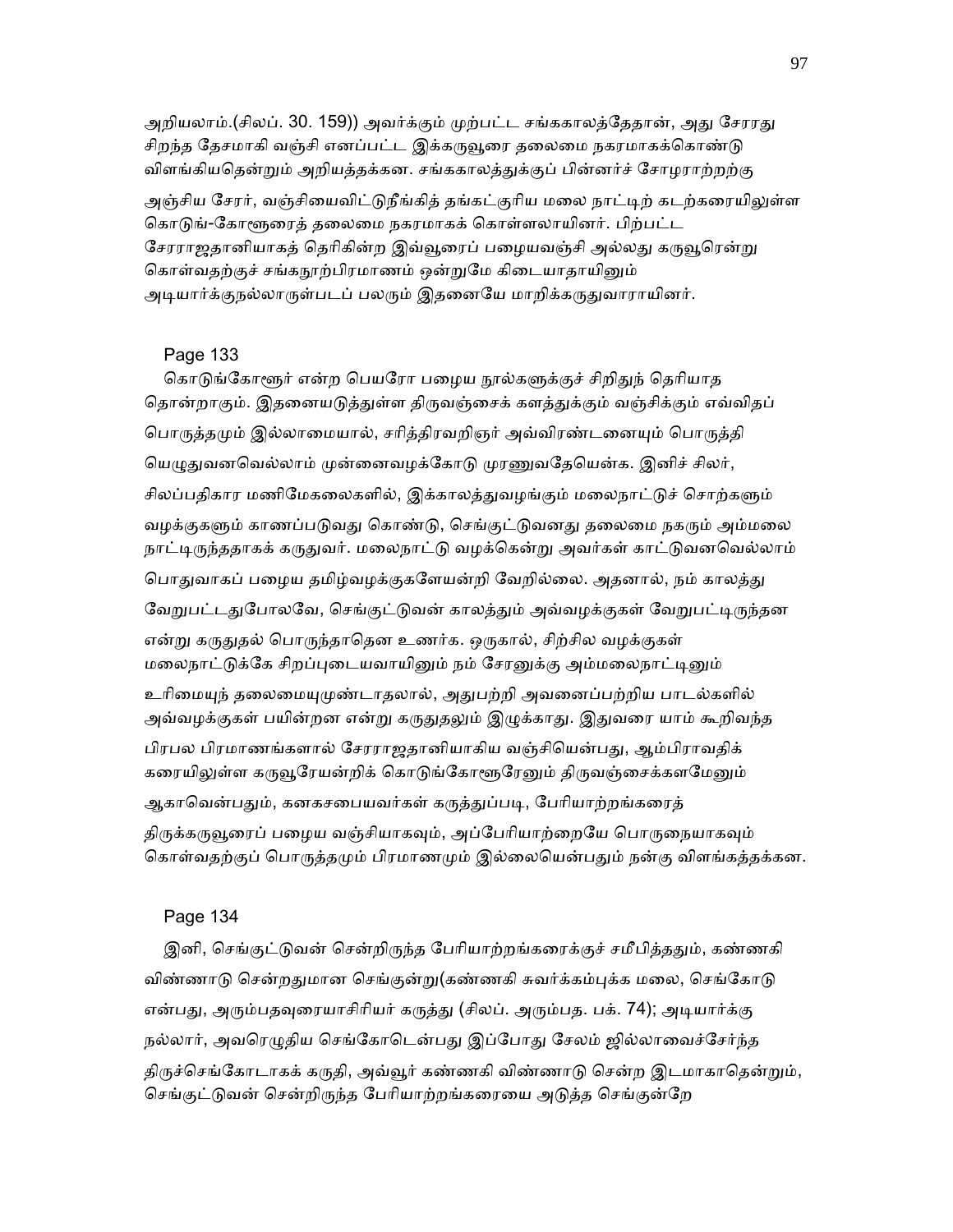அறியலாம்.(சிலப். 30. 159)) அவர்க்கும் முற்பட்ட சங்ககாலத்தேதான், அது சேரரது சிறந்த தேசமாகி வஞ்சி எனப்பட்ட இக்கருவூரை தலைமை நகரமாகக்கொண்டு விளங்கியதென்றும் அறியத்தக்கன. சங்ககாலத்துக்குப் பின்னர்ச் சோழராற்றற்கு அஞ்சிய சேரர், வஞ்சியைவிட்டுநீங்கித் தங்கட்குரிய மலை நாட்டிற் கடற்கரையிலுள்ள கொடுங்-கோளூரைத் தலைமை நகரமாகக் கொள்ளலாயினர். பிற்பட்ட சேரராஜதானியாகத் தெரிகின்ற இவ்வூரைப் பழையவஞ்சி அல்லது கருவூரென்று கொள்வதற்குச் சங்கநூற்பிரமாணம் ஒன்றுமே கிடையாதாயினும் அடியார்க்குநல்லாருள்படப் பலரும் இதனையே மாறிக்கருதுவாராயினர்.

Page 133

கொடுங்கோளூர் என்ற பெயரோ பழைய நூல்களுக்குச் சிறிதுந் தெரியாத தொன்றாகும். இதனையடுத்துள்ள திருவஞ்சைக் களத்துக்கும் வஞ்சிக்கும் எவ்விதப் பொருத்தமும் இல்லாமையால், சரித்திரவறிஞர் அவ்விரண்டனையும் பொருத்தி யெழுதுவனவெல்லாம் முன்னைவழக்கோடு முரணுவதேயென்க. இனிச் சிலர், சிலப்பதிகார மணிமேகலைகளில், இக்காலத்துவழங்கும் மலைநாட்டுச் சொற்களும் வழக்குகளும் காணப்படுவது கொண்டு, செங்குட்டுவனது தலைமை நகரும் அம்மலை நாட்டிருந்ததாகக் கருதுவர். மலைநாட்டு வழக்கென்று அவர்கள் காட்டுவனவெல்லாம் பொதுவாகப் பழைய தமிழ்வழக்குகளேயன்றி வேறில்லை. அதனால், நம் காலத்து வேறுபட்டதுபோலவே, செங்குட்டுவன் காலத்தும் அவ்வழக்குகள் வேறுபட்டிருந்தன என்று கருதுதல் பொருந்தாதென உணர்க. ஒருகால், சிற்சில வழக்குகள் மலைநாட்டுக்கே சிறப்புடையவாயினும் நம் சேரனுக்கு அம்மலைநாட்டினும் உரிமையுந் தலைமையுமுண்டாதலால், அதுபற்றி அவனைப்பற்றிய பாடல்களில் அவ்வழக்குகள் பயின்றன என்று கருதுதலும் இழுக்காது. இதுவரை யாம் கூறிவந்த பிரபல பிரமாணங்களால் சேரராஜதானியாகிய வஞ்சியென்பது, ஆம்பிராவதிக் கரையிலுள்ள கருவூரேயன்றிக் கொடுங்கோளூரேனும் திருவஞ்சைக்களமேனும் ஆகாவென்பதும், கனகசபையவர்கள் கருத்துப்படி, பேரியாற்றங்கரைத் திருக்கருவூரைப் பழைய வஞ்சியாகவும், அப்பேரியாற்றையே பொருநையாகவும் கொள்வதற்குப் பொருத்தமும் பிரமாணமும் இல்லையென்பதும் நன்கு விளங்கத்தக்கன.

Page 134

இனி, செங்குட்டுவன் சென்றிருந்த பேரியாற்றங்கரைக்குச் சமீபித்ததும், கண்ணகி விண்ணாடு சென்றதுமான செங்குன்று(கண்ணகி சுவர்க்கம்புக்க மலை, செங்கோடு என்பது, அரும்பதவுரையாசிரியர் கருத்து (சிலப். அரும்பத. பக். 74); அடியார்க்கு நல்லார், அவரெழுதிய செங்கோடென்பது இப்போது சேலம் ஜில்லாவைச்சேர்ந்த திருச்செங்கோடாகக் கருதி, அவ்வூர் கண்ணகி விண்ணாடு சென்ற இடமாகாதென்றும், செங்குட்டுவன் சென்றிருந்த பேரியாற்றங்கரையை அடுத்த செங்குன்றே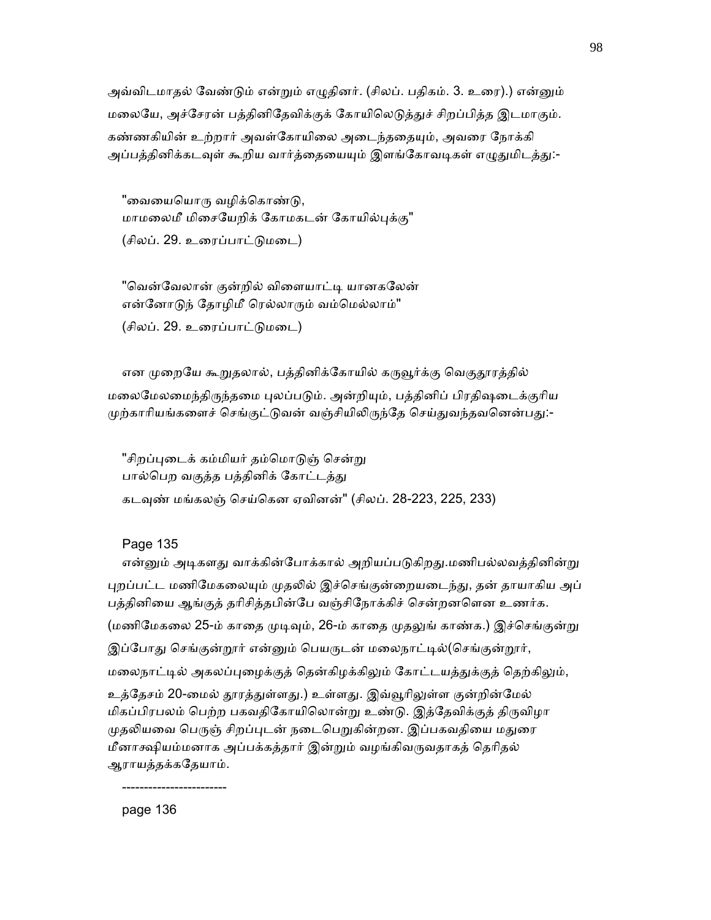அவ்விடமாதல் வேண்டும் என்றும் எழுதினர். (சிலப். பதிகம். 3. உரை).) என்னும் மலையே, அச்சேரன் பத்தினிதேவிக்குக் கோயிலெடுத்துச் சிறப்பித்த இடமாகும். கண்ணகியின் உற்றார் அவள்கோயிலை அடைந்ததையும், அவரை நோக்கி அப்பத்தினிக்கடவுள் கூறிய வார்த்தையையும் இளங்கோவடிகள் எழுதுமிடத்து:-

"வையையொரு வழிக்கொண்டு,
மாமலைமீ மிசையேறிக் கோமகடன் கோயில்புக்கு"
(சிலப். 29. உரைப்பாட்டுமடை)

"வென்வேலான் குன்றில் விளையாட்டி யானகலேன்
என்னோடுந் தோழிமீ ரெல்லாரும் வம்மெல்லாம்"
(சிலப். 29. உரைப்பாட்டுமடை)

என முறையே கூறுதலால், பத்தினிக்கோயில் கருவூர்க்கு வெகுதூரத்தில் மலைமேலமைந்திருந்தமை புலப்படும். அன்றியும், பத்தினிப் பிரதிஷடைக்குரிய முற்காரியங்களைச் செங்குட்டுவன் வஞ்சியிலிருந்தே செய்துவந்தவனென்பது:-

"சிறப்புடைக் கம்மியர் தம்மொடுஞ் சென்று
பால்பெற வகுத்த பத்தினிக் கோட்டத்து
கடவுண் மங்கலஞ் செய்கென ஏவினன்" (சிலப். 28-223, 225, 233)

Page 135

என்னும் அடிகளது வாக்கின்போக்கால் அறியப்படுகிறது.மணிபல்லவத்தினின்று புறப்பட்ட மணிமேகலையும் முதலில் இச்செங்குன்றையடைந்து, தன் தாயாகிய அப் பத்தினியை ஆங்குத் தரிசித்தபின்பே வஞ்சிநோக்கிச் சென்றனளென உணர்க. (மணிமேகலை 25-ம் காதை முடிவும், 26-ம் காதை முதலுங் காண்க.) இச்செங்குன்று இப்போது செங்குன்றூர் என்னும் பெயருடன் மலைநாட்டில்(செங்குன்றூர், மலைநாட்டில் அகலப்புழைக்குத் தென்கிழக்கிலும் கோட்டயத்துக்குத் தெற்கிலும், உத்தேசம் 20-மைல் தூரத்துள்ளது.) உள்ளது. இவ்வூரிலுள்ள குன்றின்மேல் மிகப்பிரபலம் பெற்ற பகவதிகோயிலொன்று உண்டு. இத்தேவிக்குத் திருவிழா முதலியவை பெருஞ் சிறப்புடன் நடைபெறுகின்றன. இப்பகவதியை மதுரை மீனாக்ஷியம்மனாக அப்பக்கத்தார் இன்றும் வழங்கிவருவதாகத் தெரிதல் ஆராயத்தக்கதேயாம்.

-----------------------

page 136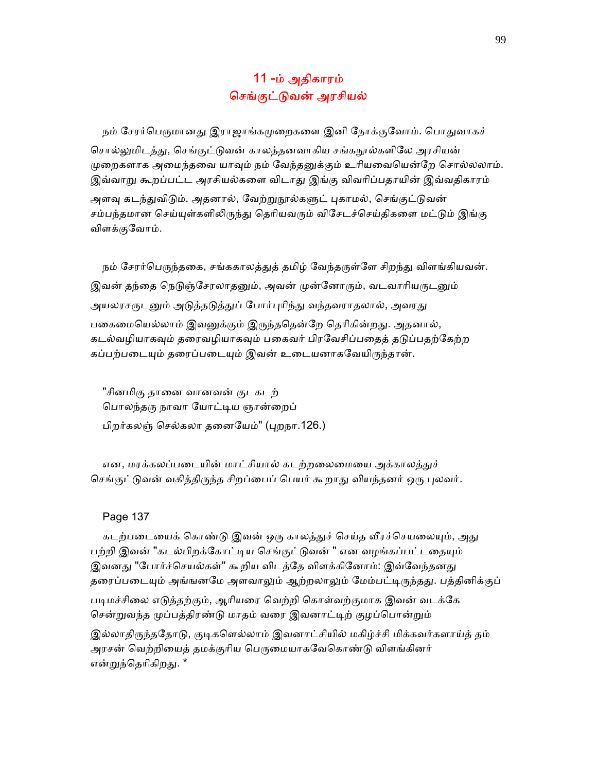## 11 -ம் அதிகாரம்
## செங்குட்டுவன் அரசியல்

நம் சேரர்பெருமானது இராஜாங்கமுறைகளை இனி நோக்குவோம். பொதுவாகச் சொல்லுமிடத்து, செங்குட்டுவன் காலத்தனவாகிய சங்கநூல்களிலே அரசியன் முறைகளாக அமைந்தவை யாவும் நம் வேந்தனுக்கும் உரியவையென்றே சொல்லலாம். இவ்வாறு கூறப்பட்ட அரசியல்களை விடாது இங்கு விவரிப்பதாயின் இவ்வதிகாரம் அளவு கடந்துவிடும். அதனால், வேற்றுநூல்களுட் புகாமல், செங்குட்டுவன் சம்பந்தமான செய்யுள்களிலிருந்து தெரியவரும் விசேடச்செய்திகளை மட்டும் இங்கு விளக்குவோம்.

நம் சேரர்பெருந்தகை, சங்ககாலத்துத் தமிழ் வேந்தருள்ளே சிறந்து விளங்கியவன். இவன் தந்தை நெடுஞ்சேரலாதனும், அவன் முன்னோரும், வடவாரியருடனும் அயலரசருடனும் அடுத்தடுத்துப் போர்புரிந்து வந்தவராதலால், அவரது பகைமையெல்லாம் இவனுக்கும் இருந்ததென்றே தெரிகின்றது. அதனால், கடல்வழியாகவும் தரைவழியாகவும் பகைவர் பிரவேசிப்பதைத் தடுப்பதற்கேற்ற கப்பற்படையும் தரைப்படையும் இவன் உடையனாகவேயிருந்தான்.

"சினமிகு தானை வானவன் குடகடற்
பொலந்தரு நாவா யோட்டிய ஞான்றைப்
பிறர்கலஞ் செல்கலா தனையேம்" (புறநா.126.)

என, மரக்கலப்படையின் மாட்சியால் கடற்றலைமையை அக்காலத்துச் செங்குட்டுவன் வகித்திருந்த சிறப்பைப் பெயர் கூறாது வியந்தனர் ஒரு புலவர்.

Page 137

கடற்படையைக் கொண்டு இவன் ஒரு காலத்துச் செய்த வீரச்செயலையும், அது பற்றி இவன் "கடல்பிறக்கோட்டிய செங்குட்டுவன் " என வழங்கப்பட்டதையும் இவனது "போர்ச்செயல்கள்" கூறிய விடத்தே விளக்கினோம்: இவ்வேந்தனது தரைப்படையும் அங்ஙனமே அளவாலும் ஆற்றலாலும் மேம்பட்டிருந்தது. பத்தினிக்குப் படிமச்சிலை எடுத்தற்கும், ஆரியரை வெற்றி கொள்வற்குமாக இவன் வடக்கே சென்றுவந்த முப்பத்திரண்டு மாதம் வரை இவனாட்டிற் குழப்பொன்றும் இல்லாதிருந்ததோடு, குடிகளெல்லாம் இவனாட்சியில் மகிழ்ச்சி மிக்கவர்களாய்த் தம் அரசன் வெற்றியைத் தமக்குரிய பெருமையாகவேகொண்டு விளங்கினர் என்றுந்தெரிகிறது. *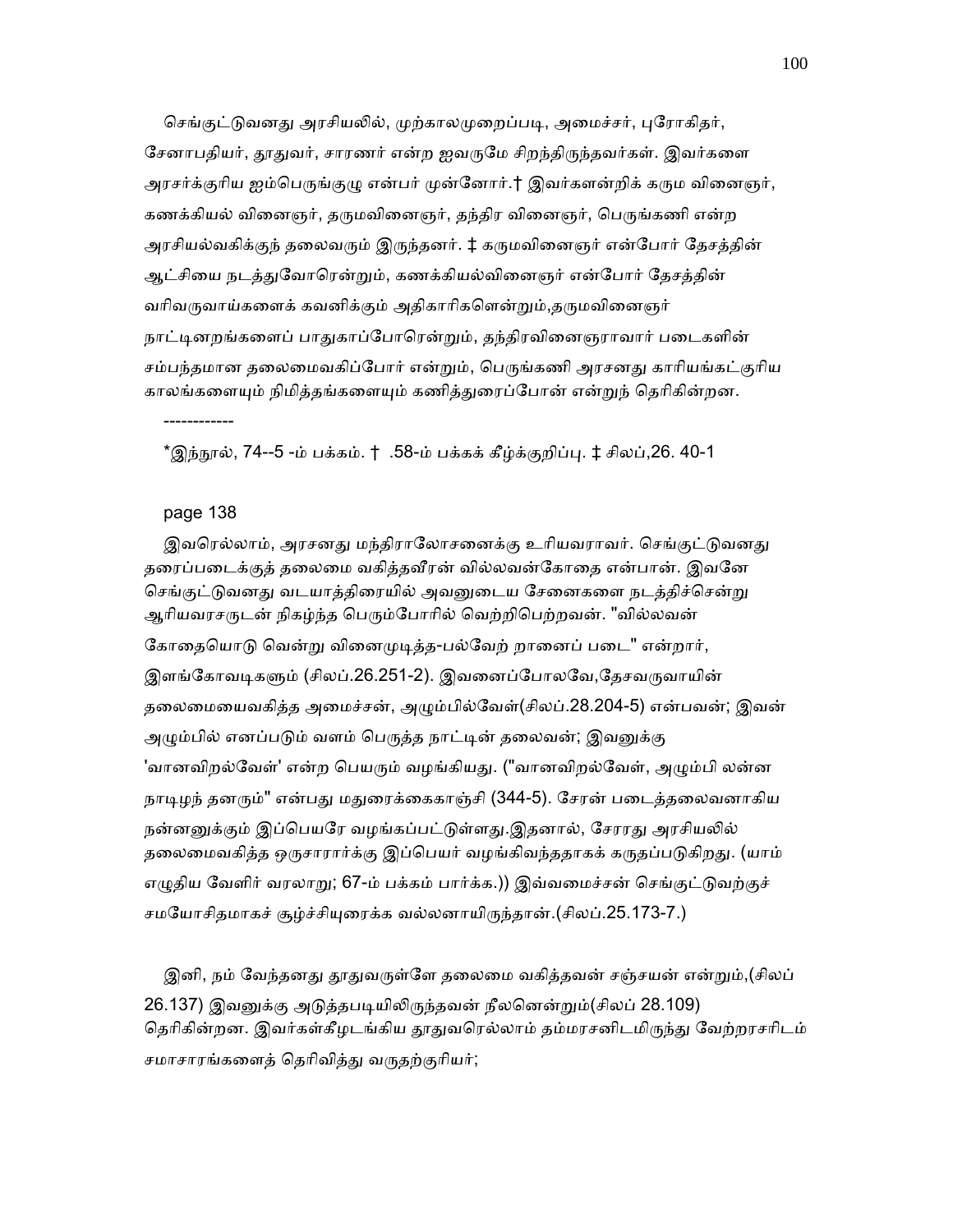செங்குட்டுவனது அரசியலில், முற்காலமுறைப்படி, அமைச்சர், புரோகிதர், சேனாபதியர், தூதுவர், சாரணர் என்ற ஐவருமே சிறந்திருந்தவர்கள். இவர்களை அரசர்க்குரிய ஐம்பெருங்குழு என்பர் முன்னோர்.† இவர்களன்றிக் கரும வினைஞர், கணக்கியல் வினைஞர், தருமவினைஞர், தந்திர வினைஞர், பெருங்கணி என்ற அரசியல்வகிக்குந் தலைவரும் இருந்தனர். ‡ கருமவினைஞர் என்போர் தேசத்தின் ஆட்சியை நடத்துவோரென்றும், கணக்கியல்வினைஞர் என்போர் தேசத்தின் வரிவருவாய்களைக் கவனிக்கும் அதிகாரிகளென்றும்,தருமவினைஞர் நாட்டினறங்களைப் பாதுகாப்போரென்றும், தந்திரவினைஞராவார் படைகளின் சம்பந்தமான தலைமைவகிப்போர் என்றும், பெருங்கணி அரசனது காரியங்கட்குரிய காலங்களையும் நிமித்தங்களையும் கணித்துரைப்போன் என்றுந் தெரிகின்றன.

------------

*இந்நூல், 74--5 -ம் பக்கம். † .58-ம் பக்கக் கீழ்க்குறிப்பு. ‡ சிலப்,26. 40-1

page 138

இவரெல்லாம், அரசனது மந்திராலோசனைக்கு உரியவராவர். செங்குட்டுவனது தரைப்படைக்குத் தலைமை வகித்தவீரன் வில்லவன்கோதை என்பான். இவனே செங்குட்டுவனது வடயாத்திரையில் அவனுடைய சேனைகளை நடத்திச்சென்று ஆரியவரசருடன் நிகழ்ந்த பெரும்போரில் வெற்றிபெற்றவன். "வில்லவன் கோதையொடு வென்று வினைமுடித்த-பல்வேற் றானைப் படை" என்றார், இளங்கோவடிகளும் (சிலப்.26.251-2). இவனைப்போலவே,தேசவருவாயின் தலைமையைவகித்த அமைச்சன், அழும்பில்வேள்(சிலப்.28.204-5) என்பவன்; இவன் அழும்பில் எனப்படும் வளம் பெருத்த நாட்டின் தலைவன்; இவனுக்கு 'வானவிறல்வேள்' என்ற பெயரும் வழங்கியது. ("வானவிறல்வேள், அழும்பி லன்ன நாடிழந் தனரும்" என்பது மதுரைக்கைகாஞ்சி (344-5). சேரன் படைத்தலைவனாகிய நன்னனுக்கும் இப்பெயரே வழங்கப்பட்டுள்ளது.இதனால், சேரரது அரசியலில் தலைமைவகித்த ஒருசாரார்க்கு இப்பெயர் வழங்கிவந்ததாகக் கருதப்படுகிறது. (யாம் எழுதிய வேளிர் வரலாறு; 67-ம் பக்கம் பார்க்க.)) இவ்வமைச்சன் செங்குட்டுவற்குச் சமயோசிதமாகச் சூழ்ச்சியுரைக்க வல்லனாயிருந்தான்.(சிலப்.25.173-7.)

இனி, நம் வேந்தனது தூதுவருள்ளே தலைமை வகித்தவன் சஞ்சயன் என்றும்,(சிலப் 26.137) இவனுக்கு அடுத்தபடியிலிருந்தவன் நீலனென்றும்(சிலப் 28.109) தெரிகின்றன. இவர்கள்கீழடங்கிய தூதுவரெல்லாம் தம்மரசனிடமிருந்து வேற்றரசரிடம் சமாசாரங்களைத் தெரிவித்து வருதற்குரியர்;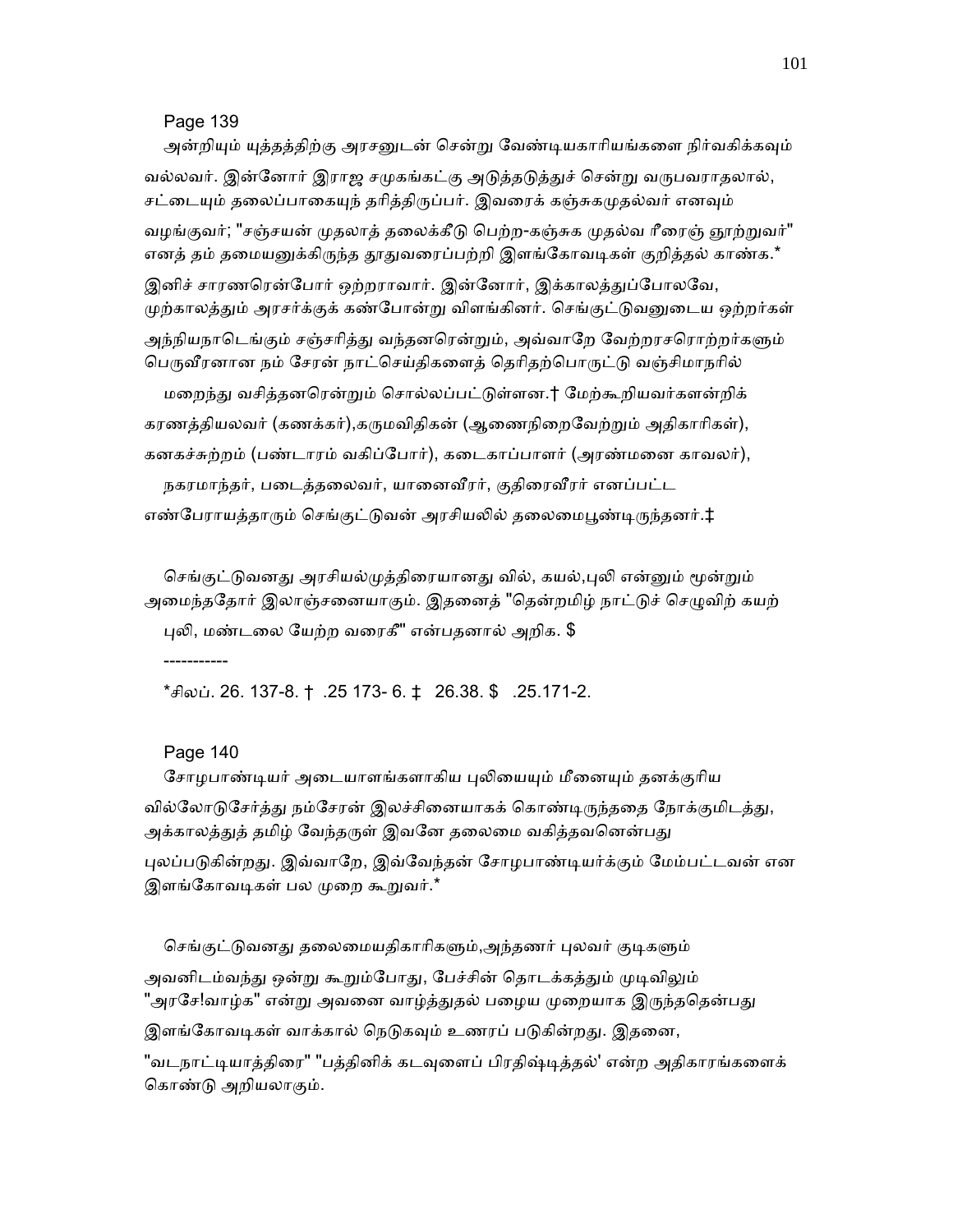Page 139

அன்றியும் யுத்தத்திற்கு அரசனுடன் சென்று வேண்டியகாரியங்களை நிர்வகிக்கவும் வல்லவர். இன்னோர் இராஜ சமுகங்கட்கு அடுத்தடுத்துச் சென்று வருபவராதலால், சட்டையும் தலைப்பாகையுந் தரித்திருப்பர். இவரைக் கஞ்சுகமுதல்வர் எனவும் வழங்குவர்; "சஞ்சயன் முதலாத் தலைக்கீடு பெற்ற-கஞ்சுக முதல்வ ரீரைஞ் ஞூற்றுவர்" எனத் தம் தமையனுக்கிருந்த தூதுவரைப்பற்றி இளங்கோவடிகள் குறித்தல் காண்க.*

இனிச் சாரணரென்போர் ஒற்றராவார். இன்னோர், இக்காலத்துப்போலவே, முற்காலத்தும் அரசர்க்குக் கண்போன்று விளங்கினர். செங்குட்டுவனுடைய ஒற்றர்கள் அந்நியநாடெங்கும் சஞ்சரித்து வந்தனரென்றும், அவ்வாறே வேற்றரசரொற்றர்களும் பெருவீரனான நம் சேரன் நாட்செய்திகளைத் தெரிதற்பொருட்டு வஞ்சிமாநரில் மறைந்து வசித்தனரென்றும் சொல்லப்பட்டுள்ளன.† மேற்கூறியவர்களன்றிக் கரணத்தியலவர் (கணக்கர்),கருமவிதிகன் (ஆணைநிறைவேற்றும் அதிகாரிகள்), கனகச்சுற்றம் (பண்டாரம் வகிப்போர்), கடைகாப்பாளர் (அரண்மனை காவலர்), நகரமாந்தர், படைத்தலைவர், யானைவீரர், குதிரைவீரர் எனப்பட்ட எண்பேராயத்தாரும் செங்குட்டுவன் அரசியலில் தலைமைபூண்டிருந்தனர்.‡

செங்குட்டுவனது அரசியல்முத்திரையானது வில், கயல்,புலி என்னும் மூன்றும் அமைந்ததோர் இலாஞ்சனையாகும். இதனைத் "தென்றமிழ் நாட்டுச் செழுவிற் கயற் புலி, மண்டலை யேற்ற வரைகீ" என்பதனால் அறிக. $

-----------

*சிலப். 26. 137-8. † .25 173- 6. ‡ 26.38. $ .25.171-2.

Page 140

சோழபாண்டியர் அடையாளங்களாகிய புலியையும் மீனையும் தனக்குரிய வில்லோடுசேர்த்து நம்சேரன் இலச்சினையாகக் கொண்டிருந்ததை நோக்குமிடத்து, அக்காலத்துத் தமிழ் வேந்தருள் இவனே தலைமை வகித்தவனென்பது புலப்படுகின்றது. இவ்வாறே, இவ்வேந்தன் சோழபாண்டியர்க்கும் மேம்பட்டவன் என இளங்கோவடிகள் பல முறை கூறுவர்.*

செங்குட்டுவனது தலைமையதிகாரிகளும்,அந்தணர் புலவர் குடிகளும் அவனிடம்வந்து ஒன்று கூறும்போது, பேச்சின் தொடக்கத்தும் முடிவிலும் "அரசே!வாழ்க" என்று அவனை வாழ்த்துதல் பழைய முறையாக இருந்ததென்பது இளங்கோவடிகள் வாக்கால் நெடுகவும் உணரப் படுகின்றது. இதனை, "வடநாட்டியாத்திரை" "பத்தினிக் கடவுளைப் பிரதிஷ்டித்தல்' என்ற அதிகாரங்களைக் கொண்டு அறியலாகும்.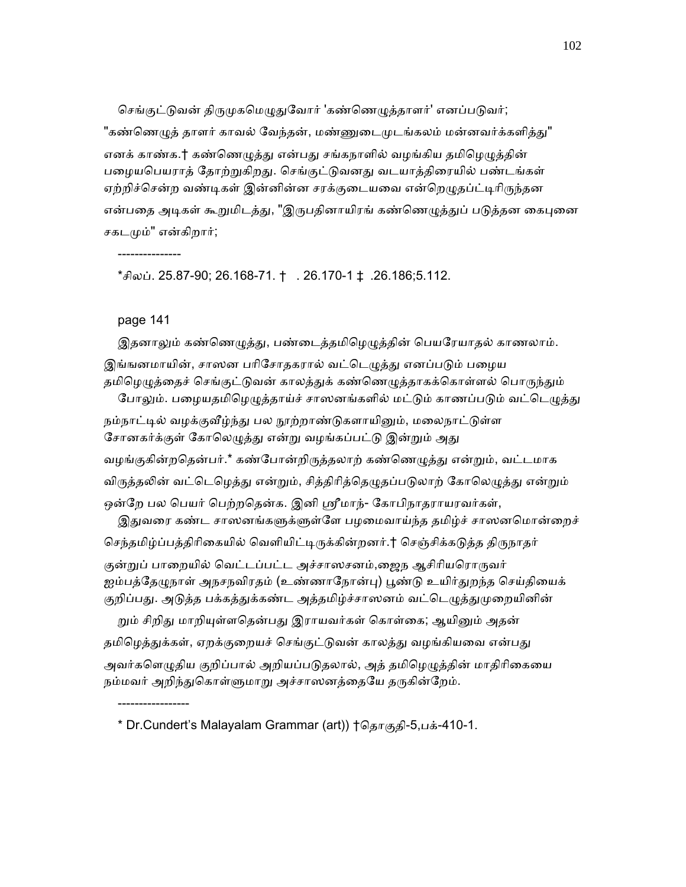செங்குட்டுவன் திருமுகமெழுதுவோர் 'கண்ணெழுத்தாளர்' எனப்படுவர்; "கண்ணெழுத் தாளர் காவல் வேந்தன், மண்ணுடைமுடங்கலம் மன்னவர்க்களித்து" எனக் காண்க.† கண்ணெழுத்து என்பது சங்கநாளில் வழங்கிய தமிழெழுத்தின் பழையபெயராத் தோற்றுகிறது. செங்குட்டுவனது வடயாத்திரையில் பண்டங்கள் ஏற்றிச்சென்ற வண்டிகள் இன்னின்ன சரக்குடையவை என்றெழுதப்ட்டிரிருந்தன என்பதை அடிகள் கூறுமிடத்து, "இருபதினாயிரங் கண்ணெழுத்துப் படுத்தன கைபுனை சகடமும்" என்கிறார்;

---------------

*சிலப். 25.87-90; 26.168-71. † . 26.170-1 ‡ .26.186;5.112.

page 141

இதனாலும் கண்ணெழுத்து, பண்டைத்தமிழெழுத்தின் பெயரேயாதல் காணலாம். இங்ஙனமாயின், சாஸன பரிசோதகரால் வட்டெழுத்து எனப்படும் பழைய தமிழெழுத்தைச் செங்குட்டுவன் காலத்துக் கண்ணெழுத்தாகக்கொள்ளல் பொருந்தும் போலும். பழையதமிழெழுத்தாய்ச் சாஸனங்களில் மட்டும் காணப்படும் வட்டெழுத்து நம்நாட்டில் வழக்குவீழ்ந்து பல நூற்றாண்டுகளாயினும், மலைநாட்டுள்ள சோனகர்க்குள் கோலெழுத்து என்று வழங்கப்பட்டு இன்றும் அது வழங்குகின்றதென்பர்.* கண்போன்றிருத்தலாற் கண்ணெழுத்து என்றும், வட்டமாக விருத்தலின் வட்டெழெத்து என்றும், சித்திரித்தெழுதப்படுலாற் கோலெழுத்து என்றும் ஒன்றே பல பெயர் பெற்றதென்க. இனி ஸ்ரீமாந்- கோபிநாதராயரவர்கள், இதுவரை கண்ட சாஸனங்களுக்ளுள்ளே பழமைவாய்ந்த தமிழ்ச் சாஸனமொன்றைச் செந்தமிழ்ப்பத்திரிகையில் வெளியிட்டிருக்கின்றனர்.† செஞ்சிக்கடுத்த திருநாதர் குன்றுப் பாறையில் வெட்டப்பட்ட அச்சாஸசனம்,ஜைந ஆசிரியரொருவர் ஐம்பத்தேழுநாள் அநசநவிரதம் (உண்ணாநோன்பு) பூண்டு உயிர்துறந்த செய்தியைக் குறிப்பது. அடுத்த பக்கத்துக்கண்ட அத்தமிழ்ச்சாஸனம் வட்டெழுத்துமுறையினின் றும் சிறிது மாறியுள்ளதென்பது இராயவர்கள் கொள்கை; ஆயினும் அதன் தமிழெத்துக்கள், ஏறக்குறையச் செங்குட்டுவன் காலத்து வழங்கியவை என்பது அவர்களெழுதிய குறிப்பால் அறியப்படுதலால், அத் தமிழெழுத்தின் மாதிரிகையை நம்மவர் அறிந்துகொள்ளுமாறு அச்சாஸனத்தையே தருகின்றேம்.

-----------------

* Dr.Cundert's Malayalam Grammar (art)) †தொகுதி-5,பக்-410-1.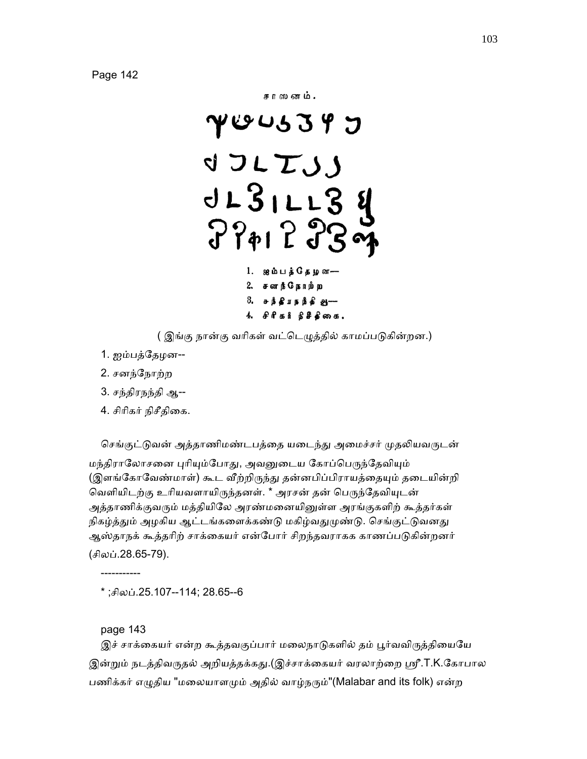Page 142

சாஸனம்.

1. ஐம்பத்தேழன—
2. சனந்நோற்ற
3. சந்திரநந்தி ஆ—
4. சிரிகர் நிசீதிகை.

( இங்கு நான்கு வரிகள் வட்டெழுத்தில் காமப்படுகின்றன.)

1. ஐம்பத்தேழன--
2. சனந்நோற்ற
3. சந்திரநந்தி ஆ--
4. சிரிகர் நிசீதிகை.

செங்குட்டுவன் அத்தாணிமண்டபத்தை யடைந்து அமைச்சர் முதலியவருடன் மந்திராலோசனை புரியும்போது, அவனுடைய கோப்பெருந்தேவியும் (இளங்கோவேண்மாள்) கூட வீற்றிருந்து தன்னபிப்பிராயத்தையும் தடையின்றி வெளியிடற்கு உரியவளாயிருந்தனள். * அரசன் தன் பெருந்தேவியுடன் அத்தாணிக்குவரும் மத்தியிலே அரண்மனையினுள்ள அரங்குகளிற் கூத்தர்கள் நிகழ்த்தும் அழகிய ஆட்டங்களைக்கண்டு மகிழ்வதுமுண்டு. செங்குட்டுவனது ஆஸ்தாநக் கூத்தரிற் சாக்கையர் என்போர் சிறந்தவராகக காணப்படுகின்றனர் (சிலப்.28.65-79).

-----------

* ;சிலப்.25.107--114; 28.65--6

page 143

இச் சாக்கையர் என்ற கூத்தவகுப்பார் மலைநாடுகளில் தம் பூர்வவிருத்தியையே இன்றும் நடத்திவருதல் அறியத்தக்கது.(இச்சாக்கையர் வரலாற்றை ஸ்ரீ.T.K.கோபால பணிக்கர் எழுதிய "மலையாளமும் அதில் வாழ்நரும்"(Malabar and its folk) என்ற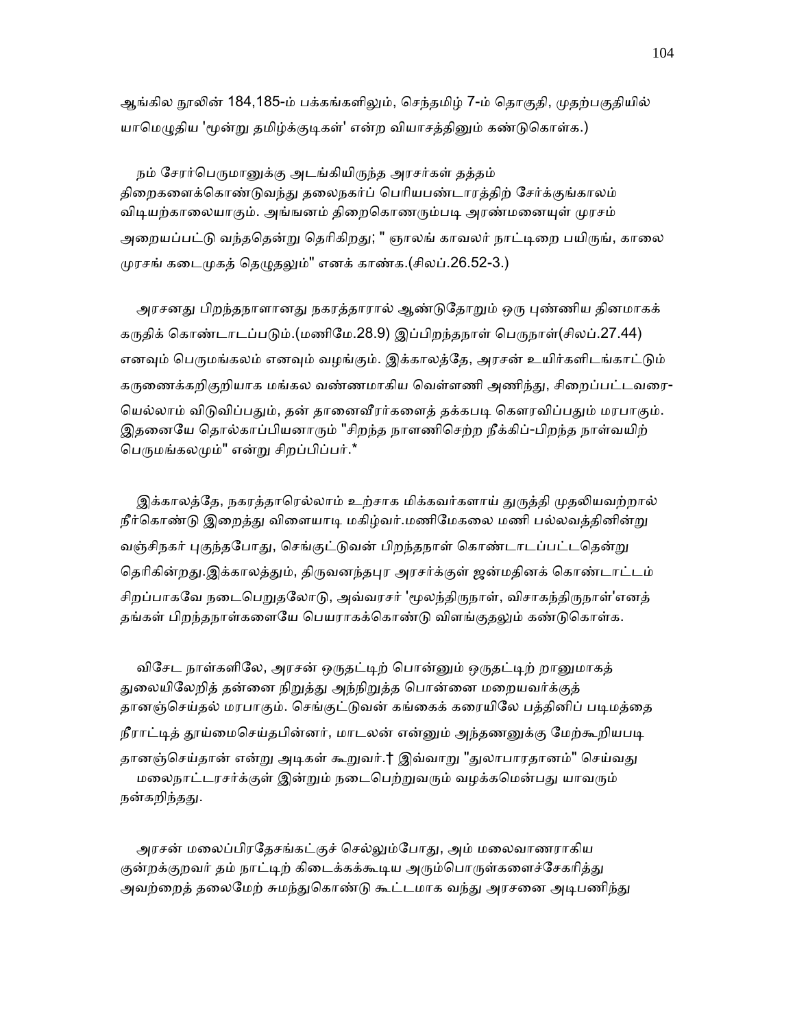ஆங்கில நூலின் 184,185-ம் பக்கங்களிலும், செந்தமிழ் 7-ம் தொகுதி, முதற்பகுதியில் யாமெழுதிய 'மூன்று தமிழ்க்குடிகள்' என்ற வியாசத்தினும் கண்டுகொள்க.)

நம் சேரர்பெருமானுக்கு அடங்கியிருந்த அரசர்கள் தத்தம் திறைகளைக்கொண்டுவந்து தலைநகர்ப் பெரியபண்டாரத்திற் சேர்க்குங்காலம் விடியற்காலையாகும். அங்ஙனம் திறைகொணரும்படி அரண்மனையுள் முரசம் அறையப்பட்டு வந்ததென்று தெரிகிறது; " ஞாலங் காவலர் நாட்டிறை பயிருங், காலை முரசங் கடைமுகத் தெழுதலும்" எனக் காண்க.(சிலப்.26.52-3.)

அரசனது பிறந்தநாளானது நகரத்தாரால் ஆண்டுதோறும் ஒரு புண்ணிய தினமாகக் கருதிக் கொண்டாடப்படும்.(மணிமே.28.9) இப்பிறந்தநாள் பெருநாள்(சிலப்.27.44) எனவும் பெருமங்கலம் எனவும் வழங்கும். இக்காலத்தே, அரசன் உயிர்களிடங்காட்டும் கருணைக்கறிகுறியாக மங்கல வண்ணமாகிய வெள்ளணி அணிந்து, சிறைப்பட்டவரை-யெல்லாம் விடுவிப்பதும், தன் தானைவீரர்களைத் தக்கபடி கௌரவிப்பதும் மரபாகும். இதனையே தொல்காப்பியனாரும் "சிறந்த நாளணிசெற்ற நீக்கிப்-பிறந்த நாள்வயிற் பெருமங்கலமும்" என்று சிறப்பிப்பர்.*

இக்காலத்தே, நகரத்தாரெல்லாம் உற்சாக மிக்கவர்களாய் துருத்தி முதலியவற்றால் நீர்கொண்டு இறைத்து விளையாடி மகிழ்வர்.மணிமேகலை மணி பல்லவத்தினின்று வஞ்சிநகர் புகுந்தபோது, செங்குட்டுவன் பிறந்தநாள் கொண்டாடப்பட்டதென்று தெரிகின்றது.இக்காலத்தும், திருவனந்தபுர அரசர்க்குள் ஜன்மதினக் கொண்டாட்டம் சிறப்பாகவே நடைபெறுதலோடு, அவ்வரசர் 'மூலந்திருநாள், விசாகந்திருநாள்'எனத் தங்கள் பிறந்தநாள்களையே பெயராகக்கொண்டு விளங்குதலும் கண்டுகொள்க.

விசேட நாள்களிலே, அரசன் ஒருதட்டிற் பொன்னும் ஒருதட்டிற் றானுமாகத் துலையிலேறித் தன்னை நிறுத்து அந்நிறுத்த பொன்னை மறையவர்க்குத் தானஞ்செய்தல் மரபாகும். செங்குட்டுவன் கங்கைக் கரையிலே பத்தினிப் படிமத்தை நீராட்டித் தூய்மைசெய்தபின்னர், மாடலன் என்னும் அந்தணனுக்கு மேற்கூறியபடி தானஞ்செய்தான் என்று அடிகள் கூறுவர்.† இவ்வாறு "துலாபாரதானம்" செய்வது மலைநாட்டரசர்க்குள் இன்றும் நடைபெற்றுவரும் வழக்கமென்பது யாவரும் நன்கறிந்தது.

அரசன் மலைப்பிரதேசங்கட்குச் செல்லும்போது, அம் மலைவாணராகிய குன்றக்குறவர் தம் நாட்டிற் கிடைக்கக்கூடிய அரும்பொருள்களைச்சேகரித்து அவற்றைத் தலைமேற் சுமந்துகொண்டு கூட்டமாக வந்து அரசனை அடிபணிந்து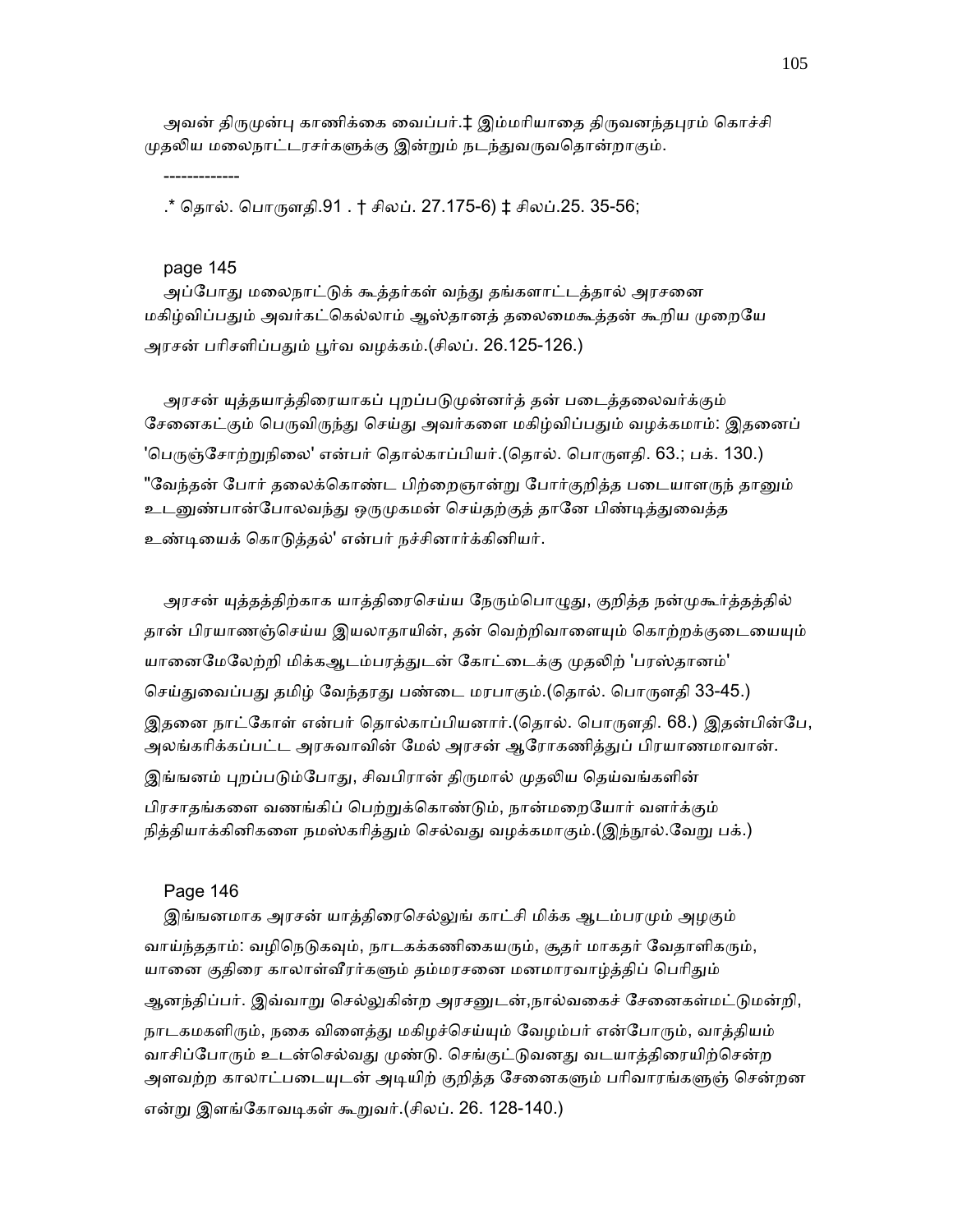அவன் திருமுன்பு காணிக்கை வைப்பர்.‡ இம்மரியாதை திருவனந்தபுரம் கொச்சி முதலிய மலைநாட்டரசர்களுக்கு இன்றும் நடந்துவருவதொன்றாகும்.

-------------

.* தொல். பொருளதி.91 . † சிலப். 27.175-6) ‡ சிலப்.25. 35-56;

page 145

அப்போது மலைநாட்டுக் கூத்தர்கள் வந்து தங்களாட்டத்தால் அரசனை மகிழ்விப்பதும் அவர்கட்கெல்லாம் ஆஸ்தானத் தலைமைகூத்தன் கூறிய முறையே அரசன் பரிசளிப்பதும் பூர்வ வழக்கம்.(சிலப். 26.125-126.)

அரசன் யுத்தயாத்திரையாகப் புறப்படுமுன்னர்த் தன் படைத்தலைவர்க்கும் சேனைகட்கும் பெருவிருந்து செய்து அவர்களை மகிழ்விப்பதும் வழக்கமாம்: இதனைப் 'பெருஞ்சோற்றுநிலை' என்பர் தொல்காப்பியர்.(தொல். பொருளதி. 63.; பக். 130.) "வேந்தன் போர் தலைக்கொண்ட பிற்றைஞான்று போர்குறித்த படையாளருந் தானும் உடனுண்பான்போலவந்து ஒருமுகமன் செய்தற்குத் தானே பிண்டித்துவைத்த உண்டியைக் கொடுத்தல்' என்பர் நச்சினார்க்கினியர்.

அரசன் யுத்தத்திற்காக யாத்திரைசெய்ய நேரும்பொழுது, குறித்த நன்முகூர்த்தத்தில் தான் பிரயாணஞ்செய்ய இயலாதாயின், தன் வெற்றிவாளையும் கொற்றக்குடையையும் யானைமேலேற்றி மிக்கஆடம்பரத்துடன் கோட்டைக்கு முதலிற் 'பரஸ்தானம்' செய்துவைப்பது தமிழ் வேந்தரது பண்டை மரபாகும்.(தொல். பொருளதி 33-45.) இதனை நாட்கோள் என்பர் தொல்காப்பியனார்.(தொல். பொருளதி. 68.) இதன்பின்பே, அலங்கரிக்கப்பட்ட அரசுவாவின் மேல் அரசன் ஆரோகணித்துப் பிரயாணமாவான். இங்ஙனம் புறப்படும்போது, சிவபிரான் திருமால் முதலிய தெய்வங்களின் பிரசாதங்களை வணங்கிப் பெற்றுக்கொண்டும், நான்மறையோர் வளர்க்கும் நித்தியாக்கினிகளை நமஸ்கரித்தும் செல்வது வழக்கமாகும்.(இந்நூல்.வேறு பக்.)

Page 146

இங்ஙனமாக அரசன் யாத்திரைசெல்லுங் காட்சி மிக்க ஆடம்பரமும் அழகும் வாய்ந்ததாம்: வழிநெடுகவும், நாடகக்கணிகையரும், சூதர் மாகதர் வேதாளிகரும், யானை குதிரை காலாள்வீரர்களும் தம்மரசனை மனமாரவாழ்த்திப் பெரிதும் ஆனந்திப்பர். இவ்வாறு செல்லுகின்ற அரசனுடன்,நால்வகைச் சேனைகள்மட்டுமன்றி, நாடகமகளிரும், நகை விளைத்து மகிழச்செய்யும் வேழம்பர் என்போரும், வாத்தியம் வாசிப்போரும் உடன்செல்வது முண்டு. செங்குட்டுவனது வடயாத்திரையிற்சென்ற அளவற்ற காலாட்படையுடன் அடியிற் குறித்த சேனைகளும் பரிவாரங்களுஞ் சென்றன என்று இளங்கோவடிகள் கூறுவர்.(சிலப். 26. 128-140.)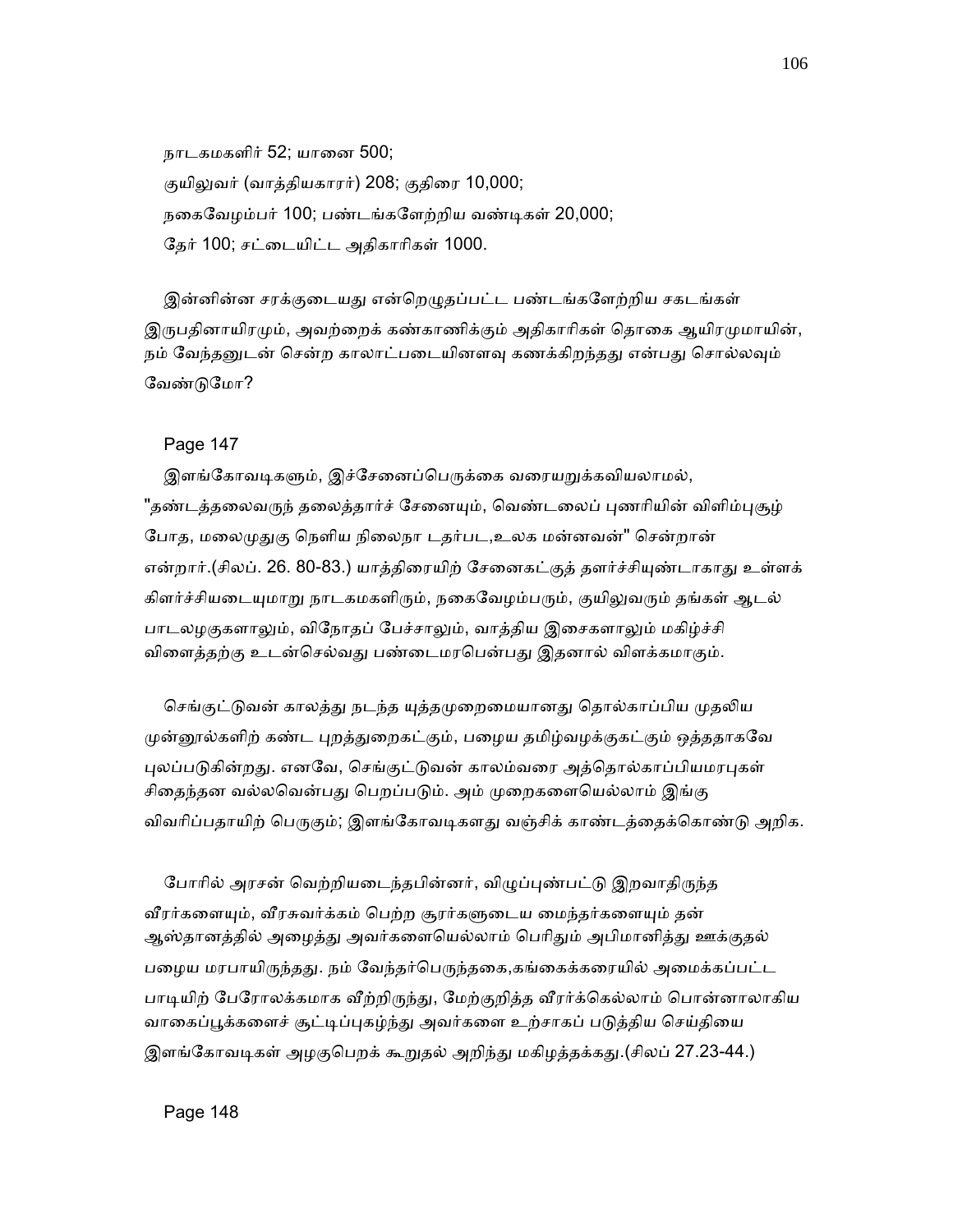நாடகமகளிர் 52; யானை 500;
குயிலுவர் (வாத்தியகாரர்) 208; குதிரை 10,000;
நகைவேழம்பர் 100; பண்டங்களேற்றிய வண்டிகள் 20,000;
தேர் 100; சட்டையிட்ட அதிகாரிகள் 1000.

இன்னின்ன சரக்குடையது என்றெழுதப்பட்ட பண்டங்களேற்றிய சகடங்கள் இருபதினாயிரமும், அவற்றைக் கண்காணிக்கும் அதிகாரிகள் தொகை ஆயிரமுமாயின், நம் வேந்தனுடன் சென்ற காலாட்படையினளவு கணக்கிறந்தது என்பது சொல்லவும் வேண்டுமோ?

Page 147

இளங்கோவடிகளும், இச்சேனைப்பெருக்கை வரையறுக்கவியலாமல், "தண்டத்தலைவருந் தலைத்தார்ச் சேனையும், வெண்டலைப் புணரியின் விளிம்புசூழ் போத, மலைமுதுகு நெளிய நிலைநா டதர்பட,உலக மன்னவன்" சென்றான் என்றார்.(சிலப். 26. 80-83.) யாத்திரையிற் சேனைகட்குத் தளர்ச்சியுண்டாகாது உள்ளக் கிளர்ச்சியடையுமாறு நாடகமகளிரும், நகைவேழம்பரும், குயிலுவரும் தங்கள் ஆடல் பாடலழகுகளாலும், விநோதப் பேச்சாலும், வாத்திய இசைகளாலும் மகிழ்ச்சி விளைத்தற்கு உடன்செல்வது பண்டைமரபென்பது இதனால் விளக்கமாகும்.

செங்குட்டுவன் காலத்து நடந்த யுத்தமுறைமையானது தொல்காப்பிய முதலிய முன்னூல்களிற் கண்ட புறத்துறைகட்கும், பழைய தமிழ்வழக்குகட்கும் ஒத்ததாகவே புலப்படுகின்றது. எனவே, செங்குட்டுவன் காலம்வரை அத்தொல்காப்பியமரபுகள் சிதைந்தன வல்லவென்பது பெறப்படும். அம் முறைகளையெல்லாம் இங்கு விவரிப்பதாயிற் பெருகும்; இளங்கோவடிகளது வஞ்சிக் காண்டத்தைக்கொண்டு அறிக.

போரில் அரசன் வெற்றியடைந்தபின்னர், விழுப்புண்பட்டு இறவாதிருந்த வீரர்களையும், வீரசுவர்க்கம் பெற்ற சூரர்களுடைய மைந்தர்களையும் தன் ஆஸ்தானத்தில் அழைத்து அவர்களையெல்லாம் பெரிதும் அபிமானித்து ஊக்குதல் பழைய மரபாயிருந்தது. நம் வேந்தர்பெருந்தகை,கங்கைக்கரையில் அமைக்கப்பட்ட பாடியிற் பேரோலக்கமாக வீற்றிருந்து, மேற்குறித்த வீரர்க்கெல்லாம் பொன்னாலாகிய வாகைப்பூக்களைச் சூட்டிப்புகழ்ந்து அவர்களை உற்சாகப் படுத்திய செய்தியை இளங்கோவடிகள் அழகுபெறக் கூறுதல் அறிந்து மகிழத்தக்கது.(சிலப் 27.23-44.)

Page 148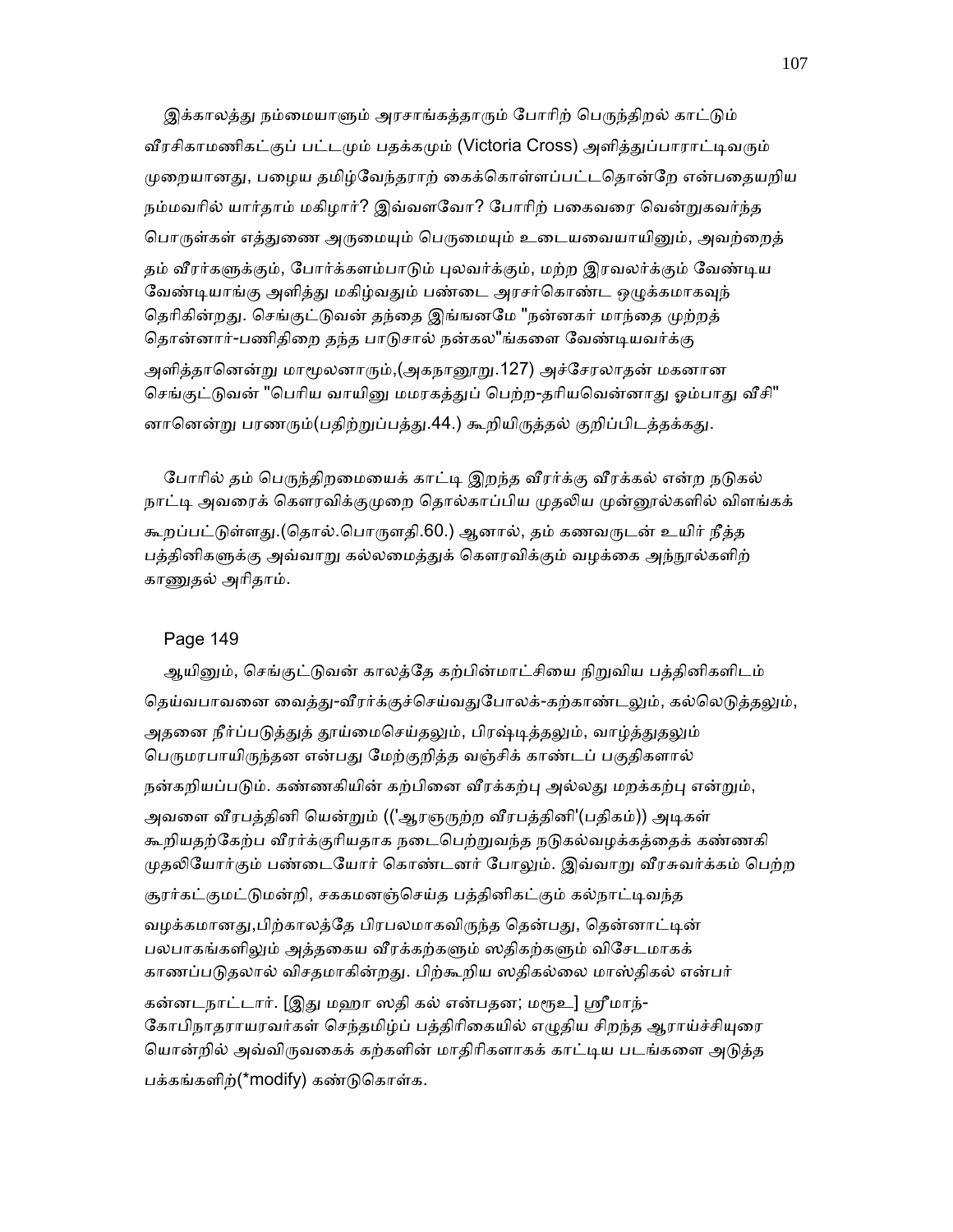இக்காலத்து நம்மையாளும் அரசாங்கத்தாரும் போரிற் பெருந்திறல் காட்டும் வீரசிகாமணிகட்குப் பட்டமும் பதக்கமும் (Victoria Cross) அளித்துப்பாராட்டிவரும் முறையானது, பழைய தமிழ்வேந்தராற் கைக்கொள்ளப்பட்டதொன்றே என்பதையறிய நம்மவரில் யார்தாம் மகிழார்? இவ்வளவோ? போரிற் பகைவரை வென்றுகவர்ந்த பொருள்கள் எத்துணை அருமையும் பெருமையும் உடையவையாயினும், அவற்றைத் தம் வீரர்களுக்கும், போர்க்களம்பாடும் புலவர்க்கும், மற்ற இரவலர்க்கும் வேண்டிய வேண்டியாங்கு அளித்து மகிழ்வதும் பண்டை அரசர்கொண்ட ஒழுக்கமாகவுந் தெரிகின்றது. செங்குட்டுவன் தந்தை இங்ஙனமே "நன்னகர் மாந்தை முற்றத் தொன்னார்-பணிதிறை தந்த பாடுசால் நன்கல"ங்களை வேண்டியவர்க்கு அளித்தானென்று மாமூலனாரும்,(அகநானூறு.127) அச்சேரலாதன் மகனான செங்குட்டுவன் "பெரிய வாயினு மமரகத்துப் பெற்ற-தரியவென்னாது ஓம்பாது வீசி" னானென்று பரணரும்(பதிற்றுப்பத்து.44.) கூறியிருத்தல் குறிப்பிடத்தக்கது.

போரில் தம் பெருந்திறமையைக் காட்டி இறந்த வீரர்க்கு வீரக்கல் என்ற நடுகல் நாட்டி அவரைக் கௌரவிக்குமுறை தொல்காப்பிய முதலிய முன்னூல்களில் விளங்கக் கூறப்பட்டுள்ளது.(தொல்.பொருளதி.60.) ஆனால், தம் கணவருடன் உயிர் நீத்த பத்தினிகளுக்கு அவ்வாறு கல்லமைத்துக் கௌரவிக்கும் வழக்கை அந்நூல்களிற் காணுதல் அரிதாம்.

Page 149

ஆயினும், செங்குட்டுவன் காலத்தே கற்பின்மாட்சியை நிறுவிய பத்தினிகளிடம் தெய்வபாவனை வைத்து-வீரர்க்குச்செய்வதுபோலக்-கற்காண்டலும், கல்லெடுத்தலும், அதனை நீர்ப்படுத்துத் தூய்மைசெய்தலும், பிரஷ்டித்தலும், வாழ்த்துதலும் பெருமரபாயிருந்தன என்பது மேற்குறித்த வஞ்சிக் காண்டப் பகுதிகளால் நன்கறியப்படும். கண்ணகியின் கற்பினை வீரக்கற்பு அல்லது மறக்கற்பு என்றும், அவளை வீரபத்தினி யென்றும் (('ஆரஞருற்ற வீரபத்தினி'(பதிகம்)) அடிகள் கூறியதற்கேற்ப வீரர்க்குரியதாக நடைபெற்றுவந்த நடுகல்வழக்கத்தைக் கண்ணகி முதலியோர்கும் பண்டையோர் கொண்டனர் போலும். இவ்வாறு வீரசுவர்க்கம் பெற்ற சூரர்கட்குமட்டுமன்றி, சககமனஞ்செய்த பத்தினிகட்கும் கல்நாட்டிவந்த வழக்கமானது,பிற்காலத்தே பிரபலமாகவிருந்த தென்பது, தென்னாட்டின் பலபாகங்களிலும் அத்தகைய வீரக்கற்களும் ஸதிகற்களும் விசேடமாகக் காணப்படுதலால் விசதமாகின்றது. பிற்கூறிய ஸதிகல்லை மாஸ்திகல் என்பர் கன்னடநாட்டார். [இது மஹா ஸதி கல் என்பதன; மரூஉ] ஸ்ரீமாந்-கோபிநாதராயரவர்கள் செந்தமிழ்ப் பத்திரிகையில் எழுதிய சிறந்த ஆராய்ச்சியுரை யொன்றில் அவ்விருவகைக் கற்களின் மாதிரிகளாகக் காட்டிய படங்களை அடுத்த பக்கங்களிற்(*modify) கண்டுகொள்க.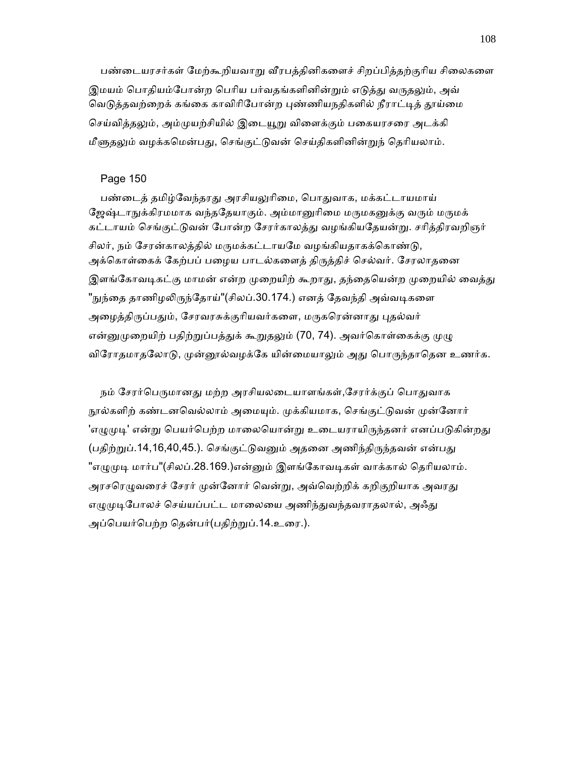பண்டையரசர்கள் மேற்கூறியவாறு வீரபத்தினிகளைச் சிறப்பித்தற்குரிய சிலைகளை இமயம் பொதியம்போன்ற பெரிய பர்வதங்களினின்றும் எடுத்து வருதலும், அவ் வெடுத்தவற்றைக் கங்கை காவிரிபோன்ற புண்ணியநதிகளில் நீராட்டித் தூய்மை செய்வித்தலும், அம்முயற்சியில் இடையூறு விளைக்கும் பகையரசரை அடக்கி மீளுதலும் வழக்கமென்பது, செங்குட்டுவன் செய்திகளினின்றுந் தெரியலாம்.

Page 150

பண்டைத் தமிழ்வேந்தரது அரசியலுரிமை, பொதுவாக, மக்கட்டாயமாய் ஜேஷ்டாநுக்கிரமமாக வந்ததேயாகும். அம்மானுரிமை மருமகனுக்கு வரும் மருமக் கட்டாயம் செங்குட்டுவன் போன்ற சேரர்காலத்து வழங்கியதேயன்று. சரித்திரவறிஞர் சிலர், நம் சேரன்காலத்தில் மருமக்கட்டாயமே வழங்கியதாகக்கொண்டு, அக்கொள்கைக் கேற்பப் பழைய பாடல்களைத் திருத்திச் செல்வர். சேரலாதனை இளங்கோவடிகட்கு மாமன் என்ற முறையிற் கூறாது, தந்தையென்ற முறையில் வைத்து "நுந்தை தாணிழலிருந்தோய்"(சிலப்.30.174.) எனத் தேவந்தி அவ்வடிகளை அழைத்திருப்பதும், சேரவரசுக்குரியவர்களை, மருகரென்னாது புதல்வர் என்னுமுறையிற் பதிற்றுப்பத்துக் கூறுதலும் (70, 74). அவர்கொள்கைக்கு முழு விரோதமாதலோடு, முன்னூல்வழக்கே யின்மையாலும் அது பொருந்தாதென உணர்க.

நம் சேரர்பெருமானது மற்ற அரசியலடையாளங்கள்,சேரர்க்குப் பொதுவாக நூல்களிற் கண்டனவெல்லாம் அமையும். முக்கியமாக, செங்குட்டுவன் முன்னோர் 'எழுமுடி' என்று பெயர்பெற்ற மாலையொன்று உடையராயிருந்தனர் எனப்படுகின்றது (பதிற்றுப்.14,16,40,45.). செங்குட்டுவனும் அதனை அணிந்திருந்தவன் என்பது "எழுமுடி மார்ப"(சிலப்.28.169.)என்னும் இளங்கோவடிகள் வாக்கால் தெரியலாம். அரசரெழுவரைச் சேரர் முன்னோர் வென்று, அவ்வெற்றிக் கறிகுறியாக அவரது எழுமுடிபோலச் செய்யப்பட்ட மாலையை அணிந்துவந்தவராதலால், அஃது அப்பெயர்பெற்ற தென்பர்(பதிற்றுப்.14.உரை.).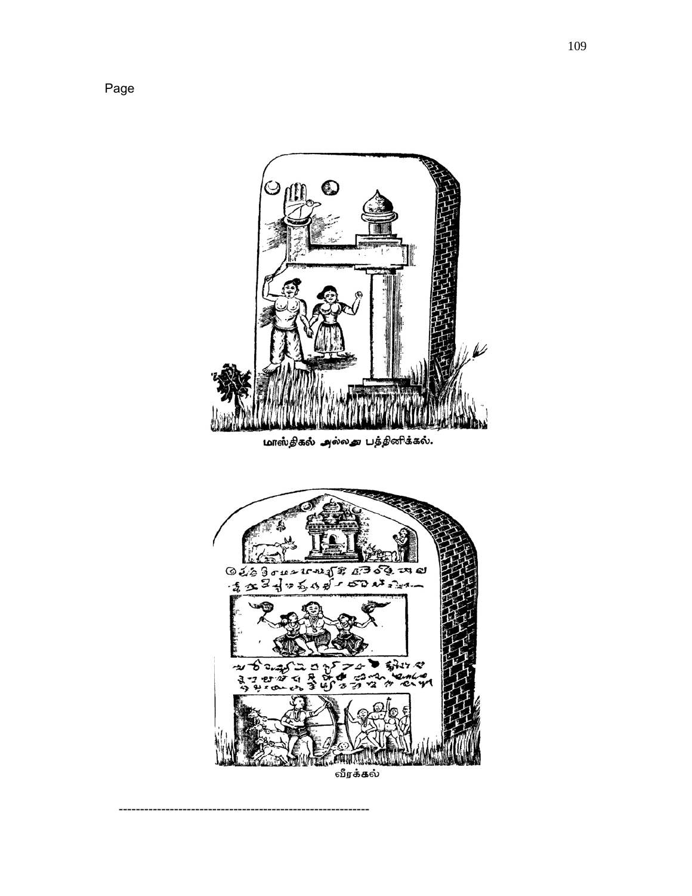Page

மாஸ்திகல் அல்லது பத்தினிக்கல்.

வீரக்கல்

-----------------------------------------------------------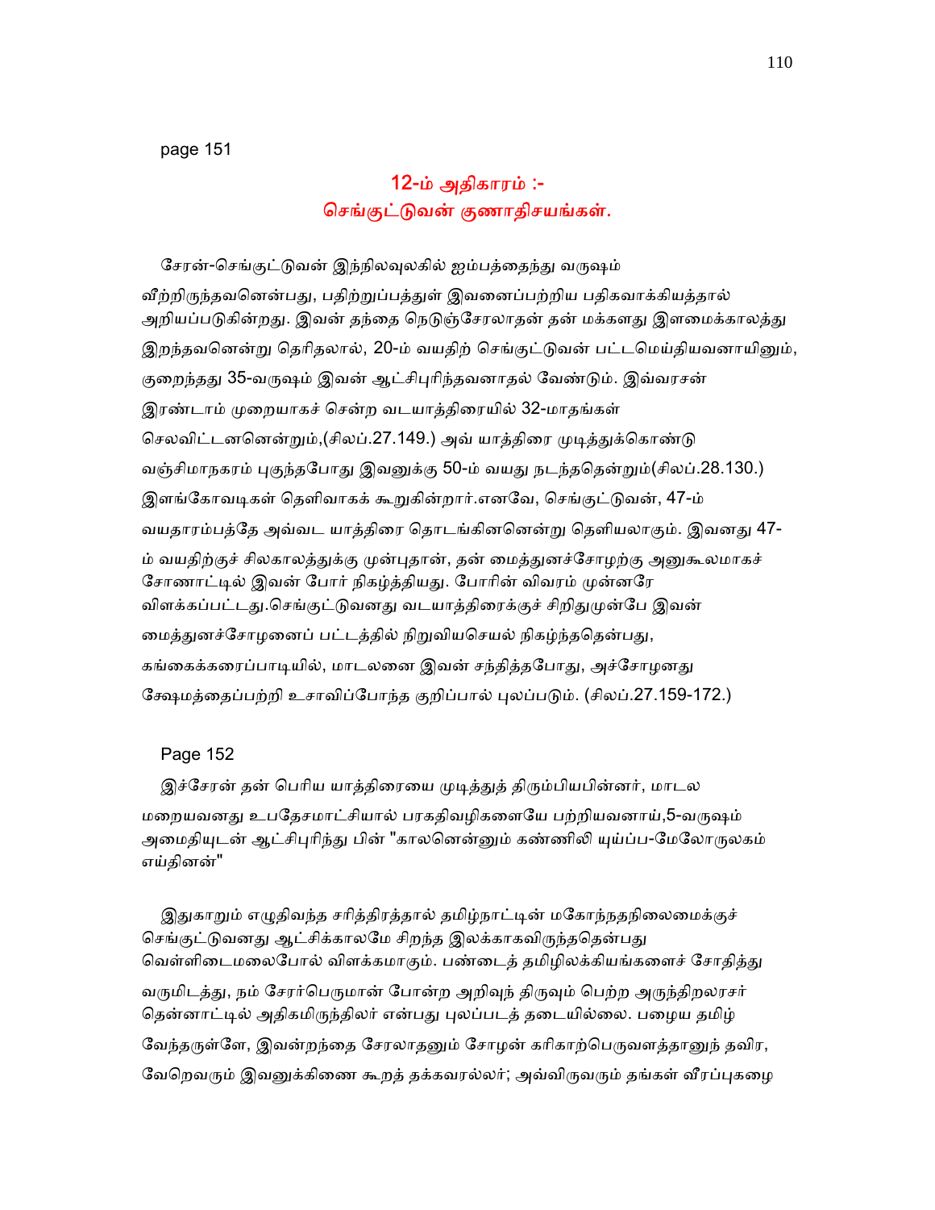page 151

## 12-ம் அதிகாரம் :-
## செங்குட்டுவன் குணாதிசயங்கள்.

சேரன்-செங்குட்டுவன் இந்நிலவுலகில் ஐம்பத்தைந்து வருஷம் வீற்றிருந்தவனென்பது, பதிற்றுப்பத்துள் இவனைப்பற்றிய பதிகவாக்கியத்தால் அறியப்படுகின்றது. இவன் தந்தை நெடுஞ்சேரலாதன் தன் மக்களது இளமைக்காலத்து இறந்தவனென்று தெரிதலால், 20-ம் வயதிற் செங்குட்டுவன் பட்டமெய்தியவனாயினும், குறைந்தது 35-வருஷம் இவன் ஆட்சிபுரிந்தவனாதல் வேண்டும். இவ்வரசன் இரண்டாம் முறையாகச் சென்ற வடயாத்திரையில் 32-மாதங்கள் செலவிட்டனனென்றும்,(சிலப்.27.149.) அவ் யாத்திரை முடித்துக்கொண்டு வஞ்சிமாநகரம் புகுந்தபோது இவனுக்கு 50-ம் வயது நடந்ததென்றும்(சிலப்.28.130.) இளங்கோவடிகள் தெளிவாகக் கூறுகின்றார்.எனவே, செங்குட்டுவன், 47-ம் வயதாரம்பத்தே அவ்வட யாத்திரை தொடங்கினனென்று தெளியலாகும். இவனது 47-ம் வயதிற்குச் சிலகாலத்துக்கு முன்புதான், தன் மைத்துனச்சோழற்கு அனுகூலமாகச் சோணாட்டில் இவன் போர் நிகழ்த்தியது. போரின் விவரம் முன்னரே விளக்கப்பட்டது.செங்குட்டுவனது வடயாத்திரைக்குச் சிறிதுமுன்பே இவன் மைத்துனச்சோழனைப் பட்டத்தில் நிறுவியசெயல் நிகழ்ந்ததென்பது, கங்கைக்கரைப்பாடியில், மாடலனை இவன் சந்தித்தபோது, அச்சோழனது க்ஷேமத்தைப்பற்றி உசாவிப்போந்த குறிப்பால் புலப்படும். (சிலப்.27.159-172.)

Page 152

இச்சேரன் தன் பெரிய யாத்திரையை முடித்துத் திரும்பியபின்னர், மாடல மறையவனது உபதேசமாட்சியால் பரகதிவழிகளையே பற்றியவனாய்,5-வருஷம் அமைதியுடன் ஆட்சிபுரிந்து பின் "காலனென்னும் கண்ணிலி யுய்ப்ப-மேலோருலகம் எய்தினன்"

இதுகாறும் எழுதிவந்த சரித்திரத்தால் தமிழ்நாட்டின் மகோந்நதநிலைமைக்குச் செங்குட்டுவனது ஆட்சிக்காலமே சிறந்த இலக்காகவிருந்ததென்பது வெள்ளிடைமலைபோல் விளக்கமாகும். பண்டைத் தமிழிலக்கியங்களைச் சோதித்து வருமிடத்து, நம் சேரர்பெருமான் போன்ற அறிவுந் திருவும் பெற்ற அருந்திறலரசர் தென்னாட்டில் அதிகமிருந்திலர் என்பது புலப்படத் தடையில்லை. பழைய தமிழ் வேந்தருள்ளே, இவன்றந்தை சேரலாதனும் சோழன் கரிகாற்பெருவளத்தானுந் தவிர, வேறெவரும் இவனுக்கிணை கூறத் தக்கவரல்லர்; அவ்விருவரும் தங்கள் வீரப்புகழை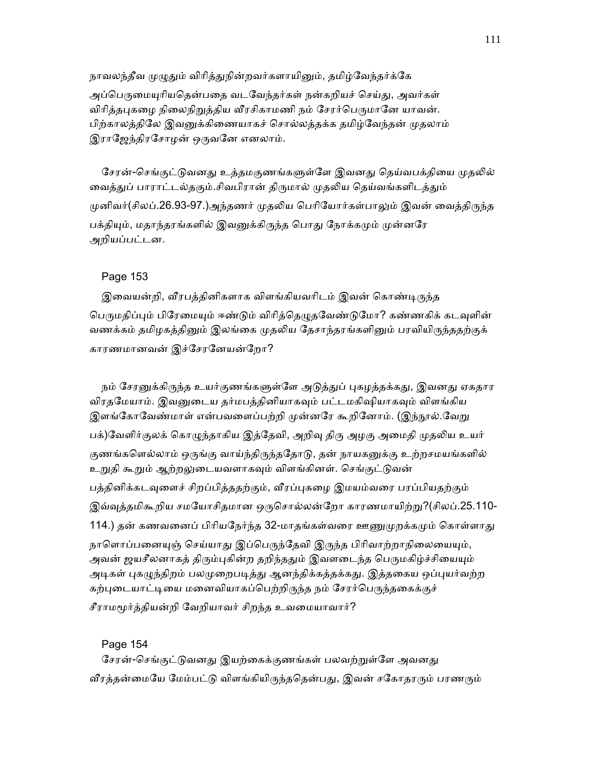நாவலந்தீவ முழுதும் விரித்துநின்றவர்களாயினும், தமிழ்வேந்தர்க்கே அப்பெருமையுரியதென்பதை வடவேந்தர்கள் நன்கறியச் செய்து, அவர்கள் விரித்தபுகழை நிலைநிறுத்திய வீரசிகாமணி நம் சேரர்பெருமானே யாவன். பிற்காலத்திலே இவனுக்கிணையாகச் சொல்லத்தக்க தமிழ்வேந்தன் முதலாம் இராஜேந்திரசோழன் ஒருவனே எனலாம்.

சேரன்-செங்குட்டுவனது உத்தமகுணங்களுள்ளே இவனது தெய்வபக்தியை முதலில் வைத்துப் பாராட்டல்தகும்.சிவபிரான் திருமால் முதலிய தெய்வங்களிடத்தும் முனிவர்(சிலப்.26.93-97.)அந்தணர் முதலிய பெரியோர்கள்பாலும் இவன் வைத்திருந்த பக்தியும், மதாந்தரங்களில் இவனுக்கிருந்த பொது நோக்கமும் முன்னரே அறியப்பட்டன.

Page 153

இவையன்றி, வீரபத்தினிகளாக விளங்கியவரிடம் இவன் கொண்டிருந்த பெருமதிப்பும் பிரேமையும் ஈண்டும் விரித்தெழுதவேண்டுமோ? கண்ணகிக் கடவுளின் வணக்கம் தமிழகத்தினும் இலங்கை முதலிய தேசாந்தரங்களினும் பரவியிருந்ததற்குக் காரணமானவன் இச்சேரனேயன்றோ?

நம் சேரனுக்கிருந்த உயர்குணங்களுள்ளே அடுத்துப் புகழத்தக்கது, இவனது ஏகதார விரதமேயாம். இவனுடைய தர்மபத்தினியாகவும் பட்டமகிஷியாகவும் விளங்கிய இளங்கோவேண்மாள் என்பவளைப்பற்றி முன்னரே கூறினோம். (இந்நூல்.வேறு பக்)வேளிர்குலக் கொழுந்தாகிய இத்தேவி, அறிவு திரு அழகு அமைதி முதலிய உயர் குணங்களெல்லாம் ஒருங்கு வாய்ந்திருந்ததோடு, தன் நாயகனுக்கு உற்றசமயங்களில் உறுதி கூறும் ஆற்றலுடையவளாகவும் விளங்கினள். செங்குட்டுவன் பத்தினிக்கடவுளைச் சிறப்பித்ததற்கும், வீரப்புகழை இமயம்வரை பரப்பியதற்கும் இவ்வுத்தமிகூறிய சமயோசிதமான ஒருசொல்லன்றோ காரணமாயிற்று?(சிலப்.25.110-114.) தன் கணவனைப் பிரியநேர்ந்த 32-மாதங்கள்வரை ஊணுமுறக்கமும் கொள்ளாது நாளொப்பனையுஞ் செய்யாது இப்பெருந்தேவி இருந்த பிரிவாற்றாநிலையையும், அவன் ஜயசீலனாகத் திரும்புகின்ற தறிந்ததும் இவளடைந்த பெருமகிழ்ச்சியையும் அடிகள் புகழுந்திறம் பலமுறைபடித்து ஆனந்திக்கத்தக்கது. இத்தகைய ஒப்புயர்வற்ற கற்புடையாட்டியை மனைவியாகப்பெற்றிருந்த நம் சேரர்பெருந்தகைக்குச் சீராமமூர்த்தியன்றி வேறியாவர் சிறந்த உவமையாவார்?

Page 154

சேரன்-செங்குட்டுவனது இயற்கைக்குணங்கள் பலவற்றுள்ளே அவனது வீரத்தன்மையே மேம்பட்டு விளங்கியிருந்ததென்பது, இவன் சகோதரரும் பரணரும்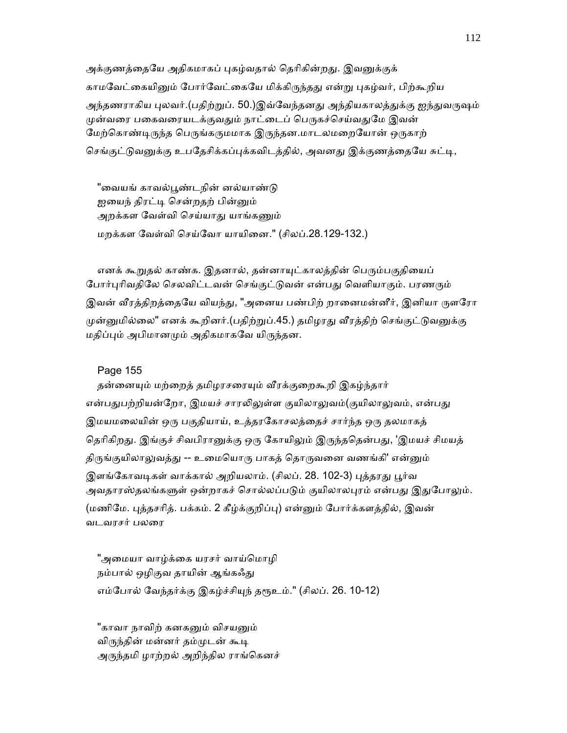அக்குணத்தையே அதிகமாகப் புகழ்வதால் தெரிகின்றது. இவனுக்குக் காமவேட்கையினும் போர்வேட்கையே மிக்கிருந்தது என்று புகழ்வர், பிற்கூறிய அந்தணராகிய புலவர்.(பதிற்றுப். 50.)இவ்வேந்தனது அந்தியகாலத்துக்கு ஐந்துவருஷம் முன்வரை பகைவரையடக்குவதும் நாட்டைப் பெருகச்செய்வதுமே இவன் மேற்கொண்டிருந்த பெருங்கருமமாக இருந்தன.மாடலமறையோன் ஒருகாற் செங்குட்டுவனுக்கு உபதேசிக்கப்புக்கவிடத்தில், அவனது இக்குணத்தையே சுட்டி,

"வையங் காவல்பூண்டநின் னல்யாண்டு
ஐயைந் திரட்டி சென்றதற் பின்னும்
அறக்கள வேள்வி செய்யாது யாங்கணும்
மறக்கள வேள்வி செய்வோ யாயினை." (சிலப்.28.129-132.)

எனக் கூறுதல் காண்க. இதனால், தன்னாயுட்காலத்தின் பெரும்பகுதியைப் போர்புரிவதிலே செலவிட்டவன் செங்குட்டுவன் என்பது வெளியாகும். பரணரும் இவன் வீரத்திறத்தையே வியந்து, "அனைய பண்பிற் றானைமன்னீர், இனியா ருளரோ முன்னுமில்லை" எனக் கூறினர்.(பதிற்றுப்.45.) தமிழரது வீரத்திற் செங்குட்டுவனுக்கு மதிப்பும் அபிமானமும் அதிகமாகவே யிருந்தன.

Page 155

தன்னையும் மற்றைத் தமிழரசரையும் வீரக்குறைகூறி இகழ்ந்தார் என்பதுபற்றியன்றோ, இமயச் சாரலிலுள்ள குயிலாலுவம்(குயிலாலுவம், என்பது இமயமலையின் ஒரு பகுதியாய், உத்தரகோசலத்தைச் சார்ந்த ஒரு தலமாகத் தெரிகிறது. இங்குச் சிவபிரானுக்கு ஒரு கோயிலும் இருந்ததென்பது, 'இமயச் சிமயத் திருங்குயிலாலுவத்து -- உமையொரு பாகத் தொருவனை வணங்கி' என்னும் இளங்கோவடிகள் வாக்கால் அறியலாம். (சிலப். 28. 102-3) புத்தரது பூர்வ அவதாரஸ்தலங்களுள் ஒன்றாகச் சொல்லப்படும் குயிலாலபுரம் என்பது இதுபோலும். (மணிமே. புத்தசரித். பக்கம். 2 கீழ்க்குறிப்பு) என்னும் போர்க்களத்தில், இவன் வடவரசர் பலரை

"அமையா வாழ்க்கை யரசர் வாய்மொழி
நம்பால் ஒழிகுவ தாயின் ஆங்கஃது
எம்போல் வேந்தர்க்கு இகழ்ச்சியுந் தரூஉம்." (சிலப். 26. 10-12)

"காவா நாவிற் கனகனும் விசயனும்
விருந்தின் மன்னர் தம்முடன் கூடி
அருந்தமி ழாற்றல் அறிந்தில ராங்கெனச்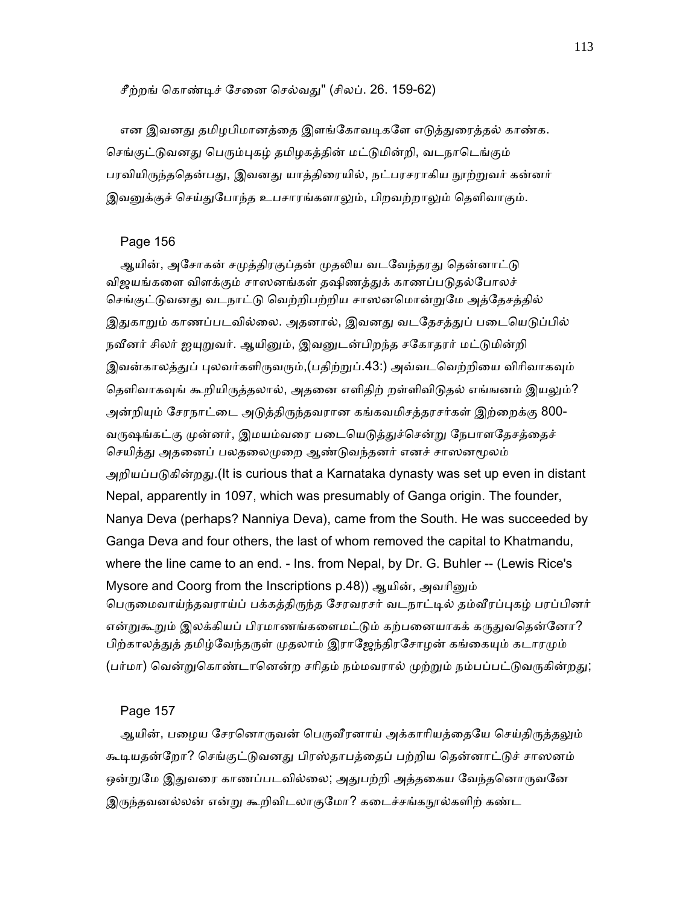சீற்றங் கொண்டிச் சேனை செல்வது" (சிலப். 26. 159-62)

என இவனது தமிழபிமானத்தை இளங்கோவடிகளே எடுத்துரைத்தல் காண்க. செங்குட்டுவனது பெரும்புகழ் தமிழகத்தின் மட்டுமின்றி, வடநாடெங்கும் பரவியிருந்ததென்பது, இவனது யாத்திரையில், நட்பரசராகிய நூற்றுவர் கன்னர் இவனுக்குச் செய்துபோந்த உபசாரங்களாலும், பிறவற்றாலும் தெளிவாகும்.

Page 156

ஆயின், அசோகன் சமுத்திரகுப்தன் முதலிய வடவேந்தரது தென்னாட்டு விஜயங்களை விளக்கும் சாஸனங்கள் தக்ஷிணத்துக் காணப்படுதல்போலச் செங்குட்டுவனது வடநாட்டு வெற்றிபற்றிய சாஸனமொன்றுமே அத்தேசத்தில் இதுகாறும் காணப்படவில்லை. அதனால், இவனது வடதேசத்துப் படையெடுப்பில் நவீனர் சிலர் ஐயுறுவர். ஆயினும், இவனுடன்பிறந்த சகோதரர் மட்டுமின்றி இவன்காலத்துப் புலவர்களிருவரும்,(பதிற்றுப்.43:) அவ்வடவெற்றியை விரிவாகவும் தெளிவாகவுங் கூறியிருத்தலால், அதனை எளிதிற் றள்ளிவிடுதல் எங்ஙனம் இயலும்? அன்றியும் சேரநாட்டை அடுத்திருந்தவரான கங்கவமிசத்தரசர்கள் இற்றைக்கு 800-வருஷங்கட்கு முன்னர், இமயம்வரை படையெடுத்துச்சென்று நேபாளதேசத்தைச் செயித்து அதனைப் பலதலைமுறை ஆண்டுவந்தனர் எனச் சாஸனமூலம் அறியப்படுகின்றது.(It is curious that a Karnataka dynasty was set up even in distant Nepal, apparently in 1097, which was presumably of Ganga origin. The founder, Nanya Deva (perhaps? Nanniya Deva), came from the South. He was succeeded by Ganga Deva and four others, the last of whom removed the capital to Khatmandu, where the line came to an end. - Ins. from Nepal, by Dr. G. Buhler -- (Lewis Rice's Mysore and Coorg from the Inscriptions p.48)) ஆயின், அவரினும் பெருமைவாய்ந்தவராய்ப் பக்கத்திருந்த சேரவரசர் வடநாட்டில் தம்வீரப்புகழ் பரப்பினர் என்றுகூறும் இலக்கியப் பிரமாணங்களைமட்டும் கற்பனையாகக் கருதுவதென்னோ? பிற்காலத்துத் தமிழ்வேந்தருள் முதலாம் இராஜேந்திரசோழன் கங்கையும் கடாரமும் (பர்மா) வென்றுகொண்டானென்ற சரிதம் நம்மவரால் முற்றும் நம்பப்பட்டுவருகின்றது;

Page 157

ஆயின், பழைய சேரனொருவன் பெருவீரனாய் அக்காரியத்தையே செய்திருத்தலும் கூடியதன்றோ? செங்குட்டுவனது பிரஸ்தாபத்தைப் பற்றிய தென்னாட்டுச் சாஸனம் ஒன்றுமே இதுவரை காணப்படவில்லை; அதுபற்றி அத்தகைய வேந்தனொருவனே இருந்தவனல்லன் என்று கூறிவிடலாகுமோ? கடைச்சங்கநூல்களிற் கண்ட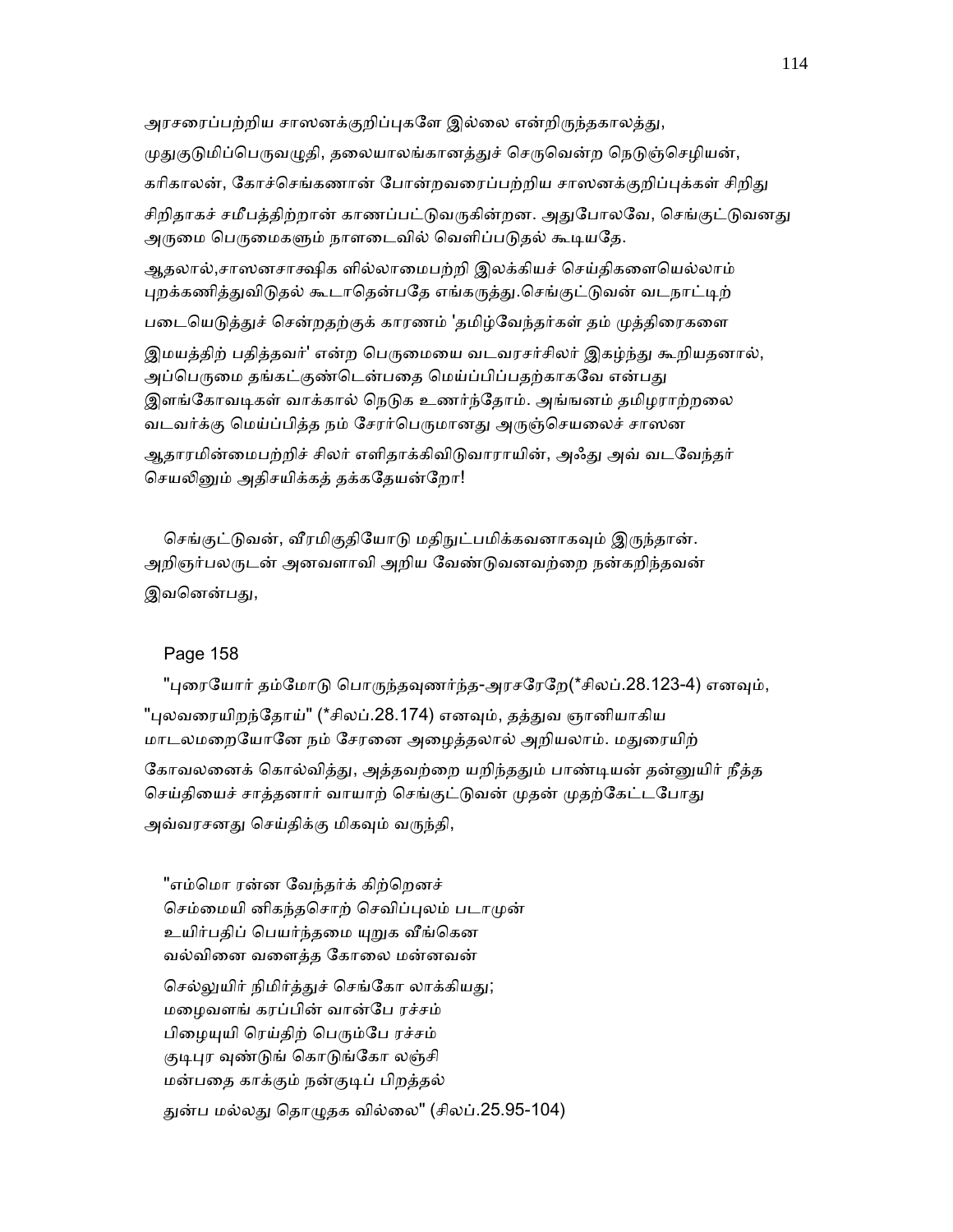அரசரைப்பற்றிய சாஸனக்குறிப்புகளே இல்லை என்றிருந்தகாலத்து, முதுகுடுமிப்பெருவழுதி, தலையாலங்கானத்துச் செருவென்ற நெடுஞ்செழியன், கரிகாலன், கோச்செங்கணான் போன்றவரைப்பற்றிய சாஸனக்குறிப்புக்கள் சிறிது சிறிதாகச் சமீபத்திற்றான் காணப்பட்டுவருகின்றன. அதுபோலவே, செங்குட்டுவனது அருமை பெருமைகளும் நாளடைவில் வெளிப்படுதல் கூடியதே.

ஆதலால்,சாஸனசாக்ஷிக ளில்லாமைபற்றி இலக்கியச் செய்திகளையெல்லாம் புறக்கணித்துவிடுதல் கூடாதென்பதே எங்கருத்து.செங்குட்டுவன் வடநாட்டிற் படையெடுத்துச் சென்றதற்குக் காரணம் 'தமிழ்வேந்தர்கள் தம் முத்திரைகளை இமயத்திற் பதித்தவர்' என்ற பெருமையை வடவரசர்சிலர் இகழ்ந்து கூறியதனால், அப்பெருமை தங்கட்குண்டென்பதை மெய்ப்பிப்பதற்காகவே என்பது இளங்கோவடிகள் வாக்கால் நெடுக உணர்ந்தோம். அங்ஙனம் தமிழராற்றலை வடவர்க்கு மெய்ப்பித்த நம் சேரர்பெருமானது அருஞ்செயலைச் சாஸன ஆதாரமின்மைபற்றிச் சிலர் எளிதாக்கிவிடுவாராயின், அஃது அவ் வடவேந்தர் செயலினும் அதிசயிக்கத் தக்கதேயன்றோ!

செங்குட்டுவன், வீரமிகுதியோடு மதிநுட்பமிக்கவனாகவும் இருந்தான். அறிஞர்பலருடன் அளவளாவி அறிய வேண்டுவனவற்றை நன்கறிந்தவன் இவனென்பது,

Page 158

"புரையோர் தம்மோடு பொருந்தவுணர்ந்த-அரசரேறே(*சிலப்.28.123-4) எனவும், "புலவரையிறந்தோய்" (*சிலப்.28.174) எனவும், தத்துவ ஞானியாகிய மாடலமறையோனே நம் சேரனை அழைத்தலால் அறியலாம். மதுரையிற் கோவலனைக் கொல்வித்து, அத்தவற்றை யறிந்ததும் பாண்டியன் தன்னுயிர் நீத்த செய்தியைச் சாத்தனார் வாயாற் செங்குட்டுவன் முதன் முதற்கேட்டபோது அவ்வரசனது செய்திக்கு மிகவும் வருந்தி,

"எம்மொ ரன்ன வேந்தர்க் கிற்றெனச்
செம்மையி னிகந்தசொற் செவிப்புலம் படாமுன்
உயிர்பதிப் பெயர்ந்தமை யுறுக வீங்கென
வல்வினை வளைத்த கோலை மன்னவன்
செல்லுயிர் நிமிர்த்துச் செங்கோ லாக்கியது;
மழைவளங் கரப்பின் வான்பே ரச்சம்
பிழையுயி ரெய்திற் பெரும்பே ரச்சம்
குடிபுர வுண்டுங் கொடுங்கோ லஞ்சி
மன்பதை காக்கும் நன்குடிப் பிறத்தல்
துன்ப மல்லது தொழுதக வில்லை" (சிலப்.25.95-104)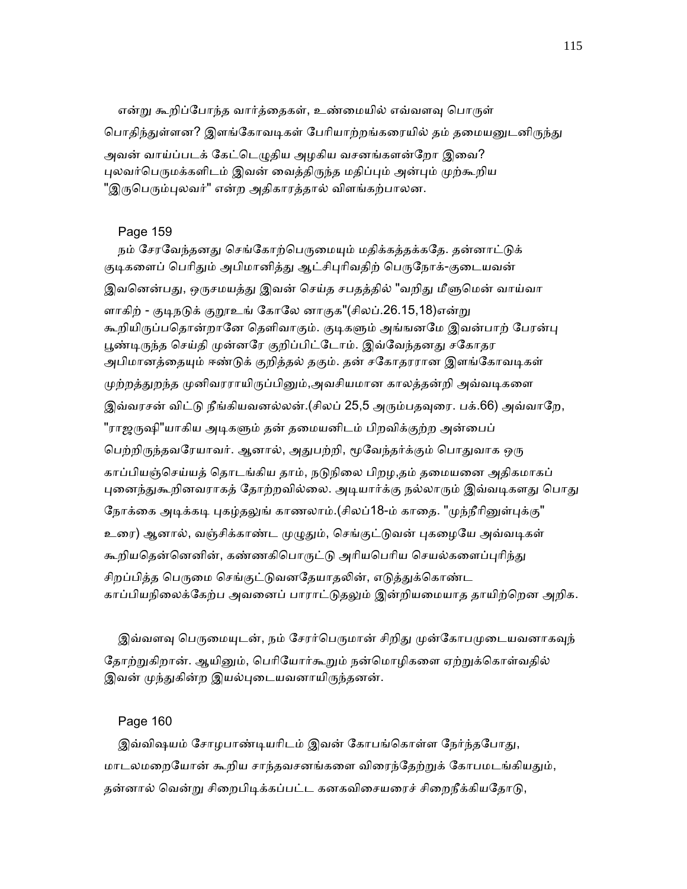என்று கூறிப்போந்த வார்த்தைகள், உண்மையில் எவ்வளவு பொருள் பொதிந்துள்ளன? இளங்கோவடிகள் பேரியாற்றங்கரையில் தம் தமையனுடனிருந்து அவன் வாய்ப்படக் கேட்டெழுதிய அழகிய வசனங்களன்றோ இவை? புலவர்பெருமக்களிடம் இவன் வைத்திருந்த மதிப்பும் அன்பும் முற்கூறிய "இருபெரும்புலவர்" என்ற அதிகாரத்தால் விளங்கற்பாலன.

Page 159

நம் சேரவேந்தனது செங்கோற்பெருமையும் மதிக்கத்தக்கதே. தன்னாட்டுக் குடிகளைப் பெரிதும் அபிமானித்து ஆட்சிபுரிவதிற் பெருநோக்-குடையவன் இவனென்பது, ஒருசமயத்து இவன் செய்த சபதத்தில் "வறிது மீளுமென் வாய்வா ளாகிற் - குடிநடுக் குறாஉங் கோலே னாகுக"(சிலப்.26.15,18)என்று கூறியிருப்பதொன்றானே தெளிவாகும். குடிகளும் அங்ஙனமே இவன்பாற் பேரன்பு பூண்டிருந்த செய்தி முன்னரே குறிப்பிட்டோம். இவ்வேந்தனது சகோதர அபிமானத்தையும் ஈண்டுக் குறித்தல் தகும். தன் சகோதரரான இளங்கோவடிகள் முற்றத்துறந்த முனிவரராயிருப்பினும்,அவசியமான காலத்தன்றி அவ்வடிகளை இவ்வரசன் விட்டு நீங்கியவனல்லன்.(சிலப் 25,5 அரும்பதவுரை. பக்.66) அவ்வாறே, "ராஜருஷி"யாகிய அடிகளும் தன் தமையனிடம் பிறவிக்குற்ற அன்பைப் பெற்றிருந்தவரேயாவர். ஆனால், அதுபற்றி, மூவேந்தர்க்கும் பொதுவாக ஒரு காப்பியஞ்செய்யத் தொடங்கிய தாம், நடுநிலை பிறழ,தம் தமையனை அதிகமாகப் புனைந்துகூறினவராகத் தோற்றவில்லை. அடியார்க்கு நல்லாரும் இவ்வடிகளது பொது நோக்கை அடிக்கடி புகழ்தலுங் காணலாம்.(சிலப்18-ம் காதை. "முந்நீரினுள்புக்கு" உரை) ஆனால், வஞ்சிக்காண்ட முழுதும், செங்குட்டுவன் புகழையே அவ்வடிகள் கூறியதென்னெனின், கண்ணகிபொருட்டு அரியபெரிய செயல்களைப்புரிந்து சிறப்பித்த பெருமை செங்குட்டுவனதேயாதலின், எடுத்துக்கொண்ட காப்பியநிலைக்கேற்ப அவனைப் பாராட்டுதலும் இன்றியமையாத தாயிற்றென அறிக.

இவ்வளவு பெருமையுடன், நம் சேரர்பெருமான் சிறிது முன்கோபமுடையவனாகவுந் தோற்றுகிறான். ஆயினும், பெரியோர்கூறும் நன்மொழிகளை ஏற்றுக்கொள்வதில் இவன் முந்துகின்ற இயல்புடையவனாயிருந்தனன்.

Page 160

இவ்விஷயம் சோழபாண்டியரிடம் இவன் கோபங்கொள்ள நேர்ந்தபோது, மாடலமறையோன் கூறிய சாந்தவசனங்களை விரைந்தேற்றுக் கோபமடங்கியதும், தன்னால் வென்று சிறைபிடிக்கப்பட்ட கனகவிசையரைச் சிறைநீக்கியதோடு,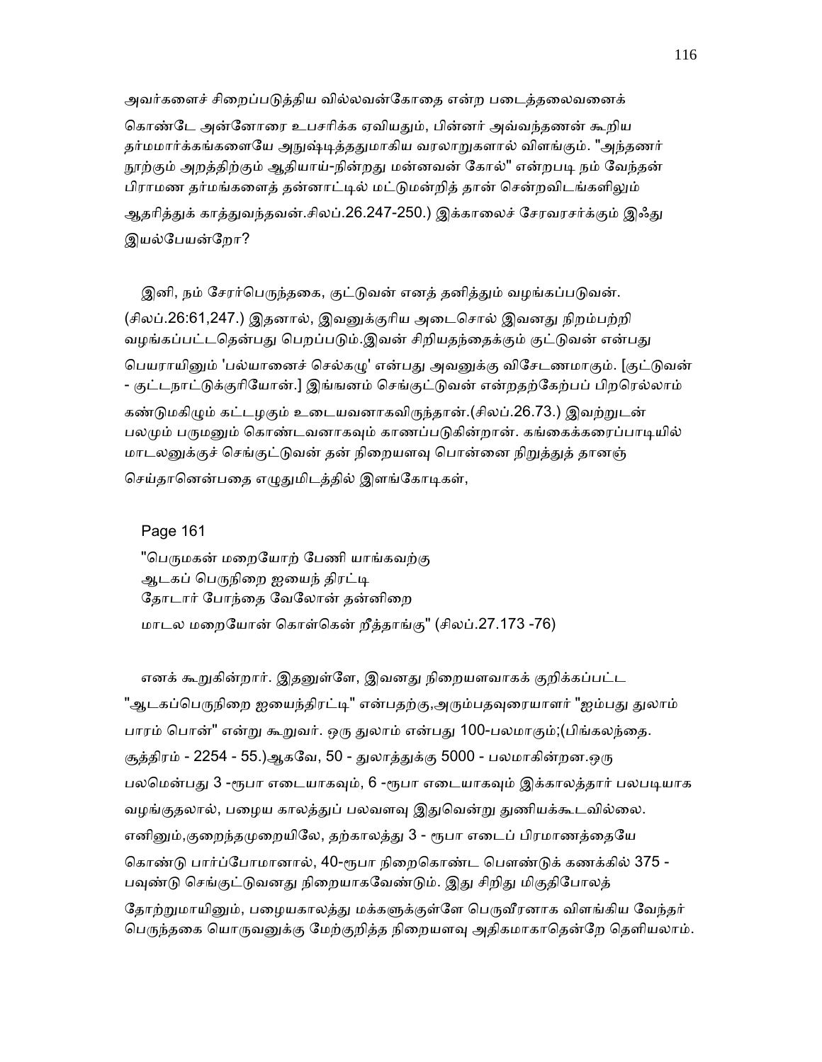அவர்களைச் சிறைப்படுத்திய வில்லவன்கோதை என்ற படைத்தலைவனைக் கொண்டே அன்னோரை உபசரிக்க ஏவியதும், பின்னர் அவ்வந்தணன் கூறிய தர்மமார்க்கங்களையே அநுஷ்டித்ததுமாகிய வரலாறுகளால் விளங்கும். "அந்தணர் நூற்கும் அறத்திற்கும் ஆதியாய்-நின்றது மன்னவன் கோல்" என்றபடி நம் வேந்தன் பிராமண தர்மங்களைத் தன்னாட்டில் மட்டுமன்றித் தான் சென்றவிடங்களிலும் ஆதரித்துக் காத்துவந்தவன்.சிலப்.26.247-250.) இக்காலைச் சேரவரசர்க்கும் இஃது இயல்பேயன்றோ?

இனி, நம் சேரர்பெருந்தகை, குட்டுவன் எனத் தனித்தும் வழங்கப்படுவன். (சிலப்.26:61,247.) இதனால், இவனுக்குரிய அடைசொல் இவனது நிறம்பற்றி வழங்கப்பட்டதென்பது பெறப்படும்.இவன் சிறியதந்தைக்கும் குட்டுவன் என்பது பெயராயினும் 'பல்யானைச் செல்கழு' என்பது அவனுக்கு விசேடணமாகும். [குட்டுவன் - குட்டநாட்டுக்குரியோன்.] இங்ஙனம் செங்குட்டுவன் என்றதற்கேற்பப் பிறரெல்லாம் கண்டுமகிழும் கட்டழகும் உடையவனாகவிருந்தான்.(சிலப்.26.73.) இவற்றுடன் பலமும் பருமனும் கொண்டவனாகவும் காணப்படுகின்றான். கங்கைக்கரைப்பாடியில் மாடலனுக்குச் செங்குட்டுவன் தன் நிறையளவு பொன்னை நிறுத்துத் தானஞ் செய்தானென்பதை எழுதுமிடத்தில் இளங்கோடிகள்,

Page 161

"பெருமகன் மறையோற் பேணி யாங்கவற்கு
ஆடகப் பெருநிறை ஐயைந் திரட்டி
தோடார் போந்தை வேலோன் தன்னிறை
மாடல மறையோன் கொள்கென் றீத்தாங்கு" (சிலப்.27.173 -76)

எனக் கூறுகின்றார். இதனுள்ளே, இவனது நிறையளவாகக் குறிக்கப்பட்ட "ஆடகப்பெருநிறை ஐயைந்திரட்டி" என்பதற்கு,அரும்பதவுரையாளர் "ஐம்பது துலாம் பாரம் பொன்" என்று கூறுவர். ஒரு துலாம் என்பது 100-பலமாகும்;(பிங்கலந்தை. சூத்திரம் - 2254 - 55.)ஆகவே, 50 - துலாத்துக்கு 5000 - பலமாகின்றன.ஒரு பலமென்பது 3 -ரூபா எடையாகவும், 6 -ரூபா எடையாகவும் இக்காலத்தார் பலபடியாக வழங்குதலால், பழைய காலத்துப் பலவளவு இதுவென்று துணியக்கூடவில்லை. எனினும்,குறைந்தமுறையிலே, தற்காலத்து 3 - ரூபா எடைப் பிரமாணத்தையே கொண்டு பார்ப்போமானால், 40-ரூபா நிறைகொண்ட பௌண்டுக் கணக்கில் 375 - பவுண்டு செங்குட்டுவனது நிறையாகவேண்டும். இது சிறிது மிகுதிபோலத் தோற்றுமாயினும், பழையகாலத்து மக்களுக்குள்ளே பெருவீரனாக விளங்கிய வேந்தர் பெருந்தகை யொருவனுக்கு மேற்குறித்த நிறையளவு அதிகமாகாதென்றே தெளியலாம்.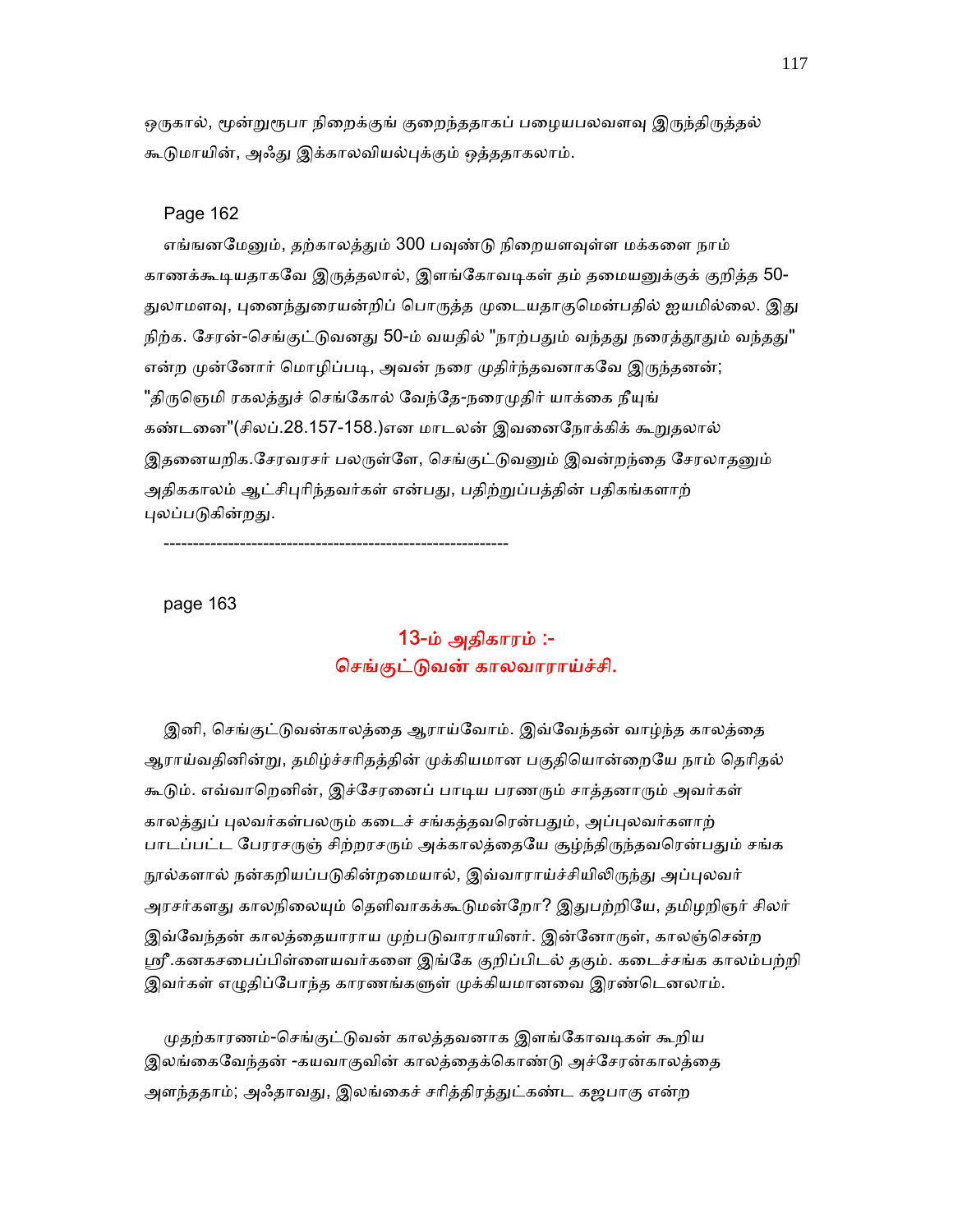ஒருகால், மூன்றுரூபா நிறைக்குங் குறைந்ததாகப் பழையபலவளவு இருந்திருத்தல் கூடுமாயின், அஃது இக்காலவியல்புக்கும் ஒத்ததாகலாம்.

Page 162

எங்ஙனமேனும், தற்காலத்தும் 300 பவுண்டு நிறையளவுள்ள மக்களை நாம் காணக்கூடியதாகவே இருத்தலால், இளங்கோவடிகள் தம் தமையனுக்குக் குறித்த 50-துலாமளவு, புனைந்துரையன்றிப் பொருத்த முடையதாகுமென்பதில் ஐயமில்லை. இது நிற்க. சேரன்-செங்குட்டுவனது 50-ம் வயதில் "நாற்பதும் வந்தது நரைத்தூதும் வந்தது" என்ற முன்னோர் மொழிப்படி, அவன் நரை முதிர்ந்தவனாகவே இருந்தனன்; "திருஞெமி ரகலத்துச் செங்கோல் வேந்தே-நரைமுதிர் யாக்கை நீயுங் கண்டனை"(சிலப்.28.157-158.)என மாடலன் இவனைநோக்கிக் கூறுதலால் இதனையறிக.சேரவரசர் பலருள்ளே, செங்குட்டுவனும் இவன்றந்தை சேரலாதனும் அதிககாலம் ஆட்சிபுரிந்தவர்கள் என்பது, பதிற்றுப்பத்தின் பதிகங்களாற் புலப்படுகின்றது.

---

page 163

## 13-ம் அதிகாரம் :-
## செங்குட்டுவன் காலவாராய்ச்சி.

இனி, செங்குட்டுவன்காலத்தை ஆராய்வோம். இவ்வேந்தன் வாழ்ந்த காலத்தை ஆராய்வதினின்று, தமிழ்ச்சரிதத்தின் முக்கியமான பகுதியொன்றையே நாம் தெரிதல் கூடும். எவ்வாறெனின், இச்சேரனைப் பாடிய பரணரும் சாத்தனாரும் அவர்கள் காலத்துப் புலவர்கள்பலரும் கடைச் சங்கத்தவரென்பதும், அப்புலவர்களாற் பாடப்பட்ட பேரரசருஞ் சிற்றரசரும் அக்காலத்தையே சூழ்ந்திருந்தவரென்பதும் சங்க நூல்களால் நன்கறியப்படுகின்றமையால், இவ்வாராய்ச்சியிலிருந்து அப்புலவர் அரசர்களது காலநிலையும் தெளிவாகக்கூடுமன்றோ? இதுபற்றியே, தமிழறிஞர் சிலர் இவ்வேந்தன் காலத்தையாராய முற்படுவாராயினர். இன்னோருள், காலஞ்சென்ற ஸ்ரீ.கனகசபைப்பிள்ளையவர்களை இங்கே குறிப்பிடல் தகும். கடைச்சங்க காலம்பற்றி இவர்கள் எழுதிப்போந்த காரணங்களுள் முக்கியமானவை இரண்டெனலாம்.

முதற்காரணம்-செங்குட்டுவன் காலத்தவனாக இளங்கோவடிகள் கூறிய இலங்கைவேந்தன் -கயவாகுவின் காலத்தைக்கொண்டு அச்சேரன்காலத்தை அளந்ததாம்; அஃதாவது, இலங்கைச் சரித்திரத்துட்கண்ட கஜபாகு என்ற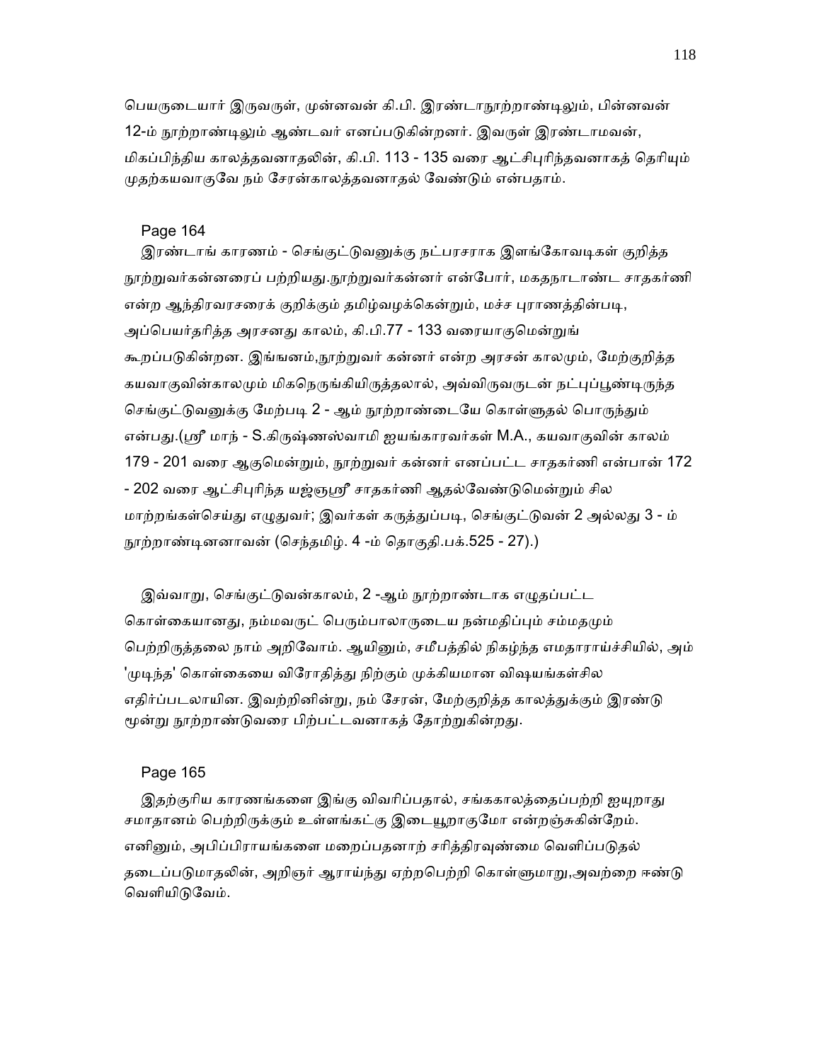பெயருடையார் இருவருள், முன்னவன் கி.பி. இரண்டாநூற்றாண்டிலும், பின்னவன் 12-ம் நூற்றாண்டிலும் ஆண்டவர் எனப்படுகின்றனர். இவருள் இரண்டாமவன், மிகப்பிந்திய காலத்தவனாதலின், கி.பி. 113 - 135 வரை ஆட்சிபுரிந்தவனாகத் தெரியும் முதற்கயவாகுவே நம் சேரன்காலத்தவனாதல் வேண்டும் என்பதாம்.

Page 164

இரண்டாங் காரணம் - செங்குட்டுவனுக்கு நட்பரசராக இளங்கோவடிகள் குறித்த நூற்றுவர்கன்னரைப் பற்றியது.நூற்றுவர்கன்னர் என்போர், மகதநாடாண்ட சாதகர்ணி என்ற ஆந்திரவரசரைக் குறிக்கும் தமிழ்வழக்கென்றும், மச்ச புராணத்தின்படி, அப்பெயர்தரித்த அரசனது காலம், கி.பி.77 - 133 வரையாகுமென்றுங் கூறப்படுகின்றன. இங்ஙனம்,நூற்றுவர் கன்னர் என்ற அரசன் காலமும், மேற்குறித்த கயவாகுவின்காலமும் மிகநெருங்கியிருத்தலால், அவ்விருவருடன் நட்புப்பூண்டிருந்த செங்குட்டுவனுக்கு மேற்படி 2 - ஆம் நூற்றாண்டையே கொள்ளுதல் பொருந்தும் என்பது.(ஸ்ரீ மாந் - S.கிருஷ்ணஸ்வாமி ஐயங்காரவர்கள் M.A., கயவாகுவின் காலம் 179 - 201 வரை ஆகுமென்றும், நூற்றுவர் கன்னர் எனப்பட்ட சாதகர்ணி என்பான் 172 - 202 வரை ஆட்சிபுரிந்த யஜ்ஞஸ்ரீ சாதகர்ணி ஆதல்வேண்டுமென்றும் சில மாற்றங்கள்செய்து எழுதுவர்; இவர்கள் கருத்துப்படி, செங்குட்டுவன் 2 அல்லது 3 - ம் நூற்றாண்டினனாவன் (செந்தமிழ். 4 -ம் தொகுதி.பக்.525 - 27).)

இவ்வாறு, செங்குட்டுவன்காலம், 2 -ஆம் நூற்றாண்டாக எழுதப்பட்ட கொள்கையானது, நம்மவருட் பெரும்பாலாருடைய நன்மதிப்பும் சம்மதமும் பெற்றிருத்தலை நாம் அறிவோம். ஆயினும், சமீபத்தில் நிகழ்ந்த எமதாராய்ச்சியில், அம் 'முடிந்த' கொள்கையை விரோதித்து நிற்கும் முக்கியமான விஷயங்கள்சில எதிர்ப்படலாயின. இவற்றினின்று, நம் சேரன், மேற்குறித்த காலத்துக்கும் இரண்டு மூன்று நூற்றாண்டுவரை பிற்பட்டவனாகத் தோற்றுகின்றது.

Page 165

இதற்குரிய காரணங்களை இங்கு விவரிப்பதால், சங்ககாலத்தைப்பற்றி ஐயுறாது சமாதானம் பெற்றிருக்கும் உள்ளங்கட்கு இடையூறாகுமோ என்றஞ்சுகின்றேம். எனினும், அபிப்பிராயங்களை மறைப்பதனாற் சரித்திரவுண்மை வெளிப்படுதல் தடைப்படுமாதலின், அறிஞர் ஆராய்ந்து ஏற்றபெற்றி கொள்ளுமாறு,அவற்றை ஈண்டு வெளியிடுவேம்.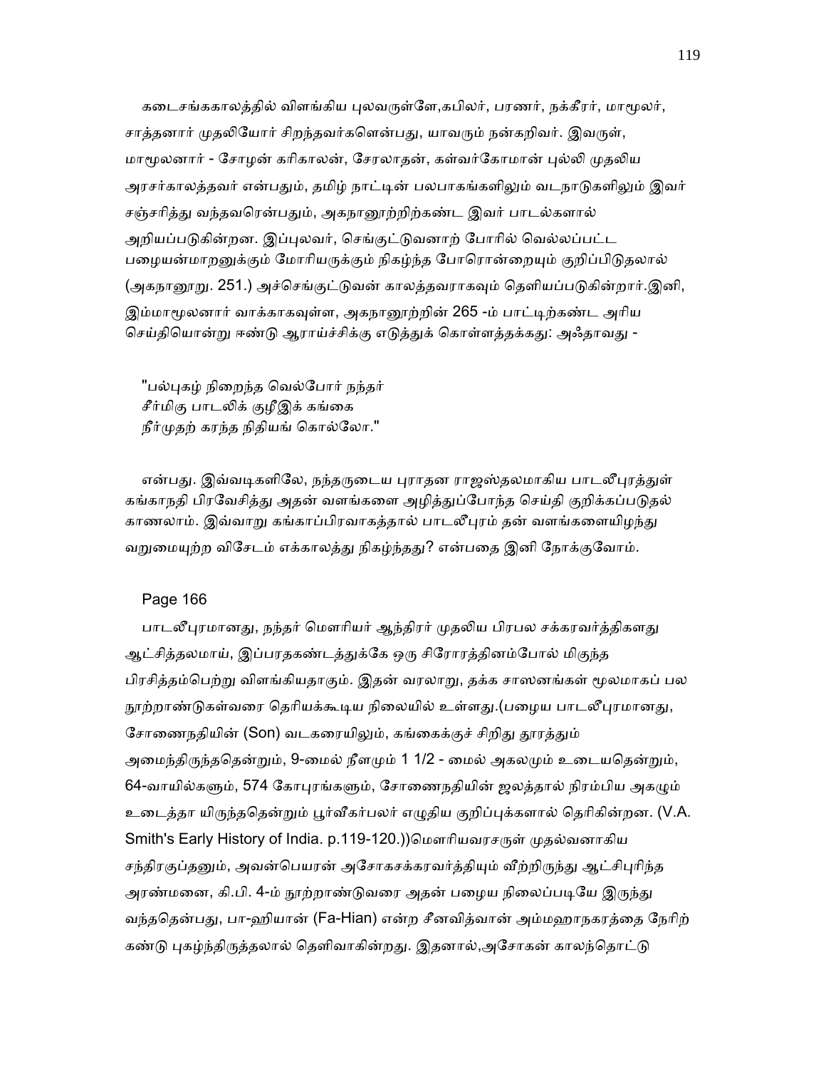கடைசங்ககாலத்தில் விளங்கிய புலவருள்ளே,கபிலர், பரணர், நக்கீரர், மாமூலர், சாத்தனார் முதலியோர் சிறந்தவர்களென்பது, யாவரும் நன்கறிவர். இவருள், மாமூலனார் - சோழன் கரிகாலன், சேரலாதன், கள்வர்கோமான் புல்லி முதலிய அரசர்காலத்தவர் என்பதும், தமிழ் நாட்டின் பலபாகங்களிலும் வடநாடுகளிலும் இவர் சஞ்சரித்து வந்தவரென்பதும், அகநானூற்றிற்கண்ட இவர் பாடல்களால் அறியப்படுகின்றன. இப்புலவர், செங்குட்டுவனாற் போரில் வெல்லப்பட்ட பழையன்மாறனுக்கும் மோரியருக்கும் நிகழ்ந்த போரொன்றையும் குறிப்பிடுதலால் (அகநானூறு. 251.) அச்செங்குட்டுவன் காலத்தவராகவும் தெளியப்படுகின்றார்.இனி, இம்மாமூலனார் வாக்காகவுள்ள, அகநானூற்றின் 265 -ம் பாட்டிற்கண்ட அரிய செய்தியொன்று ஈண்டு ஆராய்ச்சிக்கு எடுத்துக் கொள்ளத்தக்கது: அஃதாவது -

"பல்புகழ் நிறைந்த வெல்போர் நந்தர்
சீர்மிகு பாடலிக் குழீஇக் கங்கை
நீர்முதற் கரந்த நிதியங் கொல்லோ."

என்பது. இவ்வடிகளிலே, நந்தருடைய புராதன ராஜஸ்தலமாகிய பாடலீபுரத்துள் கங்காநதி பிரவேசித்து அதன் வளங்களை அழித்துப்போந்த செய்தி குறிக்கப்படுதல் காணலாம். இவ்வாறு கங்காப்பிரவாகத்தால் பாடலீபுரம் தன் வளங்களையிழந்து வறுமையுற்ற விசேடம் எக்காலத்து நிகழ்ந்தது? என்பதை இனி நோக்குவோம்.

Page 166

பாடலீபுரமானது, நந்தர் மௌரியர் ஆந்திரர் முதலிய பிரபல சக்கரவர்த்திகளது ஆட்சித்தலமாய், இப்பரதகண்டத்துக்கே ஒரு சிரோரத்தினம்போல் மிகுந்த பிரசித்தம்பெற்று விளங்கியதாகும். இதன் வரலாறு, தக்க சாஸனங்கள் மூலமாகப் பல நூற்றாண்டுகள்வரை தெரியக்கூடிய நிலையில் உள்ளது.(பழைய பாடலீபுரமானது, சோணைநதியின் (Son) வடகரையிலும், கங்கைக்குச் சிறிது தூரத்தும் அமைந்திருந்ததென்றும், 9-மைல் நீளமும் 1 1/2 - மைல் அகலமும் உடையதென்றும், 64-வாயில்களும், 574 கோபுரங்களும், சோணைநதியின் ஜலத்தால் நிரம்பிய அகழும் உடைத்தா யிருந்ததென்றும் பூர்வீகர்பலர் எழுதிய குறிப்புக்களால் தெரிகின்றன. (V.A. Smith's Early History of India. p.119-120.))மௌரியவரசருள் முதல்வனாகிய சந்திரகுப்தனும், அவன்பெயரன் அசோகசக்கரவர்த்தியும் வீற்றிருந்து ஆட்சிபுரிந்த அரண்மனை, கி.பி. 4-ம் நூற்றாண்டுவரை அதன் பழைய நிலைப்படியே இருந்து வந்ததென்பது, பா-ஹியான் (Fa-Hian) என்ற சீனவித்வான் அம்மஹாநகரத்தை நேரிற் கண்டு புகழ்ந்திருத்தலால் தெளிவாகின்றது. இதனால்,அசோகன் காலந்தொட்டு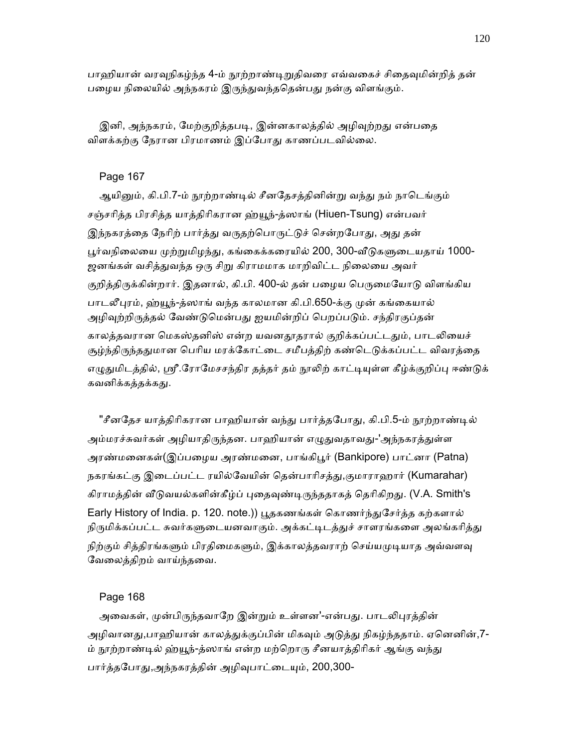பாஹியான் வரவுநிகழ்ந்த 4-ம் நூற்றாண்டிறுதிவரை எவ்வகைச் சிதைவுமின்றித் தன் பழைய நிலையில் அந்நகரம் இருந்துவந்ததென்பது நன்கு விளங்கும்.

இனி, அந்நகரம், மேற்குறித்தபடி, இன்னகாலத்தில் அழிவுற்றது என்பதை விளக்கற்கு நேரான பிரமாணம் இப்போது காணப்படவில்லை.

Page 167

ஆயினும், கி.பி.7-ம் நூற்றாண்டில் சீனதேசத்தினின்று வந்து நம் நாடெங்கும் சஞ்சரித்த பிரசித்த யாத்திரிகரான ஹ்யூந்-த்ஸாங் (Hiuen-Tsung) என்பவர் இந்நகரத்தை நேரிற் பார்த்து வருதற்பொருட்டுச் சென்றபோது, அது தன் பூர்வநிலையை முற்றுமிழந்து, கங்கைக்கரையில் 200, 300-வீடுகளுடையதாய் 1000-ஜனங்கள் வசித்துவந்த ஒரு சிறு கிராமமாக மாறிவிட்ட நிலையை அவர் குறித்திருக்கின்றார். இதனால், கி.பி. 400-ல் தன் பழைய பெருமையோடு விளங்கிய பாடலீபுரம், ஹ்யூந்-த்ஸாங் வந்த காலமான கி.பி.650-க்கு முன் கங்கையால் அழிவுற்றிருத்தல் வேண்டுமென்பது ஐயமின்றிப் பெறப்படும். சந்திரகுப்தன் காலத்தவரான மெகஸ்தனிஸ் என்ற யவனதூதரால் குறிக்கப்பட்டதும், பாடலியைச் சூழ்ந்திருந்ததுமான பெரிய மரக்கோட்டை சமீபத்திற் கண்டெடுக்கப்பட்ட விவரத்தை எழுதுமிடத்தில், ஸ்ரீ.ரோமேசசந்திர தத்தர் தம் நூலிற் காட்டியுள்ள கீழ்க்குறிப்பு ஈண்டுக் கவனிக்கத்தக்கது.

"சீனதேச யாத்திரிகரான பாஹியான் வந்து பார்த்தபோது, கி.பி.5-ம் நூற்றாண்டில் அம்மரச்சுவர்கள் அழியாதிருந்தன. பாஹியான் எழுதுவதாவது-'அந்நகரத்துள்ள அரண்மனைகள்(இப்பழைய அரண்மனை, பாங்கிபூர் (Bankipore) பாட்னா (Patna) நகரங்கட்கு இடைப்பட்ட ரயில்வேயின் தென்பாரிசத்து,குமாராஹார் (Kumarahar) கிராமத்தின் வீடுவயல்களின்கீழ்ப் புதைவுண்டிருந்ததாகத் தெரிகிறது. (V.A. Smith's Early History of India. p. 120. note.)) பூதகணங்கள் கொணர்ந்துசேர்த்த கற்களால் நிருமிக்கப்பட்ட சுவர்களுடையனவாகும். அக்கட்டிடத்துச் சாளரங்களை அலங்கரித்து நிற்கும் சித்திரங்களும் பிரதிமைகளும், இக்காலத்தவராற் செய்யமுடியாத அவ்வளவு வேலைத்திறம் வாய்ந்தவை.

Page 168

அவைகள், முன்பிருந்தவாறே இன்றும் உள்ளன'-என்பது. பாடலிபுரத்தின் அழிவானது,பாஹியான் காலத்துக்குப்பின் மிகவும் அடுத்து நிகழ்ந்ததாம். ஏனெனின்,7-ம் நூற்றாண்டில் ஹ்யூந்-த்ஸாங் என்ற மற்றொரு சீனயாத்திரிகர் ஆங்கு வந்து பார்த்தபோது,அந்நகரத்தின் அழிவுபாட்டையும், 200,300-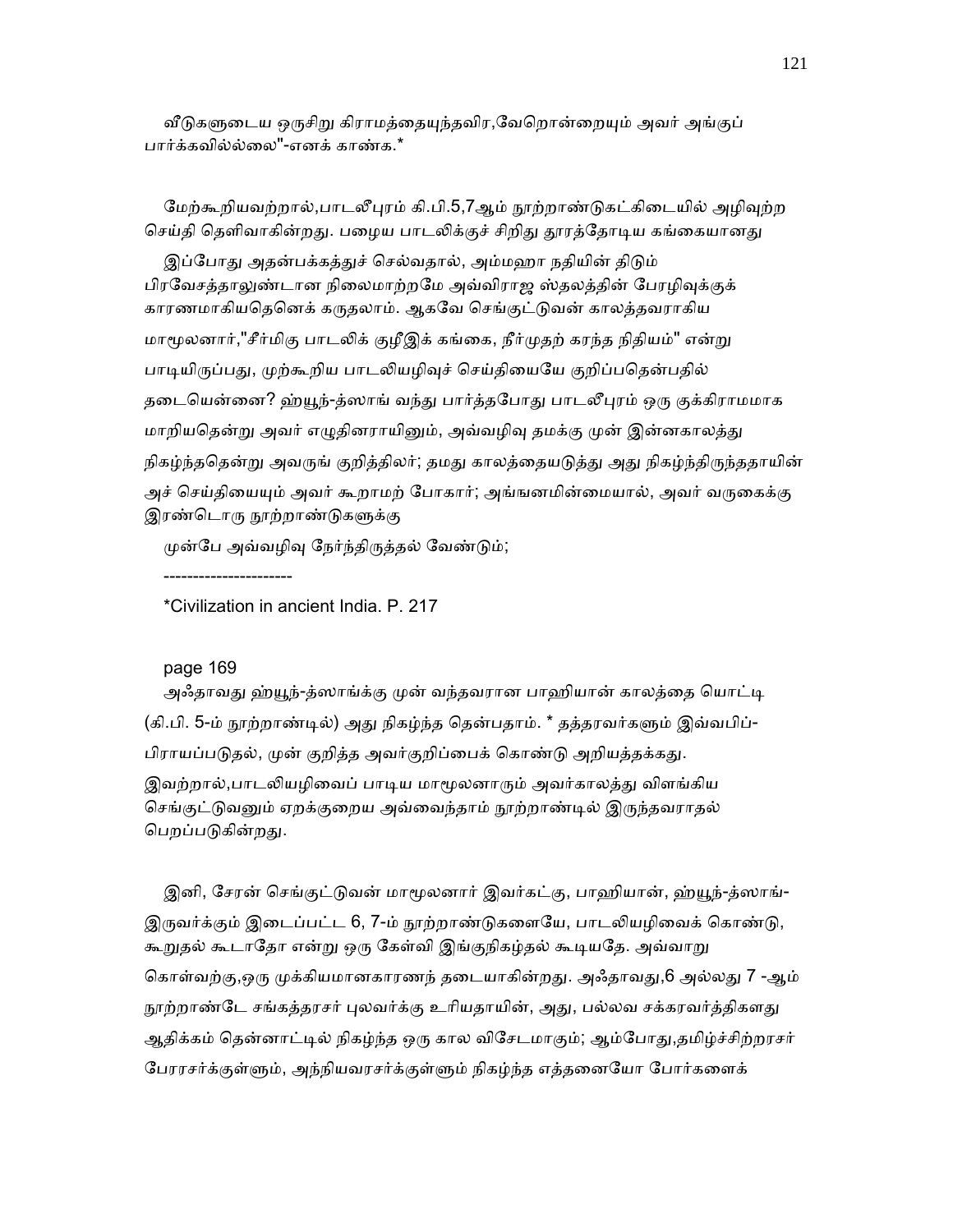வீடுகளுடைய ஒருசிறு கிராமத்தையுந்தவிர,வேறொன்றையும் அவர் அங்குப் பார்க்கவில்லை"-எனக் காண்க.*

மேற்கூறியவற்றால்,பாடலீபுரம் கி.பி.5,7ஆம் நூற்றாண்டுகட்கிடையில் அழிவுற்ற செய்தி தெளிவாகின்றது. பழைய பாடலிக்குச் சிறிது தூரத்தோடிய கங்கையானது

இப்போது அதன்பக்கத்துச் செல்வதால், அம்மஹா நதியின் திடும் பிரவேசத்தாலுண்டான நிலைமாற்றமே அவ்விராஜ ஸ்தலத்தின் பேரழிவுக்குக் காரணமாகியதெனெக் கருதலாம். ஆகவே செங்குட்டுவன் காலத்தவராகிய மாமூலனார்,"சீர்மிகு பாடலிக் குழீஇக் கங்கை, நீர்முதற் கரந்த நிதியம்" என்று பாடியிருப்பது, முற்கூறிய பாடலியழிவுச் செய்தியையே குறிப்பதென்பதில் தடையென்னை? ஹ்யூந்-த்ஸாங் வந்து பார்த்தபோது பாடலீபுரம் ஒரு குக்கிராமமாக மாறியதென்று அவர் எழுதினராயினும், அவ்வழிவு தமக்கு முன் இன்னகாலத்து நிகழ்ந்ததென்று அவருங் குறித்திலர்; தமது காலத்தையடுத்து அது நிகழ்ந்திருந்ததாயின் அச் செய்தியையும் அவர் கூறாமற் போகார்; அங்ஙனமின்மையால், அவர் வருகைக்கு இரண்டொரு நூற்றாண்டுகளுக்கு

முன்பே அவ்வழிவு நேர்ந்திருத்தல் வேண்டும்;

----------------------

*Civilization in ancient India. P. 217

page 169

அஃதாவது ஹ்யூந்-த்ஸாங்க்கு முன் வந்தவரான பாஹியான் காலத்தை யொட்டி (கி.பி. 5-ம் நூற்றாண்டில்) அது நிகழ்ந்த தென்பதாம். * தத்தரவர்களும் இவ்வபிப்-பிராயப்படுதல், முன் குறித்த அவர்குறிப்பைக் கொண்டு அறியத்தக்கது. இவற்றால்,பாடலியழிவைப் பாடிய மாமூலனாரும் அவர்காலத்து விளங்கிய செங்குட்டுவனும் ஏறக்குறைய அவ்வைந்தாம் நூற்றாண்டில் இருந்தவராதல் பெறப்படுகின்றது.

இனி, சேரன் செங்குட்டுவன் மாமூலனார் இவர்கட்கு, பாஹியான், ஹ்யூந்-த்ஸாங்- இருவர்க்கும் இடைப்பட்ட 6, 7-ம் நூற்றாண்டுகளையே, பாடலியழிவைக் கொண்டு, கூறுதல் கூடாதோ என்று ஒரு கேள்வி இங்குநிகழ்தல் கூடியதே. அவ்வாறு கொள்வற்கு,ஒரு முக்கியமானகாரணந் தடையாகின்றது. அஃதாவது,6 அல்லது 7 -ஆம் நூற்றாண்டே சங்கத்தரசர் புலவர்க்கு உரியதாயின், அது, பல்லவ சக்கரவர்த்திகளது ஆதிக்கம் தென்னாட்டில் நிகழ்ந்த ஒரு கால விசேடமாகும்; ஆம்போது,தமிழ்ச்சிற்றரசர் பேரரசர்க்குள்ளும், அந்நியவரசர்க்குள்ளும் நிகழ்ந்த எத்தனையோ போர்களைக்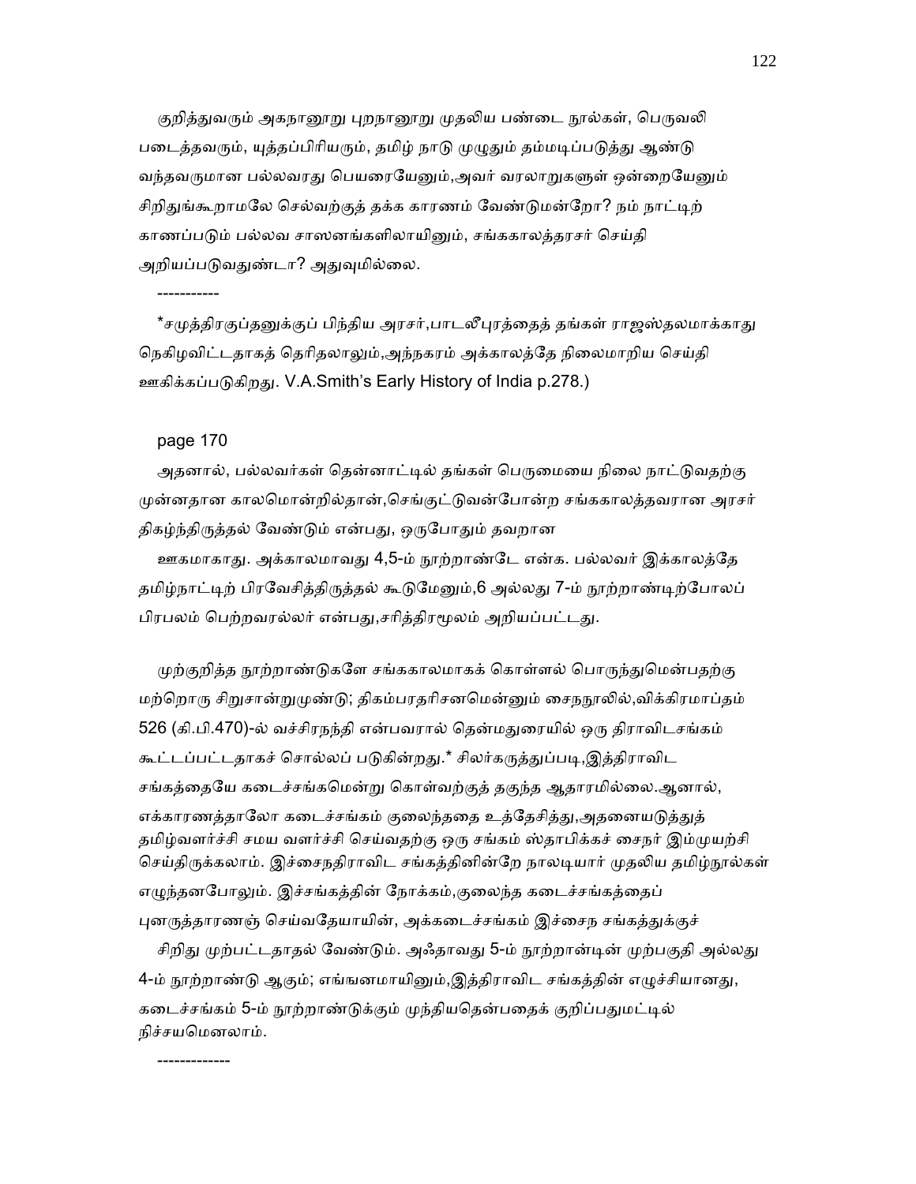குறித்துவரும் அகநானூறு புறநானூறு முதலிய பண்டை நூல்கள், பெருவலி படைத்தவரும், யுத்தப்பிரியரும், தமிழ் நாடு முழுதும் தம்மடிப்படுத்து ஆண்டு வந்தவருமான பல்லவரது பெயரையேனும்,அவர் வரலாறுகளுள் ஒன்றையேனும் சிறிதுங்கூறாமலே செல்வற்குத் தக்க காரணம் வேண்டுமன்றோ? நம் நாட்டிற் காணப்படும் பல்லவ சாஸனங்களிலாயினும், சங்ககாலத்தரசர் செய்தி அறியப்படுவதுண்டா? அதுவுமில்லை.

-----------

*சமுத்திரகுப்தனுக்குப் பிந்திய அரசர்,பாடலீபுரத்தைத் தங்கள் ராஜஸ்தலமாக்காது நெகிழவிட்டதாகத் தெரிதலாலும்,அந்நகரம் அக்காலத்தே நிலைமாறிய செய்தி ஊகிக்கப்படுகிறது. V.A.Smith's Early History of India p.278.)

page 170

அதனால், பல்லவர்கள் தென்னாட்டில் தங்கள் பெருமையை நிலை நாட்டுவதற்கு முன்னதான காலமொன்றில்தான்,செங்குட்டுவன்போன்ற சங்ககாலத்தவரான அரசர் திகழ்ந்திருத்தல் வேண்டும் என்பது, ஒருபோதும் தவறான ஊகமாகாது. அக்காலமாவது 4,5-ம் நூற்றாண்டே என்க. பல்லவர் இக்காலத்தே தமிழ்நாட்டிற் பிரவேசித்திருத்தல் கூடுமேனும்,6 அல்லது 7-ம் நூற்றாண்டிற்போலப் பிரபலம் பெற்றவரல்லர் என்பது,சரித்திரமூலம் அறியப்பட்டது.

முற்குறித்த நூற்றாண்டுகளே சங்ககாலமாகக் கொள்ளல் பொருந்துமென்பதற்கு மற்றொரு சிறுசான்றுமுண்டு; திகம்பரதரிசனமென்னும் சைநநூலில்,விக்கிரமாப்தம் 526 (கி.பி.470)-ல் வச்சிரநந்தி என்பவரால் தென்மதுரையில் ஒரு திராவிடசங்கம் கூட்டப்பட்டதாகச் சொல்லப் படுகின்றது.* சிலர்கருத்துப்படி,இத்திராவிட சங்கத்தையே கடைச்சங்கமென்று கொள்வற்குத் தகுந்த ஆதாரமில்லை.ஆனால், எக்காரணத்தாலோ கடைச்சங்கம் குலைந்ததை உத்தேசித்து,அதனையடுத்துத் தமிழ்வளர்ச்சி சமய வளர்ச்சி செய்வதற்கு ஒரு சங்கம் ஸ்தாபிக்கச் சைநர் இம்முயற்சி செய்திருக்கலாம். இச்சைநதிராவிட சங்கத்தினின்றே நாலடியார் முதலிய தமிழ்நூல்கள் எழுந்தனபோலும். இச்சங்கத்தின் நோக்கம்,குலைந்த கடைச்சங்கத்தைப் புனருத்தாரணஞ் செய்வதேயாயின், அக்கடைச்சங்கம் இச்சைந சங்கத்துக்குச் சிறிது முற்பட்டதாதல் வேண்டும். அஃதாவது 5-ம் நூற்றான்டின் முற்பகுதி அல்லது 4-ம் நூற்றாண்டு ஆகும்; எங்ஙனமாயினும்,இத்திராவிட சங்கத்தின் எழுச்சியானது, கடைச்சங்கம் 5-ம் நூற்றாண்டுக்கும் முந்தியதென்பதைக் குறிப்பதுமட்டில் நிச்சயமெனலாம்.

-------------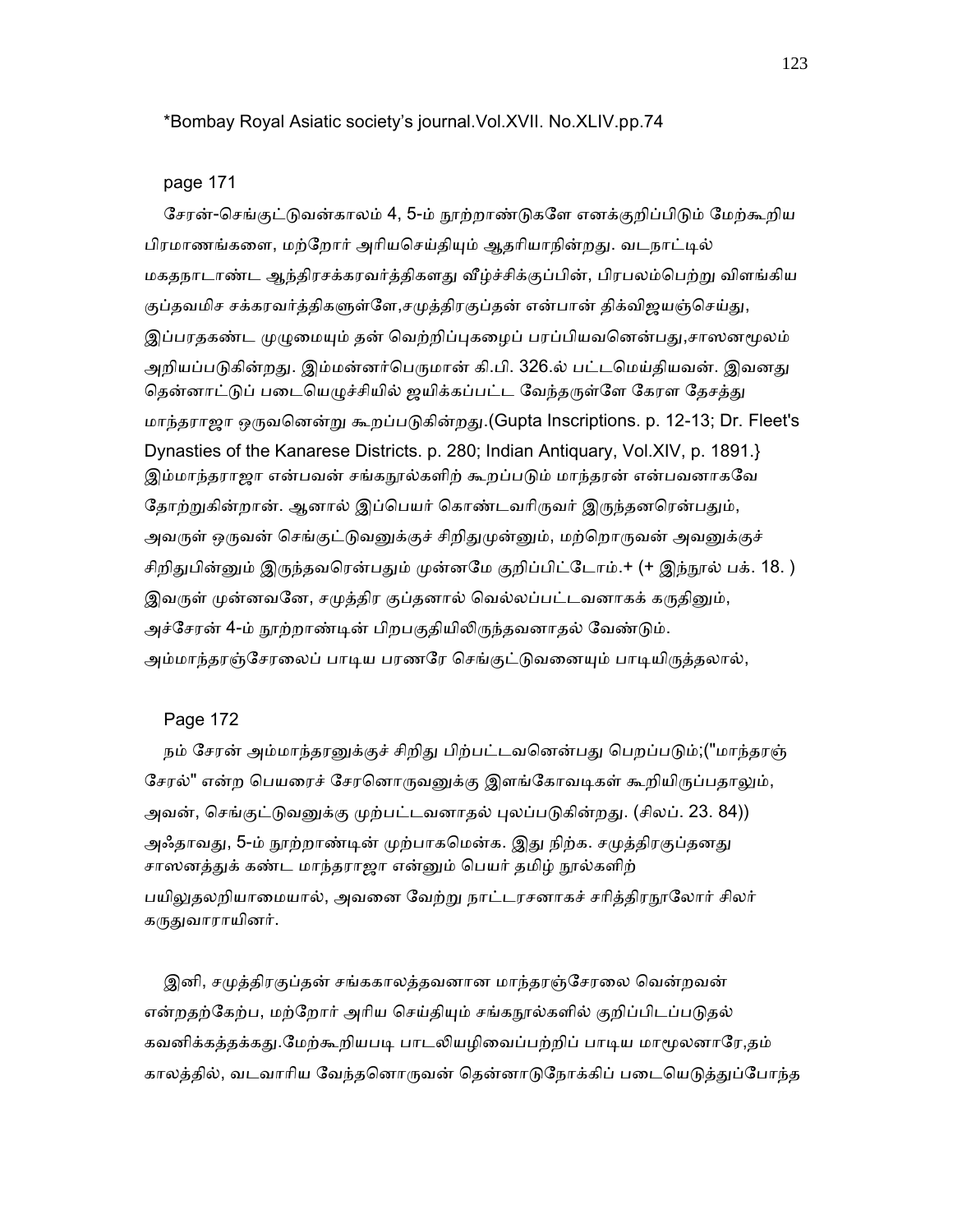*Bombay Royal Asiatic society's journal.Vol.XVII. No.XLIV.pp.74

page 171

சேரன்-செங்குட்டுவன்காலம் 4, 5-ம் நூற்றாண்டுகளே எனக்குறிப்பிடும் மேற்கூறிய பிரமாணங்களை, மற்றோர் அரியசெய்தியும் ஆதரியாநின்றது. வடநாட்டில் மகதநாடாண்ட ஆந்திரசக்கரவர்த்திகளது வீழ்ச்சிக்குப்பின், பிரபலம்பெற்று விளங்கிய குப்தவமிச சக்கரவர்த்திகளுள்ளே,சமுத்திரகுப்தன் என்பான் திக்விஜயஞ்செய்து, இப்பரதகண்ட முழுமையும் தன் வெற்றிப்புகழைப் பரப்பியவனென்பது,சாஸனமூலம் அறியப்படுகின்றது. இம்மன்னர்பெருமான் கி.பி. 326.ல் பட்டமெய்தியவன். இவனது தென்னாட்டுப் படையெழுச்சியில் ஜயிக்கப்பட்ட வேந்தருள்ளே கேரள தேசத்து மாந்தராஜா ஒருவனென்று கூறப்படுகின்றது.(Gupta Inscriptions. p. 12-13; Dr. Fleet's Dynasties of the Kanarese Districts. p. 280; Indian Antiquary, Vol.XIV, p. 1891.} இம்மாந்தராஜா என்பவன் சங்கநூல்களிற் கூறப்படும் மாந்தரன் என்பவனாகவே தோற்றுகின்றான். ஆனால் இப்பெயர் கொண்டவரிருவர் இருந்தனரென்பதும், அவருள் ஒருவன் செங்குட்டுவனுக்குச் சிறிதுமுன்னும், மற்றொருவன் அவனுக்குச் சிறிதுபின்னும் இருந்தவரென்பதும் முன்னமே குறிப்பிட்டோம்.+ (+ இந்நூல் பக். 18. ) இவருள் முன்னவனே, சமுத்திர குப்தனால் வெல்லப்பட்டவனாகக் கருதினும், அச்சேரன் 4-ம் நூற்றாண்டின் பிறபகுதியிலிருந்தவனாதல் வேண்டும். அம்மாந்தரஞ்சேரலைப் பாடிய பரணரே செங்குட்டுவனையும் பாடியிருத்தலால்,

Page 172

நம் சேரன் அம்மாந்தரனுக்குச் சிறிது பிற்பட்டவனென்பது பெறப்படும்;("மாந்தரஞ் சேரல்" என்ற பெயரைச் சேரனொருவனுக்கு இளங்கோவடிகள் கூறியிருப்பதாலும், அவன், செங்குட்டுவனுக்கு முற்பட்டவனாதல் புலப்படுகின்றது. (சிலப். 23. 84)) அஃதாவது, 5-ம் நூற்றாண்டின் முற்பாகமென்க. இது நிற்க. சமுத்திரகுப்தனது சாஸனத்துக் கண்ட மாந்தராஜா என்னும் பெயர் தமிழ் நூல்களிற் பயிலுதலறியாமையால், அவனை வேற்று நாட்டரசனாகச் சரித்திரநூலோர் சிலர் கருதுவாராயினர்.

இனி, சமுத்திரகுப்தன் சங்ககாலத்தவனான மாந்தரஞ்சேரலை வென்றவன் என்றதற்கேற்ப, மற்றோர் அரிய செய்தியும் சங்கநூல்களில் குறிப்பிடப்படுதல் கவனிக்கத்தக்கது.மேற்கூறியபடி பாடலியழிவைப்பற்றிப் பாடிய மாமூலனாரே,தம் காலத்தில், வடவாரிய வேந்தனொருவன் தென்னாடுநோக்கிப் படையெடுத்துப்போந்த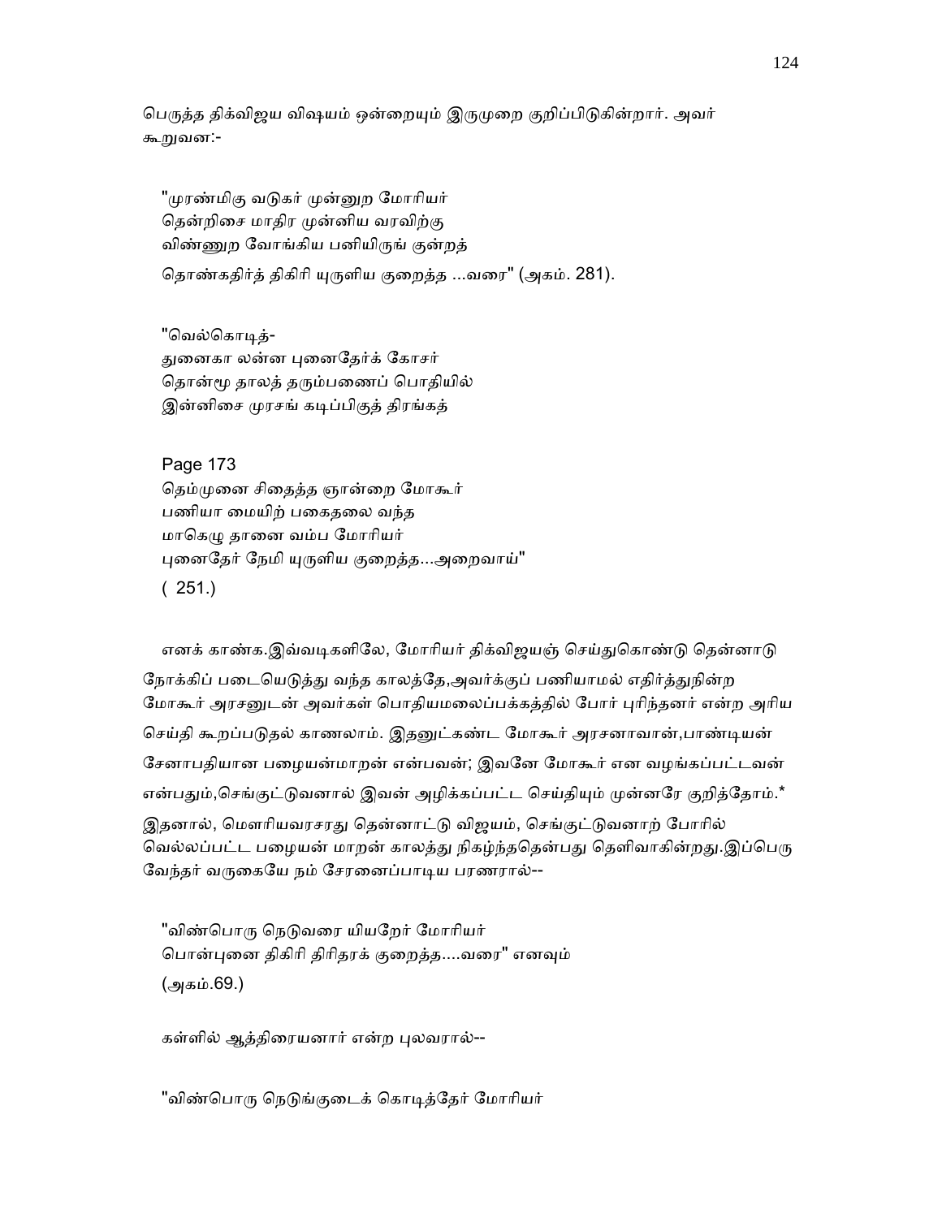பெருத்த திக்விஜய விஷயம் ஒன்றையும் இருமுறை குறிப்பிடுகின்றார். அவர் கூறுவன:-

"முரண்மிகு வடுகர் முன்னுற மோரியர்
தென்றிசை மாதிர முன்னிய வரவிற்கு
விண்ணுற வோங்கிய பனியிருங் குன்றத்
தொண்கதிர்த் திகிரி யுருளிய குறைத்த ...வரை" (அகம். 281).

"வெல்கொடித்-
துனைகா லன்ன புனைதேர்க் கோசர்
தொன்மூ தாலத் தரும்பணைப் பொதியில்
இன்னிசை முரசங் கடிப்பிகுத் திரங்கத்

Page 173

தெம்முனை சிதைத்த ஞான்றை மோகூர்
பணியா மையிற் பகைதலை வந்த
மாகெழு தானை வம்ப மோரியர்
புனைதேர் நேமி யுருளிய குறைத்த...அறைவாய்"
( 251.)

எனக் காண்க.இவ்வடிகளிலே, மோரியர் திக்விஜயஞ் செய்துகொண்டு தென்னாடு நோக்கிப் படையெடுத்து வந்த காலத்தே,அவர்க்குப் பணியாமல் எதிர்த்துநின்ற மோகூர் அரசனுடன் அவர்கள் பொதியமலைப்பக்கத்தில் போர் புரிந்தனர் என்ற அரிய செய்தி கூறப்படுதல் காணலாம். இதனுட்கண்ட மோகூர் அரசனாவான்,பாண்டியன் சேனாபதியான பழையன்மாறன் என்பவன்; இவனே மோகூர் என வழங்கப்பட்டவன் என்பதும்,செங்குட்டுவனால் இவன் அழிக்கப்பட்ட செய்தியும் முன்னரே குறித்தோம்.*
இதனால், மௌரியவரசரது தென்னாட்டு விஜயம், செங்குட்டுவனாற் போரில் வெல்லப்பட்ட பழையன் மாறன் காலத்து நிகழ்ந்ததென்பது தெளிவாகின்றது.இப்பெரு வேந்தர் வருகையே நம் சேரனைப்பாடிய பரணரால்--

"விண்பொரு நெடுவரை யியறேர் மோரியர்
பொன்புனை திகிரி திரிதரக் குறைத்த....வரை" எனவும்
(அகம்.69.)

கள்ளில் ஆத்திரையனார் என்ற புலவரால்--

"விண்பொரு நெடுங்குடைக் கொடித்தேர் மோரியர்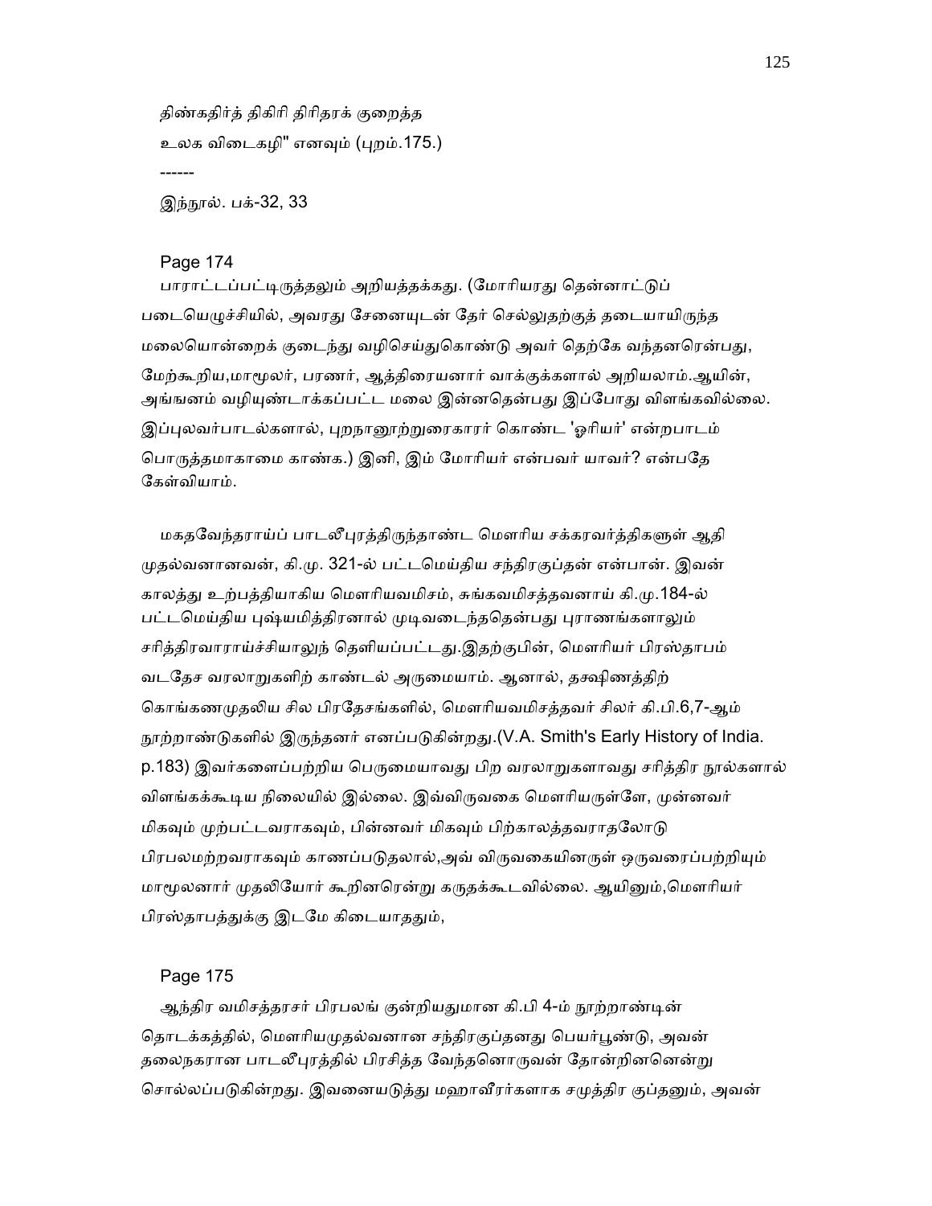திண்கதிர்த் திகிரி திரிதரக் குறைத்த
உலக விடைகழி" எனவும் (புறம்.175.)

------

இந்நூல். பக்-32, 33

Page 174

பாராட்டப்பட்டிருத்தலும் அறியத்தக்கது. (மோரியரது தென்னாட்டுப் படையெழுச்சியில், அவரது சேனையுடன் தேர் செல்லுதற்குத் தடையாயிருந்த மலையொன்றைக் குடைந்து வழிசெய்துகொண்டு அவர் தெற்கே வந்தனரென்பது, மேற்கூறிய,மாமூலர், பரணர், ஆத்திரையனார் வாக்குக்களால் அறியலாம்.ஆயின், அங்ஙனம் வழியுண்டாக்கப்பட்ட மலை இன்னதென்பது இப்போது விளங்கவில்லை. இப்புலவர்பாடல்களால், புறநானூற்றுரைகாரர் கொண்ட 'ஓரியர்' என்றபாடம் பொருத்தமாகாமை காண்க.) இனி, இம் மோரியர் என்பவர் யாவர்? என்பதே கேள்வியாம்.

மகதவேந்தராய்ப் பாடலீபுரத்திருந்தாண்ட மௌரிய சக்கரவர்த்திகளுள் ஆதி முதல்வனானவன், கி.மு. 321-ல் பட்டமெய்திய சந்திரகுப்தன் என்பான். இவன் காலத்து உற்பத்தியாகிய மௌரியவமிசம், சுங்கவமிசத்தவனாய் கி.மு.184-ல் பட்டமெய்திய புஷ்யமித்திரனால் முடிவடைந்ததென்பது புராணங்களாலும் சரித்திரவாராய்ச்சியாலுந் தெளியப்பட்டது.இதற்குபின், மௌரியர் பிரஸ்தாபம் வடதேச வரலாறுகளிற் காண்டல் அருமையாம். ஆனால், தக்ஷிணத்திற் கொங்கணமுதலிய சில பிரதேசங்களில், மௌரியவமிசத்தவர் சிலர் கி.பி.6,7-ஆம் நூற்றாண்டுகளில் இருந்தனர் எனப்படுகின்றது.(V.A. Smith's Early History of India. p.183) இவர்களைப்பற்றிய பெருமையாவது பிற வரலாறுகளாவது சரித்திர நூல்களால் விளங்கக்கூடிய நிலையில் இல்லை. இவ்விருவகை மௌரியருள்ளே, முன்னவர் மிகவும் முற்பட்டவராகவும், பின்னவர் மிகவும் பிற்காலத்தவராதலோடு பிரபலமற்றவராகவும் காணப்படுதலால்,அவ் விருவகையினருள் ஒருவரைப்பற்றியும் மாமூலனார் முதலியோர் கூறினரென்று கருதக்கூடவில்லை. ஆயினும்,மௌரியர் பிரஸ்தாபத்துக்கு இடமே கிடையாததும்,

Page 175

ஆந்திர வமிசத்தரசர் பிரபலங் குன்றியதுமான கி.பி 4-ம் நூற்றாண்டின் தொடக்கத்தில், மௌரியமுதல்வனான சந்திரகுப்தனது பெயர்பூண்டு, அவன் தலைநகரான பாடலீபுரத்தில் பிரசித்த வேந்தனொருவன் தோன்றினனென்று சொல்லப்படுகின்றது. இவனையடுத்து மஹாவீரர்களாக சமுத்திர குப்தனும், அவன்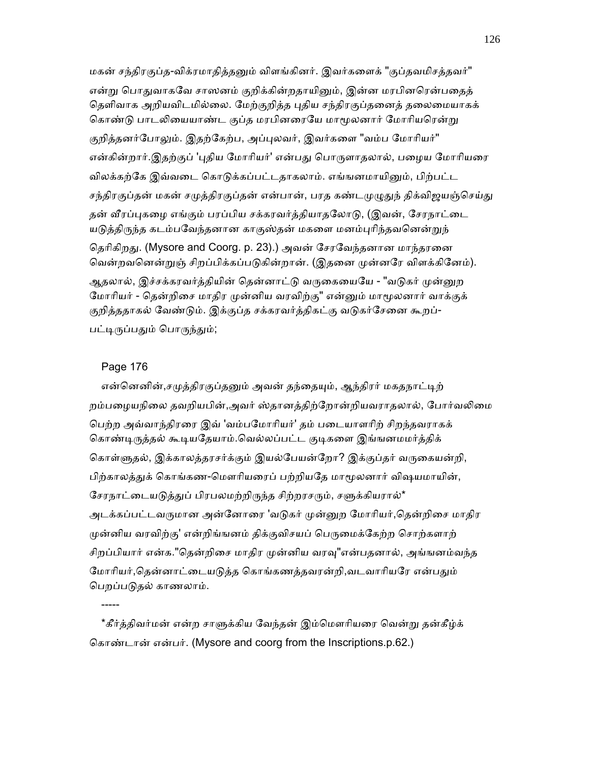மகன் சந்திரகுப்த-விக்ரமாதித்தனும் விளங்கினர். இவர்களைக் "குப்தவமிசத்தவர்" என்று பொதுவாகவே சாஸனம் குறிக்கின்றதாயினும், இன்ன மரபினரென்பதைத் தெளிவாக அறியவிடமில்லை. மேற்குறித்த புதிய சந்திரகுப்தனைத் தலைமையாகக் கொண்டு பாடலியையாண்ட குப்த மரபினரையே மாமூலனார் மோரியரென்று குறித்தனர்போலும். இதற்கேற்ப, அப்புலவர், இவர்களை "வம்ப மோரியர்" என்கின்றார்.இதற்குப் 'புதிய மோரியர்' என்பது பொருளாதலால், பழைய மோரியரை விலக்கற்கே இவ்வடை கொடுக்கப்பட்டதாகலாம். எங்ஙனமாயினும், பிற்பட்ட சந்திரகுப்தன் மகன் சமுத்திரகுப்தன் என்பான், பரத கண்டமுழுதுந் திக்விஜயஞ்செய்து தன் வீரப்புகழை எங்கும் பரப்பிய சக்கரவர்த்தியாதலோடு, (இவன், சேரநாட்டை யடுத்திருந்த கடம்பவேந்தனான காகுஸ்தன் மகளை மனம்புரிந்தவனென்றுந் தெரிகிறது. (Mysore and Coorg. p. 23).) அவன் சேரவேந்தனான மாந்தரனை வென்றவனென்றுஞ் சிறப்பிக்கப்படுகின்றான். (இதனை முன்னரே விளக்கினேம்). ஆதலால், இச்சக்கரவர்த்தியின் தென்னாட்டு வருகையையே - "வடுகர் முன்னுற மோரியர் - தென்றிசை மாதிர முன்னிய வரவிற்கு" என்னும் மாமூலனார் வாக்குக் குறித்ததாகல் வேண்டும். இக்குப்த சக்கரவர்த்திகட்கு வடுகர்சேனை கூறப்-பட்டிருப்பதும் பொருந்தும்;

Page 176

என்னெனின்,சமுத்திரகுப்தனும் அவன் தந்தையும், ஆந்திரர் மகதநாட்டிற் றம்பழையநிலை தவறியபின்,அவர் ஸ்தானத்திற்றோன்றியவராதலால், போர்வலிமை பெற்ற அவ்வாந்திரரை இவ் 'வம்பமோரியர்' தம் படையாளரிற் சிறந்தவராகக் கொண்டிருத்தல் கூடியதேயாம்.வெல்லப்பட்ட குடிகளை இங்ஙனமமர்த்திக் கொள்ளுதல், இக்காலத்தரசர்க்கும் இயல்பேயன்றோ? இக்குப்தர் வருகையன்றி, பிற்காலத்துக் கொங்கண-மௌரியரைப் பற்றியதே மாமூலனார் விஷயமாயின், சேரநாட்டையடுத்துப் பிரபலமற்றிருந்த சிற்றரசரும், சளுக்கியரால்* அடக்கப்பட்டவருமான அன்னோரை 'வடுகர் முன்னுற மோரியர்,தென்றிசை மாதிர முன்னிய வரவிற்கு' என்றிங்ஙனம் திக்குவிசயப் பெருமைக்கேற்ற சொற்களாற் சிறப்பியார் என்க."தென்றிசை மாதிர முன்னிய வரவு"என்பதனால், அங்ஙனம்வந்த மோரியர்,தென்னாட்டையடுத்த கொங்கணத்தவரன்றி,வடவாரியரே என்பதும் பெறப்படுதல் காணலாம்.

-----

*கீர்த்திவர்மன் என்ற சாளுக்கிய வேந்தன் இம்மௌரியரை வென்று தன்கீழ்க் கொண்டான் என்பர். (Mysore and coorg from the Inscriptions.p.62.)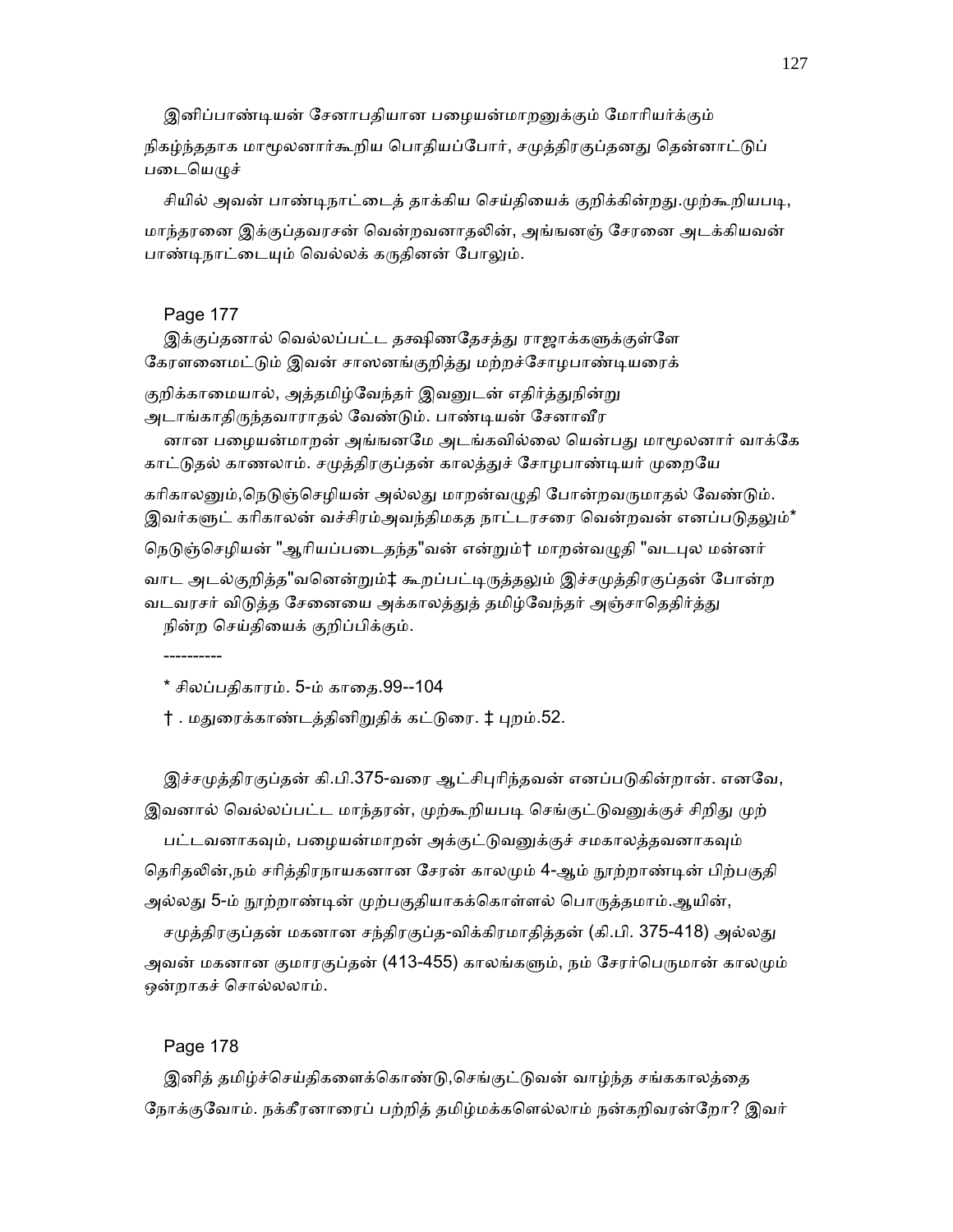இனிப்பாண்டியன் சேனாபதியான பழையன்மாறனுக்கும் மோரியர்க்கும் நிகழ்ந்ததாக மாமூலனார்கூறிய பொதியப்போர், சமுத்திரகுப்தனது தென்னாட்டுப் படையெழுச்சியில் அவன் பாண்டிநாட்டைத் தாக்கிய செய்தியைக் குறிக்கின்றது.முற்கூறியபடி, மாந்தரனை இக்குப்தவரசன் வென்றவனாதலின், அங்ஙனஞ் சேரனை அடக்கியவன் பாண்டிநாட்டையும் வெல்லக் கருதினன் போலும்.

Page 177

இக்குப்தனால் வெல்லப்பட்ட தக்ஷிணதேசத்து ராஜாக்களுக்குள்ளே கேரளனைமட்டும் இவன் சாஸனங்குறித்து மற்றச்சோழபாண்டியரைக் குறிக்காமையால், அத்தமிழ்வேந்தர் இவனுடன் எதிர்த்துநின்று அடாங்காதிருந்தவாராதல் வேண்டும். பாண்டியன் சேனாவீரனான பழையன்மாறன் அங்ஙனமே அடங்கவில்லை யென்பது மாமூலனார் வாக்கே காட்டுதல் காணலாம். சமுத்திரகுப்தன் காலத்துச் சோழபாண்டியர் முறையே கரிகாலனும்,நெடுஞ்செழியன் அல்லது மாறன்வழுதி போன்றவருமாதல் வேண்டும். இவர்களுட் கரிகாலன் வச்சிரம்அவந்திமகத நாட்டரசரை வென்றவன் எனப்படுதலும்* நெடுஞ்செழியன் "ஆரியப்படைதந்த"வன் என்றும்† மாறன்வழுதி "வடபுல மன்னர் வாட அடல்குறித்த"வனென்றும்‡ கூறப்பட்டிருத்தலும் இச்சமுத்திரகுப்தன் போன்ற வடவரசர் விடுத்த சேனையை அக்காலத்துத் தமிழ்வேந்தர் அஞ்சாதெதிர்த்து நின்ற செய்தியைக் குறிப்பிக்கும்.

----------

* சிலப்பதிகாரம். 5-ம் காதை.99--104

† . மதுரைக்காண்டத்தினிறுதிக் கட்டுரை. ‡ புறம்.52.

இச்சமுத்திரகுப்தன் கி.பி.375-வரை ஆட்சிபுரிந்தவன் எனப்படுகின்றான். எனவே, இவனால் வெல்லப்பட்ட மாந்தரன், முற்கூறியபடி செங்குட்டுவனுக்குச் சிறிது முற்பட்டவனாகவும், பழையன்மாறன் அக்குட்டுவனுக்குச் சமகாலத்தவனாகவும் தெரிதலின்,நம் சரித்திரநாயகனான சேரன் காலமும் 4-ஆம் நூற்றாண்டின் பிற்பகுதி அல்லது 5-ம் நூற்றாண்டின் முற்பகுதியாகக்கொள்ளல் பொருத்தமாம்.ஆயின், சமுத்திரகுப்தன் மகனான சந்திரகுப்த-விக்கிரமாதித்தன் (கி.பி. 375-418) அல்லது அவன் மகனான குமாரகுப்தன் (413-455) காலங்களும், நம் சேரர்பெருமான் காலமும் ஒன்றாகச் சொல்லலாம்.

Page 178

இனித் தமிழ்ச்செய்திகளைக்கொண்டு,செங்குட்டுவன் வாழ்ந்த சங்ககாலத்தை நோக்குவோம். நக்கீரனாரைப் பற்றித் தமிழ்மக்களெல்லாம் நன்கறிவரன்றோ? இவர்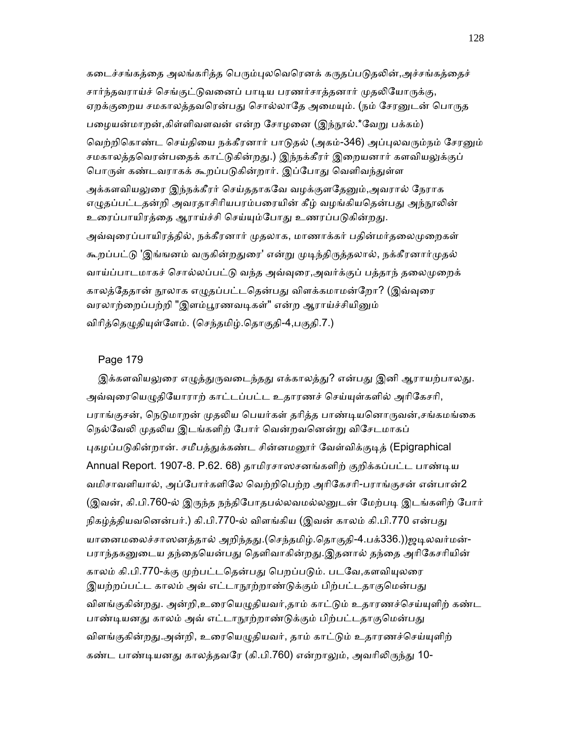கடைச்சங்கத்தை அலங்கரித்த பெரும்புலவெரெனக் கருதப்படுதலின்,அச்சங்கத்தைச் சார்ந்தவராய்ச் செங்குட்டுவனைப் பாடிய பரணர்சாத்தனார் முதலியோருக்கு, ஏறக்குறைய சமகாலத்தவரென்பது சொல்லாதே அமையும். (நம் சேரனுடன் பொருத பழையன்மாறன்,கிள்ளிவளவன் என்ற சோழனை (இந்நூல்.*வேறு பக்கம்) வெற்றிகொண்ட செய்தியை நக்கீரனார் பாடுதல் (அகம்-346) அப்புலவரும்நம் சேரனும் சமகாலத்தவெரன்பதைக் காட்டுகின்றது.) இந்நக்கீரர் இறையனார் களவியலுக்குப் பொருள் கண்டவராகக் கூறப்படுகின்றார். இப்போது வெளிவந்துள்ள அக்களவியலுரை இந்நக்கீரர் செய்ததாகவே வழக்குளதேனும்,அவரால் நேராக எழுதப்பட்டதன்றி அவரதாசிரியபரம்பரையின் கீழ் வழங்கியதென்பது அந்நூலின் உரைப்பாயிரத்தை ஆராய்ச்சி செய்யும்போது உணரப்படுகின்றது.

அவ்வுரைப்பாயிரத்தில், நக்கீரனார் முதலாக, மாணாக்கர் பதின்மர்தலைமுறைகள் கூறப்பட்டு 'இங்ஙனம் வருகின்றதுரை' என்று முடிந்திருத்தலால், நக்கீரனார்முதல் வாய்ப்பாடமாகச் சொல்லப்பட்டு வந்த அவ்வுரை,அவர்க்குப் பத்தாந் தலைமுறைக் காலத்தேதான் நூலாக எழுதப்பட்டதென்பது விளக்கமாமன்றோ? (இவ்வுரை வரலாற்றைப்பற்றி "இளம்பூரணவடிகள்" என்ற ஆராய்ச்சியினும் விரித்தெழுதியுள்ளேம். (செந்தமிழ்.தொகுதி-4,பகுதி.7.)

Page 179

இக்களவியலுரை எழுத்துருவடைந்தது எக்காலத்து? என்பது இனி ஆராயற்பாலது. அவ்வுரையெழுதியோராற் காட்டப்பட்ட உதாரணச் செய்யுள்களில் அரிகேசரி, பராங்குசன், நெடுமாறன் முதலிய பெயர்கள் தரித்த பாண்டியனொருவன்,சங்கமங்கை நெல்வேலி முதலிய இடங்களிற் போர் வென்றவனென்று விசேடமாகப் புகழப்படுகின்றான். சமீபத்துக்கண்ட சின்னமனூர் வேள்விக்குடித் (Epigraphical Annual Report. 1907-8. P.62. 68) தாமிரசாஸசனங்களிற் குறிக்கப்பட்ட பாண்டிய வமிசாவளியால், அப்போர்களிலே வெற்றிபெற்ற அரிகேசரி-பராங்குசன் என்பான்2 (இவன், கி.பி.760-ல் இருந்த நந்திபோதபல்லவமல்லனுடன் மேற்படி இடங்களிற் போர் நிகழ்த்தியவனென்பர்.) கி.பி.770-ல் விளங்கிய (இவன் காலம் கி.பி.770 என்பது யானைமலைச்சாஸனத்தால் அறிந்தது.(செந்தமிழ்.தொகுதி-4.பக்336.))ஜடிலவர்மன்-பராந்தகனுடைய தந்தையென்பது தெளிவாகின்றது.இதனால் தந்தை அரிகேசரியின் காலம் கி.பி.770-க்கு முற்பட்டதென்பது பெறப்படும். படவே,களவியுலரை இயற்றப்பட்ட காலம் அவ் எட்டாநூற்றாண்டுக்கும் பிற்பட்டதாகுமென்பது விளங்குகின்றது. அன்றி,உரையெழுதியவர்,தாம் காட்டும் உதாரணச்செய்யுளிற் கண்ட பாண்டியனது காலம் அவ் எட்டாநூற்றாண்டுக்கும் பிற்பட்டதாகுமென்பது விளங்குகின்றது.அன்றி, உரையெழுதியவர், தாம் காட்டும் உதாரணச்செய்யுளிற் கண்ட பாண்டியனது காலத்தவரே (கி.பி.760) என்றாலும், அவரிலிருந்து 10-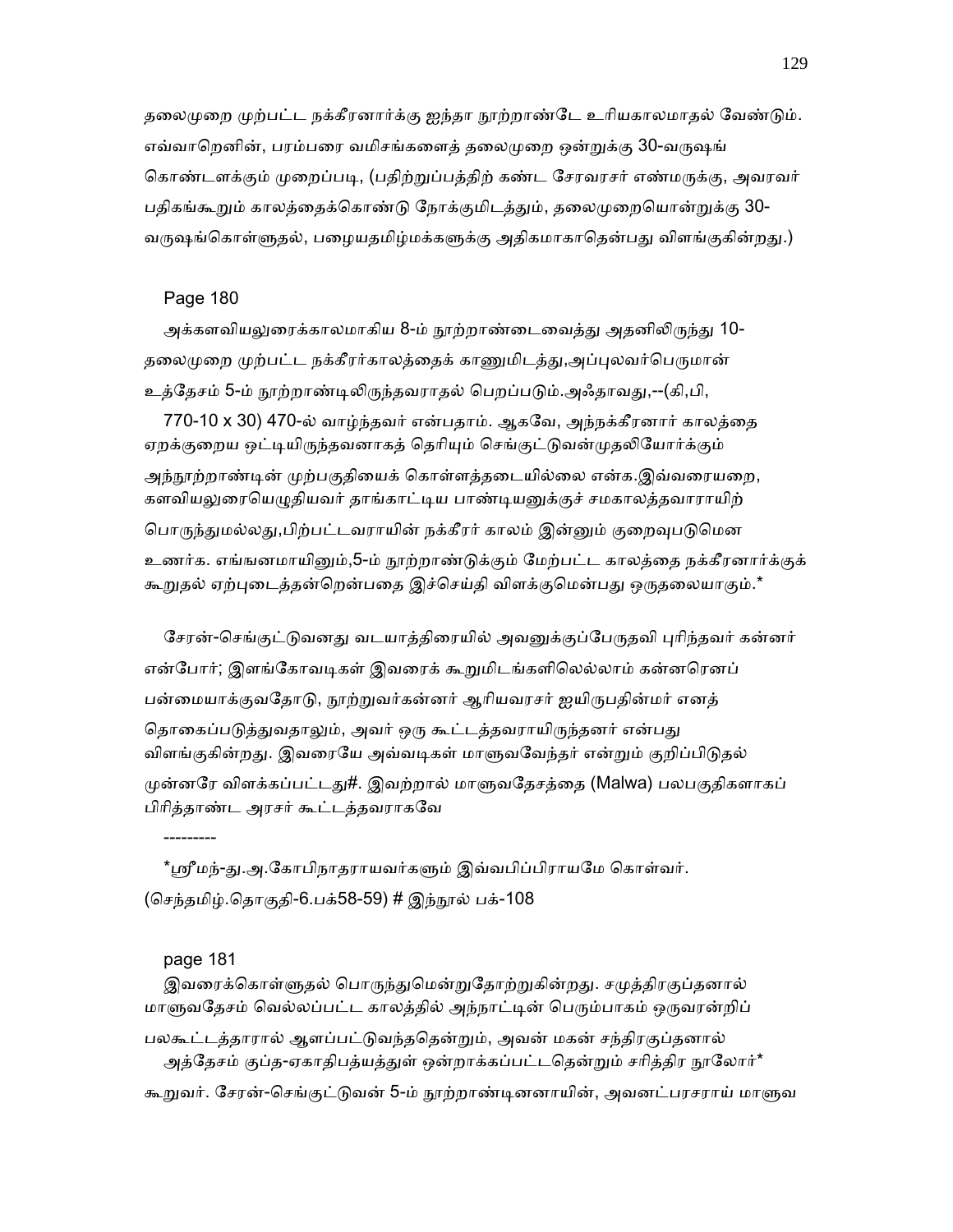தலைமுறை முற்பட்ட நக்கீரனார்க்கு ஐந்தா நூற்றாண்டே உரியகாலமாதல் வேண்டும். எவ்வாறெனின், பரம்பரை வமிசங்களைத் தலைமுறை ஒன்றுக்கு 30-வருஷங் கொண்டளக்கும் முறைப்படி, (பதிற்றுப்பத்திற் கண்ட சேரவரசர் எண்மருக்கு, அவரவர் பதிகங்கூறும் காலத்தைக்கொண்டு நோக்குமிடத்தும், தலைமுறையொன்றுக்கு 30-வருஷங்கொள்ளுதல், பழையதமிழ்மக்களுக்கு அதிகமாகாதென்பது விளங்குகின்றது.)

Page 180

அக்களவியலுரைக்காலமாகிய 8-ம் நூற்றாண்டைவைத்து அதனிலிருந்து 10-தலைமுறை முற்பட்ட நக்கீரர்காலத்தைக் காணுமிடத்து,அப்புலவர்பெருமான் உத்தேசம் 5-ம் நூற்றாண்டிலிருந்தவராதல் பெறப்படும்.அஃதாவது,--(கி,பி, 770-10 x 30) 470-ல் வாழ்ந்தவர் என்பதாம். ஆகவே, அந்நக்கீரனார் காலத்தை ஏறக்குறைய ஒட்டியிருந்தவனாகத் தெரியும் செங்குட்டுவன்முதலியோர்க்கும் அந்நூற்றாண்டின் முற்பகுதியைக் கொள்ளத்தடையில்லை என்க.இவ்வரையறை, களவியலுரையெழுதியவர் தாங்காட்டிய பாண்டியனுக்குச் சமகாலத்தவாராயிற் பொருந்துமல்லது,பிற்பட்டவராயின் நக்கீரர் காலம் இன்னும் குறைவுபடுமென உணர்க. எங்ஙனமாயினும்,5-ம் நூற்றாண்டுக்கும் மேற்பட்ட காலத்தை நக்கீரனார்க்குக் கூறுதல் ஏற்புடைத்தன்றென்பதை இச்செய்தி விளக்குமென்பது ஒருதலையாகும்.*

சேரன்-செங்குட்டுவனது வடயாத்திரையில் அவனுக்குப்பேருதவி புரிந்தவர் கன்னர் என்போர்; இளங்கோவடிகள் இவரைக் கூறுமிடங்களிலெல்லாம் கன்னரெனப் பன்மையாக்குவதோடு, நூற்றுவர்கன்னர் ஆரியவரசர் ஐயிருபதின்மர் எனத் தொகைப்படுத்துவதாலும், அவர் ஒரு கூட்டத்தவராயிருந்தனர் என்பது விளங்குகின்றது. இவரையே அவ்வடிகள் மாளுவவேந்தர் என்றும் குறிப்பிடுதல் முன்னரே விளக்கப்பட்டது#. இவற்றால் மாளுவதேசத்தை (Malwa) பலபகுதிகளாகப் பிரித்தாண்ட அரசர் கூட்டத்தவராகவே

---------

*ஸ்ரீமந்-து.அ.கோபிநாதராயவர்களும் இவ்வபிப்பிராயமே கொள்வர். (செந்தமிழ்.தொகுதி-6.பக்58-59) # இந்நூல் பக்-108

page 181

இவரைக்கொள்ளுதல் பொருந்துமென்றுதோற்றுகின்றது. சமுத்திரகுப்தனால் மாளுவதேசம் வெல்லப்பட்ட காலத்தில் அந்நாட்டின் பெரும்பாகம் ஒருவரன்றிப் பலகூட்டத்தாரால் ஆளப்பட்டுவந்ததென்றும், அவன் மகன் சந்திரகுப்தனால் அத்தேசம் குப்த-ஏகாதிபத்யத்துள் ஒன்றாக்கப்பட்டதென்றும் சரித்திர நூலோர்* கூறுவர். சேரன்-செங்குட்டுவன் 5-ம் நூற்றாண்டினனாயின், அவனட்பரசராய் மாளுவ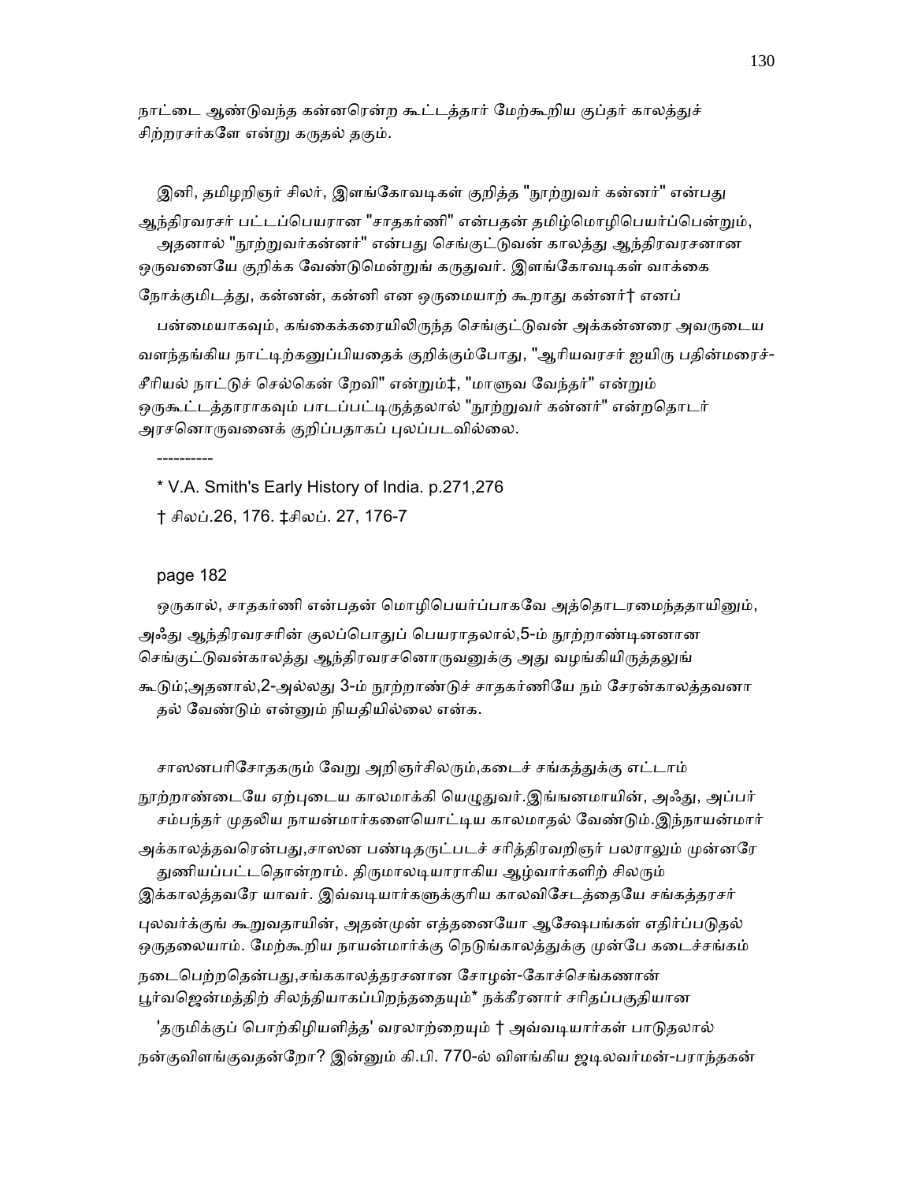நாட்டை ஆண்டுவந்த கன்னரென்ற கூட்டத்தார் மேற்கூறிய குப்தர் காலத்துச் சிற்றரசர்களே என்று கருதல் தகும்.

இனி, தமிழறிஞர் சிலர், இளங்கோவடிகள் குறித்த "நூற்றுவர் கன்னர்" என்பது ஆந்திரவரசர் பட்டப்பெயரான "சாதகர்ணி" என்பதன் தமிழ்மொழிபெயர்ப்பென்றும், அதனால் "நூற்றுவர்கன்னர்" என்பது செங்குட்டுவன் காலத்து ஆந்திரவரசனான ஒருவனையே குறிக்க வேண்டுமென்றுங் கருதுவர். இளங்கோவடிகள் வாக்கை நோக்குமிடத்து, கன்னன், கன்னி என ஒருமையாற் கூறாது கன்னர்† எனப் பன்மையாகவும், கங்கைக்கரையிலிருந்த செங்குட்டுவன் அக்கன்னரை அவருடைய வளந்தங்கிய நாட்டிற்கனுப்பியதைக் குறிக்கும்போது, "ஆரியவரசர் ஐயிரு பதின்மரைச்- சீரியல் நாட்டுச் செல்கென் றேவி" என்றும்‡, "மாளுவ வேந்தர்" என்றும் ஒருகூட்டத்தாராகவும் பாடப்பட்டிருத்தலால் "நூற்றுவர் கன்னர்" என்றதொடர் அரசனொருவனைக் குறிப்பதாகப் புலப்படவில்லை.

----------

* V.A. Smith's Early History of India. p.271,276

† சிலப்.26, 176. ‡சிலப். 27, 176-7

page 182

ஒருகால், சாதகர்ணி என்பதன் மொழிபெயர்ப்பாகவே அத்தொடரமைந்ததாயினும், அஃது ஆந்திரவரசரின் குலப்பொதுப் பெயராதலால்,5-ம் நூற்றாண்டினனான செங்குட்டுவன்காலத்து ஆந்திரவரசனொருவனுக்கு அது வழங்கியிருத்தலுங் கூடும்;அதனால்,2-அல்லது 3-ம் நூற்றாண்டுச் சாதகர்ணியே நம் சேரன்காலத்தவனா தல் வேண்டும் என்னும் நியதியில்லை என்க.

சாஸனபரிசோதகரும் வேறு அறிஞர்சிலரும்,கடைச் சங்கத்துக்கு எட்டாம் நூற்றாண்டையே ஏற்புடைய காலமாக்கி யெழுதுவர்.இங்ஙனமாயின், அஃது, அப்பர் சம்பந்தர் முதலிய நாயன்மார்களையொட்டிய காலமாதல் வேண்டும்.இந்நாயன்மார் அக்காலத்தவரென்பது,சாஸன பண்டிதருட்படச் சரித்திரவறிஞர் பலராலும் முன்னரே துணியப்பட்டதொன்றாம். திருமாலடியாராகிய ஆழ்வார்களிற் சிலரும் இக்காலத்தவரே யாவர். இவ்வடியார்களுக்குரிய காலவிசேடத்தையே சங்கத்தரசர் புலவர்க்குங் கூறுவதாயின், அதன்முன் எத்தனையோ ஆக்ஷேபங்கள் எதிர்ப்படுதல் ஒருதலையாம். மேற்கூறிய நாயன்மார்க்கு நெடுங்காலத்துக்கு முன்பே கடைச்சங்கம் நடைபெற்றதென்பது,சங்ககாலத்தரசனான சோழன்-கோச்செங்கணான் பூர்வஜென்மத்திற் சிலந்தியாகப்பிறந்ததையும்* நக்கீரனார் சரிதப்பகுதியான 'தருமிக்குப் பொற்கிழியளித்த' வரலாற்றையும் † அவ்வடியார்கள் பாடுதலால் நன்குவிளங்குவதன்றோ? இன்னும் கி.பி. 770-ல் விளங்கிய ஜடிலவர்மன்-பராந்தகன்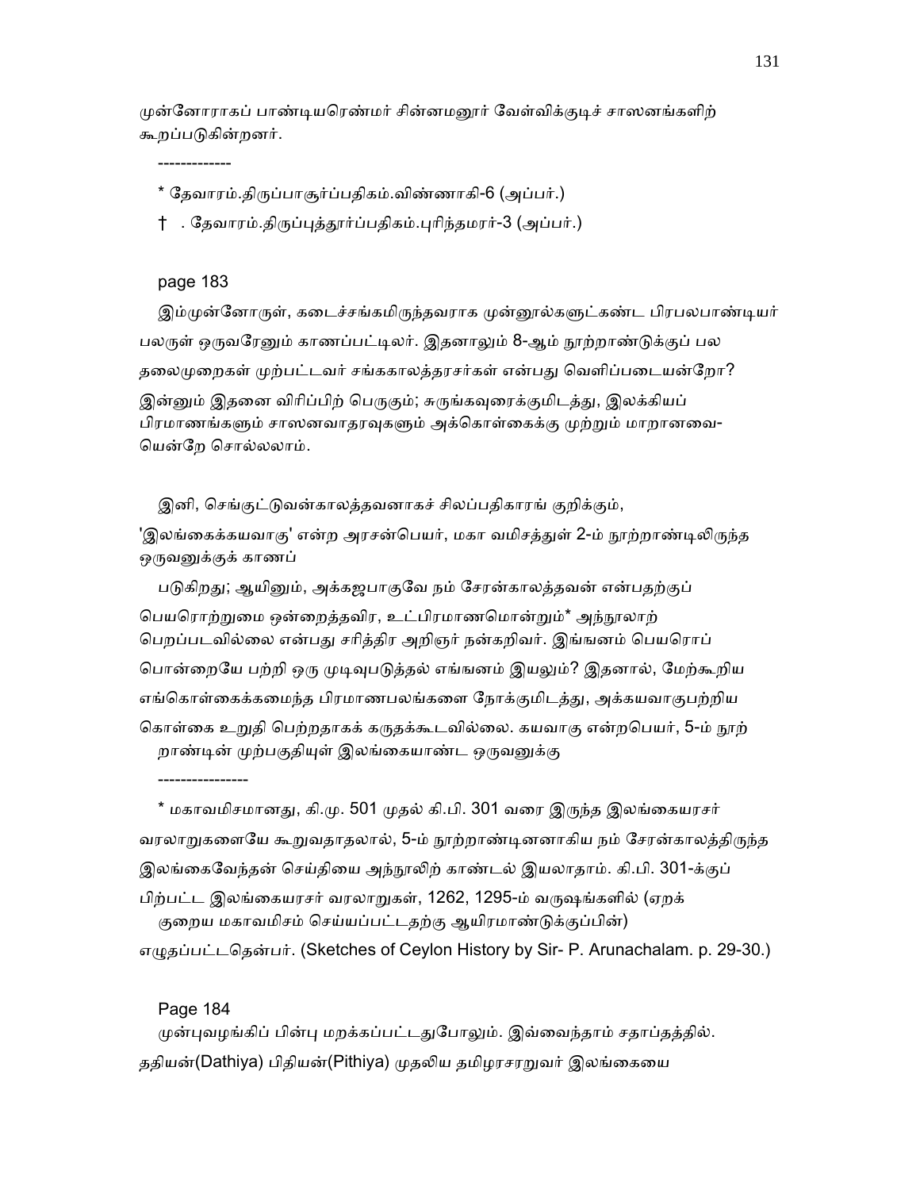முன்னோராகப் பாண்டியரெண்மர் சின்னமனூர் வேள்விக்குடிச் சாஸனங்களிற் கூறப்படுகின்றனர்.

-------------

* தேவாரம்.திருப்பாசூர்ப்பதிகம்.விண்ணாகி-6 (அப்பர்.)

† . தேவாரம்.திருப்புத்தூர்ப்பதிகம்.புரிந்தமரர்-3 (அப்பர்.)

page 183

இம்முன்னோருள், கடைச்சங்கமிருந்தவராக முன்னூல்களுட்கண்ட பிரபலபாண்டியர் பலருள் ஒருவரேனும் காணப்பட்டிலர். இதனாலும் 8-ஆம் நூற்றாண்டுக்குப் பல தலைமுறைகள் முற்பட்டவர் சங்ககாலத்தரசர்கள் என்பது வெளிப்படையன்றோ? இன்னும் இதனை விரிப்பிற் பெருகும்; சுருங்கவுரைக்குமிடத்து, இலக்கியப் பிரமாணங்களும் சாஸனவாதரவுகளும் அக்கொள்கைக்கு முற்றும் மாறானவை-யென்றே சொல்லலாம்.

இனி, செங்குட்டுவன்காலத்தவனாகச் சிலப்பதிகாரங் குறிக்கும்,

'இலங்கைக்கயவாகு' என்ற அரசன்பெயர், மகா வமிசத்துள் 2-ம் நூற்றாண்டிலிருந்த ஒருவனுக்குக் காணப்

படுகிறது; ஆயினும், அக்கஜபாகுவே நம் சேரன்காலத்தவன் என்பதற்குப் பெயரொற்றுமை ஒன்றைத்தவிர, உட்பிரமாணமொன்றும்* அந்நூலாற் பெறப்படவில்லை என்பது சரித்திர அறிஞர் நன்கறிவர். இங்ஙனம் பெயரொப் பொன்றையே பற்றி ஒரு முடிவுபடுத்தல் எங்ஙனம் இயலும்? இதனால், மேற்கூறிய எங்கொள்கைக்கமைந்த பிரமாணபலங்களை நோக்குமிடத்து, அக்கயவாகுபற்றிய கொள்கை உறுதி பெற்றதாகக் கருதக்கூடவில்லை. கயவாகு என்றபெயர், 5-ம் நூற் றாண்டின் முற்பகுதியுள் இலங்கையாண்ட ஒருவனுக்கு

----------------

* மகாவமிசமானது, கி.மு. 501 முதல் கி.பி. 301 வரை இருந்த இலங்கையரசர் வரலாறுகளையே கூறுவதாதலால், 5-ம் நூற்றாண்டினனாகிய நம் சேரன்காலத்திருந்த இலங்கைவேந்தன் செய்தியை அந்நூலிற் காண்டல் இயலாதாம். கி.பி. 301-க்குப் பிற்பட்ட இலங்கையரசர் வரலாறுகள், 1262, 1295-ம் வருஷங்களில் (ஏறக் குறைய மகாவமிசம் செய்யப்பட்டதற்கு ஆயிரமாண்டுக்குப்பின்) எழுதப்பட்டதென்பர். (Sketches of Ceylon History by Sir- P. Arunachalam. p. 29-30.)

Page 184

முன்புவழங்கிப் பின்பு மறக்கப்பட்டதுபோலும். இவ்வைந்தாம் சதாப்தத்தில். ததியன்(Dathiya) பிதியன்(Pithiya) முதலிய தமிழரசரறுவர் இலங்கையை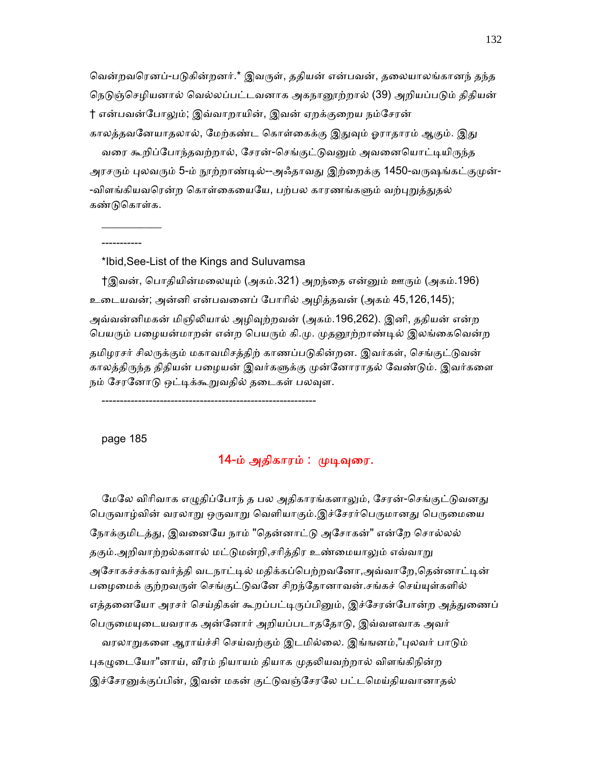வென்றவரெனப்-படுகின்றனர்.* இவருள், ததியன் என்பவன், தலையாலங்கானந் தந்த நெடுஞ்செழியனால் வெல்லப்பட்டவனாக அகநானூற்றால் (39) அறியப்படும் திதியன் † என்பவன்போலும்; இவ்வாறாயின், இவன் ஏறக்குறைய நம்சேரன் காலத்தவனேயாதலால், மேற்கண்ட கொள்கைக்கு இதுவும் ஓராதாரம் ஆகும். இது வரை கூறிப்போந்தவற்றால், சேரன்-செங்குட்டுவனும் அவனையொட்டியிருந்த அரசரும் புலவரும் 5-ம் நூற்றாண்டில்--அஃதாவது இற்றைக்கு 1450-வருஷங்கட்குமுன்--விளங்கியவரென்ற கொள்கையையே, பற்பல காரணங்களும் வற்புறுத்துதல் கண்டுகொள்க.

-----------

*Ibid,See-List of the Kings and Suluvamsa

†இவன், பொதியின்மலையும் (அகம்.321) அறந்தை என்னும் ஊரும் (அகம்.196) உடையவன்; அன்னி என்பவனைப் போரில் அழித்தவன் (அகம் 45,126,145); அவ்வன்னிமகன் மிஞிலியால் அழிவுற்றவன் (அகம்.196,262). இனி, ததியன் என்ற பெயரும் பழையன்மாறன் என்ற பெயரும் கி.மு. முதனூற்றாண்டில் இலங்கைவென்ற தமிழரசர் சிலருக்கும் மகாவமிசத்திற் காணப்படுகின்றன. இவர்கள், செங்குட்டுவன் காலத்திருந்த திதியன் பழையன் இவர்களுக்கு முன்னோராதல் வேண்டும். இவர்களை நம் சேரனோடு ஒட்டிக்கூறுவதில் தடைகள் பலவுள.

-----------------------------------------------------------

page 185

## 14-ம் அதிகாரம் : முடிவுரை.

மேலே விரிவாக எழுதிப்போந் த பல அதிகாரங்களாலும், சேரன்-செங்குட்டுவனது பெருவாழ்வின் வரலாறு ஒருவாறு வெளியாகும்.இச்சேரர்பெருமானது பெருமையை நோக்குமிடத்து, இவனையே நாம் "தென்னாட்டு அசோகன்" என்றே சொல்லல் தகும்.அறிவாற்றல்களால் மட்டுமன்றி,சரித்திர உண்மையாலும் எவ்வாறு அசோகச்சக்கரவர்த்தி வடநாட்டில் மதிக்கப்பெற்றவனோ,அவ்வாறே,தென்னாட்டின் பழைமைக் குற்றவருள் செங்குட்டுவனே சிறந்தோனாவன்.சங்கச் செய்யுள்களில் எத்தனையோ அரசர் செய்திகள் கூறப்பட்டிருப்பினும், இச்சேரன்போன்ற அத்துணைப் பெருமையுடையவராக அன்னோர் அறியப்படாததோடு, இவ்வளவாக அவர் வரலாறுகளை ஆராய்ச்சி செய்வற்கும் இடமில்லை. இங்ஙனம்,"புலவர் பாடும் புகழுடையோ"னாய், வீரம் நியாயம் தியாக முதலியவற்றால் விளங்கிநின்ற இச்சேரனுக்குப்பின், இவன் மகன் குட்டுவஞ்சேரலே பட்டமெய்தியவானாதல்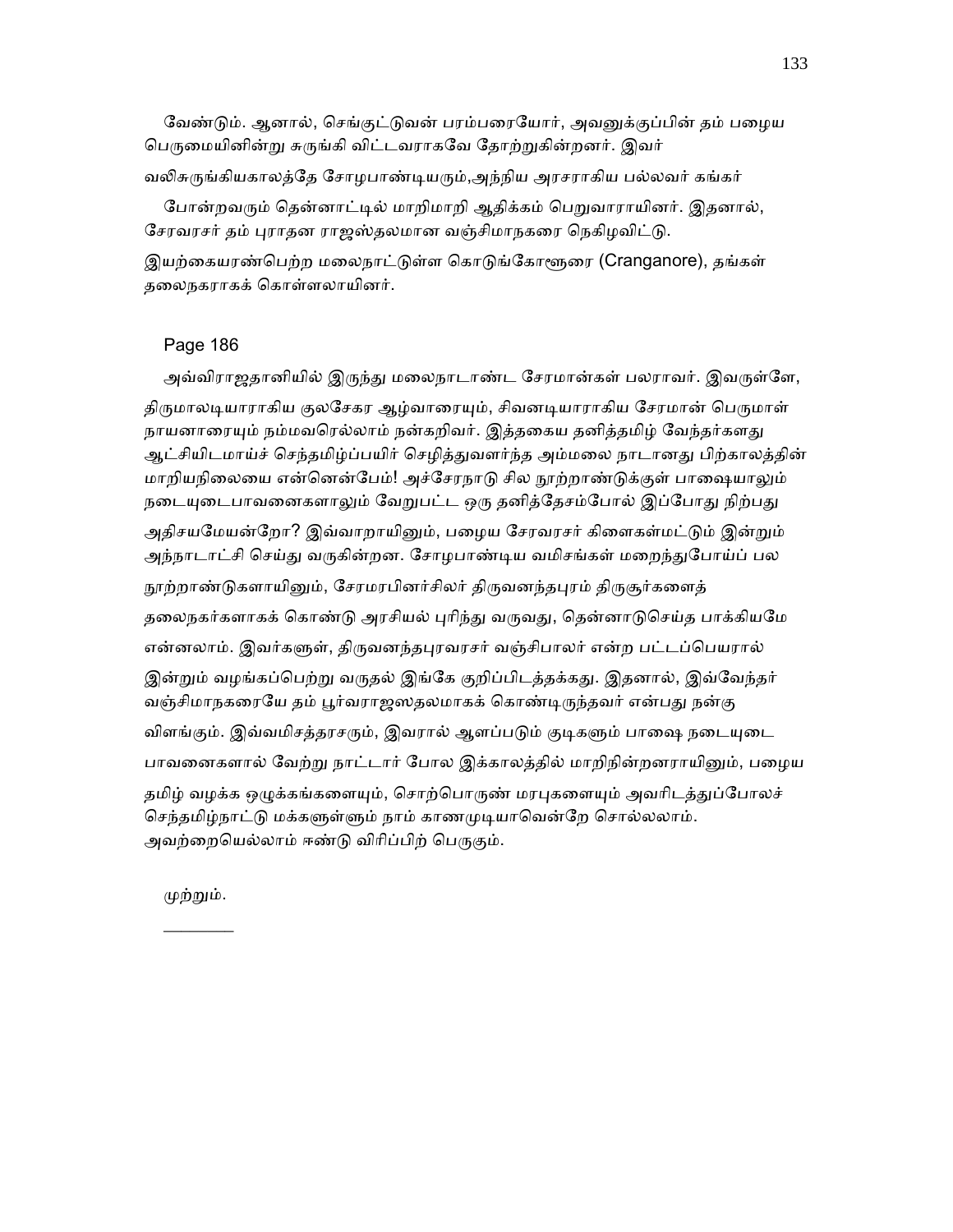வேண்டும். ஆனால், செங்குட்டுவன் பரம்பரையோர், அவனுக்குப்பின் தம் பழைய பெருமையினின்று சுருங்கி விட்டவராகவே தோற்றுகின்றனர். இவர் வலிசுருங்கியகாலத்தே சோழபாண்டியரும்,அந்நிய அரசராகிய பல்லவர் கங்கர் போன்றவரும் தென்னாட்டில் மாறிமாறி ஆதிக்கம் பெறுவாராயினர். இதனால், சேரவரசர் தம் புராதன ராஜஸ்தலமான வஞ்சிமாநகரை நெகிழவிட்டு. இயற்கையரண்பெற்ற மலைநாட்டுள்ள கொடுங்கோளூரை (Cranganore), தங்கள் தலைநகராகக் கொள்ளலாயினர்.

Page 186

அவ்விராஜதானியில் இருந்து மலைநாடாண்ட சேரமான்கள் பலராவர். இவருள்ளே, திருமாலடியாராகிய குலசேகர ஆழ்வாரையும், சிவனடியாராகிய சேரமான் பெருமாள் நாயனாரையும் நம்மவரெல்லாம் நன்கறிவர். இத்தகைய தனித்தமிழ் வேந்தர்களது ஆட்சியிடமாய்ச் செந்தமிழ்ப்பயிர் செழித்துவளர்ந்த அம்மலை நாடானது பிற்காலத்தின் மாறியநிலையை என்னென்பேம்! அச்சேரநாடு சில நூற்றாண்டுக்குள் பாஷையாலும் நடையுடைபாவனைகளாலும் வேறுபட்ட ஒரு தனித்தேசம்போல் இப்போது நிற்பது அதிசயமேயன்றோ? இவ்வாறாயினும், பழைய சேரவரசர் கிளைகள்மட்டும் இன்றும் அந்நாடாட்சி செய்து வருகின்றன. சோழபாண்டிய வமிசங்கள் மறைந்துபோய்ப் பல நூற்றாண்டுகளாயினும், சேரமரபினர்சிலர் திருவனந்தபுரம் திருசூர்களைத் தலைநகர்களாகக் கொண்டு அரசியல் புரிந்து வருவது, தென்னாடுசெய்த பாக்கியமே என்னலாம். இவர்களுள், திருவனந்தபுரவரசர் வஞ்சிபாலர் என்ற பட்டப்பெயரால் இன்றும் வழங்கப்பெற்று வருதல் இங்கே குறிப்பிடத்தக்கது. இதனால், இவ்வேந்தர் வஞ்சிமாநகரையே தம் பூர்வராஜஸதலமாகக் கொண்டிருந்தவர் என்பது நன்கு விளங்கும். இவ்வமிசத்தரசரும், இவரால் ஆளப்படும் குடிகளும் பாஷை நடையுடை பாவனைகளால் வேற்று நாட்டார் போல இக்காலத்தில் மாறிநின்றனராயினும், பழைய தமிழ் வழக்க ஒழுக்கங்களையும், சொற்பொருண் மரபுகளையும் அவரிடத்துப்போலச் செந்தமிழ்நாட்டு மக்களுள்ளும் நாம் காணமுடியாவென்றே சொல்லலாம். அவற்றையெல்லாம் ஈண்டு விரிப்பிற் பெருகும்.

முற்றும்.

---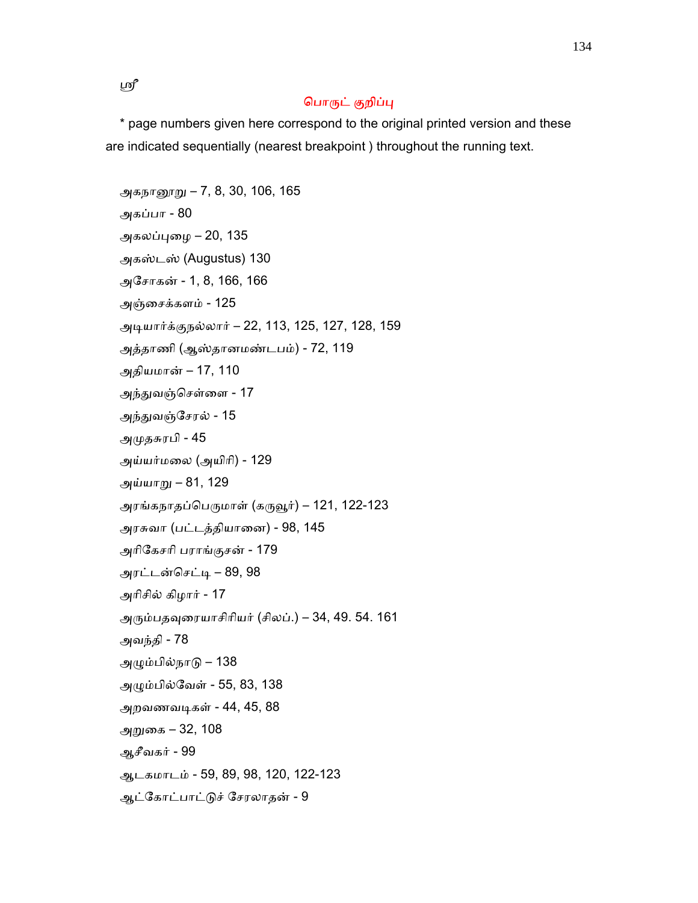ஸ்ரீ

## பொருட் குறிப்பு

\* page numbers given here correspond to the original printed version and these are indicated sequentially (nearest breakpoint ) throughout the running text.

அகநானூறு – 7, 8, 30, 106, 165
அகப்பா - 80
அகலப்புழை – 20, 135
அகஸ்டஸ் (Augustus) 130
அசோகன் - 1, 8, 166, 166
அஞ்சைக்களம் - 125
அடியார்க்குநல்லார் – 22, 113, 125, 127, 128, 159
அத்தாணி (ஆஸ்தானமண்டபம்) - 72, 119
அதியமான் – 17, 110
அந்துவஞ்செள்ளை - 17
அந்துவஞ்சேரல் - 15
அமுதசுரபி - 45
அய்யர்மலை (அயிரி) - 129
அய்யாறு – 81, 129
அரங்கநாதப்பெருமாள் (கருவூர்) – 121, 122-123
அரசுவா (பட்டத்தியானை) - 98, 145
அரிகேசரி பராங்குசன் - 179
அரட்டன்செட்டி – 89, 98
அரிசில் கிழார் - 17
அரும்பதவுரையாசிரியர் (சிலப்.) – 34, 49. 54. 161
அவந்தி - 78
அழும்பில்நாடு – 138
அழும்பில்வேள் - 55, 83, 138
அறவணவடிகள் - 44, 45, 88
அறுகை – 32, 108
ஆசீவகர் - 99
ஆடகமாடம் - 59, 89, 98, 120, 122-123
ஆட்கோட்பாட்டுச் சேரலாதன் - 9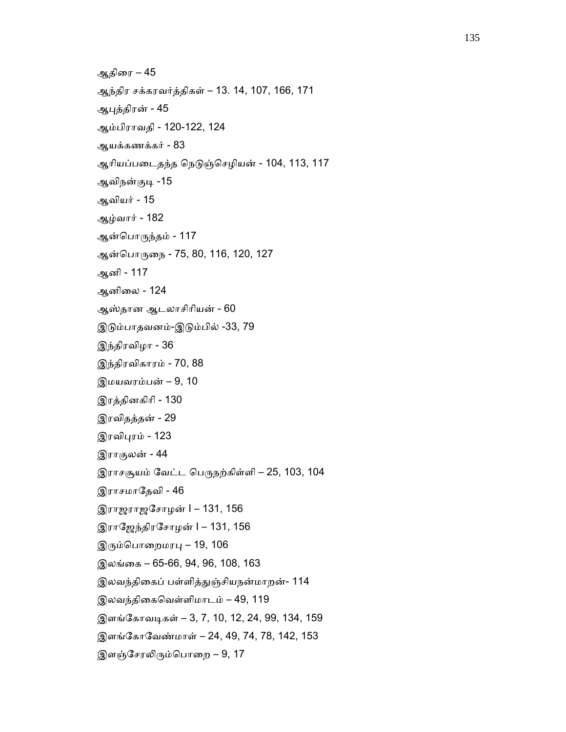ஆதிரை – 45

ஆந்திர சக்கரவர்த்திகள் – 13. 14, 107, 166, 171

ஆபுத்திரன் - 45

ஆம்பிராவதி - 120-122, 124

ஆயக்கணக்கர் - 83

ஆரியப்படைதந்த நெடுஞ்செழியன் - 104, 113, 117

ஆவிநன்குடி -15

ஆவியர் - 15

ஆழ்வார் - 182

ஆன்பொருந்தம் - 117

ஆன்பொருநை - 75, 80, 116, 120, 127

ஆனி - 117

ஆனிலை - 124

ஆஸ்தான ஆடலாசிரியன் - 60

இடும்பாதவனம்-இடும்பில் -33, 79

இந்திரவிழா - 36

இந்திரவிகாரம் - 70, 88

இமயவரம்பன் – 9, 10

இரத்தினகிரி - 130

இரவிதத்தன் - 29

இரவிபுரம் - 123

இராகுலன் - 44

இராசசூயம் வேட்ட பெருநற்கிள்ளி – 25, 103, 104

இராசமாதேவி - 46

இராஜராஜசோழன் I – 131, 156

இராஜேந்திரசோழன் I – 131, 156

இரும்பொறைமரபு – 19, 106

இலங்கை – 65-66, 94, 96, 108, 163

இலவந்திகைப் பள்ளித்துஞ்சியநன்மாறன்- 114

இலவந்திகைவெள்ளிமாடம் – 49, 119

இளங்கோவடிகள் – 3, 7, 10, 12, 24, 99, 134, 159

இளங்கோவேண்மாள் – 24, 49, 74, 78, 142, 153

இளஞ்சேரலிரும்பொறை – 9, 17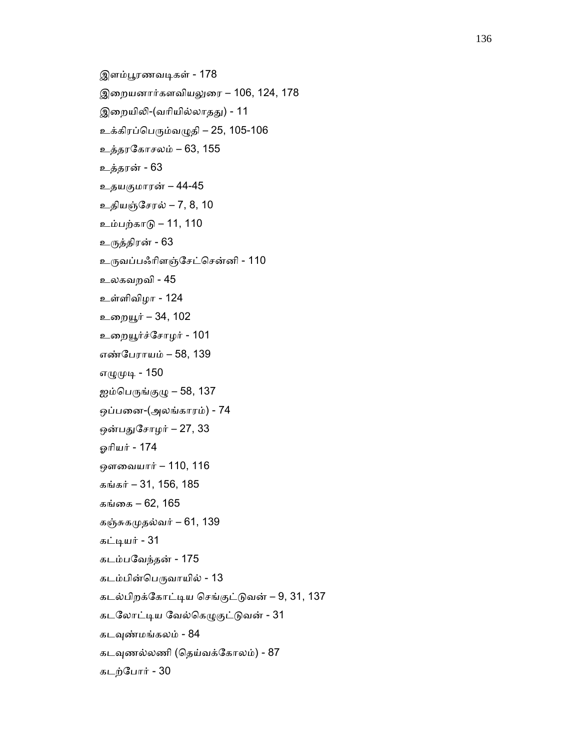இளம்பூரணவடிகள் - 178

இறையனார்களவியலுரை – 106, 124, 178

இறையிலி-(வரியில்லாதது) - 11

உக்கிரப்பெரும்வழுதி – 25, 105-106

உத்தரகோசலம் – 63, 155

உத்தரன் - 63

உதயகுமாரன் – 44-45

உதியஞ்சேரல் – 7, 8, 10

உம்பற்காடு – 11, 110

உருத்திரன் - 63

உருவப்பஃரிளஞ்சேட்சென்னி - 110

உலகவறவி - 45

உள்ளிவிழா - 124

உறையூர் – 34, 102

உறையூர்ச்சோழர் - 101

எண்பேராயம் – 58, 139

எழுமுடி - 150

ஐம்பெருங்குழு – 58, 137

ஒப்பனை-(அலங்காரம்) - 74

ஒன்பதுசோழர் – 27, 33

ஓரியர் - 174

ஔவையார் – 110, 116

கங்கர் – 31, 156, 185

கங்கை – 62, 165

கஞ்சுகமுதல்வர் – 61, 139

கட்டியர் - 31

கடம்பவேந்தன் - 175

கடம்பின்பெருவாயில் - 13

கடல்பிறக்கோட்டிய செங்குட்டுவன் – 9, 31, 137

கடலோட்டிய வேல்கெழுகுட்டுவன் - 31

கடவுண்மங்கலம் - 84

கடவுணல்லணி (தெய்வக்கோலம்) - 87

கடற்போர் - 30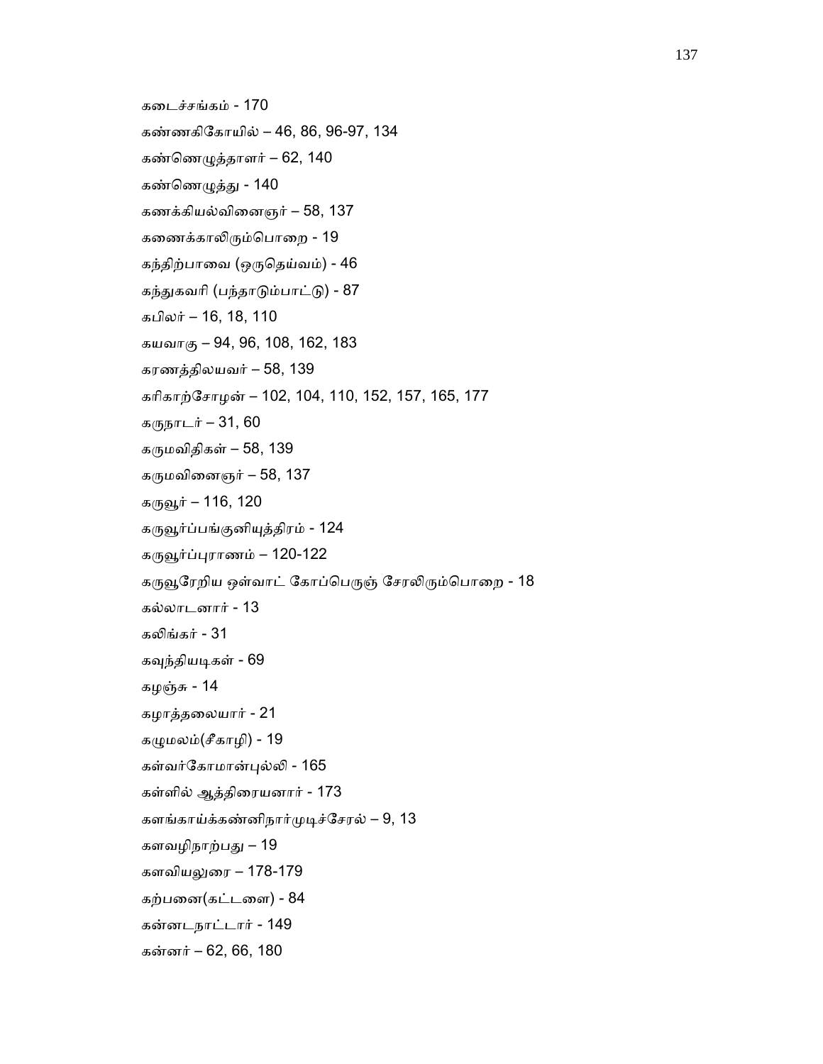கடைச்சங்கம் - 170

கண்ணகிகோயில் – 46, 86, 96-97, 134

கண்ணெழுத்தாளர் – 62, 140

கண்ணெழுத்து - 140

கணக்கியல்வினைஞர் – 58, 137

கணைக்காலிரும்பொறை - 19

கந்திற்பாவை (ஒருதெய்வம்) - 46

கந்துகவரி (பந்தாடும்பாட்டு) - 87

கபிலர் – 16, 18, 110

கயவாகு – 94, 96, 108, 162, 183

கரணத்திலயவர் – 58, 139

கரிகாற்சோழன் – 102, 104, 110, 152, 157, 165, 177

கருநாடர் – 31, 60

கருமவிதிகள் – 58, 139

கருமவினைஞர் – 58, 137

கருவூர் – 116, 120

கருவூர்ப்பங்குனியுத்திரம் - 124

கருவூர்ப்புராணம் – 120-122

கருவூரேறிய ஒள்வாட் கோப்பெருஞ் சேரலிரும்பொறை - 18

கல்லாடனார் - 13

கலிங்கர் - 31

கவுந்தியடிகள் - 69

கழஞ்சு - 14

கழாத்தலையார் - 21

கழுமலம்(சீகாழி) - 19

கள்வர்கோமான்புல்லி - 165

கள்ளில் ஆத்திரையனார் - 173

களங்காய்க்கண்னிநார்முடிச்சேரல் – 9, 13

களவழிநாற்பது – 19

களவியலுரை – 178-179

கற்பனை(கட்டளை) - 84

கன்னடநாட்டார் - 149

கன்னர் – 62, 66, 180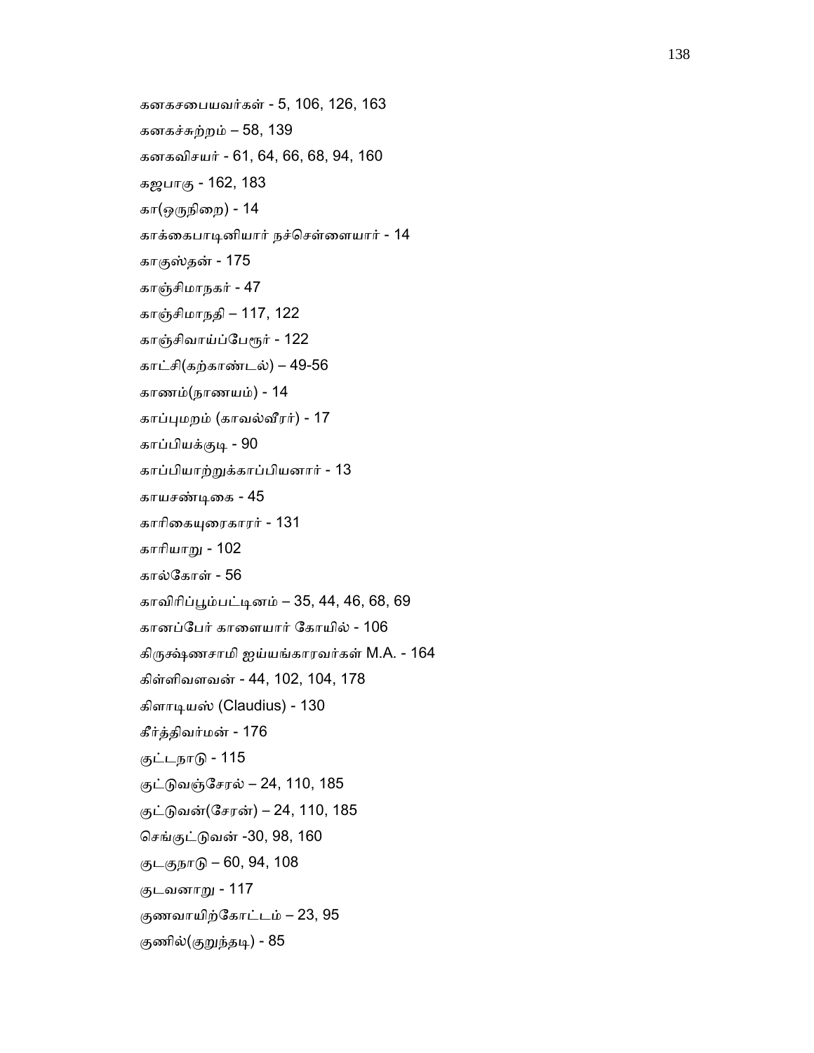கனகசபையவர்கள் - 5, 106, 126, 163

கனகச்சுற்றம் – 58, 139

கனகவிசயர் - 61, 64, 66, 68, 94, 160

கஜபாகு - 162, 183

கா(ஒருநிறை) - 14

காக்கைபாடினியார் நச்செள்ளையார் - 14

காகுஸ்தன் - 175

காஞ்சிமாநகர் - 47

காஞ்சிமாநதி – 117, 122

காஞ்சிவாய்ப்பேரூர் - 122

காட்சி(கற்காண்டல்) – 49-56

காணம்(நாணயம்) - 14

காப்புமறம் (காவல்வீரர்) - 17

காப்பியக்குடி - 90

காப்பியாற்றுக்காப்பியனார் - 13

காயசண்டிகை - 45

காரிகையுரைகாரர் - 131

காரியாறு - 102

கால்கோள் - 56

காவிரிப்பூம்பட்டினம் – 35, 44, 46, 68, 69

கானப்பேர் காளையார் கோயில் - 106

கிருசஷ்ணசாமி ஐய்யங்காரவர்கள் M.A. - 164

கிள்ளிவளவன் - 44, 102, 104, 178

கிளாடியஸ் (Claudius) - 130

கீர்த்திவர்மன் - 176

குட்டநாடு - 115

குட்டுவஞ்சேரல் – 24, 110, 185

குட்டுவன்(சேரன்) – 24, 110, 185

செங்குட்டுவன் -30, 98, 160

குடகுநாடு – 60, 94, 108

குடவனாறு - 117

குணவாயிற்கோட்டம் – 23, 95

குணில்(குறுந்தடி) - 85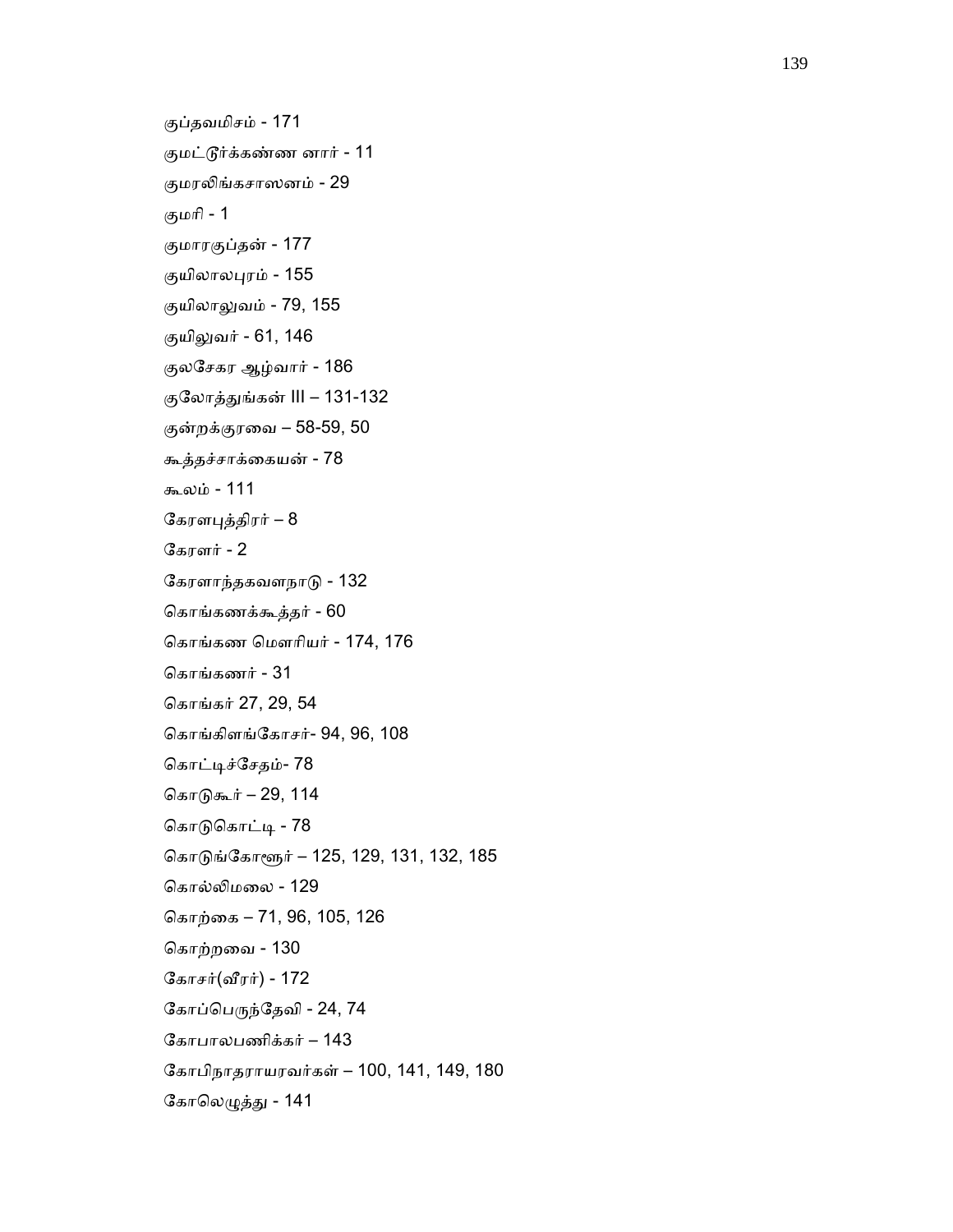குப்தவமிசம் - 171

குமட்டூர்க்கண்ண னார் - 11

குமரலிங்கசாஸனம் - 29

குமரி - 1

குமாரகுப்தன் - 177

குயிலாலபுரம் - 155

குயிலாலுவம் - 79, 155

குயிலுவர் - 61, 146

குலசேகர ஆழ்வார் - 186

குலோத்துங்கன் III – 131-132

குன்றக்குரவை – 58-59, 50

கூத்தச்சாக்கையன் - 78

கூலம் - 111

கேரளபுத்திரர் – 8

கேரளர் - 2

கேரளாந்தகவளநாடு - 132

கொங்கணக்கூத்தர் - 60

கொங்கண மௌரியர் - 174, 176

கொங்கணர் - 31

கொங்கர் 27, 29, 54

கொங்கிளங்கோசர்- 94, 96, 108

கொட்டிச்சேதம்- 78

கொடுகூர் – 29, 114

கொடுகொட்டி - 78

கொடுங்கோளூர் – 125, 129, 131, 132, 185

கொல்லிமலை - 129

கொற்கை – 71, 96, 105, 126

கொற்றவை - 130

கோசர்(வீரர்) - 172

கோப்பெருந்தேவி - 24, 74

கோபாலபணிக்கர் – 143

கோபிநாதராயரவர்கள் – 100, 141, 149, 180

கோலெழுத்து - 141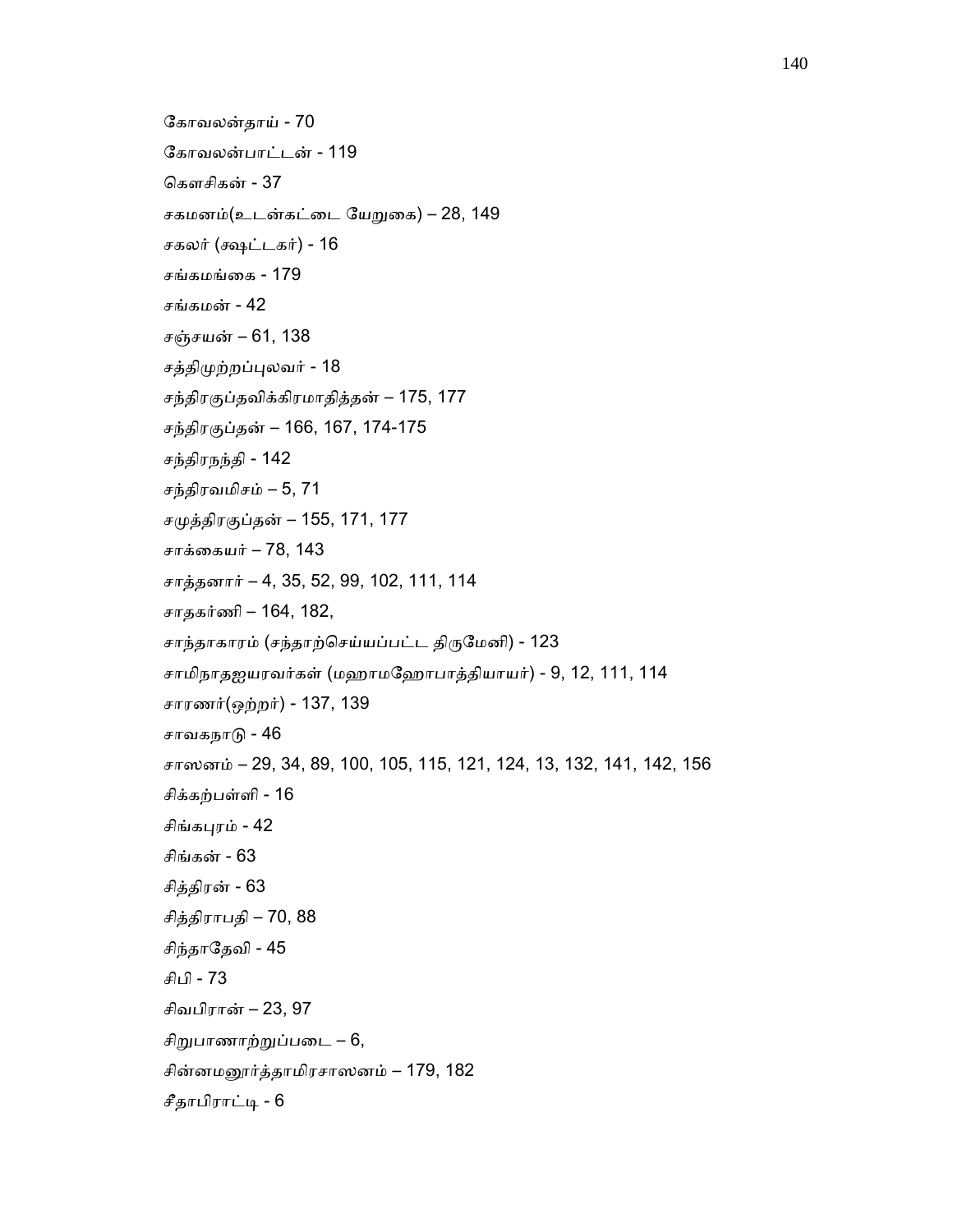கோவலன்தாய் - 70

கோவலன்பாட்டன் - 119

கௌசிகன் - 37

சகமனம்(உடன்கட்டை யேறுகை) – 28, 149

சகலர் (க்ஷட்டகர்) - 16

சங்கமங்கை - 179

சங்கமன் - 42

சஞ்சயன் – 61, 138

சத்திமுற்றப்புலவர் - 18

சந்திரகுப்தவிக்கிரமாதித்தன் – 175, 177

சந்திரகுப்தன் – 166, 167, 174-175

சந்திரநந்தி - 142

சந்திரவமிசம் – 5, 71

சமுத்திரகுப்தன் – 155, 171, 177

சாக்கையர் – 78, 143

சாத்தனார் – 4, 35, 52, 99, 102, 111, 114

சாதகர்ணி – 164, 182,

சாந்தாகாரம் (சந்தாற்செய்யப்பட்ட திருமேனி) - 123

சாமிநாதஐயரவர்கள் (மஹாமஹோபாத்தியாயர்) - 9, 12, 111, 114

சாரணர்(ஒற்றர்) - 137, 139

சாவகநாடு - 46

சாஸனம் – 29, 34, 89, 100, 105, 115, 121, 124, 13, 132, 141, 142, 156

சிக்கற்பள்ளி - 16

சிங்கபுரம் - 42

சிங்கன் - 63

சித்திரன் - 63

சித்திராபதி – 70, 88

சிந்தாதேவி - 45

சிபி - 73

சிவபிரான் – 23, 97

சிறுபாணாற்றுப்படை – 6,

சின்னமனூர்த்தாமிரசாஸனம் – 179, 182

சீதாபிராட்டி - 6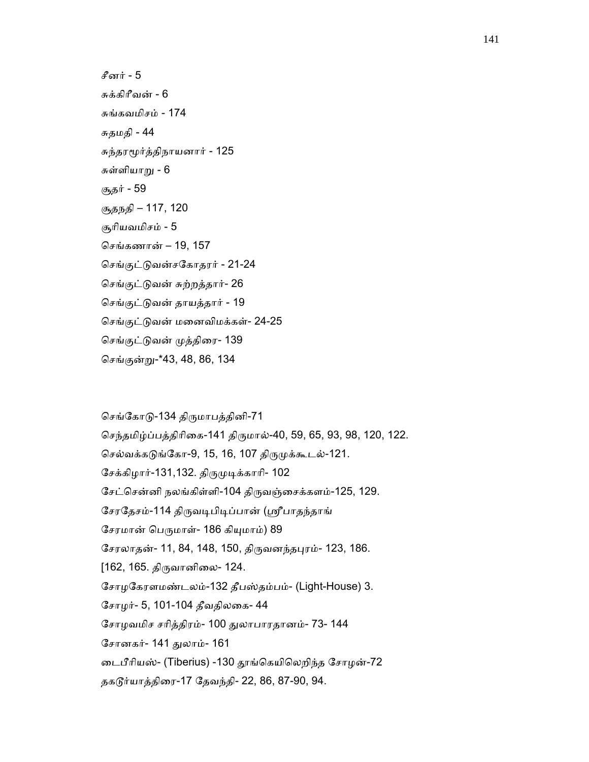சீனர் - 5

சுக்கிரீவன் - 6

சுங்கவமிசம் - 174

சுதமதி - 44

சுந்தரமூர்த்திநாயனார் - 125

சுள்ளியாறு - 6

சூதர் - 59

சூதநதி – 117, 120

சூரியவமிசம் - 5

செங்கணான் – 19, 157

செங்குட்டுவன்சகோதரர் - 21-24

செங்குட்டுவன் சுற்றத்தார்- 26

செங்குட்டுவன் தாயத்தார் - 19

செங்குட்டுவன் மனைவிமக்கள்- 24-25

செங்குட்டுவன் முத்திரை- 139

செங்குன்று-*43, 48, 86, 134

செங்கோடு-134 திருமாபத்தினி-71

செந்தமிழ்ப்பத்திரிகை-141 திருமால்-40, 59, 65, 93, 98, 120, 122.

செல்வக்கடுங்கோ-9, 15, 16, 107 திருமுக்கூடல்-121.

சேக்கிழார்-131,132. திருமுடிக்காரி- 102

சேட்சென்னி நலங்கிள்ளி-104 திருவஞ்சைக்களம்-125, 129.

சேரதேசம்-114 திருவடிபிடிப்பான் (ஸ்ரீபாதந்தாங்

சேரமான் பெருமாள்- 186 கியுமாம்) 89

சேரலாதன்- 11, 84, 148, 150, திருவனந்தபுரம்- 123, 186.

[162, 165. திருவானிலை- 124.

சோழகேரளமண்டலம்-132 தீபஸ்தம்பம்- (Light-House) 3.

சோழர்- 5, 101-104 தீவதிலகை- 44

சோழவமிச சரித்திரம்- 100 துலாபாரதானம்- 73- 144

சோனகர்- 141 துலாம்- 161

டைபீரியஸ்- (Tiberius) -130 தூங்கெயிலெறிந்த சோழன்-72

தகடூர்யாத்திரை-17 தேவந்தி- 22, 86, 87-90, 94.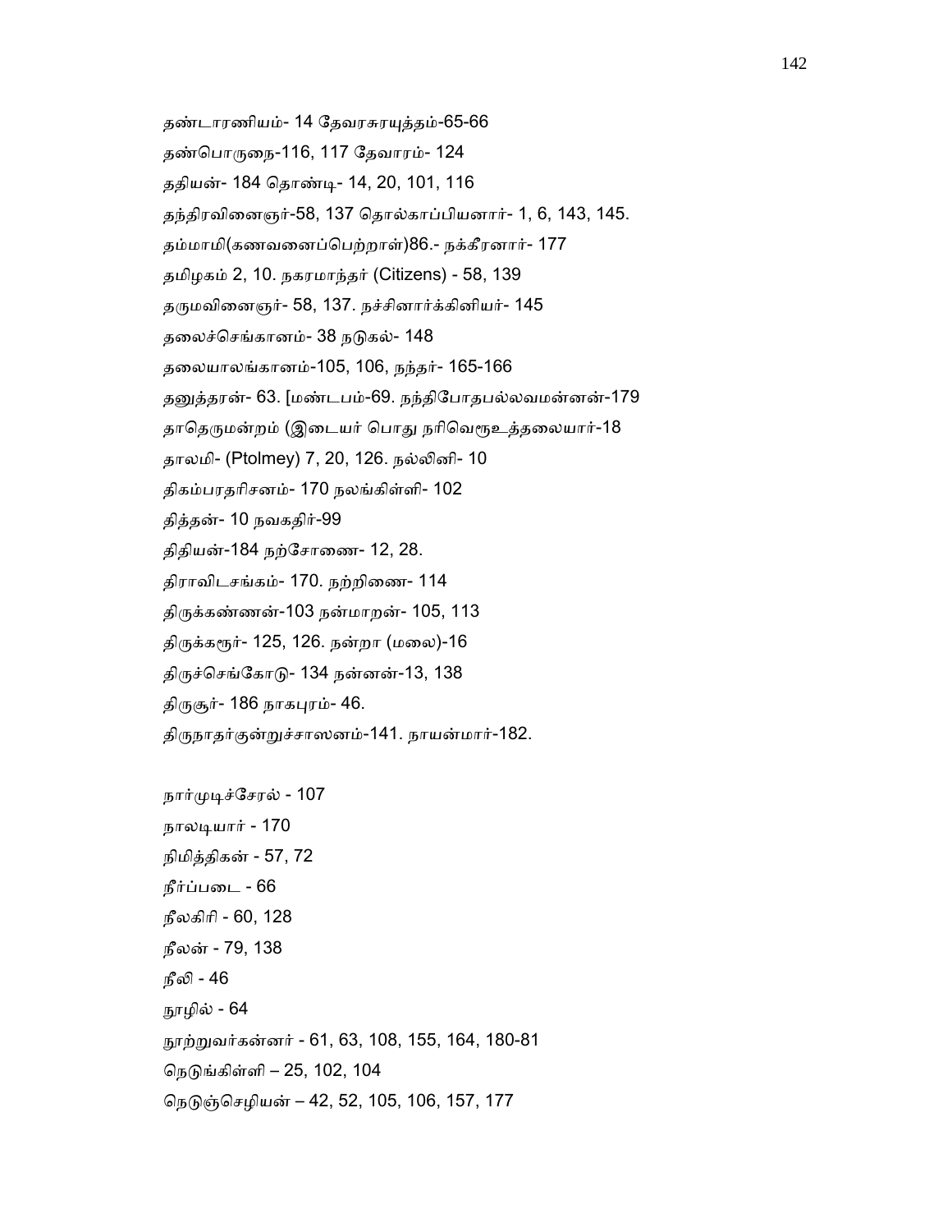தண்டாரணியம்- 14 தேவரசுரயுத்தம்-65-66

தண்பொருநை-116, 117 தேவாரம்- 124

ததியன்- 184 தொண்டி- 14, 20, 101, 116

தந்திரவினைஞர்-58, 137 தொல்காப்பியனார்- 1, 6, 143, 145.

தம்மாமி(கணவனைப்பெற்றாள்)86.- நக்கீரனார்- 177

தமிழகம் 2, 10. நகரமாந்தர் (Citizens) - 58, 139

தருமவினைஞர்- 58, 137. நச்சினார்க்கினியர்- 145

தலைச்செங்கானம்- 38 நடுகல்- 148

தலையாலங்கானம்-105, 106, நந்தர்- 165-166

தனுத்தரன்- 63. [மண்டபம்-69. நந்திபோதபல்லவமன்னன்-179

தாதெருமன்றம் (இடையர் பொது நரிவெரூஉத்தலையார்-18

தாலமி- (Ptolmey) 7, 20, 126. நல்லினி- 10

திகம்பரதரிசனம்- 170 நலங்கிள்ளி- 102

தித்தன்- 10 நவகதிர்-99

திதியன்-184 நற்சோணை- 12, 28.

திராவிடசங்கம்- 170. நற்றிணை- 114

திருக்கண்ணன்-103 நன்மாறன்- 105, 113

திருக்கரூர்- 125, 126. நன்றா (மலை)-16

திருச்செங்கோடு- 134 நன்னன்-13, 138

திருசூர்- 186 நாகபுரம்- 46.

திருநாதர்குன்றுச்சாஸனம்-141. நாயன்மார்-182.

நார்முடிச்சேரல் - 107

நாலடியார் - 170

நிமித்திகன் - 57, 72

நீர்ப்படை - 66

நீலகிரி - 60, 128

நீலன் - 79, 138

நீலி - 46

நூழில் - 64

நூற்றுவர்கன்னர் - 61, 63, 108, 155, 164, 180-81

நெடுங்கிள்ளி – 25, 102, 104

நெடுஞ்செழியன் – 42, 52, 105, 106, 157, 177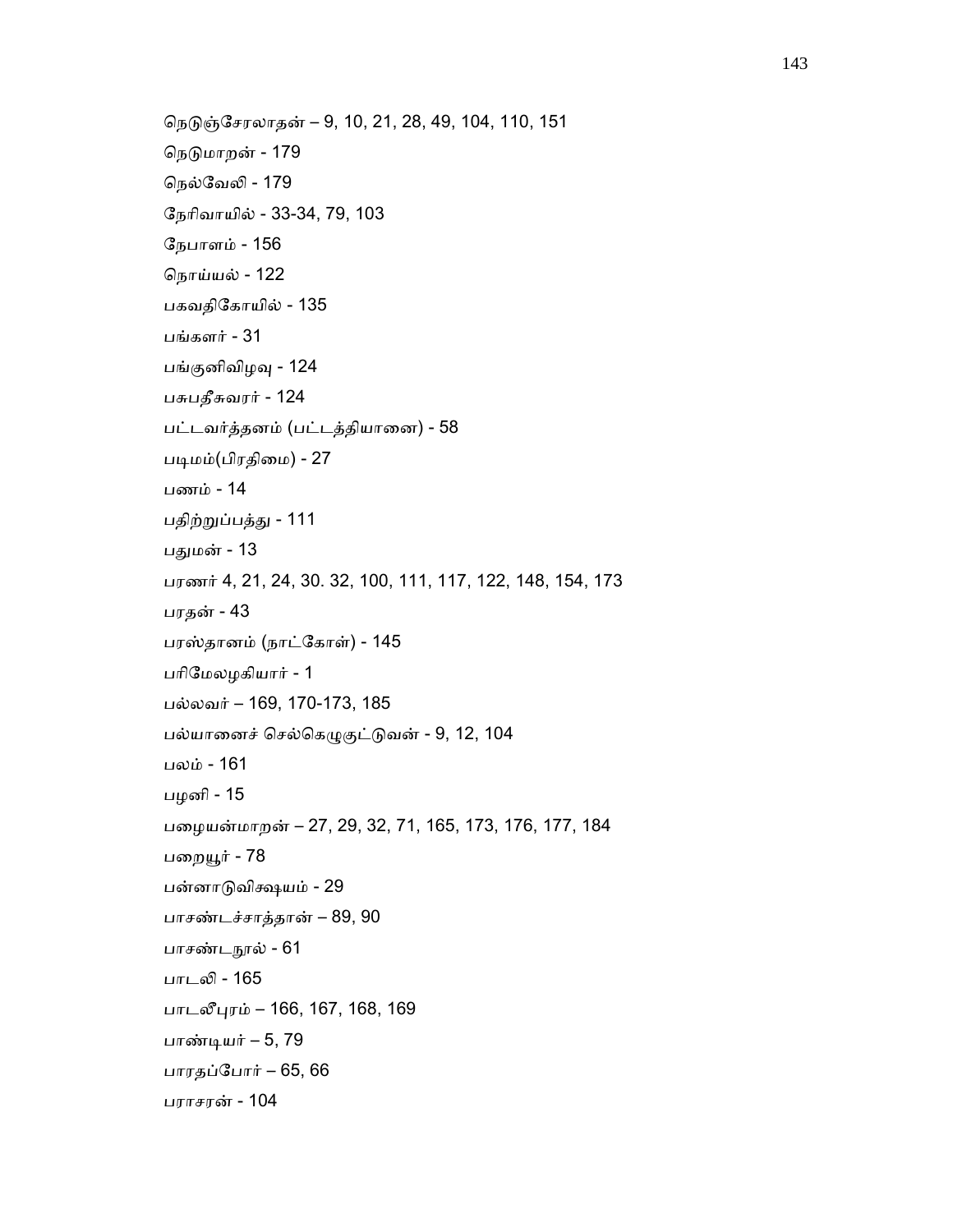நெடுஞ்சேரலாதன் – 9, 10, 21, 28, 49, 104, 110, 151

நெடுமாறன் - 179

நெல்வேலி - 179

நேரிவாயில் - 33-34, 79, 103

நேபாளம் - 156

நொய்யல் - 122

பகவதிகோயில் - 135

பங்களர் - 31

பங்குனிவிழவு - 124

பசுபதீசுவரர் - 124

பட்டவர்த்தனம் (பட்டத்தியானை) - 58

படிமம்(பிரதிமை) - 27

பணம் - 14

பதிற்றுப்பத்து - 111

பதுமன் - 13

பரணர் 4, 21, 24, 30. 32, 100, 111, 117, 122, 148, 154, 173

பரதன் - 43

பரஸ்தானம் (நாட்கோள்) - 145

பரிமேலழகியார் - 1

பல்லவர் – 169, 170-173, 185

பல்யானைச் செல்கெழுகுட்டுவன் - 9, 12, 104

பலம் - 161

பழனி - 15

பழையன்மாறன் – 27, 29, 32, 71, 165, 173, 176, 177, 184

பறையூர் - 78

பன்னாடுவிக்ஷயம் - 29

பாசண்டச்சாத்தான் – 89, 90

பாசண்டநூல் - 61

பாடலி - 165

பாடலீபுரம் – 166, 167, 168, 169

பாண்டியர் – 5, 79

பாரதப்போர் – 65, 66

பராசரன் - 104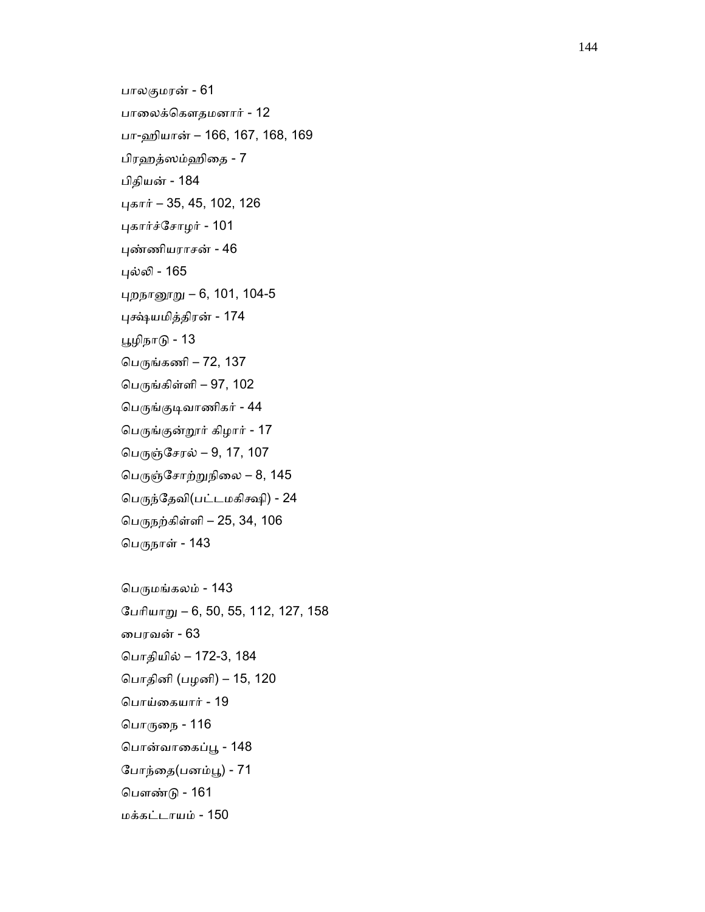பாலகுமரன் - 61

பாலைக்கௌதமனார் - 12

பா-ஹியான் – 166, 167, 168, 169

பிரஹத்ஸம்ஹிதை - 7

பிதியன் - 184

புகார் – 35, 45, 102, 126

புகார்ச்சோழர் - 101

புண்ணியராசன் - 46

புல்லி - 165

புறநானூறு – 6, 101, 104-5

புஷ்யமித்திரன் - 174

பூழிநாடு - 13

பெருங்கணி – 72, 137

பெருங்கிள்ளி – 97, 102

பெருங்குடிவாணிகர் - 44

பெருங்குன்றூர் கிழார் - 17

பெருஞ்சேரல் – 9, 17, 107

பெருஞ்சோற்றுநிலை – 8, 145

பெருந்தேவி(பட்டமகிஷி) - 24

பெருநற்கிள்ளி – 25, 34, 106

பெருநாள் - 143

பெருமங்கலம் - 143

பேரியாறு – 6, 50, 55, 112, 127, 158

பைரவன் - 63

பொதியில் – 172-3, 184

பொதினி (பழனி) – 15, 120

பொய்கையார் - 19

பொருநை - 116

பொன்வாகைப்பூ - 148

போந்தை(பனம்பூ) - 71

பௌண்டு - 161

மக்கட்டாயம் - 150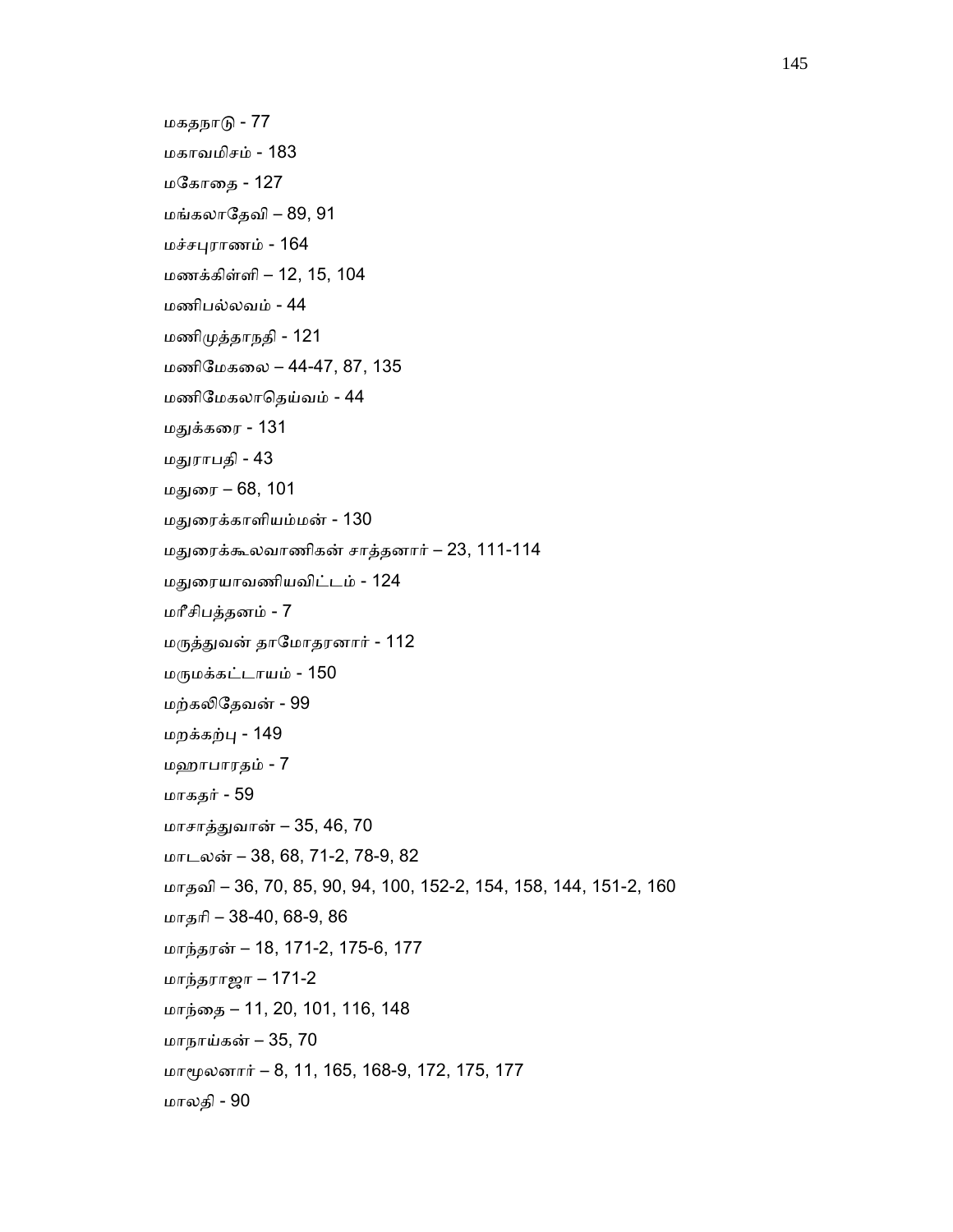மகதநாடு - 77

மகாவமிசம் - 183

மகோதை - 127

மங்கலாதேவி – 89, 91

மச்சபுராணம் - 164

மணக்கிள்ளி – 12, 15, 104

மணிபல்லவம் - 44

மணிமுத்தாநதி - 121

மணிமேகலை – 44-47, 87, 135

மணிமேகலாதெய்வம் - 44

மதுக்கரை - 131

மதுராபதி - 43

மதுரை – 68, 101

மதுரைக்காளியம்மன் - 130

மதுரைக்கூலவாணிகன் சாத்தனார் – 23, 111-114

மதுரையாவணியவிட்டம் - 124

மரீசிபத்தனம் - 7

மருத்துவன் தாமோதரனார் - 112

மருமக்கட்டாயம் - 150

மற்கலிதேவன் - 99

மறக்கற்பு - 149

மஹாபாரதம் - 7

மாகதர் - 59

மாசாத்துவான் – 35, 46, 70

மாடலன் – 38, 68, 71-2, 78-9, 82

மாதவி – 36, 70, 85, 90, 94, 100, 152-2, 154, 158, 144, 151-2, 160

மாதரி – 38-40, 68-9, 86

மாந்தரன் – 18, 171-2, 175-6, 177

மாந்தராஜா – 171-2

மாந்தை – 11, 20, 101, 116, 148

மாநாய்கன் – 35, 70

மாமூலனார் – 8, 11, 165, 168-9, 172, 175, 177

மாலதி - 90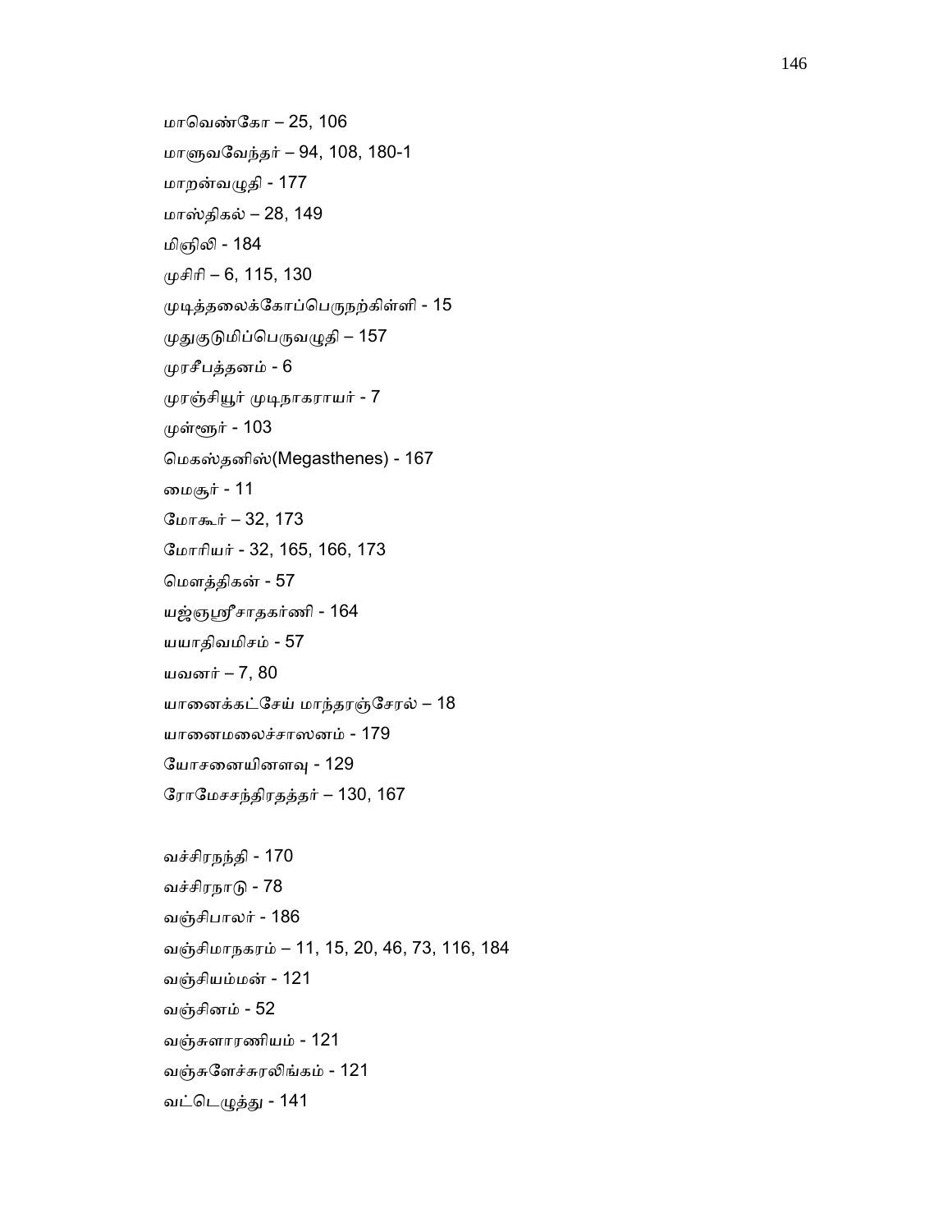மாவெண்கோ – 25, 106

மாளுவவேந்தர் – 94, 108, 180-1

மாறன்வழுதி - 177

மாஸ்திகல் – 28, 149

மிஞிலி - 184

முசிரி – 6, 115, 130

முடித்தலைக்கோப்பெருநற்கிள்ளி - 15

முதுகுடுமிப்பெருவழுதி – 157

முரசீபத்தனம் - 6

முரஞ்சியூர் முடிநாகராயர் - 7

முள்ளூர் - 103

மெகஸ்தனிஸ்(Megasthenes) - 167

மைசூர் - 11

மோகூர் – 32, 173

மோரியர் - 32, 165, 166, 173

மௌத்திகன் - 57

யஜ்ஞஸ்ரீசாதகர்ணி - 164

யயாதிவமிசம் - 57

யவனர் – 7, 80

யானைக்கட்சேய் மாந்தரஞ்சேரல் – 18

யானைமலைச்சாஸனம் - 179

யோசனையினளவு - 129

ரோமேசசந்திரதத்தர் – 130, 167

வச்சிரநந்தி - 170

வச்சிரநாடு - 78

வஞ்சிபாலர் - 186

வஞ்சிமாநகரம் – 11, 15, 20, 46, 73, 116, 184

வஞ்சியம்மன் - 121

வஞ்சினம் - 52

வஞ்சுளாரணியம் - 121

வஞ்சுளேச்சுரலிங்கம் - 121

வட்டெழுத்து - 141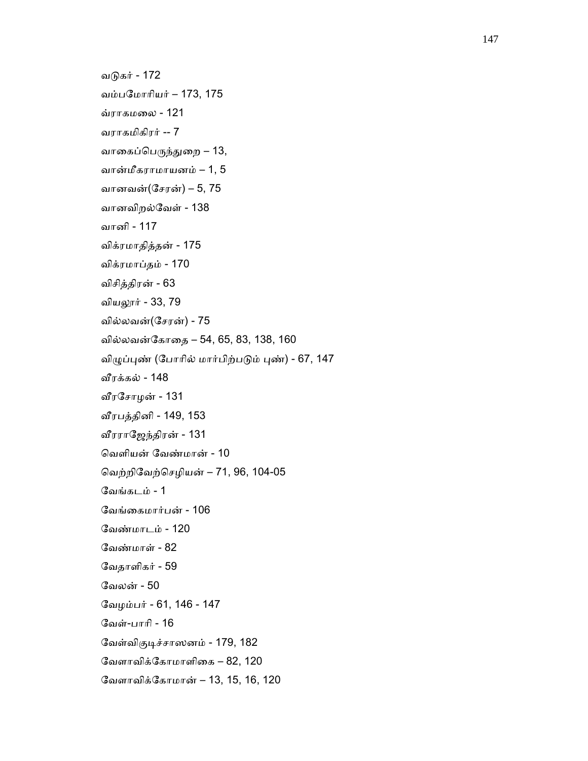வடுகர் - 172

வம்பமோரியர் – 173, 175

வ்ராகமலை - 121

வராகமிகிரர் -- 7

வாகைப்பெருந்துறை – 13,

வான்மீகராமாயனம் – 1, 5

வானவன்(சேரன்) – 5, 75

வானவிறல்வேள் - 138

வானி - 117

விக்ரமாதித்தன் - 175

விக்ரமாப்தம் - 170

விசித்திரன் - 63

வியலூர் - 33, 79

வில்லவன்(சேரன்) - 75

வில்லவன்கோதை – 54, 65, 83, 138, 160

விழுப்புண் (போரில் மார்பிற்படும் புண்) - 67, 147

வீரக்கல் - 148

வீரசோழன் - 131

வீரபத்தினி - 149, 153

வீரராஜேந்திரன் - 131

வெளியன் வேண்மான் - 10

வெற்றிவேற்செழியன் – 71, 96, 104-05

வேங்கடம் - 1

வேங்கைமார்பன் - 106

வேண்மாடம் - 120

வேண்மாள் - 82

வேதாளிகர் - 59

வேலன் - 50

வேழம்பர் - 61, 146 - 147

வேள்-பாரி - 16

வேள்விகுடிச்சாஸனம் - 179, 182

வேளாவிக்கோமாளிகை – 82, 120

வேளாவிக்கோமான் – 13, 15, 16, 120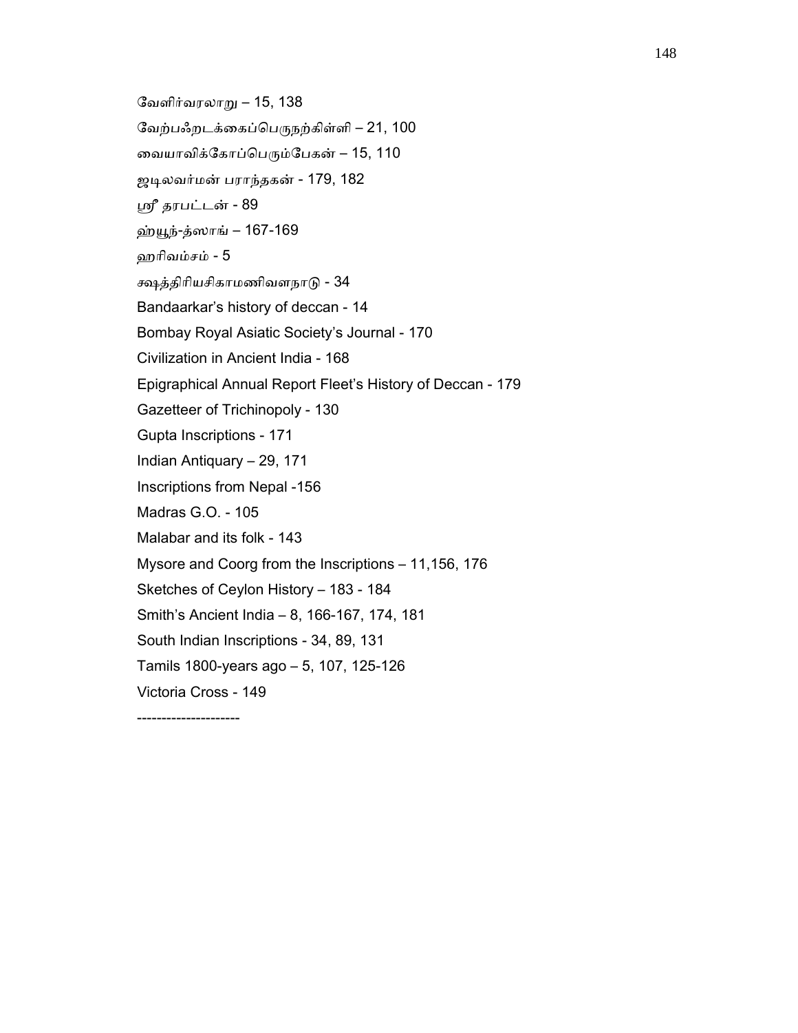வேளிர்வரலாறு – 15, 138

வேற்பஃறடக்கைப்பெருநற்கிள்ளி – 21, 100

வையாவிக்கோப்பெரும்பேகன் – 15, 110

ஜடிலவர்மன் பராந்தகன் - 179, 182

ஸ்ரீ தரபட்டன் - 89

ஹ்யூந்-த்ஸாங் – 167-169

ஹரிவம்சம் - 5

க்ஷத்திரியசிகாமணிவளநாடு - 34

Bandaarkar's history of deccan - 14

Bombay Royal Asiatic Society's Journal - 170

Civilization in Ancient India - 168

Epigraphical Annual Report Fleet's History of Deccan - 179

Gazetteer of Trichinopoly - 130

Gupta Inscriptions - 171

Indian Antiquary – 29, 171

Inscriptions from Nepal -156

Madras G.O. - 105

Malabar and its folk - 143

Mysore and Coorg from the Inscriptions – 11,156, 176

Sketches of Ceylon History – 183 - 184

Smith's Ancient India – 8, 166-167, 174, 181

South Indian Inscriptions - 34, 89, 131

Tamils 1800-years ago – 5, 107, 125-126

Victoria Cross - 149

--------------------